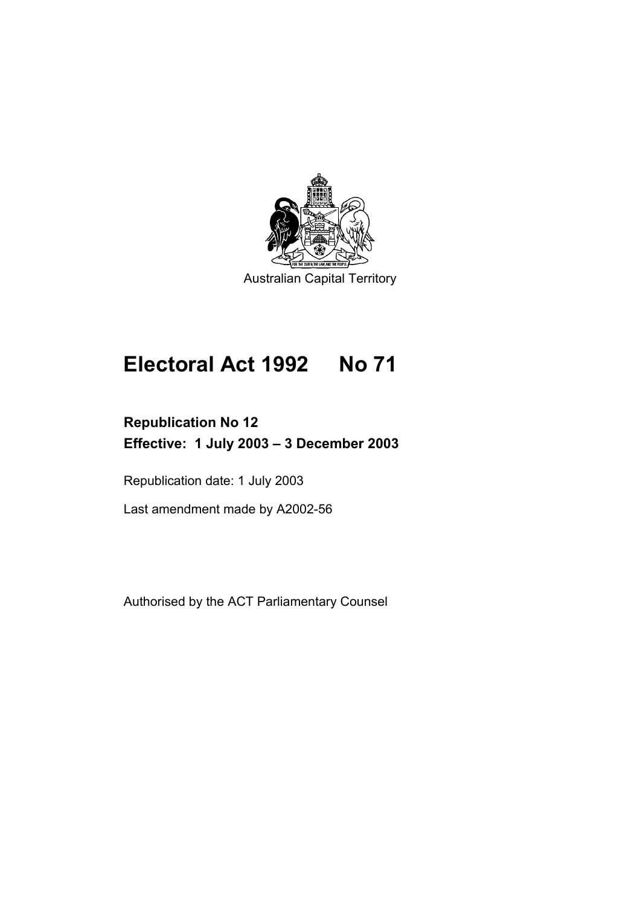Australian Capital Territory

# Electoral Act 1992 No 71

**Republication No 12**

**Effective: 1 July 2003 – 3 December 2003**

Republication date: 1 July 2003

Last amendment made by A2002-56

Authorised by the ACT Parliamentary Counsel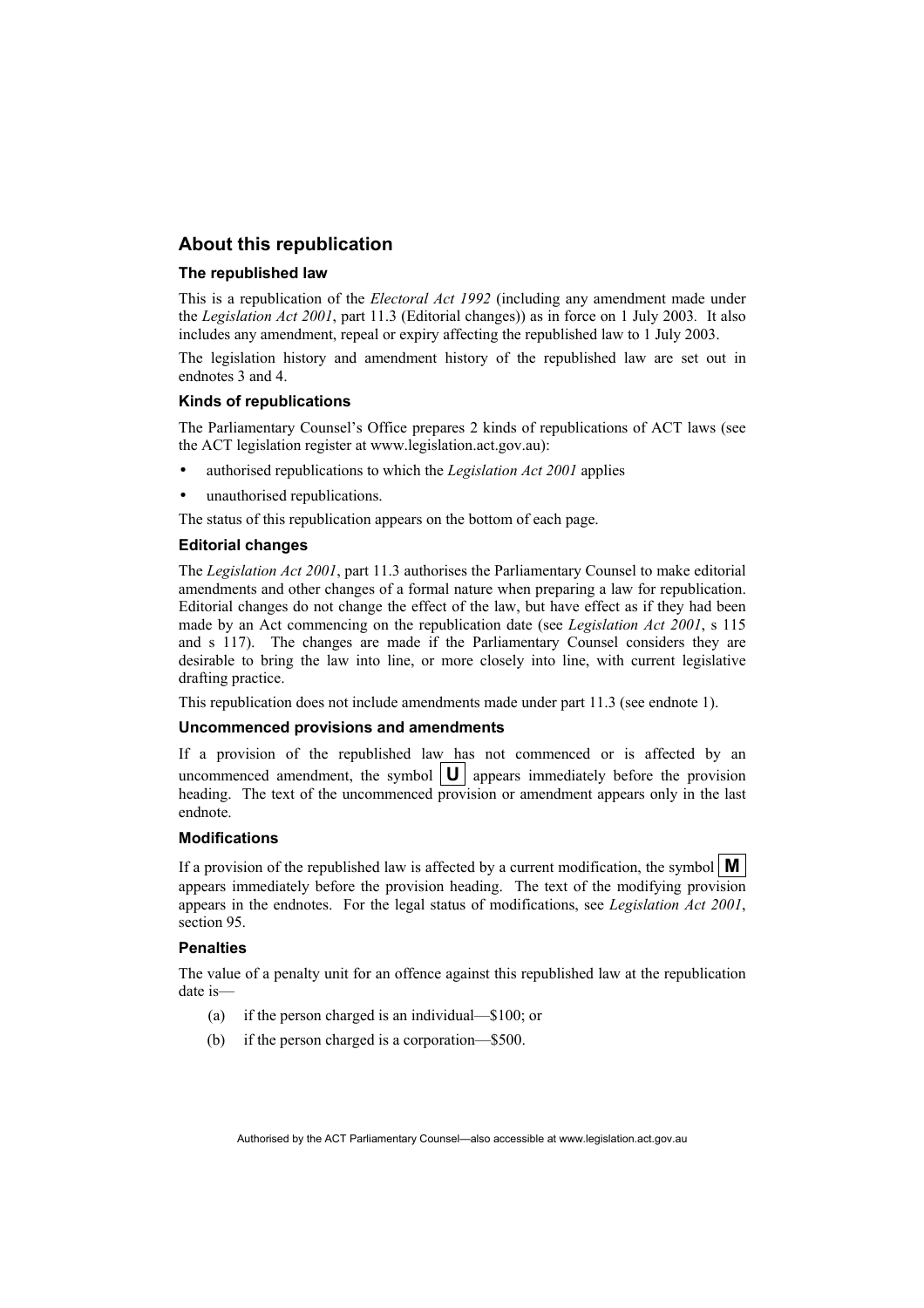## About this republication

### The republished law

This is a republication of the *Electoral Act 1992* (including any amendment made under the *Legislation Act 2001*, part 11.3 (Editorial changes)) as in force on 1 July 2003. It also includes any amendment, repeal or expiry affecting the republished law to 1 July 2003.

The legislation history and amendment history of the republished law are set out in endnotes 3 and 4.

### Kinds of republications

The Parliamentary Counsel's Office prepares 2 kinds of republications of ACT laws (see the ACT legislation register at www.legislation.act.gov.au):

- authorised republications to which the *Legislation Act 2001* applies
- unauthorised republications.

The status of this republication appears on the bottom of each page.

### Editorial changes

The *Legislation Act 2001*, part 11.3 authorises the Parliamentary Counsel to make editorial amendments and other changes of a formal nature when preparing a law for republication. Editorial changes do not change the effect of the law, but have effect as if they had been made by an Act commencing on the republication date (see *Legislation Act 2001*, s 115 and s 117). The changes are made if the Parliamentary Counsel considers they are desirable to bring the law into line, or more closely into line, with current legislative drafting practice.

This republication does not include amendments made under part 11.3 (see endnote 1).

### Uncommenced provisions and amendments

If a provision of the republished law has not commenced or is affected by an uncommenced amendment, the symbol **U** appears immediately before the provision heading. The text of the uncommenced provision or amendment appears only in the last endnote.

### Modifications

If a provision of the republished law is affected by a current modification, the symbol **M** appears immediately before the provision heading. The text of the modifying provision appears in the endnotes. For the legal status of modifications, see *Legislation Act 2001*, section 95.

### Penalties

The value of a penalty unit for an offence against this republished law at the republication date is—

(a) if the person charged is an individual—$100; or

(b) if the person charged is a corporation—$500.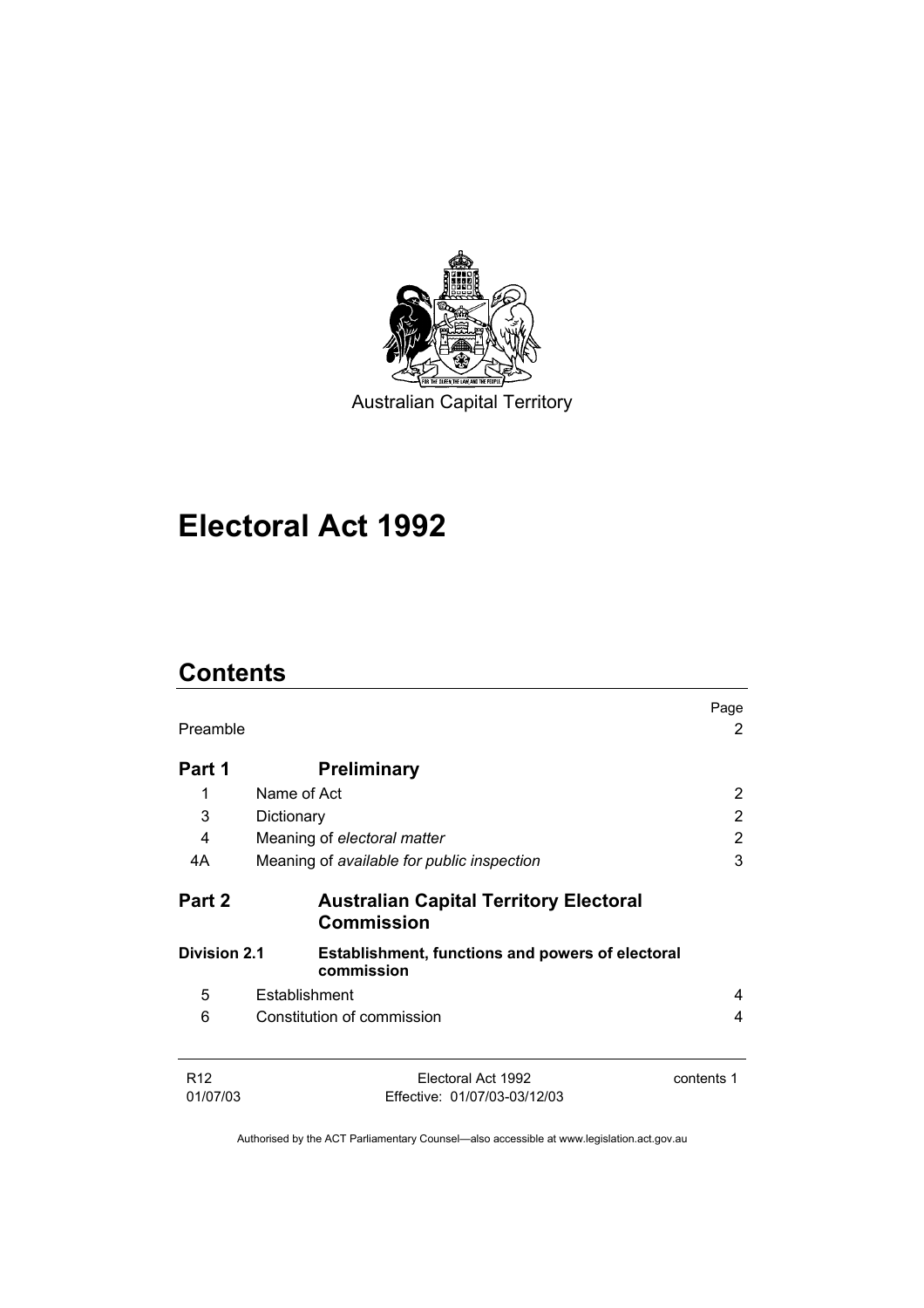Australian Capital Territory

# Electoral Act 1992

## Contents

| | | Page |
|---|---|---|
| Preamble | | 2 |
| **Part 1** | **Preliminary** | |
| 1 | Name of Act | 2 |
| 3 | Dictionary | 2 |
| 4 | Meaning of *electoral matter* | 2 |
| 4A | Meaning of *available for public inspection* | 3 |
| **Part 2** | **Australian Capital Territory Electoral Commission** | |
| **Division 2.1** | **Establishment, functions and powers of electoral commission** | |
| 5 | Establishment | 4 |
| 6 | Constitution of commission | 4 |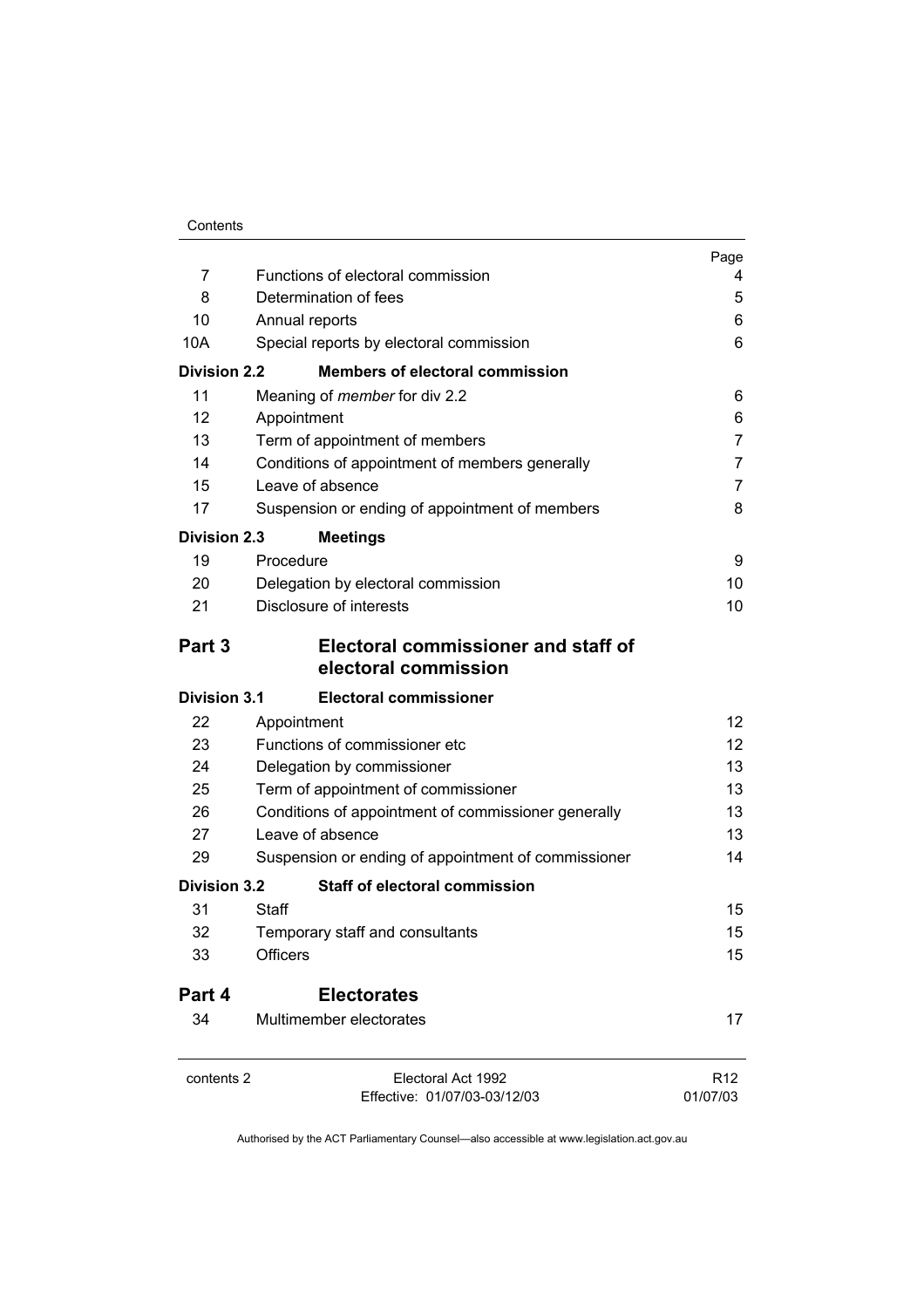| | | Page |
|---|---|---|
| 7 | Functions of electoral commission | 4 |
| 8 | Determination of fees | 5 |
| 10 | Annual reports | 6 |
| 10A | Special reports by electoral commission | 6 |
| **Division 2.2** | **Members of electoral commission** | |
| 11 | Meaning of *member* for div 2.2 | 6 |
| 12 | Appointment | 6 |
| 13 | Term of appointment of members | 7 |
| 14 | Conditions of appointment of members generally | 7 |
| 15 | Leave of absence | 7 |
| 17 | Suspension or ending of appointment of members | 8 |
| **Division 2.3** | **Meetings** | |
| 19 | Procedure | 9 |
| 20 | Delegation by electoral commission | 10 |
| 21 | Disclosure of interests | 10 |
| **Part 3** | **Electoral commissioner and staff of electoral commission** | |
| **Division 3.1** | **Electoral commissioner** | |
| 22 | Appointment | 12 |
| 23 | Functions of commissioner etc | 12 |
| 24 | Delegation by commissioner | 13 |
| 25 | Term of appointment of commissioner | 13 |
| 26 | Conditions of appointment of commissioner generally | 13 |
| 27 | Leave of absence | 13 |
| 29 | Suspension or ending of appointment of commissioner | 14 |
| **Division 3.2** | **Staff of electoral commission** | |
| 31 | Staff | 15 |
| 32 | Temporary staff and consultants | 15 |
| 33 | Officers | 15 |
| **Part 4** | **Electorates** | |
| 34 | Multimember electorates | 17 |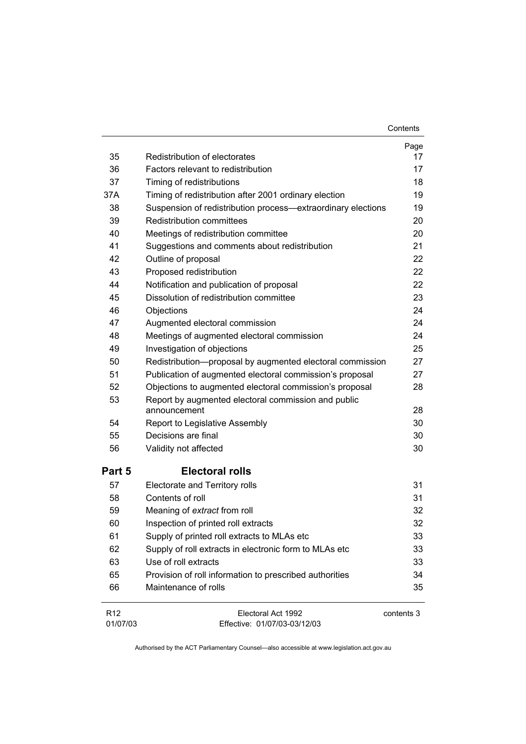| | | Page |
|---|---|---|
| 35 | Redistribution of electorates | 17 |
| 36 | Factors relevant to redistribution | 17 |
| 37 | Timing of redistributions | 18 |
| 37A | Timing of redistribution after 2001 ordinary election | 19 |
| 38 | Suspension of redistribution process—extraordinary elections | 19 |
| 39 | Redistribution committees | 20 |
| 40 | Meetings of redistribution committee | 20 |
| 41 | Suggestions and comments about redistribution | 21 |
| 42 | Outline of proposal | 22 |
| 43 | Proposed redistribution | 22 |
| 44 | Notification and publication of proposal | 22 |
| 45 | Dissolution of redistribution committee | 23 |
| 46 | Objections | 24 |
| 47 | Augmented electoral commission | 24 |
| 48 | Meetings of augmented electoral commission | 24 |
| 49 | Investigation of objections | 25 |
| 50 | Redistribution—proposal by augmented electoral commission | 27 |
| 51 | Publication of augmented electoral commission's proposal | 27 |
| 52 | Objections to augmented electoral commission's proposal | 28 |
| 53 | Report by augmented electoral commission and public announcement | 28 |
| 54 | Report to Legislative Assembly | 30 |
| 55 | Decisions are final | 30 |
| 56 | Validity not affected | 30 |

## Part 5 Electoral rolls

| | | |
|---|---|---|
| 57 | Electorate and Territory rolls | 31 |
| 58 | Contents of roll | 31 |
| 59 | Meaning of *extract* from roll | 32 |
| 60 | Inspection of printed roll extracts | 32 |
| 61 | Supply of printed roll extracts to MLAs etc | 33 |
| 62 | Supply of roll extracts in electronic form to MLAs etc | 33 |
| 63 | Use of roll extracts | 33 |
| 65 | Provision of roll information to prescribed authorities | 34 |
| 66 | Maintenance of rolls | 35 |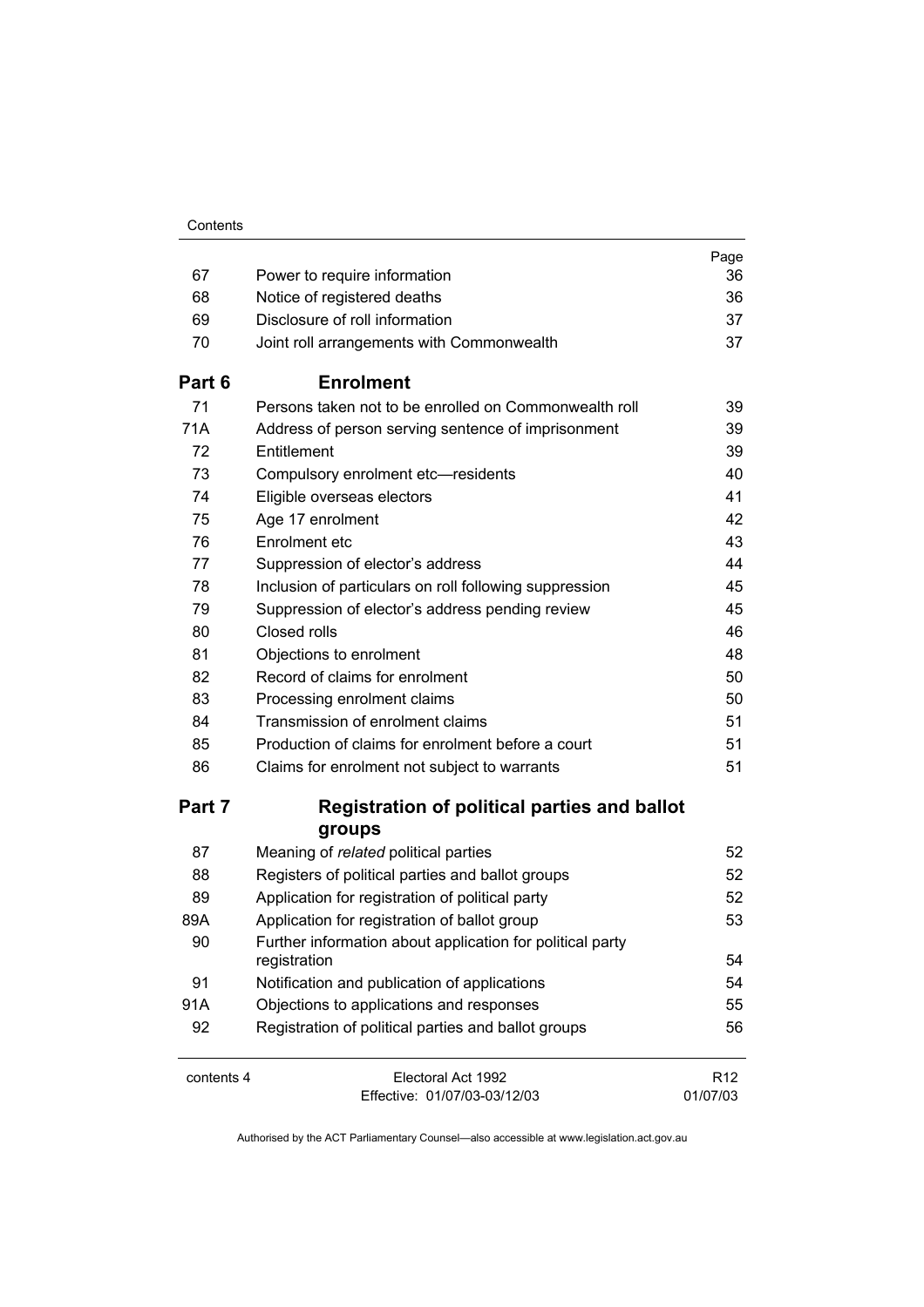| | | Page |
|---|---|---|
| 67 | Power to require information | 36 |
| 68 | Notice of registered deaths | 36 |
| 69 | Disclosure of roll information | 37 |
| 70 | Joint roll arrangements with Commonwealth | 37 |

## Part 6 Enrolment

| | | |
|---|---|---|
| 71 | Persons taken not to be enrolled on Commonwealth roll | 39 |
| 71A | Address of person serving sentence of imprisonment | 39 |
| 72 | Entitlement | 39 |
| 73 | Compulsory enrolment etc—residents | 40 |
| 74 | Eligible overseas electors | 41 |
| 75 | Age 17 enrolment | 42 |
| 76 | Enrolment etc | 43 |
| 77 | Suppression of elector's address | 44 |
| 78 | Inclusion of particulars on roll following suppression | 45 |
| 79 | Suppression of elector's address pending review | 45 |
| 80 | Closed rolls | 46 |
| 81 | Objections to enrolment | 48 |
| 82 | Record of claims for enrolment | 50 |
| 83 | Processing enrolment claims | 50 |
| 84 | Transmission of enrolment claims | 51 |
| 85 | Production of claims for enrolment before a court | 51 |
| 86 | Claims for enrolment not subject to warrants | 51 |

## Part 7 Registration of political parties and ballot groups

| | | |
|---|---|---|
| 87 | Meaning of *related* political parties | 52 |
| 88 | Registers of political parties and ballot groups | 52 |
| 89 | Application for registration of political party | 52 |
| 89A | Application for registration of ballot group | 53 |
| 90 | Further information about application for political party registration | 54 |
| 91 | Notification and publication of applications | 54 |
| 91A | Objections to applications and responses | 55 |
| 92 | Registration of political parties and ballot groups | 56 |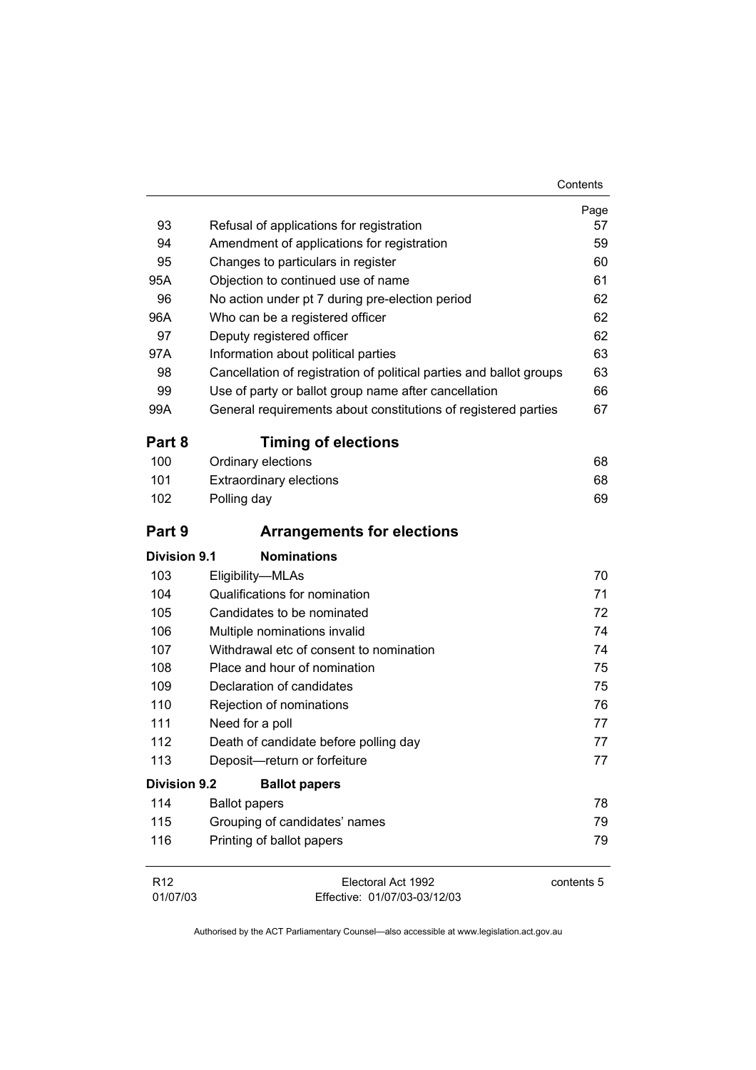| | | Page |
|---|---|---|
| 93 | Refusal of applications for registration | 57 |
| 94 | Amendment of applications for registration | 59 |
| 95 | Changes to particulars in register | 60 |
| 95A | Objection to continued use of name | 61 |
| 96 | No action under pt 7 during pre-election period | 62 |
| 96A | Who can be a registered officer | 62 |
| 97 | Deputy registered officer | 62 |
| 97A | Information about political parties | 63 |
| 98 | Cancellation of registration of political parties and ballot groups | 63 |
| 99 | Use of party or ballot group name after cancellation | 66 |
| 99A | General requirements about constitutions of registered parties | 67 |

## Part 8 Timing of elections

| | | |
|---|---|---|
| 100 | Ordinary elections | 68 |
| 101 | Extraordinary elections | 68 |
| 102 | Polling day | 69 |

## Part 9 Arrangements for elections

### Division 9.1 Nominations

| | | |
|---|---|---|
| 103 | Eligibility—MLAs | 70 |
| 104 | Qualifications for nomination | 71 |
| 105 | Candidates to be nominated | 72 |
| 106 | Multiple nominations invalid | 74 |
| 107 | Withdrawal etc of consent to nomination | 74 |
| 108 | Place and hour of nomination | 75 |
| 109 | Declaration of candidates | 75 |
| 110 | Rejection of nominations | 76 |
| 111 | Need for a poll | 77 |
| 112 | Death of candidate before polling day | 77 |
| 113 | Deposit—return or forfeiture | 77 |

### Division 9.2 Ballot papers

| | | |
|---|---|---|
| 114 | Ballot papers | 78 |
| 115 | Grouping of candidates' names | 79 |
| 116 | Printing of ballot papers | 79 |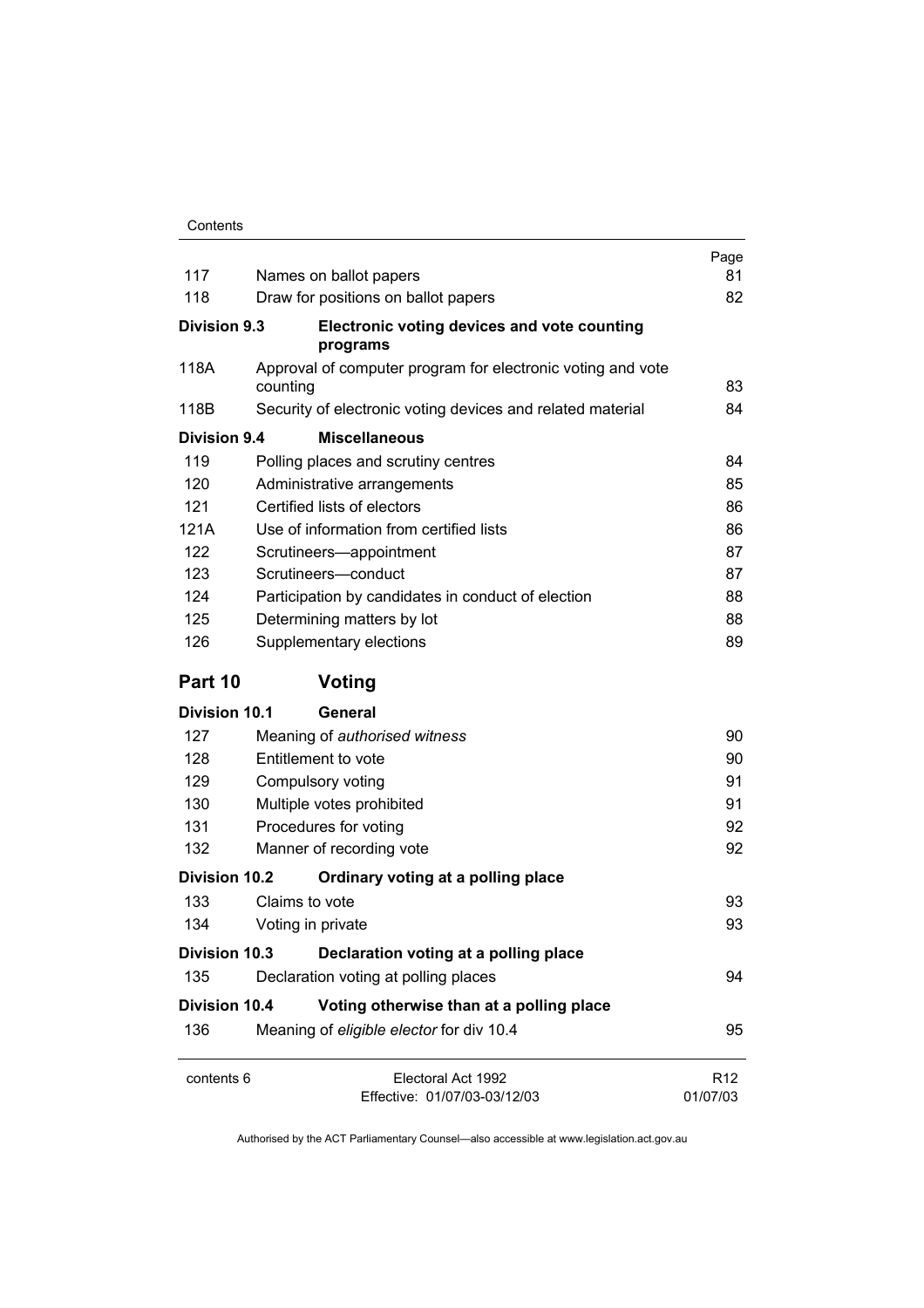| | | Page |
|---|---|---|
| 117 | Names on ballot papers | 81 |
| 118 | Draw for positions on ballot papers | 82 |
| **Division 9.3** | **Electronic voting devices and vote counting programs** | |
| 118A | Approval of computer program for electronic voting and vote counting | 83 |
| 118B | Security of electronic voting devices and related material | 84 |
| **Division 9.4** | **Miscellaneous** | |
| 119 | Polling places and scrutiny centres | 84 |
| 120 | Administrative arrangements | 85 |
| 121 | Certified lists of electors | 86 |
| 121A | Use of information from certified lists | 86 |
| 122 | Scrutineers—appointment | 87 |
| 123 | Scrutineers—conduct | 87 |
| 124 | Participation by candidates in conduct of election | 88 |
| 125 | Determining matters by lot | 88 |
| 126 | Supplementary elections | 89 |

## Part 10 Voting

| | | |
|---|---|---|
| **Division 10.1** | **General** | |
| 127 | Meaning of *authorised witness* | 90 |
| 128 | Entitlement to vote | 90 |
| 129 | Compulsory voting | 91 |
| 130 | Multiple votes prohibited | 91 |
| 131 | Procedures for voting | 92 |
| 132 | Manner of recording vote | 92 |
| **Division 10.2** | **Ordinary voting at a polling place** | |
| 133 | Claims to vote | 93 |
| 134 | Voting in private | 93 |
| **Division 10.3** | **Declaration voting at a polling place** | |
| 135 | Declaration voting at polling places | 94 |
| **Division 10.4** | **Voting otherwise than at a polling place** | |
| 136 | Meaning of *eligible elector* for div 10.4 | 95 |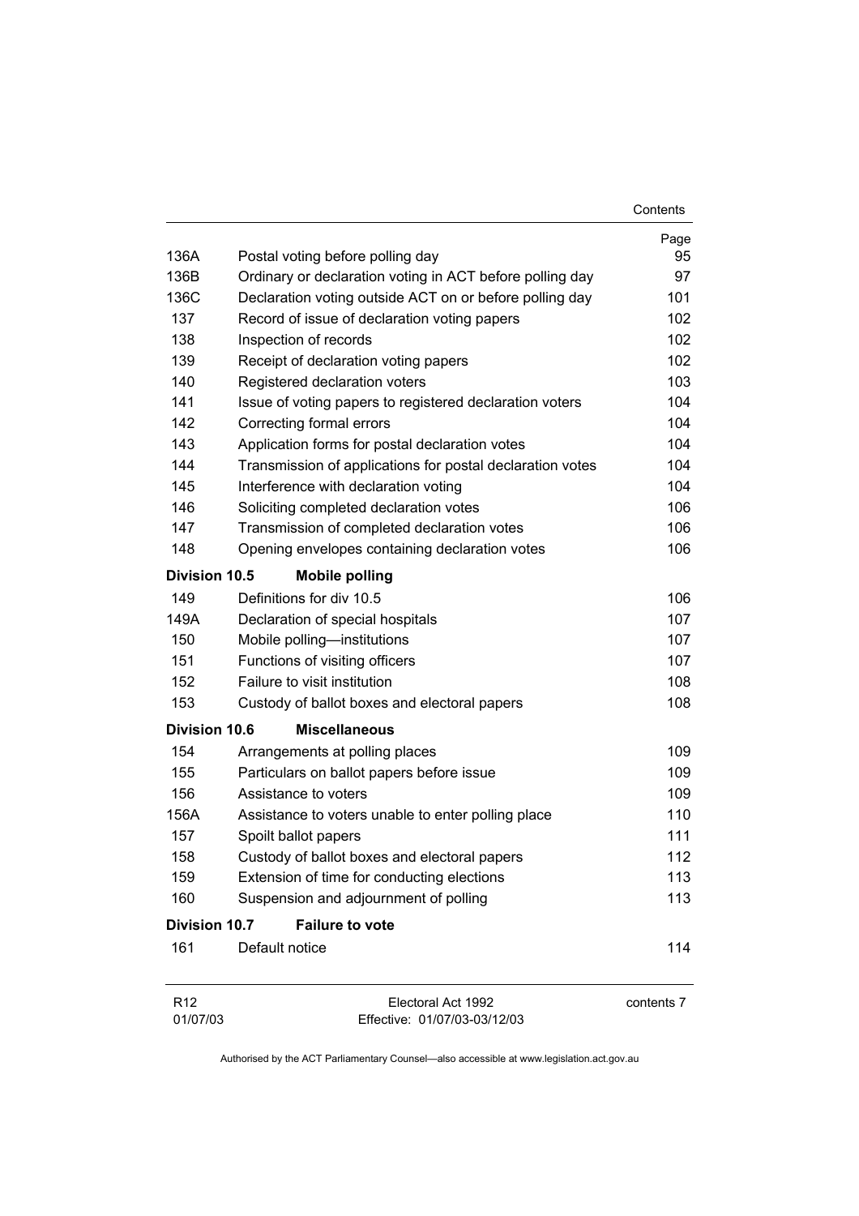| | | Page |
|---|---|---|
| 136A | Postal voting before polling day | 95 |
| 136B | Ordinary or declaration voting in ACT before polling day | 97 |
| 136C | Declaration voting outside ACT on or before polling day | 101 |
| 137 | Record of issue of declaration voting papers | 102 |
| 138 | Inspection of records | 102 |
| 139 | Receipt of declaration voting papers | 102 |
| 140 | Registered declaration voters | 103 |
| 141 | Issue of voting papers to registered declaration voters | 104 |
| 142 | Correcting formal errors | 104 |
| 143 | Application forms for postal declaration votes | 104 |
| 144 | Transmission of applications for postal declaration votes | 104 |
| 145 | Interference with declaration voting | 104 |
| 146 | Soliciting completed declaration votes | 106 |
| 147 | Transmission of completed declaration votes | 106 |
| 148 | Opening envelopes containing declaration votes | 106 |
| **Division 10.5** | **Mobile polling** | |
| 149 | Definitions for div 10.5 | 106 |
| 149A | Declaration of special hospitals | 107 |
| 150 | Mobile polling—institutions | 107 |
| 151 | Functions of visiting officers | 107 |
| 152 | Failure to visit institution | 108 |
| 153 | Custody of ballot boxes and electoral papers | 108 |
| **Division 10.6** | **Miscellaneous** | |
| 154 | Arrangements at polling places | 109 |
| 155 | Particulars on ballot papers before issue | 109 |
| 156 | Assistance to voters | 109 |
| 156A | Assistance to voters unable to enter polling place | 110 |
| 157 | Spoilt ballot papers | 111 |
| 158 | Custody of ballot boxes and electoral papers | 112 |
| 159 | Extension of time for conducting elections | 113 |
| 160 | Suspension and adjournment of polling | 113 |
| **Division 10.7** | **Failure to vote** | |
| 161 | Default notice | 114 |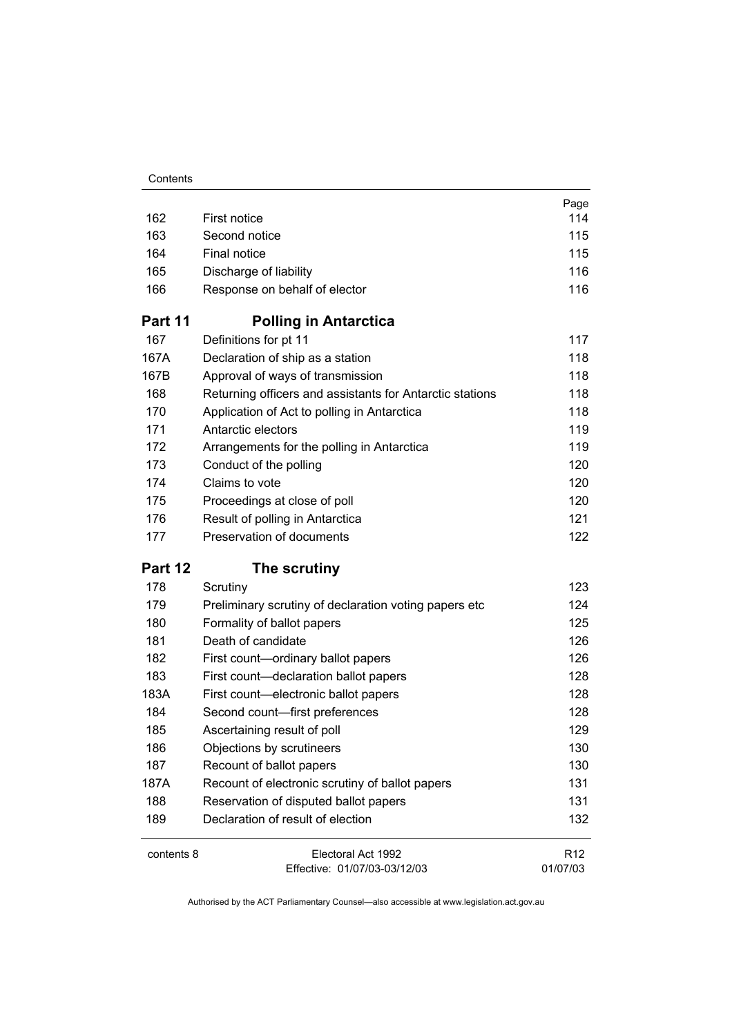| | | Page |
|---|---|---|
| 162 | First notice | 114 |
| 163 | Second notice | 115 |
| 164 | Final notice | 115 |
| 165 | Discharge of liability | 116 |
| 166 | Response on behalf of elector | 116 |

## Part 11 Polling in Antarctica

| | | |
|---|---|---|
| 167 | Definitions for pt 11 | 117 |
| 167A | Declaration of ship as a station | 118 |
| 167B | Approval of ways of transmission | 118 |
| 168 | Returning officers and assistants for Antarctic stations | 118 |
| 170 | Application of Act to polling in Antarctica | 118 |
| 171 | Antarctic electors | 119 |
| 172 | Arrangements for the polling in Antarctica | 119 |
| 173 | Conduct of the polling | 120 |
| 174 | Claims to vote | 120 |
| 175 | Proceedings at close of poll | 120 |
| 176 | Result of polling in Antarctica | 121 |
| 177 | Preservation of documents | 122 |

## Part 12 The scrutiny

| | | |
|---|---|---|
| 178 | Scrutiny | 123 |
| 179 | Preliminary scrutiny of declaration voting papers etc | 124 |
| 180 | Formality of ballot papers | 125 |
| 181 | Death of candidate | 126 |
| 182 | First count—ordinary ballot papers | 126 |
| 183 | First count—declaration ballot papers | 128 |
| 183A | First count—electronic ballot papers | 128 |
| 184 | Second count—first preferences | 128 |
| 185 | Ascertaining result of poll | 129 |
| 186 | Objections by scrutineers | 130 |
| 187 | Recount of ballot papers | 130 |
| 187A | Recount of electronic scrutiny of ballot papers | 131 |
| 188 | Reservation of disputed ballot papers | 131 |
| 189 | Declaration of result of election | 132 |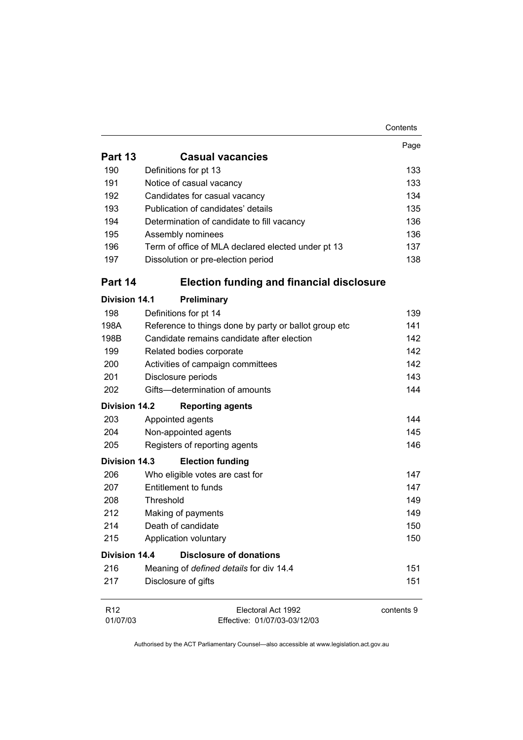| | | Page |
|---|---|---|
| **Part 13** | **Casual vacancies** | |
| 190 | Definitions for pt 13 | 133 |
| 191 | Notice of casual vacancy | 133 |
| 192 | Candidates for casual vacancy | 134 |
| 193 | Publication of candidates' details | 135 |
| 194 | Determination of candidate to fill vacancy | 136 |
| 195 | Assembly nominees | 136 |
| 196 | Term of office of MLA declared elected under pt 13 | 137 |
| 197 | Dissolution or pre-election period | 138 |
| **Part 14** | **Election funding and financial disclosure** | |
| **Division 14.1** | **Preliminary** | |
| 198 | Definitions for pt 14 | 139 |
| 198A | Reference to things done by party or ballot group etc | 141 |
| 198B | Candidate remains candidate after election | 142 |
| 199 | Related bodies corporate | 142 |
| 200 | Activities of campaign committees | 142 |
| 201 | Disclosure periods | 143 |
| 202 | Gifts—determination of amounts | 144 |
| **Division 14.2** | **Reporting agents** | |
| 203 | Appointed agents | 144 |
| 204 | Non-appointed agents | 145 |
| 205 | Registers of reporting agents | 146 |
| **Division 14.3** | **Election funding** | |
| 206 | Who eligible votes are cast for | 147 |
| 207 | Entitlement to funds | 147 |
| 208 | Threshold | 149 |
| 212 | Making of payments | 149 |
| 214 | Death of candidate | 150 |
| 215 | Application voluntary | 150 |
| **Division 14.4** | **Disclosure of donations** | |
| 216 | Meaning of *defined details* for div 14.4 | 151 |
| 217 | Disclosure of gifts | 151 |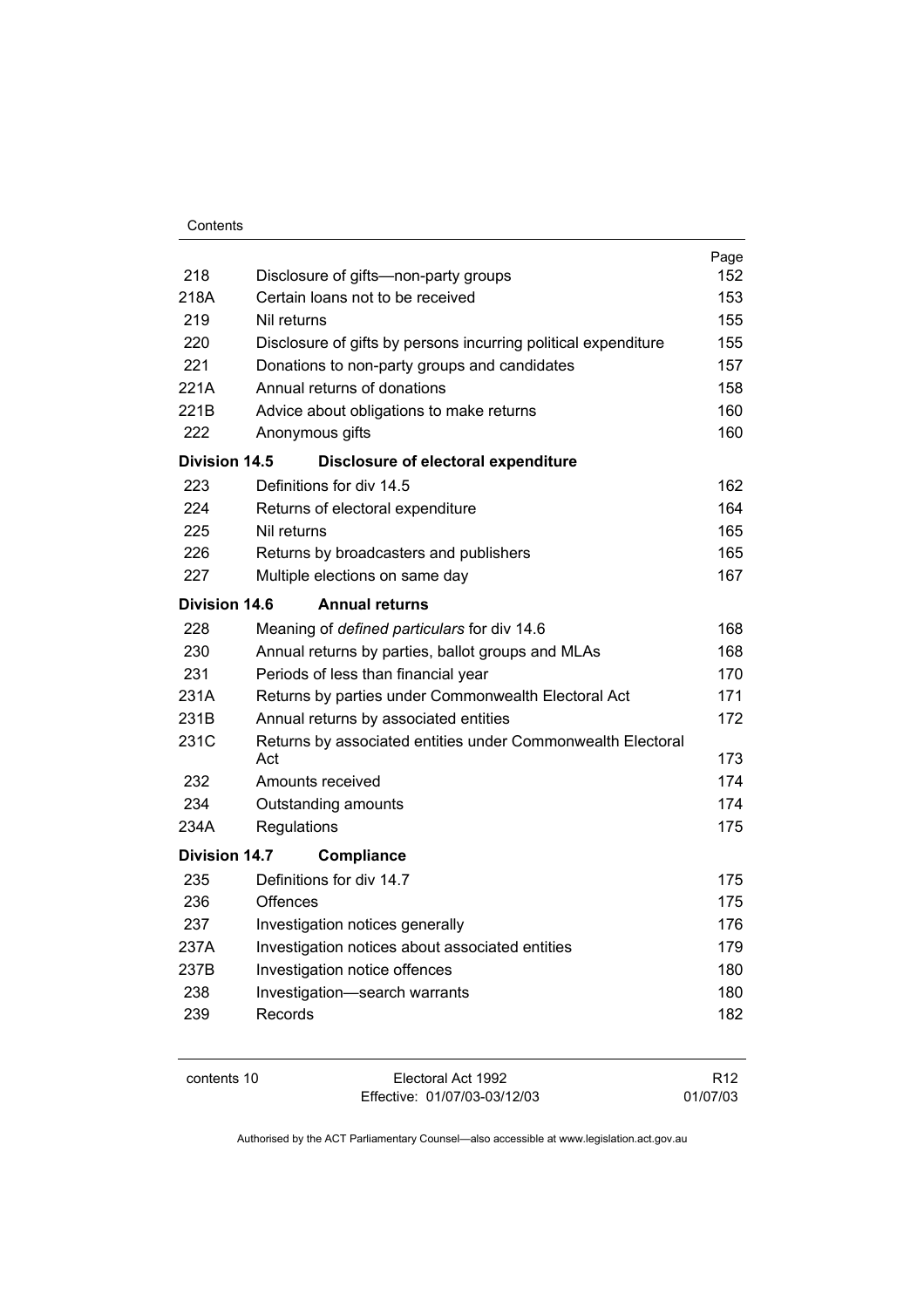| | | Page |
|---|---|---|
| 218 | Disclosure of gifts—non-party groups | 152 |
| 218A | Certain loans not to be received | 153 |
| 219 | Nil returns | 155 |
| 220 | Disclosure of gifts by persons incurring political expenditure | 155 |
| 221 | Donations to non-party groups and candidates | 157 |
| 221A | Annual returns of donations | 158 |
| 221B | Advice about obligations to make returns | 160 |
| 222 | Anonymous gifts | 160 |
| **Division 14.5** | **Disclosure of electoral expenditure** | |
| 223 | Definitions for div 14.5 | 162 |
| 224 | Returns of electoral expenditure | 164 |
| 225 | Nil returns | 165 |
| 226 | Returns by broadcasters and publishers | 165 |
| 227 | Multiple elections on same day | 167 |
| **Division 14.6** | **Annual returns** | |
| 228 | Meaning of *defined particulars* for div 14.6 | 168 |
| 230 | Annual returns by parties, ballot groups and MLAs | 168 |
| 231 | Periods of less than financial year | 170 |
| 231A | Returns by parties under Commonwealth Electoral Act | 171 |
| 231B | Annual returns by associated entities | 172 |
| 231C | Returns by associated entities under Commonwealth Electoral Act | 173 |
| 232 | Amounts received | 174 |
| 234 | Outstanding amounts | 174 |
| 234A | Regulations | 175 |
| **Division 14.7** | **Compliance** | |
| 235 | Definitions for div 14.7 | 175 |
| 236 | Offences | 175 |
| 237 | Investigation notices generally | 176 |
| 237A | Investigation notices about associated entities | 179 |
| 237B | Investigation notice offences | 180 |
| 238 | Investigation—search warrants | 180 |
| 239 | Records | 182 |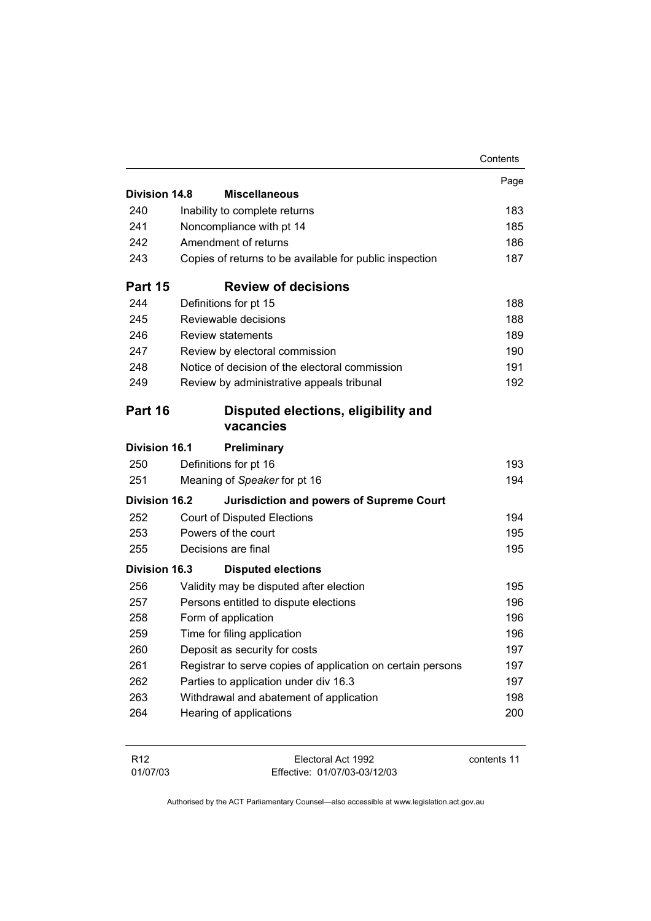| | | Page |
|---|---|---|
| **Division 14.8** | **Miscellaneous** | |
| 240 | Inability to complete returns | 183 |
| 241 | Noncompliance with pt 14 | 185 |
| 242 | Amendment of returns | 186 |
| 243 | Copies of returns to be available for public inspection | 187 |
| **Part 15** | **Review of decisions** | |
| 244 | Definitions for pt 15 | 188 |
| 245 | Reviewable decisions | 188 |
| 246 | Review statements | 189 |
| 247 | Review by electoral commission | 190 |
| 248 | Notice of decision of the electoral commission | 191 |
| 249 | Review by administrative appeals tribunal | 192 |
| **Part 16** | **Disputed elections, eligibility and vacancies** | |
| **Division 16.1** | **Preliminary** | |
| 250 | Definitions for pt 16 | 193 |
| 251 | Meaning of *Speaker* for pt 16 | 194 |
| **Division 16.2** | **Jurisdiction and powers of Supreme Court** | |
| 252 | Court of Disputed Elections | 194 |
| 253 | Powers of the court | 195 |
| 255 | Decisions are final | 195 |
| **Division 16.3** | **Disputed elections** | |
| 256 | Validity may be disputed after election | 195 |
| 257 | Persons entitled to dispute elections | 196 |
| 258 | Form of application | 196 |
| 259 | Time for filing application | 196 |
| 260 | Deposit as security for costs | 197 |
| 261 | Registrar to serve copies of application on certain persons | 197 |
| 262 | Parties to application under div 16.3 | 197 |
| 263 | Withdrawal and abatement of application | 198 |
| 264 | Hearing of applications | 200 |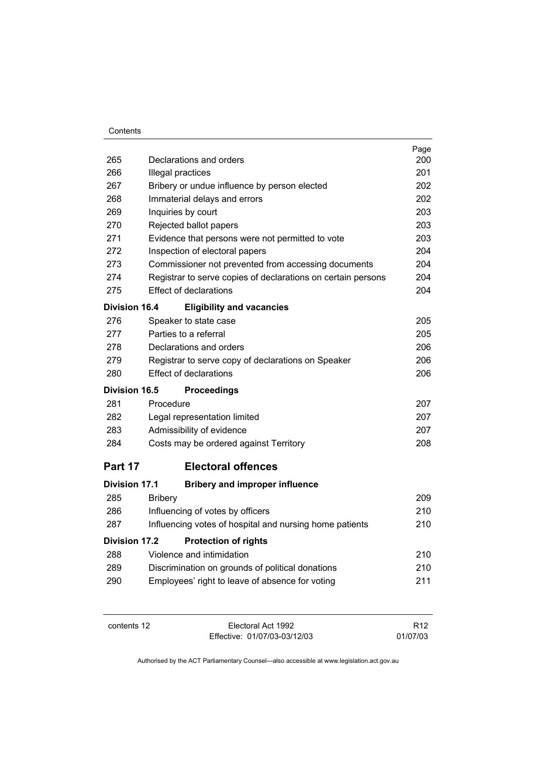| | | Page |
|---|---|---|
| 265 | Declarations and orders | 200 |
| 266 | Illegal practices | 201 |
| 267 | Bribery or undue influence by person elected | 202 |
| 268 | Immaterial delays and errors | 202 |
| 269 | Inquiries by court | 203 |
| 270 | Rejected ballot papers | 203 |
| 271 | Evidence that persons were not permitted to vote | 203 |
| 272 | Inspection of electoral papers | 204 |
| 273 | Commissioner not prevented from accessing documents | 204 |
| 274 | Registrar to serve copies of declarations on certain persons | 204 |
| 275 | Effect of declarations | 204 |
| **Division 16.4** | **Eligibility and vacancies** | |
| 276 | Speaker to state case | 205 |
| 277 | Parties to a referral | 205 |
| 278 | Declarations and orders | 206 |
| 279 | Registrar to serve copy of declarations on Speaker | 206 |
| 280 | Effect of declarations | 206 |
| **Division 16.5** | **Proceedings** | |
| 281 | Procedure | 207 |
| 282 | Legal representation limited | 207 |
| 283 | Admissibility of evidence | 207 |
| 284 | Costs may be ordered against Territory | 208 |

## Part 17 Electoral offences

| | | |
|---|---|---|
| **Division 17.1** | **Bribery and improper influence** | |
| 285 | Bribery | 209 |
| 286 | Influencing of votes by officers | 210 |
| 287 | Influencing votes of hospital and nursing home patients | 210 |
| **Division 17.2** | **Protection of rights** | |
| 288 | Violence and intimidation | 210 |
| 289 | Discrimination on grounds of political donations | 210 |
| 290 | Employees' right to leave of absence for voting | 211 |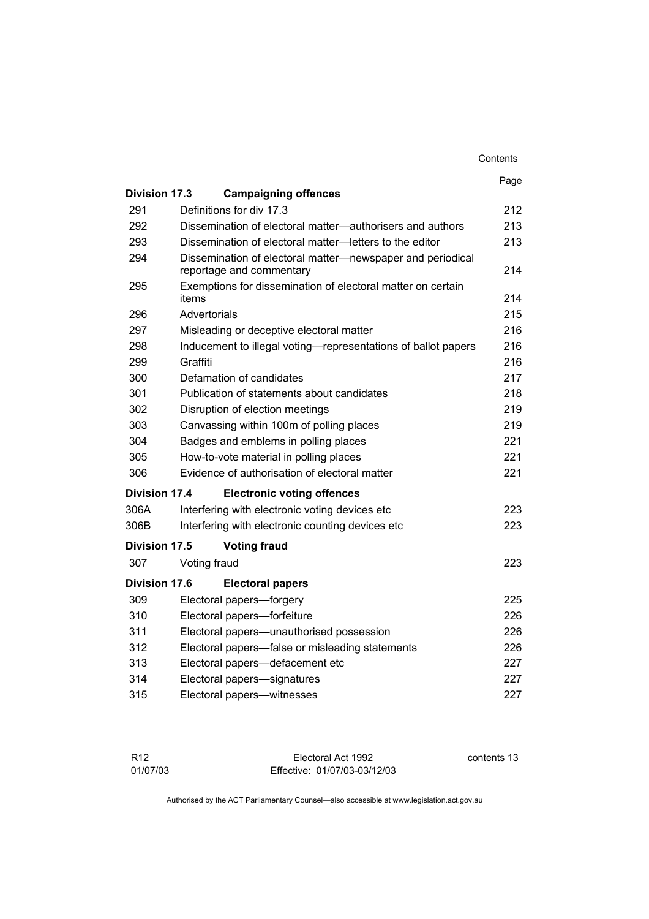| | | Page |
|---|---|---|
| **Division 17.3** | **Campaigning offences** | |
| 291 | Definitions for div 17.3 | 212 |
| 292 | Dissemination of electoral matter—authorisers and authors | 213 |
| 293 | Dissemination of electoral matter—letters to the editor | 213 |
| 294 | Dissemination of electoral matter—newspaper and periodical reportage and commentary | 214 |
| 295 | Exemptions for dissemination of electoral matter on certain items | 214 |
| 296 | Advertorials | 215 |
| 297 | Misleading or deceptive electoral matter | 216 |
| 298 | Inducement to illegal voting—representations of ballot papers | 216 |
| 299 | Graffiti | 216 |
| 300 | Defamation of candidates | 217 |
| 301 | Publication of statements about candidates | 218 |
| 302 | Disruption of election meetings | 219 |
| 303 | Canvassing within 100m of polling places | 219 |
| 304 | Badges and emblems in polling places | 221 |
| 305 | How-to-vote material in polling places | 221 |
| 306 | Evidence of authorisation of electoral matter | 221 |
| **Division 17.4** | **Electronic voting offences** | |
| 306A | Interfering with electronic voting devices etc | 223 |
| 306B | Interfering with electronic counting devices etc | 223 |
| **Division 17.5** | **Voting fraud** | |
| 307 | Voting fraud | 223 |
| **Division 17.6** | **Electoral papers** | |
| 309 | Electoral papers—forgery | 225 |
| 310 | Electoral papers—forfeiture | 226 |
| 311 | Electoral papers—unauthorised possession | 226 |
| 312 | Electoral papers—false or misleading statements | 226 |
| 313 | Electoral papers—defacement etc | 227 |
| 314 | Electoral papers—signatures | 227 |
| 315 | Electoral papers—witnesses | 227 |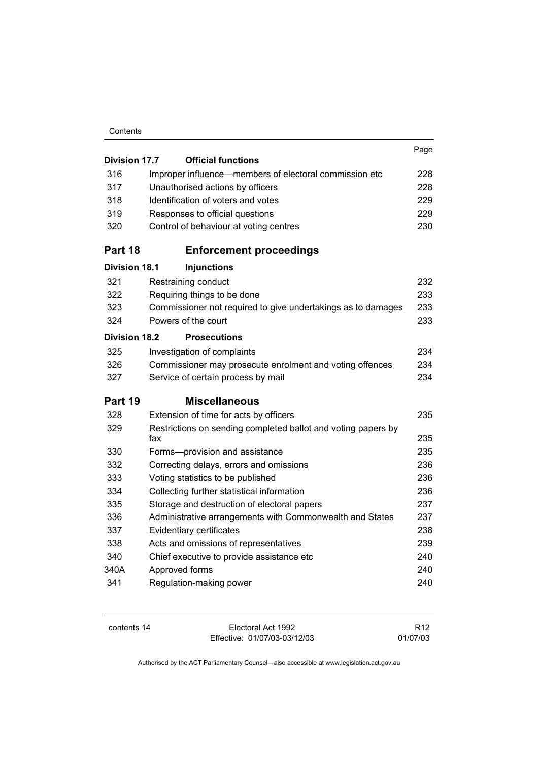| | | Page |
|---|---|---|
| **Division 17.7** | **Official functions** | |
| 316 | Improper influence—members of electoral commission etc | 228 |
| 317 | Unauthorised actions by officers | 228 |
| 318 | Identification of voters and votes | 229 |
| 319 | Responses to official questions | 229 |
| 320 | Control of behaviour at voting centres | 230 |

## Part 18 Enforcement proceedings

| | | |
|---|---|---|
| **Division 18.1** | **Injunctions** | |
| 321 | Restraining conduct | 232 |
| 322 | Requiring things to be done | 233 |
| 323 | Commissioner not required to give undertakings as to damages | 233 |
| 324 | Powers of the court | 233 |
| **Division 18.2** | **Prosecutions** | |
| 325 | Investigation of complaints | 234 |
| 326 | Commissioner may prosecute enrolment and voting offences | 234 |
| 327 | Service of certain process by mail | 234 |

## Part 19 Miscellaneous

| | | |
|---|---|---|
| 328 | Extension of time for acts by officers | 235 |
| 329 | Restrictions on sending completed ballot and voting papers by fax | 235 |
| 330 | Forms—provision and assistance | 235 |
| 332 | Correcting delays, errors and omissions | 236 |
| 333 | Voting statistics to be published | 236 |
| 334 | Collecting further statistical information | 236 |
| 335 | Storage and destruction of electoral papers | 237 |
| 336 | Administrative arrangements with Commonwealth and States | 237 |
| 337 | Evidentiary certificates | 238 |
| 338 | Acts and omissions of representatives | 239 |
| 340 | Chief executive to provide assistance etc | 240 |
| 340A | Approved forms | 240 |
| 341 | Regulation-making power | 240 |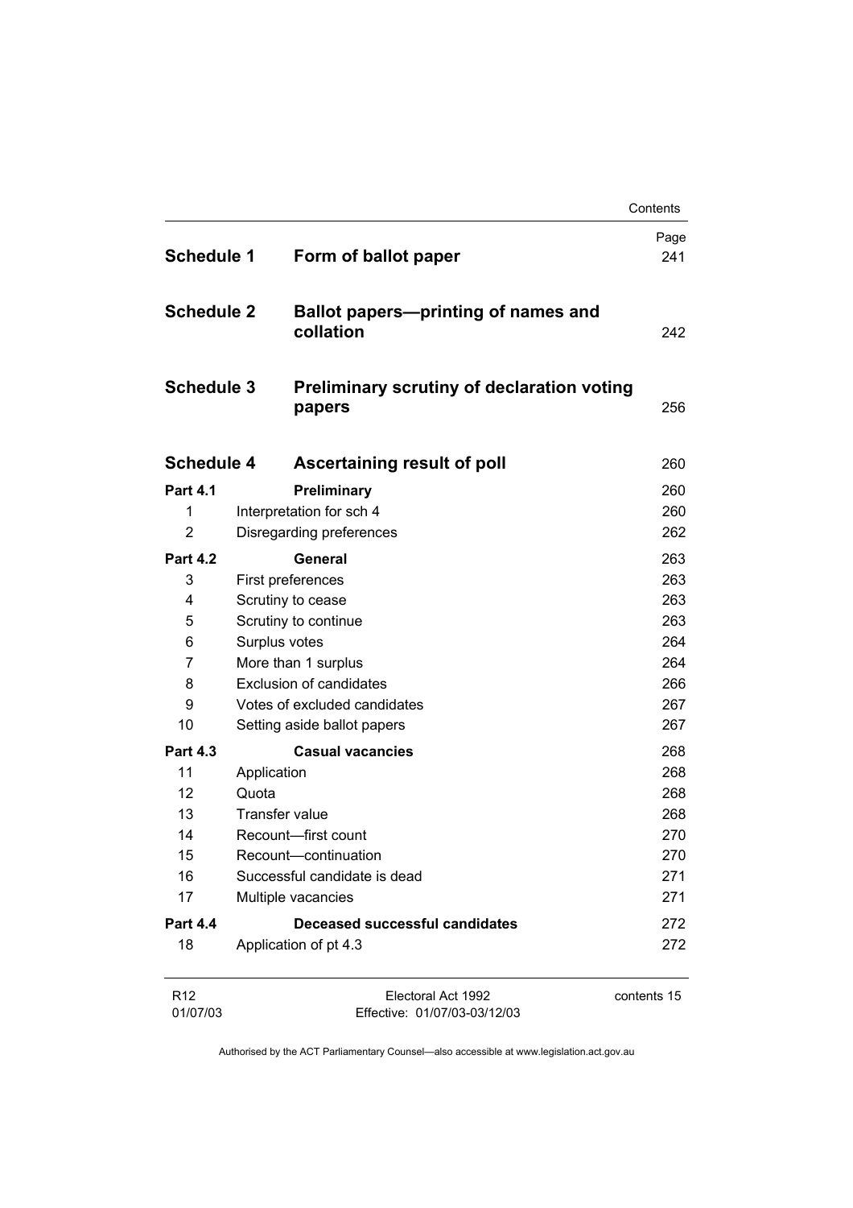| | | Page |
|---|---|---|
| **Schedule 1** | **Form of ballot paper** | 241 |
| **Schedule 2** | **Ballot papers—printing of names and collation** | 242 |
| **Schedule 3** | **Preliminary scrutiny of declaration voting papers** | 256 |
| **Schedule 4** | **Ascertaining result of poll** | 260 |
| **Part 4.1** | **Preliminary** | 260 |
| 1 | Interpretation for sch 4 | 260 |
| 2 | Disregarding preferences | 262 |
| **Part 4.2** | **General** | 263 |
| 3 | First preferences | 263 |
| 4 | Scrutiny to cease | 263 |
| 5 | Scrutiny to continue | 263 |
| 6 | Surplus votes | 264 |
| 7 | More than 1 surplus | 264 |
| 8 | Exclusion of candidates | 266 |
| 9 | Votes of excluded candidates | 267 |
| 10 | Setting aside ballot papers | 267 |
| **Part 4.3** | **Casual vacancies** | 268 |
| 11 | Application | 268 |
| 12 | Quota | 268 |
| 13 | Transfer value | 268 |
| 14 | Recount—first count | 270 |
| 15 | Recount—continuation | 270 |
| 16 | Successful candidate is dead | 271 |
| 17 | Multiple vacancies | 271 |
| **Part 4.4** | **Deceased successful candidates** | 272 |
| 18 | Application of pt 4.3 | 272 |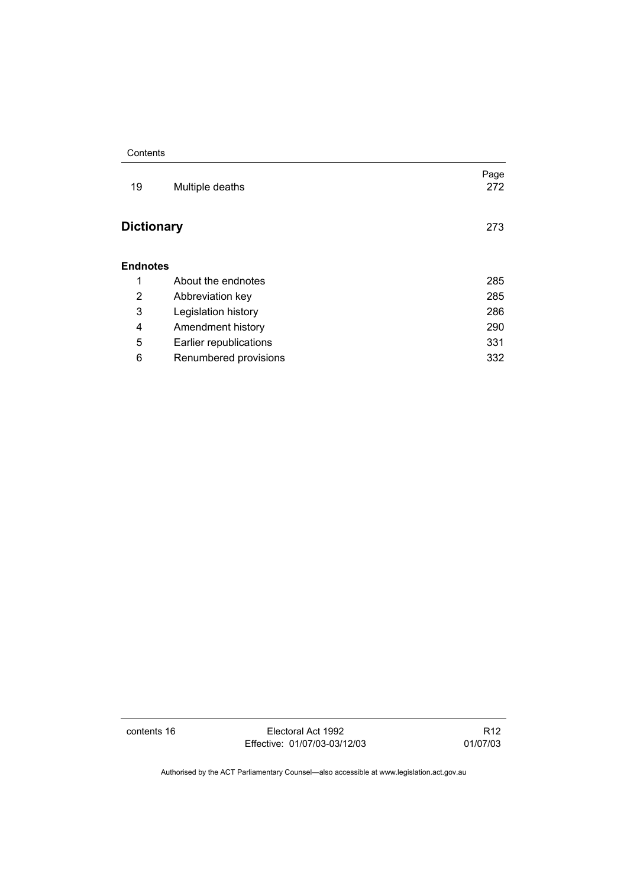| | | Page |
|---|---|---|
| 19 | Multiple deaths | 272 |

## Dictionary 273

**Endnotes**

| | | |
|---|---|---|
| 1 | About the endnotes | 285 |
| 2 | Abbreviation key | 285 |
| 3 | Legislation history | 286 |
| 4 | Amendment history | 290 |
| 5 | Earlier republications | 331 |
| 6 | Renumbered provisions | 332 |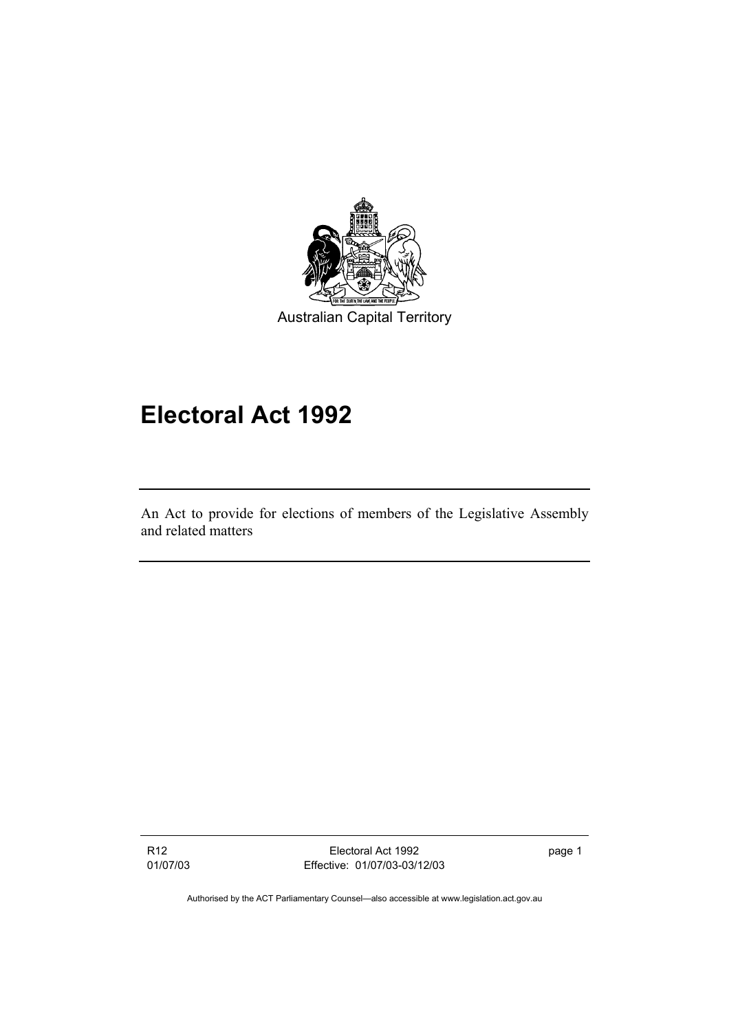Australian Capital Territory

# Electoral Act 1992

An Act to provide for elections of members of the Legislative Assembly and related matters

Authorised by the ACT Parliamentary Counsel—also accessible at www.legislation.act.gov.au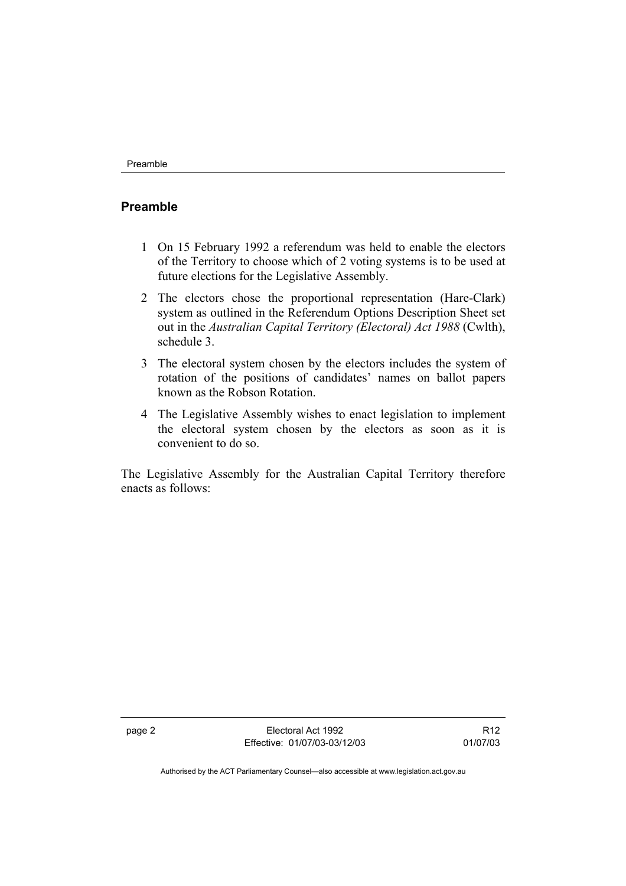## Preamble

1 On 15 February 1992 a referendum was held to enable the electors of the Territory to choose which of 2 voting systems is to be used at future elections for the Legislative Assembly.

2 The electors chose the proportional representation (Hare-Clark) system as outlined in the Referendum Options Description Sheet set out in the *Australian Capital Territory (Electoral) Act 1988* (Cwlth), schedule 3.

3 The electoral system chosen by the electors includes the system of rotation of the positions of candidates' names on ballot papers known as the Robson Rotation.

4 The Legislative Assembly wishes to enact legislation to implement the electoral system chosen by the electors as soon as it is convenient to do so.

The Legislative Assembly for the Australian Capital Territory therefore enacts as follows: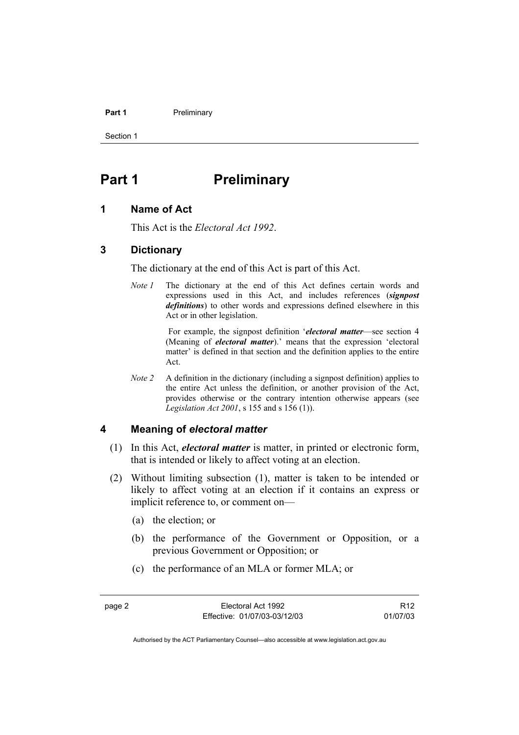# Part 1 Preliminary

## 1 Name of Act

This Act is the *Electoral Act 1992*.

## 3 Dictionary

The dictionary at the end of this Act is part of this Act.

*Note 1* The dictionary at the end of this Act defines certain words and expressions used in this Act, and includes references (***signpost definitions***) to other words and expressions defined elsewhere in this Act or in other legislation.

For example, the signpost definition '***electoral matter***—see section 4 (Meaning of ***electoral matter***).' means that the expression 'electoral matter' is defined in that section and the definition applies to the entire Act.

*Note 2* A definition in the dictionary (including a signpost definition) applies to the entire Act unless the definition, or another provision of the Act, provides otherwise or the contrary intention otherwise appears (see *Legislation Act 2001*, s 155 and s 156 (1)).

## 4 Meaning of *electoral matter*

(1) In this Act, ***electoral matter*** is matter, in printed or electronic form, that is intended or likely to affect voting at an election.

(2) Without limiting subsection (1), matter is taken to be intended or likely to affect voting at an election if it contains an express or implicit reference to, or comment on—

(a) the election; or

(b) the performance of the Government or Opposition, or a previous Government or Opposition; or

(c) the performance of an MLA or former MLA; or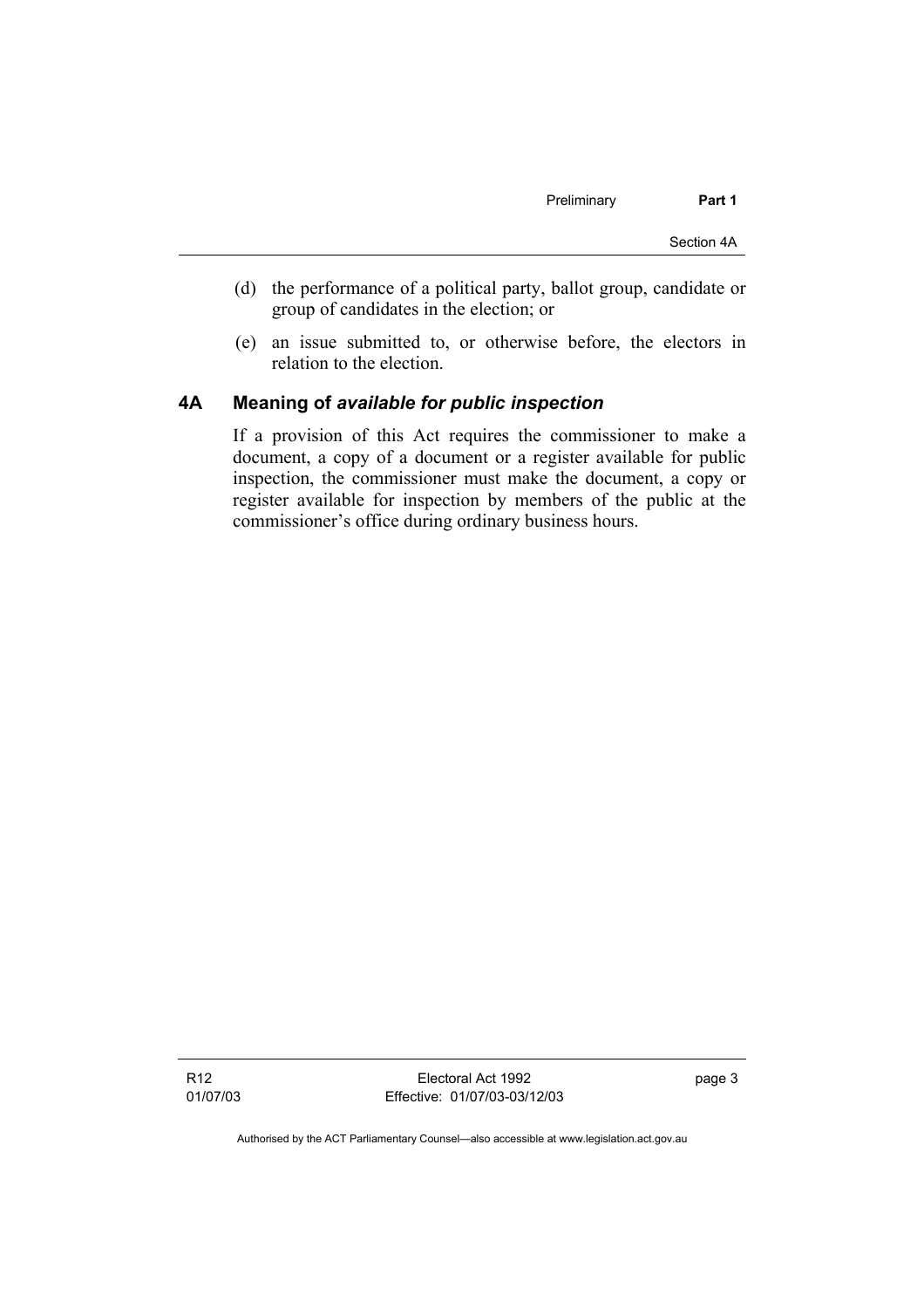(d) the performance of a political party, ballot group, candidate or group of candidates in the election; or

(e) an issue submitted to, or otherwise before, the electors in relation to the election.

## 4A Meaning of *available for public inspection*

If a provision of this Act requires the commissioner to make a document, a copy of a document or a register available for public inspection, the commissioner must make the document, a copy or register available for inspection by members of the public at the commissioner's office during ordinary business hours.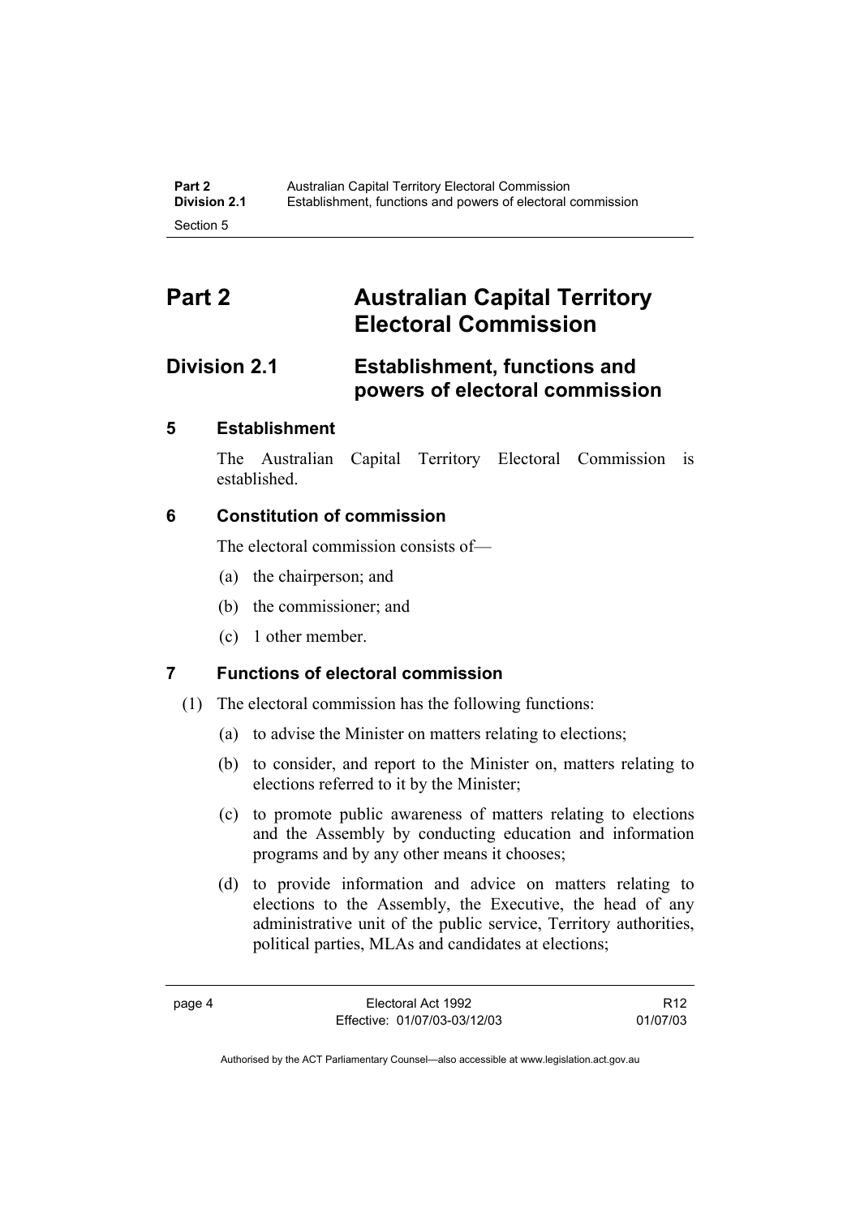# Part 2 Australian Capital Territory Electoral Commission

## Division 2.1 Establishment, functions and powers of electoral commission

### 5 Establishment

The Australian Capital Territory Electoral Commission is established.

### 6 Constitution of commission

The electoral commission consists of—

(a) the chairperson; and

(b) the commissioner; and

(c) 1 other member.

### 7 Functions of electoral commission

(1) The electoral commission has the following functions:

(a) to advise the Minister on matters relating to elections;

(b) to consider, and report to the Minister on, matters relating to elections referred to it by the Minister;

(c) to promote public awareness of matters relating to elections and the Assembly by conducting education and information programs and by any other means it chooses;

(d) to provide information and advice on matters relating to elections to the Assembly, the Executive, the head of any administrative unit of the public service, Territory authorities, political parties, MLAs and candidates at elections;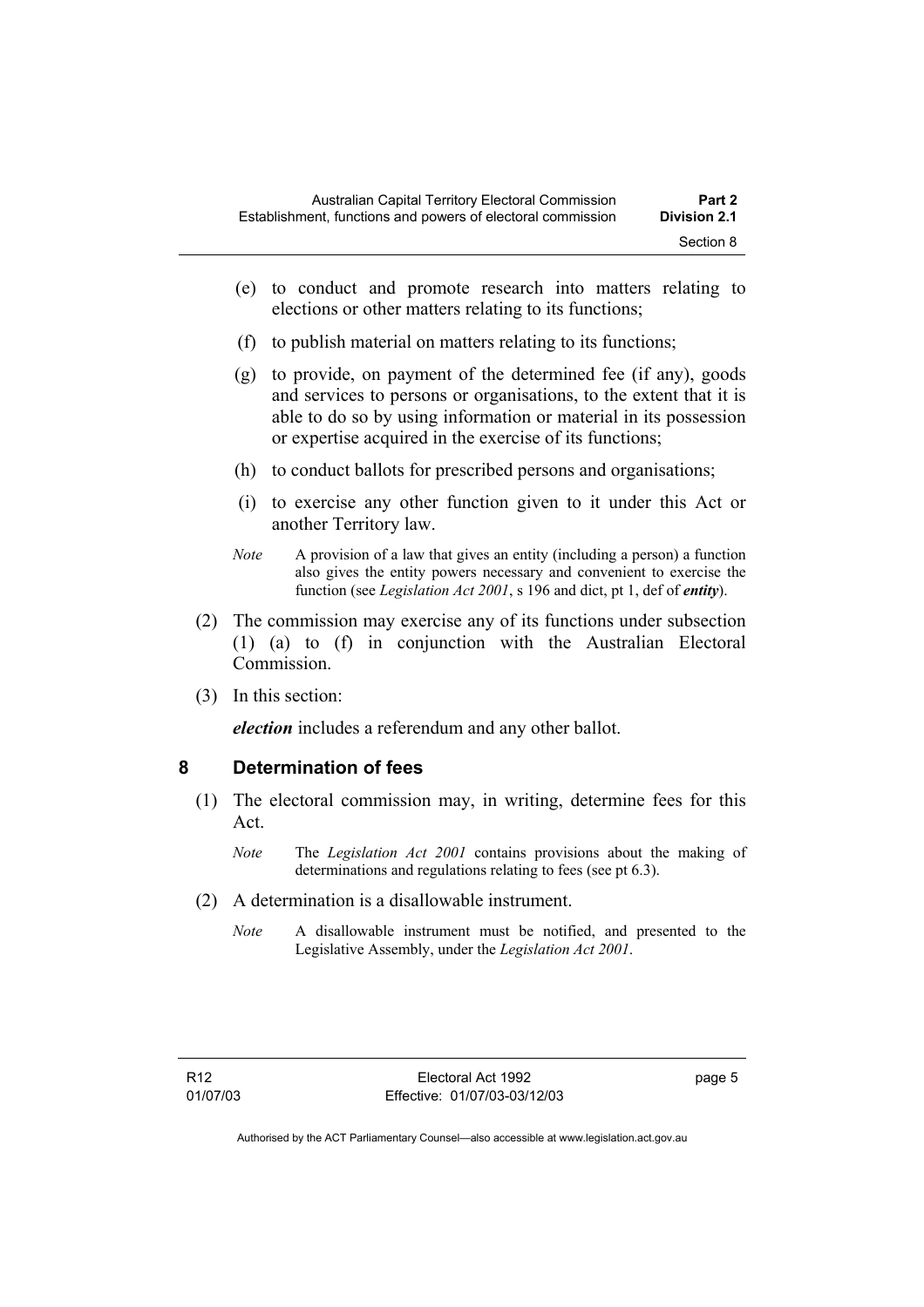(e) to conduct and promote research into matters relating to elections or other matters relating to its functions;

(f) to publish material on matters relating to its functions;

(g) to provide, on payment of the determined fee (if any), goods and services to persons or organisations, to the extent that it is able to do so by using information or material in its possession or expertise acquired in the exercise of its functions;

(h) to conduct ballots for prescribed persons and organisations;

(i) to exercise any other function given to it under this Act or another Territory law.

*Note* A provision of a law that gives an entity (including a person) a function also gives the entity powers necessary and convenient to exercise the function (see *Legislation Act 2001*, s 196 and dict, pt 1, def of ***entity***).

(2) The commission may exercise any of its functions under subsection (1) (a) to (f) in conjunction with the Australian Electoral Commission.

(3) In this section:

***election*** includes a referendum and any other ballot.

## 8 Determination of fees

(1) The electoral commission may, in writing, determine fees for this Act.

*Note* The *Legislation Act 2001* contains provisions about the making of determinations and regulations relating to fees (see pt 6.3).

(2) A determination is a disallowable instrument.

*Note* A disallowable instrument must be notified, and presented to the Legislative Assembly, under the *Legislation Act 2001*.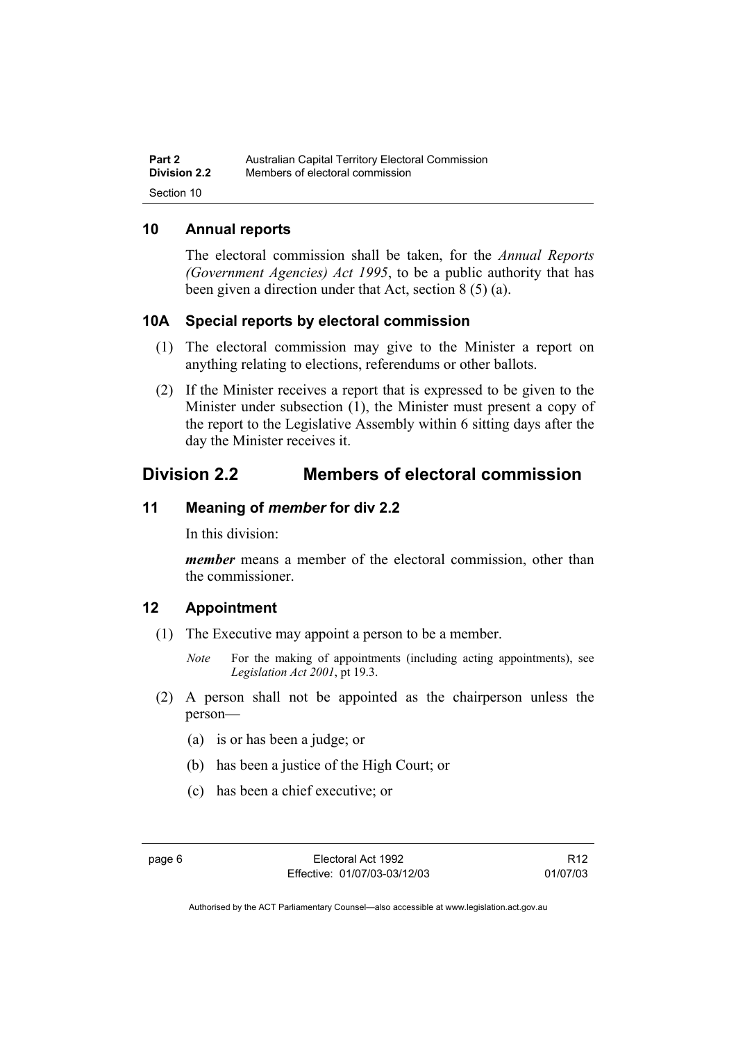## 10 Annual reports

The electoral commission shall be taken, for the *Annual Reports (Government Agencies) Act 1995*, to be a public authority that has been given a direction under that Act, section 8 (5) (a).

## 10A Special reports by electoral commission

(1) The electoral commission may give to the Minister a report on anything relating to elections, referendums or other ballots.

(2) If the Minister receives a report that is expressed to be given to the Minister under subsection (1), the Minister must present a copy of the report to the Legislative Assembly within 6 sitting days after the day the Minister receives it.

# Division 2.2 Members of electoral commission

## 11 Meaning of *member* for div 2.2

In this division:

***member*** means a member of the electoral commission, other than the commissioner.

## 12 Appointment

(1) The Executive may appoint a person to be a member.

*Note* For the making of appointments (including acting appointments), see *Legislation Act 2001*, pt 19.3.

(2) A person shall not be appointed as the chairperson unless the person—

(a) is or has been a judge; or

(b) has been a justice of the High Court; or

(c) has been a chief executive; or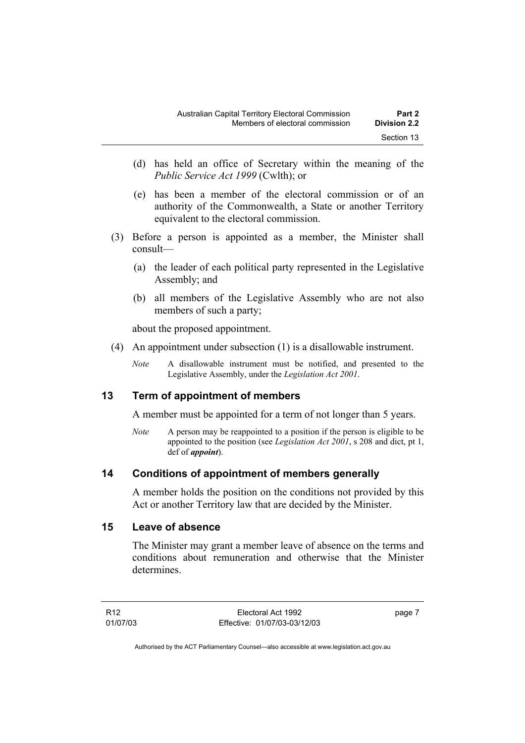(d) has held an office of Secretary within the meaning of the *Public Service Act 1999* (Cwlth); or

(e) has been a member of the electoral commission or of an authority of the Commonwealth, a State or another Territory equivalent to the electoral commission.

(3) Before a person is appointed as a member, the Minister shall consult—

(a) the leader of each political party represented in the Legislative Assembly; and

(b) all members of the Legislative Assembly who are not also members of such a party;

about the proposed appointment.

(4) An appointment under subsection (1) is a disallowable instrument.

*Note* A disallowable instrument must be notified, and presented to the Legislative Assembly, under the *Legislation Act 2001*.

## 13 Term of appointment of members

A member must be appointed for a term of not longer than 5 years.

*Note* A person may be reappointed to a position if the person is eligible to be appointed to the position (see *Legislation Act 2001*, s 208 and dict, pt 1, def of ***appoint***).

## 14 Conditions of appointment of members generally

A member holds the position on the conditions not provided by this Act or another Territory law that are decided by the Minister.

## 15 Leave of absence

The Minister may grant a member leave of absence on the terms and conditions about remuneration and otherwise that the Minister determines.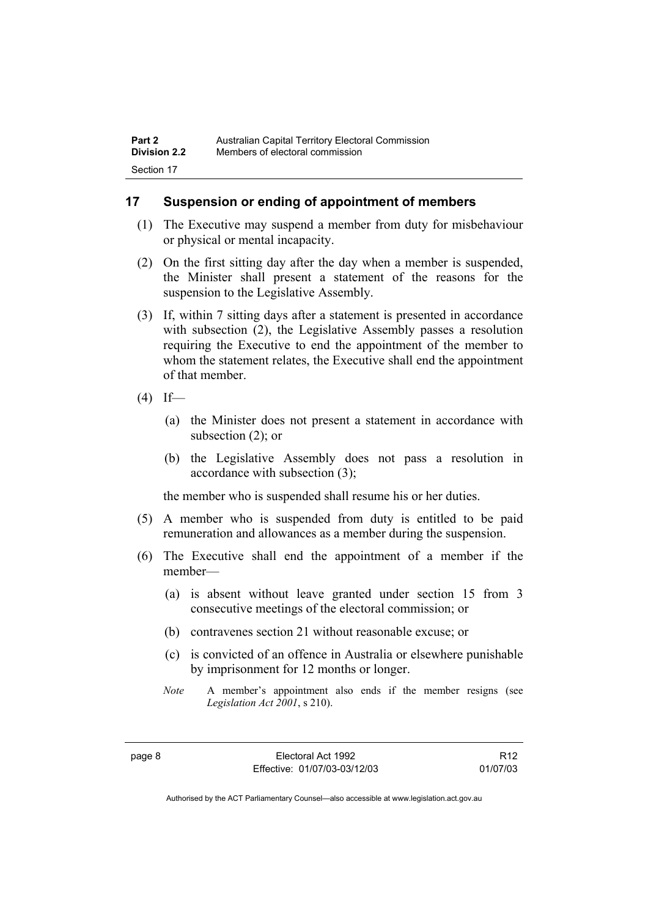## 17 Suspension or ending of appointment of members

(1) The Executive may suspend a member from duty for misbehaviour or physical or mental incapacity.

(2) On the first sitting day after the day when a member is suspended, the Minister shall present a statement of the reasons for the suspension to the Legislative Assembly.

(3) If, within 7 sitting days after a statement is presented in accordance with subsection (2), the Legislative Assembly passes a resolution requiring the Executive to end the appointment of the member to whom the statement relates, the Executive shall end the appointment of that member.

(4) If—

   (a) the Minister does not present a statement in accordance with subsection (2); or

   (b) the Legislative Assembly does not pass a resolution in accordance with subsection (3);

   the member who is suspended shall resume his or her duties.

(5) A member who is suspended from duty is entitled to be paid remuneration and allowances as a member during the suspension.

(6) The Executive shall end the appointment of a member if the member—

   (a) is absent without leave granted under section 15 from 3 consecutive meetings of the electoral commission; or

   (b) contravenes section 21 without reasonable excuse; or

   (c) is convicted of an offence in Australia or elsewhere punishable by imprisonment for 12 months or longer.

   *Note* A member's appointment also ends if the member resigns (see *Legislation Act 2001*, s 210).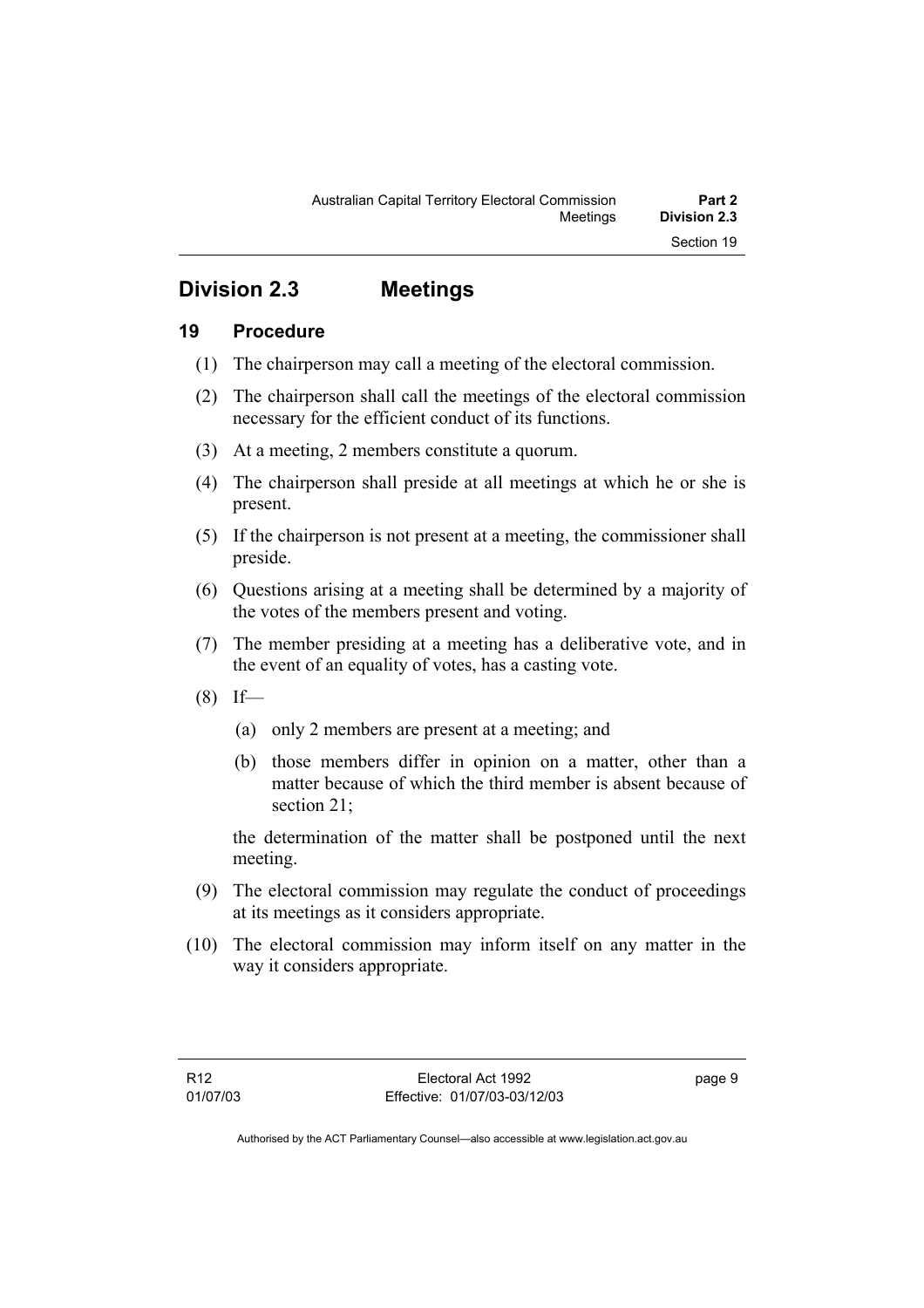## Division 2.3 Meetings

### 19 Procedure

(1) The chairperson may call a meeting of the electoral commission.

(2) The chairperson shall call the meetings of the electoral commission necessary for the efficient conduct of its functions.

(3) At a meeting, 2 members constitute a quorum.

(4) The chairperson shall preside at all meetings at which he or she is present.

(5) If the chairperson is not present at a meeting, the commissioner shall preside.

(6) Questions arising at a meeting shall be determined by a majority of the votes of the members present and voting.

(7) The member presiding at a meeting has a deliberative vote, and in the event of an equality of votes, has a casting vote.

(8) If—

(a) only 2 members are present at a meeting; and

(b) those members differ in opinion on a matter, other than a matter because of which the third member is absent because of section 21;

the determination of the matter shall be postponed until the next meeting.

(9) The electoral commission may regulate the conduct of proceedings at its meetings as it considers appropriate.

(10) The electoral commission may inform itself on any matter in the way it considers appropriate.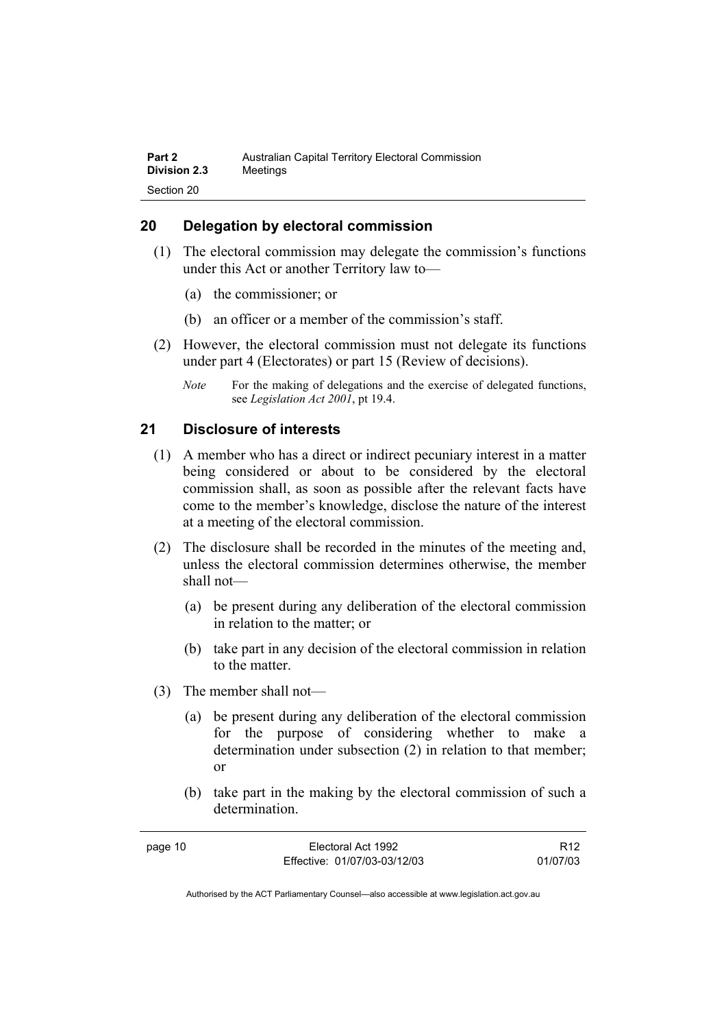## 20 Delegation by electoral commission

(1) The electoral commission may delegate the commission's functions under this Act or another Territory law to—

(a) the commissioner; or

(b) an officer or a member of the commission's staff.

(2) However, the electoral commission must not delegate its functions under part 4 (Electorates) or part 15 (Review of decisions).

*Note* For the making of delegations and the exercise of delegated functions, see *Legislation Act 2001*, pt 19.4.

## 21 Disclosure of interests

(1) A member who has a direct or indirect pecuniary interest in a matter being considered or about to be considered by the electoral commission shall, as soon as possible after the relevant facts have come to the member's knowledge, disclose the nature of the interest at a meeting of the electoral commission.

(2) The disclosure shall be recorded in the minutes of the meeting and, unless the electoral commission determines otherwise, the member shall not—

(a) be present during any deliberation of the electoral commission in relation to the matter; or

(b) take part in any decision of the electoral commission in relation to the matter.

(3) The member shall not—

(a) be present during any deliberation of the electoral commission for the purpose of considering whether to make a determination under subsection (2) in relation to that member; or

(b) take part in the making by the electoral commission of such a determination.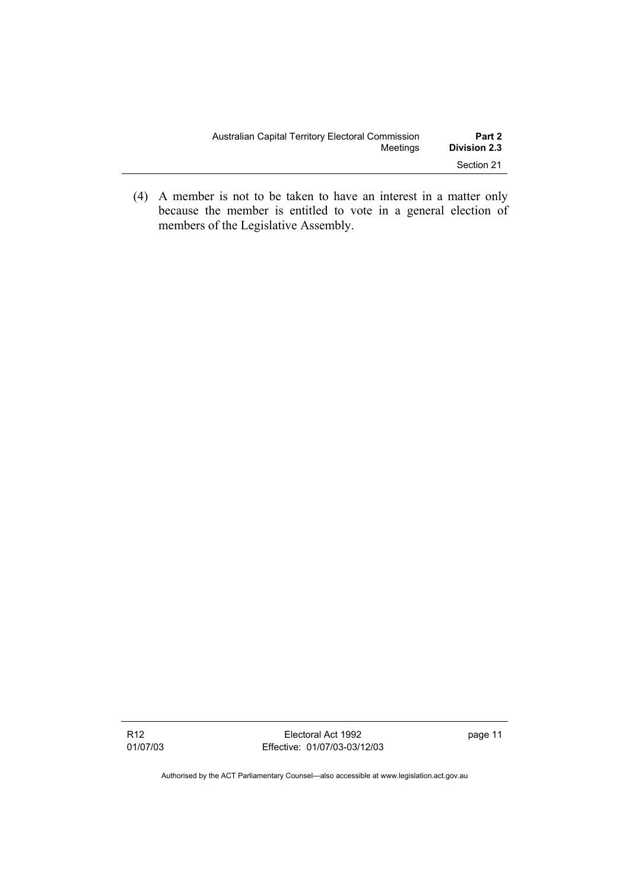(4) A member is not to be taken to have an interest in a matter only because the member is entitled to vote in a general election of members of the Legislative Assembly.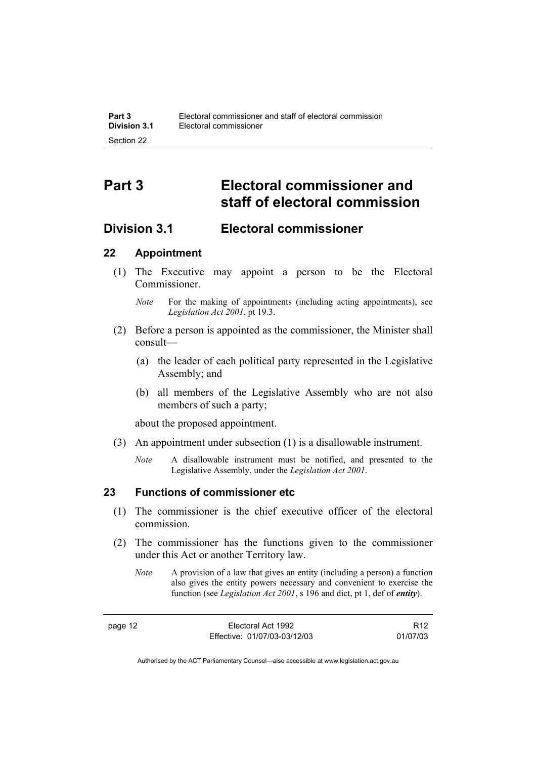# Part 3 Electoral commissioner and staff of electoral commission

## Division 3.1 Electoral commissioner

### 22 Appointment

(1) The Executive may appoint a person to be the Electoral Commissioner.

*Note* For the making of appointments (including acting appointments), see *Legislation Act 2001*, pt 19.3.

(2) Before a person is appointed as the commissioner, the Minister shall consult—

(a) the leader of each political party represented in the Legislative Assembly; and

(b) all members of the Legislative Assembly who are not also members of such a party;

about the proposed appointment.

(3) An appointment under subsection (1) is a disallowable instrument.

*Note* A disallowable instrument must be notified, and presented to the Legislative Assembly, under the *Legislation Act 2001*.

### 23 Functions of commissioner etc

(1) The commissioner is the chief executive officer of the electoral commission.

(2) The commissioner has the functions given to the commissioner under this Act or another Territory law.

*Note* A provision of a law that gives an entity (including a person) a function also gives the entity powers necessary and convenient to exercise the function (see *Legislation Act 2001*, s 196 and dict, pt 1, def of ***entity***).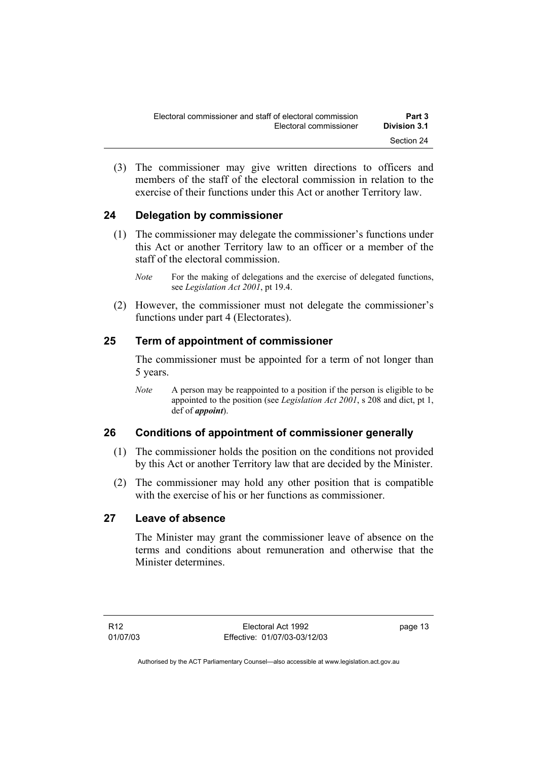(3) The commissioner may give written directions to officers and members of the staff of the electoral commission in relation to the exercise of their functions under this Act or another Territory law.

## 24 Delegation by commissioner

(1) The commissioner may delegate the commissioner's functions under this Act or another Territory law to an officer or a member of the staff of the electoral commission.

*Note* For the making of delegations and the exercise of delegated functions, see *Legislation Act 2001*, pt 19.4.

(2) However, the commissioner must not delegate the commissioner's functions under part 4 (Electorates).

## 25 Term of appointment of commissioner

The commissioner must be appointed for a term of not longer than 5 years.

*Note* A person may be reappointed to a position if the person is eligible to be appointed to the position (see *Legislation Act 2001*, s 208 and dict, pt 1, def of ***appoint***).

## 26 Conditions of appointment of commissioner generally

(1) The commissioner holds the position on the conditions not provided by this Act or another Territory law that are decided by the Minister.

(2) The commissioner may hold any other position that is compatible with the exercise of his or her functions as commissioner.

## 27 Leave of absence

The Minister may grant the commissioner leave of absence on the terms and conditions about remuneration and otherwise that the Minister determines.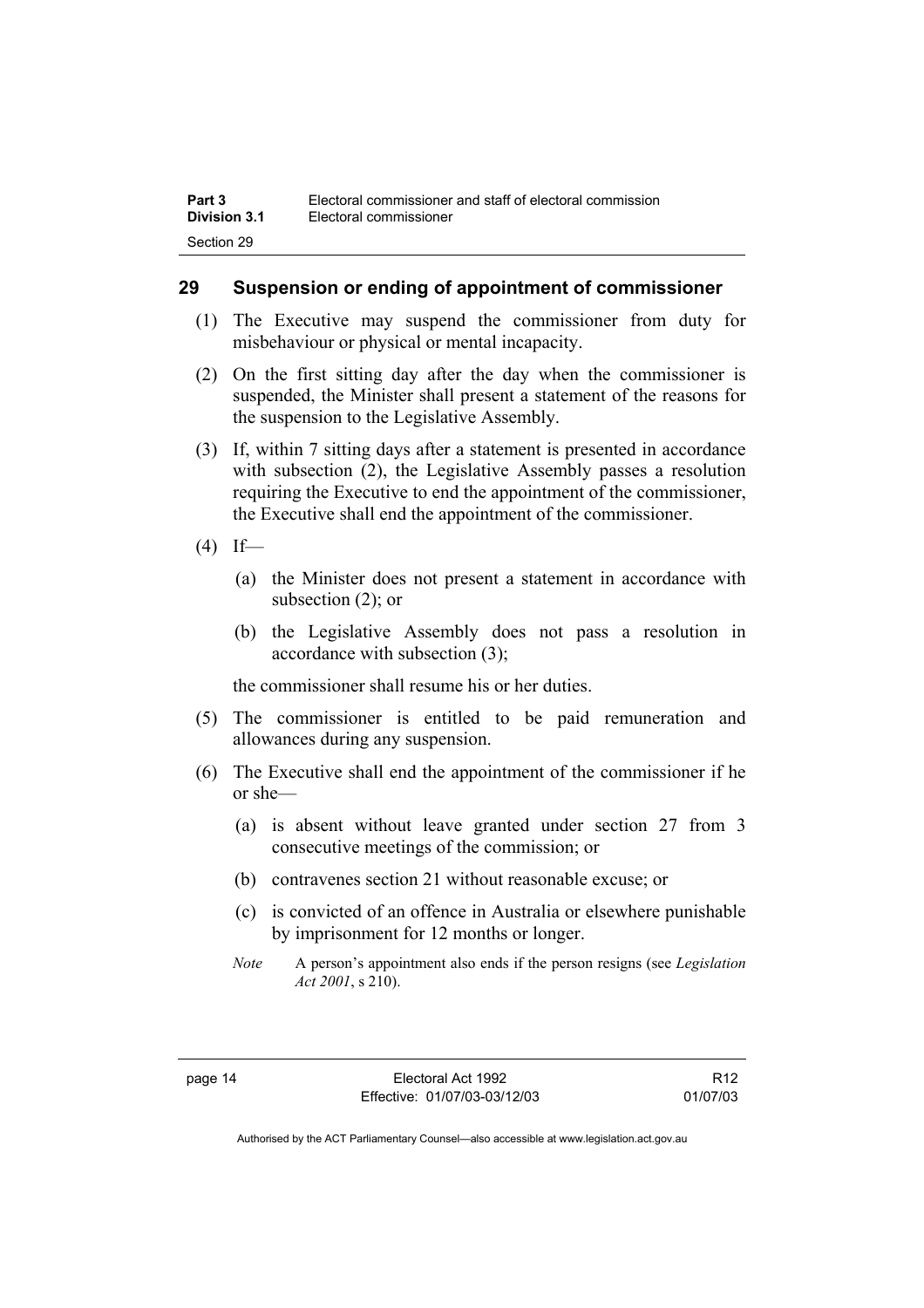## 29 Suspension or ending of appointment of commissioner

(1) The Executive may suspend the commissioner from duty for misbehaviour or physical or mental incapacity.

(2) On the first sitting day after the day when the commissioner is suspended, the Minister shall present a statement of the reasons for the suspension to the Legislative Assembly.

(3) If, within 7 sitting days after a statement is presented in accordance with subsection (2), the Legislative Assembly passes a resolution requiring the Executive to end the appointment of the commissioner, the Executive shall end the appointment of the commissioner.

(4) If—

(a) the Minister does not present a statement in accordance with subsection (2); or

(b) the Legislative Assembly does not pass a resolution in accordance with subsection (3);

the commissioner shall resume his or her duties.

(5) The commissioner is entitled to be paid remuneration and allowances during any suspension.

(6) The Executive shall end the appointment of the commissioner if he or she—

(a) is absent without leave granted under section 27 from 3 consecutive meetings of the commission; or

(b) contravenes section 21 without reasonable excuse; or

(c) is convicted of an offence in Australia or elsewhere punishable by imprisonment for 12 months or longer.

*Note* A person's appointment also ends if the person resigns (see *Legislation Act 2001*, s 210).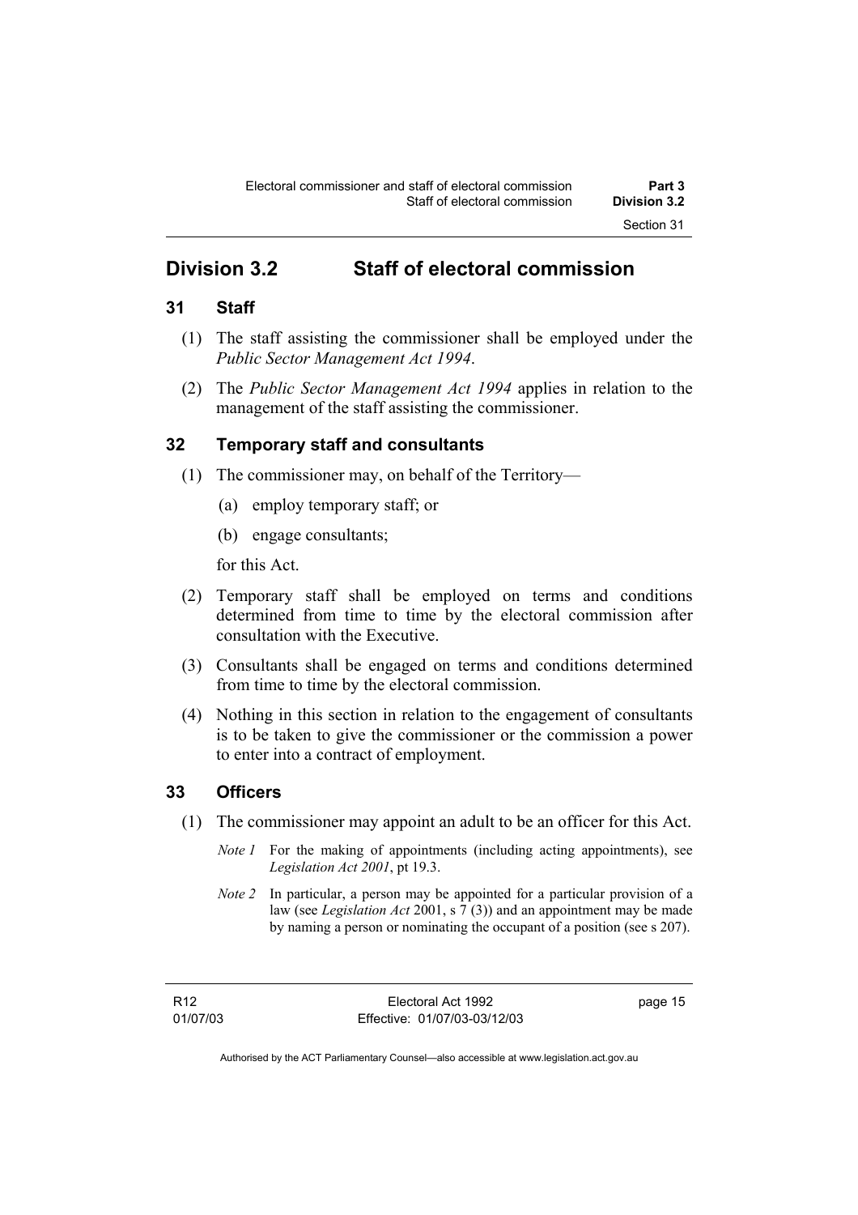# Division 3.2 Staff of electoral commission

## 31 Staff

(1) The staff assisting the commissioner shall be employed under the *Public Sector Management Act 1994*.

(2) The *Public Sector Management Act 1994* applies in relation to the management of the staff assisting the commissioner.

## 32 Temporary staff and consultants

(1) The commissioner may, on behalf of the Territory—

(a) employ temporary staff; or

(b) engage consultants;

for this Act.

(2) Temporary staff shall be employed on terms and conditions determined from time to time by the electoral commission after consultation with the Executive.

(3) Consultants shall be engaged on terms and conditions determined from time to time by the electoral commission.

(4) Nothing in this section in relation to the engagement of consultants is to be taken to give the commissioner or the commission a power to enter into a contract of employment.

## 33 Officers

(1) The commissioner may appoint an adult to be an officer for this Act.

*Note 1* For the making of appointments (including acting appointments), see *Legislation Act 2001*, pt 19.3.

*Note 2* In particular, a person may be appointed for a particular provision of a law (see *Legislation Act* 2001, s 7 (3)) and an appointment may be made by naming a person or nominating the occupant of a position (see s 207).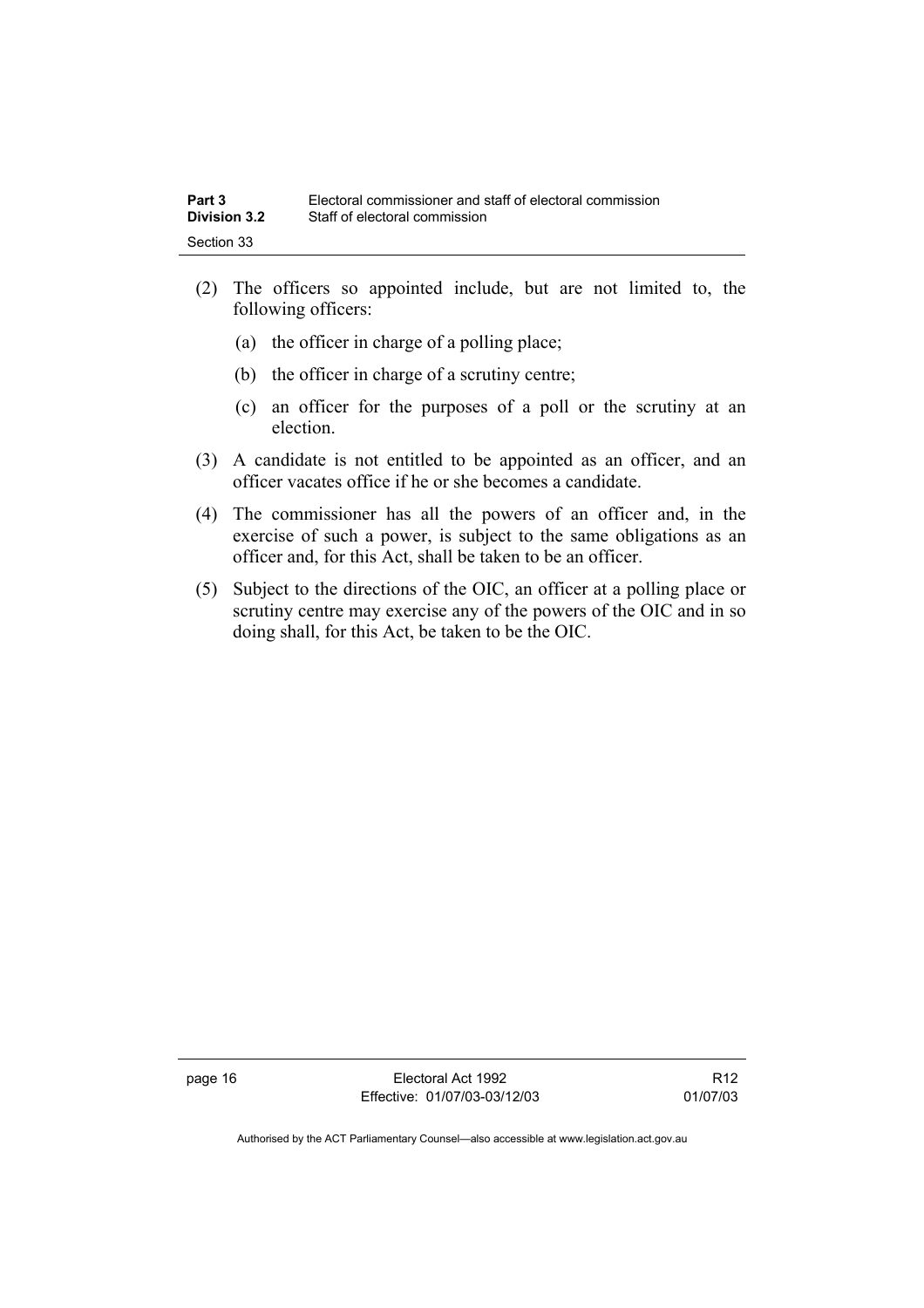(2) The officers so appointed include, but are not limited to, the following officers:

   (a) the officer in charge of a polling place;

   (b) the officer in charge of a scrutiny centre;

   (c) an officer for the purposes of a poll or the scrutiny at an election.

(3) A candidate is not entitled to be appointed as an officer, and an officer vacates office if he or she becomes a candidate.

(4) The commissioner has all the powers of an officer and, in the exercise of such a power, is subject to the same obligations as an officer and, for this Act, shall be taken to be an officer.

(5) Subject to the directions of the OIC, an officer at a polling place or scrutiny centre may exercise any of the powers of the OIC and in so doing shall, for this Act, be taken to be the OIC.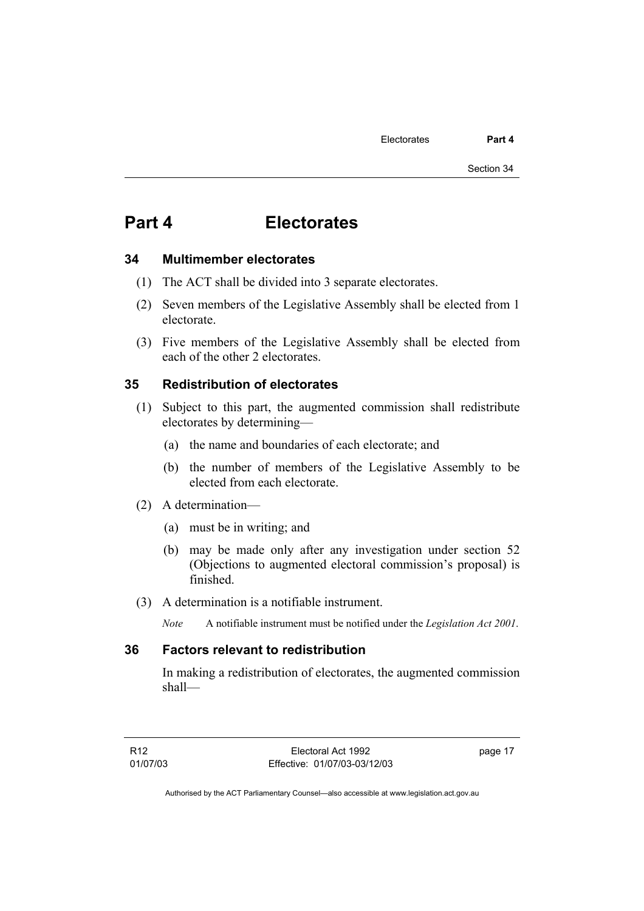# Part 4 Electorates

## 34 Multimember electorates

(1) The ACT shall be divided into 3 separate electorates.

(2) Seven members of the Legislative Assembly shall be elected from 1 electorate.

(3) Five members of the Legislative Assembly shall be elected from each of the other 2 electorates.

## 35 Redistribution of electorates

(1) Subject to this part, the augmented commission shall redistribute electorates by determining—

(a) the name and boundaries of each electorate; and

(b) the number of members of the Legislative Assembly to be elected from each electorate.

(2) A determination—

(a) must be in writing; and

(b) may be made only after any investigation under section 52 (Objections to augmented electoral commission's proposal) is finished.

(3) A determination is a notifiable instrument.

*Note* A notifiable instrument must be notified under the *Legislation Act 2001*.

## 36 Factors relevant to redistribution

In making a redistribution of electorates, the augmented commission shall—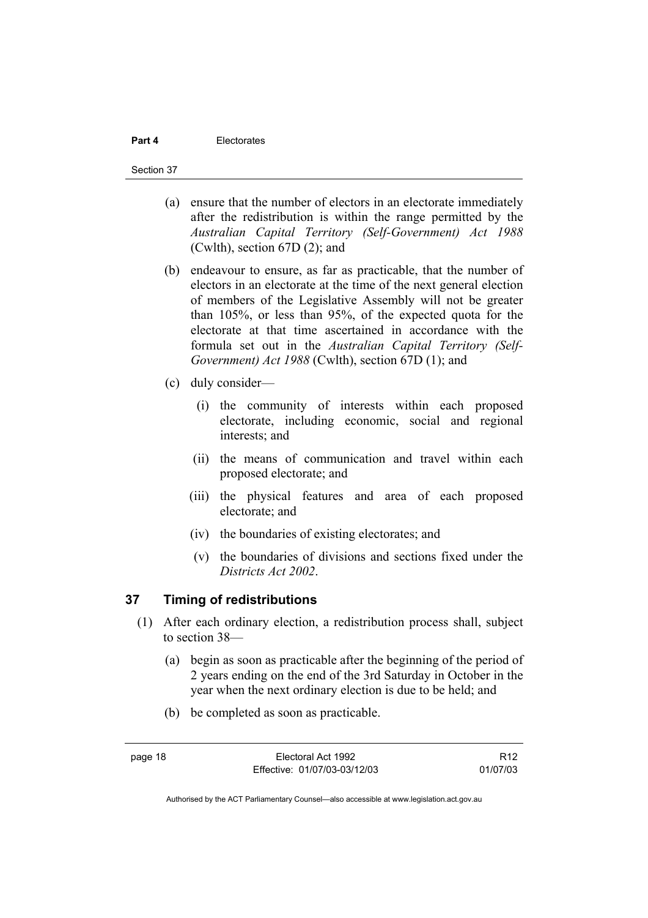(a) ensure that the number of electors in an electorate immediately after the redistribution is within the range permitted by the *Australian Capital Territory (Self-Government) Act 1988* (Cwlth), section 67D (2); and

(b) endeavour to ensure, as far as practicable, that the number of electors in an electorate at the time of the next general election of members of the Legislative Assembly will not be greater than 105%, or less than 95%, of the expected quota for the electorate at that time ascertained in accordance with the formula set out in the *Australian Capital Territory (Self-Government) Act 1988* (Cwlth), section 67D (1); and

(c) duly consider—

(i) the community of interests within each proposed electorate, including economic, social and regional interests; and

(ii) the means of communication and travel within each proposed electorate; and

(iii) the physical features and area of each proposed electorate; and

(iv) the boundaries of existing electorates; and

(v) the boundaries of divisions and sections fixed under the *Districts Act 2002*.

## 37 Timing of redistributions

(1) After each ordinary election, a redistribution process shall, subject to section 38—

(a) begin as soon as practicable after the beginning of the period of 2 years ending on the end of the 3rd Saturday in October in the year when the next ordinary election is due to be held; and

(b) be completed as soon as practicable.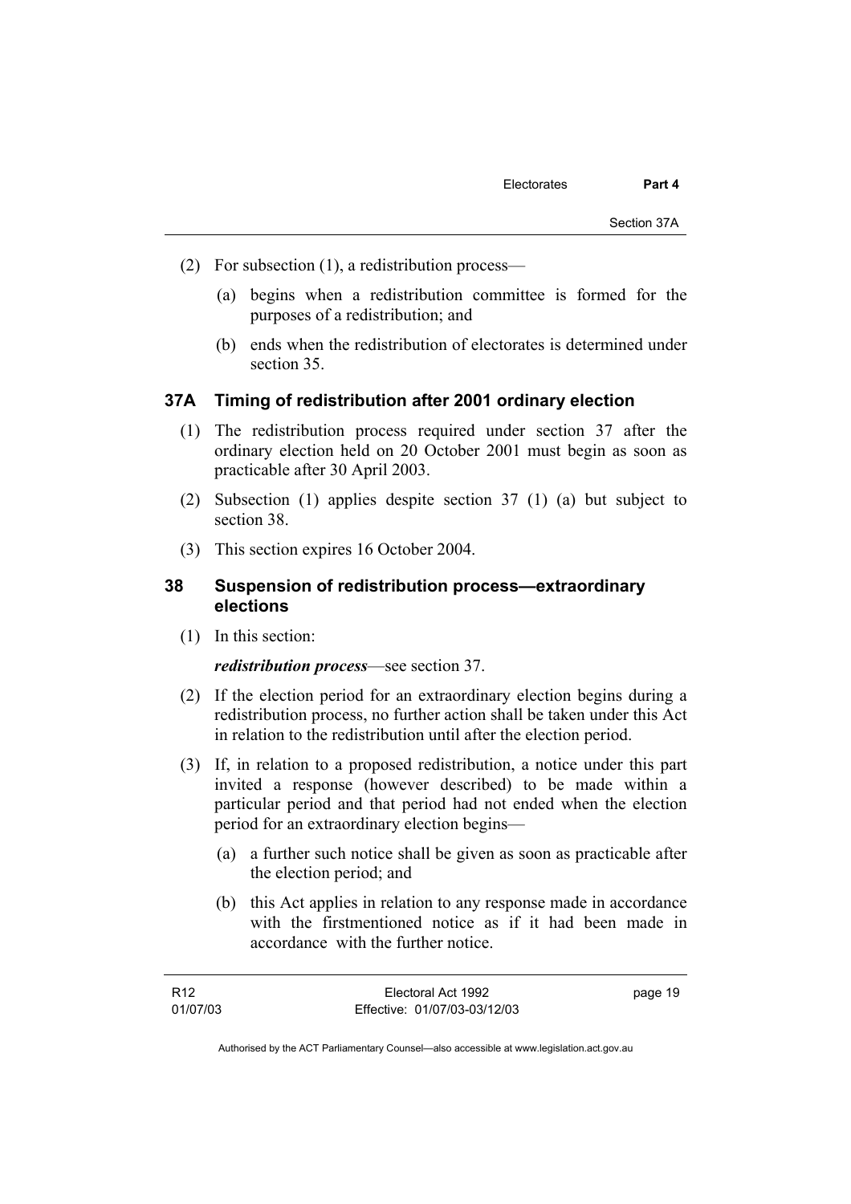(2) For subsection (1), a redistribution process—

(a) begins when a redistribution committee is formed for the purposes of a redistribution; and

(b) ends when the redistribution of electorates is determined under section 35.

### 37A Timing of redistribution after 2001 ordinary election

(1) The redistribution process required under section 37 after the ordinary election held on 20 October 2001 must begin as soon as practicable after 30 April 2003.

(2) Subsection (1) applies despite section 37 (1) (a) but subject to section 38.

(3) This section expires 16 October 2004.

### 38 Suspension of redistribution process—extraordinary elections

(1) In this section:

***redistribution process***—see section 37.

(2) If the election period for an extraordinary election begins during a redistribution process, no further action shall be taken under this Act in relation to the redistribution until after the election period.

(3) If, in relation to a proposed redistribution, a notice under this part invited a response (however described) to be made within a particular period and that period had not ended when the election period for an extraordinary election begins—

(a) a further such notice shall be given as soon as practicable after the election period; and

(b) this Act applies in relation to any response made in accordance with the firstmentioned notice as if it had been made in accordance with the further notice.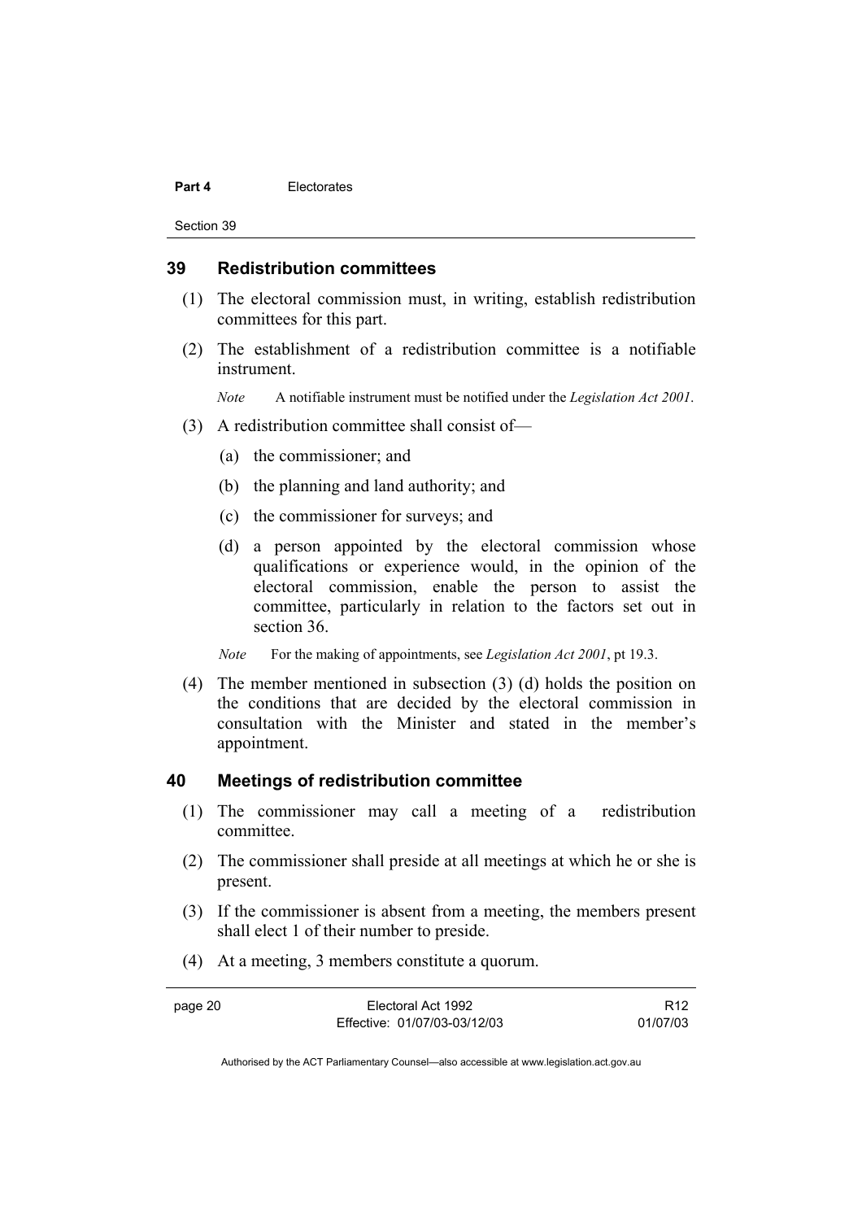## 39 Redistribution committees

(1) The electoral commission must, in writing, establish redistribution committees for this part.

(2) The establishment of a redistribution committee is a notifiable instrument.

*Note* A notifiable instrument must be notified under the *Legislation Act 2001*.

(3) A redistribution committee shall consist of—

(a) the commissioner; and

(b) the planning and land authority; and

(c) the commissioner for surveys; and

(d) a person appointed by the electoral commission whose qualifications or experience would, in the opinion of the electoral commission, enable the person to assist the committee, particularly in relation to the factors set out in section 36.

*Note* For the making of appointments, see *Legislation Act 2001*, pt 19.3.

(4) The member mentioned in subsection (3) (d) holds the position on the conditions that are decided by the electoral commission in consultation with the Minister and stated in the member's appointment.

## 40 Meetings of redistribution committee

(1) The commissioner may call a meeting of a redistribution committee.

(2) The commissioner shall preside at all meetings at which he or she is present.

(3) If the commissioner is absent from a meeting, the members present shall elect 1 of their number to preside.

(4) At a meeting, 3 members constitute a quorum.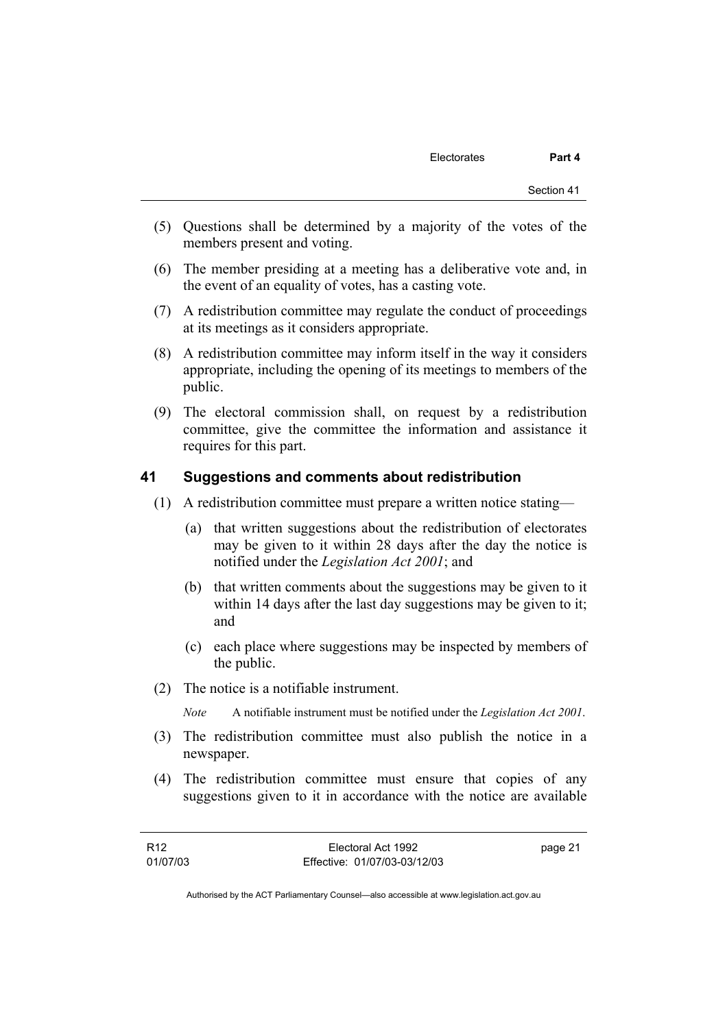(5) Questions shall be determined by a majority of the votes of the members present and voting.

(6) The member presiding at a meeting has a deliberative vote and, in the event of an equality of votes, has a casting vote.

(7) A redistribution committee may regulate the conduct of proceedings at its meetings as it considers appropriate.

(8) A redistribution committee may inform itself in the way it considers appropriate, including the opening of its meetings to members of the public.

(9) The electoral commission shall, on request by a redistribution committee, give the committee the information and assistance it requires for this part.

## 41 Suggestions and comments about redistribution

(1) A redistribution committee must prepare a written notice stating—

(a) that written suggestions about the redistribution of electorates may be given to it within 28 days after the day the notice is notified under the *Legislation Act 2001*; and

(b) that written comments about the suggestions may be given to it within 14 days after the last day suggestions may be given to it; and

(c) each place where suggestions may be inspected by members of the public.

(2) The notice is a notifiable instrument.

*Note* A notifiable instrument must be notified under the *Legislation Act 2001*.

(3) The redistribution committee must also publish the notice in a newspaper.

(4) The redistribution committee must ensure that copies of any suggestions given to it in accordance with the notice are available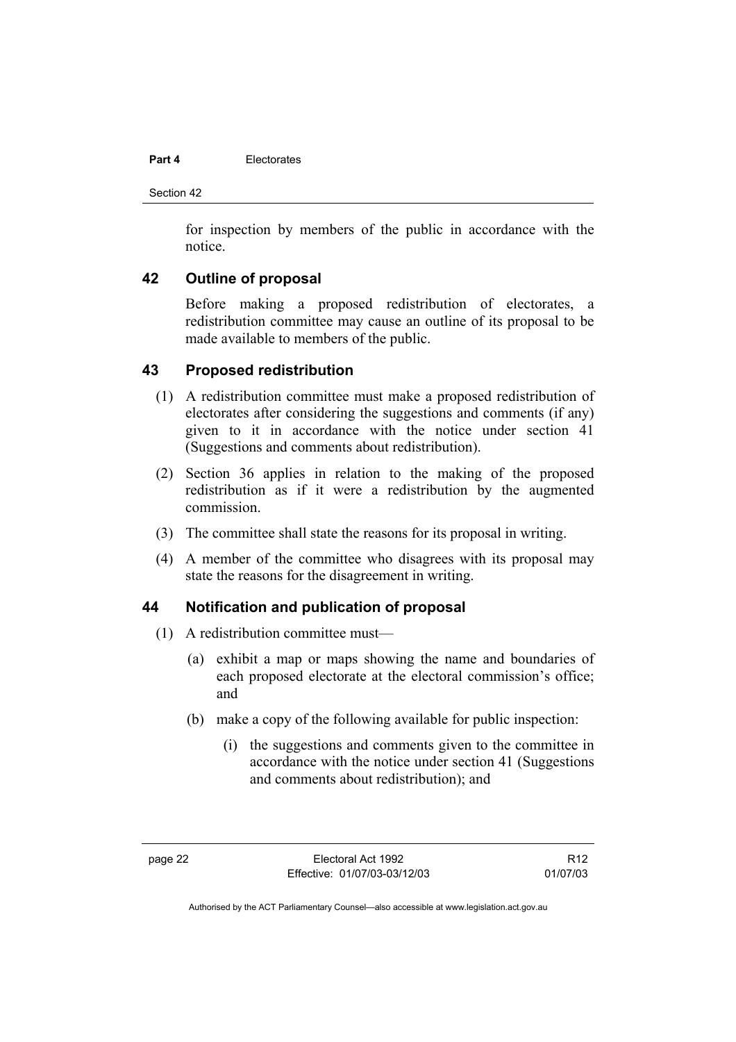for inspection by members of the public in accordance with the notice.

## 42 Outline of proposal

Before making a proposed redistribution of electorates, a redistribution committee may cause an outline of its proposal to be made available to members of the public.

## 43 Proposed redistribution

(1) A redistribution committee must make a proposed redistribution of electorates after considering the suggestions and comments (if any) given to it in accordance with the notice under section 41 (Suggestions and comments about redistribution).

(2) Section 36 applies in relation to the making of the proposed redistribution as if it were a redistribution by the augmented commission.

(3) The committee shall state the reasons for its proposal in writing.

(4) A member of the committee who disagrees with its proposal may state the reasons for the disagreement in writing.

## 44 Notification and publication of proposal

(1) A redistribution committee must—

(a) exhibit a map or maps showing the name and boundaries of each proposed electorate at the electoral commission's office; and

(b) make a copy of the following available for public inspection:

(i) the suggestions and comments given to the committee in accordance with the notice under section 41 (Suggestions and comments about redistribution); and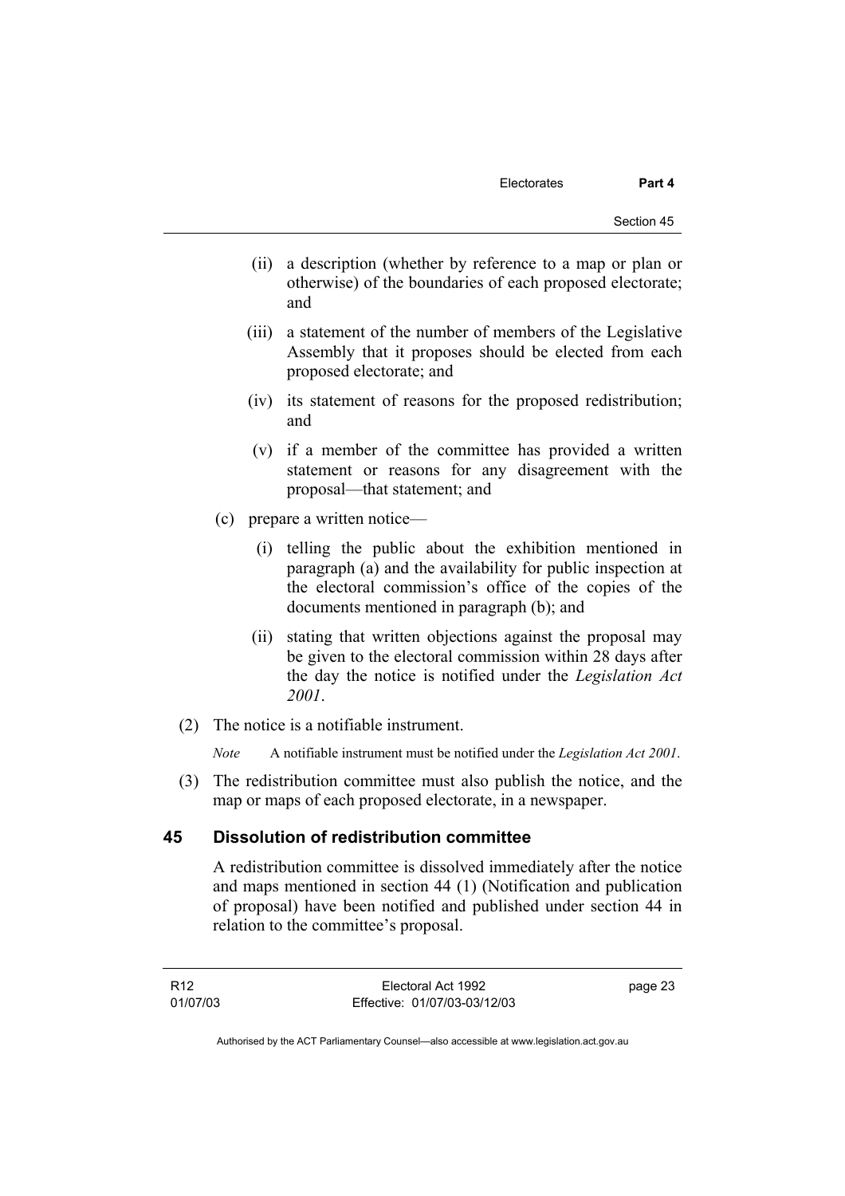(ii) a description (whether by reference to a map or plan or otherwise) of the boundaries of each proposed electorate; and

(iii) a statement of the number of members of the Legislative Assembly that it proposes should be elected from each proposed electorate; and

(iv) its statement of reasons for the proposed redistribution; and

(v) if a member of the committee has provided a written statement or reasons for any disagreement with the proposal—that statement; and

(c) prepare a written notice—

(i) telling the public about the exhibition mentioned in paragraph (a) and the availability for public inspection at the electoral commission's office of the copies of the documents mentioned in paragraph (b); and

(ii) stating that written objections against the proposal may be given to the electoral commission within 28 days after the day the notice is notified under the *Legislation Act 2001*.

(2) The notice is a notifiable instrument.

*Note* A notifiable instrument must be notified under the *Legislation Act 2001*.

(3) The redistribution committee must also publish the notice, and the map or maps of each proposed electorate, in a newspaper.

## 45 Dissolution of redistribution committee

A redistribution committee is dissolved immediately after the notice and maps mentioned in section 44 (1) (Notification and publication of proposal) have been notified and published under section 44 in relation to the committee's proposal.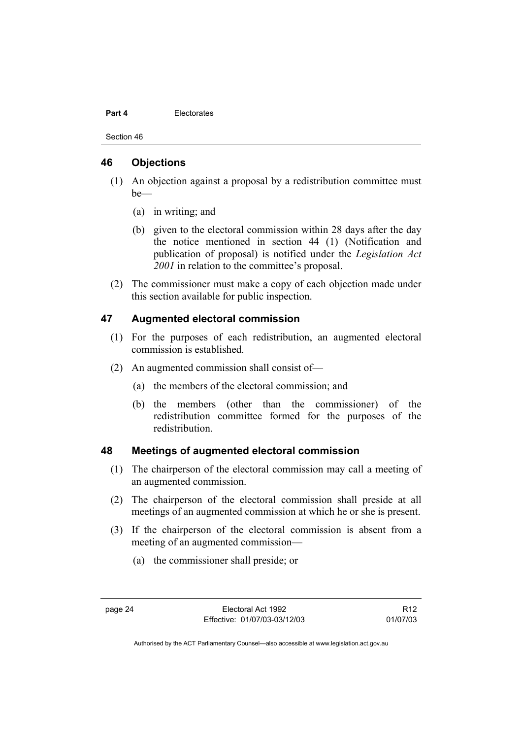## 46 Objections

(1) An objection against a proposal by a redistribution committee must be—

(a) in writing; and

(b) given to the electoral commission within 28 days after the day the notice mentioned in section 44 (1) (Notification and publication of proposal) is notified under the *Legislation Act 2001* in relation to the committee's proposal.

(2) The commissioner must make a copy of each objection made under this section available for public inspection.

## 47 Augmented electoral commission

(1) For the purposes of each redistribution, an augmented electoral commission is established.

(2) An augmented commission shall consist of—

(a) the members of the electoral commission; and

(b) the members (other than the commissioner) of the redistribution committee formed for the purposes of the redistribution.

## 48 Meetings of augmented electoral commission

(1) The chairperson of the electoral commission may call a meeting of an augmented commission.

(2) The chairperson of the electoral commission shall preside at all meetings of an augmented commission at which he or she is present.

(3) If the chairperson of the electoral commission is absent from a meeting of an augmented commission—

(a) the commissioner shall preside; or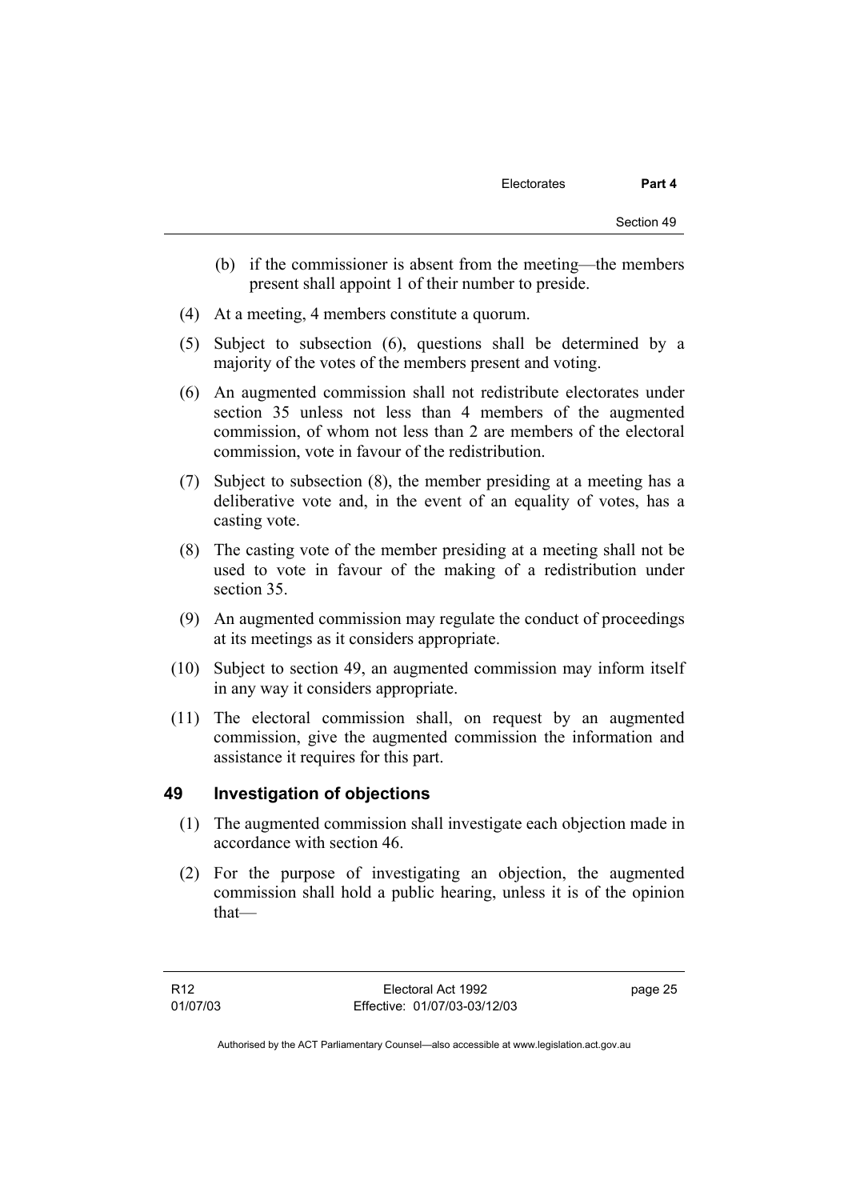(b) if the commissioner is absent from the meeting—the members present shall appoint 1 of their number to preside.

(4) At a meeting, 4 members constitute a quorum.

(5) Subject to subsection (6), questions shall be determined by a majority of the votes of the members present and voting.

(6) An augmented commission shall not redistribute electorates under section 35 unless not less than 4 members of the augmented commission, of whom not less than 2 are members of the electoral commission, vote in favour of the redistribution.

(7) Subject to subsection (8), the member presiding at a meeting has a deliberative vote and, in the event of an equality of votes, has a casting vote.

(8) The casting vote of the member presiding at a meeting shall not be used to vote in favour of the making of a redistribution under section 35.

(9) An augmented commission may regulate the conduct of proceedings at its meetings as it considers appropriate.

(10) Subject to section 49, an augmented commission may inform itself in any way it considers appropriate.

(11) The electoral commission shall, on request by an augmented commission, give the augmented commission the information and assistance it requires for this part.

## 49 Investigation of objections

(1) The augmented commission shall investigate each objection made in accordance with section 46.

(2) For the purpose of investigating an objection, the augmented commission shall hold a public hearing, unless it is of the opinion that—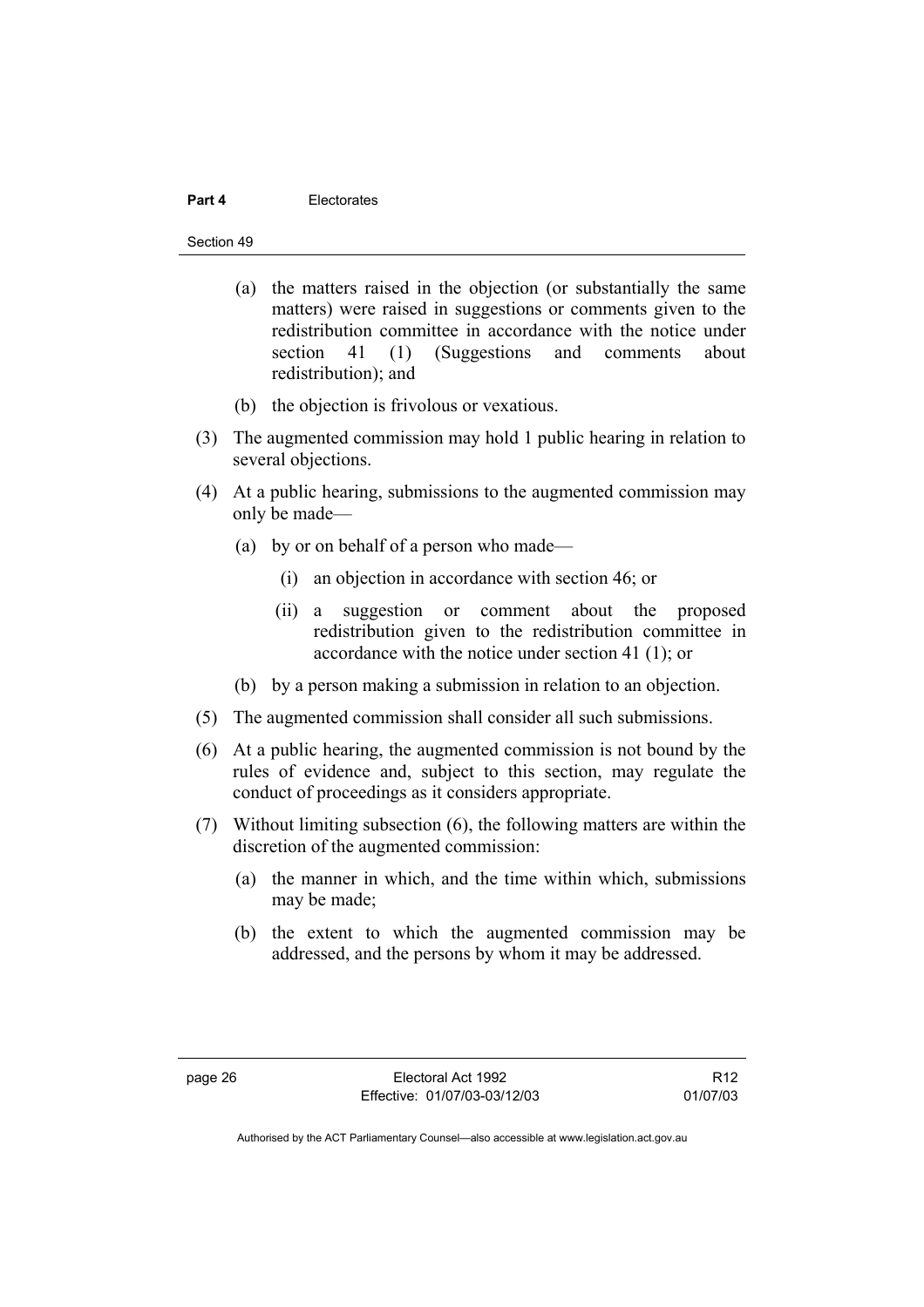(a) the matters raised in the objection (or substantially the same matters) were raised in suggestions or comments given to the redistribution committee in accordance with the notice under section 41 (1) (Suggestions and comments about redistribution); and

(b) the objection is frivolous or vexatious.

(3) The augmented commission may hold 1 public hearing in relation to several objections.

(4) At a public hearing, submissions to the augmented commission may only be made—

(a) by or on behalf of a person who made—

(i) an objection in accordance with section 46; or

(ii) a suggestion or comment about the proposed redistribution given to the redistribution committee in accordance with the notice under section 41 (1); or

(b) by a person making a submission in relation to an objection.

(5) The augmented commission shall consider all such submissions.

(6) At a public hearing, the augmented commission is not bound by the rules of evidence and, subject to this section, may regulate the conduct of proceedings as it considers appropriate.

(7) Without limiting subsection (6), the following matters are within the discretion of the augmented commission:

(a) the manner in which, and the time within which, submissions may be made;

(b) the extent to which the augmented commission may be addressed, and the persons by whom it may be addressed.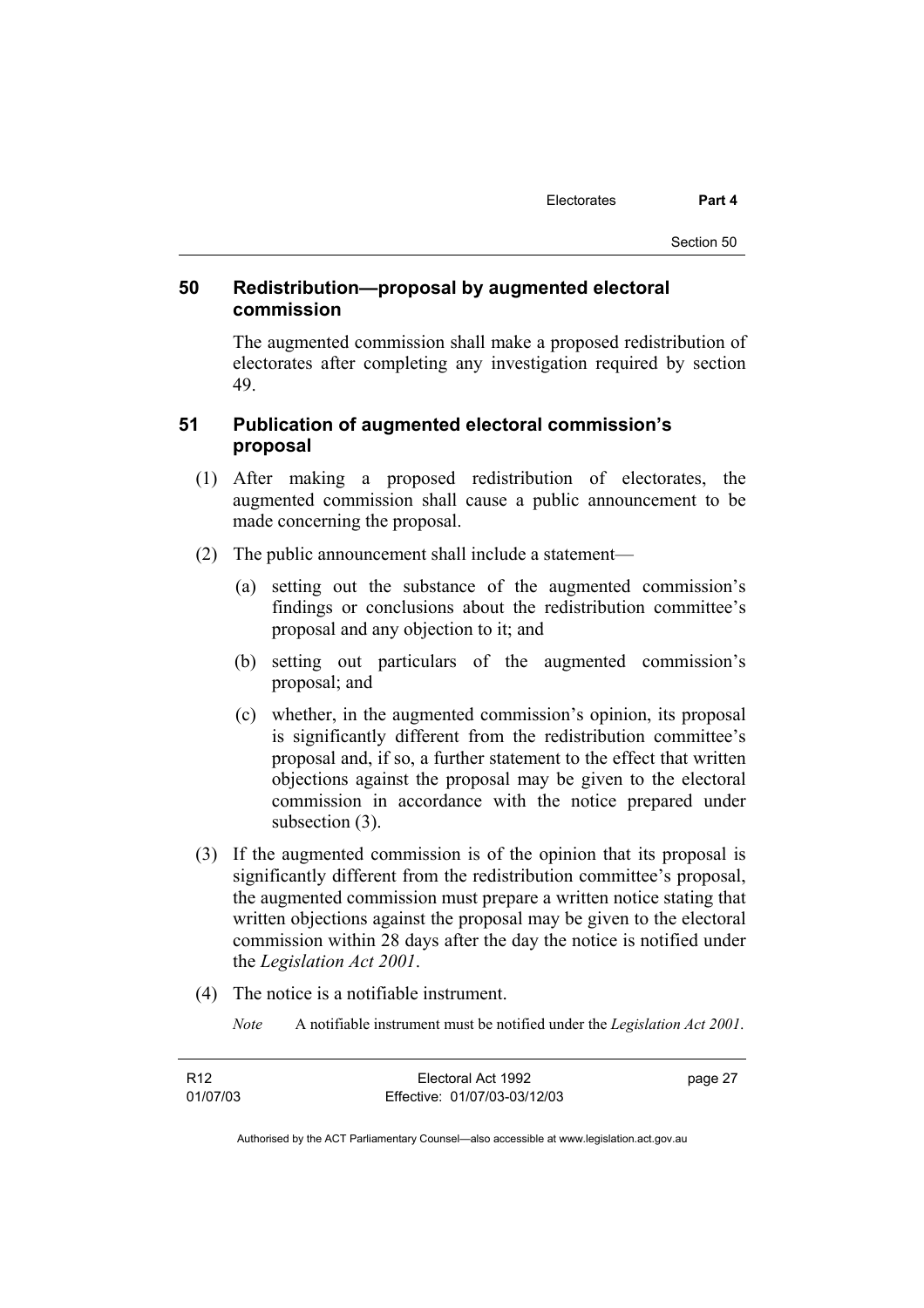## 50 Redistribution—proposal by augmented electoral commission

The augmented commission shall make a proposed redistribution of electorates after completing any investigation required by section 49.

## 51 Publication of augmented electoral commission's proposal

(1) After making a proposed redistribution of electorates, the augmented commission shall cause a public announcement to be made concerning the proposal.

(2) The public announcement shall include a statement—

(a) setting out the substance of the augmented commission's findings or conclusions about the redistribution committee's proposal and any objection to it; and

(b) setting out particulars of the augmented commission's proposal; and

(c) whether, in the augmented commission's opinion, its proposal is significantly different from the redistribution committee's proposal and, if so, a further statement to the effect that written objections against the proposal may be given to the electoral commission in accordance with the notice prepared under subsection (3).

(3) If the augmented commission is of the opinion that its proposal is significantly different from the redistribution committee's proposal, the augmented commission must prepare a written notice stating that written objections against the proposal may be given to the electoral commission within 28 days after the day the notice is notified under the *Legislation Act 2001*.

(4) The notice is a notifiable instrument.

*Note* A notifiable instrument must be notified under the *Legislation Act 2001*.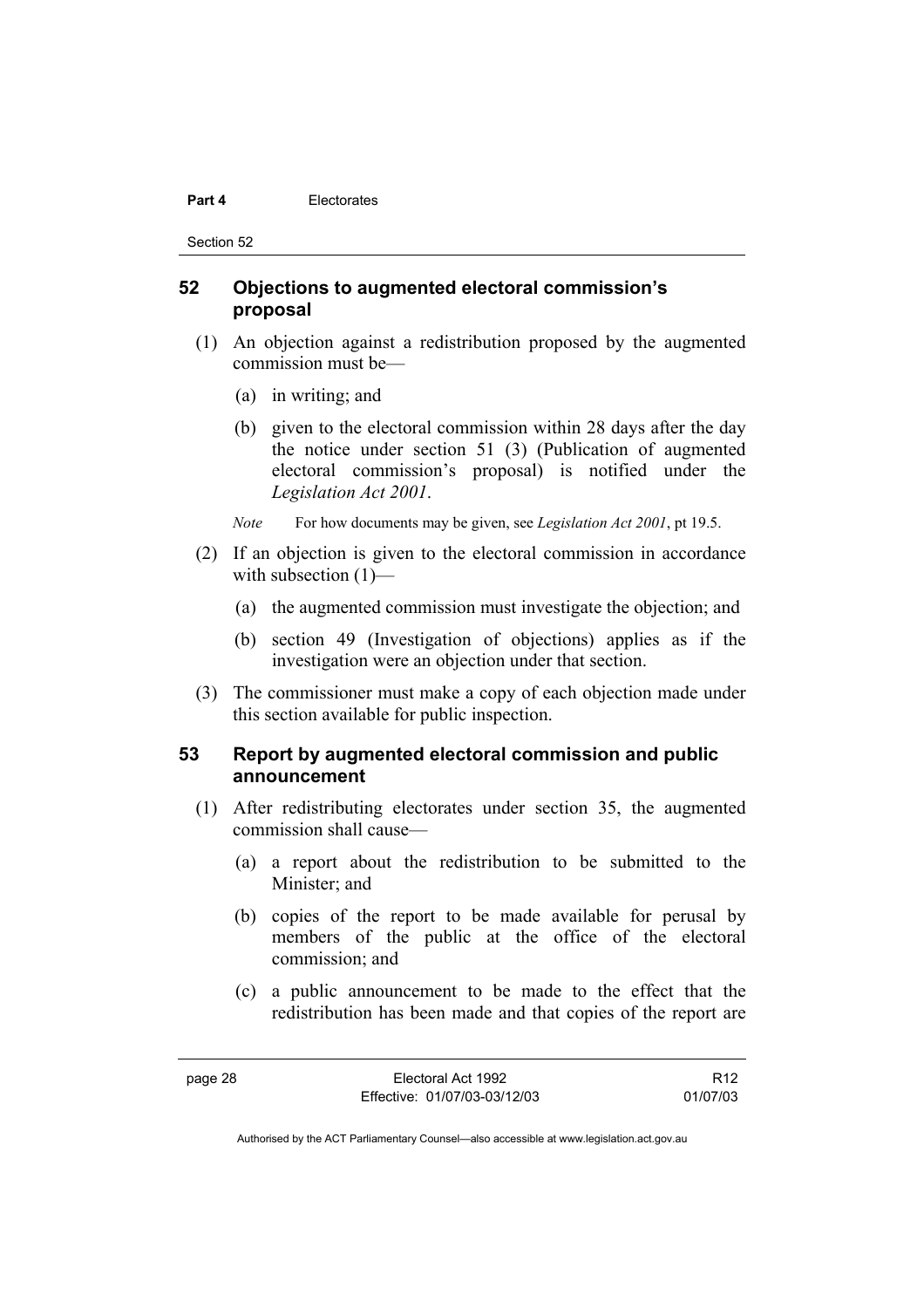## 52 Objections to augmented electoral commission's proposal

(1) An objection against a redistribution proposed by the augmented commission must be—

(a) in writing; and

(b) given to the electoral commission within 28 days after the day the notice under section 51 (3) (Publication of augmented electoral commission's proposal) is notified under the *Legislation Act 2001*.

*Note* For how documents may be given, see *Legislation Act 2001*, pt 19.5.

(2) If an objection is given to the electoral commission in accordance with subsection (1)—

(a) the augmented commission must investigate the objection; and

(b) section 49 (Investigation of objections) applies as if the investigation were an objection under that section.

(3) The commissioner must make a copy of each objection made under this section available for public inspection.

## 53 Report by augmented electoral commission and public announcement

(1) After redistributing electorates under section 35, the augmented commission shall cause—

(a) a report about the redistribution to be submitted to the Minister; and

(b) copies of the report to be made available for perusal by members of the public at the office of the electoral commission; and

(c) a public announcement to be made to the effect that the redistribution has been made and that copies of the report are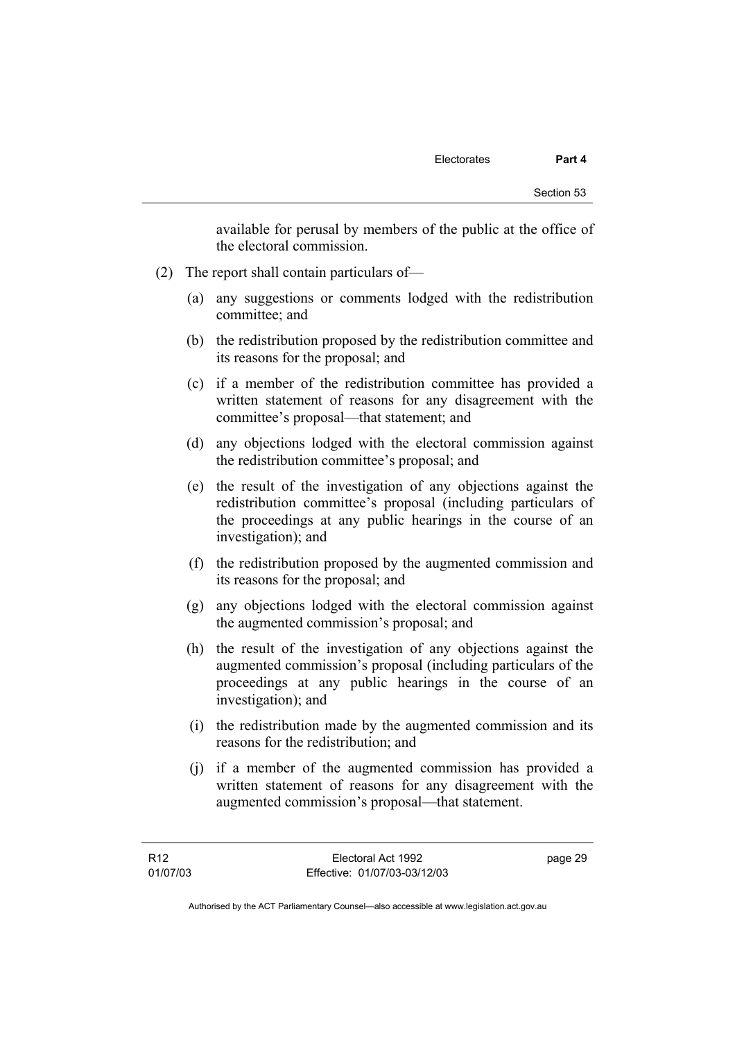available for perusal by members of the public at the office of the electoral commission.

(2) The report shall contain particulars of—

(a) any suggestions or comments lodged with the redistribution committee; and

(b) the redistribution proposed by the redistribution committee and its reasons for the proposal; and

(c) if a member of the redistribution committee has provided a written statement of reasons for any disagreement with the committee's proposal—that statement; and

(d) any objections lodged with the electoral commission against the redistribution committee's proposal; and

(e) the result of the investigation of any objections against the redistribution committee's proposal (including particulars of the proceedings at any public hearings in the course of an investigation); and

(f) the redistribution proposed by the augmented commission and its reasons for the proposal; and

(g) any objections lodged with the electoral commission against the augmented commission's proposal; and

(h) the result of the investigation of any objections against the augmented commission's proposal (including particulars of the proceedings at any public hearings in the course of an investigation); and

(i) the redistribution made by the augmented commission and its reasons for the redistribution; and

(j) if a member of the augmented commission has provided a written statement of reasons for any disagreement with the augmented commission's proposal—that statement.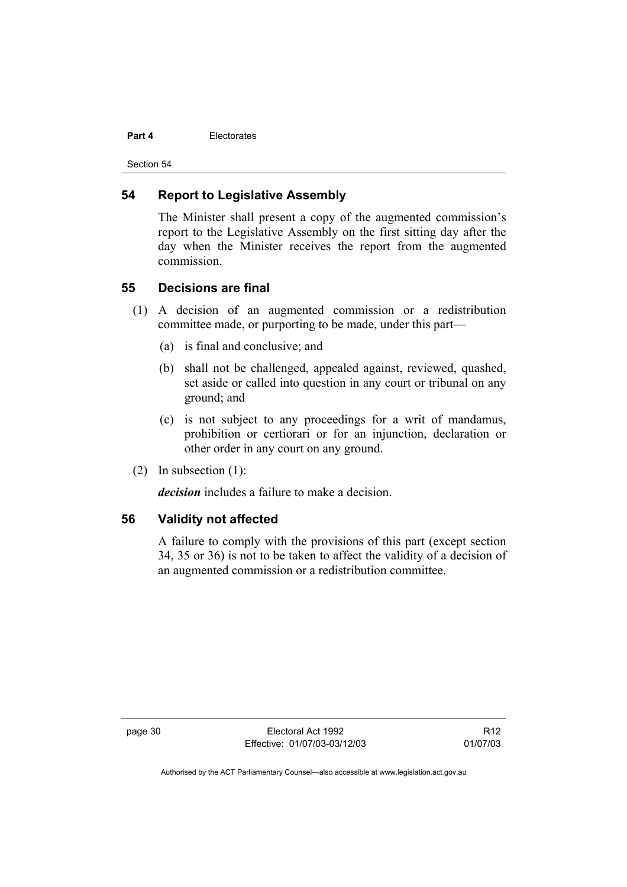## 54 Report to Legislative Assembly

The Minister shall present a copy of the augmented commission's report to the Legislative Assembly on the first sitting day after the day when the Minister receives the report from the augmented commission.

## 55 Decisions are final

(1) A decision of an augmented commission or a redistribution committee made, or purporting to be made, under this part—

(a) is final and conclusive; and

(b) shall not be challenged, appealed against, reviewed, quashed, set aside or called into question in any court or tribunal on any ground; and

(c) is not subject to any proceedings for a writ of mandamus, prohibition or certiorari or for an injunction, declaration or other order in any court on any ground.

(2) In subsection (1):

***decision*** includes a failure to make a decision.

## 56 Validity not affected

A failure to comply with the provisions of this part (except section 34, 35 or 36) is not to be taken to affect the validity of a decision of an augmented commission or a redistribution committee.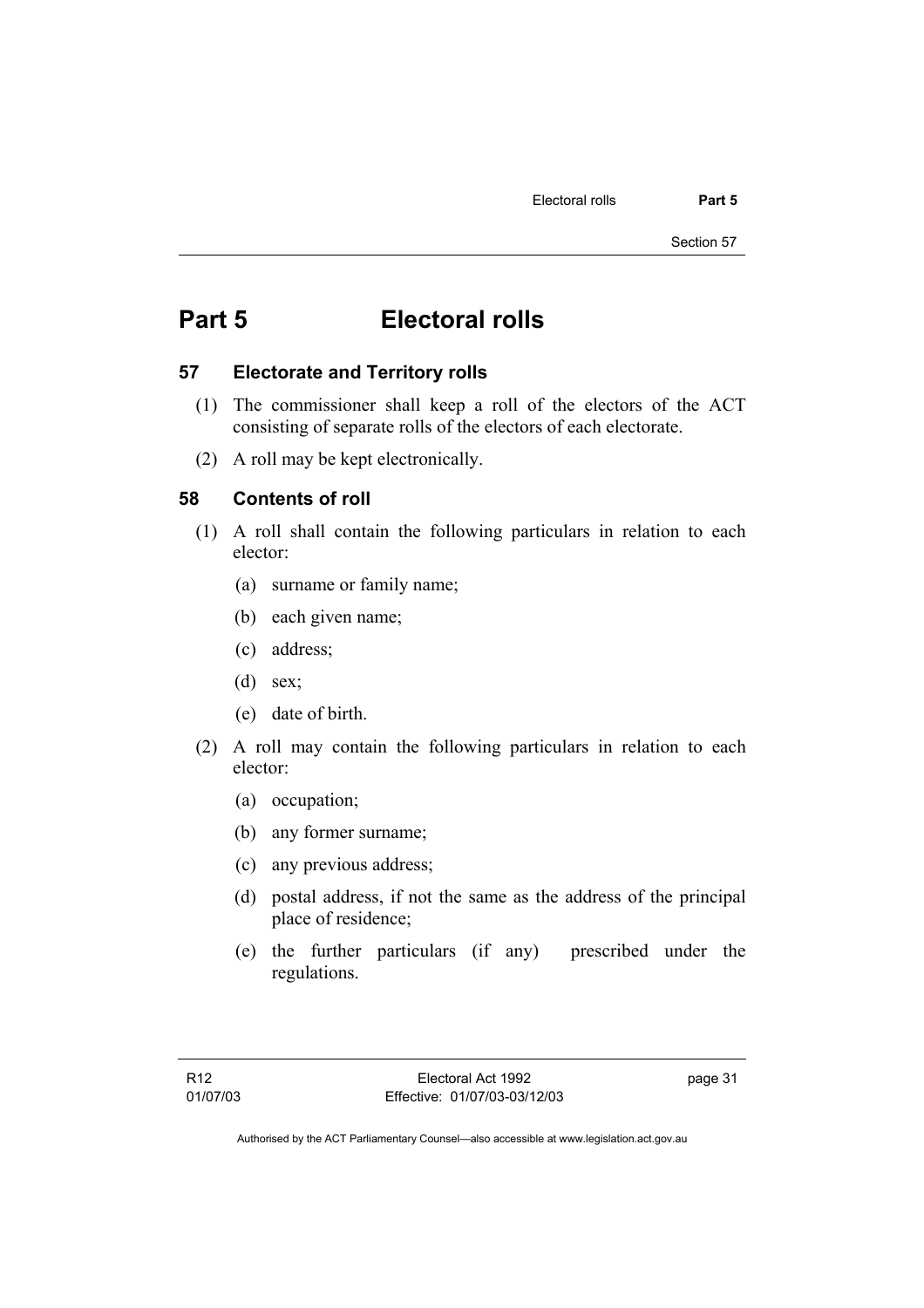# Part 5 Electoral rolls

## 57 Electorate and Territory rolls

(1) The commissioner shall keep a roll of the electors of the ACT consisting of separate rolls of the electors of each electorate.

(2) A roll may be kept electronically.

## 58 Contents of roll

(1) A roll shall contain the following particulars in relation to each elector:

- (a) surname or family name;
- (b) each given name;
- (c) address;
- (d) sex;
- (e) date of birth.

(2) A roll may contain the following particulars in relation to each elector:

- (a) occupation;
- (b) any former surname;
- (c) any previous address;
- (d) postal address, if not the same as the address of the principal place of residence;
- (e) the further particulars (if any) prescribed under the regulations.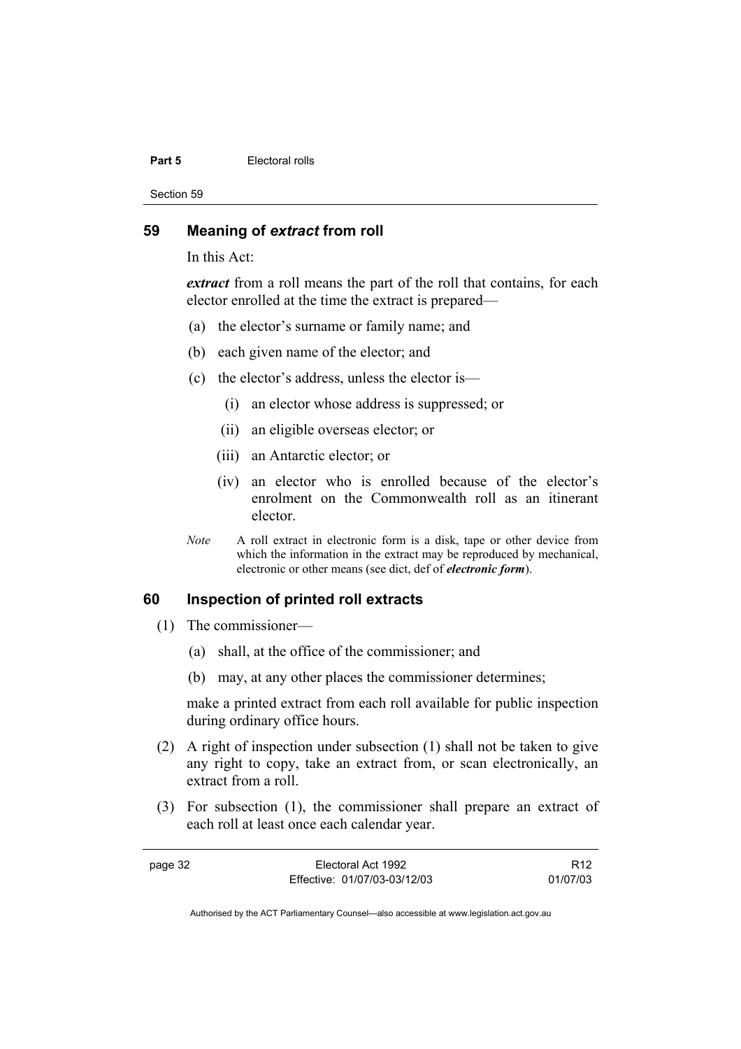## 59 Meaning of *extract* from roll

In this Act:

***extract*** from a roll means the part of the roll that contains, for each elector enrolled at the time the extract is prepared—

(a) the elector's surname or family name; and

(b) each given name of the elector; and

(c) the elector's address, unless the elector is—

   (i) an elector whose address is suppressed; or

   (ii) an eligible overseas elector; or

   (iii) an Antarctic elector; or

   (iv) an elector who is enrolled because of the elector's enrolment on the Commonwealth roll as an itinerant elector.

*Note* A roll extract in electronic form is a disk, tape or other device from which the information in the extract may be reproduced by mechanical, electronic or other means (see dict, def of ***electronic form***).

## 60 Inspection of printed roll extracts

(1) The commissioner—

   (a) shall, at the office of the commissioner; and

   (b) may, at any other places the commissioner determines;

   make a printed extract from each roll available for public inspection during ordinary office hours.

(2) A right of inspection under subsection (1) shall not be taken to give any right to copy, take an extract from, or scan electronically, an extract from a roll.

(3) For subsection (1), the commissioner shall prepare an extract of each roll at least once each calendar year.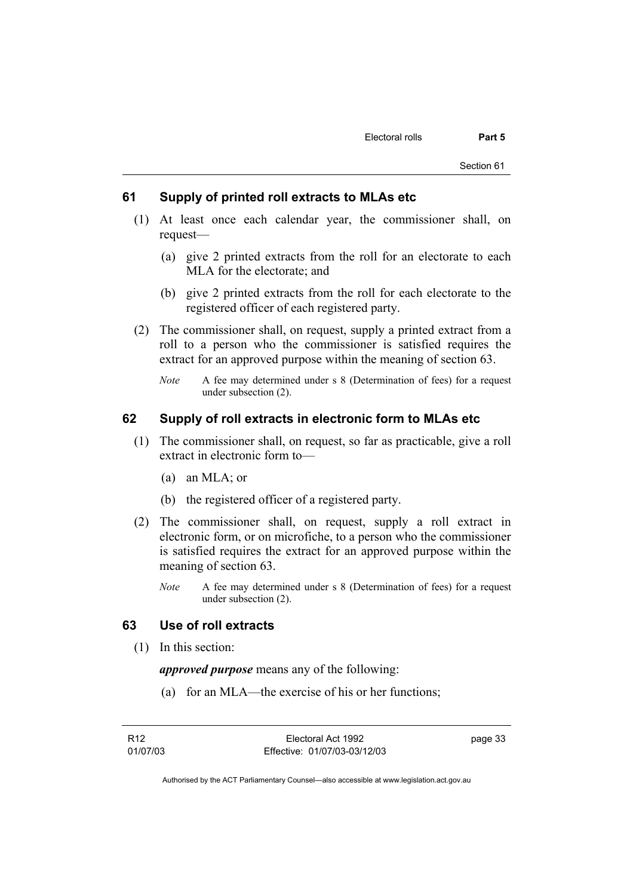## 61 Supply of printed roll extracts to MLAs etc

(1) At least once each calendar year, the commissioner shall, on request—

(a) give 2 printed extracts from the roll for an electorate to each MLA for the electorate; and

(b) give 2 printed extracts from the roll for each electorate to the registered officer of each registered party.

(2) The commissioner shall, on request, supply a printed extract from a roll to a person who the commissioner is satisfied requires the extract for an approved purpose within the meaning of section 63.

*Note* A fee may determined under s 8 (Determination of fees) for a request under subsection (2).

## 62 Supply of roll extracts in electronic form to MLAs etc

(1) The commissioner shall, on request, so far as practicable, give a roll extract in electronic form to—

(a) an MLA; or

(b) the registered officer of a registered party.

(2) The commissioner shall, on request, supply a roll extract in electronic form, or on microfiche, to a person who the commissioner is satisfied requires the extract for an approved purpose within the meaning of section 63.

*Note* A fee may determined under s 8 (Determination of fees) for a request under subsection (2).

## 63 Use of roll extracts

(1) In this section:

***approved purpose*** means any of the following:

(a) for an MLA—the exercise of his or her functions;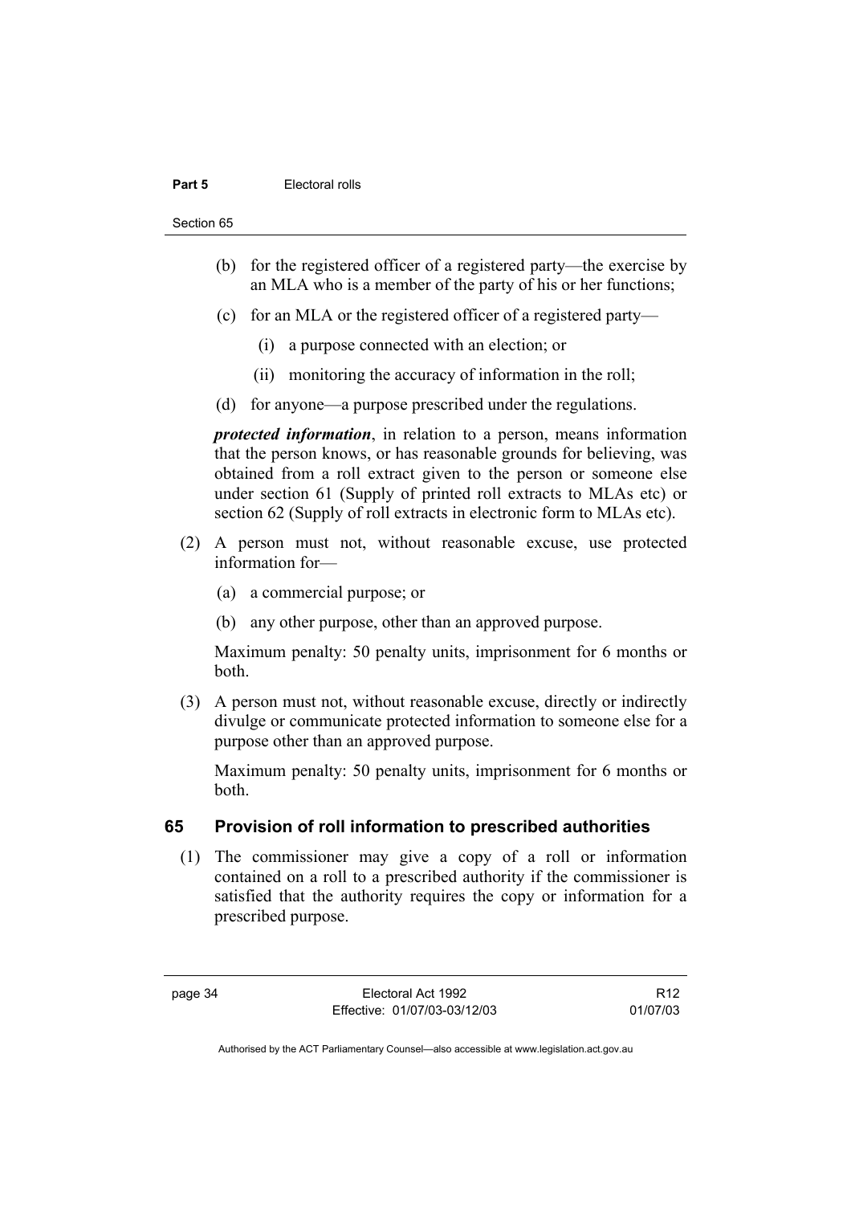(b) for the registered officer of a registered party—the exercise by an MLA who is a member of the party of his or her functions;

(c) for an MLA or the registered officer of a registered party—

(i) a purpose connected with an election; or

(ii) monitoring the accuracy of information in the roll;

(d) for anyone—a purpose prescribed under the regulations.

***protected information***, in relation to a person, means information that the person knows, or has reasonable grounds for believing, was obtained from a roll extract given to the person or someone else under section 61 (Supply of printed roll extracts to MLAs etc) or section 62 (Supply of roll extracts in electronic form to MLAs etc).

(2) A person must not, without reasonable excuse, use protected information for—

(a) a commercial purpose; or

(b) any other purpose, other than an approved purpose.

Maximum penalty: 50 penalty units, imprisonment for 6 months or both.

(3) A person must not, without reasonable excuse, directly or indirectly divulge or communicate protected information to someone else for a purpose other than an approved purpose.

Maximum penalty: 50 penalty units, imprisonment for 6 months or both.

## 65 Provision of roll information to prescribed authorities

(1) The commissioner may give a copy of a roll or information contained on a roll to a prescribed authority if the commissioner is satisfied that the authority requires the copy or information for a prescribed purpose.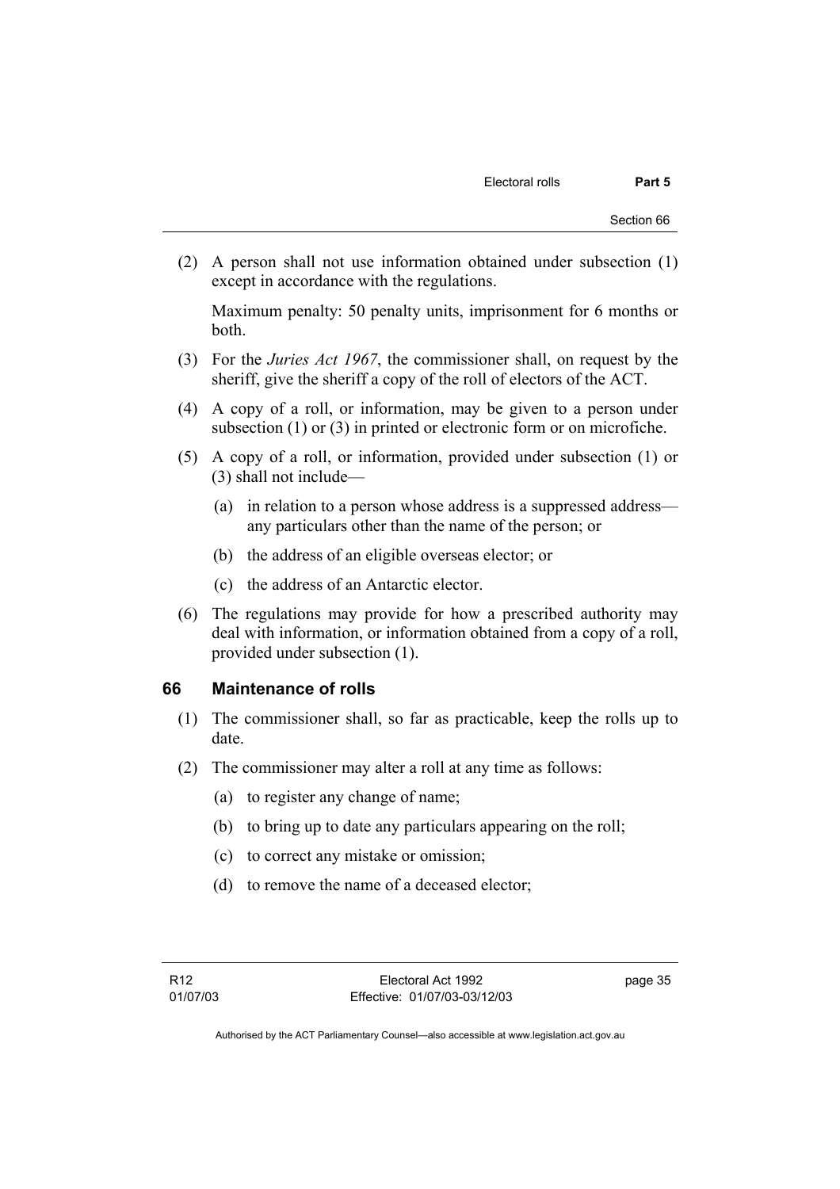(2) A person shall not use information obtained under subsection (1) except in accordance with the regulations.

Maximum penalty: 50 penalty units, imprisonment for 6 months or both.

(3) For the *Juries Act 1967*, the commissioner shall, on request by the sheriff, give the sheriff a copy of the roll of electors of the ACT.

(4) A copy of a roll, or information, may be given to a person under subsection (1) or (3) in printed or electronic form or on microfiche.

(5) A copy of a roll, or information, provided under subsection (1) or (3) shall not include—

(a) in relation to a person whose address is a suppressed address—any particulars other than the name of the person; or

(b) the address of an eligible overseas elector; or

(c) the address of an Antarctic elector.

(6) The regulations may provide for how a prescribed authority may deal with information, or information obtained from a copy of a roll, provided under subsection (1).

## 66 Maintenance of rolls

(1) The commissioner shall, so far as practicable, keep the rolls up to date.

(2) The commissioner may alter a roll at any time as follows:

(a) to register any change of name;

(b) to bring up to date any particulars appearing on the roll;

(c) to correct any mistake or omission;

(d) to remove the name of a deceased elector;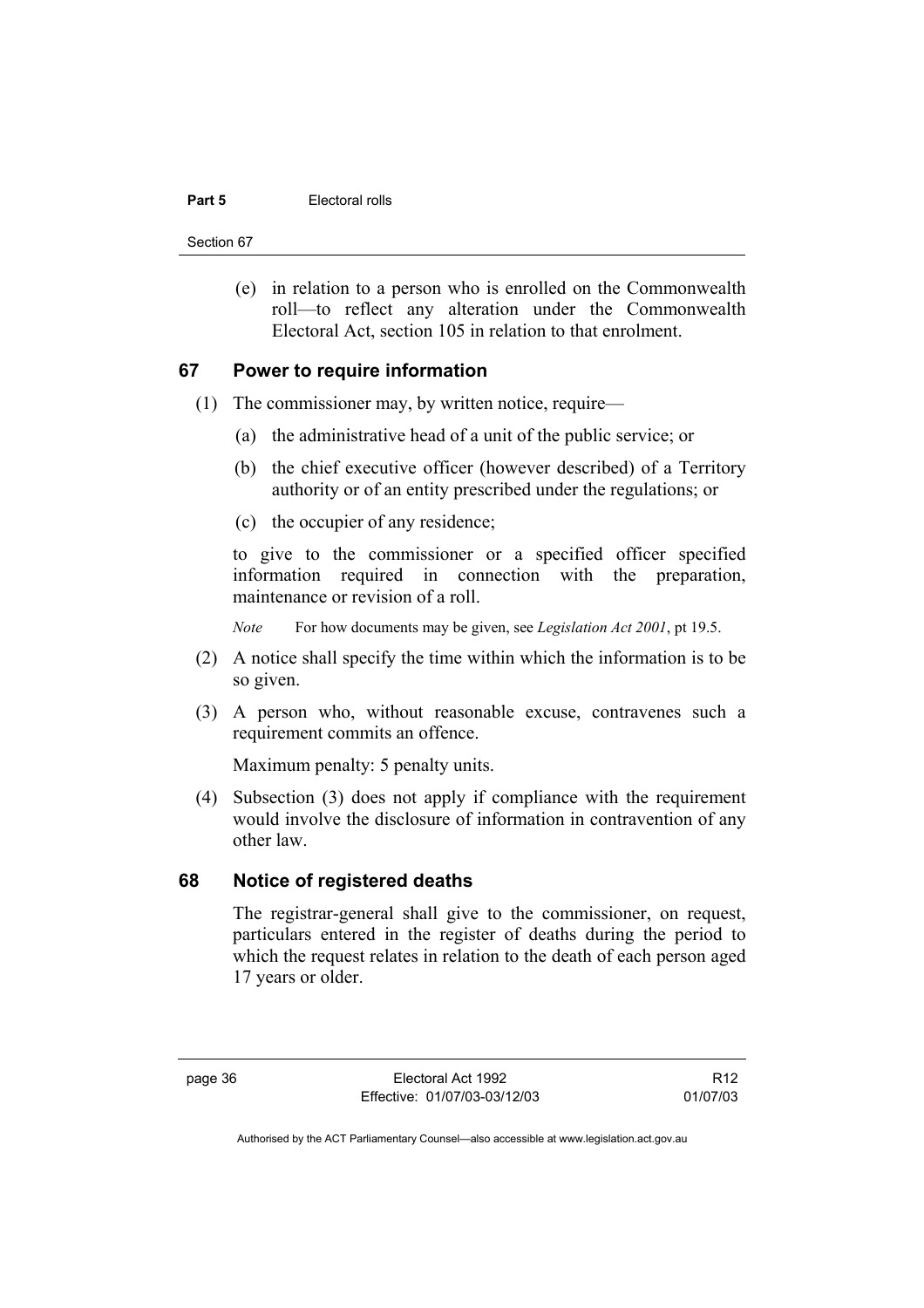(e) in relation to a person who is enrolled on the Commonwealth roll—to reflect any alteration under the Commonwealth Electoral Act, section 105 in relation to that enrolment.

## 67 Power to require information

(1) The commissioner may, by written notice, require—

(a) the administrative head of a unit of the public service; or

(b) the chief executive officer (however described) of a Territory authority or of an entity prescribed under the regulations; or

(c) the occupier of any residence;

to give to the commissioner or a specified officer specified information required in connection with the preparation, maintenance or revision of a roll.

*Note* For how documents may be given, see *Legislation Act 2001*, pt 19.5.

(2) A notice shall specify the time within which the information is to be so given.

(3) A person who, without reasonable excuse, contravenes such a requirement commits an offence.

Maximum penalty: 5 penalty units.

(4) Subsection (3) does not apply if compliance with the requirement would involve the disclosure of information in contravention of any other law.

## 68 Notice of registered deaths

The registrar-general shall give to the commissioner, on request, particulars entered in the register of deaths during the period to which the request relates in relation to the death of each person aged 17 years or older.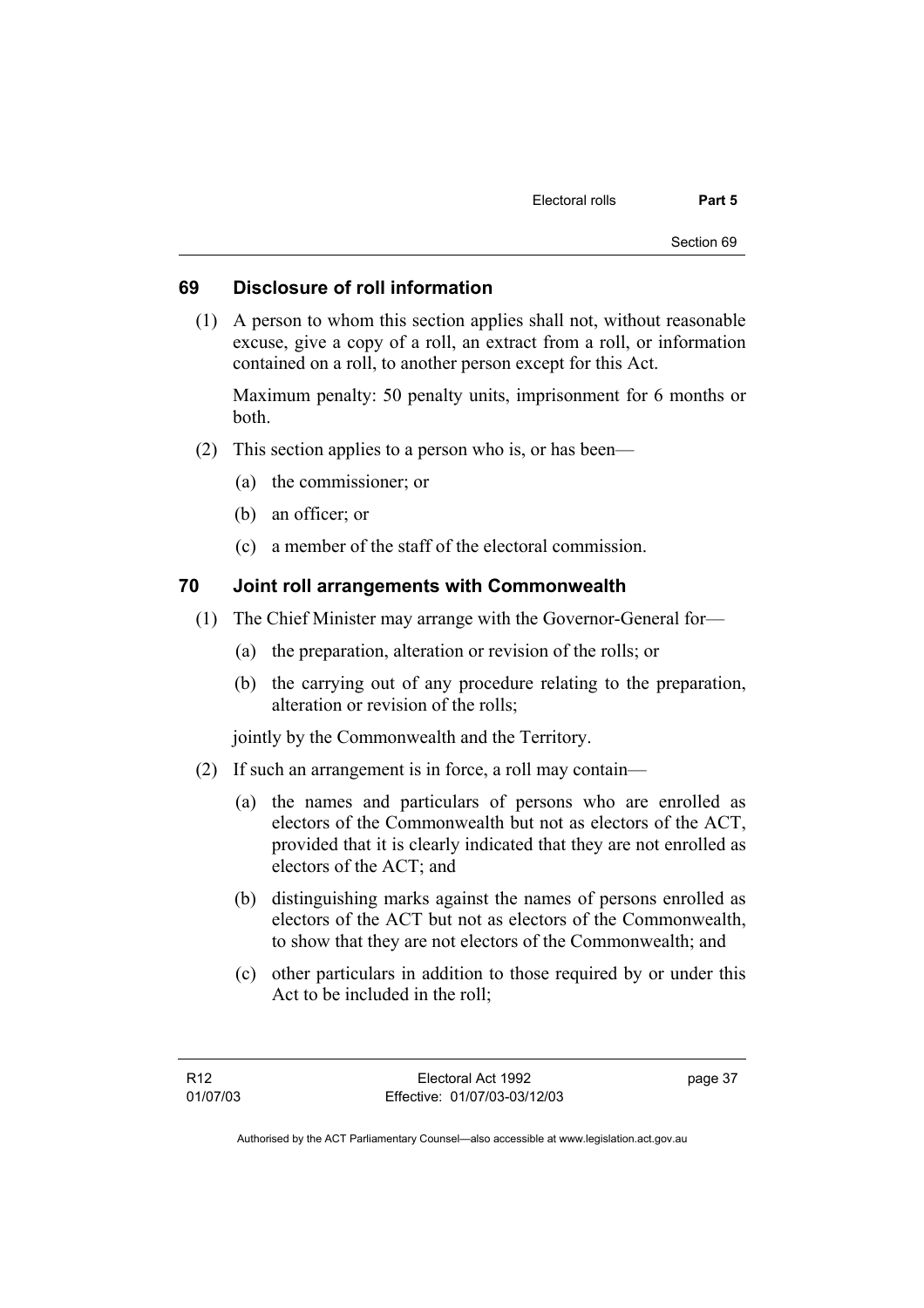## 69 Disclosure of roll information

(1) A person to whom this section applies shall not, without reasonable excuse, give a copy of a roll, an extract from a roll, or information contained on a roll, to another person except for this Act.

Maximum penalty: 50 penalty units, imprisonment for 6 months or both.

(2) This section applies to a person who is, or has been—

(a) the commissioner; or

(b) an officer; or

(c) a member of the staff of the electoral commission.

## 70 Joint roll arrangements with Commonwealth

(1) The Chief Minister may arrange with the Governor-General for—

(a) the preparation, alteration or revision of the rolls; or

(b) the carrying out of any procedure relating to the preparation, alteration or revision of the rolls;

jointly by the Commonwealth and the Territory.

(2) If such an arrangement is in force, a roll may contain—

(a) the names and particulars of persons who are enrolled as electors of the Commonwealth but not as electors of the ACT, provided that it is clearly indicated that they are not enrolled as electors of the ACT; and

(b) distinguishing marks against the names of persons enrolled as electors of the ACT but not as electors of the Commonwealth, to show that they are not electors of the Commonwealth; and

(c) other particulars in addition to those required by or under this Act to be included in the roll;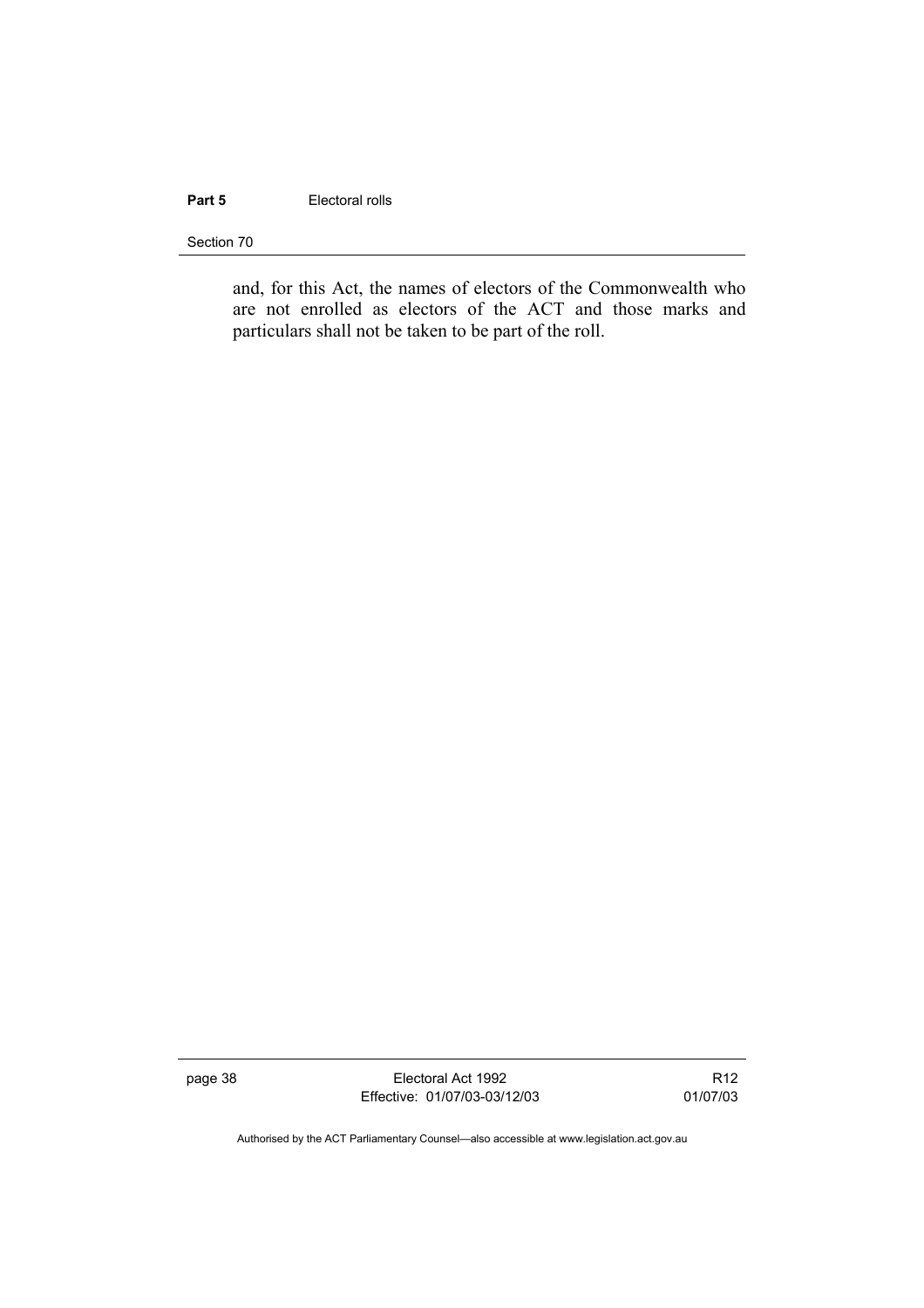and, for this Act, the names of electors of the Commonwealth who are not enrolled as electors of the ACT and those marks and particulars shall not be taken to be part of the roll.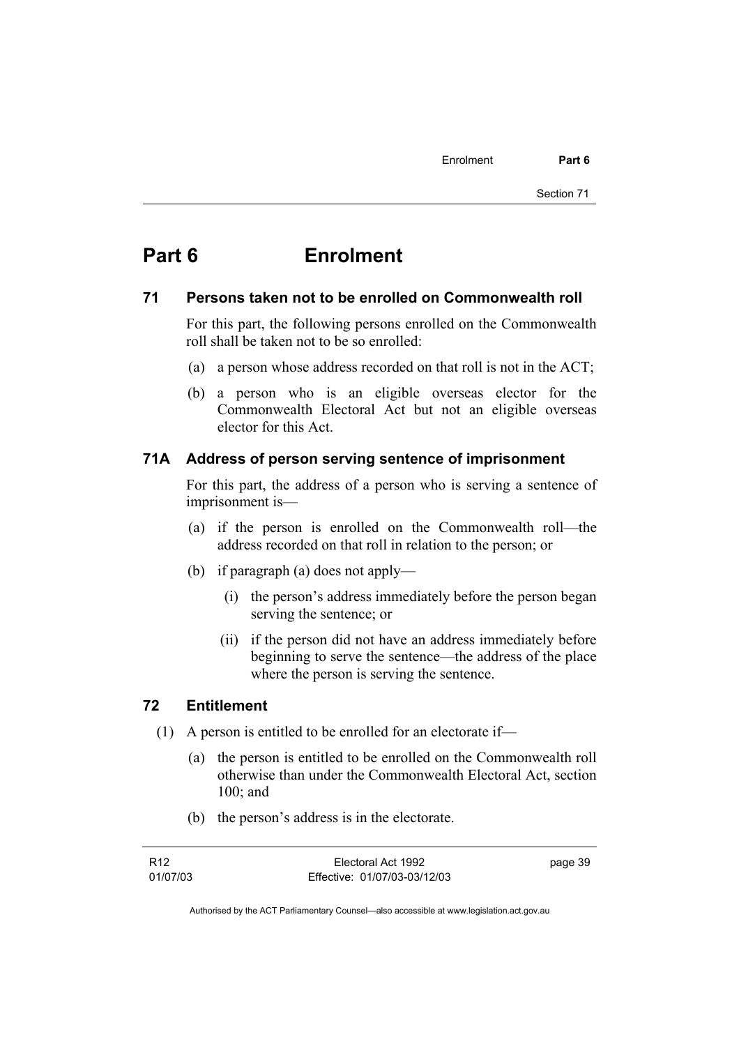# Part 6 Enrolment

## 71 Persons taken not to be enrolled on Commonwealth roll

For this part, the following persons enrolled on the Commonwealth roll shall be taken not to be so enrolled:

(a) a person whose address recorded on that roll is not in the ACT;

(b) a person who is an eligible overseas elector for the Commonwealth Electoral Act but not an eligible overseas elector for this Act.

## 71A Address of person serving sentence of imprisonment

For this part, the address of a person who is serving a sentence of imprisonment is—

(a) if the person is enrolled on the Commonwealth roll—the address recorded on that roll in relation to the person; or

(b) if paragraph (a) does not apply—

(i) the person's address immediately before the person began serving the sentence; or

(ii) if the person did not have an address immediately before beginning to serve the sentence—the address of the place where the person is serving the sentence.

## 72 Entitlement

(1) A person is entitled to be enrolled for an electorate if—

(a) the person is entitled to be enrolled on the Commonwealth roll otherwise than under the Commonwealth Electoral Act, section 100; and

(b) the person's address is in the electorate.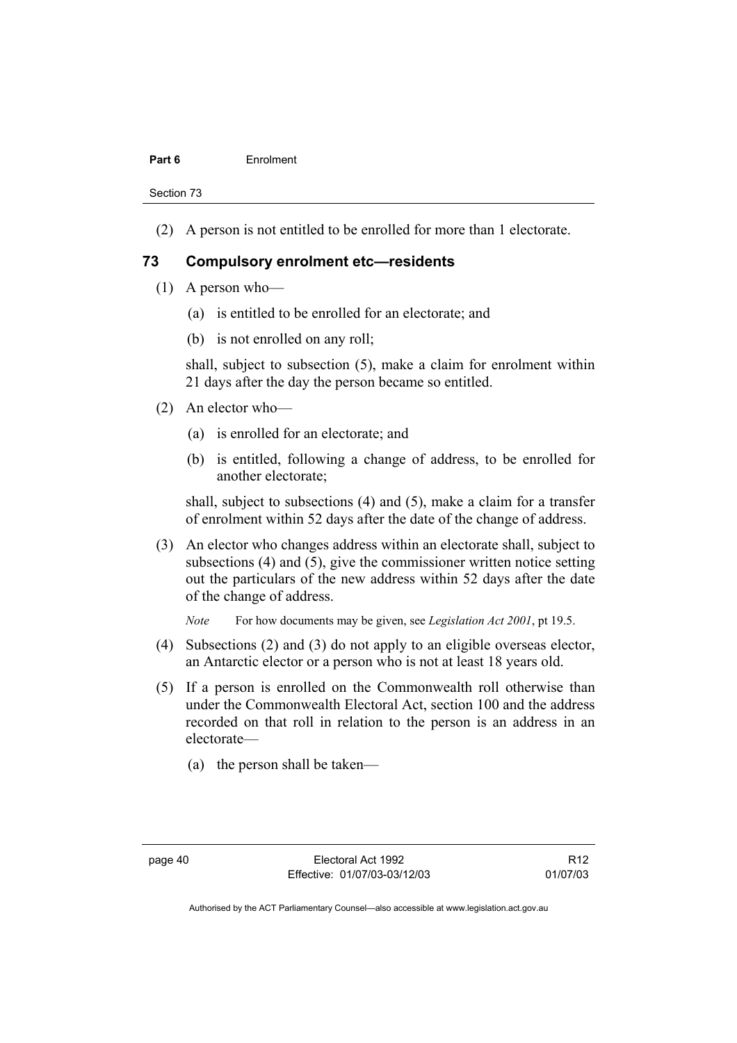(2) A person is not entitled to be enrolled for more than 1 electorate.

## 73 Compulsory enrolment etc—residents

(1) A person who—

(a) is entitled to be enrolled for an electorate; and

(b) is not enrolled on any roll;

shall, subject to subsection (5), make a claim for enrolment within 21 days after the day the person became so entitled.

(2) An elector who—

(a) is enrolled for an electorate; and

(b) is entitled, following a change of address, to be enrolled for another electorate;

shall, subject to subsections (4) and (5), make a claim for a transfer of enrolment within 52 days after the date of the change of address.

(3) An elector who changes address within an electorate shall, subject to subsections (4) and (5), give the commissioner written notice setting out the particulars of the new address within 52 days after the date of the change of address.

*Note* For how documents may be given, see *Legislation Act 2001*, pt 19.5.

(4) Subsections (2) and (3) do not apply to an eligible overseas elector, an Antarctic elector or a person who is not at least 18 years old.

(5) If a person is enrolled on the Commonwealth roll otherwise than under the Commonwealth Electoral Act, section 100 and the address recorded on that roll in relation to the person is an address in an electorate—

(a) the person shall be taken—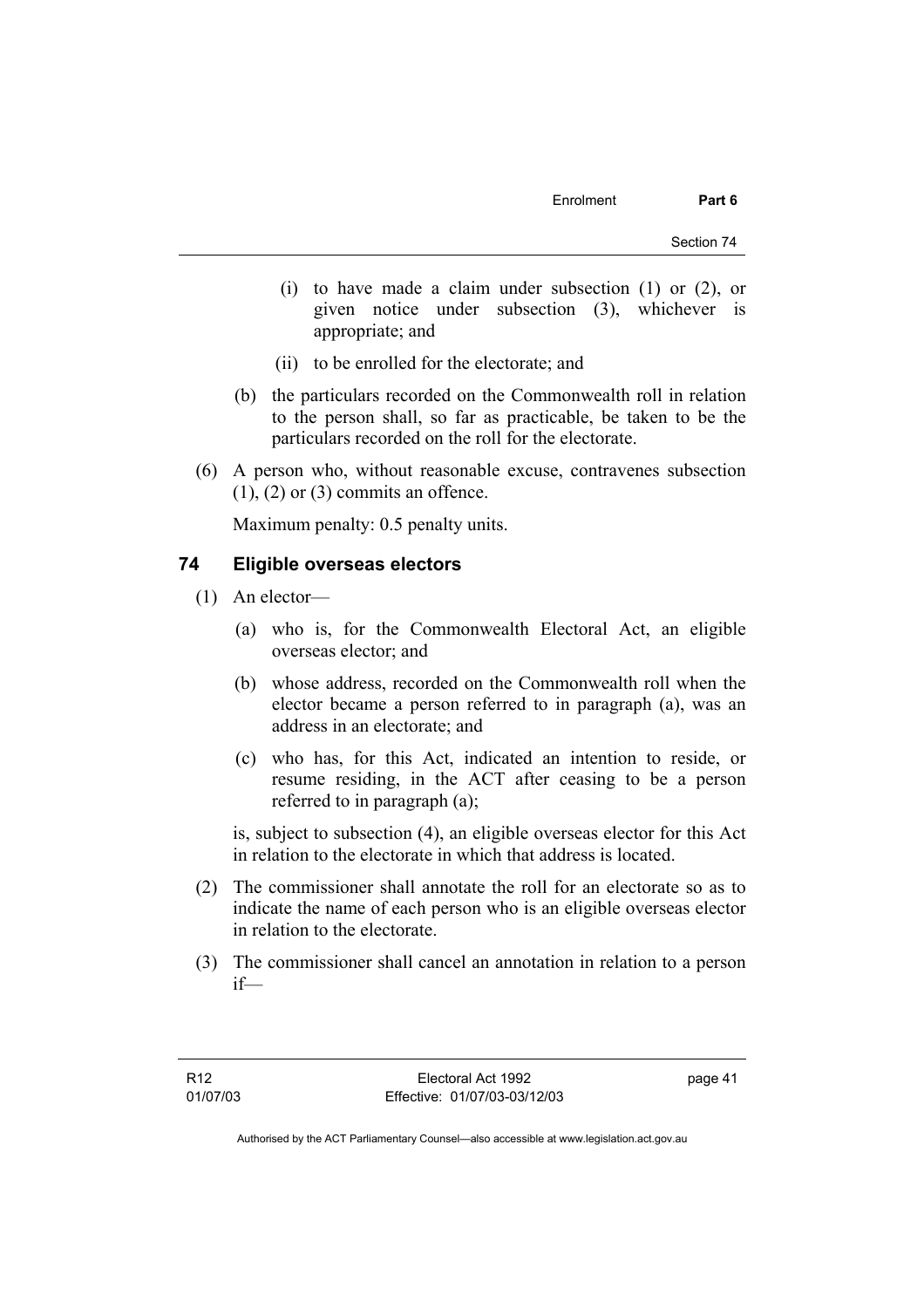(i) to have made a claim under subsection (1) or (2), or given notice under subsection (3), whichever is appropriate; and

(ii) to be enrolled for the electorate; and

(b) the particulars recorded on the Commonwealth roll in relation to the person shall, so far as practicable, be taken to be the particulars recorded on the roll for the electorate.

(6) A person who, without reasonable excuse, contravenes subsection (1), (2) or (3) commits an offence.

Maximum penalty: 0.5 penalty units.

## 74 Eligible overseas electors

(1) An elector—

(a) who is, for the Commonwealth Electoral Act, an eligible overseas elector; and

(b) whose address, recorded on the Commonwealth roll when the elector became a person referred to in paragraph (a), was an address in an electorate; and

(c) who has, for this Act, indicated an intention to reside, or resume residing, in the ACT after ceasing to be a person referred to in paragraph (a);

is, subject to subsection (4), an eligible overseas elector for this Act in relation to the electorate in which that address is located.

(2) The commissioner shall annotate the roll for an electorate so as to indicate the name of each person who is an eligible overseas elector in relation to the electorate.

(3) The commissioner shall cancel an annotation in relation to a person if—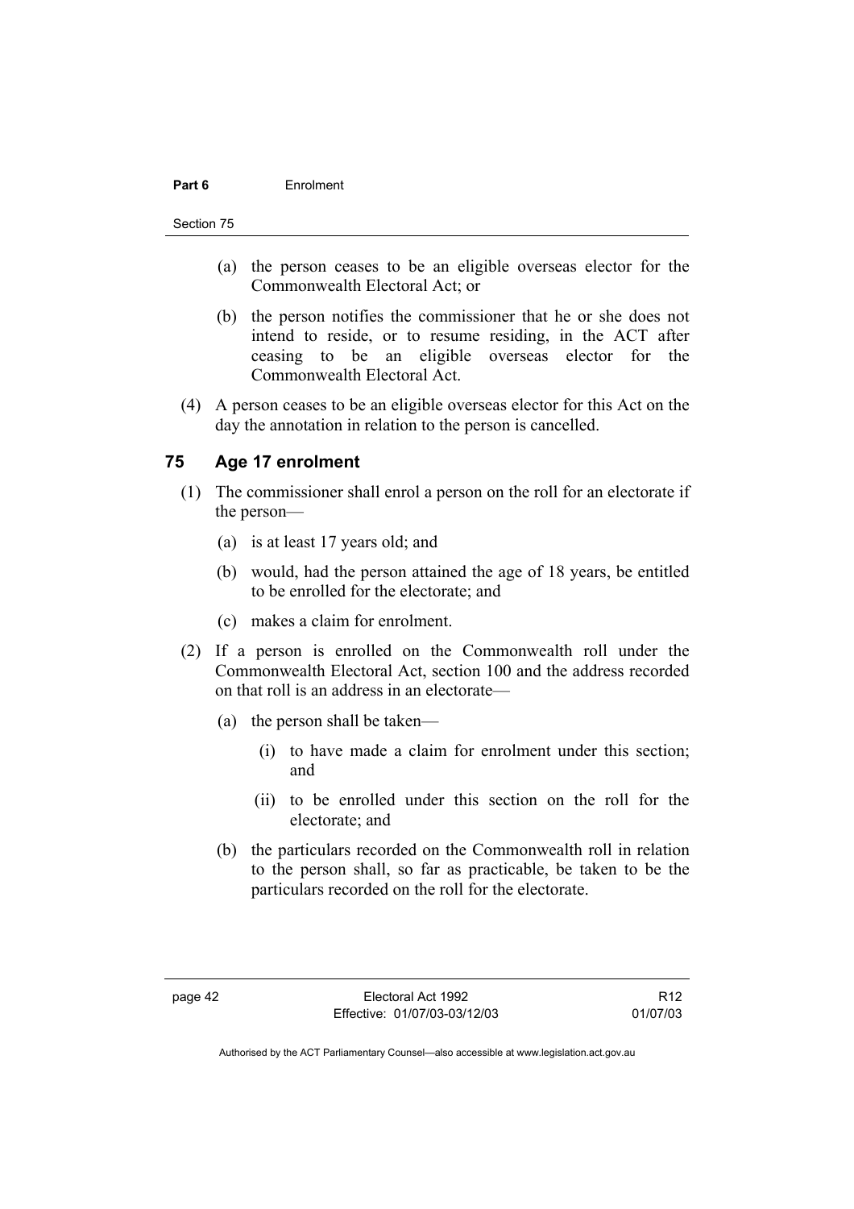(a) the person ceases to be an eligible overseas elector for the Commonwealth Electoral Act; or

(b) the person notifies the commissioner that he or she does not intend to reside, or to resume residing, in the ACT after ceasing to be an eligible overseas elector for the Commonwealth Electoral Act.

(4) A person ceases to be an eligible overseas elector for this Act on the day the annotation in relation to the person is cancelled.

## 75 Age 17 enrolment

(1) The commissioner shall enrol a person on the roll for an electorate if the person—

(a) is at least 17 years old; and

(b) would, had the person attained the age of 18 years, be entitled to be enrolled for the electorate; and

(c) makes a claim for enrolment.

(2) If a person is enrolled on the Commonwealth roll under the Commonwealth Electoral Act, section 100 and the address recorded on that roll is an address in an electorate—

(a) the person shall be taken—

(i) to have made a claim for enrolment under this section; and

(ii) to be enrolled under this section on the roll for the electorate; and

(b) the particulars recorded on the Commonwealth roll in relation to the person shall, so far as practicable, be taken to be the particulars recorded on the roll for the electorate.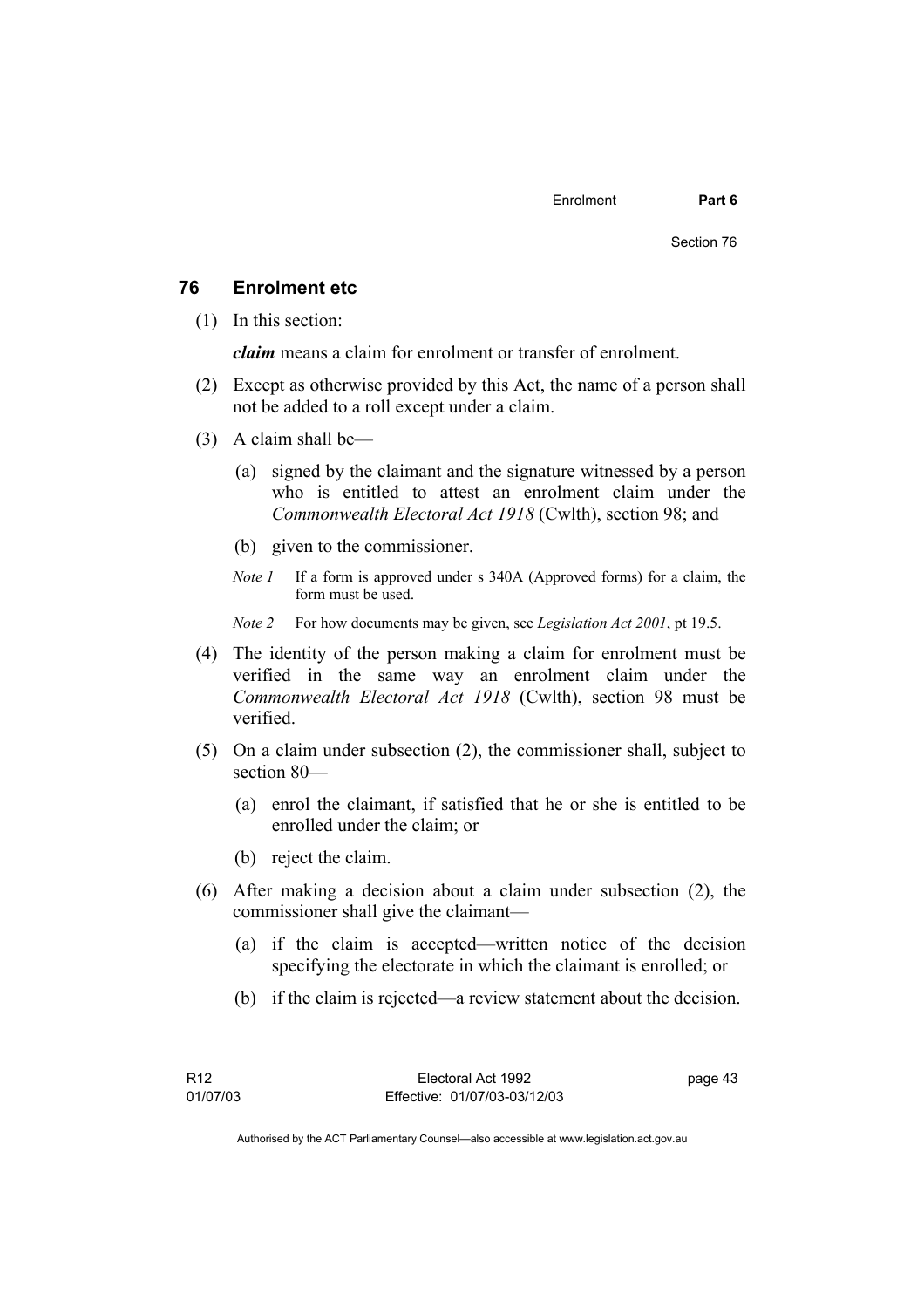## 76 Enrolment etc

(1) In this section:

***claim*** means a claim for enrolment or transfer of enrolment.

(2) Except as otherwise provided by this Act, the name of a person shall not be added to a roll except under a claim.

(3) A claim shall be—

(a) signed by the claimant and the signature witnessed by a person who is entitled to attest an enrolment claim under the *Commonwealth Electoral Act 1918* (Cwlth), section 98; and

(b) given to the commissioner.

*Note 1* If a form is approved under s 340A (Approved forms) for a claim, the form must be used.

*Note 2* For how documents may be given, see *Legislation Act 2001*, pt 19.5.

(4) The identity of the person making a claim for enrolment must be verified in the same way an enrolment claim under the *Commonwealth Electoral Act 1918* (Cwlth), section 98 must be verified.

(5) On a claim under subsection (2), the commissioner shall, subject to section 80—

(a) enrol the claimant, if satisfied that he or she is entitled to be enrolled under the claim; or

(b) reject the claim.

(6) After making a decision about a claim under subsection (2), the commissioner shall give the claimant—

(a) if the claim is accepted—written notice of the decision specifying the electorate in which the claimant is enrolled; or

(b) if the claim is rejected—a review statement about the decision.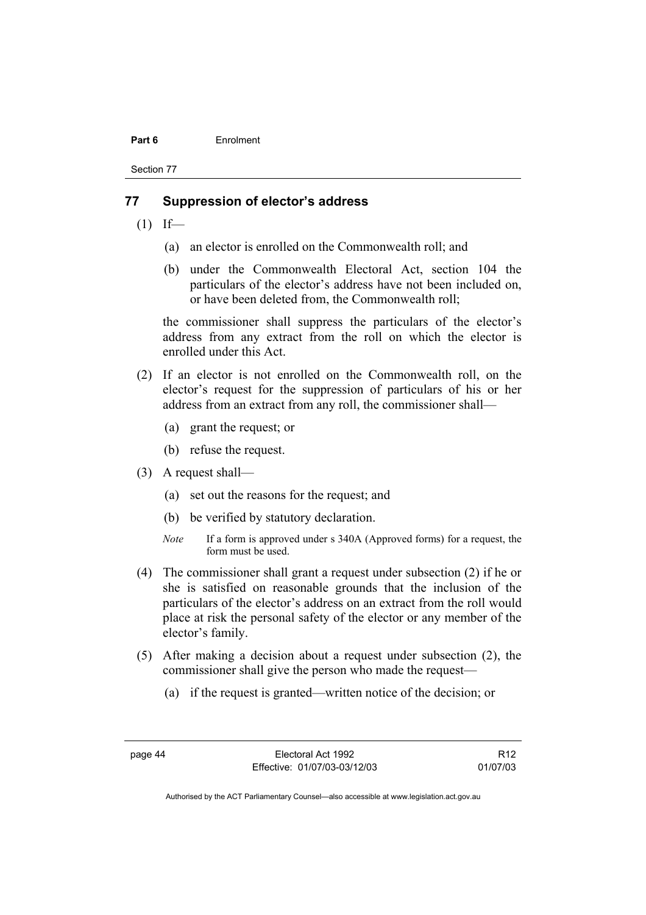## 77 Suppression of elector's address

(1) If—

(a) an elector is enrolled on the Commonwealth roll; and

(b) under the Commonwealth Electoral Act, section 104 the particulars of the elector's address have not been included on, or have been deleted from, the Commonwealth roll;

the commissioner shall suppress the particulars of the elector's address from any extract from the roll on which the elector is enrolled under this Act.

(2) If an elector is not enrolled on the Commonwealth roll, on the elector's request for the suppression of particulars of his or her address from an extract from any roll, the commissioner shall—

(a) grant the request; or

(b) refuse the request.

(3) A request shall—

(a) set out the reasons for the request; and

(b) be verified by statutory declaration.

*Note* If a form is approved under s 340A (Approved forms) for a request, the form must be used.

(4) The commissioner shall grant a request under subsection (2) if he or she is satisfied on reasonable grounds that the inclusion of the particulars of the elector's address on an extract from the roll would place at risk the personal safety of the elector or any member of the elector's family.

(5) After making a decision about a request under subsection (2), the commissioner shall give the person who made the request—

(a) if the request is granted—written notice of the decision; or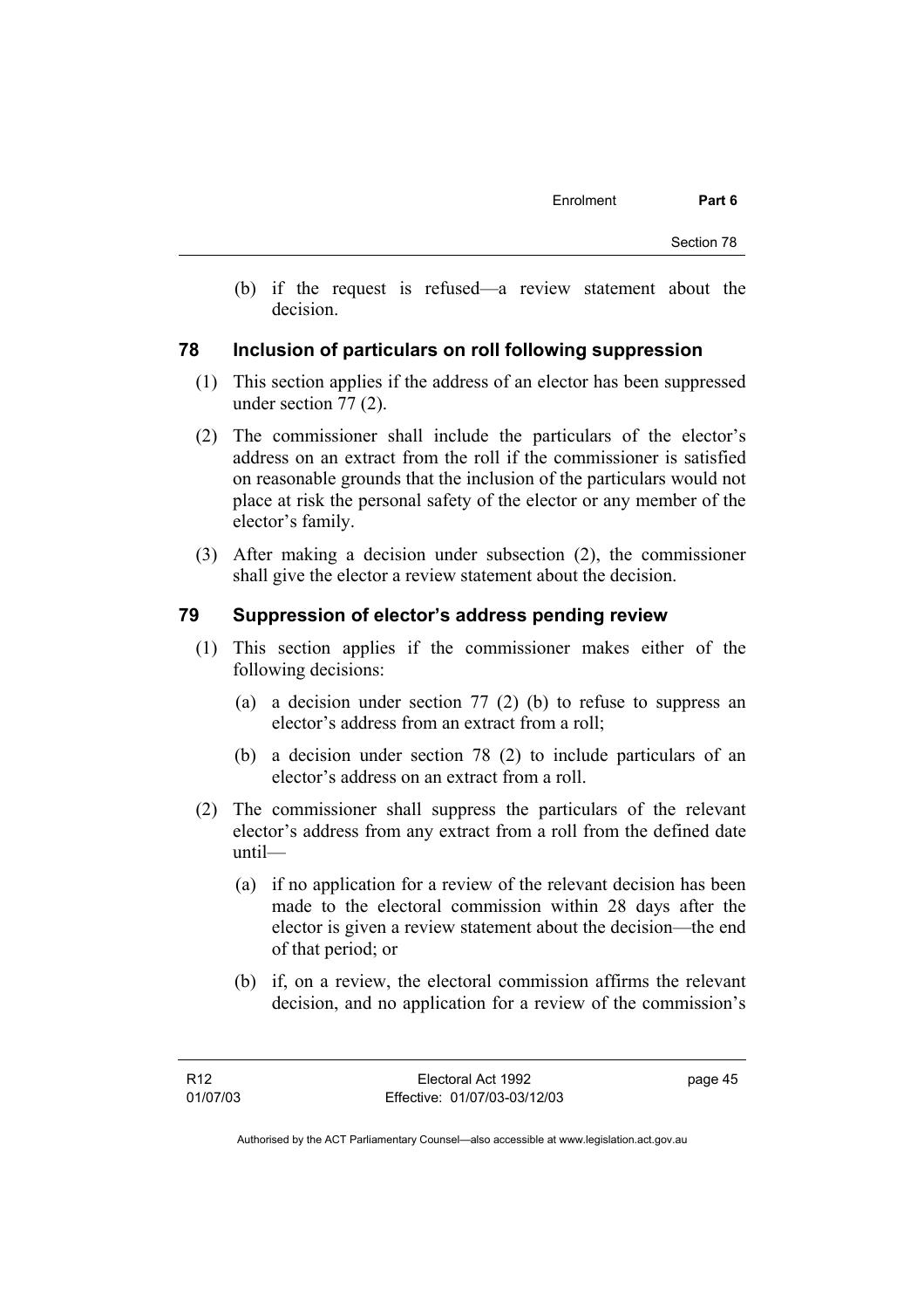(b) if the request is refused—a review statement about the decision.

## 78 Inclusion of particulars on roll following suppression

(1) This section applies if the address of an elector has been suppressed under section 77 (2).

(2) The commissioner shall include the particulars of the elector's address on an extract from the roll if the commissioner is satisfied on reasonable grounds that the inclusion of the particulars would not place at risk the personal safety of the elector or any member of the elector's family.

(3) After making a decision under subsection (2), the commissioner shall give the elector a review statement about the decision.

## 79 Suppression of elector's address pending review

(1) This section applies if the commissioner makes either of the following decisions:

(a) a decision under section 77 (2) (b) to refuse to suppress an elector's address from an extract from a roll;

(b) a decision under section 78 (2) to include particulars of an elector's address on an extract from a roll.

(2) The commissioner shall suppress the particulars of the relevant elector's address from any extract from a roll from the defined date until—

(a) if no application for a review of the relevant decision has been made to the electoral commission within 28 days after the elector is given a review statement about the decision—the end of that period; or

(b) if, on a review, the electoral commission affirms the relevant decision, and no application for a review of the commission's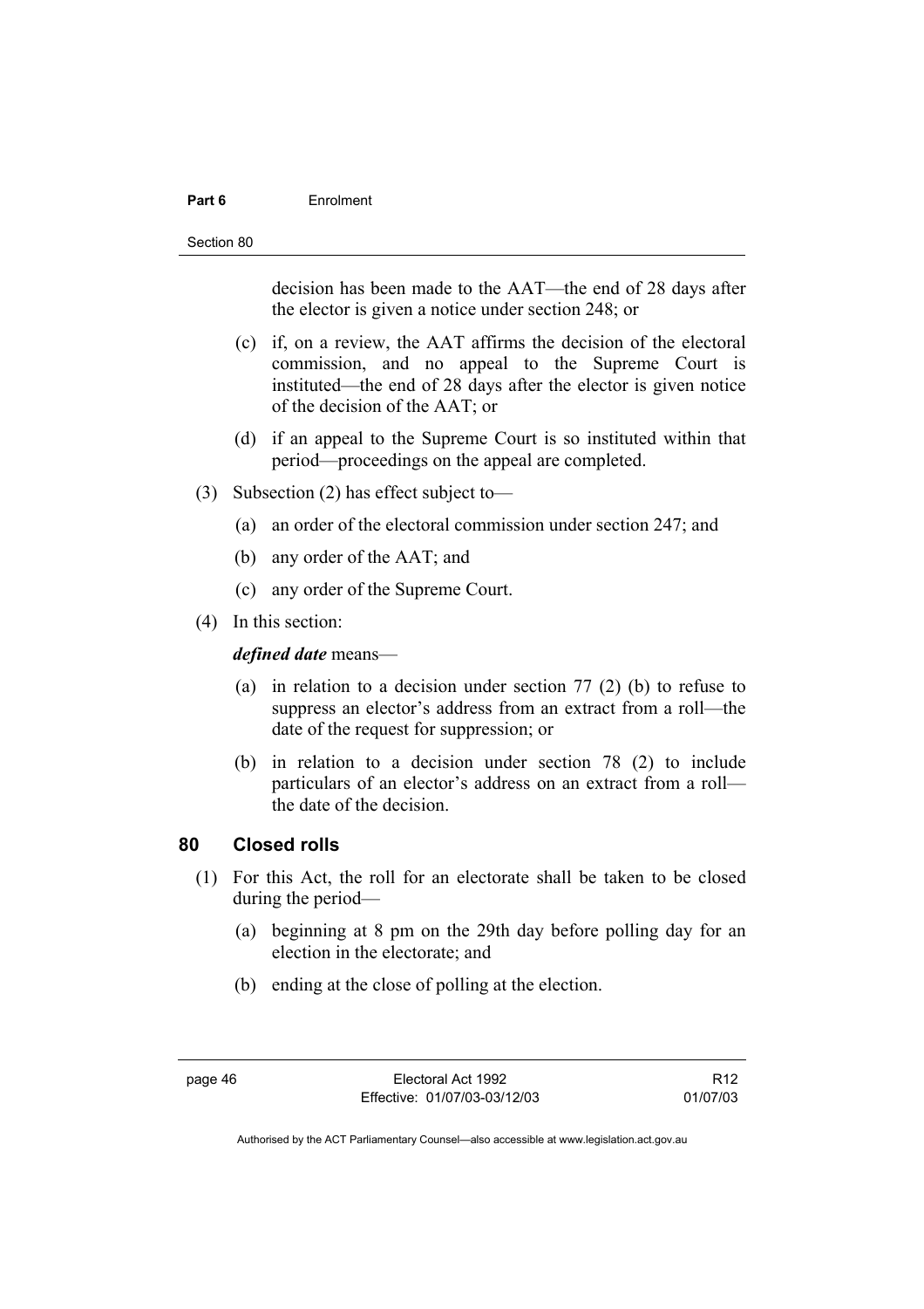decision has been made to the AAT—the end of 28 days after the elector is given a notice under section 248; or

(c) if, on a review, the AAT affirms the decision of the electoral commission, and no appeal to the Supreme Court is instituted—the end of 28 days after the elector is given notice of the decision of the AAT; or

(d) if an appeal to the Supreme Court is so instituted within that period—proceedings on the appeal are completed.

(3) Subsection (2) has effect subject to—

(a) an order of the electoral commission under section 247; and

(b) any order of the AAT; and

(c) any order of the Supreme Court.

(4) In this section:

***defined date*** means—

(a) in relation to a decision under section 77 (2) (b) to refuse to suppress an elector's address from an extract from a roll—the date of the request for suppression; or

(b) in relation to a decision under section 78 (2) to include particulars of an elector's address on an extract from a roll—the date of the decision.

## 80 Closed rolls

(1) For this Act, the roll for an electorate shall be taken to be closed during the period—

(a) beginning at 8 pm on the 29th day before polling day for an election in the electorate; and

(b) ending at the close of polling at the election.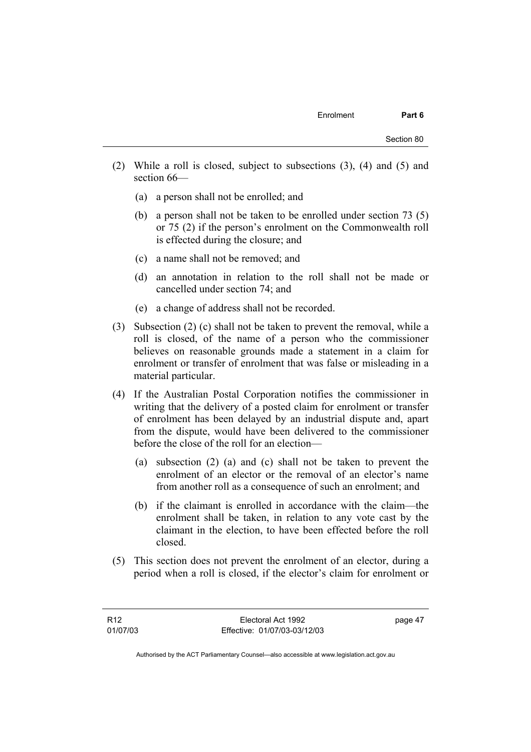(2) While a roll is closed, subject to subsections (3), (4) and (5) and section 66—

   (a) a person shall not be enrolled; and

   (b) a person shall not be taken to be enrolled under section 73 (5) or 75 (2) if the person's enrolment on the Commonwealth roll is effected during the closure; and

   (c) a name shall not be removed; and

   (d) an annotation in relation to the roll shall not be made or cancelled under section 74; and

   (e) a change of address shall not be recorded.

(3) Subsection (2) (c) shall not be taken to prevent the removal, while a roll is closed, of the name of a person who the commissioner believes on reasonable grounds made a statement in a claim for enrolment or transfer of enrolment that was false or misleading in a material particular.

(4) If the Australian Postal Corporation notifies the commissioner in writing that the delivery of a posted claim for enrolment or transfer of enrolment has been delayed by an industrial dispute and, apart from the dispute, would have been delivered to the commissioner before the close of the roll for an election—

   (a) subsection (2) (a) and (c) shall not be taken to prevent the enrolment of an elector or the removal of an elector's name from another roll as a consequence of such an enrolment; and

   (b) if the claimant is enrolled in accordance with the claim—the enrolment shall be taken, in relation to any vote cast by the claimant in the election, to have been effected before the roll closed.

(5) This section does not prevent the enrolment of an elector, during a period when a roll is closed, if the elector's claim for enrolment or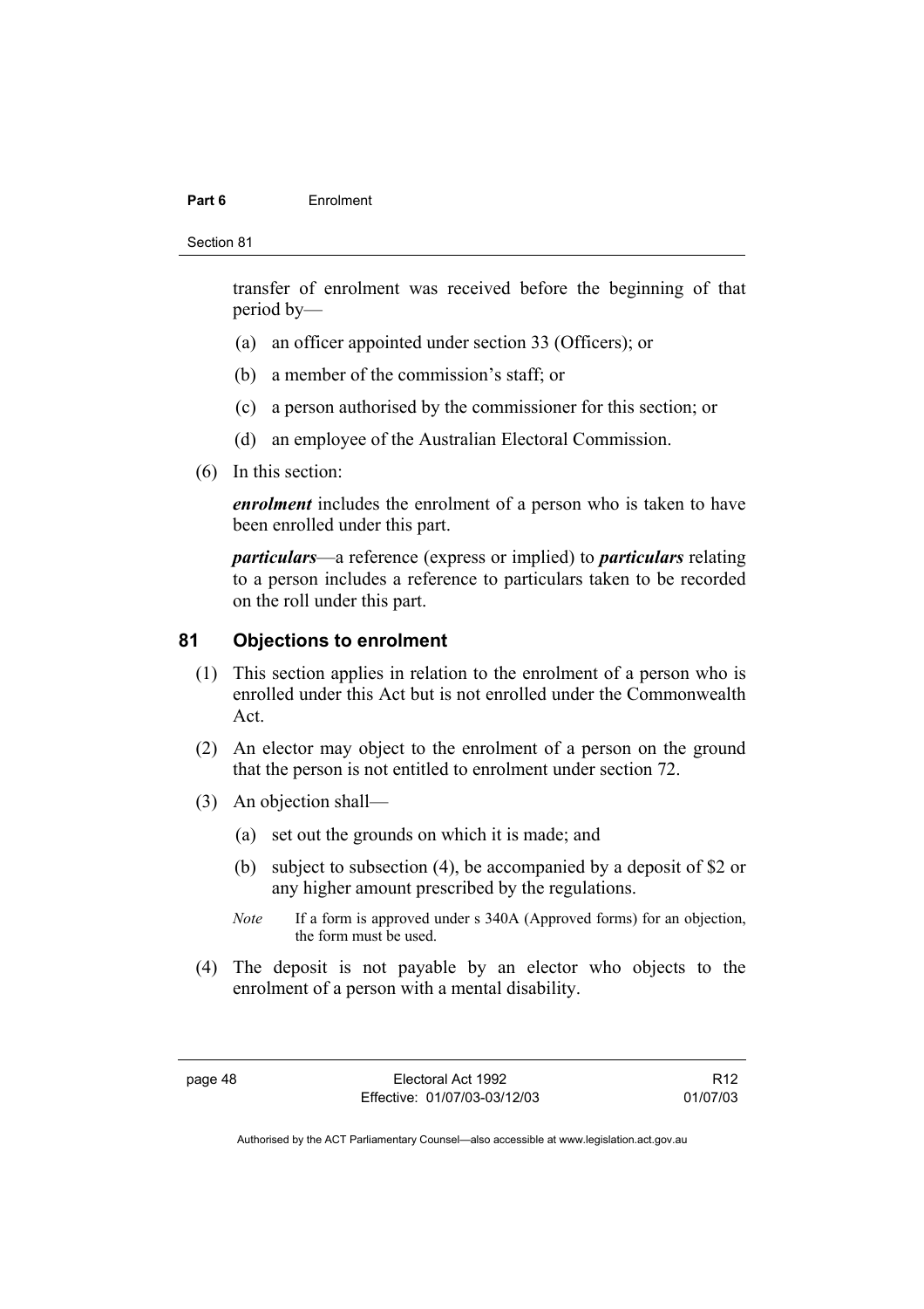transfer of enrolment was received before the beginning of that period by—

(a) an officer appointed under section 33 (Officers); or

(b) a member of the commission's staff; or

(c) a person authorised by the commissioner for this section; or

(d) an employee of the Australian Electoral Commission.

(6) In this section:

***enrolment*** includes the enrolment of a person who is taken to have been enrolled under this part.

***particulars***—a reference (express or implied) to ***particulars*** relating to a person includes a reference to particulars taken to be recorded on the roll under this part.

## 81 Objections to enrolment

(1) This section applies in relation to the enrolment of a person who is enrolled under this Act but is not enrolled under the Commonwealth Act.

(2) An elector may object to the enrolment of a person on the ground that the person is not entitled to enrolment under section 72.

(3) An objection shall—

(a) set out the grounds on which it is made; and

(b) subject to subsection (4), be accompanied by a deposit of $2 or any higher amount prescribed by the regulations.

*Note* If a form is approved under s 340A (Approved forms) for an objection, the form must be used.

(4) The deposit is not payable by an elector who objects to the enrolment of a person with a mental disability.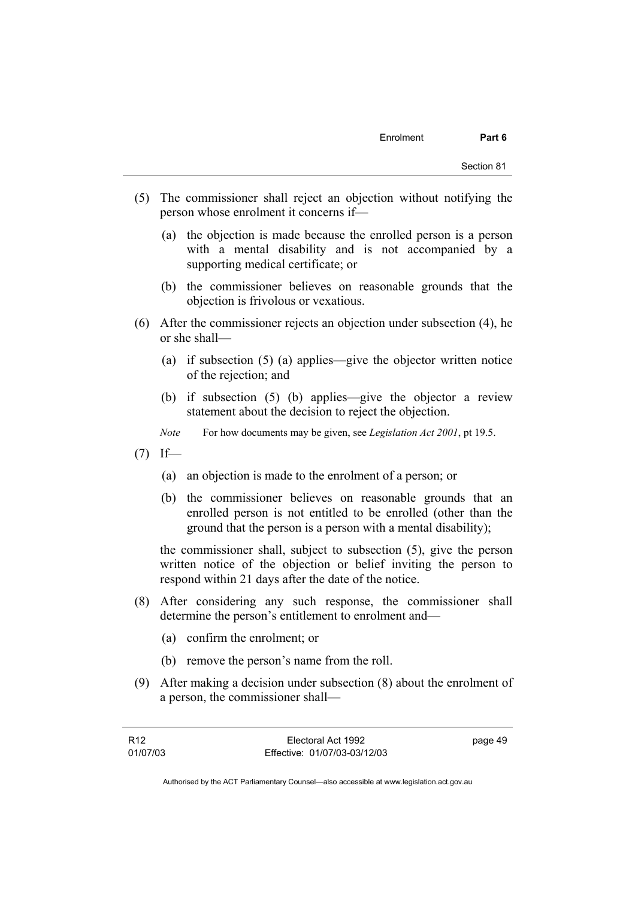(5) The commissioner shall reject an objection without notifying the person whose enrolment it concerns if—

  (a) the objection is made because the enrolled person is a person with a mental disability and is not accompanied by a supporting medical certificate; or

  (b) the commissioner believes on reasonable grounds that the objection is frivolous or vexatious.

(6) After the commissioner rejects an objection under subsection (4), he or she shall—

  (a) if subsection (5) (a) applies—give the objector written notice of the rejection; and

  (b) if subsection (5) (b) applies—give the objector a review statement about the decision to reject the objection.

*Note* For how documents may be given, see *Legislation Act 2001*, pt 19.5.

(7) If—

  (a) an objection is made to the enrolment of a person; or

  (b) the commissioner believes on reasonable grounds that an enrolled person is not entitled to be enrolled (other than the ground that the person is a person with a mental disability);

the commissioner shall, subject to subsection (5), give the person written notice of the objection or belief inviting the person to respond within 21 days after the date of the notice.

(8) After considering any such response, the commissioner shall determine the person's entitlement to enrolment and—

  (a) confirm the enrolment; or

  (b) remove the person's name from the roll.

(9) After making a decision under subsection (8) about the enrolment of a person, the commissioner shall—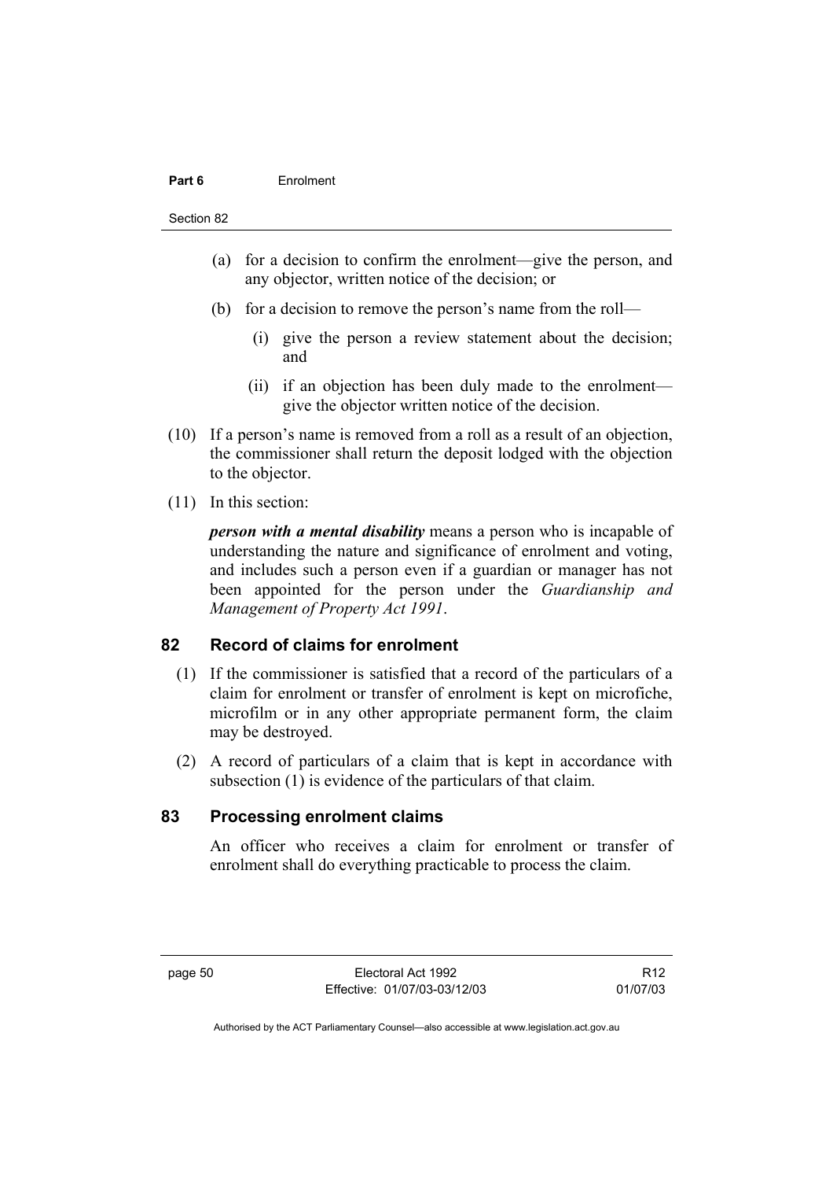(a) for a decision to confirm the enrolment—give the person, and any objector, written notice of the decision; or

(b) for a decision to remove the person's name from the roll—

(i) give the person a review statement about the decision; and

(ii) if an objection has been duly made to the enrolment—give the objector written notice of the decision.

(10) If a person's name is removed from a roll as a result of an objection, the commissioner shall return the deposit lodged with the objection to the objector.

(11) In this section:

***person with a mental disability*** means a person who is incapable of understanding the nature and significance of enrolment and voting, and includes such a person even if a guardian or manager has not been appointed for the person under the *Guardianship and Management of Property Act 1991*.

## 82 Record of claims for enrolment

(1) If the commissioner is satisfied that a record of the particulars of a claim for enrolment or transfer of enrolment is kept on microfiche, microfilm or in any other appropriate permanent form, the claim may be destroyed.

(2) A record of particulars of a claim that is kept in accordance with subsection (1) is evidence of the particulars of that claim.

## 83 Processing enrolment claims

An officer who receives a claim for enrolment or transfer of enrolment shall do everything practicable to process the claim.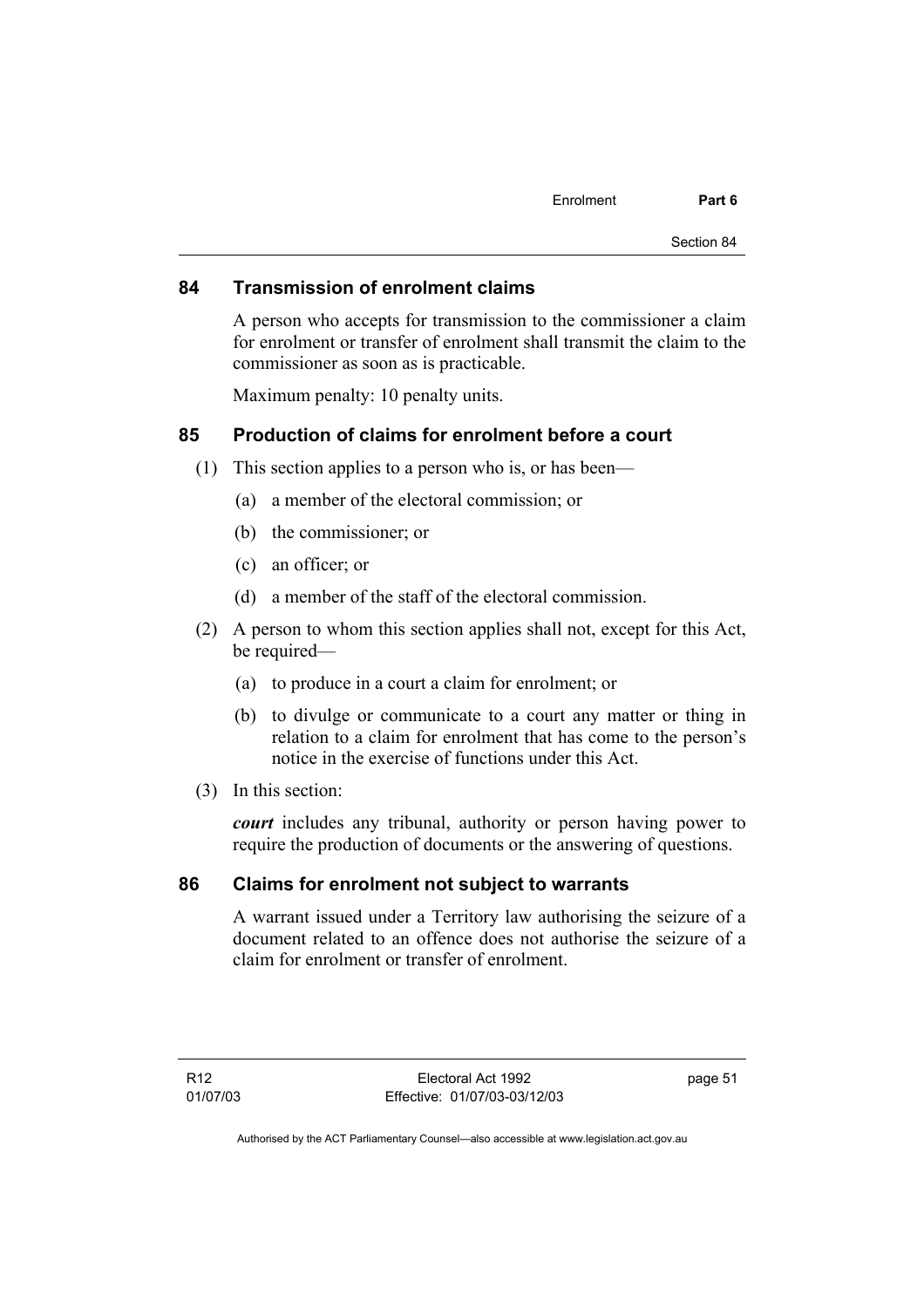## 84 Transmission of enrolment claims

A person who accepts for transmission to the commissioner a claim for enrolment or transfer of enrolment shall transmit the claim to the commissioner as soon as is practicable.

Maximum penalty: 10 penalty units.

## 85 Production of claims for enrolment before a court

(1) This section applies to a person who is, or has been—

(a) a member of the electoral commission; or

(b) the commissioner; or

(c) an officer; or

(d) a member of the staff of the electoral commission.

(2) A person to whom this section applies shall not, except for this Act, be required—

(a) to produce in a court a claim for enrolment; or

(b) to divulge or communicate to a court any matter or thing in relation to a claim for enrolment that has come to the person's notice in the exercise of functions under this Act.

(3) In this section:

***court*** includes any tribunal, authority or person having power to require the production of documents or the answering of questions.

## 86 Claims for enrolment not subject to warrants

A warrant issued under a Territory law authorising the seizure of a document related to an offence does not authorise the seizure of a claim for enrolment or transfer of enrolment.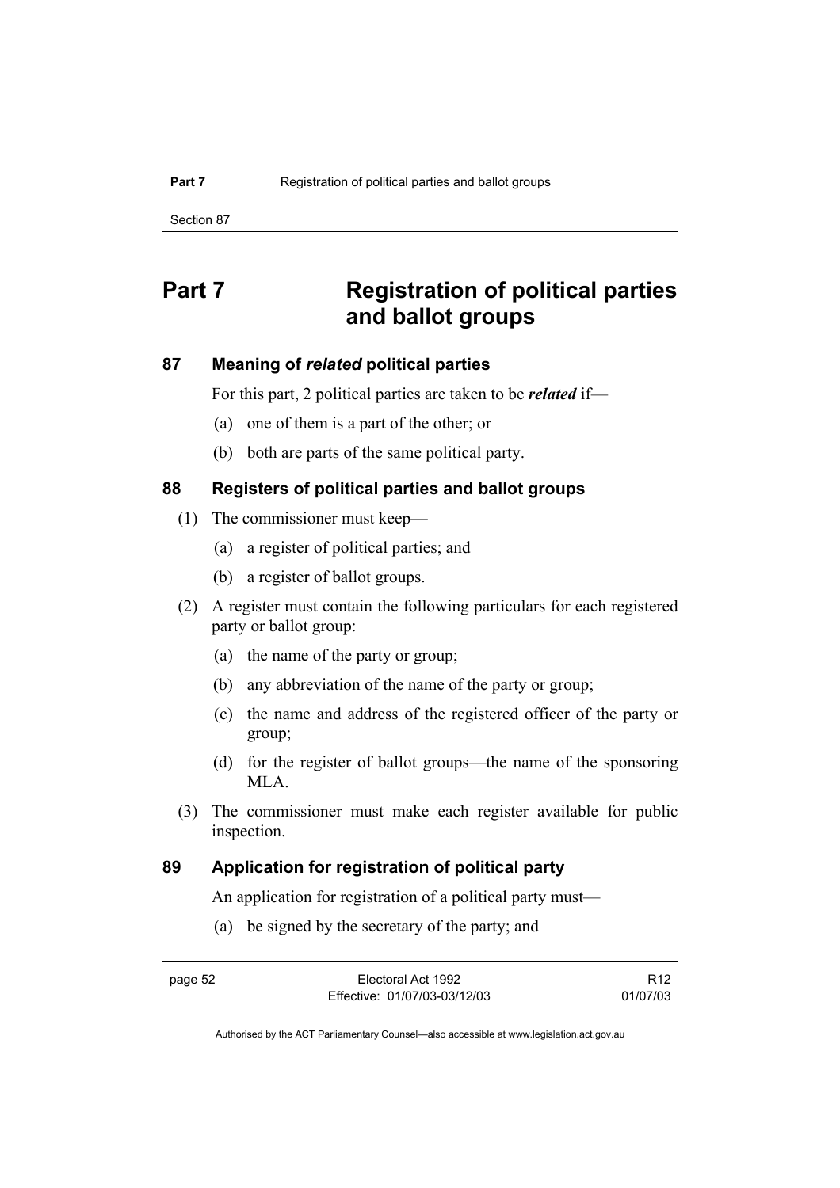# Part 7 Registration of political parties and ballot groups

## 87 Meaning of *related* political parties

For this part, 2 political parties are taken to be ***related*** if—

(a) one of them is a part of the other; or

(b) both are parts of the same political party.

## 88 Registers of political parties and ballot groups

(1) The commissioner must keep—

(a) a register of political parties; and

(b) a register of ballot groups.

(2) A register must contain the following particulars for each registered party or ballot group:

(a) the name of the party or group;

(b) any abbreviation of the name of the party or group;

(c) the name and address of the registered officer of the party or group;

(d) for the register of ballot groups—the name of the sponsoring MLA.

(3) The commissioner must make each register available for public inspection.

## 89 Application for registration of political party

An application for registration of a political party must—

(a) be signed by the secretary of the party; and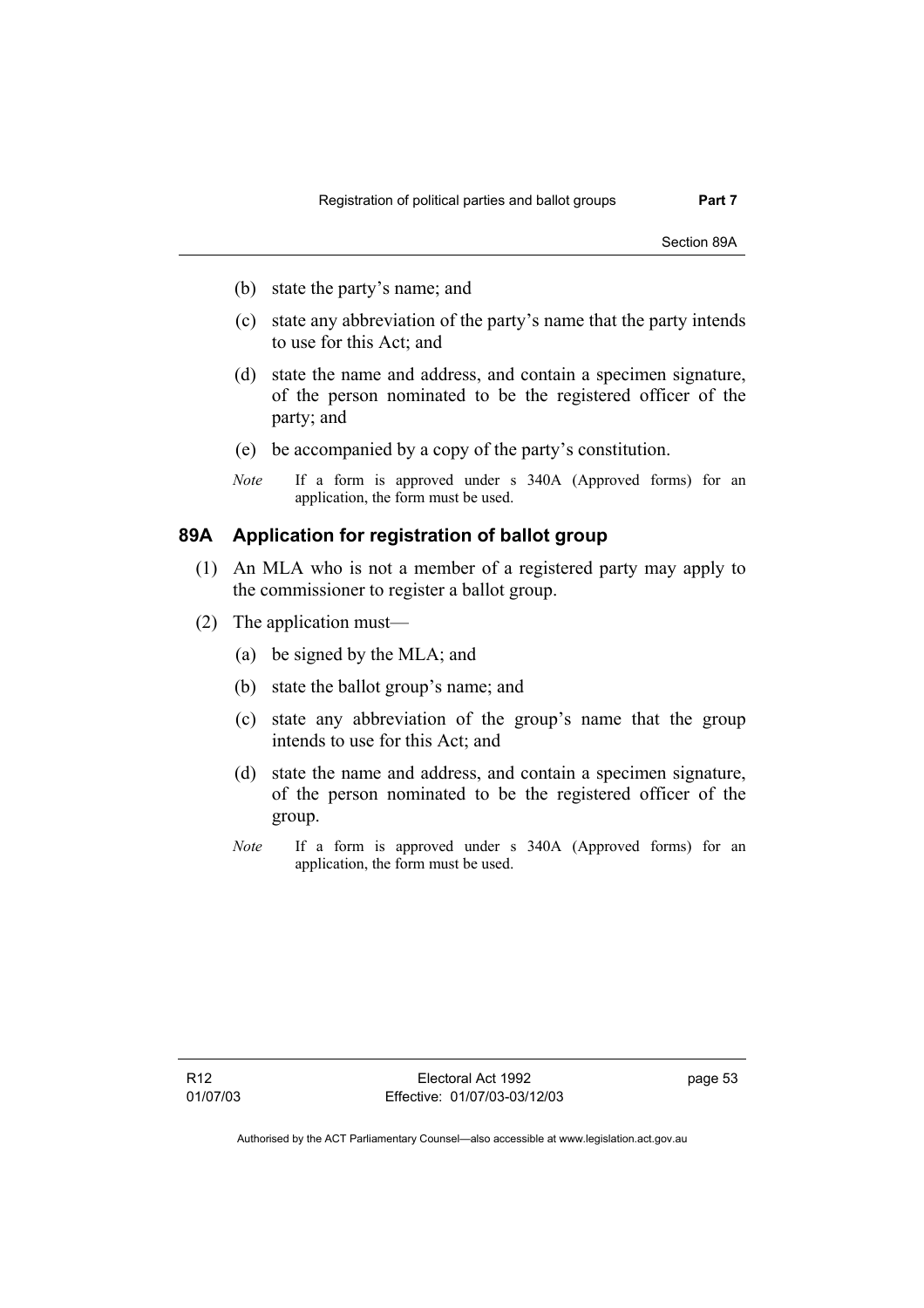(b) state the party's name; and

(c) state any abbreviation of the party's name that the party intends to use for this Act; and

(d) state the name and address, and contain a specimen signature, of the person nominated to be the registered officer of the party; and

(e) be accompanied by a copy of the party's constitution.

*Note* If a form is approved under s 340A (Approved forms) for an application, the form must be used.

## 89A Application for registration of ballot group

(1) An MLA who is not a member of a registered party may apply to the commissioner to register a ballot group.

(2) The application must—

(a) be signed by the MLA; and

(b) state the ballot group's name; and

(c) state any abbreviation of the group's name that the group intends to use for this Act; and

(d) state the name and address, and contain a specimen signature, of the person nominated to be the registered officer of the group.

*Note* If a form is approved under s 340A (Approved forms) for an application, the form must be used.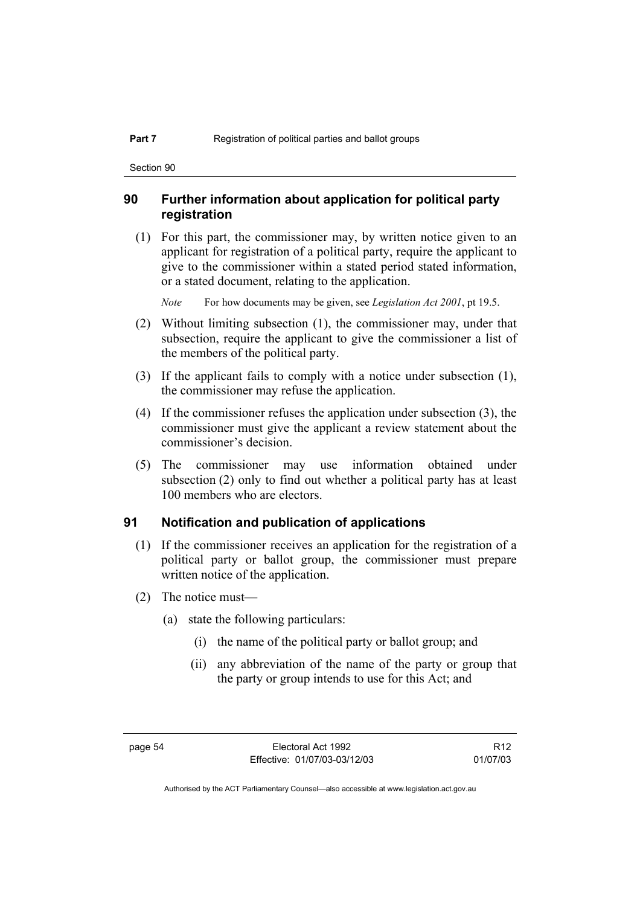## 90 Further information about application for political party registration

(1) For this part, the commissioner may, by written notice given to an applicant for registration of a political party, require the applicant to give to the commissioner within a stated period stated information, or a stated document, relating to the application.

*Note* For how documents may be given, see *Legislation Act 2001*, pt 19.5.

(2) Without limiting subsection (1), the commissioner may, under that subsection, require the applicant to give the commissioner a list of the members of the political party.

(3) If the applicant fails to comply with a notice under subsection (1), the commissioner may refuse the application.

(4) If the commissioner refuses the application under subsection (3), the commissioner must give the applicant a review statement about the commissioner's decision.

(5) The commissioner may use information obtained under subsection (2) only to find out whether a political party has at least 100 members who are electors.

## 91 Notification and publication of applications

(1) If the commissioner receives an application for the registration of a political party or ballot group, the commissioner must prepare written notice of the application.

(2) The notice must—

(a) state the following particulars:

(i) the name of the political party or ballot group; and

(ii) any abbreviation of the name of the party or group that the party or group intends to use for this Act; and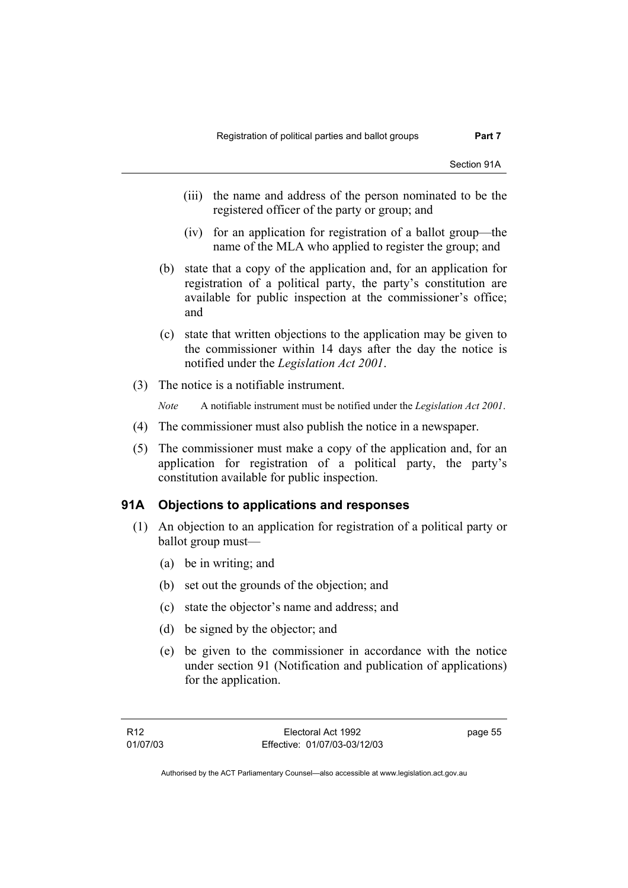(iii) the name and address of the person nominated to be the registered officer of the party or group; and

(iv) for an application for registration of a ballot group—the name of the MLA who applied to register the group; and

(b) state that a copy of the application and, for an application for registration of a political party, the party's constitution are available for public inspection at the commissioner's office; and

(c) state that written objections to the application may be given to the commissioner within 14 days after the day the notice is notified under the *Legislation Act 2001*.

(3) The notice is a notifiable instrument.

*Note* A notifiable instrument must be notified under the *Legislation Act 2001*.

(4) The commissioner must also publish the notice in a newspaper.

(5) The commissioner must make a copy of the application and, for an application for registration of a political party, the party's constitution available for public inspection.

## 91A Objections to applications and responses

(1) An objection to an application for registration of a political party or ballot group must—

(a) be in writing; and

(b) set out the grounds of the objection; and

(c) state the objector's name and address; and

(d) be signed by the objector; and

(e) be given to the commissioner in accordance with the notice under section 91 (Notification and publication of applications) for the application.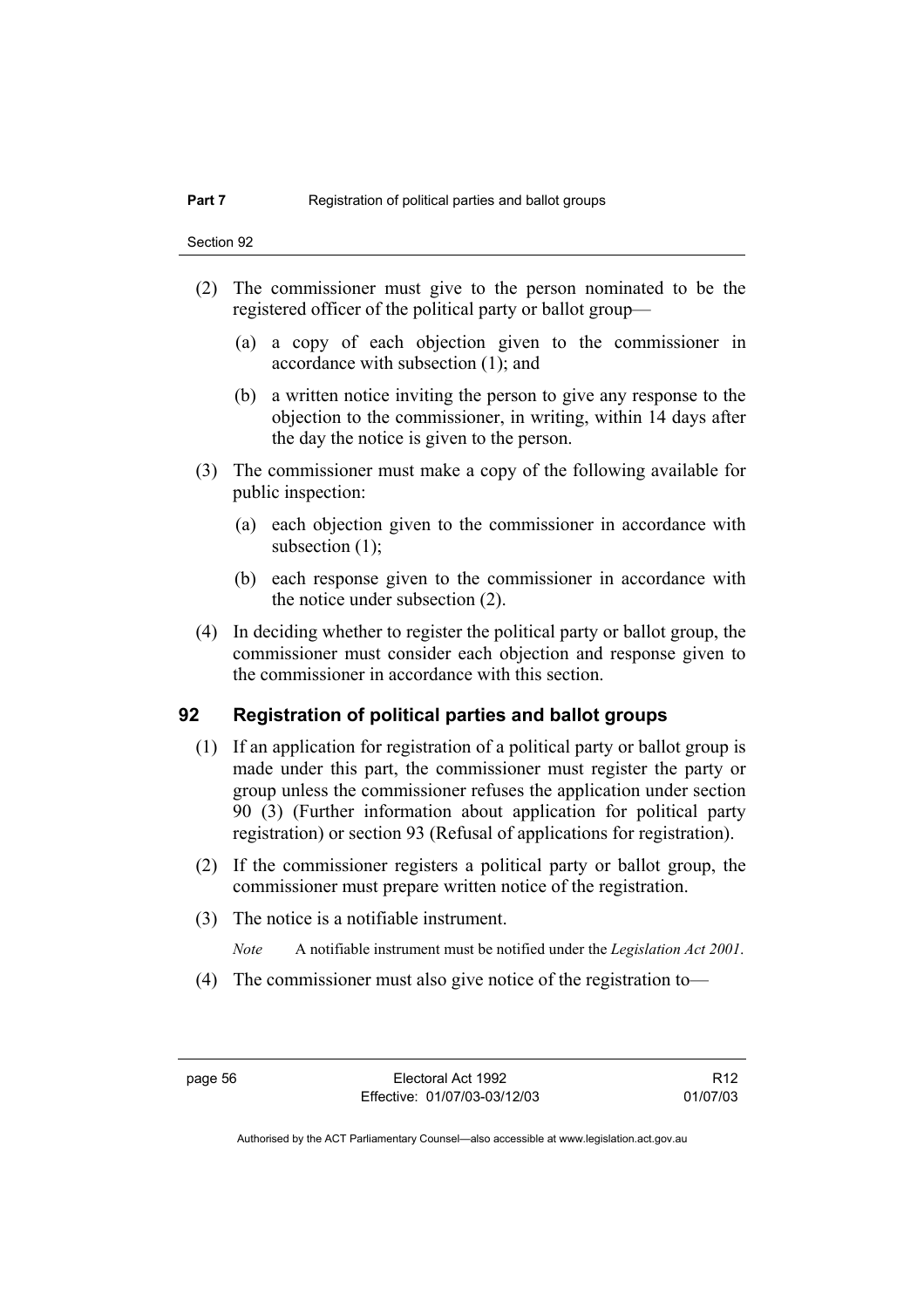(2) The commissioner must give to the person nominated to be the registered officer of the political party or ballot group—

  (a) a copy of each objection given to the commissioner in accordance with subsection (1); and

  (b) a written notice inviting the person to give any response to the objection to the commissioner, in writing, within 14 days after the day the notice is given to the person.

(3) The commissioner must make a copy of the following available for public inspection:

  (a) each objection given to the commissioner in accordance with subsection (1);

  (b) each response given to the commissioner in accordance with the notice under subsection (2).

(4) In deciding whether to register the political party or ballot group, the commissioner must consider each objection and response given to the commissioner in accordance with this section.

## 92 Registration of political parties and ballot groups

(1) If an application for registration of a political party or ballot group is made under this part, the commissioner must register the party or group unless the commissioner refuses the application under section 90 (3) (Further information about application for political party registration) or section 93 (Refusal of applications for registration).

(2) If the commissioner registers a political party or ballot group, the commissioner must prepare written notice of the registration.

(3) The notice is a notifiable instrument.

*Note* A notifiable instrument must be notified under the *Legislation Act 2001*.

(4) The commissioner must also give notice of the registration to—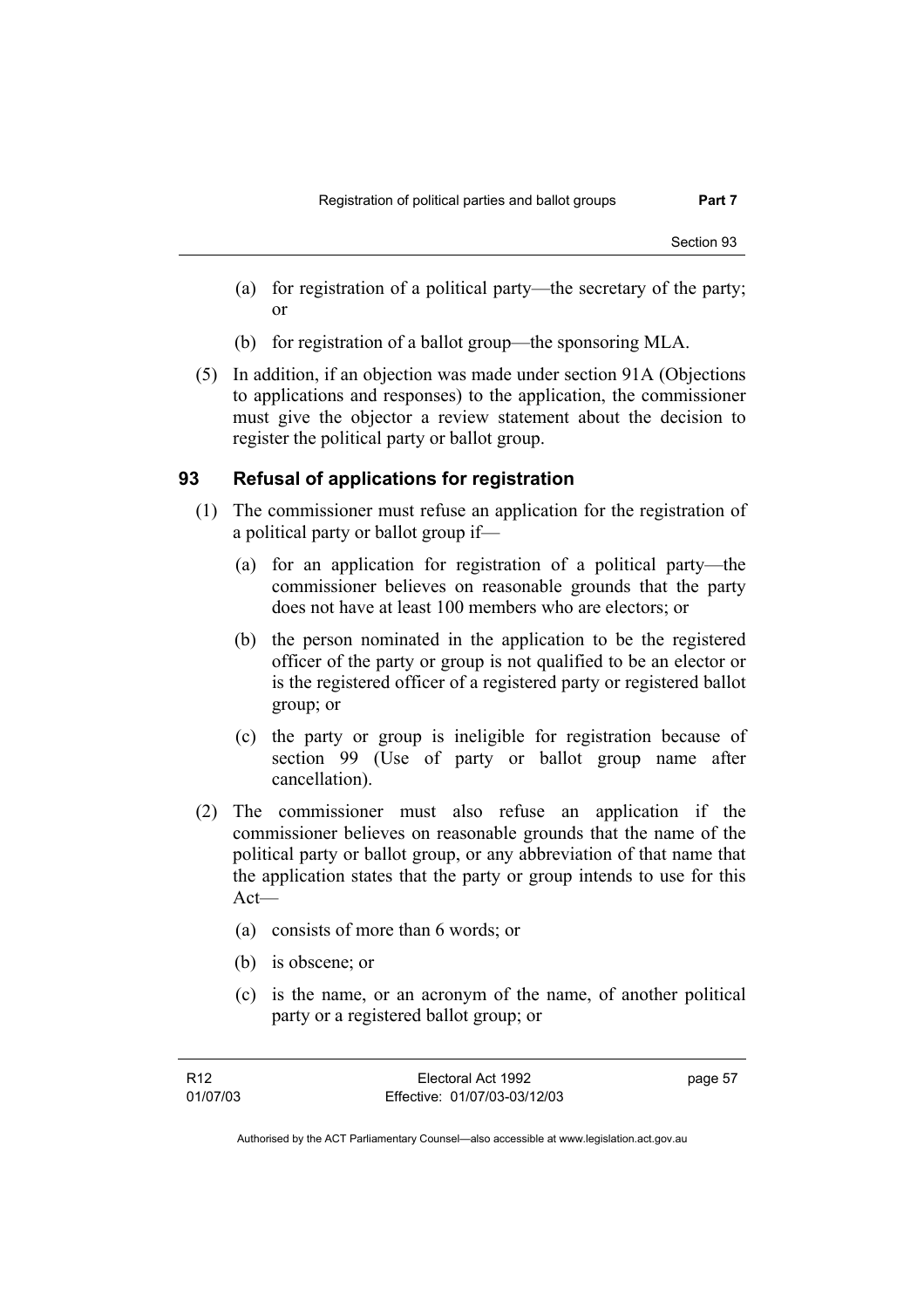(a) for registration of a political party—the secretary of the party; or

(b) for registration of a ballot group—the sponsoring MLA.

(5) In addition, if an objection was made under section 91A (Objections to applications and responses) to the application, the commissioner must give the objector a review statement about the decision to register the political party or ballot group.

### 93 Refusal of applications for registration

(1) The commissioner must refuse an application for the registration of a political party or ballot group if—

(a) for an application for registration of a political party—the commissioner believes on reasonable grounds that the party does not have at least 100 members who are electors; or

(b) the person nominated in the application to be the registered officer of the party or group is not qualified to be an elector or is the registered officer of a registered party or registered ballot group; or

(c) the party or group is ineligible for registration because of section 99 (Use of party or ballot group name after cancellation).

(2) The commissioner must also refuse an application if the commissioner believes on reasonable grounds that the name of the political party or ballot group, or any abbreviation of that name that the application states that the party or group intends to use for this Act—

(a) consists of more than 6 words; or

(b) is obscene; or

(c) is the name, or an acronym of the name, of another political party or a registered ballot group; or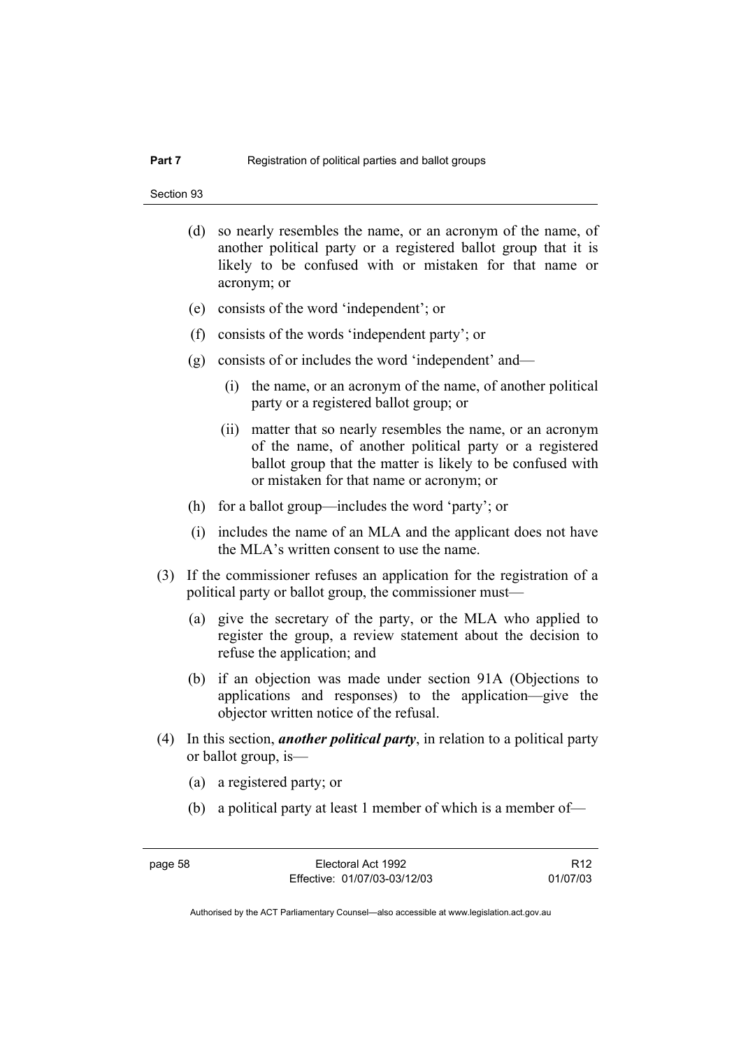(d) so nearly resembles the name, or an acronym of the name, of another political party or a registered ballot group that it is likely to be confused with or mistaken for that name or acronym; or

(e) consists of the word 'independent'; or

(f) consists of the words 'independent party'; or

(g) consists of or includes the word 'independent' and—

  (i) the name, or an acronym of the name, of another political party or a registered ballot group; or

  (ii) matter that so nearly resembles the name, or an acronym of the name, of another political party or a registered ballot group that the matter is likely to be confused with or mistaken for that name or acronym; or

(h) for a ballot group—includes the word 'party'; or

(i) includes the name of an MLA and the applicant does not have the MLA's written consent to use the name.

(3) If the commissioner refuses an application for the registration of a political party or ballot group, the commissioner must—

  (a) give the secretary of the party, or the MLA who applied to register the group, a review statement about the decision to refuse the application; and

  (b) if an objection was made under section 91A (Objections to applications and responses) to the application—give the objector written notice of the refusal.

(4) In this section, ***another political party***, in relation to a political party or ballot group, is—

  (a) a registered party; or

  (b) a political party at least 1 member of which is a member of—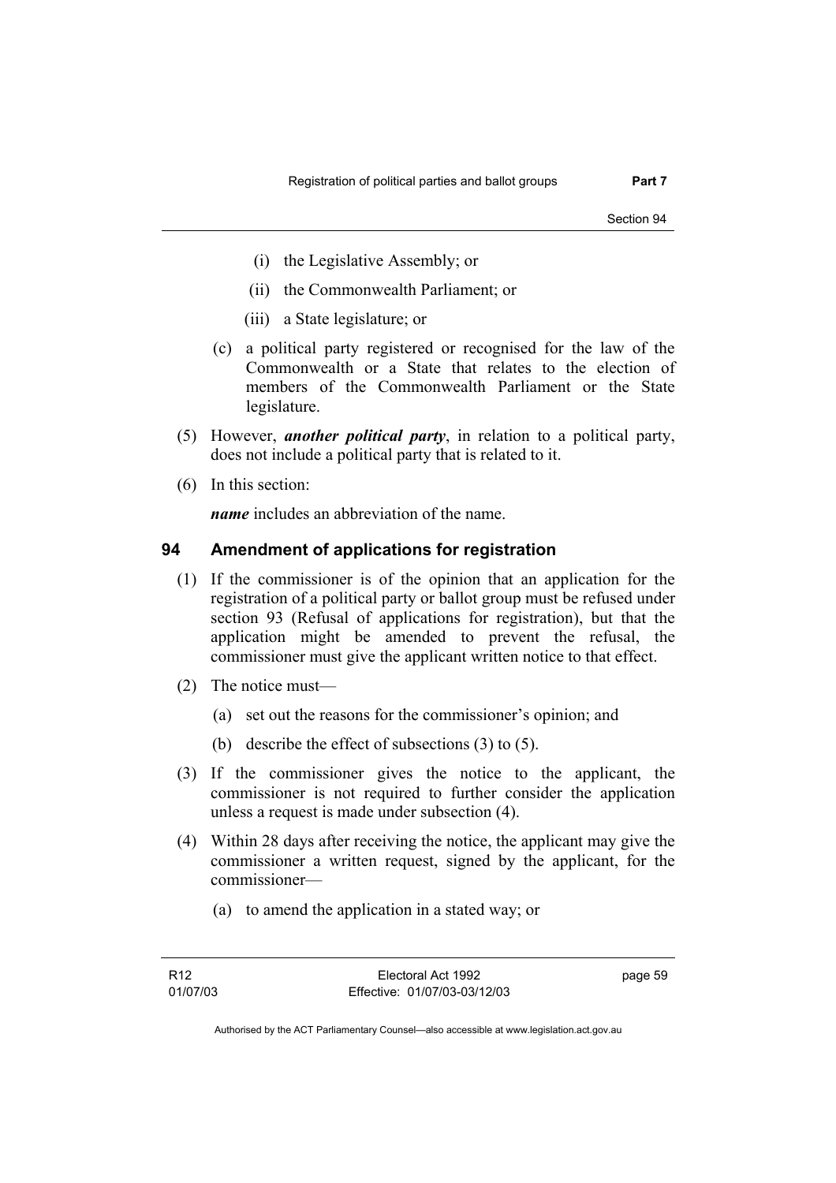(i) the Legislative Assembly; or

(ii) the Commonwealth Parliament; or

(iii) a State legislature; or

(c) a political party registered or recognised for the law of the Commonwealth or a State that relates to the election of members of the Commonwealth Parliament or the State legislature.

(5) However, ***another political party***, in relation to a political party, does not include a political party that is related to it.

(6) In this section:

***name*** includes an abbreviation of the name.

## 94 Amendment of applications for registration

(1) If the commissioner is of the opinion that an application for the registration of a political party or ballot group must be refused under section 93 (Refusal of applications for registration), but that the application might be amended to prevent the refusal, the commissioner must give the applicant written notice to that effect.

(2) The notice must—

(a) set out the reasons for the commissioner's opinion; and

(b) describe the effect of subsections (3) to (5).

(3) If the commissioner gives the notice to the applicant, the commissioner is not required to further consider the application unless a request is made under subsection (4).

(4) Within 28 days after receiving the notice, the applicant may give the commissioner a written request, signed by the applicant, for the commissioner—

(a) to amend the application in a stated way; or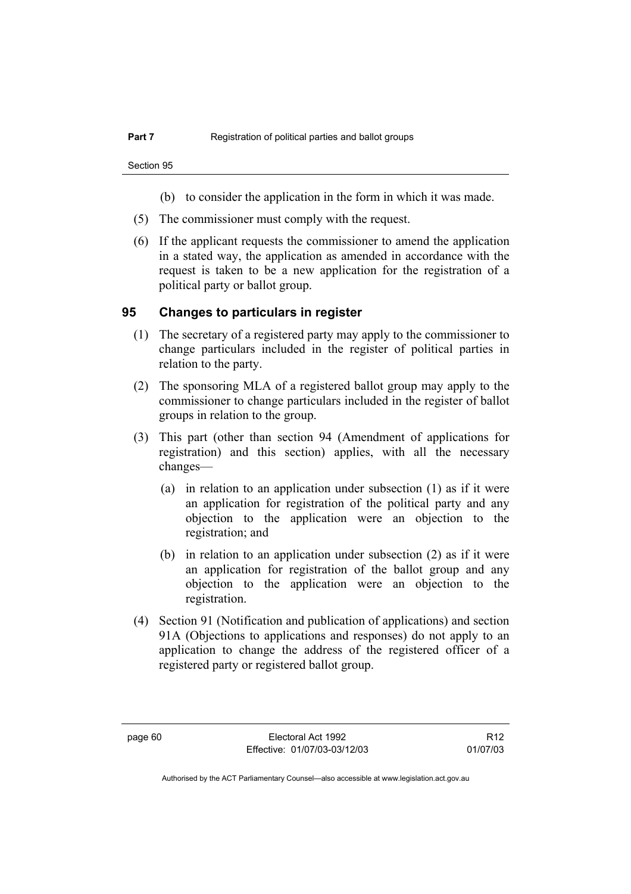(b) to consider the application in the form in which it was made.

(5) The commissioner must comply with the request.

(6) If the applicant requests the commissioner to amend the application in a stated way, the application as amended in accordance with the request is taken to be a new application for the registration of a political party or ballot group.

## 95 Changes to particulars in register

(1) The secretary of a registered party may apply to the commissioner to change particulars included in the register of political parties in relation to the party.

(2) The sponsoring MLA of a registered ballot group may apply to the commissioner to change particulars included in the register of ballot groups in relation to the group.

(3) This part (other than section 94 (Amendment of applications for registration) and this section) applies, with all the necessary changes—

(a) in relation to an application under subsection (1) as if it were an application for registration of the political party and any objection to the application were an objection to the registration; and

(b) in relation to an application under subsection (2) as if it were an application for registration of the ballot group and any objection to the application were an objection to the registration.

(4) Section 91 (Notification and publication of applications) and section 91A (Objections to applications and responses) do not apply to an application to change the address of the registered officer of a registered party or registered ballot group.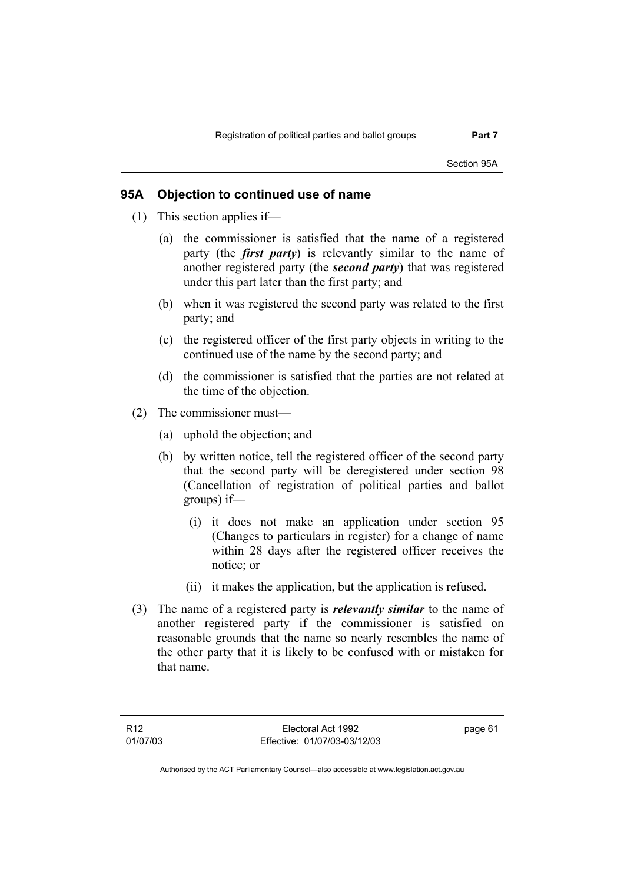## 95A Objection to continued use of name

(1) This section applies if—

(a) the commissioner is satisfied that the name of a registered party (the ***first party***) is relevantly similar to the name of another registered party (the ***second party***) that was registered under this part later than the first party; and

(b) when it was registered the second party was related to the first party; and

(c) the registered officer of the first party objects in writing to the continued use of the name by the second party; and

(d) the commissioner is satisfied that the parties are not related at the time of the objection.

(2) The commissioner must—

(a) uphold the objection; and

(b) by written notice, tell the registered officer of the second party that the second party will be deregistered under section 98 (Cancellation of registration of political parties and ballot groups) if—

(i) it does not make an application under section 95 (Changes to particulars in register) for a change of name within 28 days after the registered officer receives the notice; or

(ii) it makes the application, but the application is refused.

(3) The name of a registered party is ***relevantly similar*** to the name of another registered party if the commissioner is satisfied on reasonable grounds that the name so nearly resembles the name of the other party that it is likely to be confused with or mistaken for that name.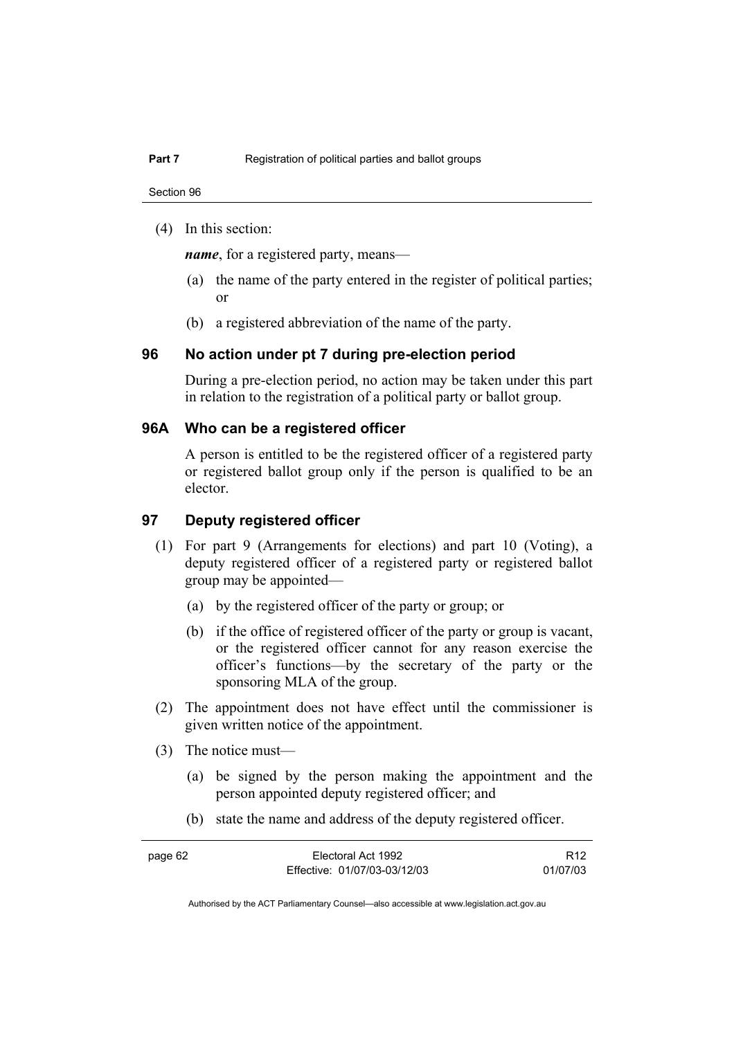(4) In this section:

***name***, for a registered party, means—

(a) the name of the party entered in the register of political parties; or

(b) a registered abbreviation of the name of the party.

## 96 No action under pt 7 during pre-election period

During a pre-election period, no action may be taken under this part in relation to the registration of a political party or ballot group.

## 96A Who can be a registered officer

A person is entitled to be the registered officer of a registered party or registered ballot group only if the person is qualified to be an elector.

## 97 Deputy registered officer

(1) For part 9 (Arrangements for elections) and part 10 (Voting), a deputy registered officer of a registered party or registered ballot group may be appointed—

(a) by the registered officer of the party or group; or

(b) if the office of registered officer of the party or group is vacant, or the registered officer cannot for any reason exercise the officer's functions—by the secretary of the party or the sponsoring MLA of the group.

(2) The appointment does not have effect until the commissioner is given written notice of the appointment.

(3) The notice must—

(a) be signed by the person making the appointment and the person appointed deputy registered officer; and

(b) state the name and address of the deputy registered officer.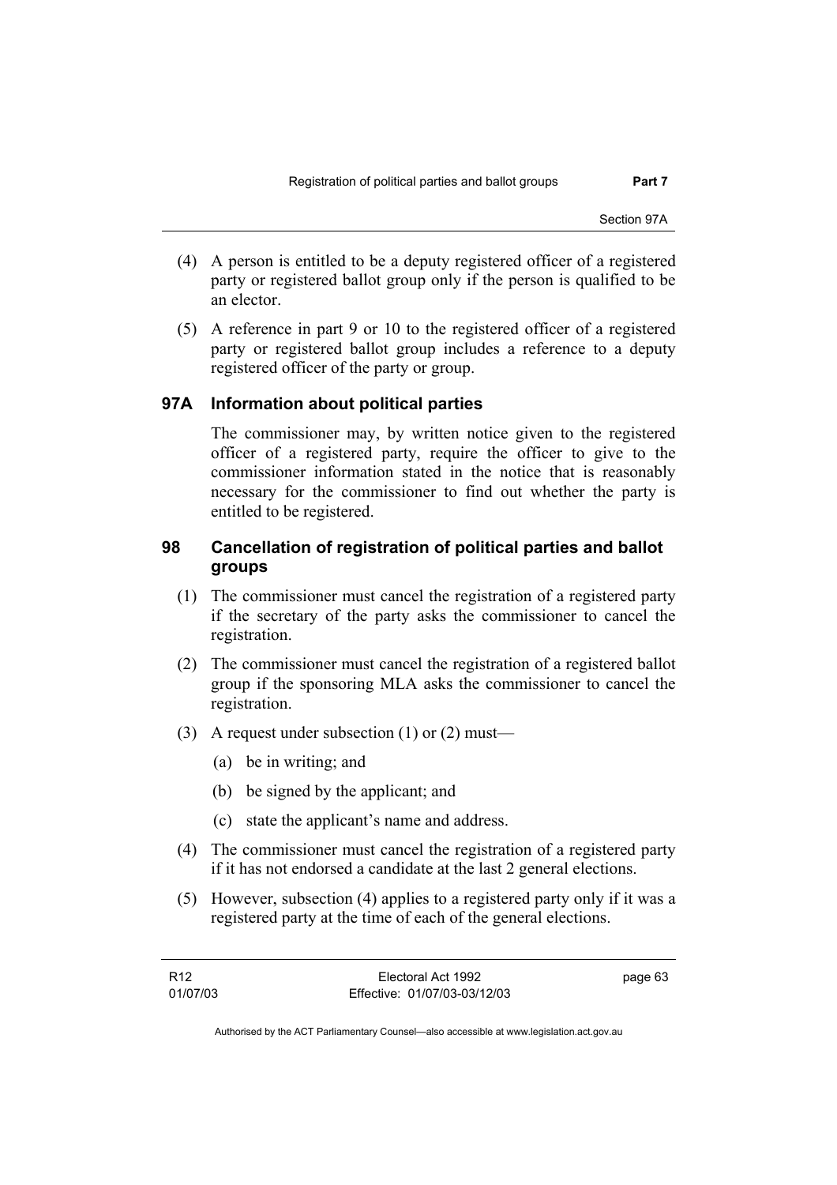(4) A person is entitled to be a deputy registered officer of a registered party or registered ballot group only if the person is qualified to be an elector.

(5) A reference in part 9 or 10 to the registered officer of a registered party or registered ballot group includes a reference to a deputy registered officer of the party or group.

## 97A Information about political parties

The commissioner may, by written notice given to the registered officer of a registered party, require the officer to give to the commissioner information stated in the notice that is reasonably necessary for the commissioner to find out whether the party is entitled to be registered.

## 98 Cancellation of registration of political parties and ballot groups

(1) The commissioner must cancel the registration of a registered party if the secretary of the party asks the commissioner to cancel the registration.

(2) The commissioner must cancel the registration of a registered ballot group if the sponsoring MLA asks the commissioner to cancel the registration.

(3) A request under subsection (1) or (2) must—

(a) be in writing; and

(b) be signed by the applicant; and

(c) state the applicant's name and address.

(4) The commissioner must cancel the registration of a registered party if it has not endorsed a candidate at the last 2 general elections.

(5) However, subsection (4) applies to a registered party only if it was a registered party at the time of each of the general elections.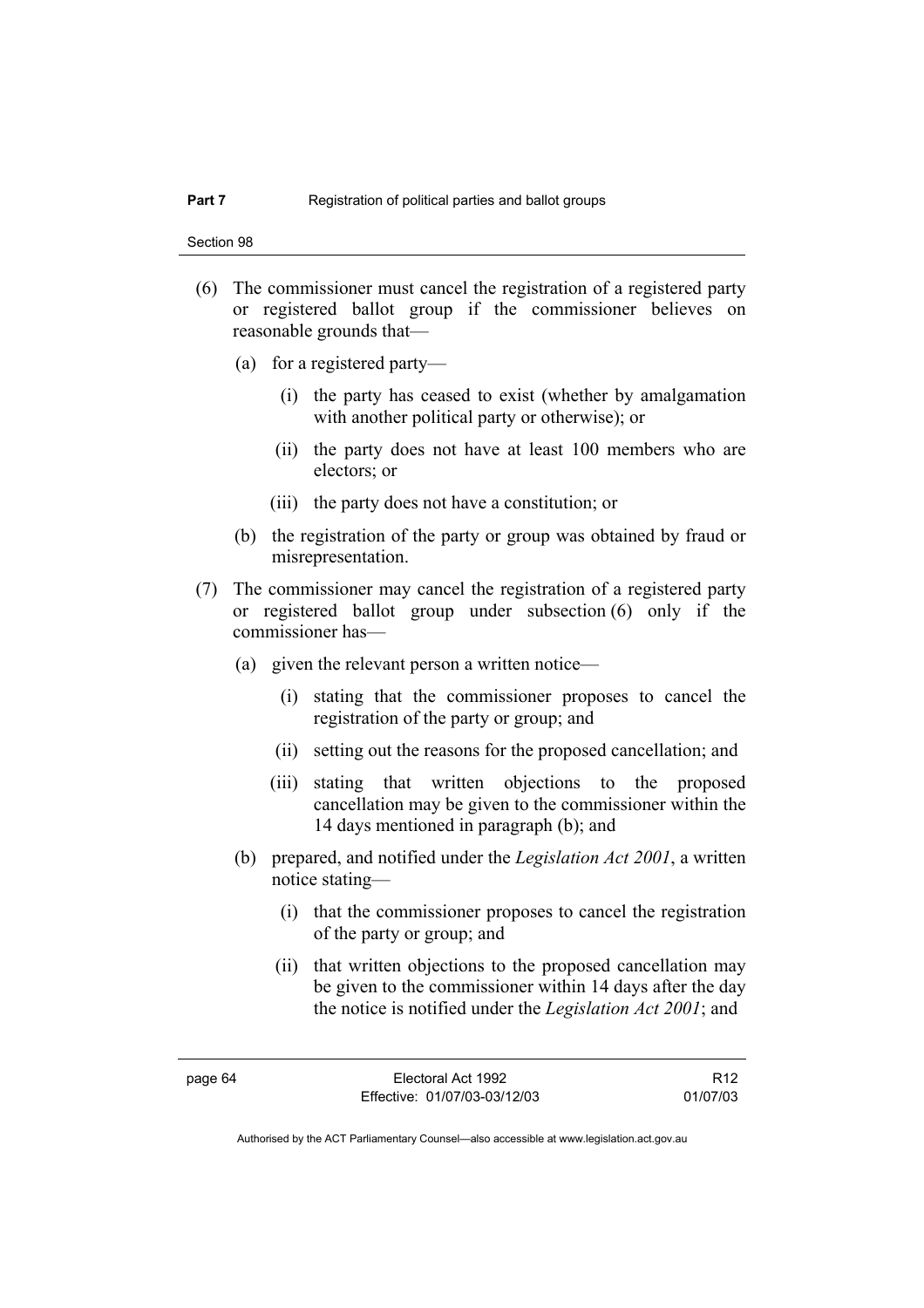(6) The commissioner must cancel the registration of a registered party or registered ballot group if the commissioner believes on reasonable grounds that—

  (a) for a registered party—

    (i) the party has ceased to exist (whether by amalgamation with another political party or otherwise); or

    (ii) the party does not have at least 100 members who are electors; or

    (iii) the party does not have a constitution; or

  (b) the registration of the party or group was obtained by fraud or misrepresentation.

(7) The commissioner may cancel the registration of a registered party or registered ballot group under subsection (6) only if the commissioner has—

  (a) given the relevant person a written notice—

    (i) stating that the commissioner proposes to cancel the registration of the party or group; and

    (ii) setting out the reasons for the proposed cancellation; and

    (iii) stating that written objections to the proposed cancellation may be given to the commissioner within the 14 days mentioned in paragraph (b); and

  (b) prepared, and notified under the *Legislation Act 2001*, a written notice stating—

    (i) that the commissioner proposes to cancel the registration of the party or group; and

    (ii) that written objections to the proposed cancellation may be given to the commissioner within 14 days after the day the notice is notified under the *Legislation Act 2001*; and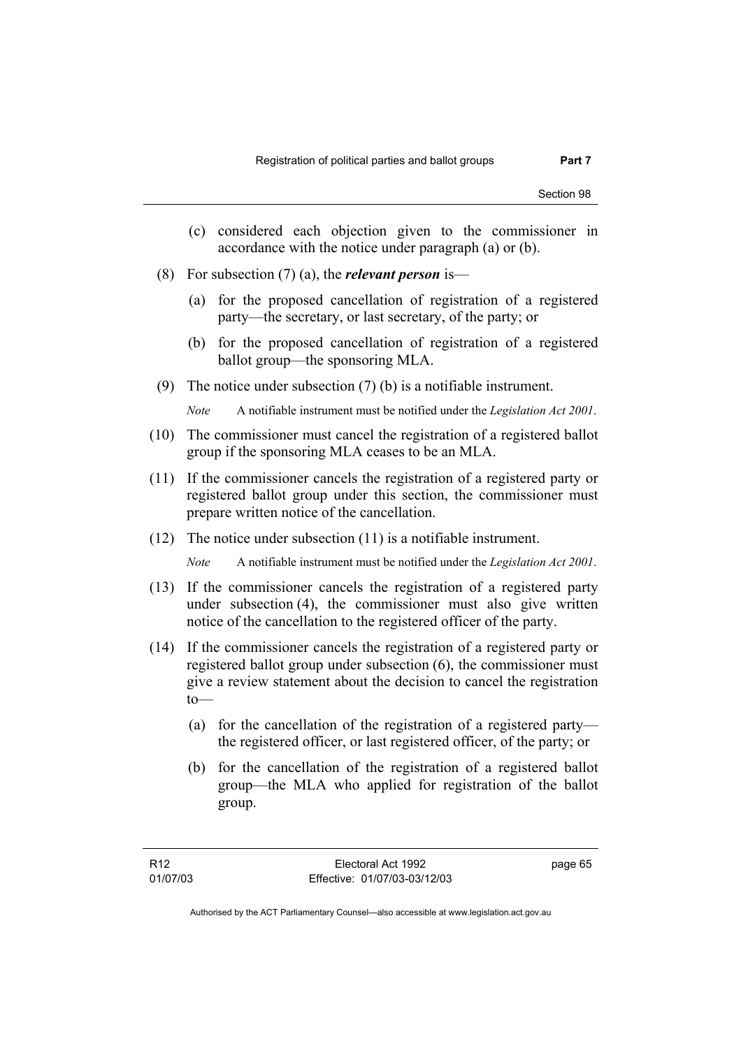(c) considered each objection given to the commissioner in accordance with the notice under paragraph (a) or (b).

(8) For subsection (7) (a), the ***relevant person*** is—

(a) for the proposed cancellation of registration of a registered party—the secretary, or last secretary, of the party; or

(b) for the proposed cancellation of registration of a registered ballot group—the sponsoring MLA.

(9) The notice under subsection (7) (b) is a notifiable instrument.

*Note* A notifiable instrument must be notified under the *Legislation Act 2001*.

(10) The commissioner must cancel the registration of a registered ballot group if the sponsoring MLA ceases to be an MLA.

(11) If the commissioner cancels the registration of a registered party or registered ballot group under this section, the commissioner must prepare written notice of the cancellation.

(12) The notice under subsection (11) is a notifiable instrument.

*Note* A notifiable instrument must be notified under the *Legislation Act 2001*.

(13) If the commissioner cancels the registration of a registered party under subsection (4), the commissioner must also give written notice of the cancellation to the registered officer of the party.

(14) If the commissioner cancels the registration of a registered party or registered ballot group under subsection (6), the commissioner must give a review statement about the decision to cancel the registration to—

(a) for the cancellation of the registration of a registered party—the registered officer, or last registered officer, of the party; or

(b) for the cancellation of the registration of a registered ballot group—the MLA who applied for registration of the ballot group.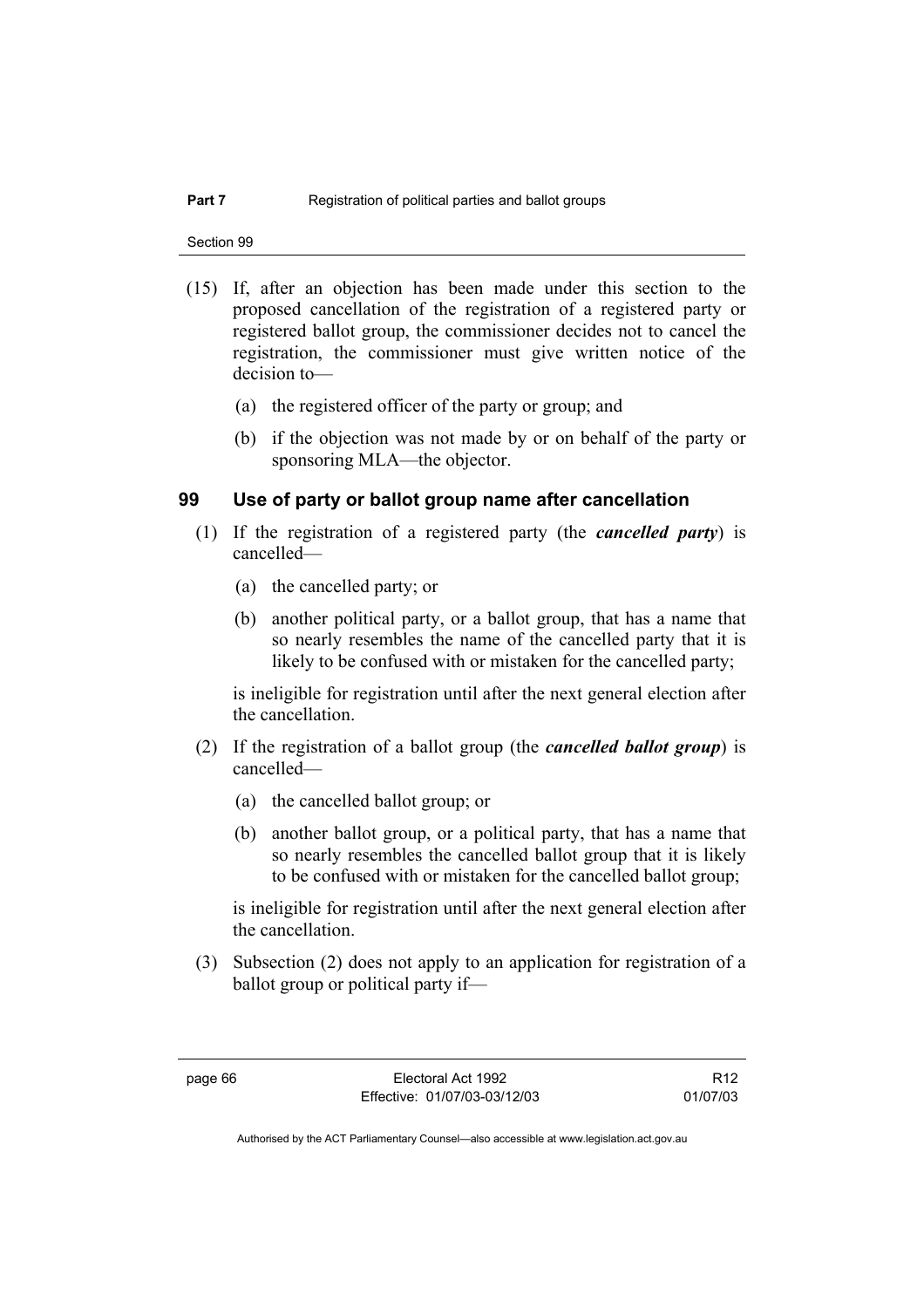(15) If, after an objection has been made under this section to the proposed cancellation of the registration of a registered party or registered ballot group, the commissioner decides not to cancel the registration, the commissioner must give written notice of the decision to—

(a) the registered officer of the party or group; and

(b) if the objection was not made by or on behalf of the party or sponsoring MLA—the objector.

## 99 Use of party or ballot group name after cancellation

(1) If the registration of a registered party (the ***cancelled party***) is cancelled—

(a) the cancelled party; or

(b) another political party, or a ballot group, that has a name that so nearly resembles the name of the cancelled party that it is likely to be confused with or mistaken for the cancelled party;

is ineligible for registration until after the next general election after the cancellation.

(2) If the registration of a ballot group (the ***cancelled ballot group***) is cancelled—

(a) the cancelled ballot group; or

(b) another ballot group, or a political party, that has a name that so nearly resembles the cancelled ballot group that it is likely to be confused with or mistaken for the cancelled ballot group;

is ineligible for registration until after the next general election after the cancellation.

(3) Subsection (2) does not apply to an application for registration of a ballot group or political party if—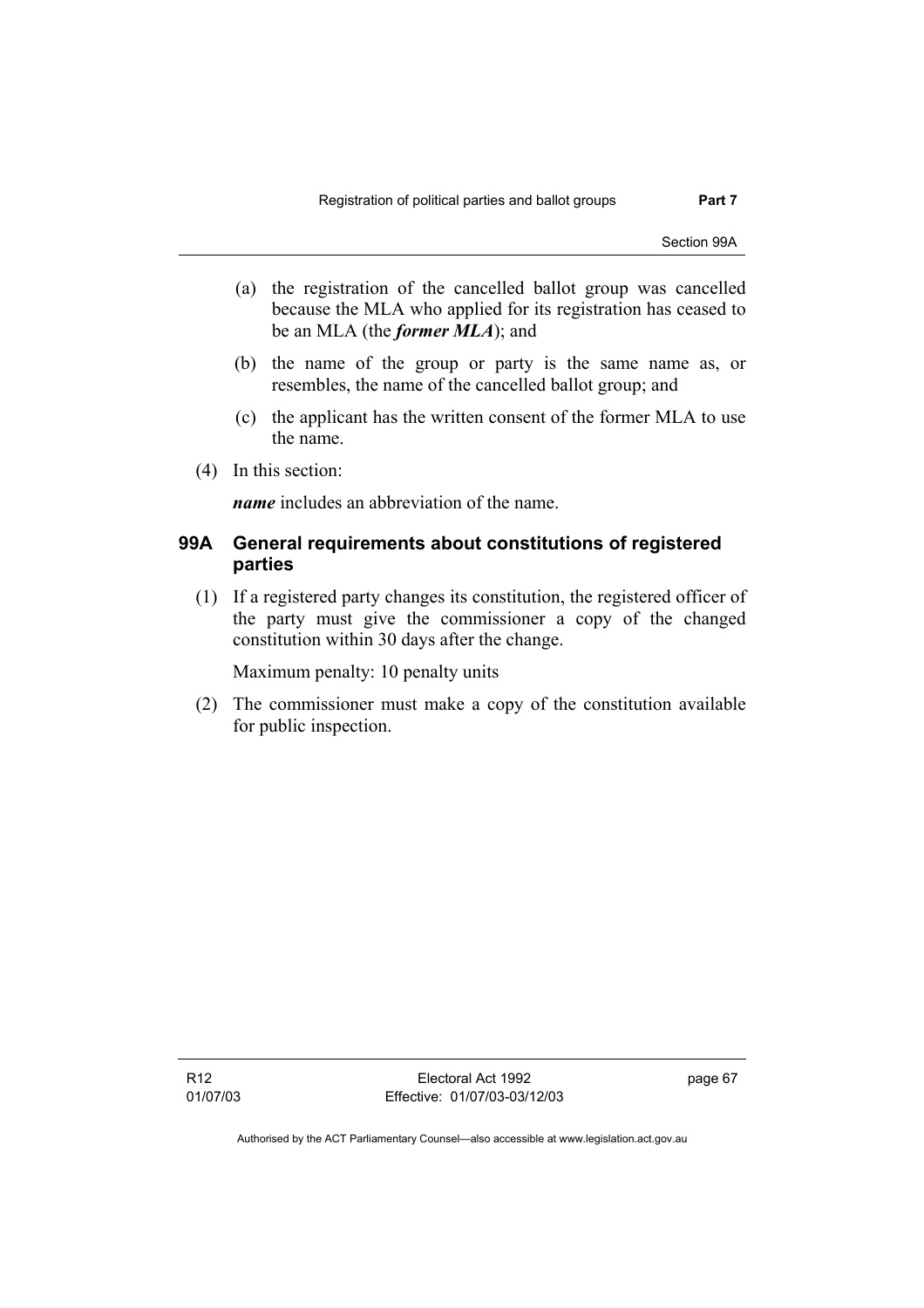(a) the registration of the cancelled ballot group was cancelled because the MLA who applied for its registration has ceased to be an MLA (the ***former MLA***); and

(b) the name of the group or party is the same name as, or resembles, the name of the cancelled ballot group; and

(c) the applicant has the written consent of the former MLA to use the name.

(4) In this section:

***name*** includes an abbreviation of the name.

### 99A General requirements about constitutions of registered parties

(1) If a registered party changes its constitution, the registered officer of the party must give the commissioner a copy of the changed constitution within 30 days after the change.

Maximum penalty: 10 penalty units

(2) The commissioner must make a copy of the constitution available for public inspection.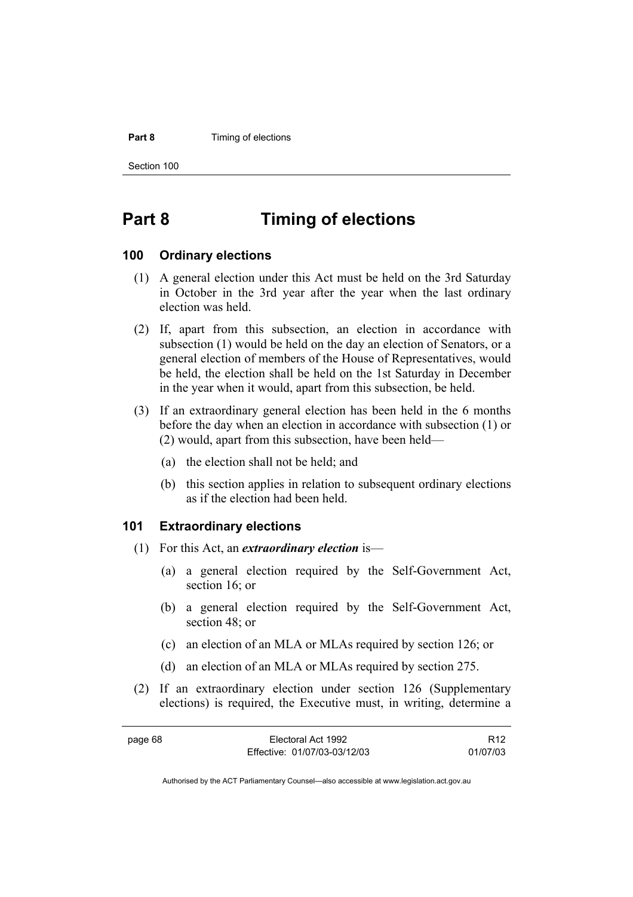# Part 8 Timing of elections

## 100 Ordinary elections

(1) A general election under this Act must be held on the 3rd Saturday in October in the 3rd year after the year when the last ordinary election was held.

(2) If, apart from this subsection, an election in accordance with subsection (1) would be held on the day an election of Senators, or a general election of members of the House of Representatives, would be held, the election shall be held on the 1st Saturday in December in the year when it would, apart from this subsection, be held.

(3) If an extraordinary general election has been held in the 6 months before the day when an election in accordance with subsection (1) or (2) would, apart from this subsection, have been held—

- (a) the election shall not be held; and
- (b) this section applies in relation to subsequent ordinary elections as if the election had been held.

## 101 Extraordinary elections

(1) For this Act, an ***extraordinary election*** is—

- (a) a general election required by the Self-Government Act, section 16; or
- (b) a general election required by the Self-Government Act, section 48; or
- (c) an election of an MLA or MLAs required by section 126; or
- (d) an election of an MLA or MLAs required by section 275.

(2) If an extraordinary election under section 126 (Supplementary elections) is required, the Executive must, in writing, determine a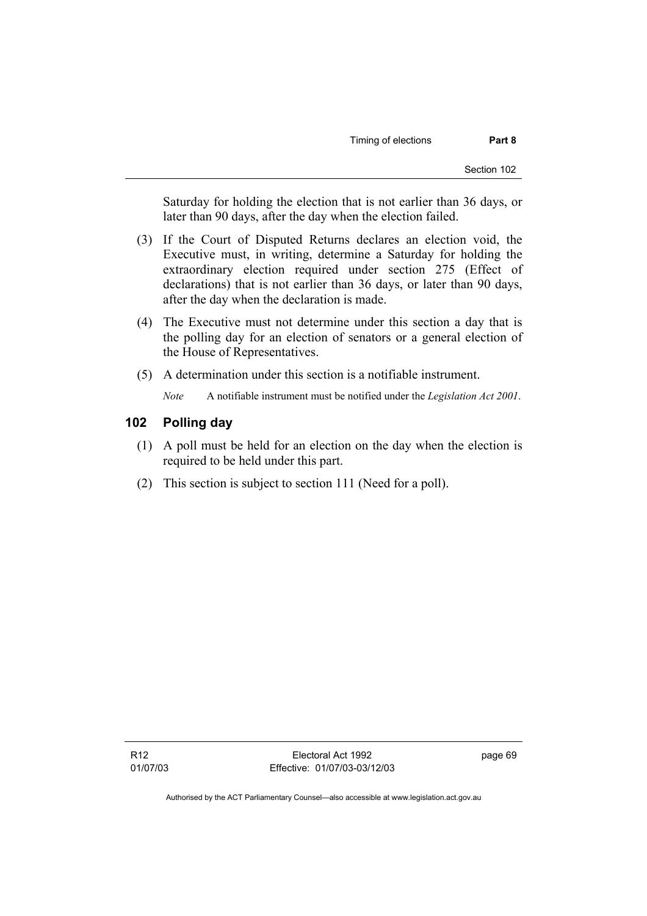Saturday for holding the election that is not earlier than 36 days, or later than 90 days, after the day when the election failed.

(3) If the Court of Disputed Returns declares an election void, the Executive must, in writing, determine a Saturday for holding the extraordinary election required under section 275 (Effect of declarations) that is not earlier than 36 days, or later than 90 days, after the day when the declaration is made.

(4) The Executive must not determine under this section a day that is the polling day for an election of senators or a general election of the House of Representatives.

(5) A determination under this section is a notifiable instrument.

*Note* A notifiable instrument must be notified under the *Legislation Act 2001*.

## 102 Polling day

(1) A poll must be held for an election on the day when the election is required to be held under this part.

(2) This section is subject to section 111 (Need for a poll).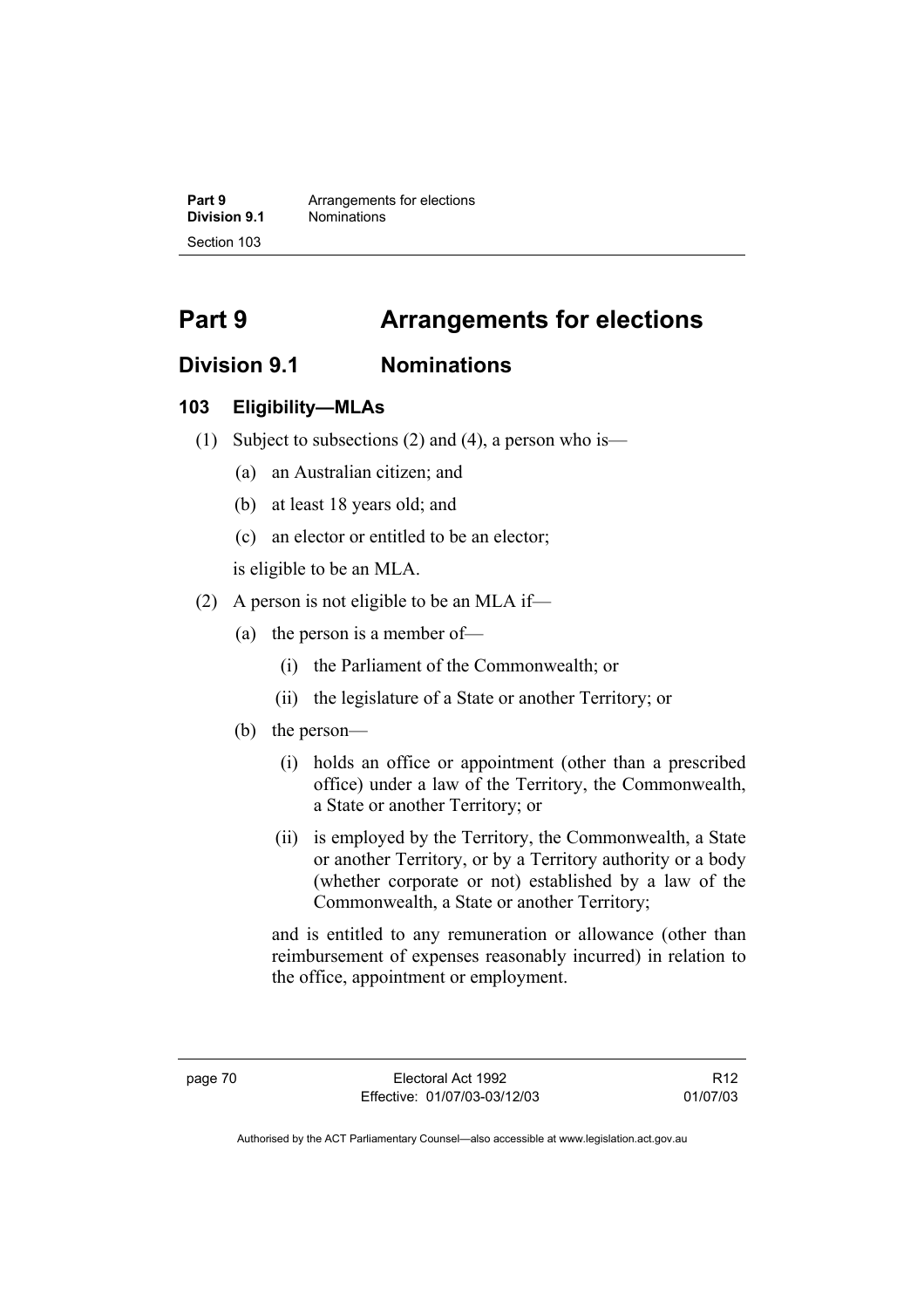# Part 9 Arrangements for elections

## Division 9.1 Nominations

### 103 Eligibility—MLAs

(1) Subject to subsections (2) and (4), a person who is—

(a) an Australian citizen; and

(b) at least 18 years old; and

(c) an elector or entitled to be an elector;

is eligible to be an MLA.

(2) A person is not eligible to be an MLA if—

(a) the person is a member of—

(i) the Parliament of the Commonwealth; or

(ii) the legislature of a State or another Territory; or

(b) the person—

(i) holds an office or appointment (other than a prescribed office) under a law of the Territory, the Commonwealth, a State or another Territory; or

(ii) is employed by the Territory, the Commonwealth, a State or another Territory, or by a Territory authority or a body (whether corporate or not) established by a law of the Commonwealth, a State or another Territory;

and is entitled to any remuneration or allowance (other than reimbursement of expenses reasonably incurred) in relation to the office, appointment or employment.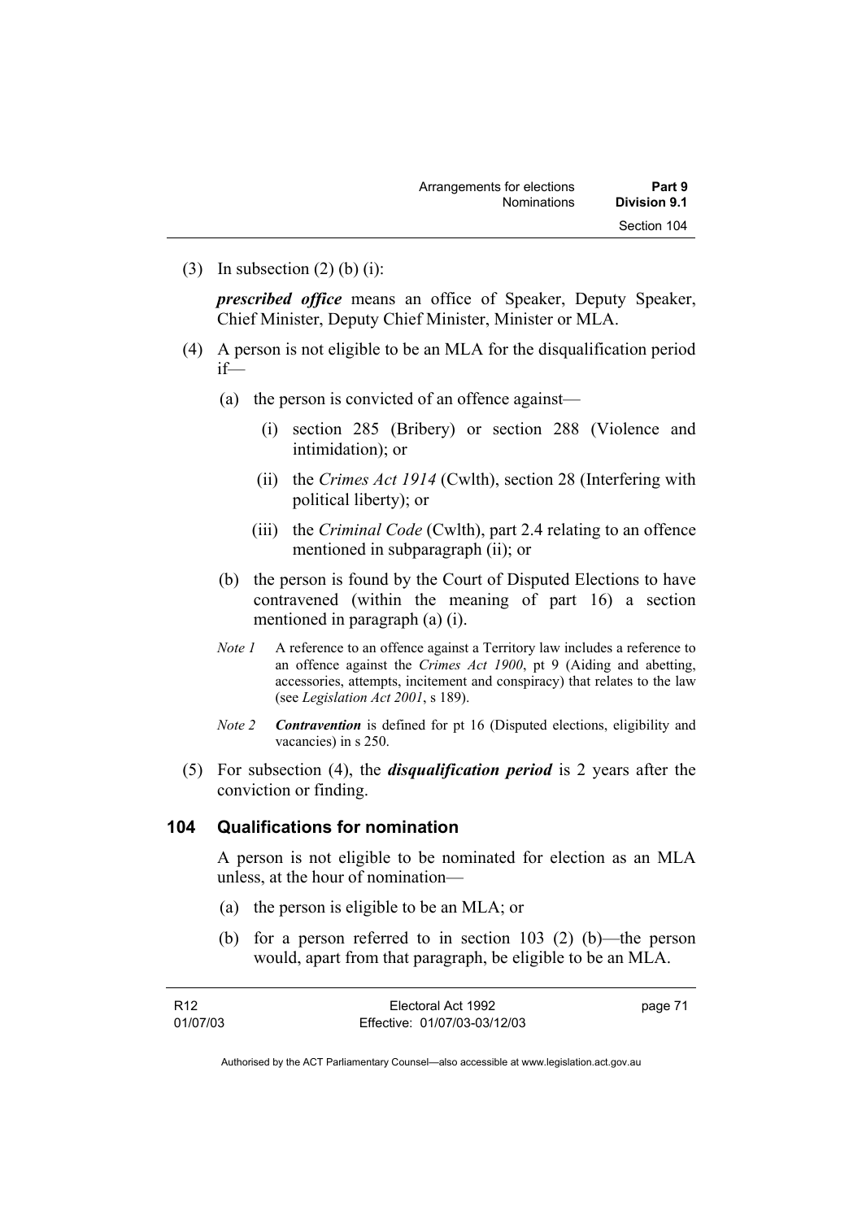(3) In subsection (2) (b) (i):

***prescribed office*** means an office of Speaker, Deputy Speaker, Chief Minister, Deputy Chief Minister, Minister or MLA.

(4) A person is not eligible to be an MLA for the disqualification period if—

   (a) the person is convicted of an offence against—

      (i) section 285 (Bribery) or section 288 (Violence and intimidation); or

      (ii) the *Crimes Act 1914* (Cwlth), section 28 (Interfering with political liberty); or

      (iii) the *Criminal Code* (Cwlth), part 2.4 relating to an offence mentioned in subparagraph (ii); or

   (b) the person is found by the Court of Disputed Elections to have contravened (within the meaning of part 16) a section mentioned in paragraph (a) (i).

*Note 1* A reference to an offence against a Territory law includes a reference to an offence against the *Crimes Act 1900*, pt 9 (Aiding and abetting, accessories, attempts, incitement and conspiracy) that relates to the law (see *Legislation Act 2001*, s 189).

*Note 2* ***Contravention*** is defined for pt 16 (Disputed elections, eligibility and vacancies) in s 250.

(5) For subsection (4), the ***disqualification period*** is 2 years after the conviction or finding.

## 104 Qualifications for nomination

A person is not eligible to be nominated for election as an MLA unless, at the hour of nomination—

   (a) the person is eligible to be an MLA; or

   (b) for a person referred to in section 103 (2) (b)—the person would, apart from that paragraph, be eligible to be an MLA.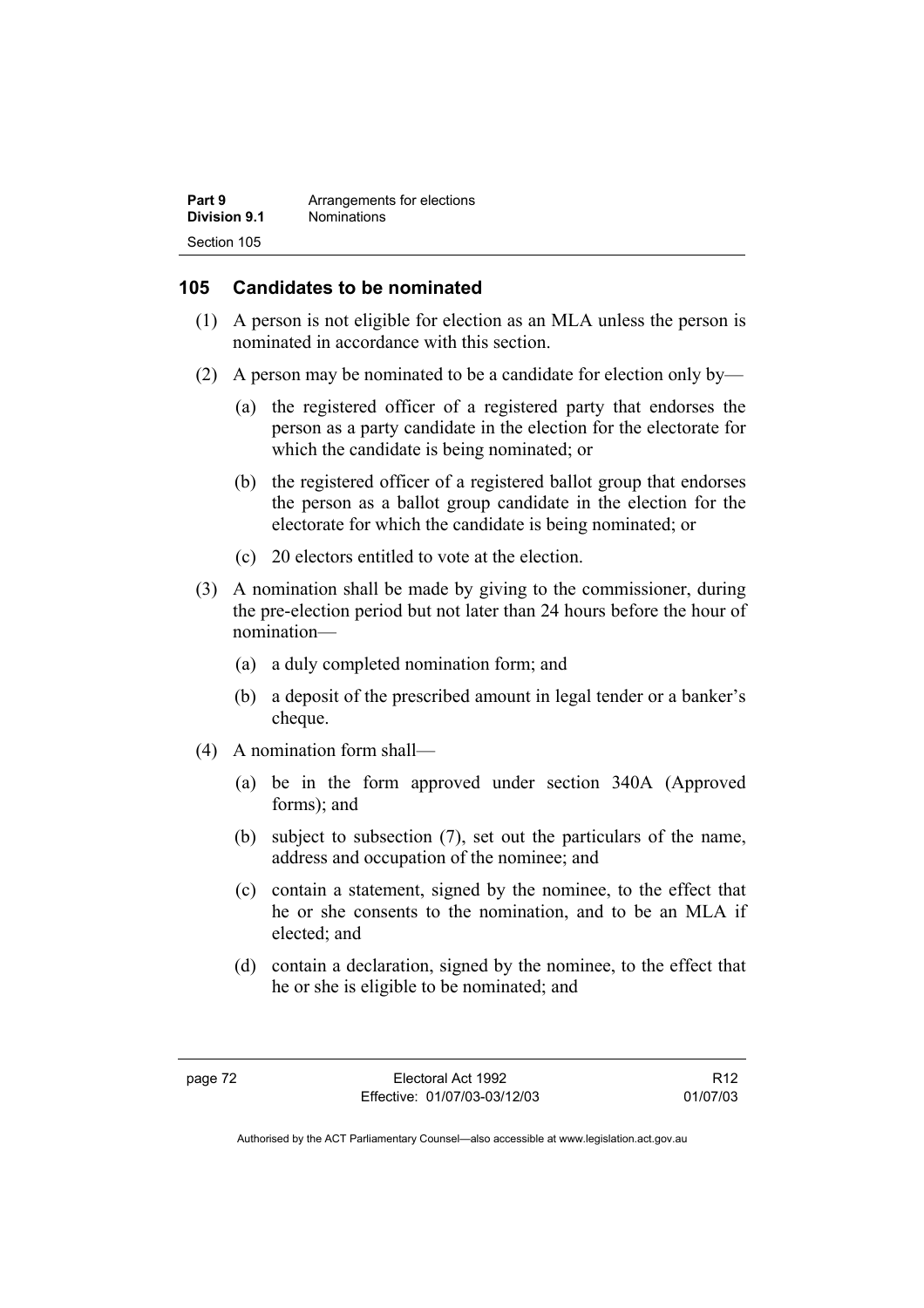## 105 Candidates to be nominated

(1) A person is not eligible for election as an MLA unless the person is nominated in accordance with this section.

(2) A person may be nominated to be a candidate for election only by—

(a) the registered officer of a registered party that endorses the person as a party candidate in the election for the electorate for which the candidate is being nominated; or

(b) the registered officer of a registered ballot group that endorses the person as a ballot group candidate in the election for the electorate for which the candidate is being nominated; or

(c) 20 electors entitled to vote at the election.

(3) A nomination shall be made by giving to the commissioner, during the pre-election period but not later than 24 hours before the hour of nomination—

(a) a duly completed nomination form; and

(b) a deposit of the prescribed amount in legal tender or a banker's cheque.

(4) A nomination form shall—

(a) be in the form approved under section 340A (Approved forms); and

(b) subject to subsection (7), set out the particulars of the name, address and occupation of the nominee; and

(c) contain a statement, signed by the nominee, to the effect that he or she consents to the nomination, and to be an MLA if elected; and

(d) contain a declaration, signed by the nominee, to the effect that he or she is eligible to be nominated; and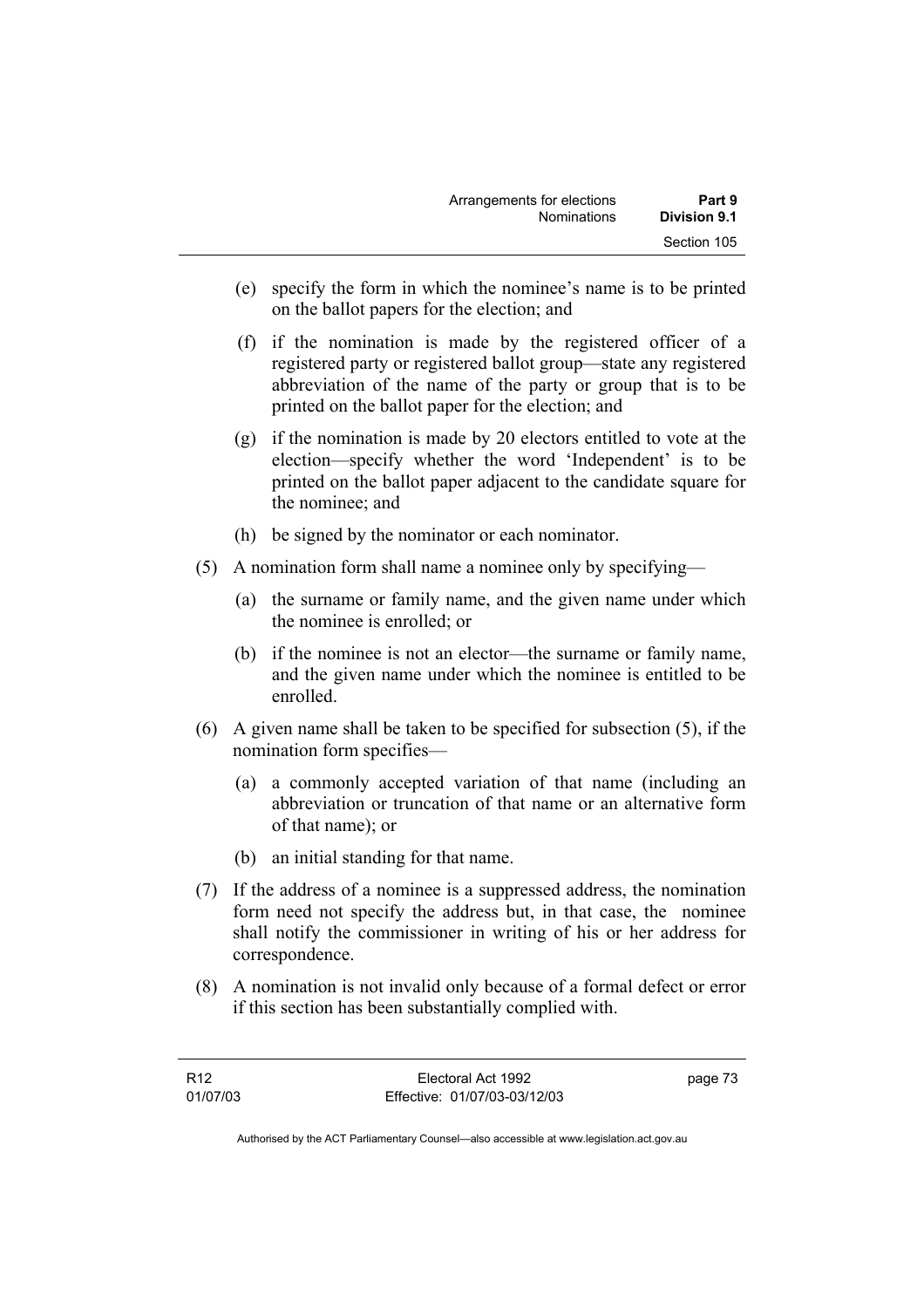(e) specify the form in which the nominee's name is to be printed on the ballot papers for the election; and

(f) if the nomination is made by the registered officer of a registered party or registered ballot group—state any registered abbreviation of the name of the party or group that is to be printed on the ballot paper for the election; and

(g) if the nomination is made by 20 electors entitled to vote at the election—specify whether the word 'Independent' is to be printed on the ballot paper adjacent to the candidate square for the nominee; and

(h) be signed by the nominator or each nominator.

(5) A nomination form shall name a nominee only by specifying—

(a) the surname or family name, and the given name under which the nominee is enrolled; or

(b) if the nominee is not an elector—the surname or family name, and the given name under which the nominee is entitled to be enrolled.

(6) A given name shall be taken to be specified for subsection (5), if the nomination form specifies—

(a) a commonly accepted variation of that name (including an abbreviation or truncation of that name or an alternative form of that name); or

(b) an initial standing for that name.

(7) If the address of a nominee is a suppressed address, the nomination form need not specify the address but, in that case, the nominee shall notify the commissioner in writing of his or her address for correspondence.

(8) A nomination is not invalid only because of a formal defect or error if this section has been substantially complied with.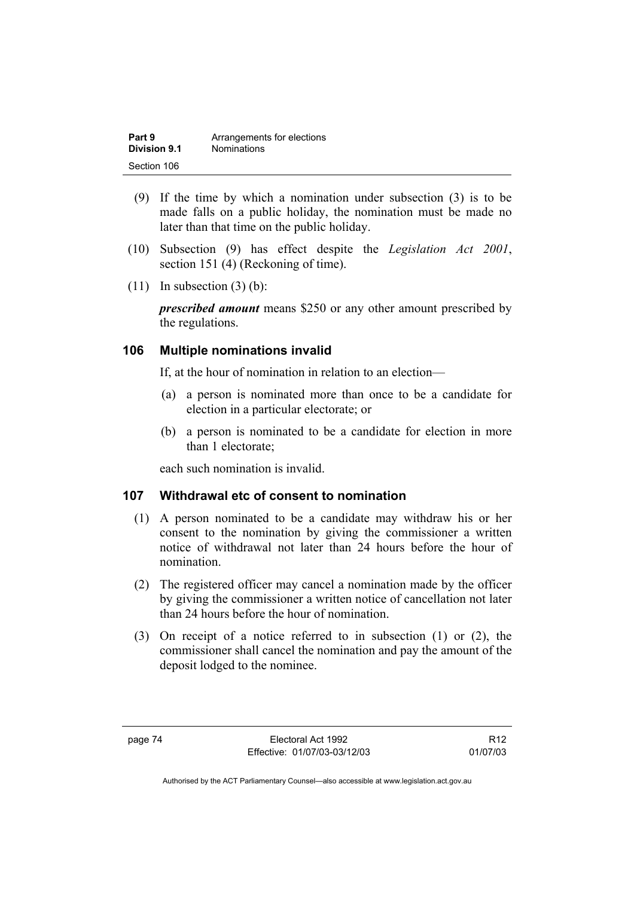(9) If the time by which a nomination under subsection (3) is to be made falls on a public holiday, the nomination must be made no later than that time on the public holiday.

(10) Subsection (9) has effect despite the *Legislation Act 2001*, section 151 (4) (Reckoning of time).

(11) In subsection (3) (b):

***prescribed amount*** means $250 or any other amount prescribed by the regulations.

## 106 Multiple nominations invalid

If, at the hour of nomination in relation to an election—

(a) a person is nominated more than once to be a candidate for election in a particular electorate; or

(b) a person is nominated to be a candidate for election in more than 1 electorate;

each such nomination is invalid.

## 107 Withdrawal etc of consent to nomination

(1) A person nominated to be a candidate may withdraw his or her consent to the nomination by giving the commissioner a written notice of withdrawal not later than 24 hours before the hour of nomination.

(2) The registered officer may cancel a nomination made by the officer by giving the commissioner a written notice of cancellation not later than 24 hours before the hour of nomination.

(3) On receipt of a notice referred to in subsection (1) or (2), the commissioner shall cancel the nomination and pay the amount of the deposit lodged to the nominee.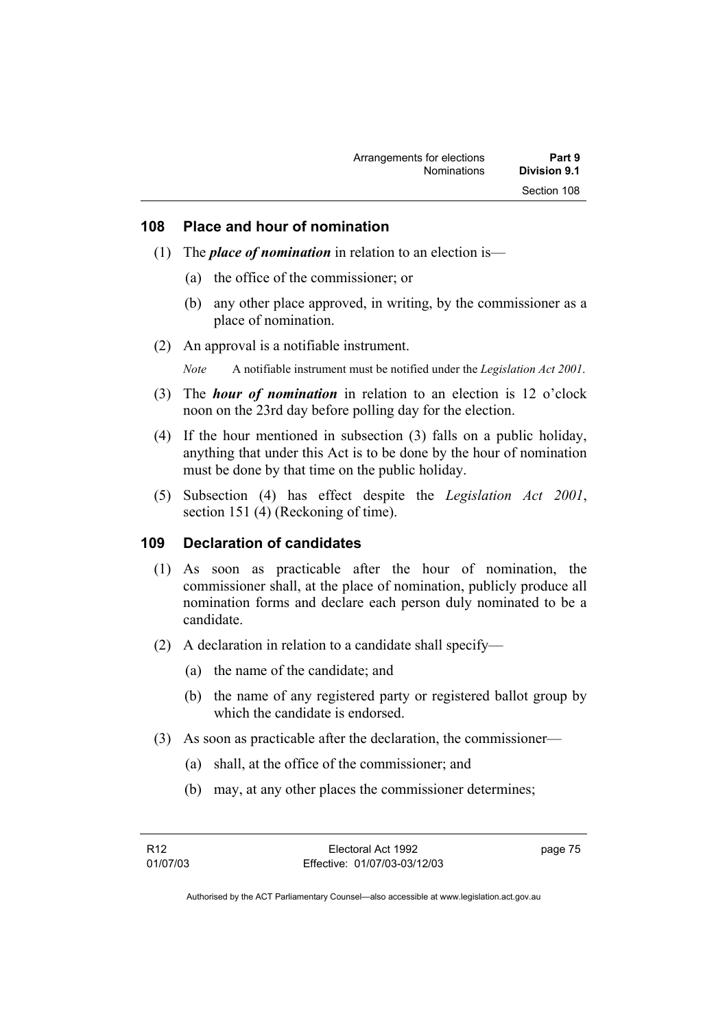## 108 Place and hour of nomination

(1) The ***place of nomination*** in relation to an election is—

(a) the office of the commissioner; or

(b) any other place approved, in writing, by the commissioner as a place of nomination.

(2) An approval is a notifiable instrument.

*Note* A notifiable instrument must be notified under the *Legislation Act 2001*.

(3) The ***hour of nomination*** in relation to an election is 12 o'clock noon on the 23rd day before polling day for the election.

(4) If the hour mentioned in subsection (3) falls on a public holiday, anything that under this Act is to be done by the hour of nomination must be done by that time on the public holiday.

(5) Subsection (4) has effect despite the *Legislation Act 2001*, section 151 (4) (Reckoning of time).

## 109 Declaration of candidates

(1) As soon as practicable after the hour of nomination, the commissioner shall, at the place of nomination, publicly produce all nomination forms and declare each person duly nominated to be a candidate.

(2) A declaration in relation to a candidate shall specify—

(a) the name of the candidate; and

(b) the name of any registered party or registered ballot group by which the candidate is endorsed.

(3) As soon as practicable after the declaration, the commissioner—

(a) shall, at the office of the commissioner; and

(b) may, at any other places the commissioner determines;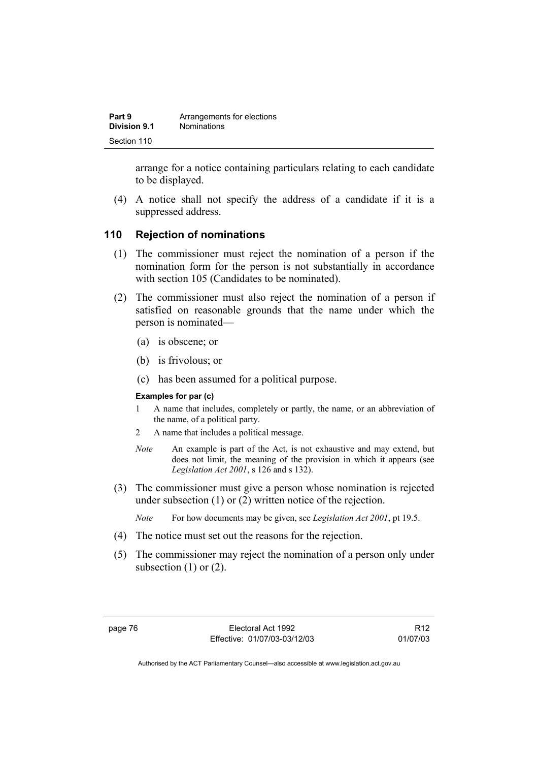arrange for a notice containing particulars relating to each candidate to be displayed.

(4) A notice shall not specify the address of a candidate if it is a suppressed address.

## 110 Rejection of nominations

(1) The commissioner must reject the nomination of a person if the nomination form for the person is not substantially in accordance with section 105 (Candidates to be nominated).

(2) The commissioner must also reject the nomination of a person if satisfied on reasonable grounds that the name under which the person is nominated—

(a) is obscene; or

(b) is frivolous; or

(c) has been assumed for a political purpose.

**Examples for par (c)**

1 A name that includes, completely or partly, the name, or an abbreviation of the name, of a political party.

2 A name that includes a political message.

*Note* An example is part of the Act, is not exhaustive and may extend, but does not limit, the meaning of the provision in which it appears (see *Legislation Act 2001*, s 126 and s 132).

(3) The commissioner must give a person whose nomination is rejected under subsection (1) or (2) written notice of the rejection.

*Note* For how documents may be given, see *Legislation Act 2001*, pt 19.5.

(4) The notice must set out the reasons for the rejection.

(5) The commissioner may reject the nomination of a person only under subsection (1) or (2).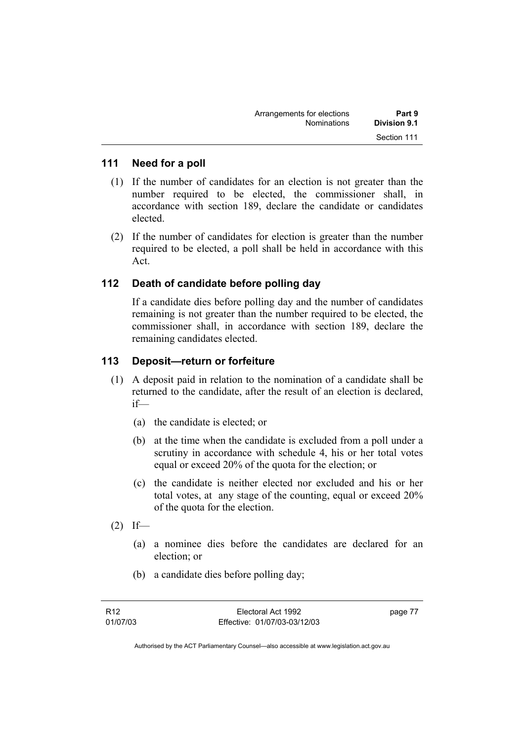## 111 Need for a poll

(1) If the number of candidates for an election is not greater than the number required to be elected, the commissioner shall, in accordance with section 189, declare the candidate or candidates elected.

(2) If the number of candidates for election is greater than the number required to be elected, a poll shall be held in accordance with this Act.

## 112 Death of candidate before polling day

If a candidate dies before polling day and the number of candidates remaining is not greater than the number required to be elected, the commissioner shall, in accordance with section 189, declare the remaining candidates elected.

## 113 Deposit—return or forfeiture

(1) A deposit paid in relation to the nomination of a candidate shall be returned to the candidate, after the result of an election is declared, if—

(a) the candidate is elected; or

(b) at the time when the candidate is excluded from a poll under a scrutiny in accordance with schedule 4, his or her total votes equal or exceed 20% of the quota for the election; or

(c) the candidate is neither elected nor excluded and his or her total votes, at any stage of the counting, equal or exceed 20% of the quota for the election.

(2) If—

(a) a nominee dies before the candidates are declared for an election; or

(b) a candidate dies before polling day;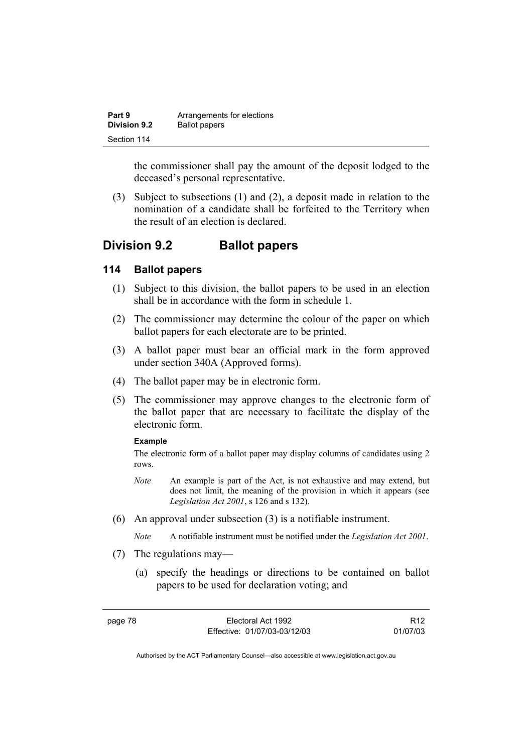the commissioner shall pay the amount of the deposit lodged to the deceased's personal representative.

(3) Subject to subsections (1) and (2), a deposit made in relation to the nomination of a candidate shall be forfeited to the Territory when the result of an election is declared.

## Division 9.2 Ballot papers

### 114 Ballot papers

(1) Subject to this division, the ballot papers to be used in an election shall be in accordance with the form in schedule 1.

(2) The commissioner may determine the colour of the paper on which ballot papers for each electorate are to be printed.

(3) A ballot paper must bear an official mark in the form approved under section 340A (Approved forms).

(4) The ballot paper may be in electronic form.

(5) The commissioner may approve changes to the electronic form of the ballot paper that are necessary to facilitate the display of the electronic form.

**Example**

The electronic form of a ballot paper may display columns of candidates using 2 rows.

*Note* An example is part of the Act, is not exhaustive and may extend, but does not limit, the meaning of the provision in which it appears (see *Legislation Act 2001*, s 126 and s 132).

(6) An approval under subsection (3) is a notifiable instrument.

*Note* A notifiable instrument must be notified under the *Legislation Act 2001*.

(7) The regulations may—

(a) specify the headings or directions to be contained on ballot papers to be used for declaration voting; and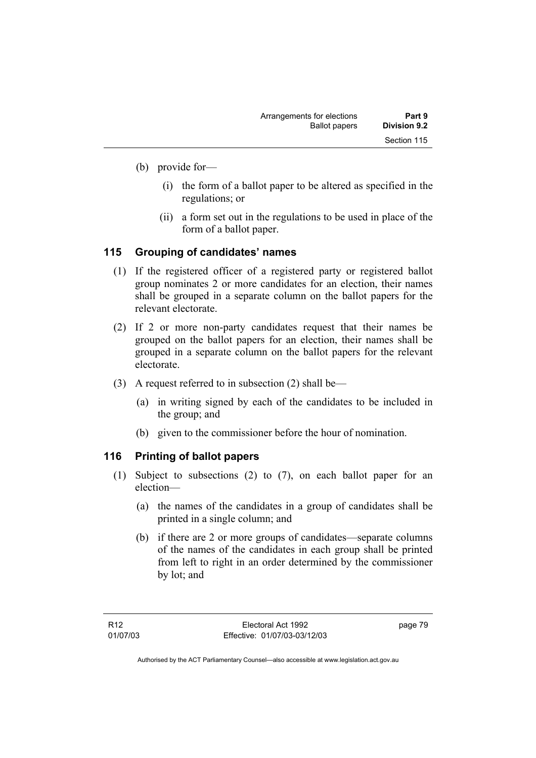(b) provide for—

   (i) the form of a ballot paper to be altered as specified in the regulations; or

   (ii) a form set out in the regulations to be used in place of the form of a ballot paper.

## 115 Grouping of candidates' names

(1) If the registered officer of a registered party or registered ballot group nominates 2 or more candidates for an election, their names shall be grouped in a separate column on the ballot papers for the relevant electorate.

(2) If 2 or more non-party candidates request that their names be grouped on the ballot papers for an election, their names shall be grouped in a separate column on the ballot papers for the relevant electorate.

(3) A request referred to in subsection (2) shall be—

   (a) in writing signed by each of the candidates to be included in the group; and

   (b) given to the commissioner before the hour of nomination.

## 116 Printing of ballot papers

(1) Subject to subsections (2) to (7), on each ballot paper for an election—

   (a) the names of the candidates in a group of candidates shall be printed in a single column; and

   (b) if there are 2 or more groups of candidates—separate columns of the names of the candidates in each group shall be printed from left to right in an order determined by the commissioner by lot; and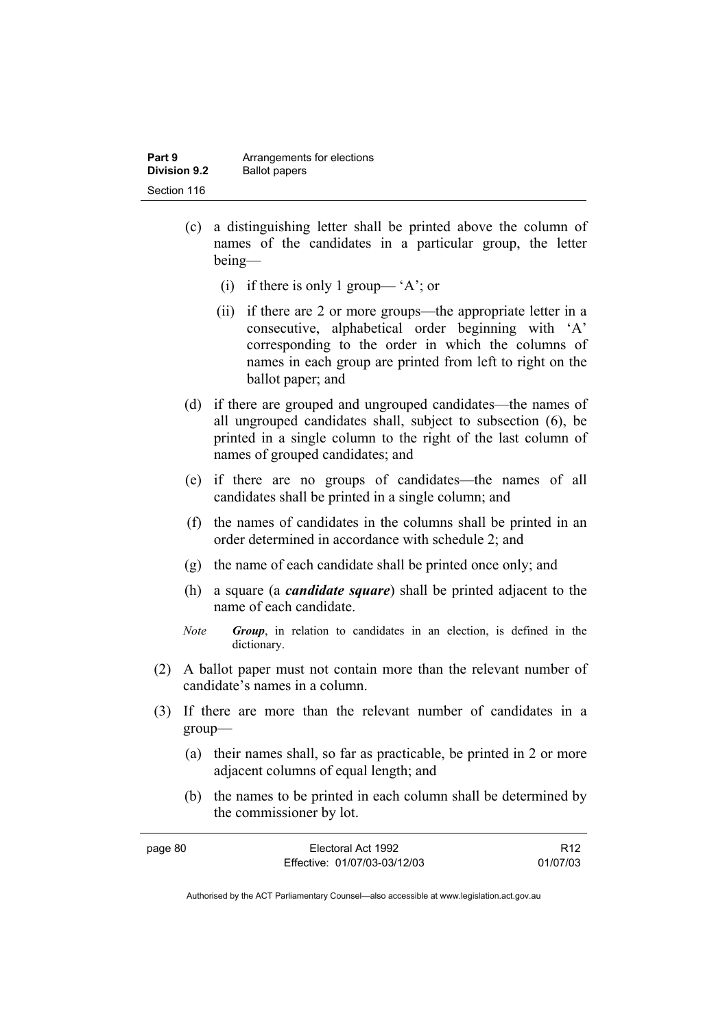(c) a distinguishing letter shall be printed above the column of names of the candidates in a particular group, the letter being—

   (i) if there is only 1 group— 'A'; or

   (ii) if there are 2 or more groups—the appropriate letter in a consecutive, alphabetical order beginning with 'A' corresponding to the order in which the columns of names in each group are printed from left to right on the ballot paper; and

(d) if there are grouped and ungrouped candidates—the names of all ungrouped candidates shall, subject to subsection (6), be printed in a single column to the right of the last column of names of grouped candidates; and

(e) if there are no groups of candidates—the names of all candidates shall be printed in a single column; and

(f) the names of candidates in the columns shall be printed in an order determined in accordance with schedule 2; and

(g) the name of each candidate shall be printed once only; and

(h) a square (a ***candidate square***) shall be printed adjacent to the name of each candidate.

*Note* ***Group***, in relation to candidates in an election, is defined in the dictionary.

(2) A ballot paper must not contain more than the relevant number of candidate's names in a column.

(3) If there are more than the relevant number of candidates in a group—

   (a) their names shall, so far as practicable, be printed in 2 or more adjacent columns of equal length; and

   (b) the names to be printed in each column shall be determined by the commissioner by lot.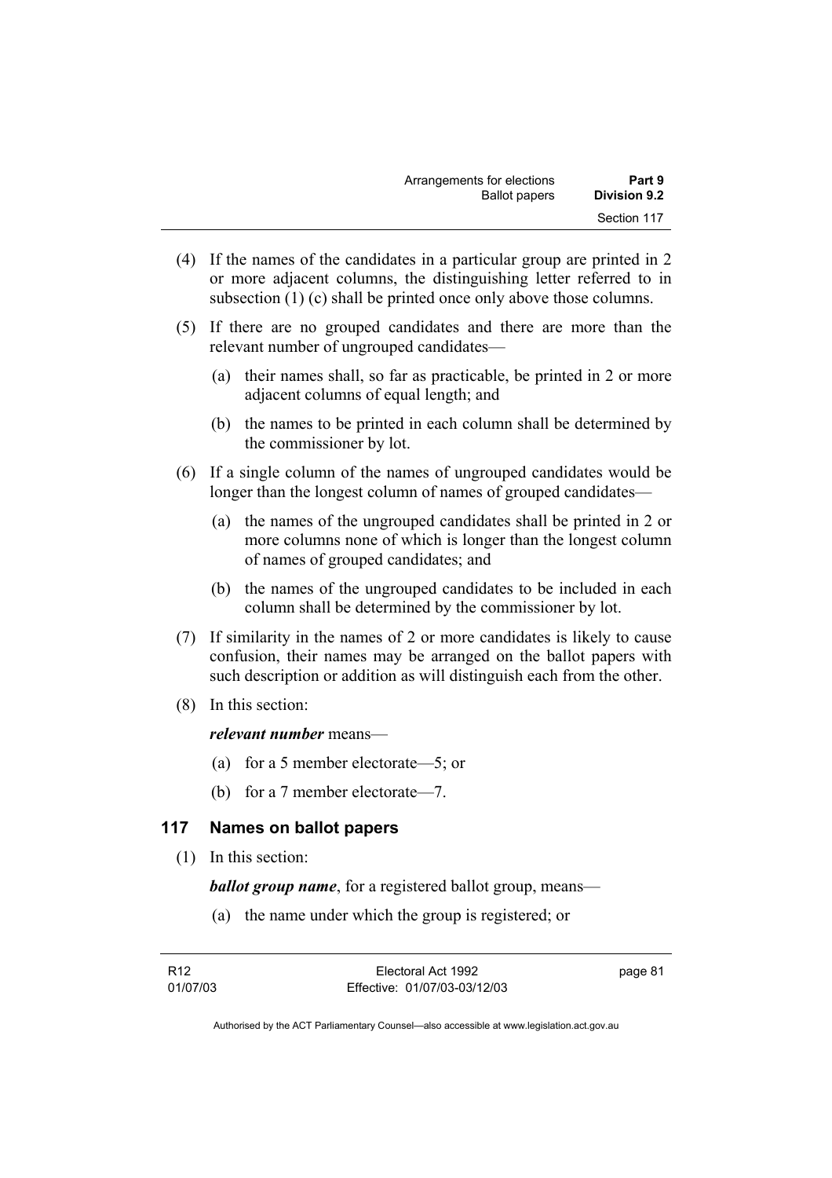(4) If the names of the candidates in a particular group are printed in 2 or more adjacent columns, the distinguishing letter referred to in subsection (1) (c) shall be printed once only above those columns.

(5) If there are no grouped candidates and there are more than the relevant number of ungrouped candidates—

   (a) their names shall, so far as practicable, be printed in 2 or more adjacent columns of equal length; and

   (b) the names to be printed in each column shall be determined by the commissioner by lot.

(6) If a single column of the names of ungrouped candidates would be longer than the longest column of names of grouped candidates—

   (a) the names of the ungrouped candidates shall be printed in 2 or more columns none of which is longer than the longest column of names of grouped candidates; and

   (b) the names of the ungrouped candidates to be included in each column shall be determined by the commissioner by lot.

(7) If similarity in the names of 2 or more candidates is likely to cause confusion, their names may be arranged on the ballot papers with such description or addition as will distinguish each from the other.

(8) In this section:

   ***relevant number*** means—

   (a) for a 5 member electorate—5; or

   (b) for a 7 member electorate—7.

## 117 Names on ballot papers

(1) In this section:

   ***ballot group name***, for a registered ballot group, means—

   (a) the name under which the group is registered; or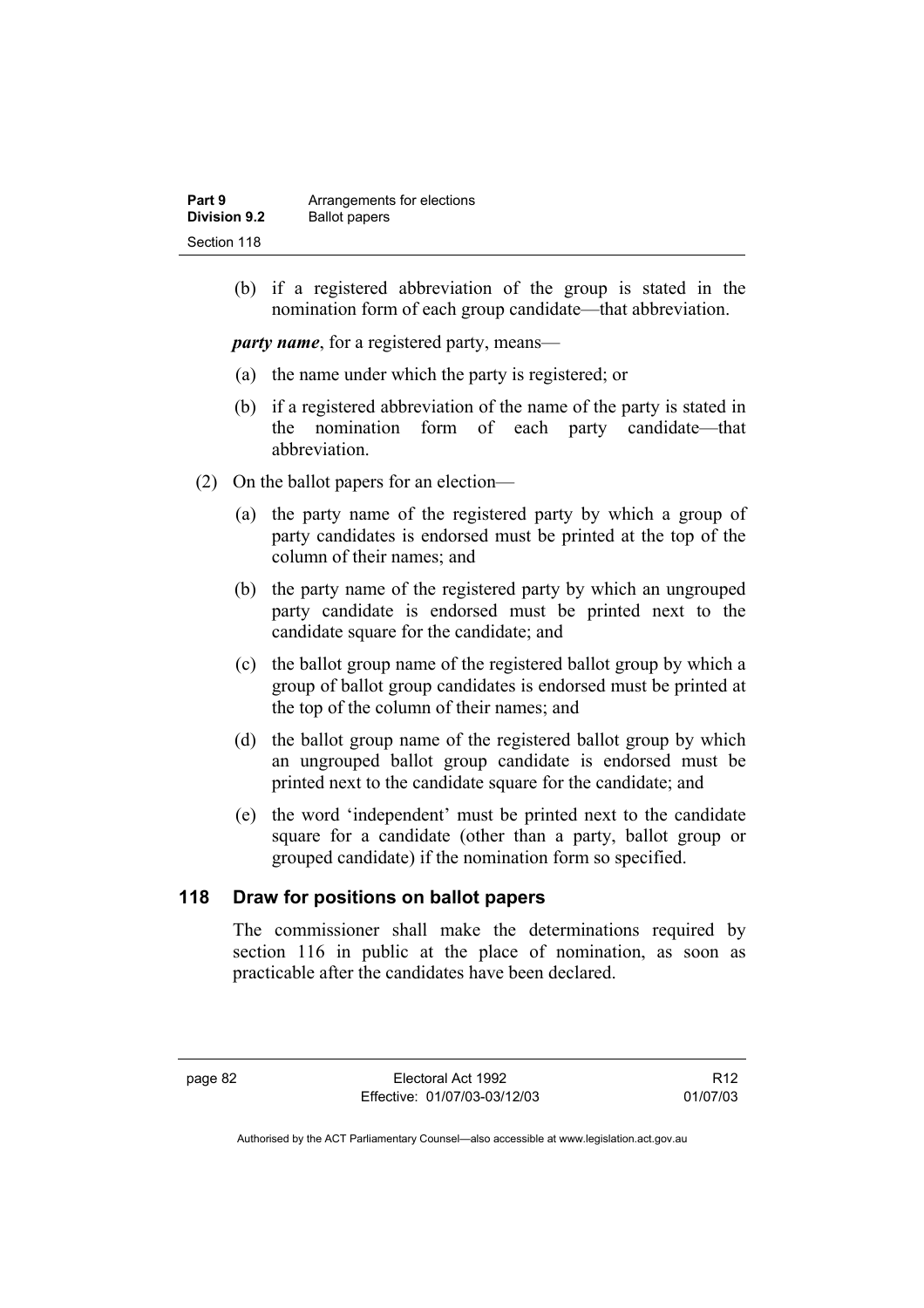(b) if a registered abbreviation of the group is stated in the nomination form of each group candidate—that abbreviation.

***party name***, for a registered party, means—

(a) the name under which the party is registered; or

(b) if a registered abbreviation of the name of the party is stated in the nomination form of each party candidate—that abbreviation.

(2) On the ballot papers for an election—

(a) the party name of the registered party by which a group of party candidates is endorsed must be printed at the top of the column of their names; and

(b) the party name of the registered party by which an ungrouped party candidate is endorsed must be printed next to the candidate square for the candidate; and

(c) the ballot group name of the registered ballot group by which a group of ballot group candidates is endorsed must be printed at the top of the column of their names; and

(d) the ballot group name of the registered ballot group by which an ungrouped ballot group candidate is endorsed must be printed next to the candidate square for the candidate; and

(e) the word 'independent' must be printed next to the candidate square for a candidate (other than a party, ballot group or grouped candidate) if the nomination form so specified.

## 118 Draw for positions on ballot papers

The commissioner shall make the determinations required by section 116 in public at the place of nomination, as soon as practicable after the candidates have been declared.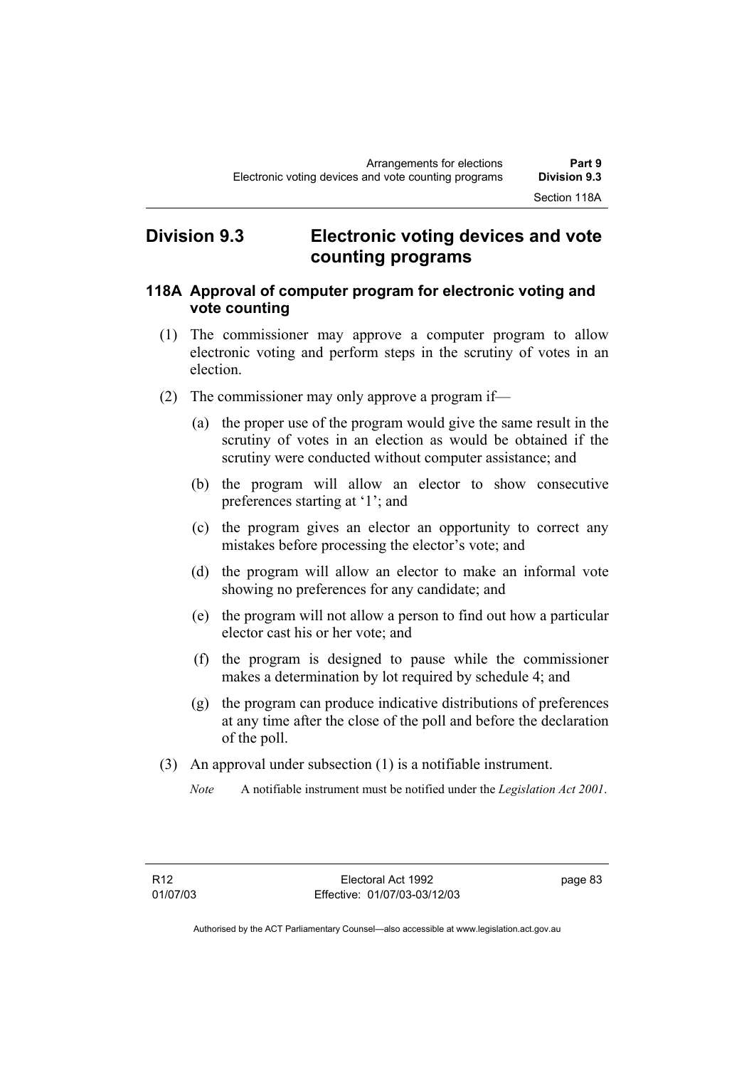## Division 9.3 Electronic voting devices and vote counting programs

### 118A Approval of computer program for electronic voting and vote counting

(1) The commissioner may approve a computer program to allow electronic voting and perform steps in the scrutiny of votes in an election.

(2) The commissioner may only approve a program if—

(a) the proper use of the program would give the same result in the scrutiny of votes in an election as would be obtained if the scrutiny were conducted without computer assistance; and

(b) the program will allow an elector to show consecutive preferences starting at '1'; and

(c) the program gives an elector an opportunity to correct any mistakes before processing the elector's vote; and

(d) the program will allow an elector to make an informal vote showing no preferences for any candidate; and

(e) the program will not allow a person to find out how a particular elector cast his or her vote; and

(f) the program is designed to pause while the commissioner makes a determination by lot required by schedule 4; and

(g) the program can produce indicative distributions of preferences at any time after the close of the poll and before the declaration of the poll.

(3) An approval under subsection (1) is a notifiable instrument.

*Note* A notifiable instrument must be notified under the *Legislation Act 2001*.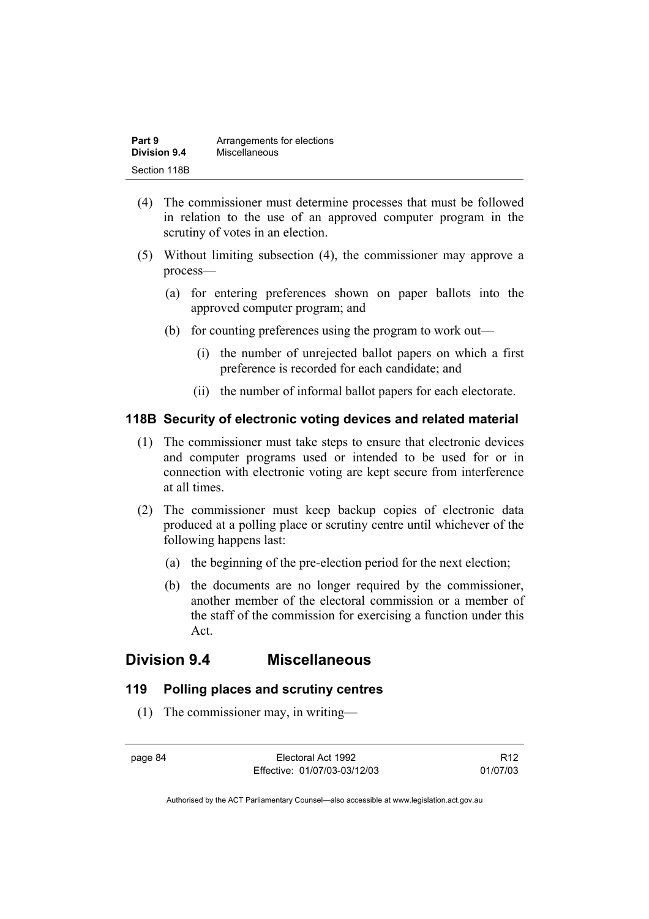(4) The commissioner must determine processes that must be followed in relation to the use of an approved computer program in the scrutiny of votes in an election.

(5) Without limiting subsection (4), the commissioner may approve a process—

(a) for entering preferences shown on paper ballots into the approved computer program; and

(b) for counting preferences using the program to work out—

(i) the number of unrejected ballot papers on which a first preference is recorded for each candidate; and

(ii) the number of informal ballot papers for each electorate.

### 118B Security of electronic voting devices and related material

(1) The commissioner must take steps to ensure that electronic devices and computer programs used or intended to be used for or in connection with electronic voting are kept secure from interference at all times.

(2) The commissioner must keep backup copies of electronic data produced at a polling place or scrutiny centre until whichever of the following happens last:

(a) the beginning of the pre-election period for the next election;

(b) the documents are no longer required by the commissioner, another member of the electoral commission or a member of the staff of the commission for exercising a function under this Act.

## Division 9.4 Miscellaneous

### 119 Polling places and scrutiny centres

(1) The commissioner may, in writing—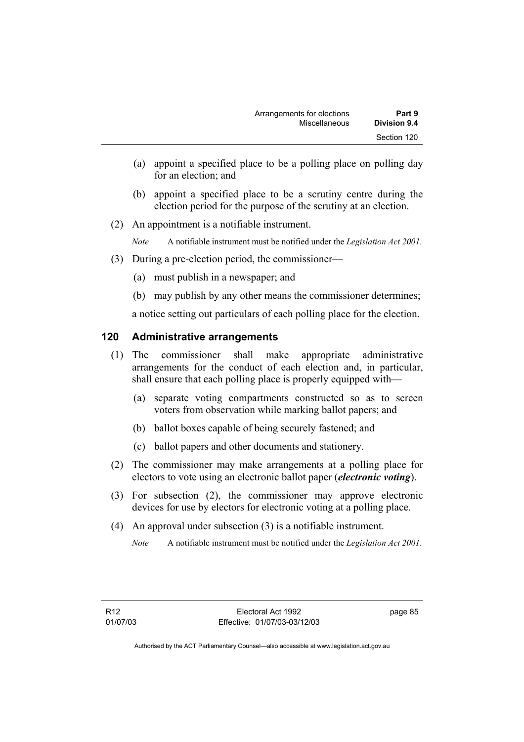(a) appoint a specified place to be a polling place on polling day for an election; and

(b) appoint a specified place to be a scrutiny centre during the election period for the purpose of the scrutiny at an election.

(2) An appointment is a notifiable instrument.

*Note* A notifiable instrument must be notified under the *Legislation Act 2001*.

(3) During a pre-election period, the commissioner—

(a) must publish in a newspaper; and

(b) may publish by any other means the commissioner determines;

a notice setting out particulars of each polling place for the election.

### 120 Administrative arrangements

(1) The commissioner shall make appropriate administrative arrangements for the conduct of each election and, in particular, shall ensure that each polling place is properly equipped with—

(a) separate voting compartments constructed so as to screen voters from observation while marking ballot papers; and

(b) ballot boxes capable of being securely fastened; and

(c) ballot papers and other documents and stationery.

(2) The commissioner may make arrangements at a polling place for electors to vote using an electronic ballot paper (***electronic voting***).

(3) For subsection (2), the commissioner may approve electronic devices for use by electors for electronic voting at a polling place.

(4) An approval under subsection (3) is a notifiable instrument.

*Note* A notifiable instrument must be notified under the *Legislation Act 2001*.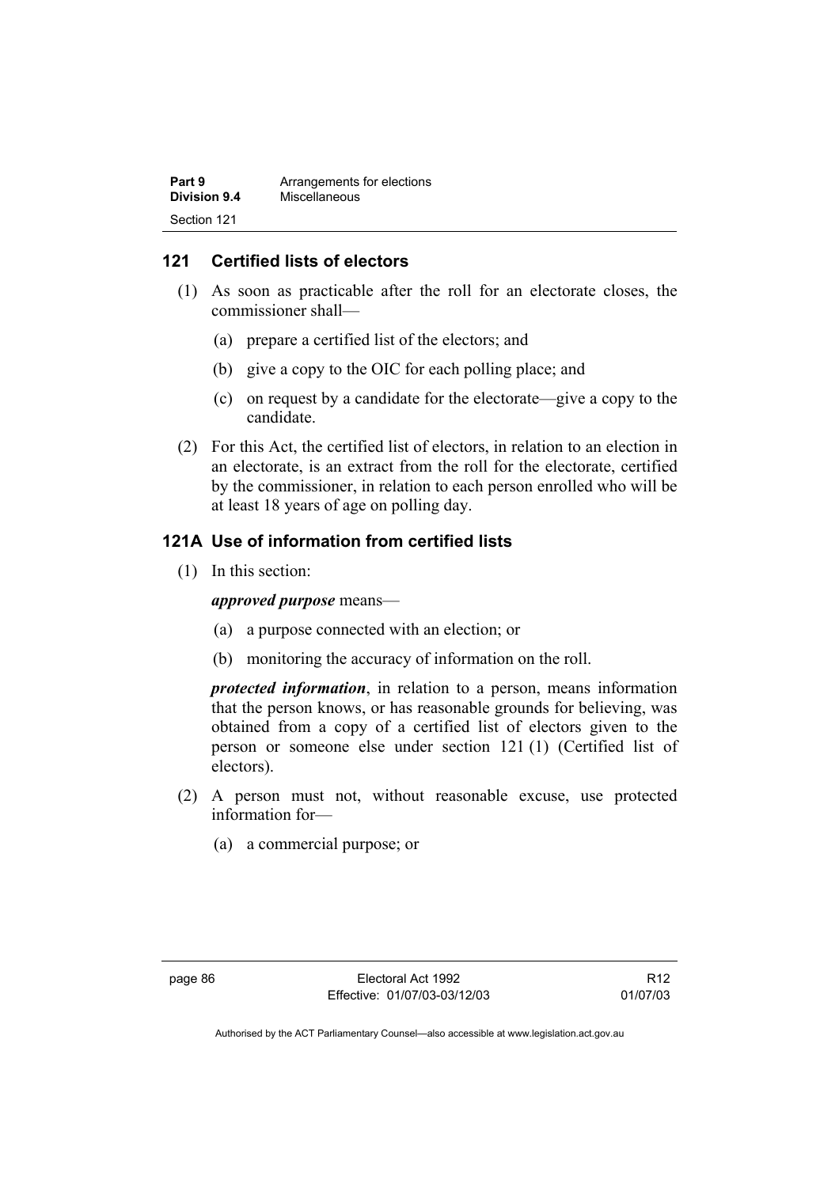## 121 Certified lists of electors

(1) As soon as practicable after the roll for an electorate closes, the commissioner shall—

(a) prepare a certified list of the electors; and

(b) give a copy to the OIC for each polling place; and

(c) on request by a candidate for the electorate—give a copy to the candidate.

(2) For this Act, the certified list of electors, in relation to an election in an electorate, is an extract from the roll for the electorate, certified by the commissioner, in relation to each person enrolled who will be at least 18 years of age on polling day.

## 121A Use of information from certified lists

(1) In this section:

***approved purpose*** means—

(a) a purpose connected with an election; or

(b) monitoring the accuracy of information on the roll.

***protected information***, in relation to a person, means information that the person knows, or has reasonable grounds for believing, was obtained from a copy of a certified list of electors given to the person or someone else under section 121 (1) (Certified list of electors).

(2) A person must not, without reasonable excuse, use protected information for—

(a) a commercial purpose; or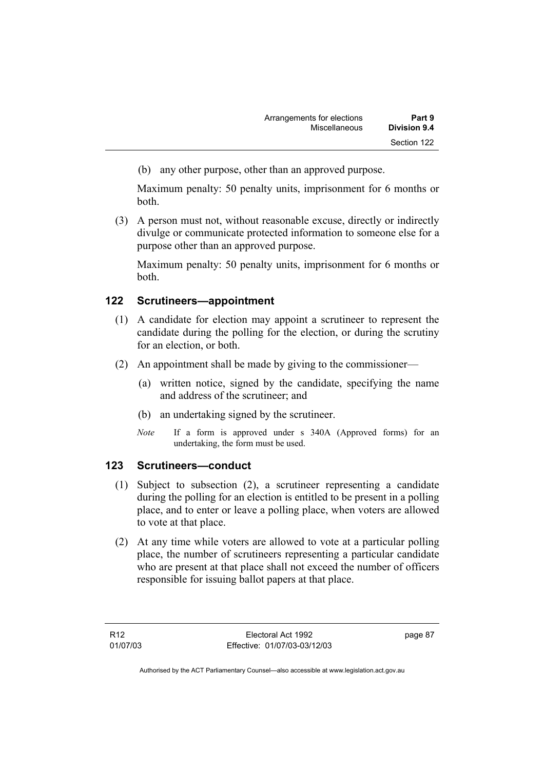(b) any other purpose, other than an approved purpose.

Maximum penalty: 50 penalty units, imprisonment for 6 months or both.

(3) A person must not, without reasonable excuse, directly or indirectly divulge or communicate protected information to someone else for a purpose other than an approved purpose.

Maximum penalty: 50 penalty units, imprisonment for 6 months or both.

## 122 Scrutineers—appointment

(1) A candidate for election may appoint a scrutineer to represent the candidate during the polling for the election, or during the scrutiny for an election, or both.

(2) An appointment shall be made by giving to the commissioner—

(a) written notice, signed by the candidate, specifying the name and address of the scrutineer; and

(b) an undertaking signed by the scrutineer.

*Note* If a form is approved under s 340A (Approved forms) for an undertaking, the form must be used.

## 123 Scrutineers—conduct

(1) Subject to subsection (2), a scrutineer representing a candidate during the polling for an election is entitled to be present in a polling place, and to enter or leave a polling place, when voters are allowed to vote at that place.

(2) At any time while voters are allowed to vote at a particular polling place, the number of scrutineers representing a particular candidate who are present at that place shall not exceed the number of officers responsible for issuing ballot papers at that place.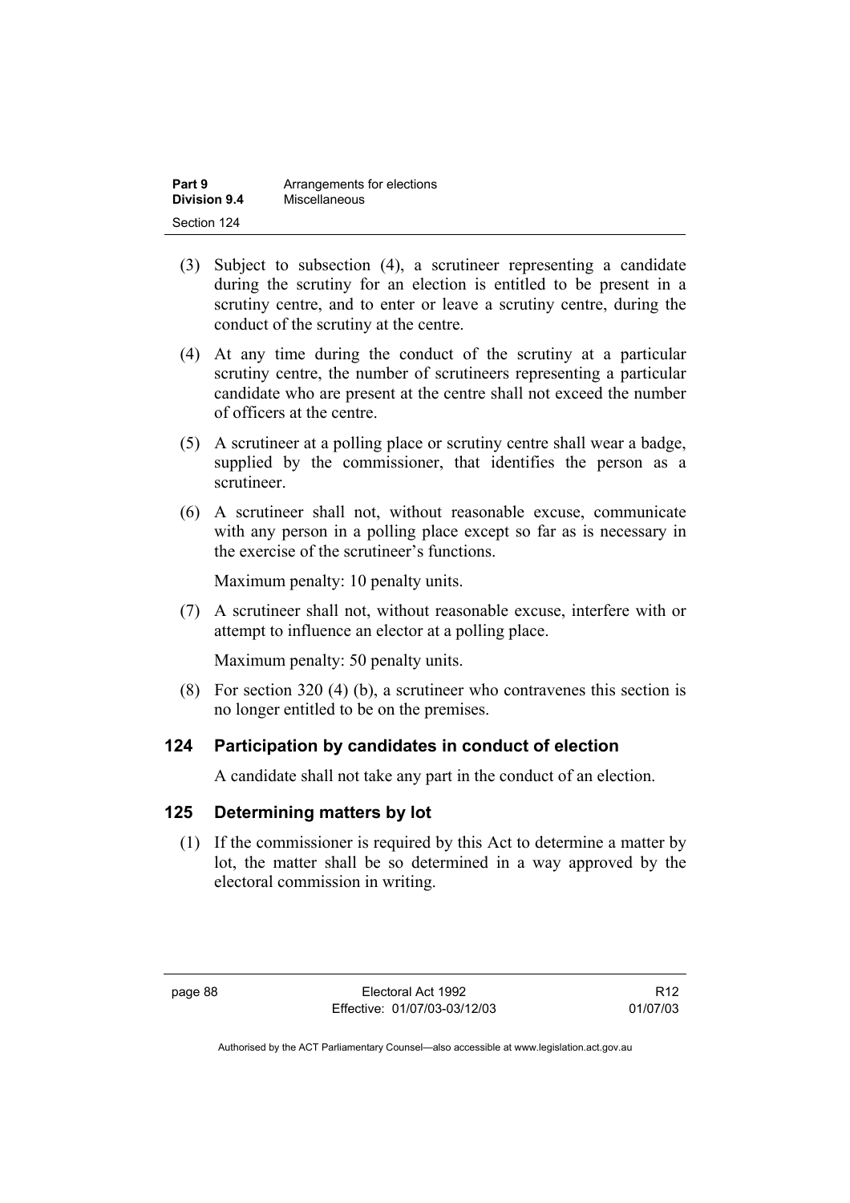(3) Subject to subsection (4), a scrutineer representing a candidate during the scrutiny for an election is entitled to be present in a scrutiny centre, and to enter or leave a scrutiny centre, during the conduct of the scrutiny at the centre.

(4) At any time during the conduct of the scrutiny at a particular scrutiny centre, the number of scrutineers representing a particular candidate who are present at the centre shall not exceed the number of officers at the centre.

(5) A scrutineer at a polling place or scrutiny centre shall wear a badge, supplied by the commissioner, that identifies the person as a scrutineer.

(6) A scrutineer shall not, without reasonable excuse, communicate with any person in a polling place except so far as is necessary in the exercise of the scrutineer's functions.

Maximum penalty: 10 penalty units.

(7) A scrutineer shall not, without reasonable excuse, interfere with or attempt to influence an elector at a polling place.

Maximum penalty: 50 penalty units.

(8) For section 320 (4) (b), a scrutineer who contravenes this section is no longer entitled to be on the premises.

## 124 Participation by candidates in conduct of election

A candidate shall not take any part in the conduct of an election.

## 125 Determining matters by lot

(1) If the commissioner is required by this Act to determine a matter by lot, the matter shall be so determined in a way approved by the electoral commission in writing.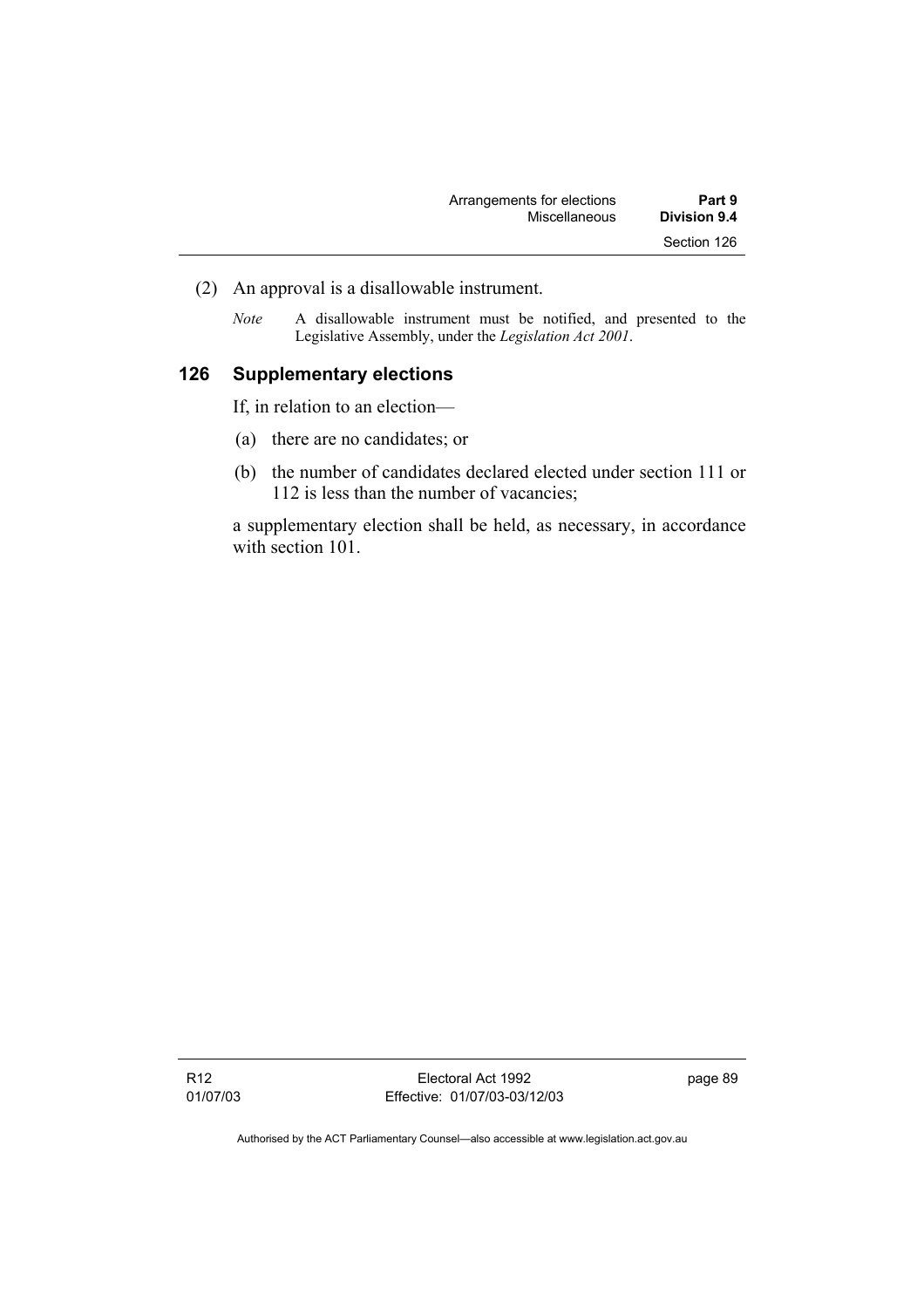(2) An approval is a disallowable instrument.

*Note* A disallowable instrument must be notified, and presented to the Legislative Assembly, under the *Legislation Act 2001*.

### 126 Supplementary elections

If, in relation to an election—

(a) there are no candidates; or

(b) the number of candidates declared elected under section 111 or 112 is less than the number of vacancies;

a supplementary election shall be held, as necessary, in accordance with section 101.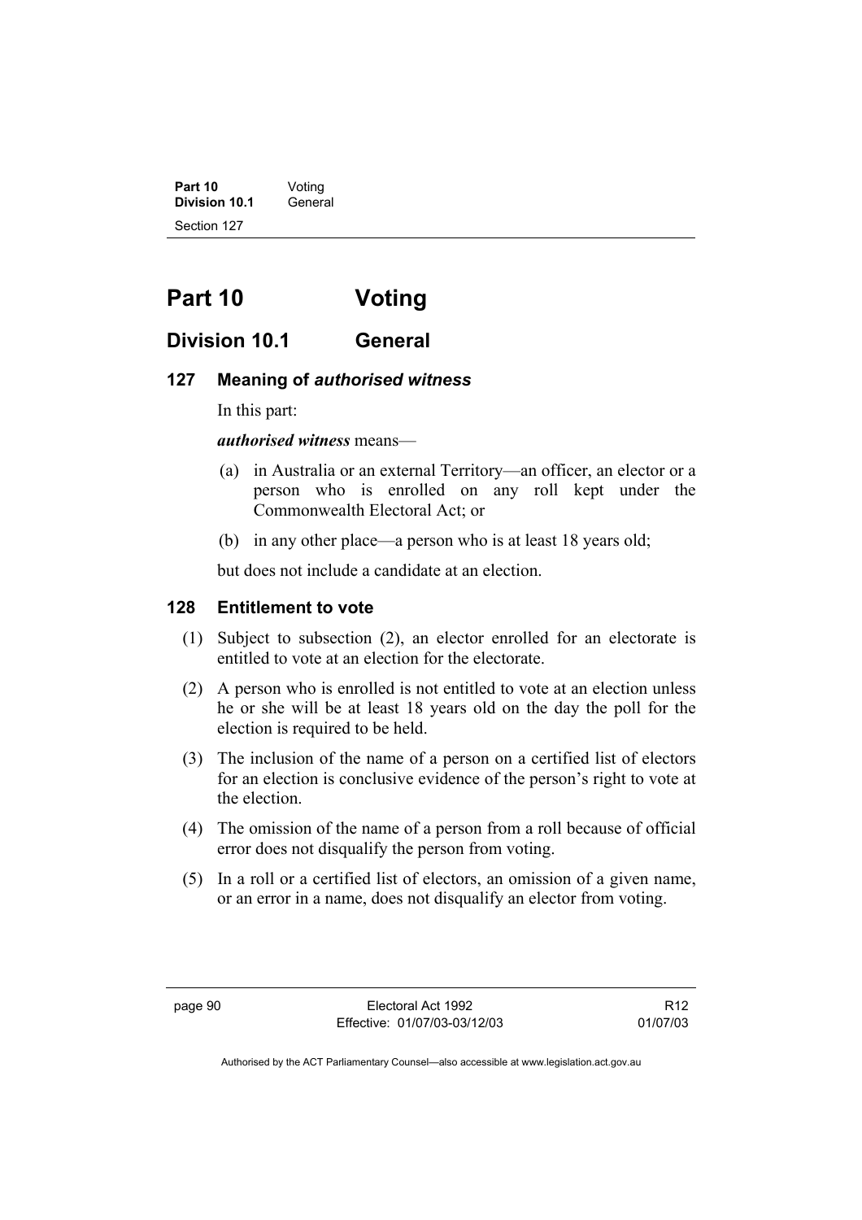# Part 10 Voting

## Division 10.1 General

### 127 Meaning of *authorised witness*

In this part:

***authorised witness*** means—

(a) in Australia or an external Territory—an officer, an elector or a person who is enrolled on any roll kept under the Commonwealth Electoral Act; or

(b) in any other place—a person who is at least 18 years old;

but does not include a candidate at an election.

### 128 Entitlement to vote

(1) Subject to subsection (2), an elector enrolled for an electorate is entitled to vote at an election for the electorate.

(2) A person who is enrolled is not entitled to vote at an election unless he or she will be at least 18 years old on the day the poll for the election is required to be held.

(3) The inclusion of the name of a person on a certified list of electors for an election is conclusive evidence of the person's right to vote at the election.

(4) The omission of the name of a person from a roll because of official error does not disqualify the person from voting.

(5) In a roll or a certified list of electors, an omission of a given name, or an error in a name, does not disqualify an elector from voting.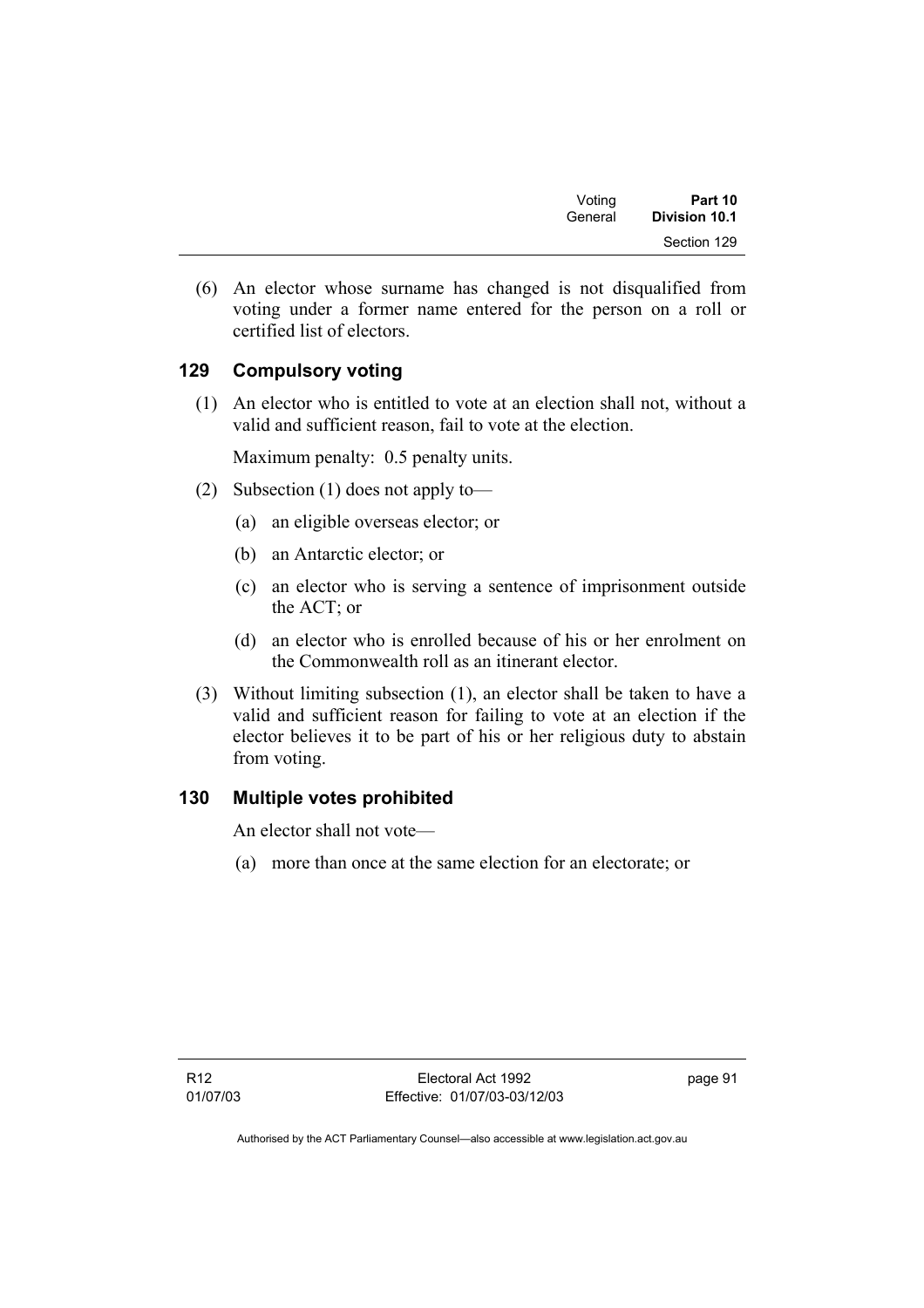(6) An elector whose surname has changed is not disqualified from voting under a former name entered for the person on a roll or certified list of electors.

## 129 Compulsory voting

(1) An elector who is entitled to vote at an election shall not, without a valid and sufficient reason, fail to vote at the election.

Maximum penalty: 0.5 penalty units.

(2) Subsection (1) does not apply to—

(a) an eligible overseas elector; or

(b) an Antarctic elector; or

(c) an elector who is serving a sentence of imprisonment outside the ACT; or

(d) an elector who is enrolled because of his or her enrolment on the Commonwealth roll as an itinerant elector.

(3) Without limiting subsection (1), an elector shall be taken to have a valid and sufficient reason for failing to vote at an election if the elector believes it to be part of his or her religious duty to abstain from voting.

## 130 Multiple votes prohibited

An elector shall not vote—

(a) more than once at the same election for an electorate; or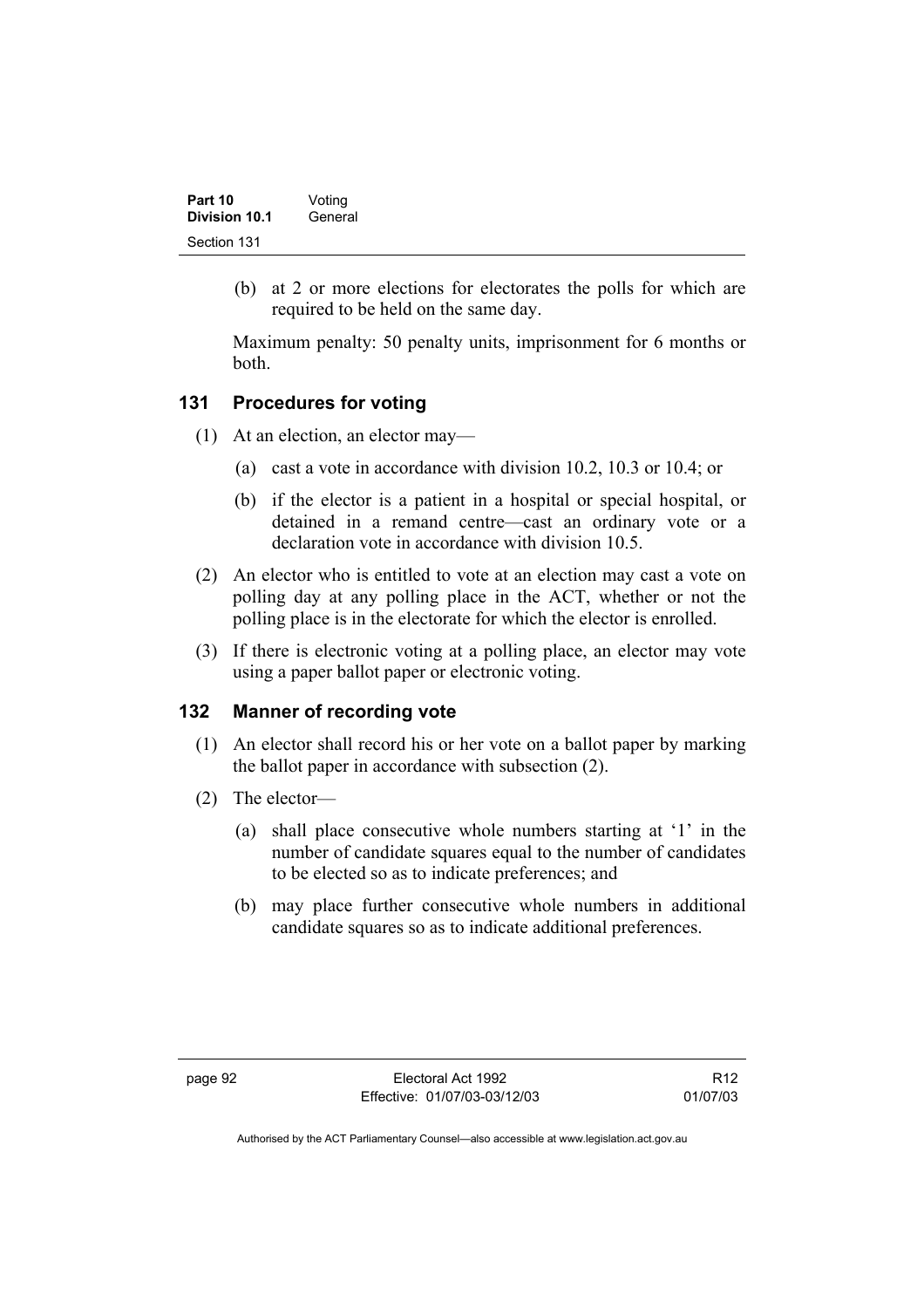(b) at 2 or more elections for electorates the polls for which are required to be held on the same day.

Maximum penalty: 50 penalty units, imprisonment for 6 months or both.

## 131 Procedures for voting

(1) At an election, an elector may—

(a) cast a vote in accordance with division 10.2, 10.3 or 10.4; or

(b) if the elector is a patient in a hospital or special hospital, or detained in a remand centre—cast an ordinary vote or a declaration vote in accordance with division 10.5.

(2) An elector who is entitled to vote at an election may cast a vote on polling day at any polling place in the ACT, whether or not the polling place is in the electorate for which the elector is enrolled.

(3) If there is electronic voting at a polling place, an elector may vote using a paper ballot paper or electronic voting.

## 132 Manner of recording vote

(1) An elector shall record his or her vote on a ballot paper by marking the ballot paper in accordance with subsection (2).

(2) The elector—

(a) shall place consecutive whole numbers starting at '1' in the number of candidate squares equal to the number of candidates to be elected so as to indicate preferences; and

(b) may place further consecutive whole numbers in additional candidate squares so as to indicate additional preferences.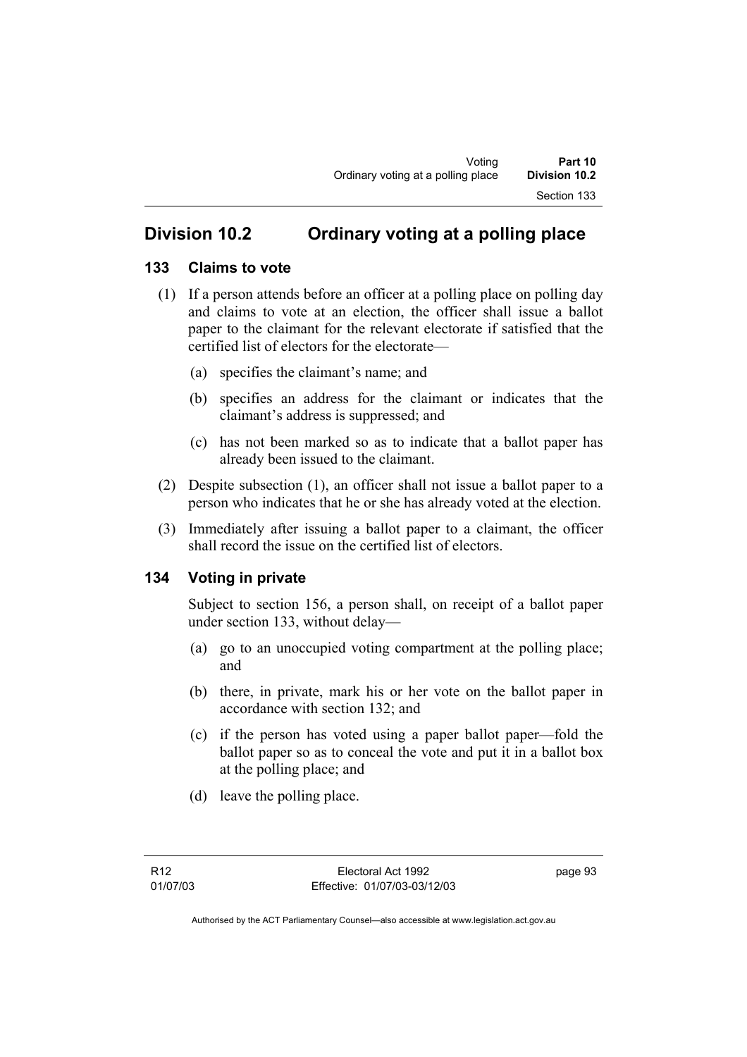## Division 10.2 Ordinary voting at a polling place

### 133 Claims to vote

(1) If a person attends before an officer at a polling place on polling day and claims to vote at an election, the officer shall issue a ballot paper to the claimant for the relevant electorate if satisfied that the certified list of electors for the electorate—

(a) specifies the claimant's name; and

(b) specifies an address for the claimant or indicates that the claimant's address is suppressed; and

(c) has not been marked so as to indicate that a ballot paper has already been issued to the claimant.

(2) Despite subsection (1), an officer shall not issue a ballot paper to a person who indicates that he or she has already voted at the election.

(3) Immediately after issuing a ballot paper to a claimant, the officer shall record the issue on the certified list of electors.

### 134 Voting in private

Subject to section 156, a person shall, on receipt of a ballot paper under section 133, without delay—

(a) go to an unoccupied voting compartment at the polling place; and

(b) there, in private, mark his or her vote on the ballot paper in accordance with section 132; and

(c) if the person has voted using a paper ballot paper—fold the ballot paper so as to conceal the vote and put it in a ballot box at the polling place; and

(d) leave the polling place.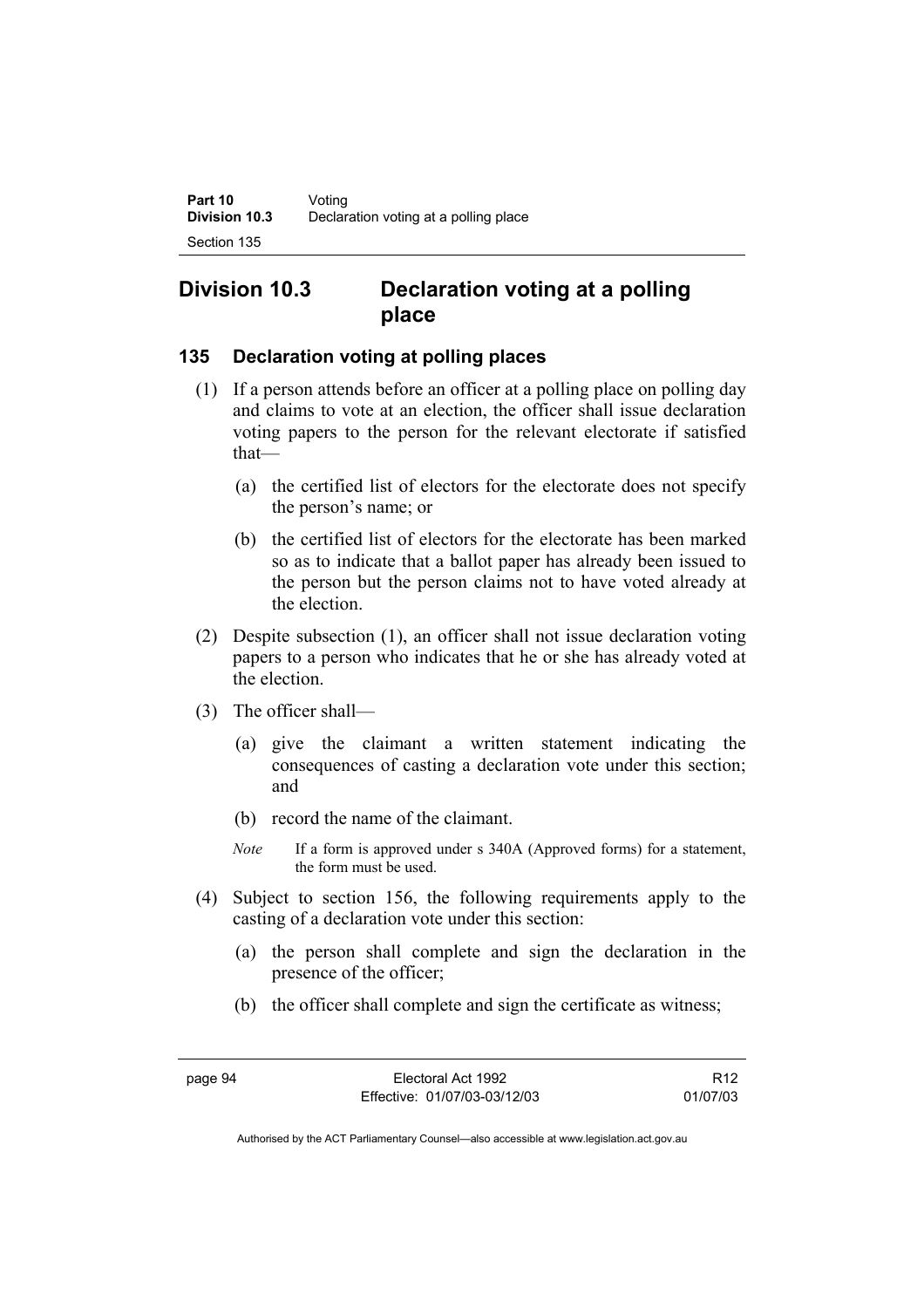## Division 10.3 Declaration voting at a polling place

### 135 Declaration voting at polling places

(1) If a person attends before an officer at a polling place on polling day and claims to vote at an election, the officer shall issue declaration voting papers to the person for the relevant electorate if satisfied that—

  (a) the certified list of electors for the electorate does not specify the person's name; or

  (b) the certified list of electors for the electorate has been marked so as to indicate that a ballot paper has already been issued to the person but the person claims not to have voted already at the election.

(2) Despite subsection (1), an officer shall not issue declaration voting papers to a person who indicates that he or she has already voted at the election.

(3) The officer shall—

  (a) give the claimant a written statement indicating the consequences of casting a declaration vote under this section; and

  (b) record the name of the claimant.

  *Note* If a form is approved under s 340A (Approved forms) for a statement, the form must be used.

(4) Subject to section 156, the following requirements apply to the casting of a declaration vote under this section:

  (a) the person shall complete and sign the declaration in the presence of the officer;

  (b) the officer shall complete and sign the certificate as witness;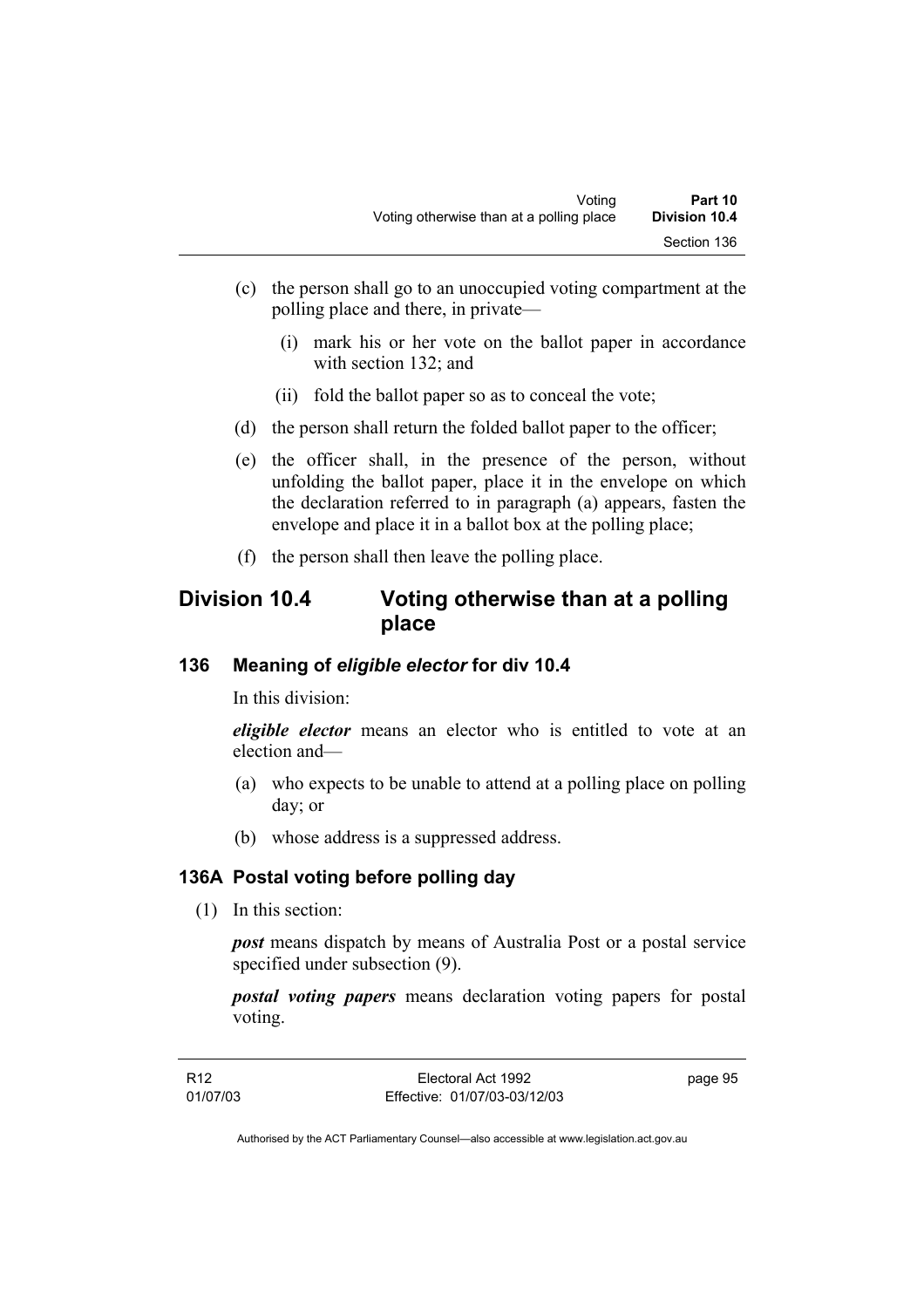(c) the person shall go to an unoccupied voting compartment at the polling place and there, in private—

  (i) mark his or her vote on the ballot paper in accordance with section 132; and

  (ii) fold the ballot paper so as to conceal the vote;

(d) the person shall return the folded ballot paper to the officer;

(e) the officer shall, in the presence of the person, without unfolding the ballot paper, place it in the envelope on which the declaration referred to in paragraph (a) appears, fasten the envelope and place it in a ballot box at the polling place;

(f) the person shall then leave the polling place.

## Division 10.4 Voting otherwise than at a polling place

### 136 Meaning of *eligible elector* for div 10.4

In this division:

***eligible elector*** means an elector who is entitled to vote at an election and—

(a) who expects to be unable to attend at a polling place on polling day; or

(b) whose address is a suppressed address.

### 136A Postal voting before polling day

(1) In this section:

***post*** means dispatch by means of Australia Post or a postal service specified under subsection (9).

***postal voting papers*** means declaration voting papers for postal voting.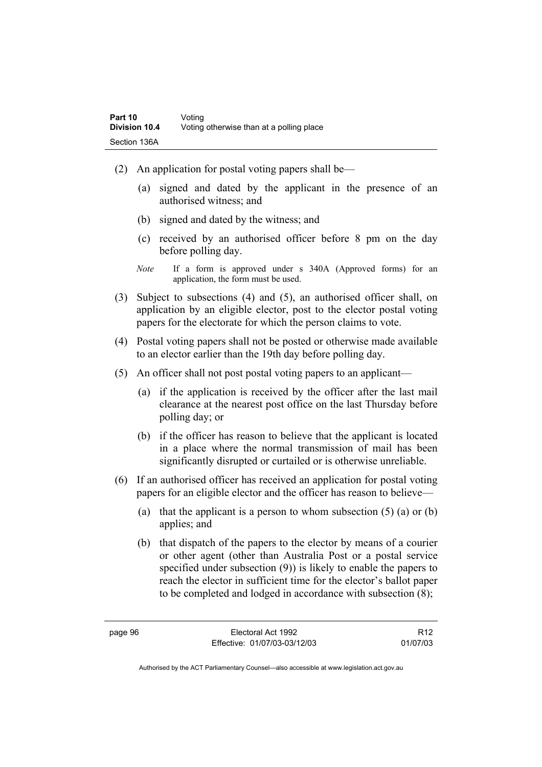(2) An application for postal voting papers shall be—

  (a) signed and dated by the applicant in the presence of an authorised witness; and

  (b) signed and dated by the witness; and

  (c) received by an authorised officer before 8 pm on the day before polling day.

*Note* If a form is approved under s 340A (Approved forms) for an application, the form must be used.

(3) Subject to subsections (4) and (5), an authorised officer shall, on application by an eligible elector, post to the elector postal voting papers for the electorate for which the person claims to vote.

(4) Postal voting papers shall not be posted or otherwise made available to an elector earlier than the 19th day before polling day.

(5) An officer shall not post postal voting papers to an applicant—

  (a) if the application is received by the officer after the last mail clearance at the nearest post office on the last Thursday before polling day; or

  (b) if the officer has reason to believe that the applicant is located in a place where the normal transmission of mail has been significantly disrupted or curtailed or is otherwise unreliable.

(6) If an authorised officer has received an application for postal voting papers for an eligible elector and the officer has reason to believe—

  (a) that the applicant is a person to whom subsection (5) (a) or (b) applies; and

  (b) that dispatch of the papers to the elector by means of a courier or other agent (other than Australia Post or a postal service specified under subsection (9)) is likely to enable the papers to reach the elector in sufficient time for the elector's ballot paper to be completed and lodged in accordance with subsection (8);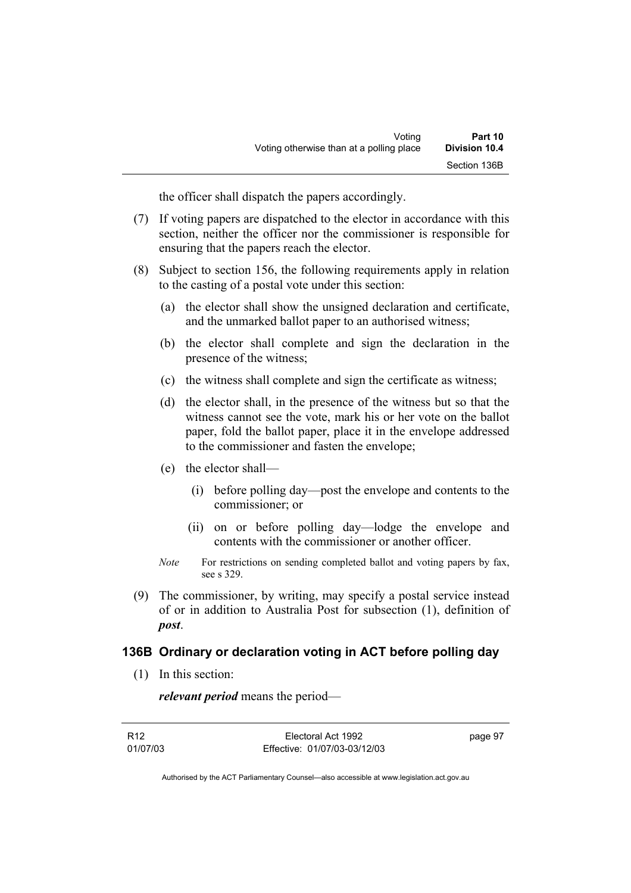the officer shall dispatch the papers accordingly.

(7) If voting papers are dispatched to the elector in accordance with this section, neither the officer nor the commissioner is responsible for ensuring that the papers reach the elector.

(8) Subject to section 156, the following requirements apply in relation to the casting of a postal vote under this section:

(a) the elector shall show the unsigned declaration and certificate, and the unmarked ballot paper to an authorised witness;

(b) the elector shall complete and sign the declaration in the presence of the witness;

(c) the witness shall complete and sign the certificate as witness;

(d) the elector shall, in the presence of the witness but so that the witness cannot see the vote, mark his or her vote on the ballot paper, fold the ballot paper, place it in the envelope addressed to the commissioner and fasten the envelope;

(e) the elector shall—

(i) before polling day—post the envelope and contents to the commissioner; or

(ii) on or before polling day—lodge the envelope and contents with the commissioner or another officer.

*Note* For restrictions on sending completed ballot and voting papers by fax, see s 329.

(9) The commissioner, by writing, may specify a postal service instead of or in addition to Australia Post for subsection (1), definition of ***post***.

### 136B Ordinary or declaration voting in ACT before polling day

(1) In this section:

***relevant period*** means the period—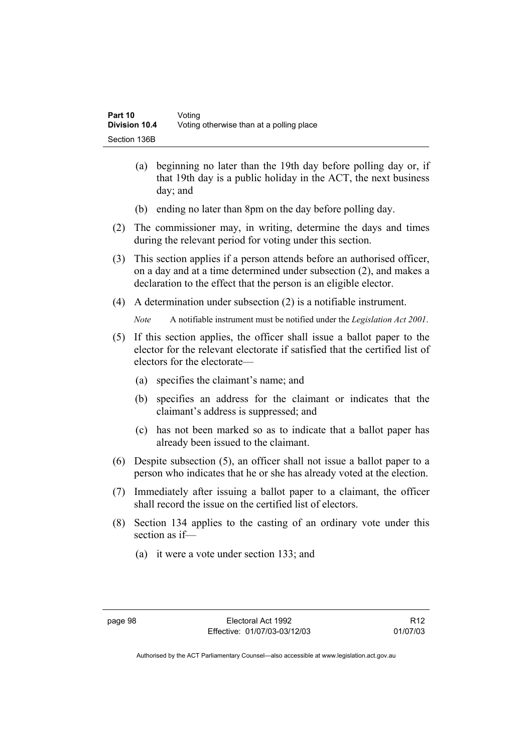(a) beginning no later than the 19th day before polling day or, if that 19th day is a public holiday in the ACT, the next business day; and

(b) ending no later than 8pm on the day before polling day.

(2) The commissioner may, in writing, determine the days and times during the relevant period for voting under this section.

(3) This section applies if a person attends before an authorised officer, on a day and at a time determined under subsection (2), and makes a declaration to the effect that the person is an eligible elector.

(4) A determination under subsection (2) is a notifiable instrument.

*Note* A notifiable instrument must be notified under the *Legislation Act 2001*.

(5) If this section applies, the officer shall issue a ballot paper to the elector for the relevant electorate if satisfied that the certified list of electors for the electorate—

(a) specifies the claimant's name; and

(b) specifies an address for the claimant or indicates that the claimant's address is suppressed; and

(c) has not been marked so as to indicate that a ballot paper has already been issued to the claimant.

(6) Despite subsection (5), an officer shall not issue a ballot paper to a person who indicates that he or she has already voted at the election.

(7) Immediately after issuing a ballot paper to a claimant, the officer shall record the issue on the certified list of electors.

(8) Section 134 applies to the casting of an ordinary vote under this section as if—

(a) it were a vote under section 133; and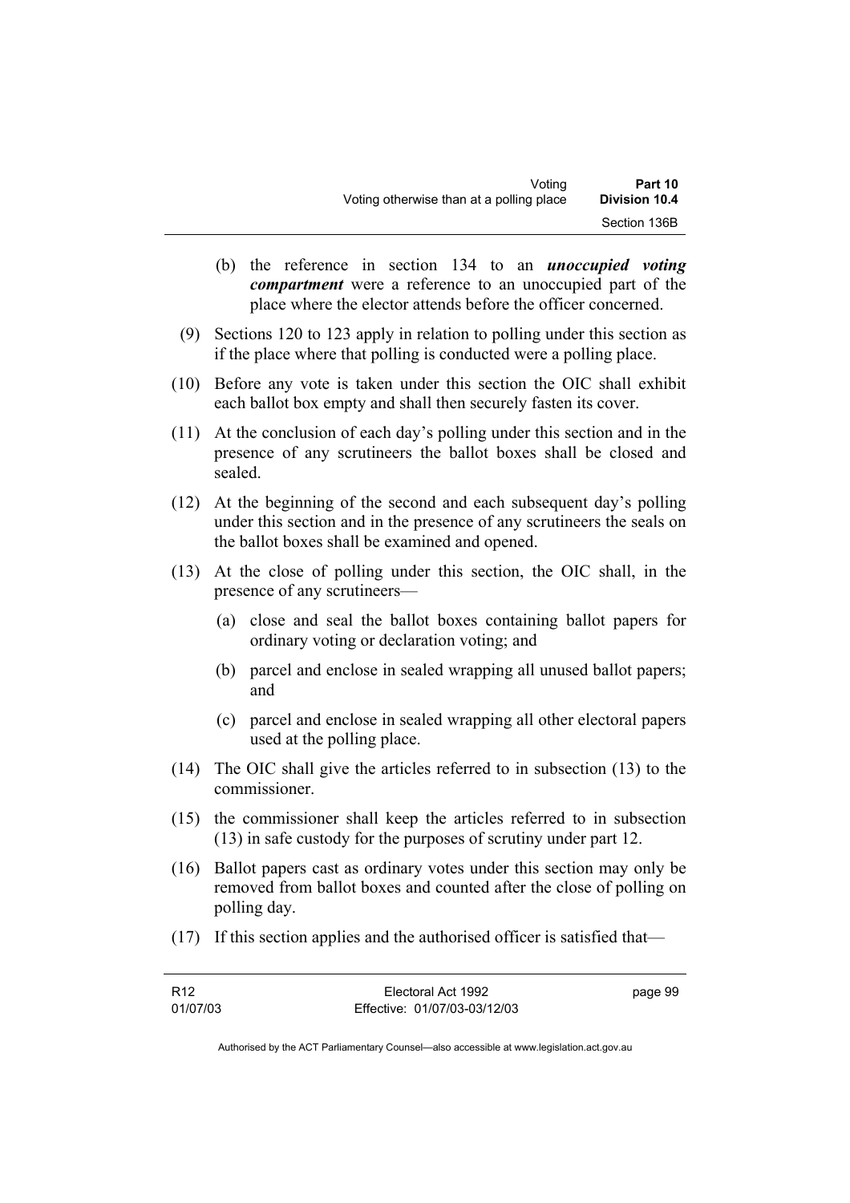(b) the reference in section 134 to an ***unoccupied voting compartment*** were a reference to an unoccupied part of the place where the elector attends before the officer concerned.

(9) Sections 120 to 123 apply in relation to polling under this section as if the place where that polling is conducted were a polling place.

(10) Before any vote is taken under this section the OIC shall exhibit each ballot box empty and shall then securely fasten its cover.

(11) At the conclusion of each day's polling under this section and in the presence of any scrutineers the ballot boxes shall be closed and sealed.

(12) At the beginning of the second and each subsequent day's polling under this section and in the presence of any scrutineers the seals on the ballot boxes shall be examined and opened.

(13) At the close of polling under this section, the OIC shall, in the presence of any scrutineers—

(a) close and seal the ballot boxes containing ballot papers for ordinary voting or declaration voting; and

(b) parcel and enclose in sealed wrapping all unused ballot papers; and

(c) parcel and enclose in sealed wrapping all other electoral papers used at the polling place.

(14) The OIC shall give the articles referred to in subsection (13) to the commissioner.

(15) the commissioner shall keep the articles referred to in subsection (13) in safe custody for the purposes of scrutiny under part 12.

(16) Ballot papers cast as ordinary votes under this section may only be removed from ballot boxes and counted after the close of polling on polling day.

(17) If this section applies and the authorised officer is satisfied that—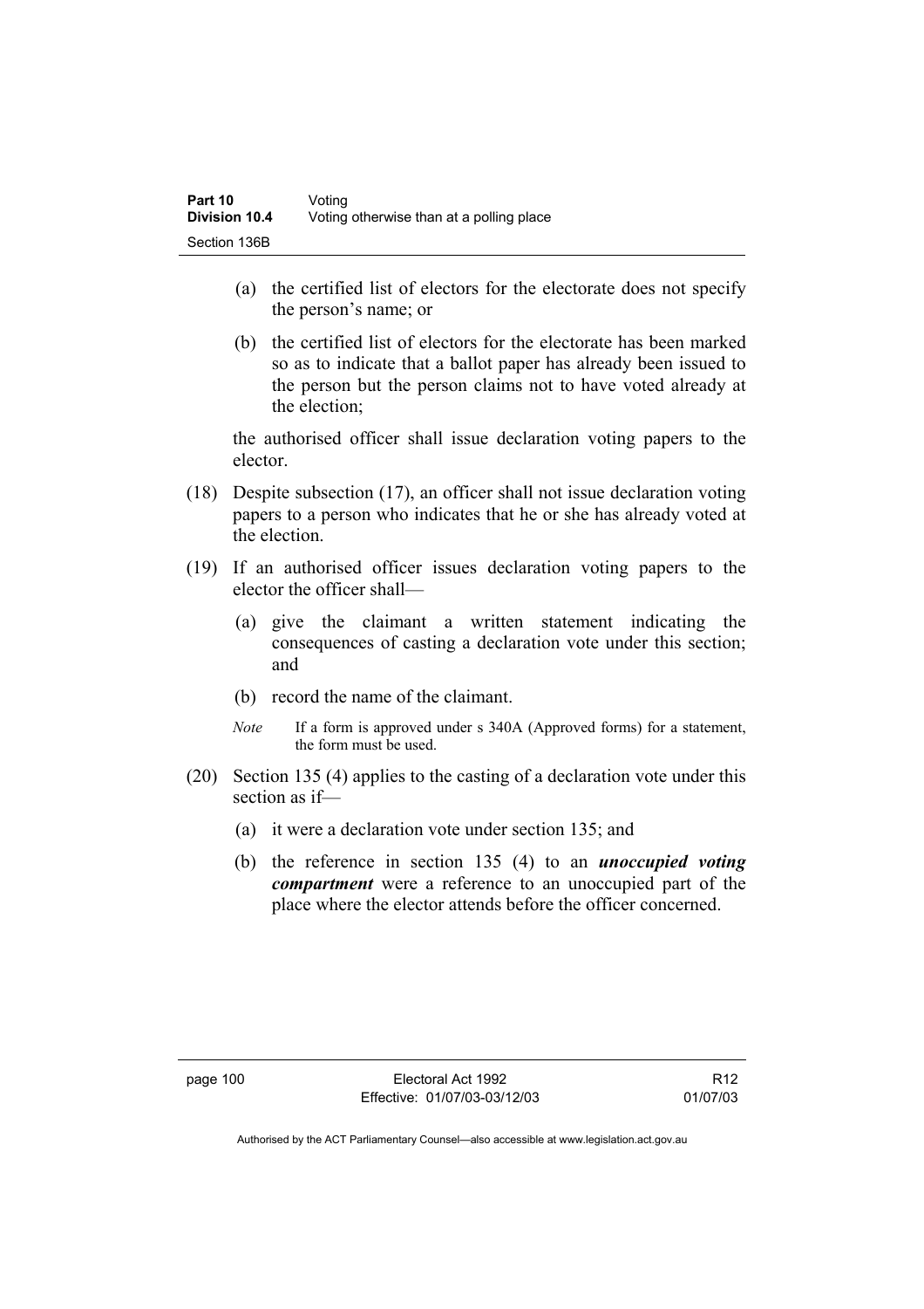(a) the certified list of electors for the electorate does not specify the person's name; or

(b) the certified list of electors for the electorate has been marked so as to indicate that a ballot paper has already been issued to the person but the person claims not to have voted already at the election;

the authorised officer shall issue declaration voting papers to the elector.

(18) Despite subsection (17), an officer shall not issue declaration voting papers to a person who indicates that he or she has already voted at the election.

(19) If an authorised officer issues declaration voting papers to the elector the officer shall—

(a) give the claimant a written statement indicating the consequences of casting a declaration vote under this section; and

(b) record the name of the claimant.

*Note* If a form is approved under s 340A (Approved forms) for a statement, the form must be used.

(20) Section 135 (4) applies to the casting of a declaration vote under this section as if—

(a) it were a declaration vote under section 135; and

(b) the reference in section 135 (4) to an ***unoccupied voting compartment*** were a reference to an unoccupied part of the place where the elector attends before the officer concerned.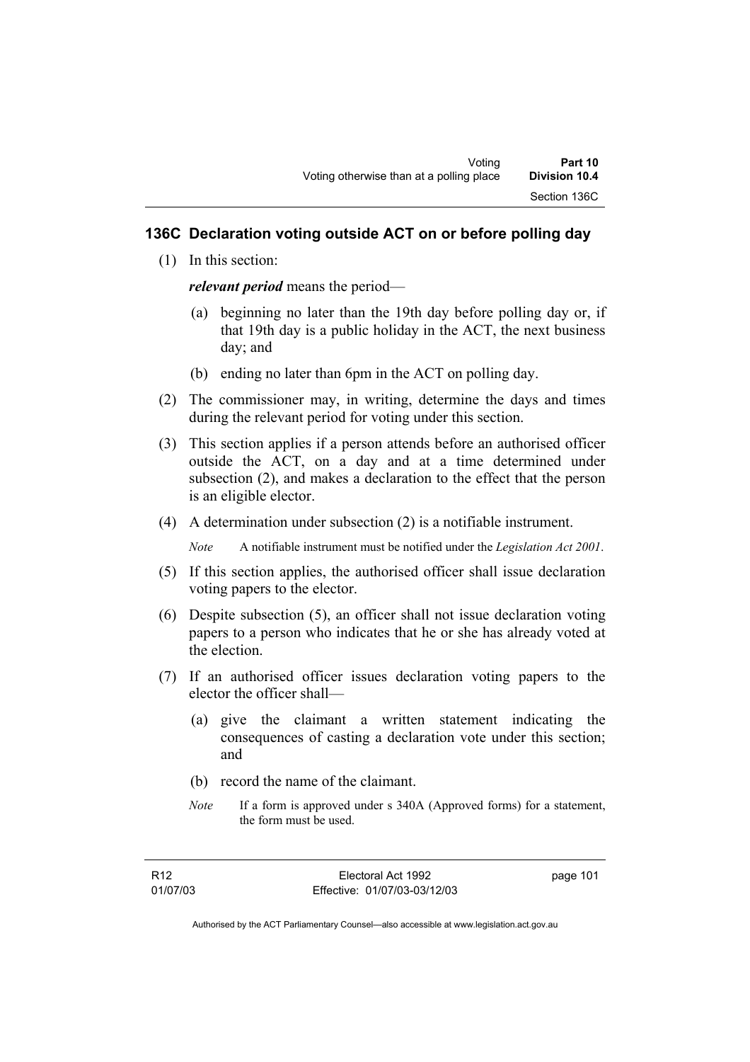## 136C Declaration voting outside ACT on or before polling day

(1) In this section:

***relevant period*** means the period—

(a) beginning no later than the 19th day before polling day or, if that 19th day is a public holiday in the ACT, the next business day; and

(b) ending no later than 6pm in the ACT on polling day.

(2) The commissioner may, in writing, determine the days and times during the relevant period for voting under this section.

(3) This section applies if a person attends before an authorised officer outside the ACT, on a day and at a time determined under subsection (2), and makes a declaration to the effect that the person is an eligible elector.

(4) A determination under subsection (2) is a notifiable instrument.

*Note* A notifiable instrument must be notified under the *Legislation Act 2001*.

(5) If this section applies, the authorised officer shall issue declaration voting papers to the elector.

(6) Despite subsection (5), an officer shall not issue declaration voting papers to a person who indicates that he or she has already voted at the election.

(7) If an authorised officer issues declaration voting papers to the elector the officer shall—

(a) give the claimant a written statement indicating the consequences of casting a declaration vote under this section; and

(b) record the name of the claimant.

*Note* If a form is approved under s 340A (Approved forms) for a statement, the form must be used.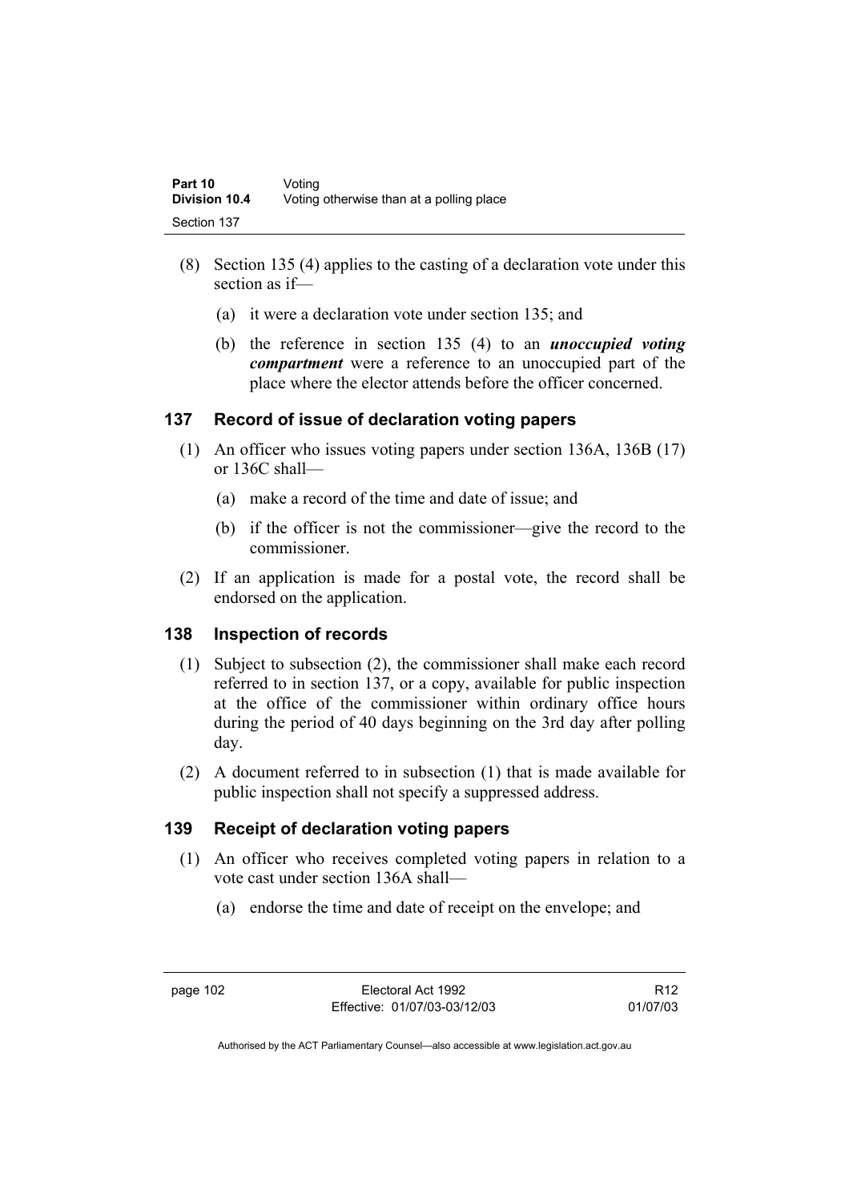(8) Section 135 (4) applies to the casting of a declaration vote under this section as if—

  (a) it were a declaration vote under section 135; and

  (b) the reference in section 135 (4) to an ***unoccupied voting compartment*** were a reference to an unoccupied part of the place where the elector attends before the officer concerned.

## 137 Record of issue of declaration voting papers

(1) An officer who issues voting papers under section 136A, 136B (17) or 136C shall—

  (a) make a record of the time and date of issue; and

  (b) if the officer is not the commissioner—give the record to the commissioner.

(2) If an application is made for a postal vote, the record shall be endorsed on the application.

## 138 Inspection of records

(1) Subject to subsection (2), the commissioner shall make each record referred to in section 137, or a copy, available for public inspection at the office of the commissioner within ordinary office hours during the period of 40 days beginning on the 3rd day after polling day.

(2) A document referred to in subsection (1) that is made available for public inspection shall not specify a suppressed address.

## 139 Receipt of declaration voting papers

(1) An officer who receives completed voting papers in relation to a vote cast under section 136A shall—

  (a) endorse the time and date of receipt on the envelope; and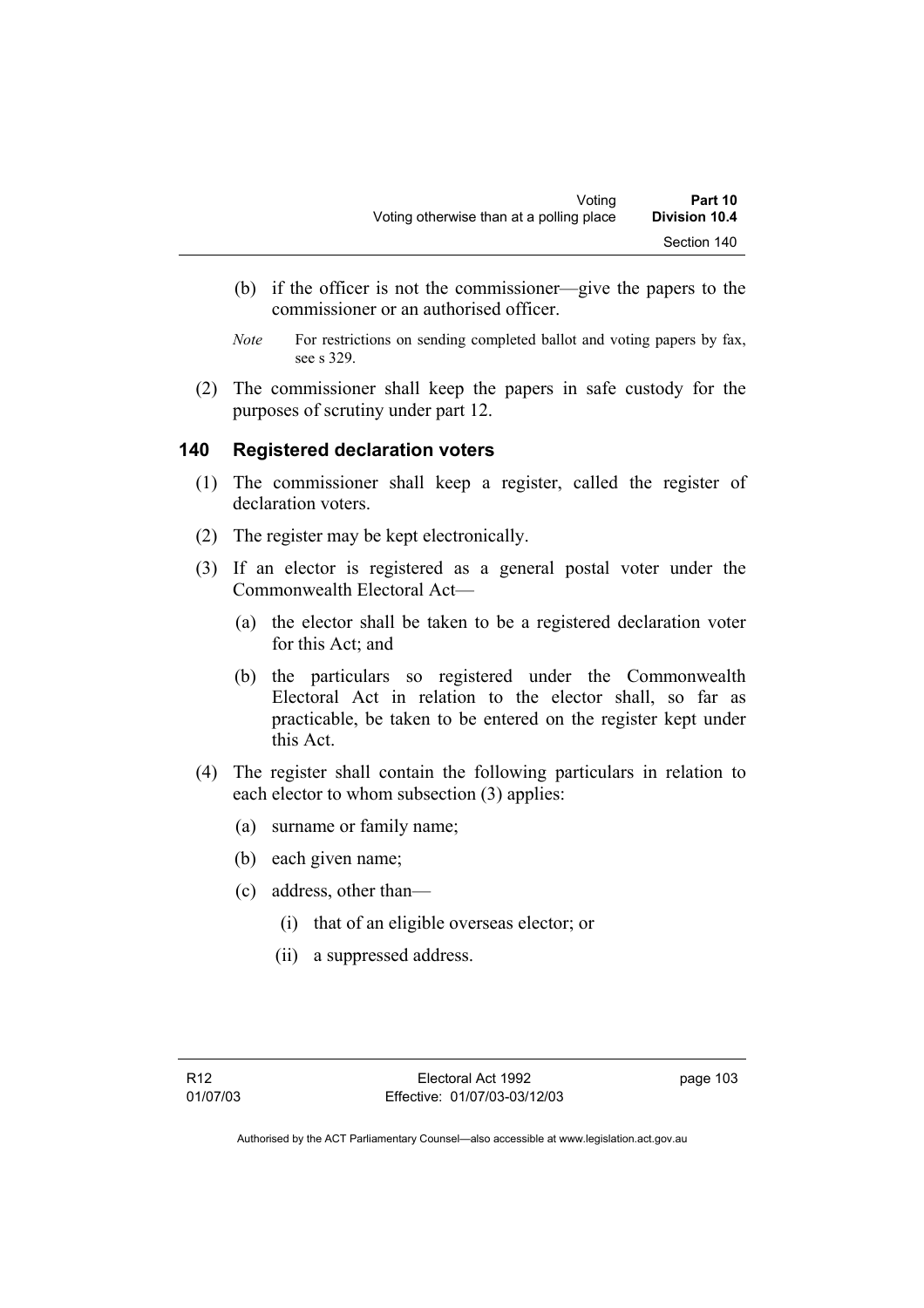(b) if the officer is not the commissioner—give the papers to the commissioner or an authorised officer.

*Note* For restrictions on sending completed ballot and voting papers by fax, see s 329.

(2) The commissioner shall keep the papers in safe custody for the purposes of scrutiny under part 12.

## 140 Registered declaration voters

(1) The commissioner shall keep a register, called the register of declaration voters.

(2) The register may be kept electronically.

(3) If an elector is registered as a general postal voter under the Commonwealth Electoral Act—

  (a) the elector shall be taken to be a registered declaration voter for this Act; and

  (b) the particulars so registered under the Commonwealth Electoral Act in relation to the elector shall, so far as practicable, be taken to be entered on the register kept under this Act.

(4) The register shall contain the following particulars in relation to each elector to whom subsection (3) applies:

  (a) surname or family name;

  (b) each given name;

  (c) address, other than—

    (i) that of an eligible overseas elector; or

    (ii) a suppressed address.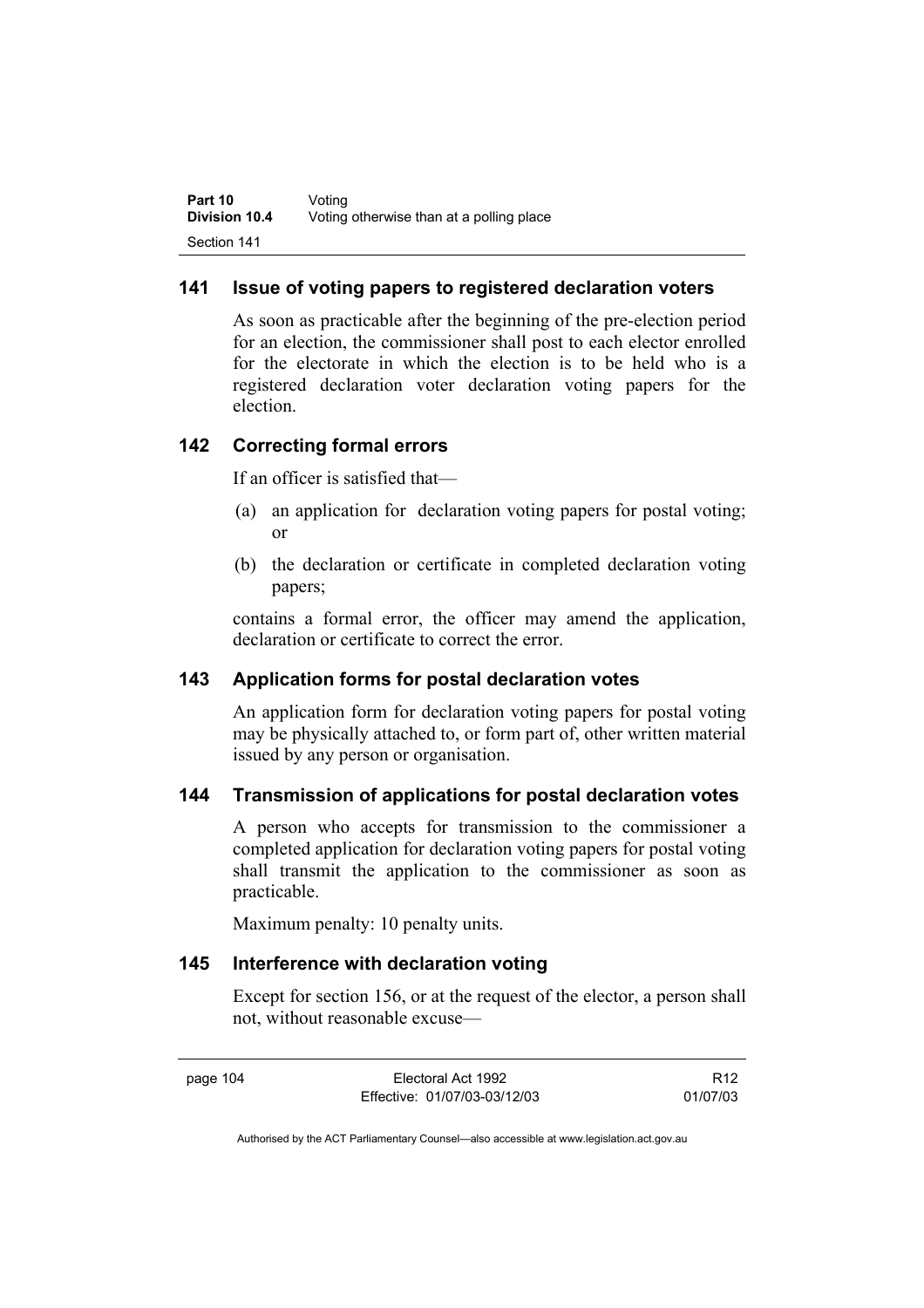## 141 Issue of voting papers to registered declaration voters

As soon as practicable after the beginning of the pre-election period for an election, the commissioner shall post to each elector enrolled for the electorate in which the election is to be held who is a registered declaration voter declaration voting papers for the election.

## 142 Correcting formal errors

If an officer is satisfied that—

(a) an application for declaration voting papers for postal voting; or

(b) the declaration or certificate in completed declaration voting papers;

contains a formal error, the officer may amend the application, declaration or certificate to correct the error.

## 143 Application forms for postal declaration votes

An application form for declaration voting papers for postal voting may be physically attached to, or form part of, other written material issued by any person or organisation.

## 144 Transmission of applications for postal declaration votes

A person who accepts for transmission to the commissioner a completed application for declaration voting papers for postal voting shall transmit the application to the commissioner as soon as practicable.

Maximum penalty: 10 penalty units.

## 145 Interference with declaration voting

Except for section 156, or at the request of the elector, a person shall not, without reasonable excuse—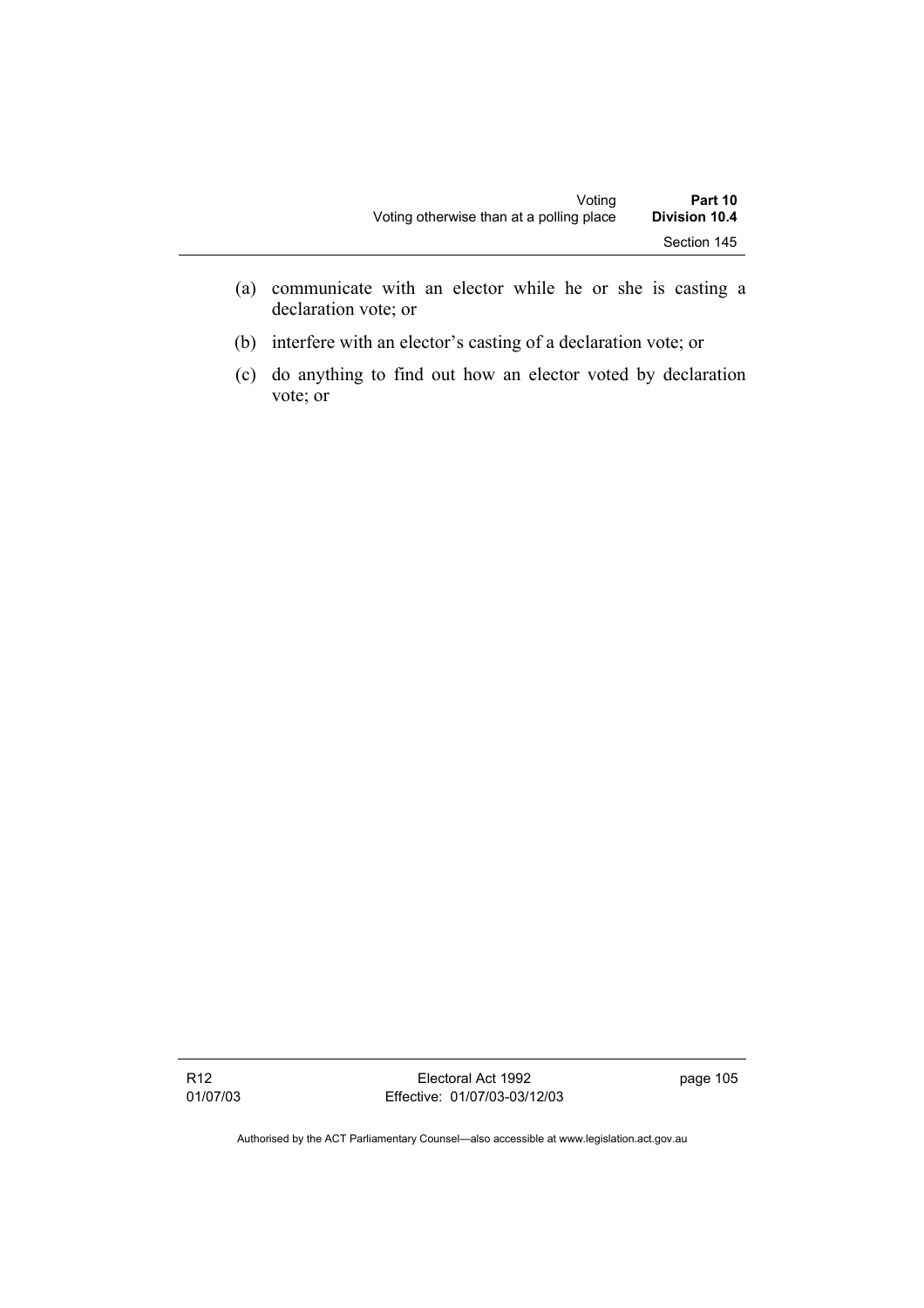(a) communicate with an elector while he or she is casting a declaration vote; or

(b) interfere with an elector's casting of a declaration vote; or

(c) do anything to find out how an elector voted by declaration vote; or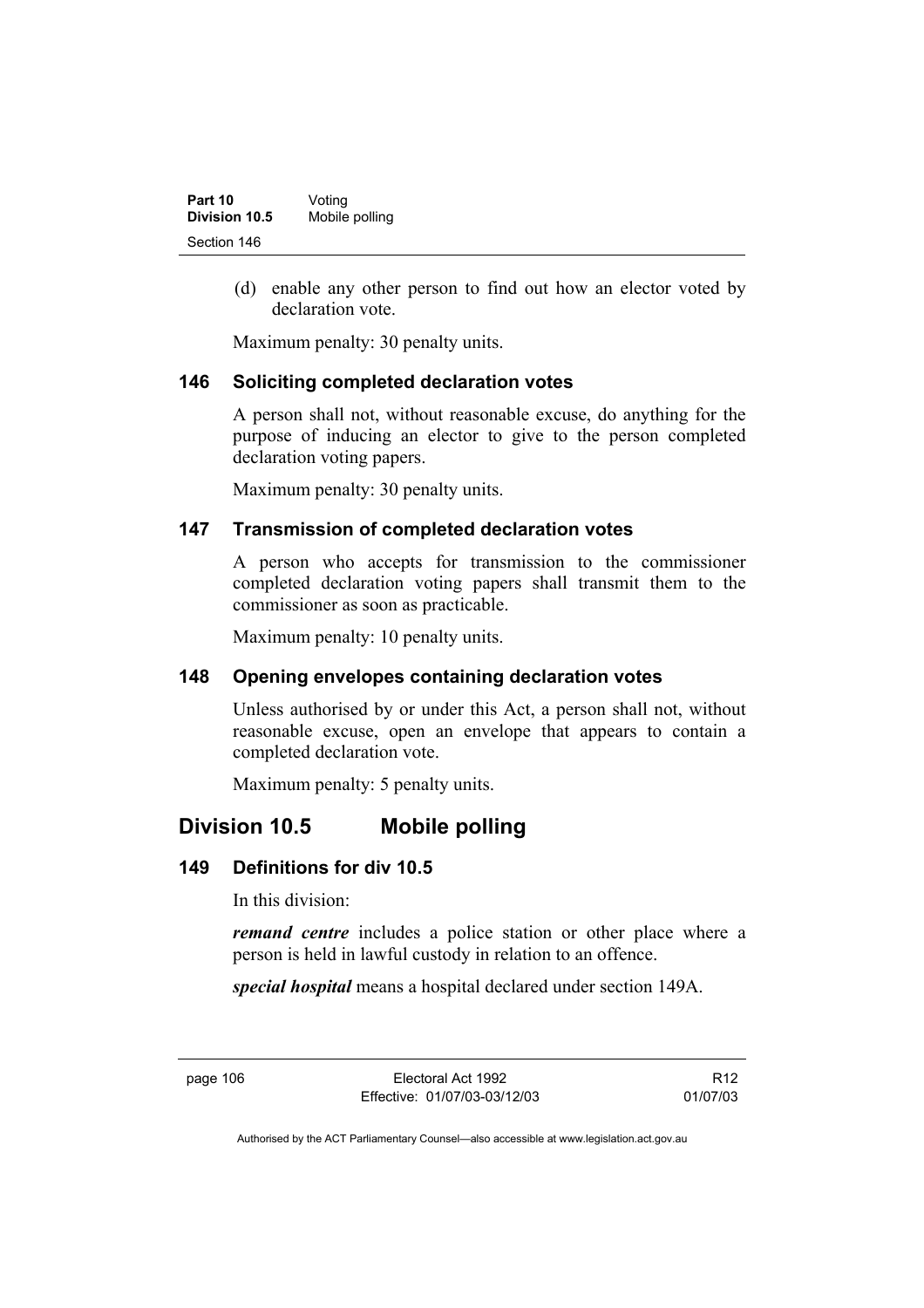(d) enable any other person to find out how an elector voted by declaration vote.

Maximum penalty: 30 penalty units.

### 146 Soliciting completed declaration votes

A person shall not, without reasonable excuse, do anything for the purpose of inducing an elector to give to the person completed declaration voting papers.

Maximum penalty: 30 penalty units.

### 147 Transmission of completed declaration votes

A person who accepts for transmission to the commissioner completed declaration voting papers shall transmit them to the commissioner as soon as practicable.

Maximum penalty: 10 penalty units.

### 148 Opening envelopes containing declaration votes

Unless authorised by or under this Act, a person shall not, without reasonable excuse, open an envelope that appears to contain a completed declaration vote.

Maximum penalty: 5 penalty units.

## Division 10.5 Mobile polling

### 149 Definitions for div 10.5

In this division:

***remand centre*** includes a police station or other place where a person is held in lawful custody in relation to an offence.

***special hospital*** means a hospital declared under section 149A.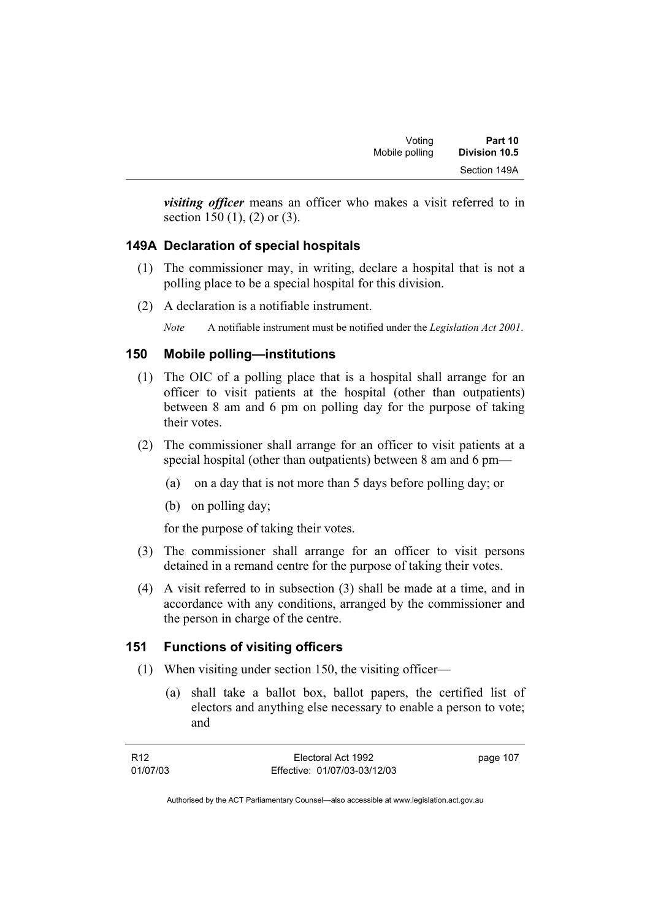***visiting officer*** means an officer who makes a visit referred to in section 150 (1), (2) or (3).

### 149A Declaration of special hospitals

(1) The commissioner may, in writing, declare a hospital that is not a polling place to be a special hospital for this division.

(2) A declaration is a notifiable instrument.

*Note* A notifiable instrument must be notified under the *Legislation Act 2001*.

### 150 Mobile polling—institutions

(1) The OIC of a polling place that is a hospital shall arrange for an officer to visit patients at the hospital (other than outpatients) between 8 am and 6 pm on polling day for the purpose of taking their votes.

(2) The commissioner shall arrange for an officer to visit patients at a special hospital (other than outpatients) between 8 am and 6 pm—

(a) on a day that is not more than 5 days before polling day; or

(b) on polling day;

for the purpose of taking their votes.

(3) The commissioner shall arrange for an officer to visit persons detained in a remand centre for the purpose of taking their votes.

(4) A visit referred to in subsection (3) shall be made at a time, and in accordance with any conditions, arranged by the commissioner and the person in charge of the centre.

### 151 Functions of visiting officers

(1) When visiting under section 150, the visiting officer—

(a) shall take a ballot box, ballot papers, the certified list of electors and anything else necessary to enable a person to vote; and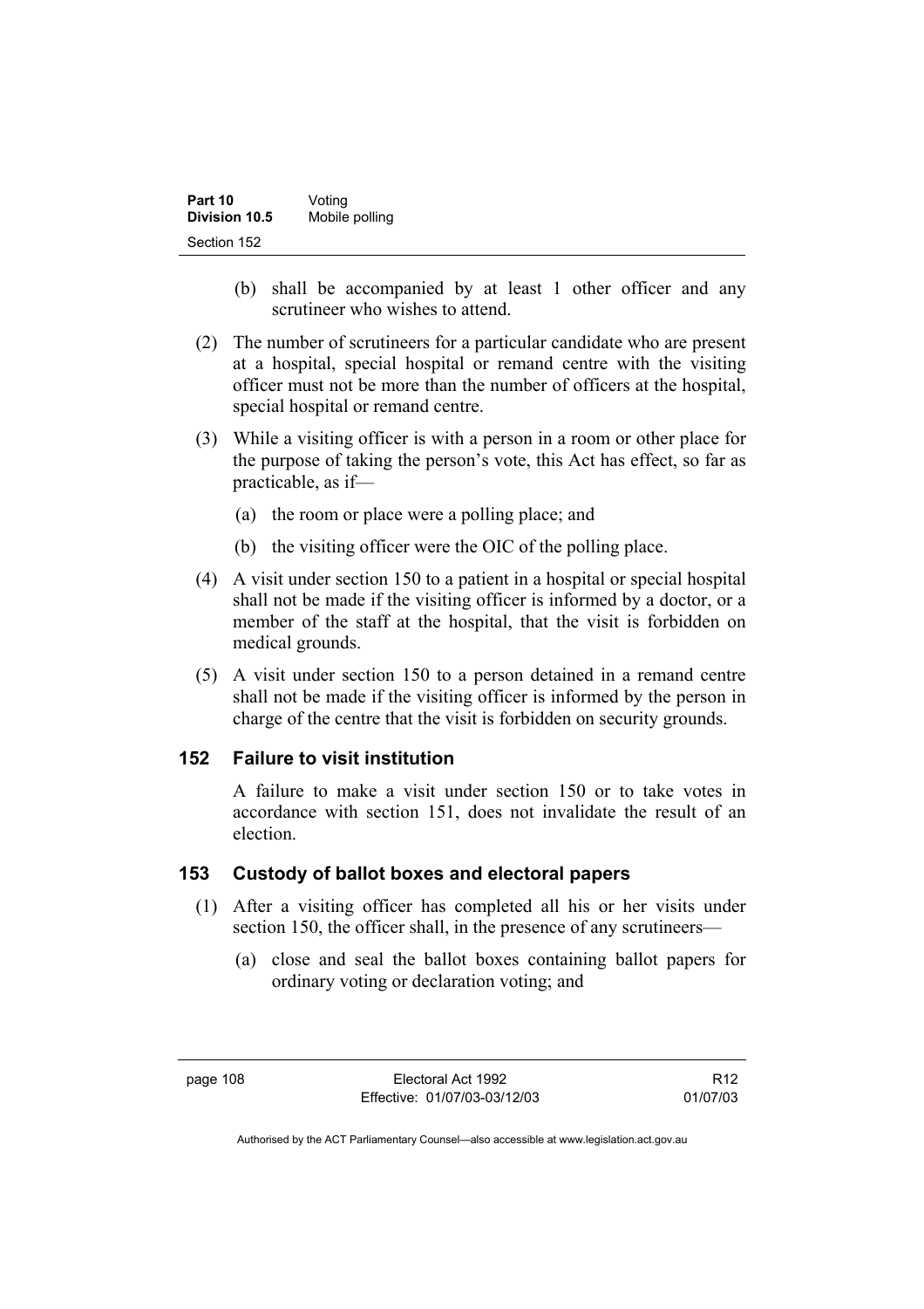(b) shall be accompanied by at least 1 other officer and any scrutineer who wishes to attend.

(2) The number of scrutineers for a particular candidate who are present at a hospital, special hospital or remand centre with the visiting officer must not be more than the number of officers at the hospital, special hospital or remand centre.

(3) While a visiting officer is with a person in a room or other place for the purpose of taking the person's vote, this Act has effect, so far as practicable, as if—

(a) the room or place were a polling place; and

(b) the visiting officer were the OIC of the polling place.

(4) A visit under section 150 to a patient in a hospital or special hospital shall not be made if the visiting officer is informed by a doctor, or a member of the staff at the hospital, that the visit is forbidden on medical grounds.

(5) A visit under section 150 to a person detained in a remand centre shall not be made if the visiting officer is informed by the person in charge of the centre that the visit is forbidden on security grounds.

## 152 Failure to visit institution

A failure to make a visit under section 150 or to take votes in accordance with section 151, does not invalidate the result of an election.

## 153 Custody of ballot boxes and electoral papers

(1) After a visiting officer has completed all his or her visits under section 150, the officer shall, in the presence of any scrutineers—

(a) close and seal the ballot boxes containing ballot papers for ordinary voting or declaration voting; and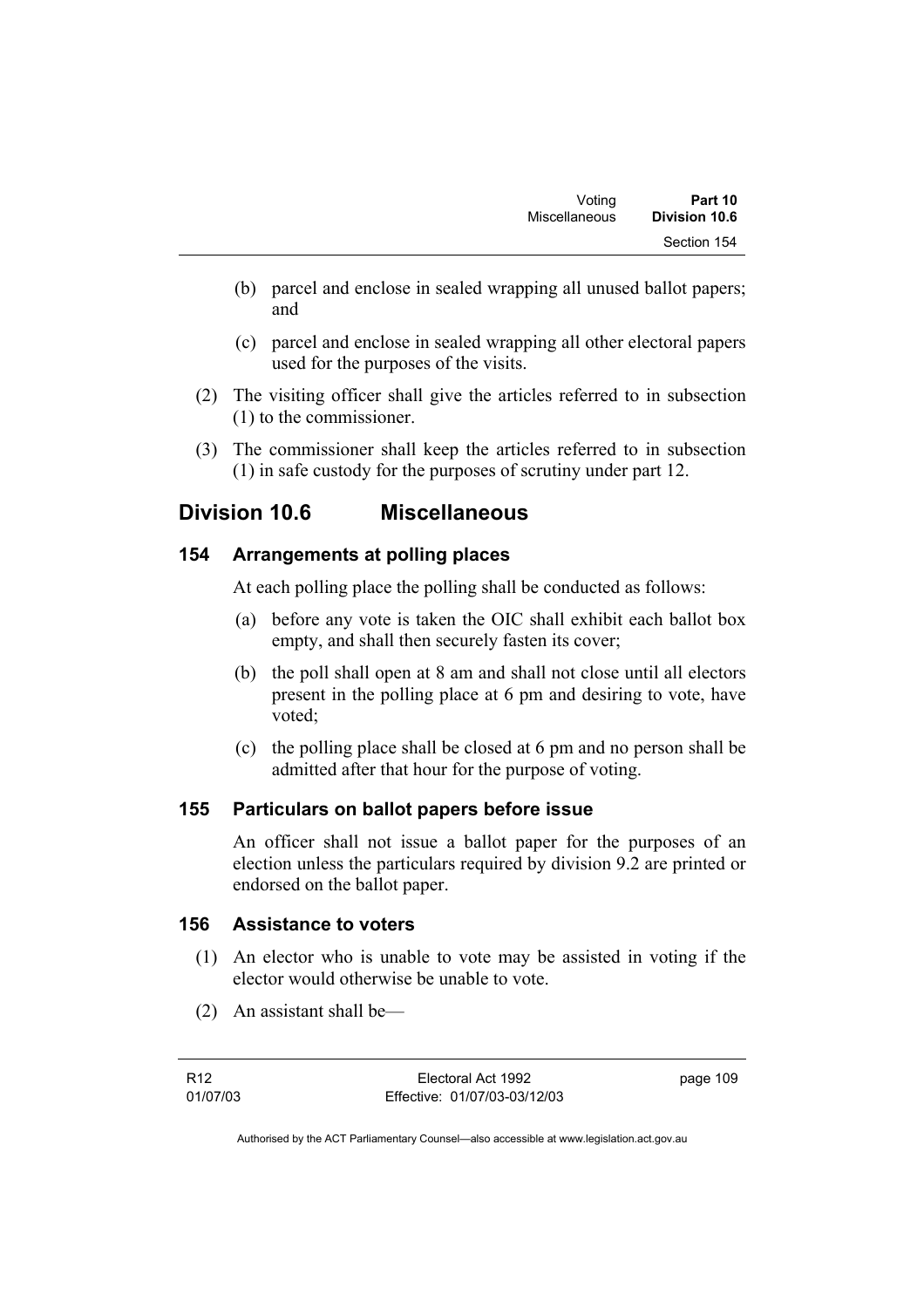(b) parcel and enclose in sealed wrapping all unused ballot papers; and

(c) parcel and enclose in sealed wrapping all other electoral papers used for the purposes of the visits.

(2) The visiting officer shall give the articles referred to in subsection (1) to the commissioner.

(3) The commissioner shall keep the articles referred to in subsection (1) in safe custody for the purposes of scrutiny under part 12.

## Division 10.6 Miscellaneous

### 154 Arrangements at polling places

At each polling place the polling shall be conducted as follows:

(a) before any vote is taken the OIC shall exhibit each ballot box empty, and shall then securely fasten its cover;

(b) the poll shall open at 8 am and shall not close until all electors present in the polling place at 6 pm and desiring to vote, have voted;

(c) the polling place shall be closed at 6 pm and no person shall be admitted after that hour for the purpose of voting.

### 155 Particulars on ballot papers before issue

An officer shall not issue a ballot paper for the purposes of an election unless the particulars required by division 9.2 are printed or endorsed on the ballot paper.

### 156 Assistance to voters

(1) An elector who is unable to vote may be assisted in voting if the elector would otherwise be unable to vote.

(2) An assistant shall be—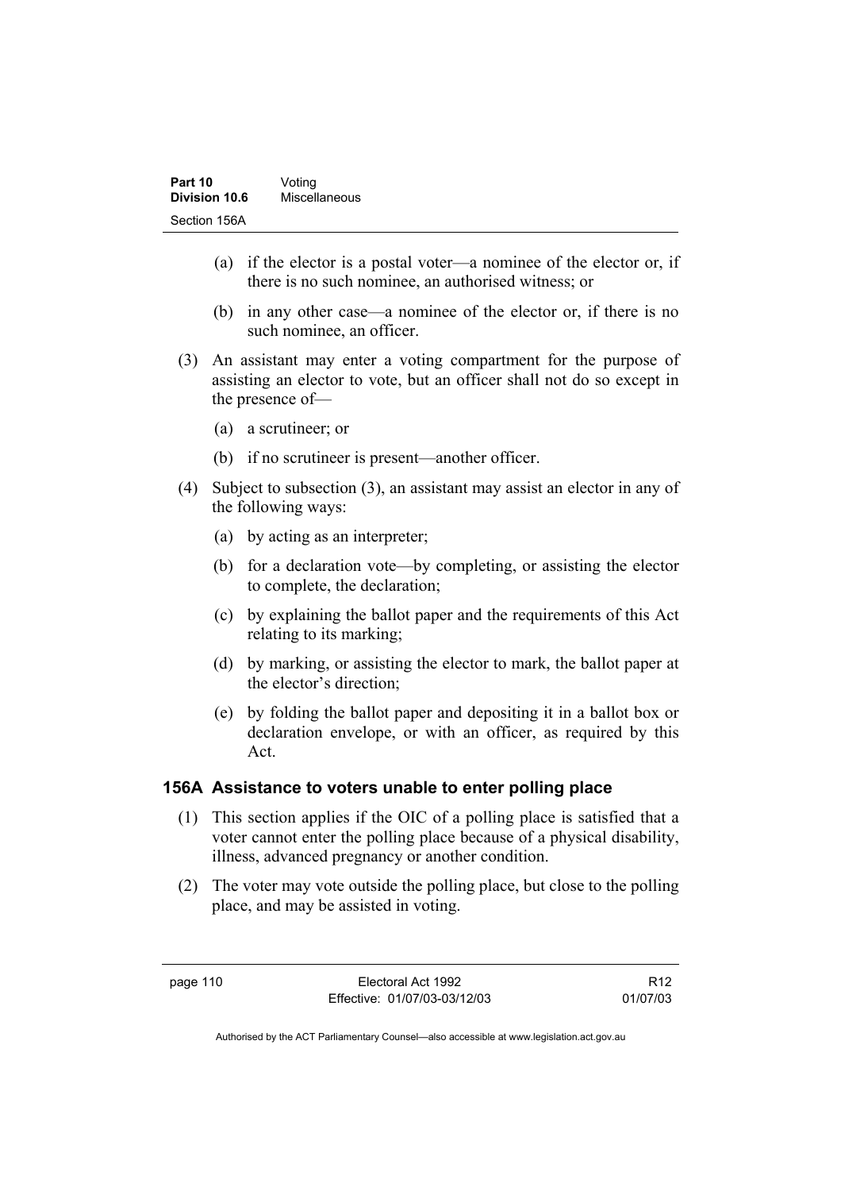(a) if the elector is a postal voter—a nominee of the elector or, if there is no such nominee, an authorised witness; or

(b) in any other case—a nominee of the elector or, if there is no such nominee, an officer.

(3) An assistant may enter a voting compartment for the purpose of assisting an elector to vote, but an officer shall not do so except in the presence of—

(a) a scrutineer; or

(b) if no scrutineer is present—another officer.

(4) Subject to subsection (3), an assistant may assist an elector in any of the following ways:

(a) by acting as an interpreter;

(b) for a declaration vote—by completing, or assisting the elector to complete, the declaration;

(c) by explaining the ballot paper and the requirements of this Act relating to its marking;

(d) by marking, or assisting the elector to mark, the ballot paper at the elector's direction;

(e) by folding the ballot paper and depositing it in a ballot box or declaration envelope, or with an officer, as required by this Act.

### 156A Assistance to voters unable to enter polling place

(1) This section applies if the OIC of a polling place is satisfied that a voter cannot enter the polling place because of a physical disability, illness, advanced pregnancy or another condition.

(2) The voter may vote outside the polling place, but close to the polling place, and may be assisted in voting.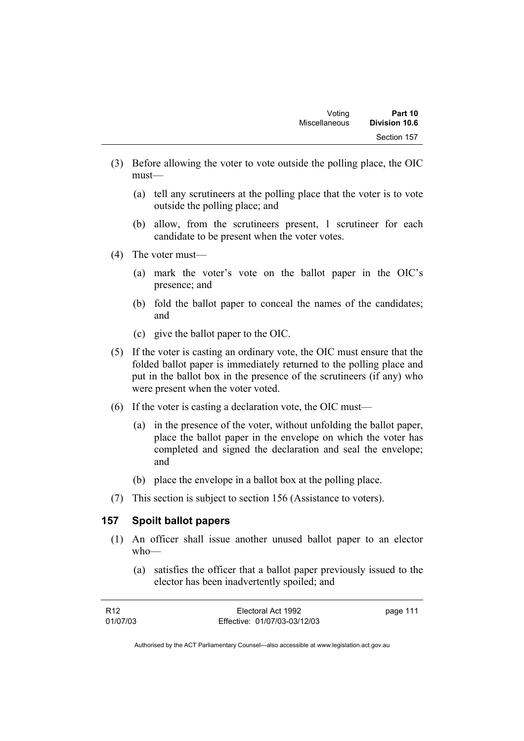(3) Before allowing the voter to vote outside the polling place, the OIC must—

  (a) tell any scrutineers at the polling place that the voter is to vote outside the polling place; and

  (b) allow, from the scrutineers present, 1 scrutineer for each candidate to be present when the voter votes.

(4) The voter must—

  (a) mark the voter's vote on the ballot paper in the OIC's presence; and

  (b) fold the ballot paper to conceal the names of the candidates; and

  (c) give the ballot paper to the OIC.

(5) If the voter is casting an ordinary vote, the OIC must ensure that the folded ballot paper is immediately returned to the polling place and put in the ballot box in the presence of the scrutineers (if any) who were present when the voter voted.

(6) If the voter is casting a declaration vote, the OIC must—

  (a) in the presence of the voter, without unfolding the ballot paper, place the ballot paper in the envelope on which the voter has completed and signed the declaration and seal the envelope; and

  (b) place the envelope in a ballot box at the polling place.

(7) This section is subject to section 156 (Assistance to voters).

## 157 Spoilt ballot papers

(1) An officer shall issue another unused ballot paper to an elector who—

  (a) satisfies the officer that a ballot paper previously issued to the elector has been inadvertently spoiled; and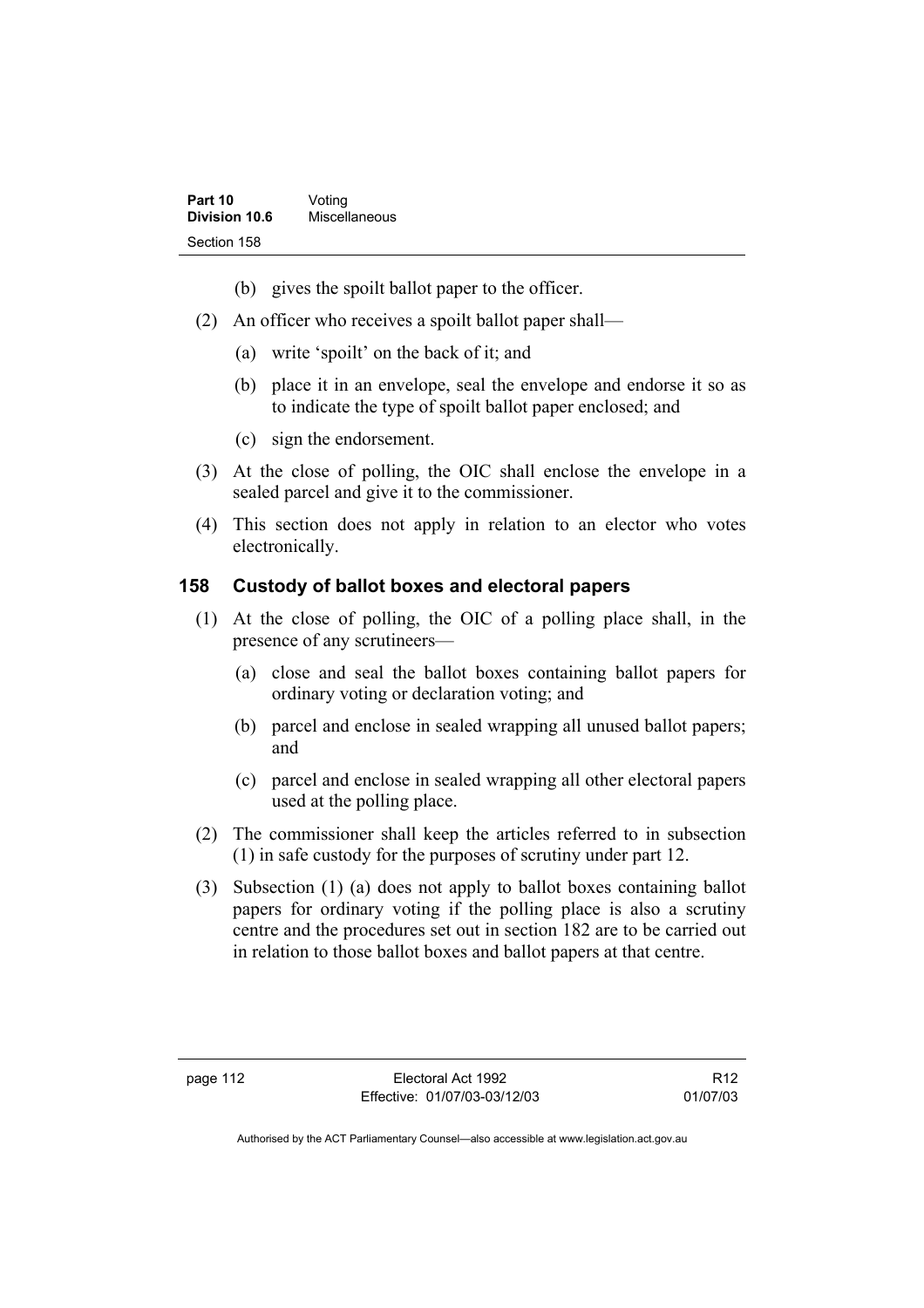(b) gives the spoilt ballot paper to the officer.

(2) An officer who receives a spoilt ballot paper shall—

(a) write 'spoilt' on the back of it; and

(b) place it in an envelope, seal the envelope and endorse it so as to indicate the type of spoilt ballot paper enclosed; and

(c) sign the endorsement.

(3) At the close of polling, the OIC shall enclose the envelope in a sealed parcel and give it to the commissioner.

(4) This section does not apply in relation to an elector who votes electronically.

## 158 Custody of ballot boxes and electoral papers

(1) At the close of polling, the OIC of a polling place shall, in the presence of any scrutineers—

(a) close and seal the ballot boxes containing ballot papers for ordinary voting or declaration voting; and

(b) parcel and enclose in sealed wrapping all unused ballot papers; and

(c) parcel and enclose in sealed wrapping all other electoral papers used at the polling place.

(2) The commissioner shall keep the articles referred to in subsection (1) in safe custody for the purposes of scrutiny under part 12.

(3) Subsection (1) (a) does not apply to ballot boxes containing ballot papers for ordinary voting if the polling place is also a scrutiny centre and the procedures set out in section 182 are to be carried out in relation to those ballot boxes and ballot papers at that centre.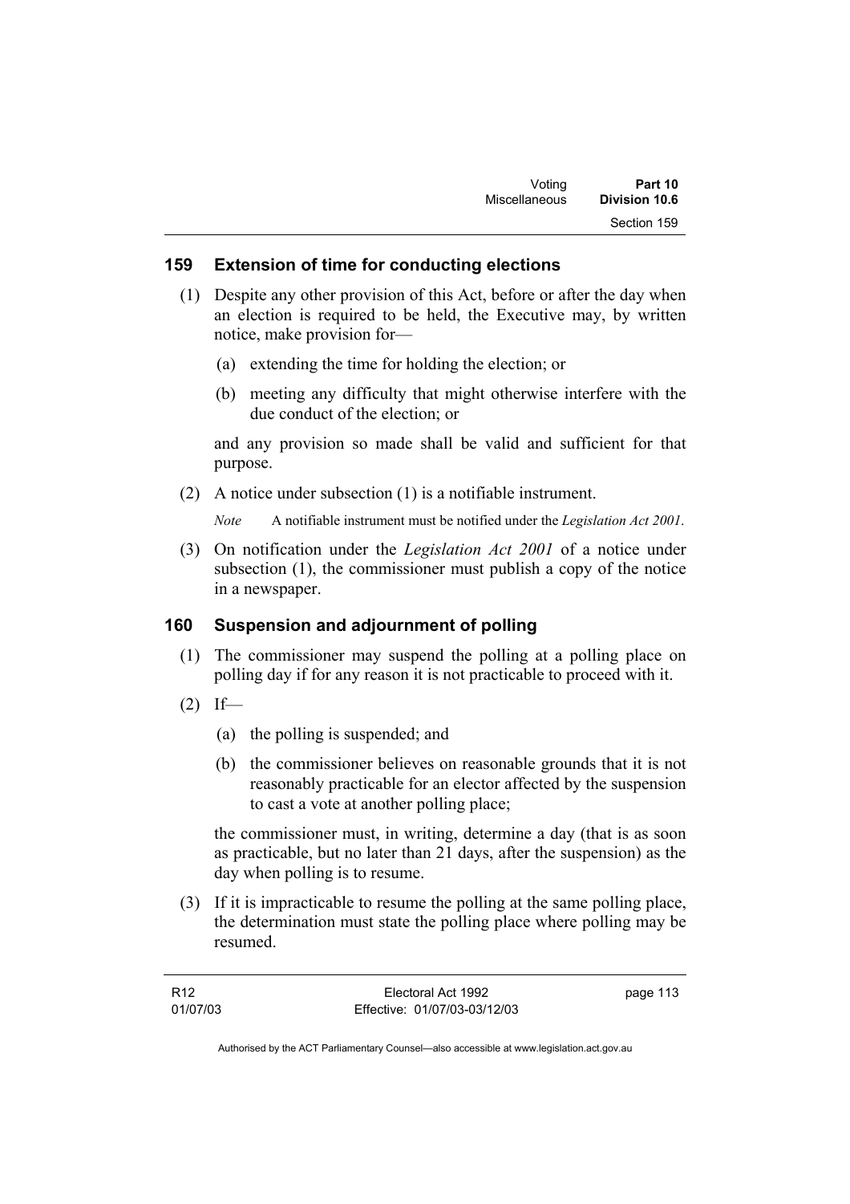## 159 Extension of time for conducting elections

(1) Despite any other provision of this Act, before or after the day when an election is required to be held, the Executive may, by written notice, make provision for—

(a) extending the time for holding the election; or

(b) meeting any difficulty that might otherwise interfere with the due conduct of the election; or

and any provision so made shall be valid and sufficient for that purpose.

(2) A notice under subsection (1) is a notifiable instrument.

*Note* A notifiable instrument must be notified under the *Legislation Act 2001*.

(3) On notification under the *Legislation Act 2001* of a notice under subsection (1), the commissioner must publish a copy of the notice in a newspaper.

## 160 Suspension and adjournment of polling

(1) The commissioner may suspend the polling at a polling place on polling day if for any reason it is not practicable to proceed with it.

(2) If—

(a) the polling is suspended; and

(b) the commissioner believes on reasonable grounds that it is not reasonably practicable for an elector affected by the suspension to cast a vote at another polling place;

the commissioner must, in writing, determine a day (that is as soon as practicable, but no later than 21 days, after the suspension) as the day when polling is to resume.

(3) If it is impracticable to resume the polling at the same polling place, the determination must state the polling place where polling may be resumed.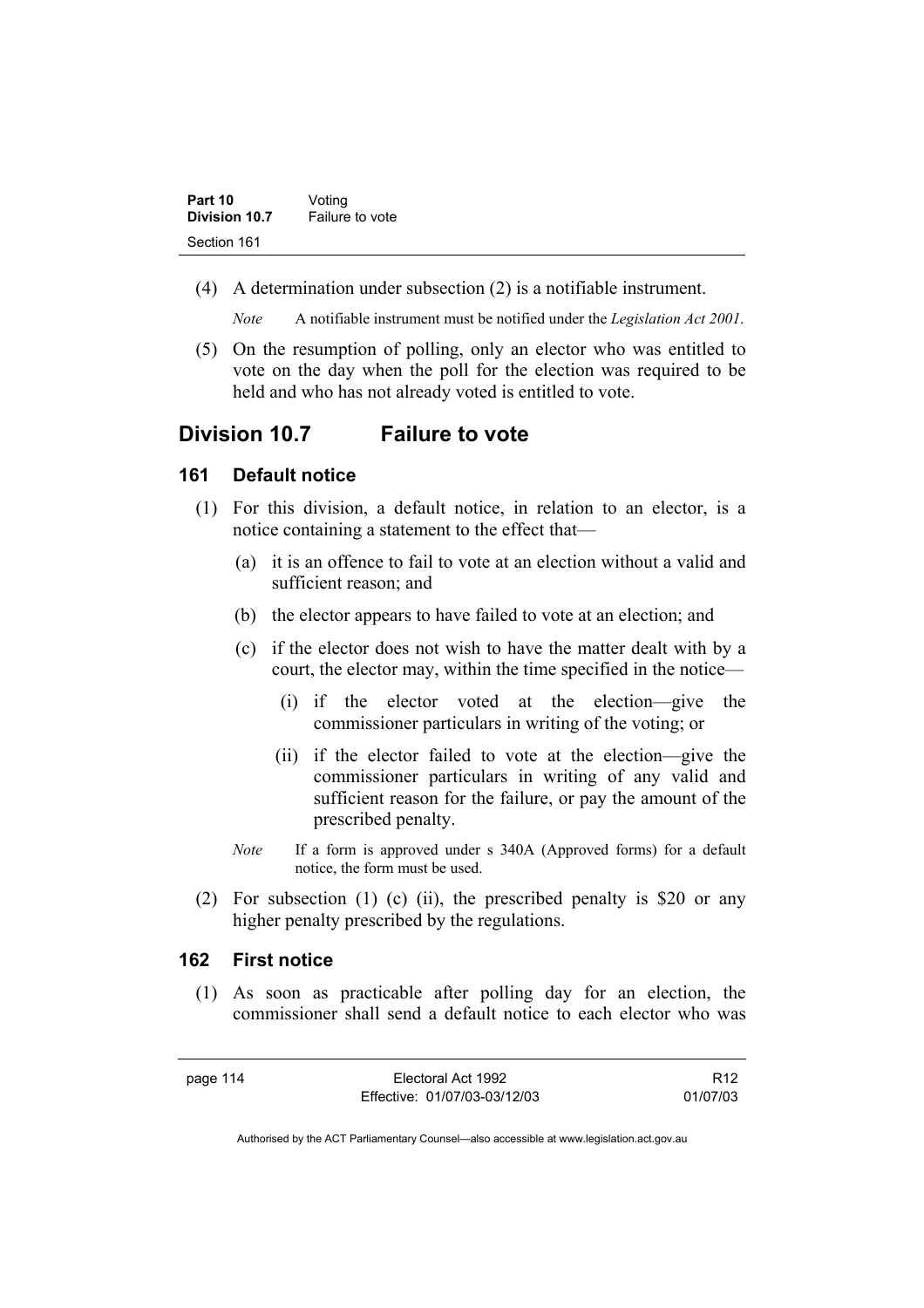(4) A determination under subsection (2) is a notifiable instrument.

*Note* A notifiable instrument must be notified under the *Legislation Act 2001*.

(5) On the resumption of polling, only an elector who was entitled to vote on the day when the poll for the election was required to be held and who has not already voted is entitled to vote.

## Division 10.7 Failure to vote

### 161 Default notice

(1) For this division, a default notice, in relation to an elector, is a notice containing a statement to the effect that—

(a) it is an offence to fail to vote at an election without a valid and sufficient reason; and

(b) the elector appears to have failed to vote at an election; and

(c) if the elector does not wish to have the matter dealt with by a court, the elector may, within the time specified in the notice—

(i) if the elector voted at the election—give the commissioner particulars in writing of the voting; or

(ii) if the elector failed to vote at the election—give the commissioner particulars in writing of any valid and sufficient reason for the failure, or pay the amount of the prescribed penalty.

*Note* If a form is approved under s 340A (Approved forms) for a default notice, the form must be used.

(2) For subsection (1) (c) (ii), the prescribed penalty is $20 or any higher penalty prescribed by the regulations.

### 162 First notice

(1) As soon as practicable after polling day for an election, the commissioner shall send a default notice to each elector who was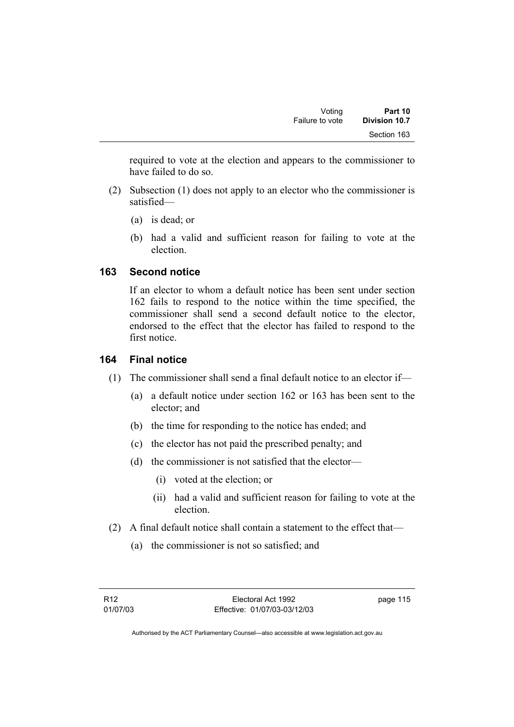required to vote at the election and appears to the commissioner to have failed to do so.

(2) Subsection (1) does not apply to an elector who the commissioner is satisfied—

(a) is dead; or

(b) had a valid and sufficient reason for failing to vote at the election.

### 163 Second notice

If an elector to whom a default notice has been sent under section 162 fails to respond to the notice within the time specified, the commissioner shall send a second default notice to the elector, endorsed to the effect that the elector has failed to respond to the first notice.

### 164 Final notice

(1) The commissioner shall send a final default notice to an elector if—

(a) a default notice under section 162 or 163 has been sent to the elector; and

(b) the time for responding to the notice has ended; and

(c) the elector has not paid the prescribed penalty; and

(d) the commissioner is not satisfied that the elector—

(i) voted at the election; or

(ii) had a valid and sufficient reason for failing to vote at the election.

(2) A final default notice shall contain a statement to the effect that—

(a) the commissioner is not so satisfied; and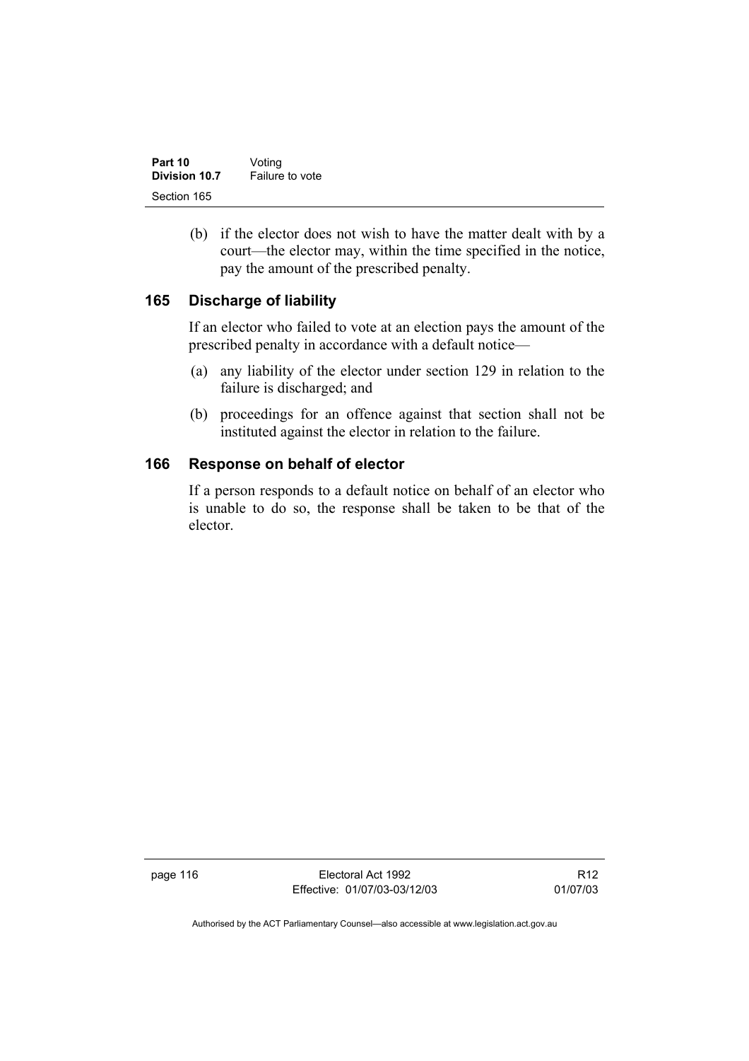(b) if the elector does not wish to have the matter dealt with by a court—the elector may, within the time specified in the notice, pay the amount of the prescribed penalty.

## 165 Discharge of liability

If an elector who failed to vote at an election pays the amount of the prescribed penalty in accordance with a default notice—

(a) any liability of the elector under section 129 in relation to the failure is discharged; and

(b) proceedings for an offence against that section shall not be instituted against the elector in relation to the failure.

## 166 Response on behalf of elector

If a person responds to a default notice on behalf of an elector who is unable to do so, the response shall be taken to be that of the elector.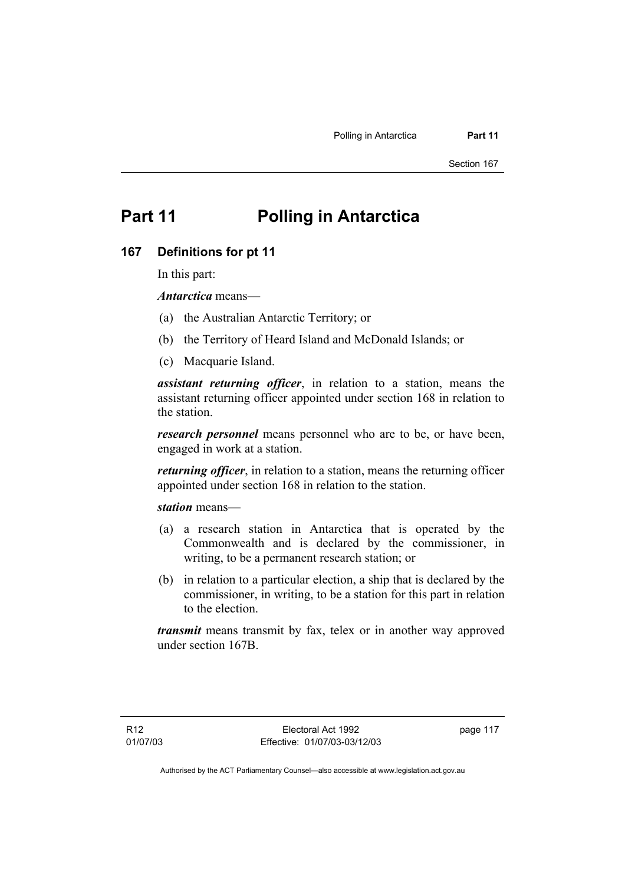# Part 11 Polling in Antarctica

## 167 Definitions for pt 11

In this part:

***Antarctica*** means—

(a) the Australian Antarctic Territory; or

(b) the Territory of Heard Island and McDonald Islands; or

(c) Macquarie Island.

***assistant returning officer***, in relation to a station, means the assistant returning officer appointed under section 168 in relation to the station.

***research personnel*** means personnel who are to be, or have been, engaged in work at a station.

***returning officer***, in relation to a station, means the returning officer appointed under section 168 in relation to the station.

***station*** means—

(a) a research station in Antarctica that is operated by the Commonwealth and is declared by the commissioner, in writing, to be a permanent research station; or

(b) in relation to a particular election, a ship that is declared by the commissioner, in writing, to be a station for this part in relation to the election.

***transmit*** means transmit by fax, telex or in another way approved under section 167B.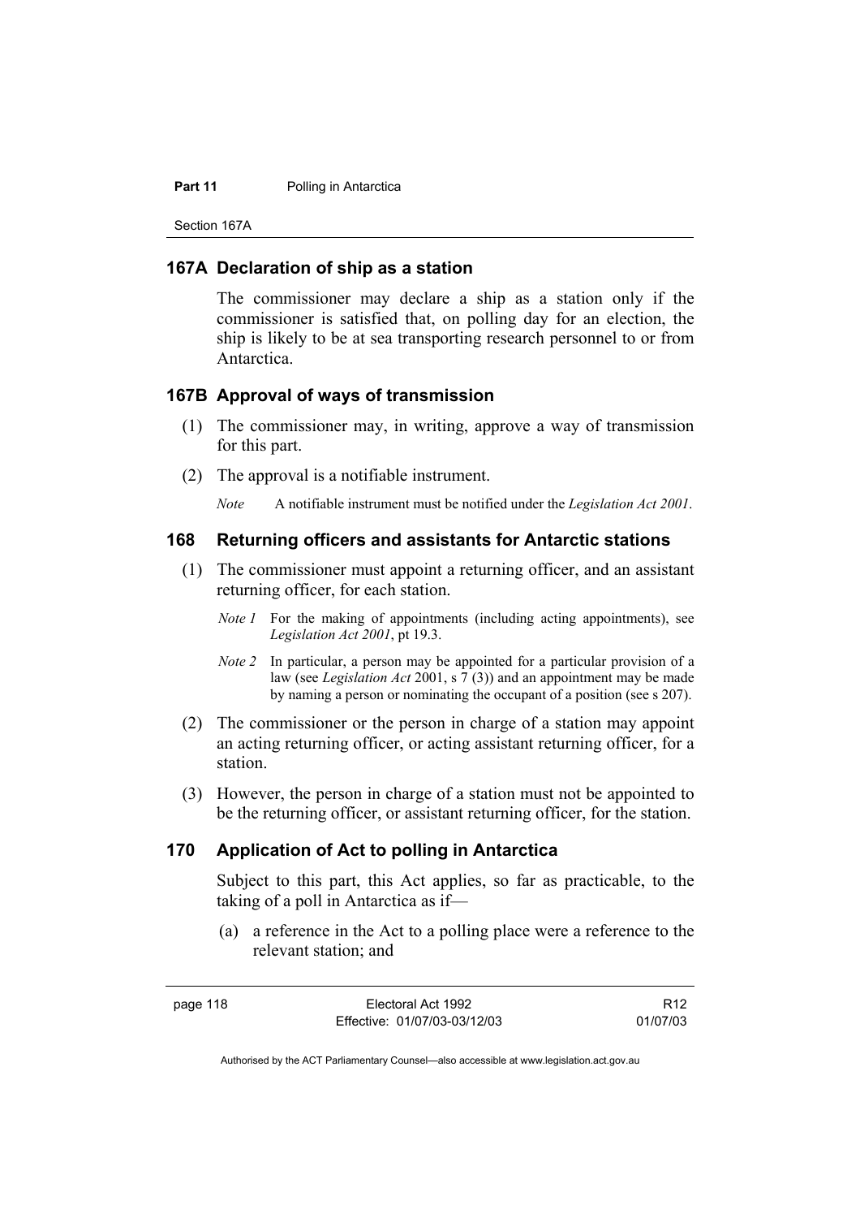### 167A Declaration of ship as a station

The commissioner may declare a ship as a station only if the commissioner is satisfied that, on polling day for an election, the ship is likely to be at sea transporting research personnel to or from Antarctica.

### 167B Approval of ways of transmission

(1) The commissioner may, in writing, approve a way of transmission for this part.

(2) The approval is a notifiable instrument.

*Note* A notifiable instrument must be notified under the *Legislation Act 2001*.

### 168 Returning officers and assistants for Antarctic stations

(1) The commissioner must appoint a returning officer, and an assistant returning officer, for each station.

*Note 1* For the making of appointments (including acting appointments), see *Legislation Act 2001*, pt 19.3.

*Note 2* In particular, a person may be appointed for a particular provision of a law (see *Legislation Act* 2001, s 7 (3)) and an appointment may be made by naming a person or nominating the occupant of a position (see s 207).

(2) The commissioner or the person in charge of a station may appoint an acting returning officer, or acting assistant returning officer, for a station.

(3) However, the person in charge of a station must not be appointed to be the returning officer, or assistant returning officer, for the station.

### 170 Application of Act to polling in Antarctica

Subject to this part, this Act applies, so far as practicable, to the taking of a poll in Antarctica as if—

(a) a reference in the Act to a polling place were a reference to the relevant station; and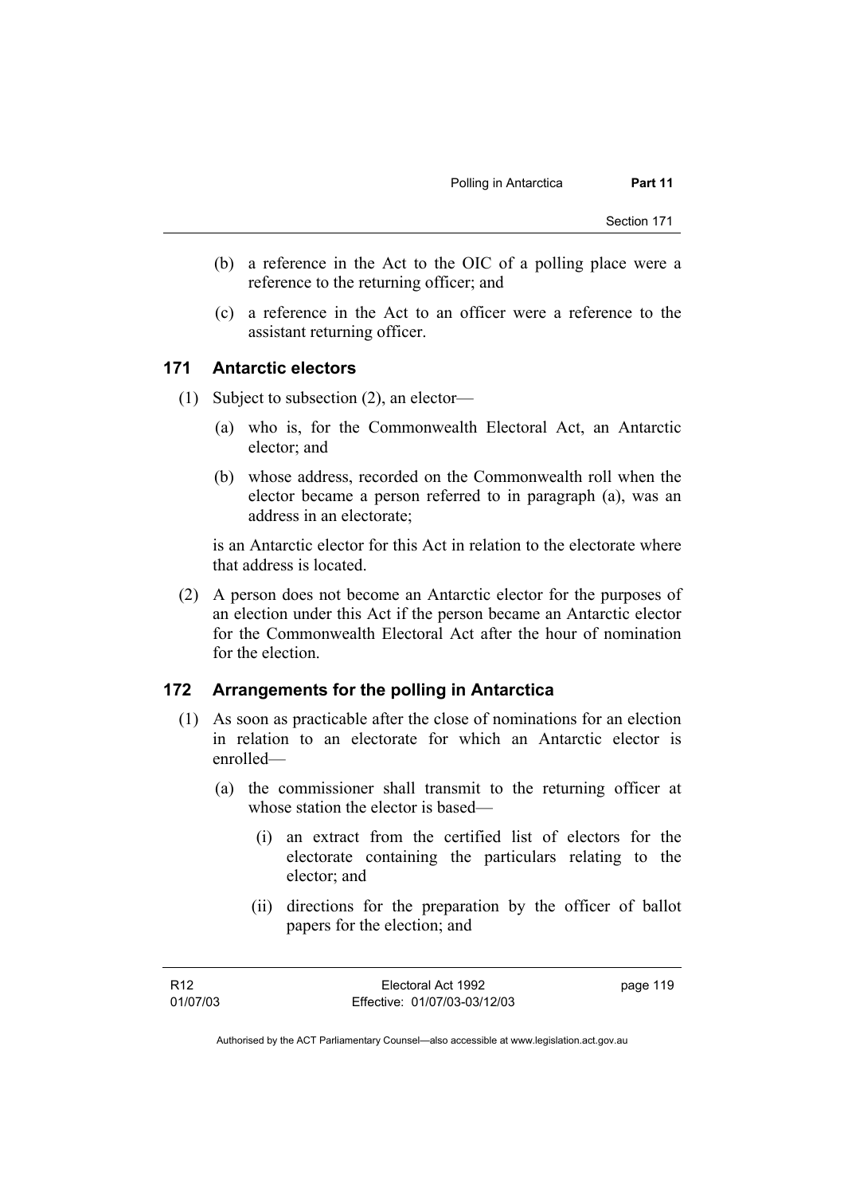(b) a reference in the Act to the OIC of a polling place were a reference to the returning officer; and

(c) a reference in the Act to an officer were a reference to the assistant returning officer.

## 171 Antarctic electors

(1) Subject to subsection (2), an elector—

(a) who is, for the Commonwealth Electoral Act, an Antarctic elector; and

(b) whose address, recorded on the Commonwealth roll when the elector became a person referred to in paragraph (a), was an address in an electorate;

is an Antarctic elector for this Act in relation to the electorate where that address is located.

(2) A person does not become an Antarctic elector for the purposes of an election under this Act if the person became an Antarctic elector for the Commonwealth Electoral Act after the hour of nomination for the election.

## 172 Arrangements for the polling in Antarctica

(1) As soon as practicable after the close of nominations for an election in relation to an electorate for which an Antarctic elector is enrolled—

(a) the commissioner shall transmit to the returning officer at whose station the elector is based—

(i) an extract from the certified list of electors for the electorate containing the particulars relating to the elector; and

(ii) directions for the preparation by the officer of ballot papers for the election; and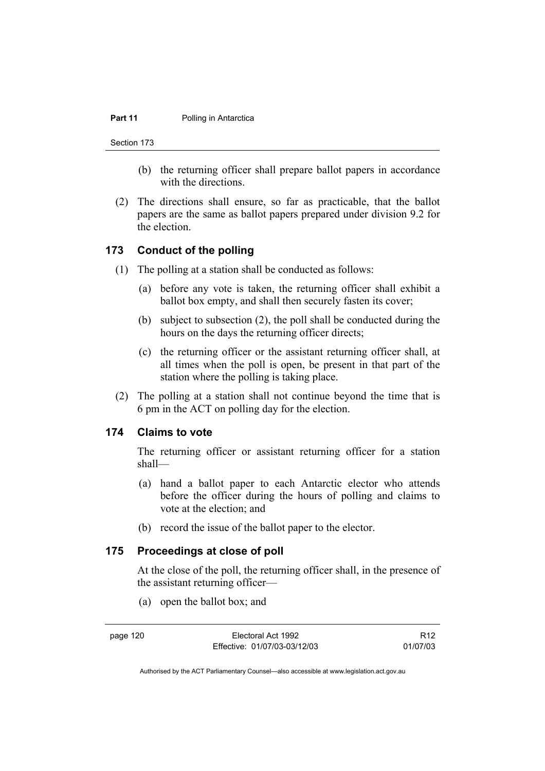(b) the returning officer shall prepare ballot papers in accordance with the directions.

(2) The directions shall ensure, so far as practicable, that the ballot papers are the same as ballot papers prepared under division 9.2 for the election.

### 173 Conduct of the polling

(1) The polling at a station shall be conducted as follows:

(a) before any vote is taken, the returning officer shall exhibit a ballot box empty, and shall then securely fasten its cover;

(b) subject to subsection (2), the poll shall be conducted during the hours on the days the returning officer directs;

(c) the returning officer or the assistant returning officer shall, at all times when the poll is open, be present in that part of the station where the polling is taking place.

(2) The polling at a station shall not continue beyond the time that is 6 pm in the ACT on polling day for the election.

### 174 Claims to vote

The returning officer or assistant returning officer for a station shall—

(a) hand a ballot paper to each Antarctic elector who attends before the officer during the hours of polling and claims to vote at the election; and

(b) record the issue of the ballot paper to the elector.

### 175 Proceedings at close of poll

At the close of the poll, the returning officer shall, in the presence of the assistant returning officer—

(a) open the ballot box; and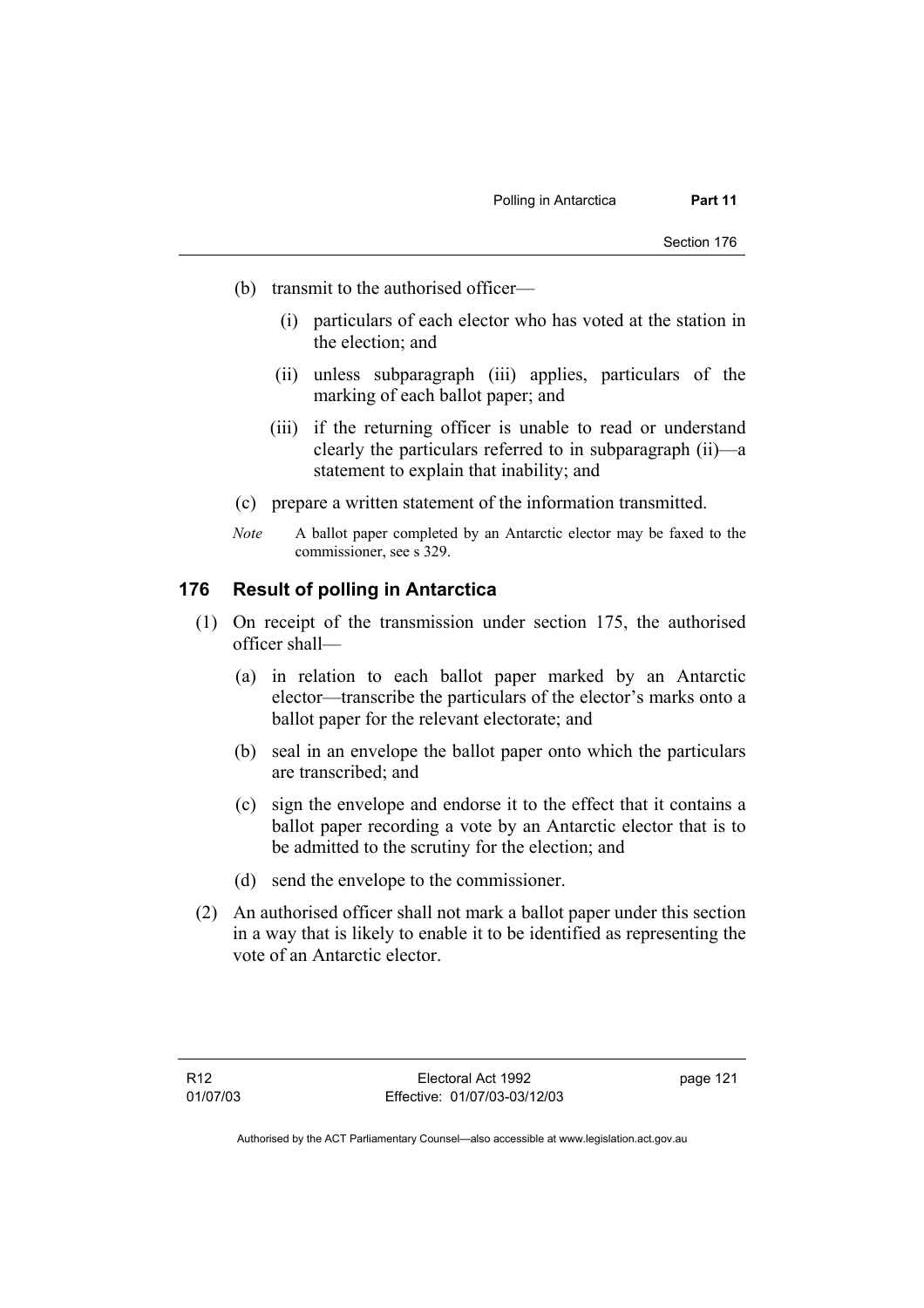(b) transmit to the authorised officer—

(i) particulars of each elector who has voted at the station in the election; and

(ii) unless subparagraph (iii) applies, particulars of the marking of each ballot paper; and

(iii) if the returning officer is unable to read or understand clearly the particulars referred to in subparagraph (ii)—a statement to explain that inability; and

(c) prepare a written statement of the information transmitted.

*Note* A ballot paper completed by an Antarctic elector may be faxed to the commissioner, see s 329.

## 176 Result of polling in Antarctica

(1) On receipt of the transmission under section 175, the authorised officer shall—

(a) in relation to each ballot paper marked by an Antarctic elector—transcribe the particulars of the elector's marks onto a ballot paper for the relevant electorate; and

(b) seal in an envelope the ballot paper onto which the particulars are transcribed; and

(c) sign the envelope and endorse it to the effect that it contains a ballot paper recording a vote by an Antarctic elector that is to be admitted to the scrutiny for the election; and

(d) send the envelope to the commissioner.

(2) An authorised officer shall not mark a ballot paper under this section in a way that is likely to enable it to be identified as representing the vote of an Antarctic elector.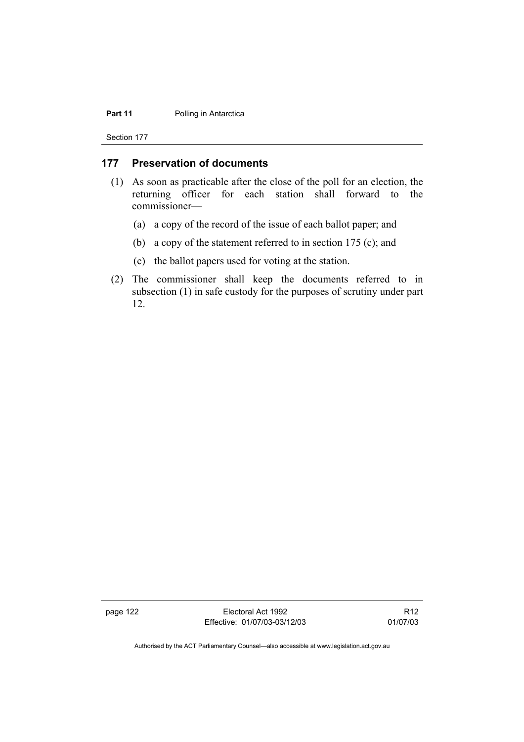## 177 Preservation of documents

(1) As soon as practicable after the close of the poll for an election, the returning officer for each station shall forward to the commissioner—

(a) a copy of the record of the issue of each ballot paper; and

(b) a copy of the statement referred to in section 175 (c); and

(c) the ballot papers used for voting at the station.

(2) The commissioner shall keep the documents referred to in subsection (1) in safe custody for the purposes of scrutiny under part 12.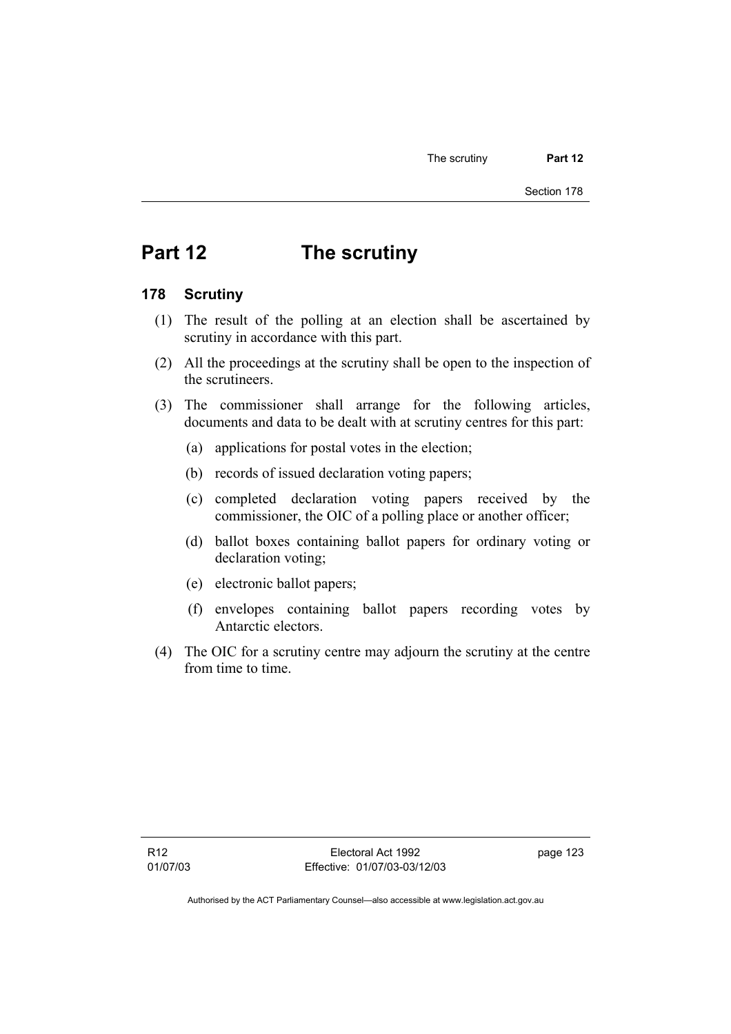# Part 12 The scrutiny

## 178 Scrutiny

(1) The result of the polling at an election shall be ascertained by scrutiny in accordance with this part.

(2) All the proceedings at the scrutiny shall be open to the inspection of the scrutineers.

(3) The commissioner shall arrange for the following articles, documents and data to be dealt with at scrutiny centres for this part:

(a) applications for postal votes in the election;

(b) records of issued declaration voting papers;

(c) completed declaration voting papers received by the commissioner, the OIC of a polling place or another officer;

(d) ballot boxes containing ballot papers for ordinary voting or declaration voting;

(e) electronic ballot papers;

(f) envelopes containing ballot papers recording votes by Antarctic electors.

(4) The OIC for a scrutiny centre may adjourn the scrutiny at the centre from time to time.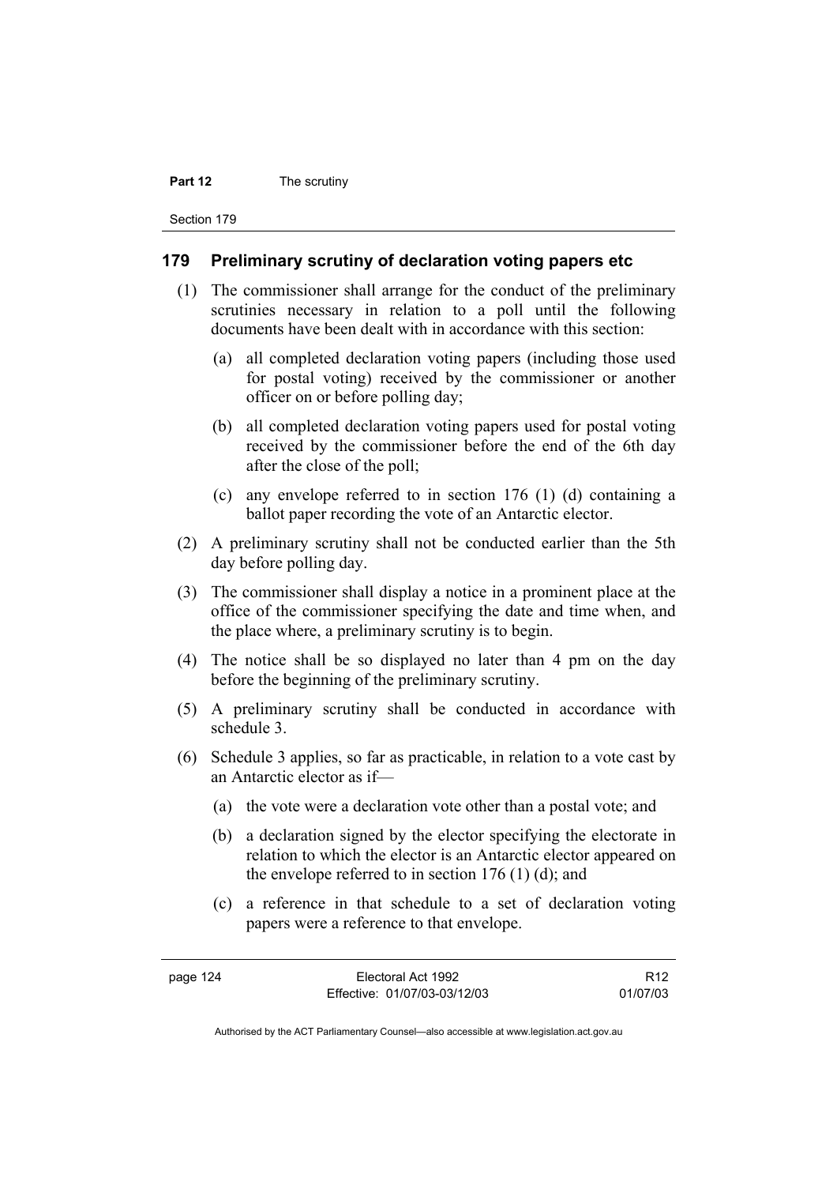## 179 Preliminary scrutiny of declaration voting papers etc

(1) The commissioner shall arrange for the conduct of the preliminary scrutinies necessary in relation to a poll until the following documents have been dealt with in accordance with this section:

(a) all completed declaration voting papers (including those used for postal voting) received by the commissioner or another officer on or before polling day;

(b) all completed declaration voting papers used for postal voting received by the commissioner before the end of the 6th day after the close of the poll;

(c) any envelope referred to in section 176 (1) (d) containing a ballot paper recording the vote of an Antarctic elector.

(2) A preliminary scrutiny shall not be conducted earlier than the 5th day before polling day.

(3) The commissioner shall display a notice in a prominent place at the office of the commissioner specifying the date and time when, and the place where, a preliminary scrutiny is to begin.

(4) The notice shall be so displayed no later than 4 pm on the day before the beginning of the preliminary scrutiny.

(5) A preliminary scrutiny shall be conducted in accordance with schedule 3.

(6) Schedule 3 applies, so far as practicable, in relation to a vote cast by an Antarctic elector as if—

(a) the vote were a declaration vote other than a postal vote; and

(b) a declaration signed by the elector specifying the electorate in relation to which the elector is an Antarctic elector appeared on the envelope referred to in section 176 (1) (d); and

(c) a reference in that schedule to a set of declaration voting papers were a reference to that envelope.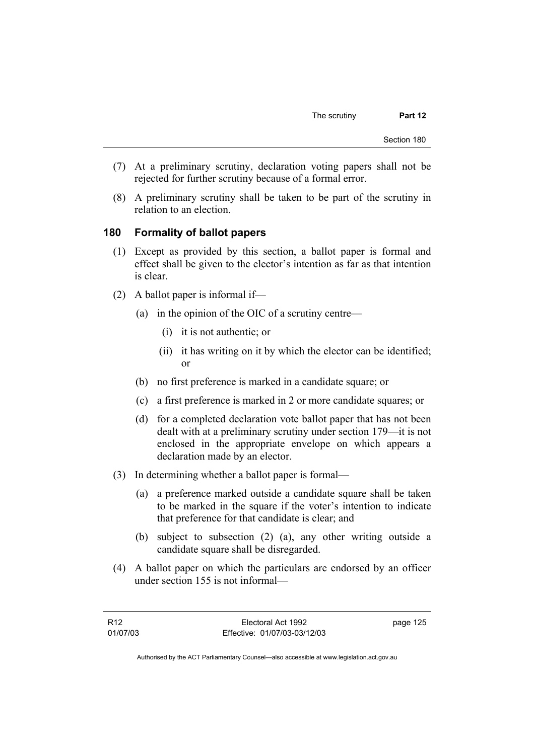(7) At a preliminary scrutiny, declaration voting papers shall not be rejected for further scrutiny because of a formal error.

(8) A preliminary scrutiny shall be taken to be part of the scrutiny in relation to an election.

## 180 Formality of ballot papers

(1) Except as provided by this section, a ballot paper is formal and effect shall be given to the elector's intention as far as that intention is clear.

(2) A ballot paper is informal if—

(a) in the opinion of the OIC of a scrutiny centre—

(i) it is not authentic; or

(ii) it has writing on it by which the elector can be identified; or

(b) no first preference is marked in a candidate square; or

(c) a first preference is marked in 2 or more candidate squares; or

(d) for a completed declaration vote ballot paper that has not been dealt with at a preliminary scrutiny under section 179—it is not enclosed in the appropriate envelope on which appears a declaration made by an elector.

(3) In determining whether a ballot paper is formal—

(a) a preference marked outside a candidate square shall be taken to be marked in the square if the voter's intention to indicate that preference for that candidate is clear; and

(b) subject to subsection (2) (a), any other writing outside a candidate square shall be disregarded.

(4) A ballot paper on which the particulars are endorsed by an officer under section 155 is not informal—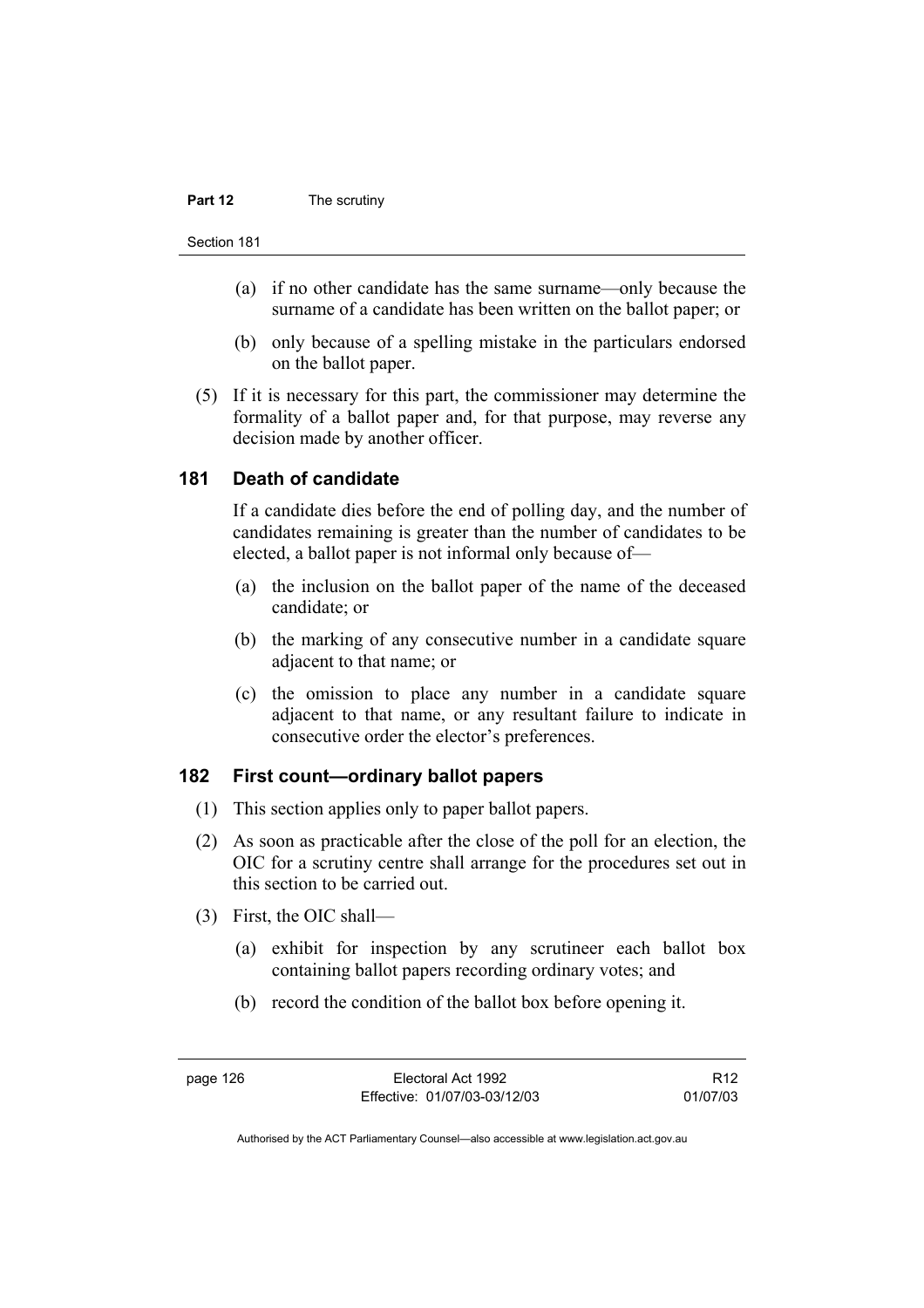(a) if no other candidate has the same surname—only because the surname of a candidate has been written on the ballot paper; or

(b) only because of a spelling mistake in the particulars endorsed on the ballot paper.

(5) If it is necessary for this part, the commissioner may determine the formality of a ballot paper and, for that purpose, may reverse any decision made by another officer.

## 181 Death of candidate

If a candidate dies before the end of polling day, and the number of candidates remaining is greater than the number of candidates to be elected, a ballot paper is not informal only because of—

(a) the inclusion on the ballot paper of the name of the deceased candidate; or

(b) the marking of any consecutive number in a candidate square adjacent to that name; or

(c) the omission to place any number in a candidate square adjacent to that name, or any resultant failure to indicate in consecutive order the elector's preferences.

## 182 First count—ordinary ballot papers

(1) This section applies only to paper ballot papers.

(2) As soon as practicable after the close of the poll for an election, the OIC for a scrutiny centre shall arrange for the procedures set out in this section to be carried out.

(3) First, the OIC shall—

(a) exhibit for inspection by any scrutineer each ballot box containing ballot papers recording ordinary votes; and

(b) record the condition of the ballot box before opening it.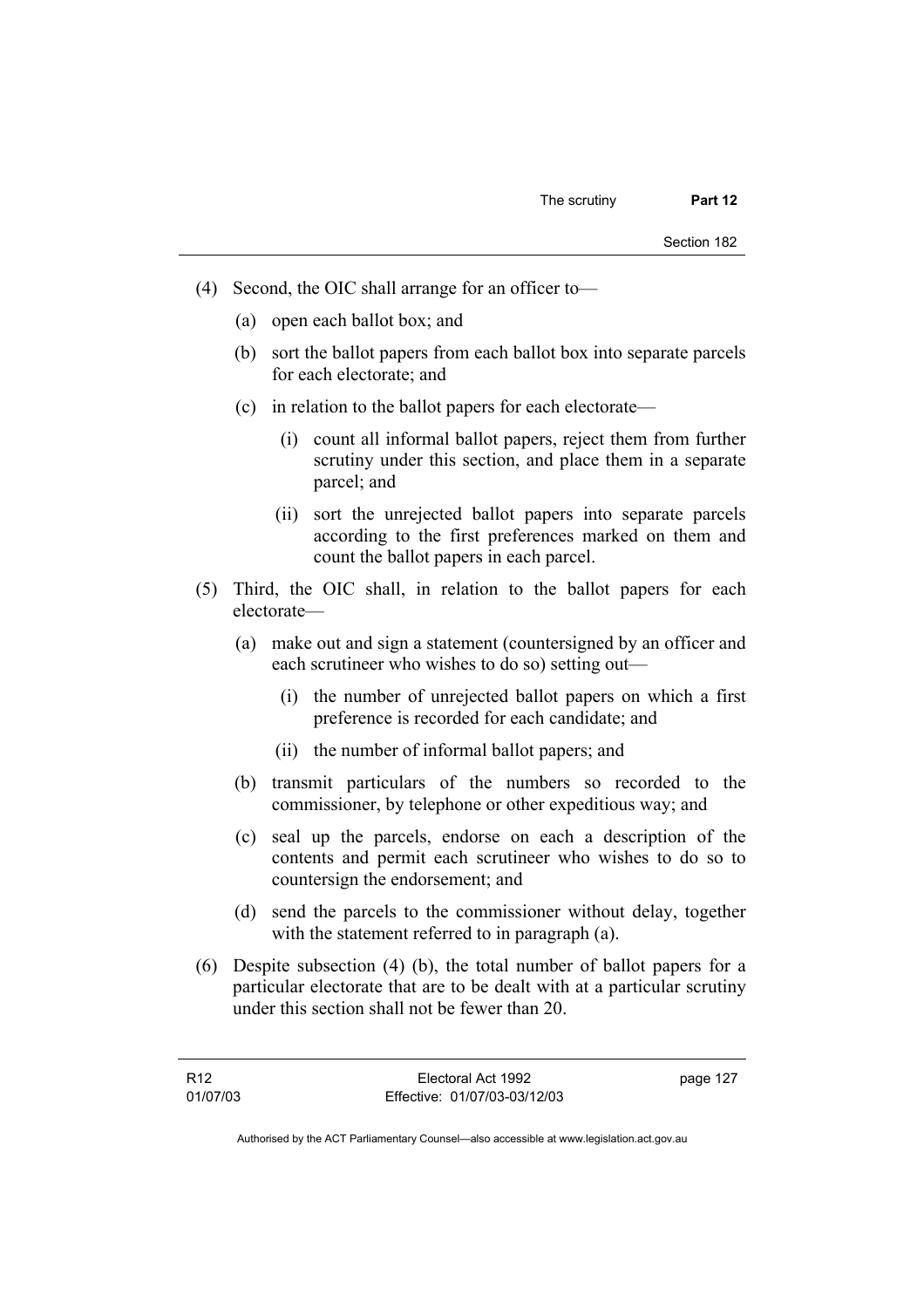(4) Second, the OIC shall arrange for an officer to—

   (a) open each ballot box; and

   (b) sort the ballot papers from each ballot box into separate parcels for each electorate; and

   (c) in relation to the ballot papers for each electorate—

      (i) count all informal ballot papers, reject them from further scrutiny under this section, and place them in a separate parcel; and

      (ii) sort the unrejected ballot papers into separate parcels according to the first preferences marked on them and count the ballot papers in each parcel.

(5) Third, the OIC shall, in relation to the ballot papers for each electorate—

   (a) make out and sign a statement (countersigned by an officer and each scrutineer who wishes to do so) setting out—

      (i) the number of unrejected ballot papers on which a first preference is recorded for each candidate; and

      (ii) the number of informal ballot papers; and

   (b) transmit particulars of the numbers so recorded to the commissioner, by telephone or other expeditious way; and

   (c) seal up the parcels, endorse on each a description of the contents and permit each scrutineer who wishes to do so to countersign the endorsement; and

   (d) send the parcels to the commissioner without delay, together with the statement referred to in paragraph (a).

(6) Despite subsection (4) (b), the total number of ballot papers for a particular electorate that are to be dealt with at a particular scrutiny under this section shall not be fewer than 20.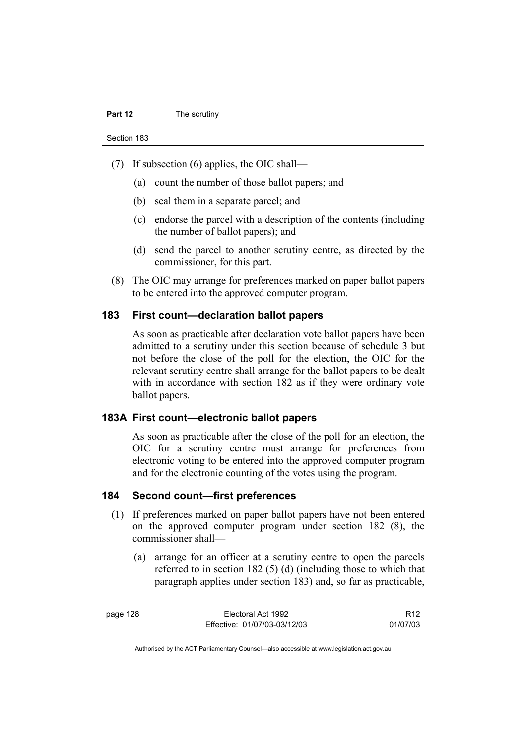(7) If subsection (6) applies, the OIC shall—

(a) count the number of those ballot papers; and

(b) seal them in a separate parcel; and

(c) endorse the parcel with a description of the contents (including the number of ballot papers); and

(d) send the parcel to another scrutiny centre, as directed by the commissioner, for this part.

(8) The OIC may arrange for preferences marked on paper ballot papers to be entered into the approved computer program.

## 183 First count—declaration ballot papers

As soon as practicable after declaration vote ballot papers have been admitted to a scrutiny under this section because of schedule 3 but not before the close of the poll for the election, the OIC for the relevant scrutiny centre shall arrange for the ballot papers to be dealt with in accordance with section 182 as if they were ordinary vote ballot papers.

## 183A First count—electronic ballot papers

As soon as practicable after the close of the poll for an election, the OIC for a scrutiny centre must arrange for preferences from electronic voting to be entered into the approved computer program and for the electronic counting of the votes using the program.

## 184 Second count—first preferences

(1) If preferences marked on paper ballot papers have not been entered on the approved computer program under section 182 (8), the commissioner shall—

(a) arrange for an officer at a scrutiny centre to open the parcels referred to in section 182 (5) (d) (including those to which that paragraph applies under section 183) and, so far as practicable,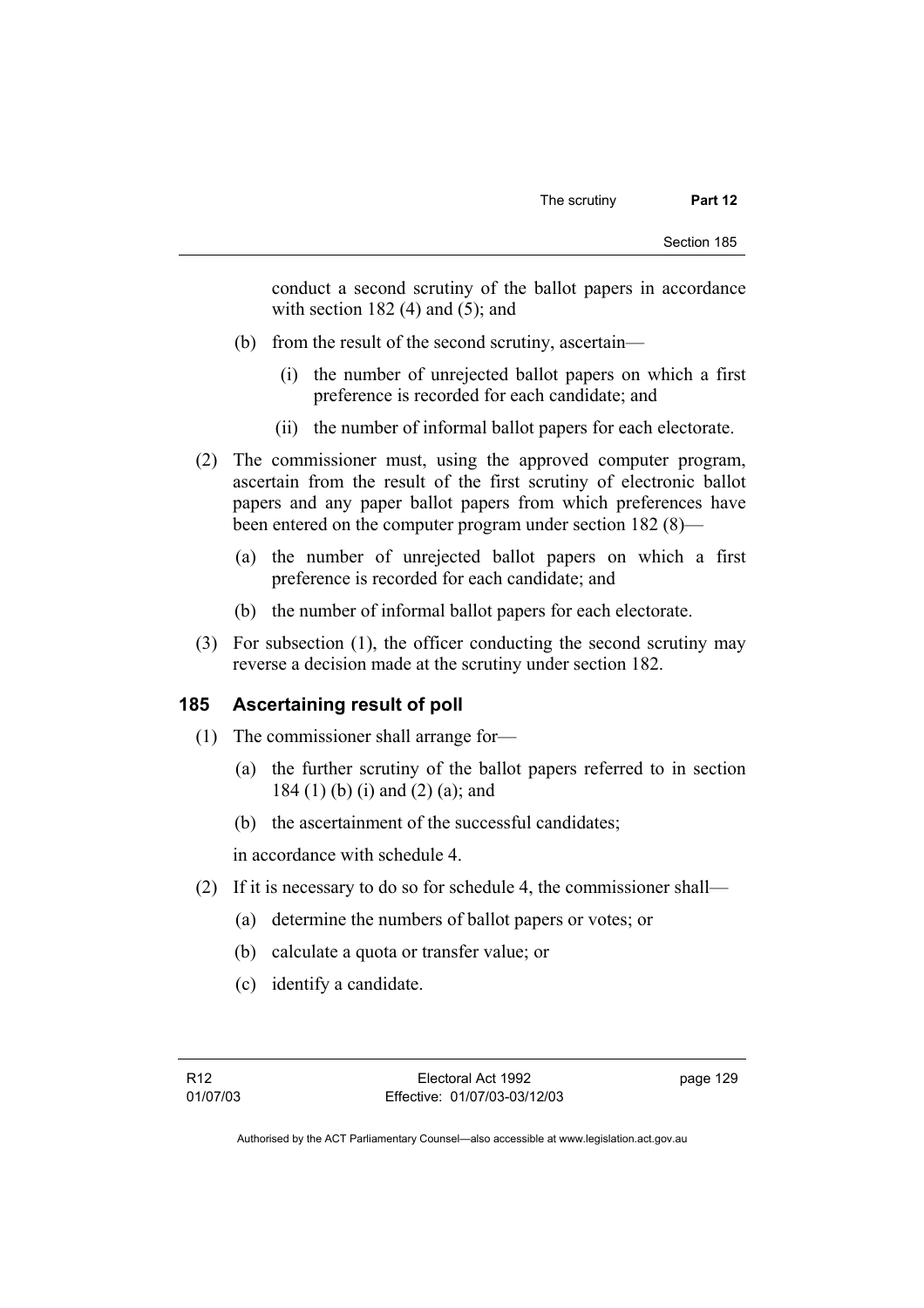conduct a second scrutiny of the ballot papers in accordance with section 182 (4) and (5); and

(b) from the result of the second scrutiny, ascertain—

(i) the number of unrejected ballot papers on which a first preference is recorded for each candidate; and

(ii) the number of informal ballot papers for each electorate.

(2) The commissioner must, using the approved computer program, ascertain from the result of the first scrutiny of electronic ballot papers and any paper ballot papers from which preferences have been entered on the computer program under section 182 (8)—

(a) the number of unrejected ballot papers on which a first preference is recorded for each candidate; and

(b) the number of informal ballot papers for each electorate.

(3) For subsection (1), the officer conducting the second scrutiny may reverse a decision made at the scrutiny under section 182.

## 185 Ascertaining result of poll

(1) The commissioner shall arrange for—

(a) the further scrutiny of the ballot papers referred to in section 184 (1) (b) (i) and (2) (a); and

(b) the ascertainment of the successful candidates;

in accordance with schedule 4.

(2) If it is necessary to do so for schedule 4, the commissioner shall—

(a) determine the numbers of ballot papers or votes; or

(b) calculate a quota or transfer value; or

(c) identify a candidate.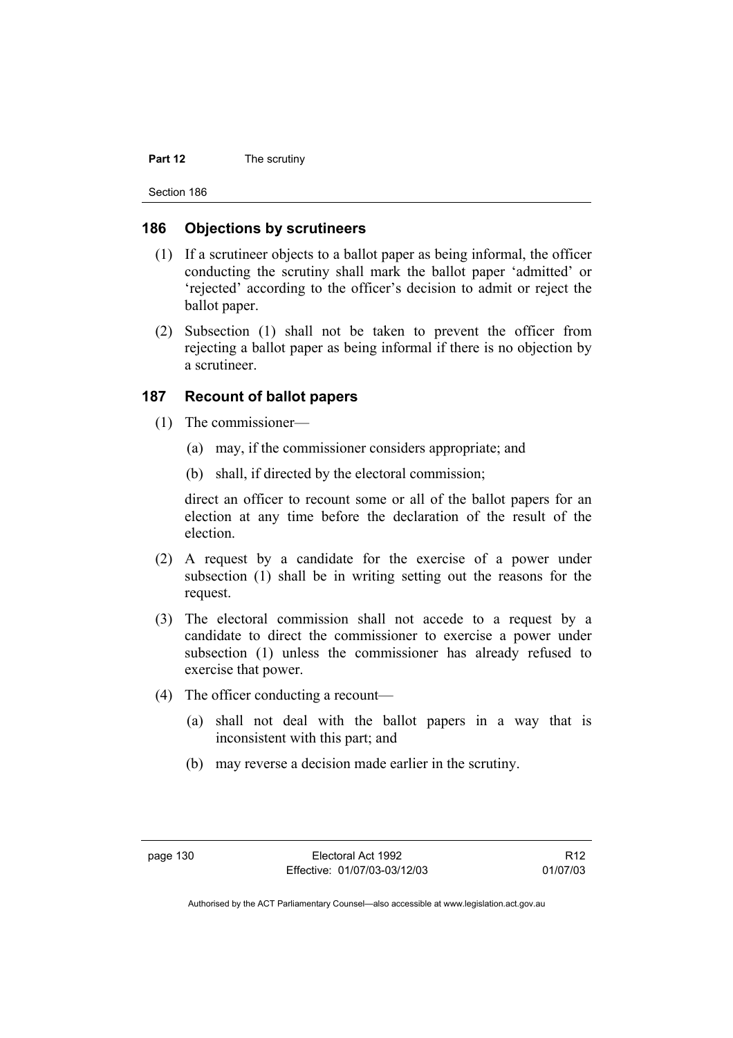## 186 Objections by scrutineers

(1) If a scrutineer objects to a ballot paper as being informal, the officer conducting the scrutiny shall mark the ballot paper 'admitted' or 'rejected' according to the officer's decision to admit or reject the ballot paper.

(2) Subsection (1) shall not be taken to prevent the officer from rejecting a ballot paper as being informal if there is no objection by a scrutineer.

## 187 Recount of ballot papers

(1) The commissioner—

(a) may, if the commissioner considers appropriate; and

(b) shall, if directed by the electoral commission;

direct an officer to recount some or all of the ballot papers for an election at any time before the declaration of the result of the election.

(2) A request by a candidate for the exercise of a power under subsection (1) shall be in writing setting out the reasons for the request.

(3) The electoral commission shall not accede to a request by a candidate to direct the commissioner to exercise a power under subsection (1) unless the commissioner has already refused to exercise that power.

(4) The officer conducting a recount—

(a) shall not deal with the ballot papers in a way that is inconsistent with this part; and

(b) may reverse a decision made earlier in the scrutiny.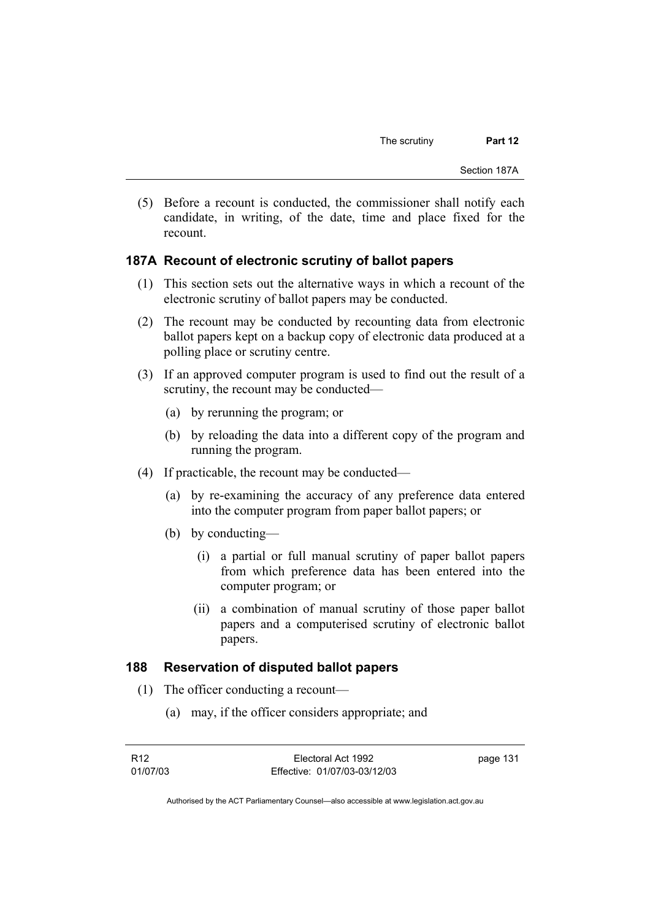(5) Before a recount is conducted, the commissioner shall notify each candidate, in writing, of the date, time and place fixed for the recount.

### 187A Recount of electronic scrutiny of ballot papers

(1) This section sets out the alternative ways in which a recount of the electronic scrutiny of ballot papers may be conducted.

(2) The recount may be conducted by recounting data from electronic ballot papers kept on a backup copy of electronic data produced at a polling place or scrutiny centre.

(3) If an approved computer program is used to find out the result of a scrutiny, the recount may be conducted—

(a) by rerunning the program; or

(b) by reloading the data into a different copy of the program and running the program.

(4) If practicable, the recount may be conducted—

(a) by re-examining the accuracy of any preference data entered into the computer program from paper ballot papers; or

(b) by conducting—

(i) a partial or full manual scrutiny of paper ballot papers from which preference data has been entered into the computer program; or

(ii) a combination of manual scrutiny of those paper ballot papers and a computerised scrutiny of electronic ballot papers.

### 188 Reservation of disputed ballot papers

(1) The officer conducting a recount—

(a) may, if the officer considers appropriate; and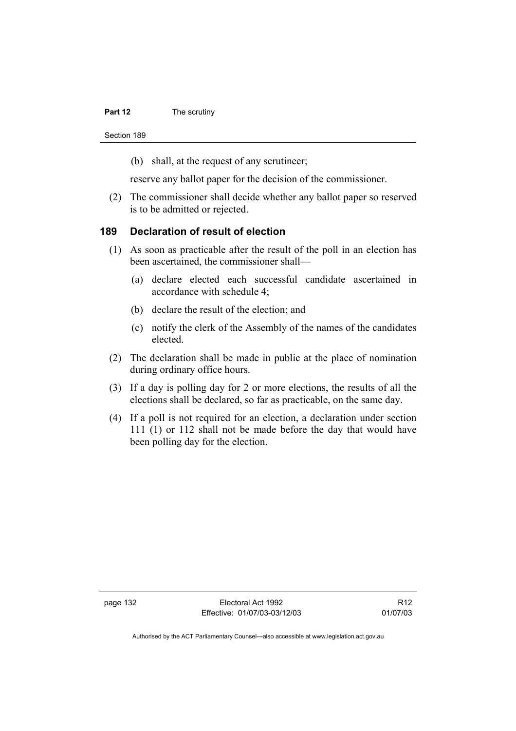(b) shall, at the request of any scrutineer;

reserve any ballot paper for the decision of the commissioner.

(2) The commissioner shall decide whether any ballot paper so reserved is to be admitted or rejected.

## 189 Declaration of result of election

(1) As soon as practicable after the result of the poll in an election has been ascertained, the commissioner shall—

(a) declare elected each successful candidate ascertained in accordance with schedule 4;

(b) declare the result of the election; and

(c) notify the clerk of the Assembly of the names of the candidates elected.

(2) The declaration shall be made in public at the place of nomination during ordinary office hours.

(3) If a day is polling day for 2 or more elections, the results of all the elections shall be declared, so far as practicable, on the same day.

(4) If a poll is not required for an election, a declaration under section 111 (1) or 112 shall not be made before the day that would have been polling day for the election.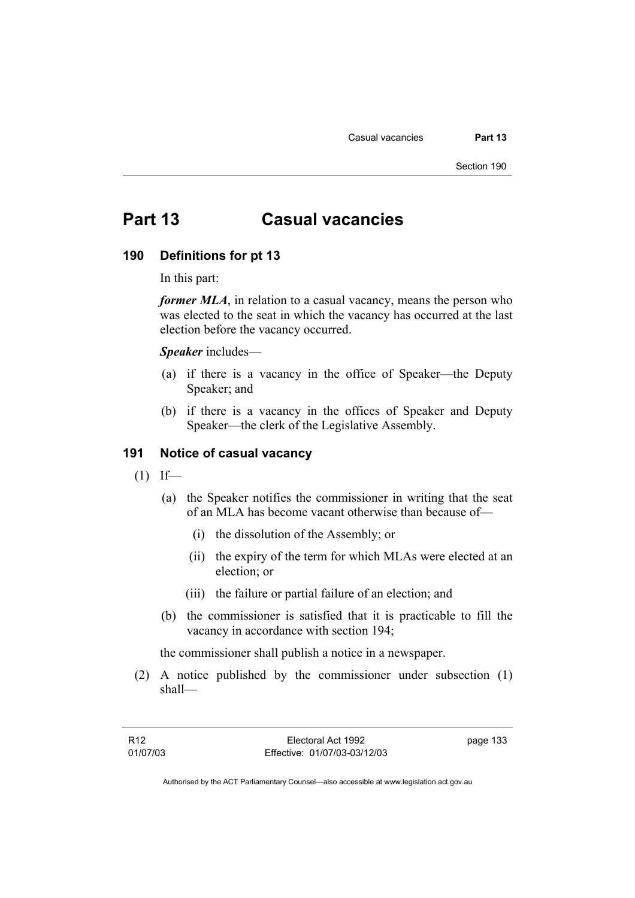# Part 13 Casual vacancies

## 190 Definitions for pt 13

In this part:

***former MLA***, in relation to a casual vacancy, means the person who was elected to the seat in which the vacancy has occurred at the last election before the vacancy occurred.

***Speaker*** includes—

(a) if there is a vacancy in the office of Speaker—the Deputy Speaker; and

(b) if there is a vacancy in the offices of Speaker and Deputy Speaker—the clerk of the Legislative Assembly.

## 191 Notice of casual vacancy

(1) If—

(a) the Speaker notifies the commissioner in writing that the seat of an MLA has become vacant otherwise than because of—

(i) the dissolution of the Assembly; or

(ii) the expiry of the term for which MLAs were elected at an election; or

(iii) the failure or partial failure of an election; and

(b) the commissioner is satisfied that it is practicable to fill the vacancy in accordance with section 194;

the commissioner shall publish a notice in a newspaper.

(2) A notice published by the commissioner under subsection (1) shall—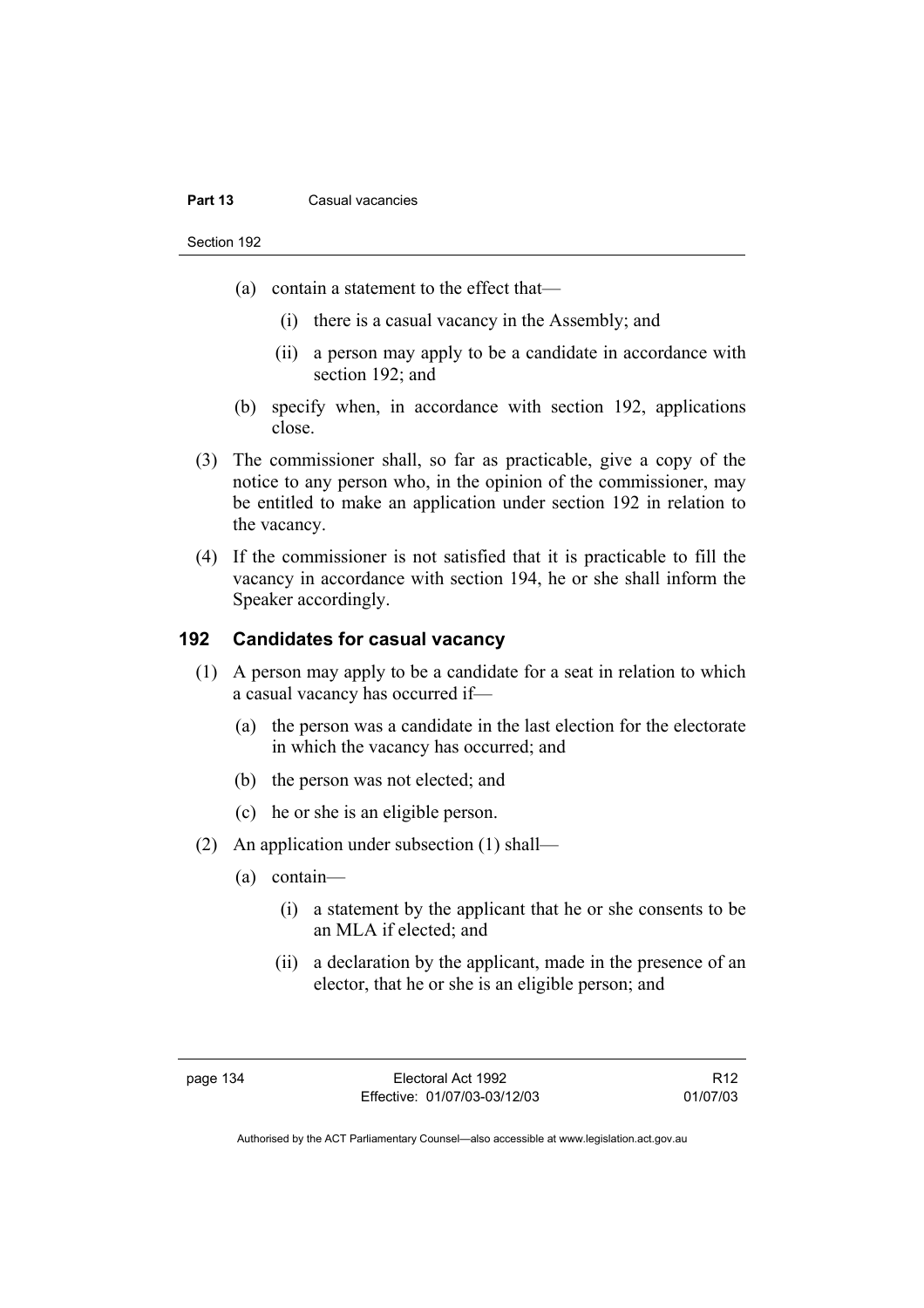(a) contain a statement to the effect that—

  (i) there is a casual vacancy in the Assembly; and

  (ii) a person may apply to be a candidate in accordance with section 192; and

(b) specify when, in accordance with section 192, applications close.

(3) The commissioner shall, so far as practicable, give a copy of the notice to any person who, in the opinion of the commissioner, may be entitled to make an application under section 192 in relation to the vacancy.

(4) If the commissioner is not satisfied that it is practicable to fill the vacancy in accordance with section 194, he or she shall inform the Speaker accordingly.

### 192 Candidates for casual vacancy

(1) A person may apply to be a candidate for a seat in relation to which a casual vacancy has occurred if—

  (a) the person was a candidate in the last election for the electorate in which the vacancy has occurred; and

  (b) the person was not elected; and

  (c) he or she is an eligible person.

(2) An application under subsection (1) shall—

  (a) contain—

    (i) a statement by the applicant that he or she consents to be an MLA if elected; and

    (ii) a declaration by the applicant, made in the presence of an elector, that he or she is an eligible person; and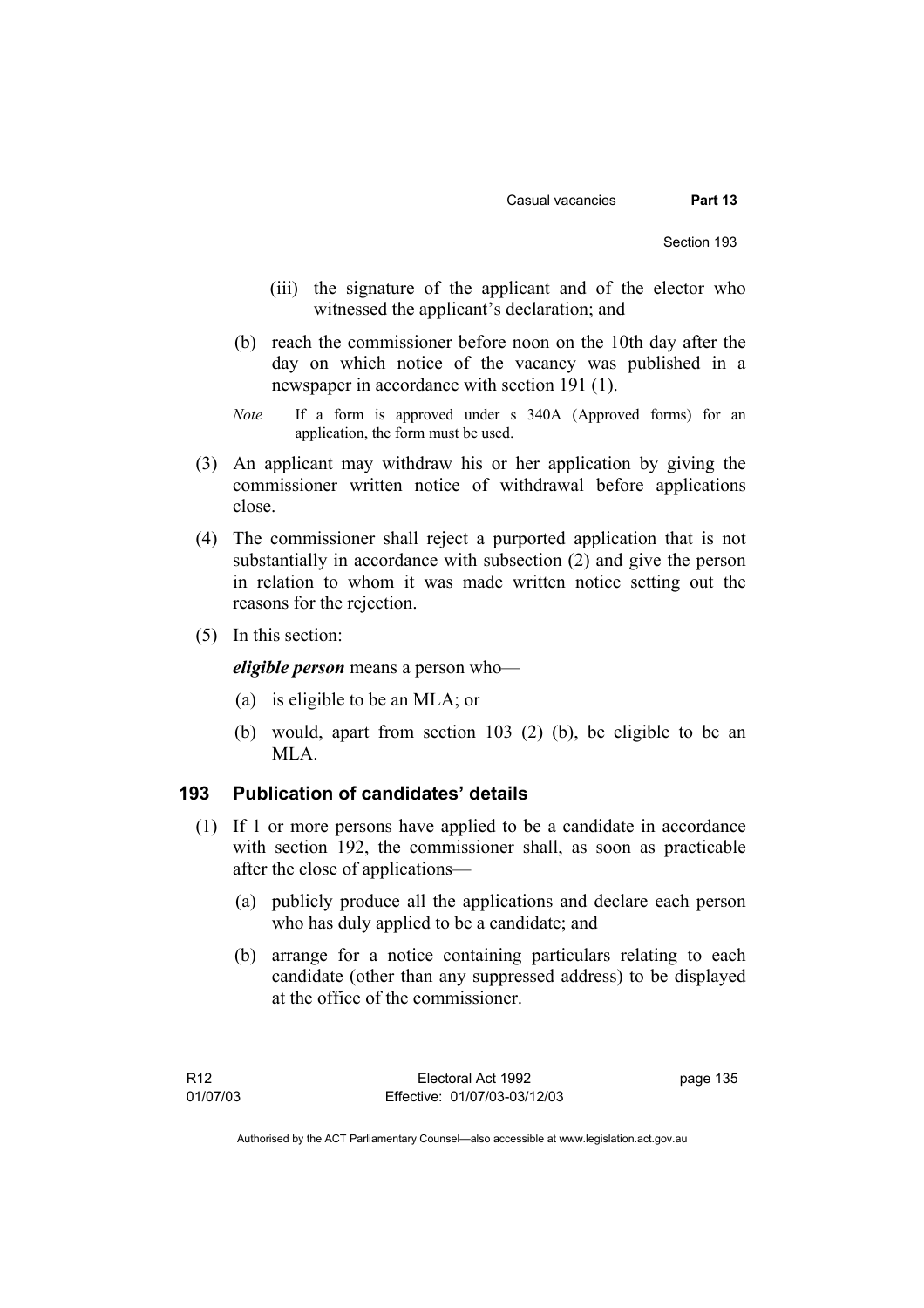(iii) the signature of the applicant and of the elector who witnessed the applicant's declaration; and

(b) reach the commissioner before noon on the 10th day after the day on which notice of the vacancy was published in a newspaper in accordance with section 191 (1).

*Note* If a form is approved under s 340A (Approved forms) for an application, the form must be used.

(3) An applicant may withdraw his or her application by giving the commissioner written notice of withdrawal before applications close.

(4) The commissioner shall reject a purported application that is not substantially in accordance with subsection (2) and give the person in relation to whom it was made written notice setting out the reasons for the rejection.

(5) In this section:

***eligible person*** means a person who—

(a) is eligible to be an MLA; or

(b) would, apart from section 103 (2) (b), be eligible to be an MLA.

### 193 Publication of candidates' details

(1) If 1 or more persons have applied to be a candidate in accordance with section 192, the commissioner shall, as soon as practicable after the close of applications—

(a) publicly produce all the applications and declare each person who has duly applied to be a candidate; and

(b) arrange for a notice containing particulars relating to each candidate (other than any suppressed address) to be displayed at the office of the commissioner.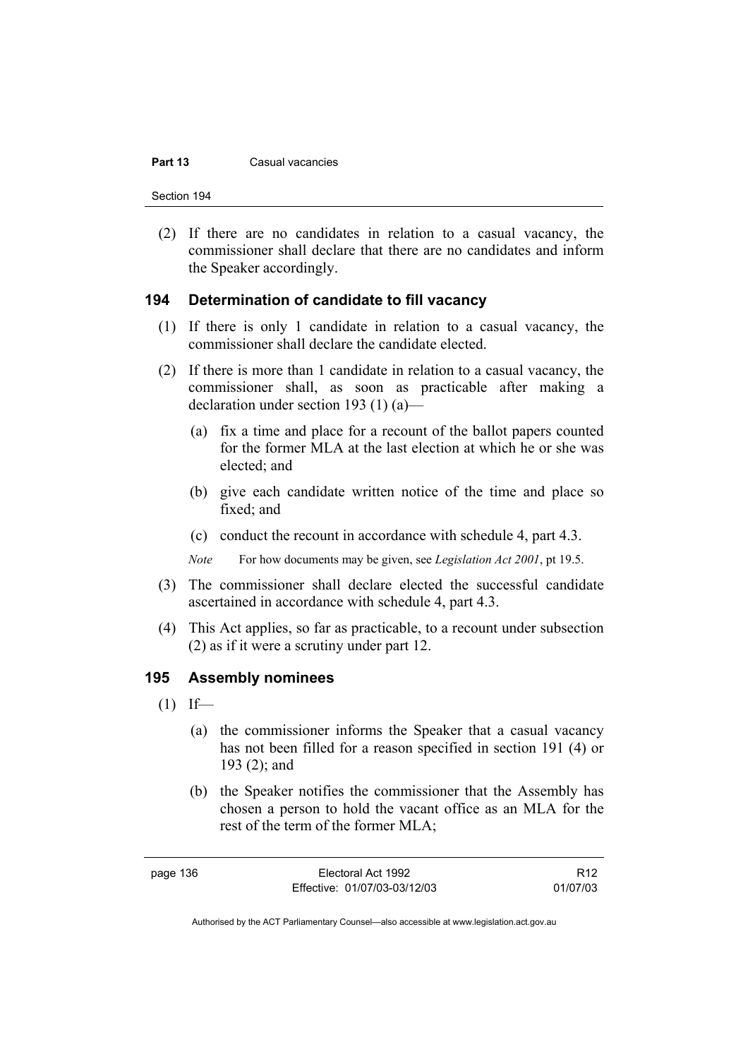(2) If there are no candidates in relation to a casual vacancy, the commissioner shall declare that there are no candidates and inform the Speaker accordingly.

## 194 Determination of candidate to fill vacancy

(1) If there is only 1 candidate in relation to a casual vacancy, the commissioner shall declare the candidate elected.

(2) If there is more than 1 candidate in relation to a casual vacancy, the commissioner shall, as soon as practicable after making a declaration under section 193 (1) (a)—

(a) fix a time and place for a recount of the ballot papers counted for the former MLA at the last election at which he or she was elected; and

(b) give each candidate written notice of the time and place so fixed; and

(c) conduct the recount in accordance with schedule 4, part 4.3.

*Note* For how documents may be given, see *Legislation Act 2001*, pt 19.5.

(3) The commissioner shall declare elected the successful candidate ascertained in accordance with schedule 4, part 4.3.

(4) This Act applies, so far as practicable, to a recount under subsection (2) as if it were a scrutiny under part 12.

## 195 Assembly nominees

(1) If—

(a) the commissioner informs the Speaker that a casual vacancy has not been filled for a reason specified in section 191 (4) or 193 (2); and

(b) the Speaker notifies the commissioner that the Assembly has chosen a person to hold the vacant office as an MLA for the rest of the term of the former MLA;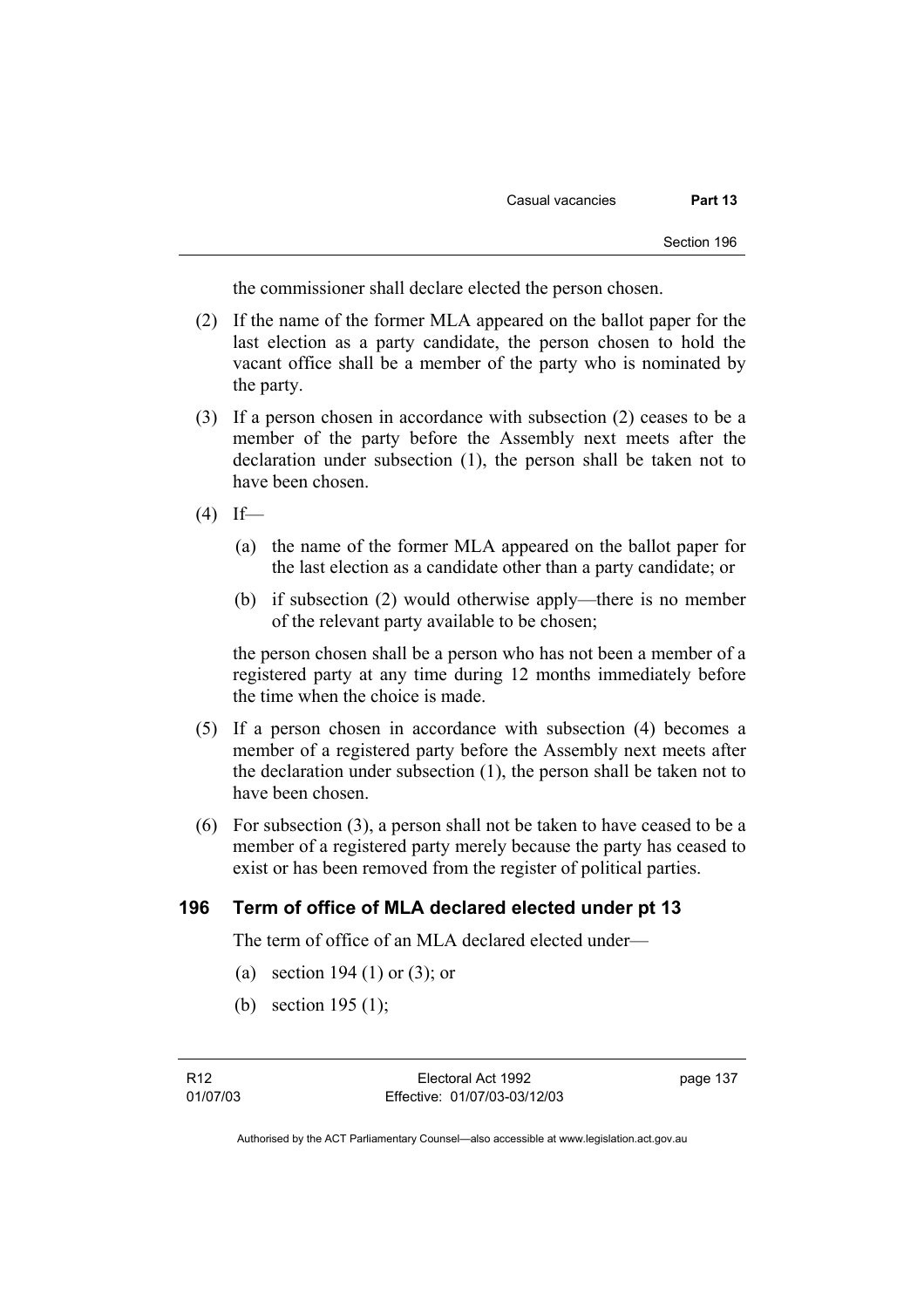the commissioner shall declare elected the person chosen.

(2) If the name of the former MLA appeared on the ballot paper for the last election as a party candidate, the person chosen to hold the vacant office shall be a member of the party who is nominated by the party.

(3) If a person chosen in accordance with subsection (2) ceases to be a member of the party before the Assembly next meets after the declaration under subsection (1), the person shall be taken not to have been chosen.

(4) If—

(a) the name of the former MLA appeared on the ballot paper for the last election as a candidate other than a party candidate; or

(b) if subsection (2) would otherwise apply—there is no member of the relevant party available to be chosen;

the person chosen shall be a person who has not been a member of a registered party at any time during 12 months immediately before the time when the choice is made.

(5) If a person chosen in accordance with subsection (4) becomes a member of a registered party before the Assembly next meets after the declaration under subsection (1), the person shall be taken not to have been chosen.

(6) For subsection (3), a person shall not be taken to have ceased to be a member of a registered party merely because the party has ceased to exist or has been removed from the register of political parties.

## 196 Term of office of MLA declared elected under pt 13

The term of office of an MLA declared elected under—

(a) section 194 (1) or (3); or

(b) section 195 (1);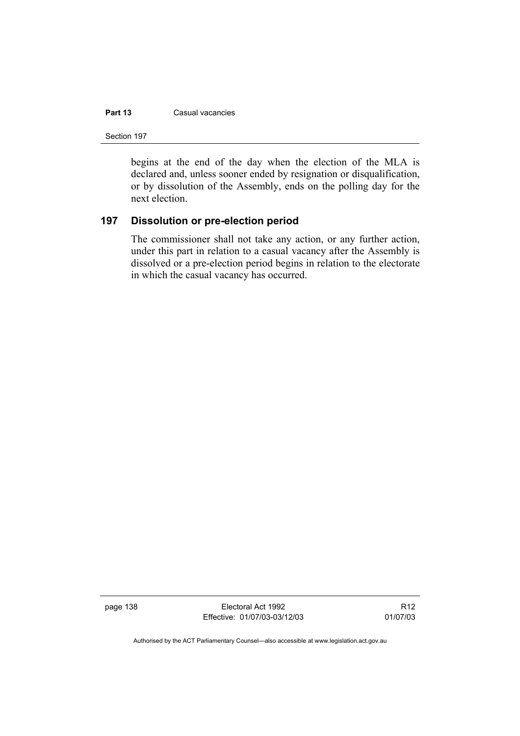begins at the end of the day when the election of the MLA is declared and, unless sooner ended by resignation or disqualification, or by dissolution of the Assembly, ends on the polling day for the next election.

## 197 Dissolution or pre-election period

The commissioner shall not take any action, or any further action, under this part in relation to a casual vacancy after the Assembly is dissolved or a pre-election period begins in relation to the electorate in which the casual vacancy has occurred.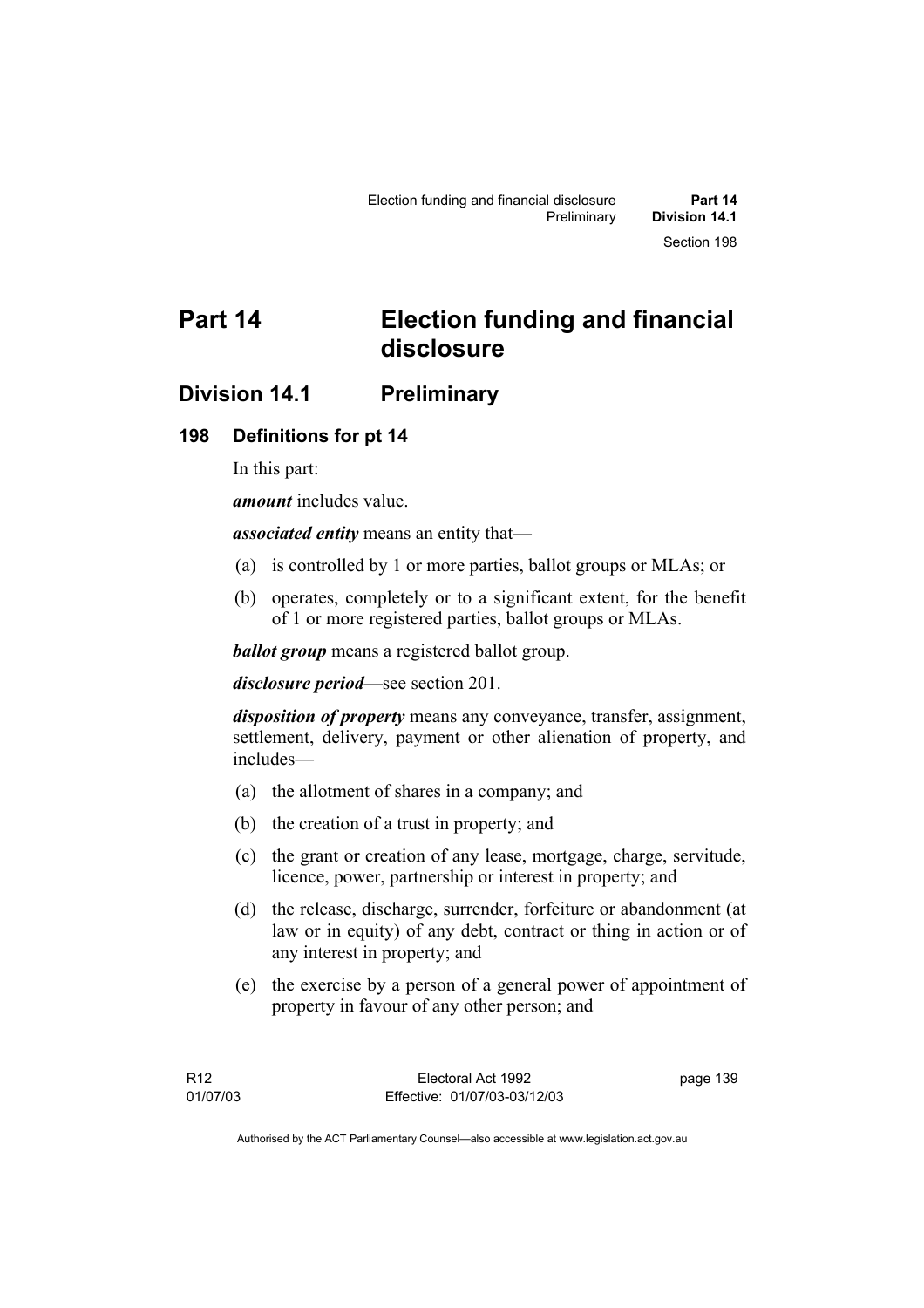# Part 14 Election funding and financial disclosure

## Division 14.1 Preliminary

### 198 Definitions for pt 14

In this part:

***amount*** includes value.

***associated entity*** means an entity that—

(a) is controlled by 1 or more parties, ballot groups or MLAs; or

(b) operates, completely or to a significant extent, for the benefit of 1 or more registered parties, ballot groups or MLAs.

***ballot group*** means a registered ballot group.

***disclosure period***—see section 201.

***disposition of property*** means any conveyance, transfer, assignment, settlement, delivery, payment or other alienation of property, and includes—

(a) the allotment of shares in a company; and

(b) the creation of a trust in property; and

(c) the grant or creation of any lease, mortgage, charge, servitude, licence, power, partnership or interest in property; and

(d) the release, discharge, surrender, forfeiture or abandonment (at law or in equity) of any debt, contract or thing in action or of any interest in property; and

(e) the exercise by a person of a general power of appointment of property in favour of any other person; and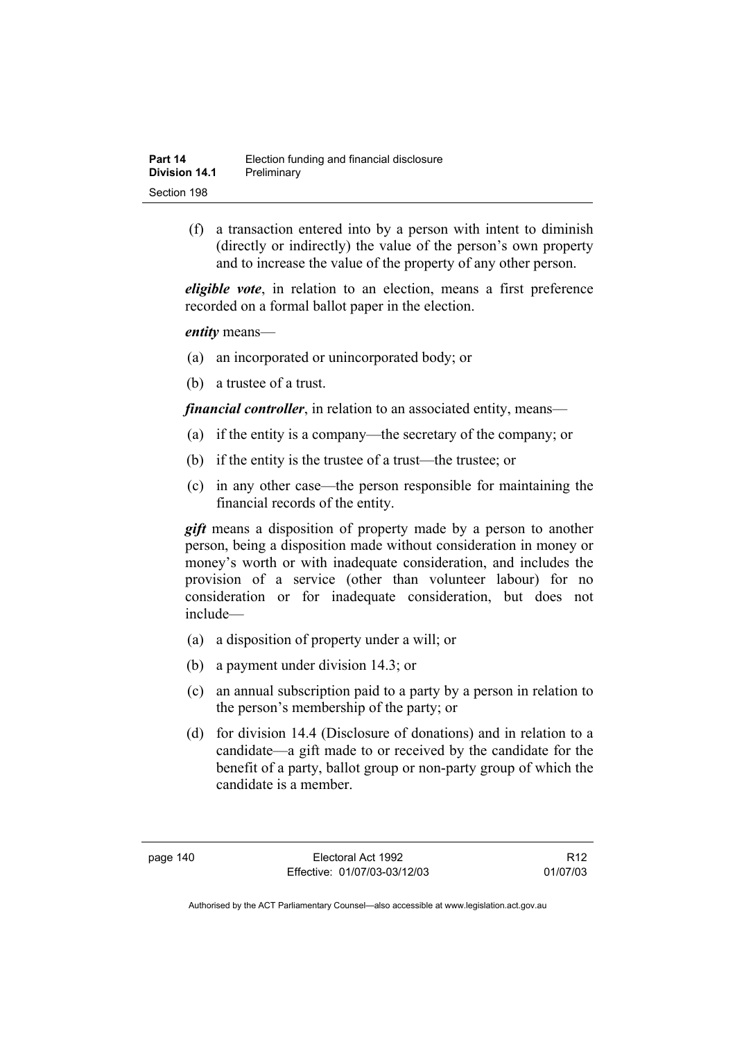(f) a transaction entered into by a person with intent to diminish (directly or indirectly) the value of the person's own property and to increase the value of the property of any other person.

***eligible vote***, in relation to an election, means a first preference recorded on a formal ballot paper in the election.

***entity*** means—

(a) an incorporated or unincorporated body; or

(b) a trustee of a trust.

***financial controller***, in relation to an associated entity, means—

(a) if the entity is a company—the secretary of the company; or

(b) if the entity is the trustee of a trust—the trustee; or

(c) in any other case—the person responsible for maintaining the financial records of the entity.

***gift*** means a disposition of property made by a person to another person, being a disposition made without consideration in money or money's worth or with inadequate consideration, and includes the provision of a service (other than volunteer labour) for no consideration or for inadequate consideration, but does not include—

(a) a disposition of property under a will; or

(b) a payment under division 14.3; or

(c) an annual subscription paid to a party by a person in relation to the person's membership of the party; or

(d) for division 14.4 (Disclosure of donations) and in relation to a candidate—a gift made to or received by the candidate for the benefit of a party, ballot group or non-party group of which the candidate is a member.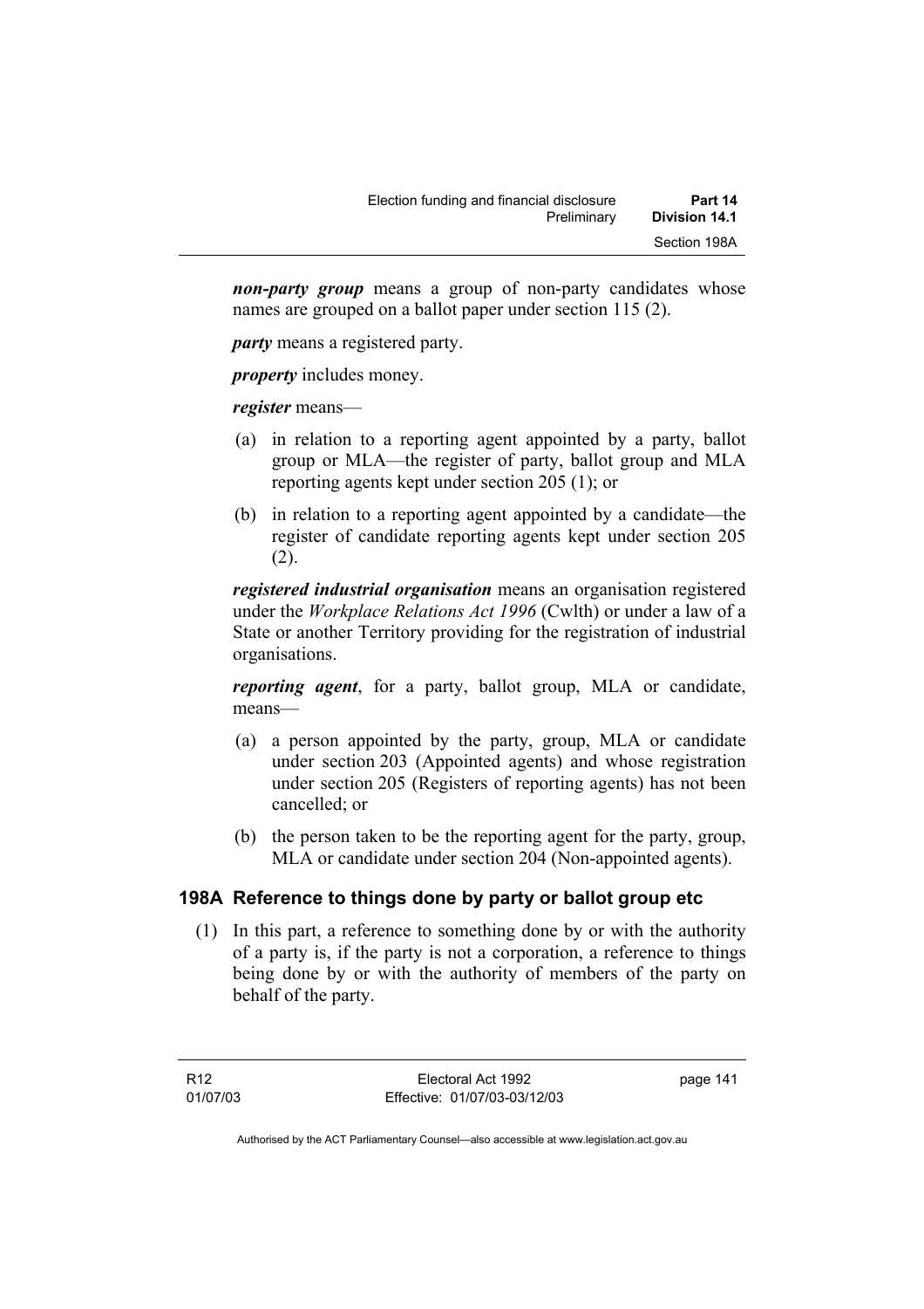***non-party group*** means a group of non-party candidates whose names are grouped on a ballot paper under section 115 (2).

***party*** means a registered party.

***property*** includes money.

***register*** means—

(a) in relation to a reporting agent appointed by a party, ballot group or MLA—the register of party, ballot group and MLA reporting agents kept under section 205 (1); or

(b) in relation to a reporting agent appointed by a candidate—the register of candidate reporting agents kept under section 205 (2).

***registered industrial organisation*** means an organisation registered under the *Workplace Relations Act 1996* (Cwlth) or under a law of a State or another Territory providing for the registration of industrial organisations.

***reporting agent***, for a party, ballot group, MLA or candidate, means—

(a) a person appointed by the party, group, MLA or candidate under section 203 (Appointed agents) and whose registration under section 205 (Registers of reporting agents) has not been cancelled; or

(b) the person taken to be the reporting agent for the party, group, MLA or candidate under section 204 (Non-appointed agents).

### 198A Reference to things done by party or ballot group etc

(1) In this part, a reference to something done by or with the authority of a party is, if the party is not a corporation, a reference to things being done by or with the authority of members of the party on behalf of the party.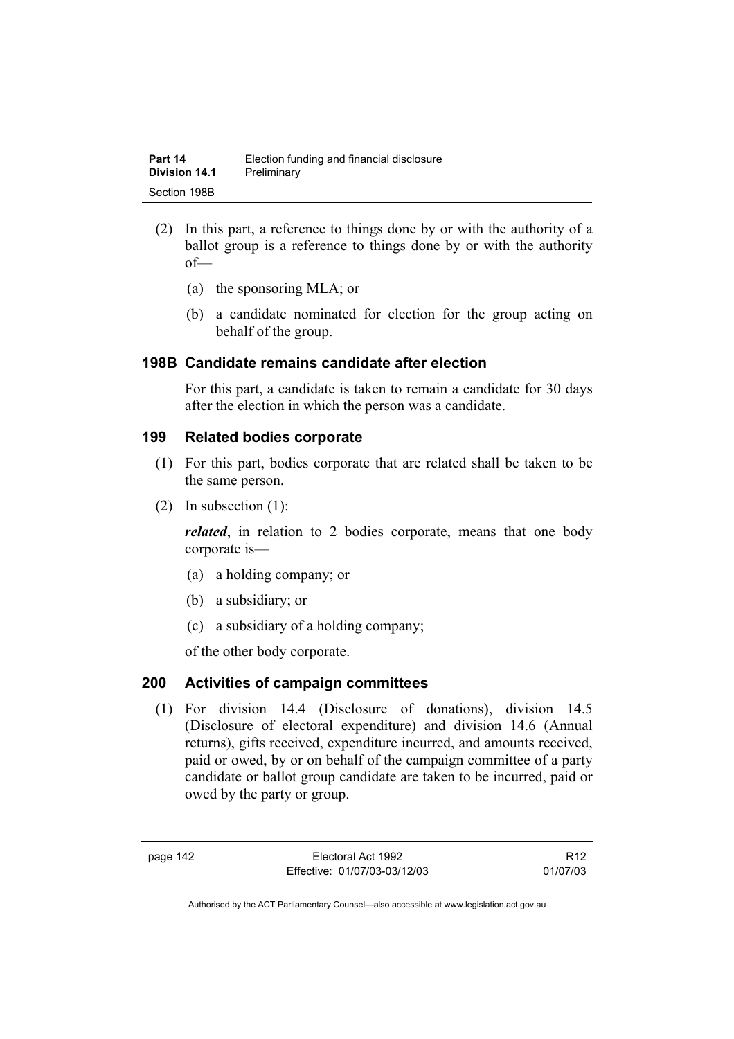(2) In this part, a reference to things done by or with the authority of a ballot group is a reference to things done by or with the authority of—

(a) the sponsoring MLA; or

(b) a candidate nominated for election for the group acting on behalf of the group.

### 198B Candidate remains candidate after election

For this part, a candidate is taken to remain a candidate for 30 days after the election in which the person was a candidate.

### 199 Related bodies corporate

(1) For this part, bodies corporate that are related shall be taken to be the same person.

(2) In subsection (1):

***related***, in relation to 2 bodies corporate, means that one body corporate is—

(a) a holding company; or

(b) a subsidiary; or

(c) a subsidiary of a holding company;

of the other body corporate.

### 200 Activities of campaign committees

(1) For division 14.4 (Disclosure of donations), division 14.5 (Disclosure of electoral expenditure) and division 14.6 (Annual returns), gifts received, expenditure incurred, and amounts received, paid or owed, by or on behalf of the campaign committee of a party candidate or ballot group candidate are taken to be incurred, paid or owed by the party or group.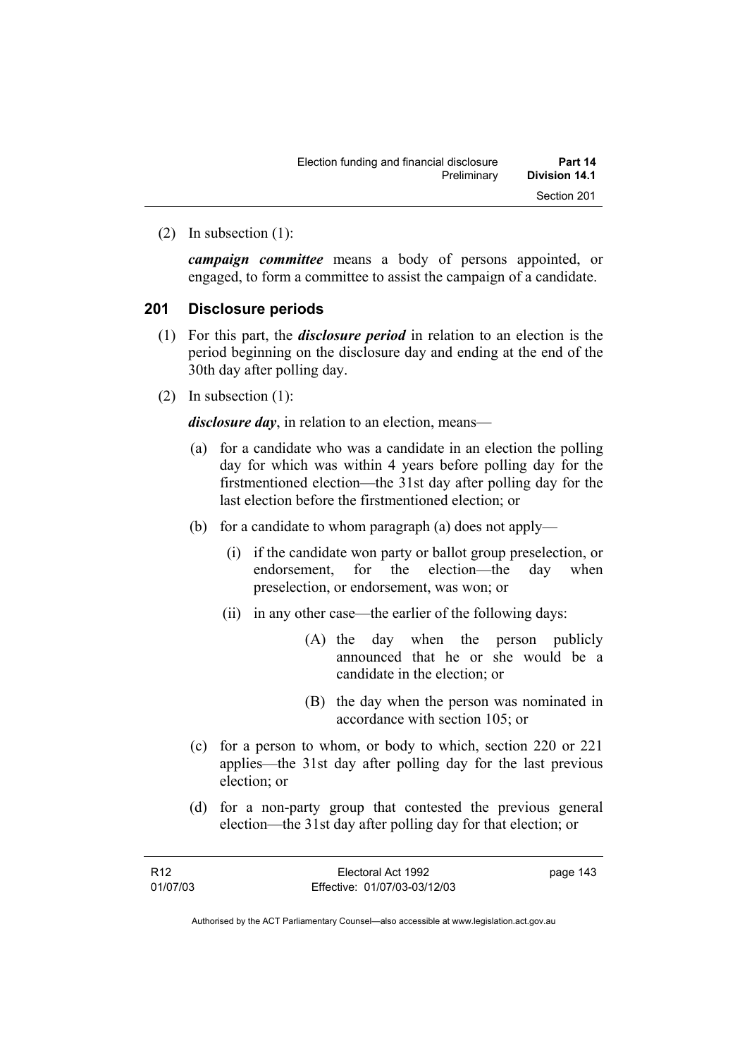(2) In subsection (1):

***campaign committee*** means a body of persons appointed, or engaged, to form a committee to assist the campaign of a candidate.

## 201 Disclosure periods

(1) For this part, the ***disclosure period*** in relation to an election is the period beginning on the disclosure day and ending at the end of the 30th day after polling day.

(2) In subsection (1):

***disclosure day***, in relation to an election, means—

- (a) for a candidate who was a candidate in an election the polling day for which was within 4 years before polling day for the firstmentioned election—the 31st day after polling day for the last election before the firstmentioned election; or
- (b) for a candidate to whom paragraph (a) does not apply—
  - (i) if the candidate won party or ballot group preselection, or endorsement, for the election—the day when preselection, or endorsement, was won; or
  - (ii) in any other case—the earlier of the following days:
    - (A) the day when the person publicly announced that he or she would be a candidate in the election; or
    - (B) the day when the person was nominated in accordance with section 105; or
- (c) for a person to whom, or body to which, section 220 or 221 applies—the 31st day after polling day for the last previous election; or
- (d) for a non-party group that contested the previous general election—the 31st day after polling day for that election; or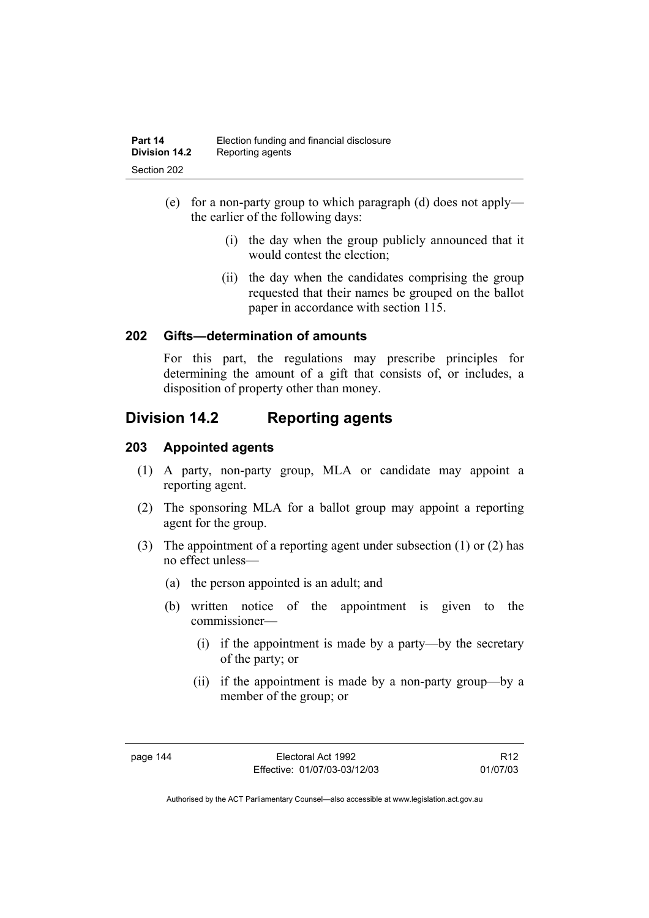(e) for a non-party group to which paragraph (d) does not apply—the earlier of the following days:

  (i) the day when the group publicly announced that it would contest the election;

  (ii) the day when the candidates comprising the group requested that their names be grouped on the ballot paper in accordance with section 115.

### 202 Gifts—determination of amounts

For this part, the regulations may prescribe principles for determining the amount of a gift that consists of, or includes, a disposition of property other than money.

## Division 14.2 Reporting agents

### 203 Appointed agents

(1) A party, non-party group, MLA or candidate may appoint a reporting agent.

(2) The sponsoring MLA for a ballot group may appoint a reporting agent for the group.

(3) The appointment of a reporting agent under subsection (1) or (2) has no effect unless—

  (a) the person appointed is an adult; and

  (b) written notice of the appointment is given to the commissioner—

    (i) if the appointment is made by a party—by the secretary of the party; or

    (ii) if the appointment is made by a non-party group—by a member of the group; or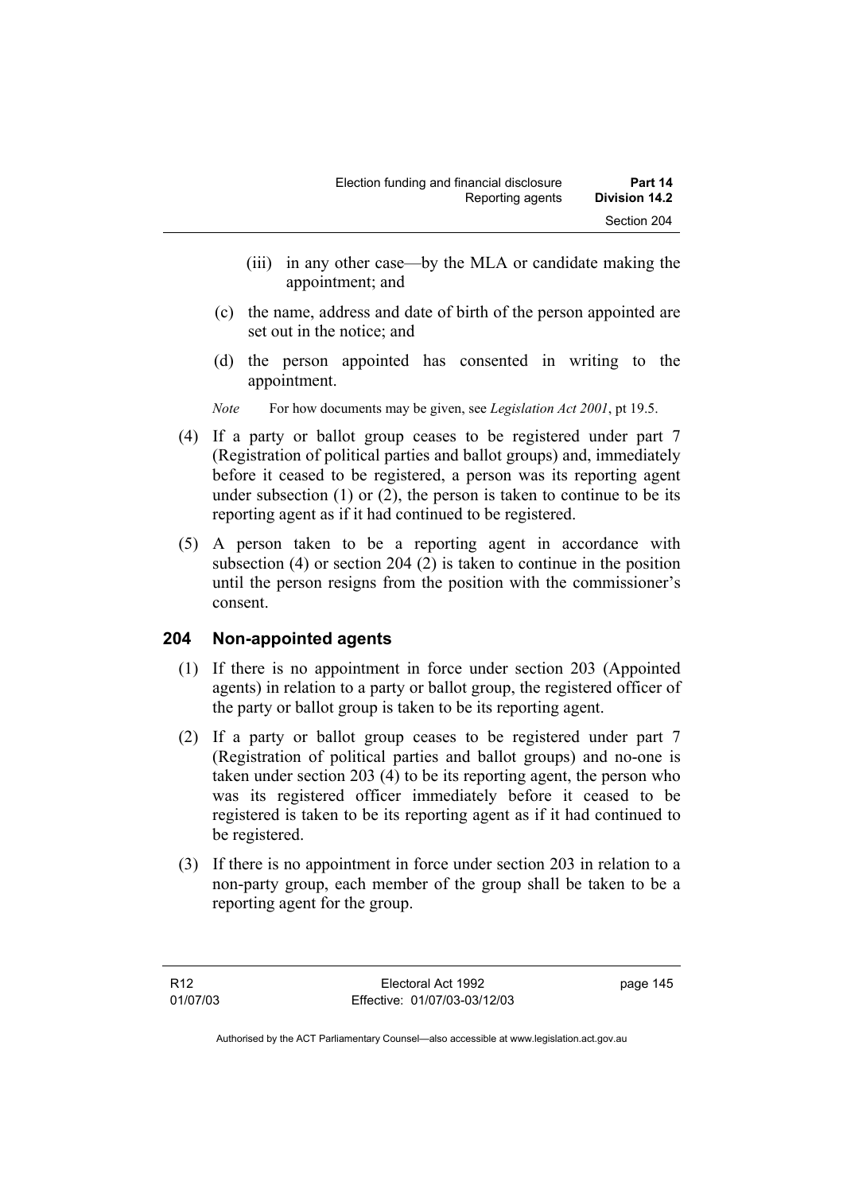(iii) in any other case—by the MLA or candidate making the appointment; and

(c) the name, address and date of birth of the person appointed are set out in the notice; and

(d) the person appointed has consented in writing to the appointment.

*Note* For how documents may be given, see *Legislation Act 2001*, pt 19.5.

(4) If a party or ballot group ceases to be registered under part 7 (Registration of political parties and ballot groups) and, immediately before it ceased to be registered, a person was its reporting agent under subsection (1) or (2), the person is taken to continue to be its reporting agent as if it had continued to be registered.

(5) A person taken to be a reporting agent in accordance with subsection (4) or section 204 (2) is taken to continue in the position until the person resigns from the position with the commissioner's consent.

## 204 Non-appointed agents

(1) If there is no appointment in force under section 203 (Appointed agents) in relation to a party or ballot group, the registered officer of the party or ballot group is taken to be its reporting agent.

(2) If a party or ballot group ceases to be registered under part 7 (Registration of political parties and ballot groups) and no-one is taken under section 203 (4) to be its reporting agent, the person who was its registered officer immediately before it ceased to be registered is taken to be its reporting agent as if it had continued to be registered.

(3) If there is no appointment in force under section 203 in relation to a non-party group, each member of the group shall be taken to be a reporting agent for the group.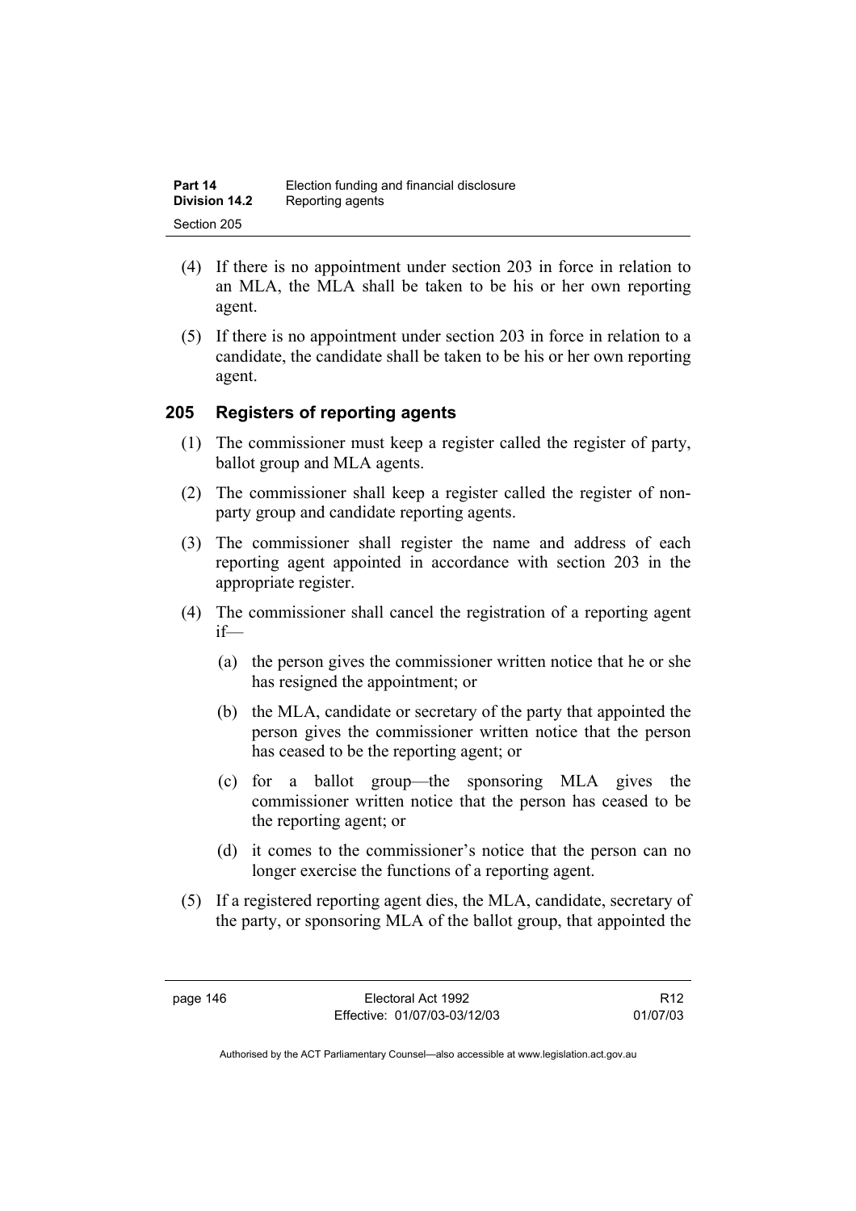(4) If there is no appointment under section 203 in force in relation to an MLA, the MLA shall be taken to be his or her own reporting agent.

(5) If there is no appointment under section 203 in force in relation to a candidate, the candidate shall be taken to be his or her own reporting agent.

## 205 Registers of reporting agents

(1) The commissioner must keep a register called the register of party, ballot group and MLA agents.

(2) The commissioner shall keep a register called the register of non-party group and candidate reporting agents.

(3) The commissioner shall register the name and address of each reporting agent appointed in accordance with section 203 in the appropriate register.

(4) The commissioner shall cancel the registration of a reporting agent if—

(a) the person gives the commissioner written notice that he or she has resigned the appointment; or

(b) the MLA, candidate or secretary of the party that appointed the person gives the commissioner written notice that the person has ceased to be the reporting agent; or

(c) for a ballot group—the sponsoring MLA gives the commissioner written notice that the person has ceased to be the reporting agent; or

(d) it comes to the commissioner's notice that the person can no longer exercise the functions of a reporting agent.

(5) If a registered reporting agent dies, the MLA, candidate, secretary of the party, or sponsoring MLA of the ballot group, that appointed the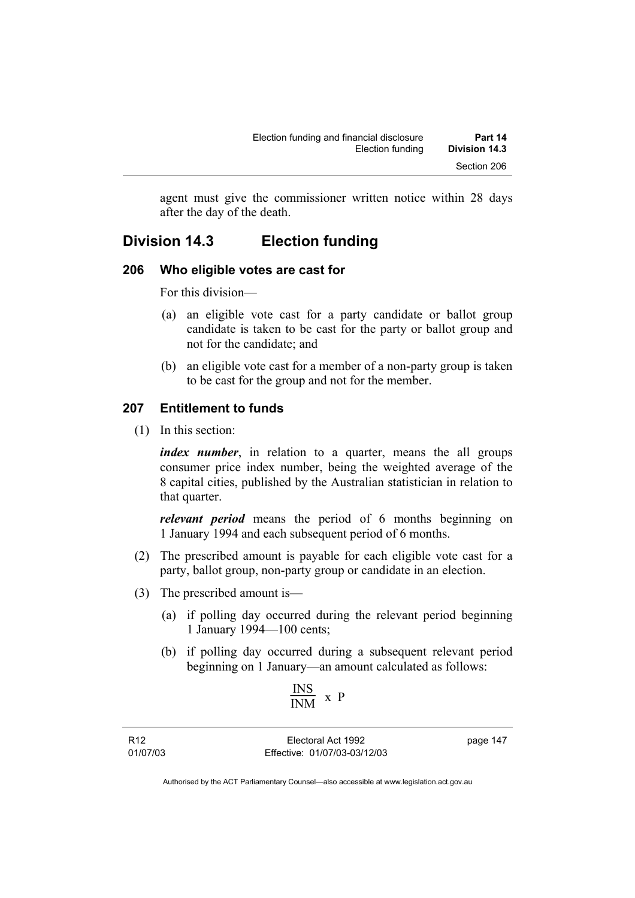agent must give the commissioner written notice within 28 days after the day of the death.

## Division 14.3 Election funding

### 206 Who eligible votes are cast for

For this division—

(a) an eligible vote cast for a party candidate or ballot group candidate is taken to be cast for the party or ballot group and not for the candidate; and

(b) an eligible vote cast for a member of a non-party group is taken to be cast for the group and not for the member.

### 207 Entitlement to funds

(1) In this section:

***index number***, in relation to a quarter, means the all groups consumer price index number, being the weighted average of the 8 capital cities, published by the Australian statistician in relation to that quarter.

***relevant period*** means the period of 6 months beginning on 1 January 1994 and each subsequent period of 6 months.

(2) The prescribed amount is payable for each eligible vote cast for a party, ballot group, non-party group or candidate in an election.

(3) The prescribed amount is—

(a) if polling day occurred during the relevant period beginning 1 January 1994—100 cents;

(b) if polling day occurred during a subsequent relevant period beginning on 1 January—an amount calculated as follows:

$$\frac{INS}{INM} \times P$$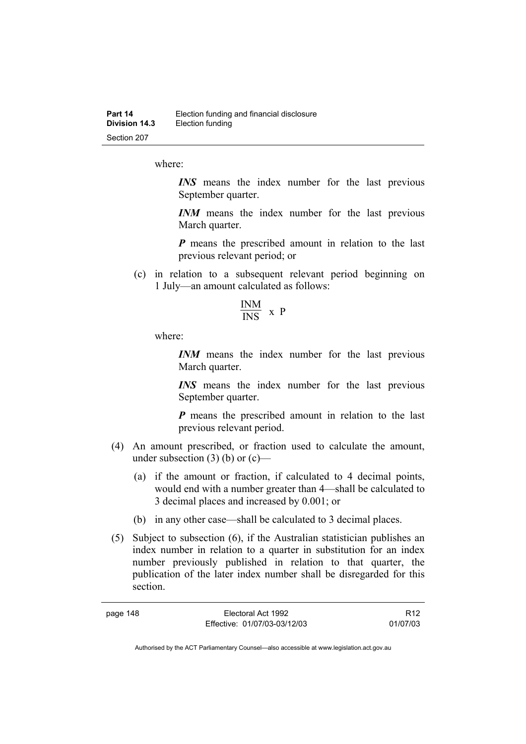where:

> ***INS*** means the index number for the last previous September quarter.
>
> ***INM*** means the index number for the last previous March quarter.
>
> ***P*** means the prescribed amount in relation to the last previous relevant period; or

(c) in relation to a subsequent relevant period beginning on 1 July—an amount calculated as follows:

$$\frac{\text{INM}}{\text{INS}} \text{ x P}$$

where:

> ***INM*** means the index number for the last previous March quarter.
>
> ***INS*** means the index number for the last previous September quarter.
>
> ***P*** means the prescribed amount in relation to the last previous relevant period.

(4) An amount prescribed, or fraction used to calculate the amount, under subsection (3) (b) or (c)—

(a) if the amount or fraction, if calculated to 4 decimal points, would end with a number greater than 4—shall be calculated to 3 decimal places and increased by 0.001; or

(b) in any other case—shall be calculated to 3 decimal places.

(5) Subject to subsection (6), if the Australian statistician publishes an index number in relation to a quarter in substitution for an index number previously published in relation to that quarter, the publication of the later index number shall be disregarded for this section.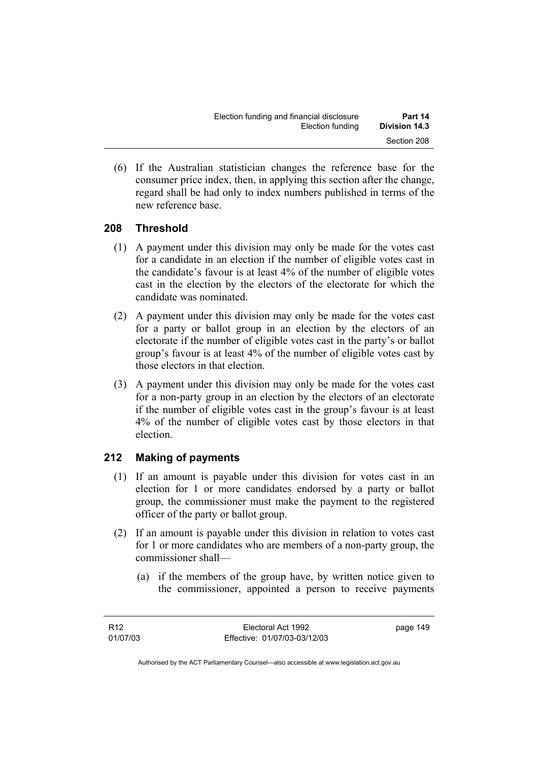(6) If the Australian statistician changes the reference base for the consumer price index, then, in applying this section after the change, regard shall be had only to index numbers published in terms of the new reference base.

## 208 Threshold

(1) A payment under this division may only be made for the votes cast for a candidate in an election if the number of eligible votes cast in the candidate's favour is at least 4% of the number of eligible votes cast in the election by the electors of the electorate for which the candidate was nominated.

(2) A payment under this division may only be made for the votes cast for a party or ballot group in an election by the electors of an electorate if the number of eligible votes cast in the party's or ballot group's favour is at least 4% of the number of eligible votes cast by those electors in that election.

(3) A payment under this division may only be made for the votes cast for a non-party group in an election by the electors of an electorate if the number of eligible votes cast in the group's favour is at least 4% of the number of eligible votes cast by those electors in that election.

## 212 Making of payments

(1) If an amount is payable under this division for votes cast in an election for 1 or more candidates endorsed by a party or ballot group, the commissioner must make the payment to the registered officer of the party or ballot group.

(2) If an amount is payable under this division in relation to votes cast for 1 or more candidates who are members of a non-party group, the commissioner shall—

(a) if the members of the group have, by written notice given to the commissioner, appointed a person to receive payments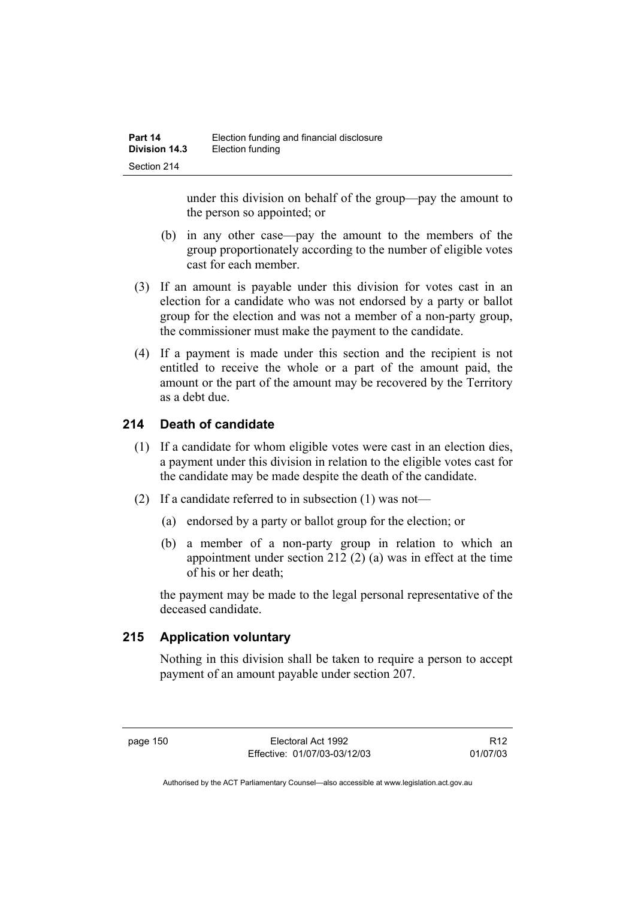under this division on behalf of the group—pay the amount to the person so appointed; or

(b) in any other case—pay the amount to the members of the group proportionately according to the number of eligible votes cast for each member.

(3) If an amount is payable under this division for votes cast in an election for a candidate who was not endorsed by a party or ballot group for the election and was not a member of a non-party group, the commissioner must make the payment to the candidate.

(4) If a payment is made under this section and the recipient is not entitled to receive the whole or a part of the amount paid, the amount or the part of the amount may be recovered by the Territory as a debt due.

## 214 Death of candidate

(1) If a candidate for whom eligible votes were cast in an election dies, a payment under this division in relation to the eligible votes cast for the candidate may be made despite the death of the candidate.

(2) If a candidate referred to in subsection (1) was not—

(a) endorsed by a party or ballot group for the election; or

(b) a member of a non-party group in relation to which an appointment under section 212 (2) (a) was in effect at the time of his or her death;

the payment may be made to the legal personal representative of the deceased candidate.

## 215 Application voluntary

Nothing in this division shall be taken to require a person to accept payment of an amount payable under section 207.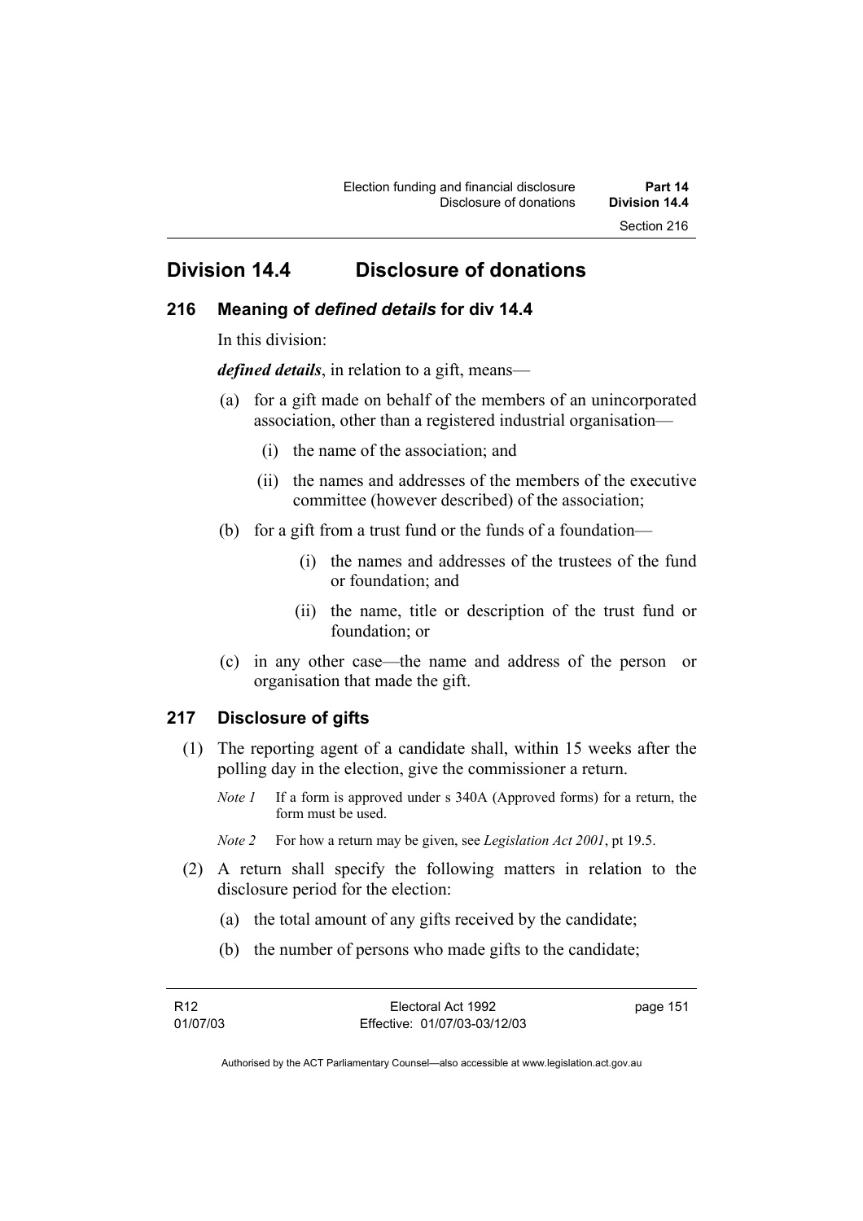## Division 14.4 Disclosure of donations

### 216 Meaning of *defined details* for div 14.4

In this division:

***defined details***, in relation to a gift, means—

(a) for a gift made on behalf of the members of an unincorporated association, other than a registered industrial organisation—

(i) the name of the association; and

(ii) the names and addresses of the members of the executive committee (however described) of the association;

(b) for a gift from a trust fund or the funds of a foundation—

(i) the names and addresses of the trustees of the fund or foundation; and

(ii) the name, title or description of the trust fund or foundation; or

(c) in any other case—the name and address of the person or organisation that made the gift.

### 217 Disclosure of gifts

(1) The reporting agent of a candidate shall, within 15 weeks after the polling day in the election, give the commissioner a return.

*Note 1* If a form is approved under s 340A (Approved forms) for a return, the form must be used.

*Note 2* For how a return may be given, see *Legislation Act 2001*, pt 19.5.

(2) A return shall specify the following matters in relation to the disclosure period for the election:

(a) the total amount of any gifts received by the candidate;

(b) the number of persons who made gifts to the candidate;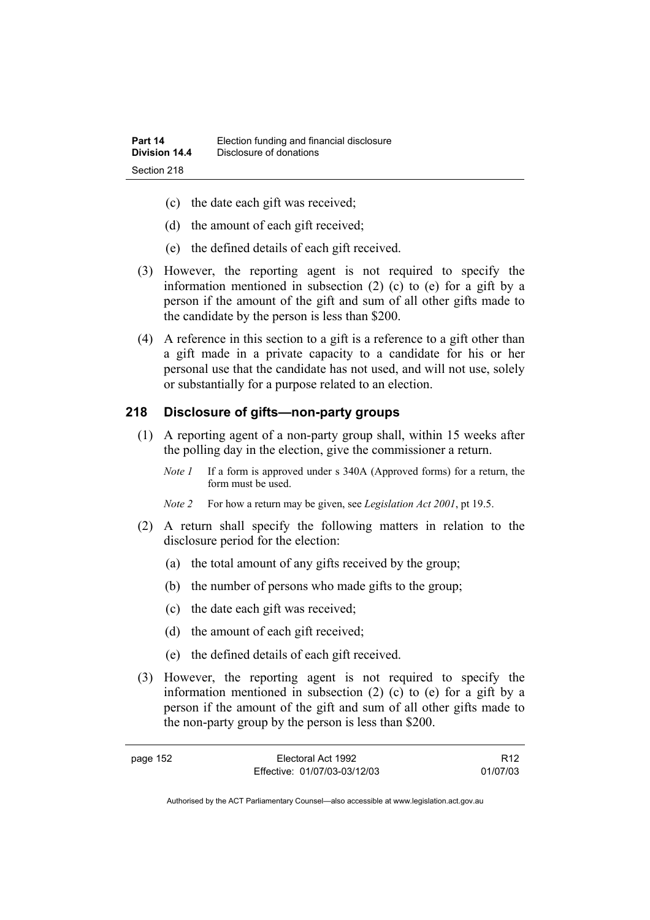(c) the date each gift was received;

(d) the amount of each gift received;

(e) the defined details of each gift received.

(3) However, the reporting agent is not required to specify the information mentioned in subsection (2) (c) to (e) for a gift by a person if the amount of the gift and sum of all other gifts made to the candidate by the person is less than $200.

(4) A reference in this section to a gift is a reference to a gift other than a gift made in a private capacity to a candidate for his or her personal use that the candidate has not used, and will not use, solely or substantially for a purpose related to an election.

## 218 Disclosure of gifts—non-party groups

(1) A reporting agent of a non-party group shall, within 15 weeks after the polling day in the election, give the commissioner a return.

*Note 1* If a form is approved under s 340A (Approved forms) for a return, the form must be used.

*Note 2* For how a return may be given, see *Legislation Act 2001*, pt 19.5.

(2) A return shall specify the following matters in relation to the disclosure period for the election:

(a) the total amount of any gifts received by the group;

(b) the number of persons who made gifts to the group;

(c) the date each gift was received;

(d) the amount of each gift received;

(e) the defined details of each gift received.

(3) However, the reporting agent is not required to specify the information mentioned in subsection (2) (c) to (e) for a gift by a person if the amount of the gift and sum of all other gifts made to the non-party group by the person is less than $200.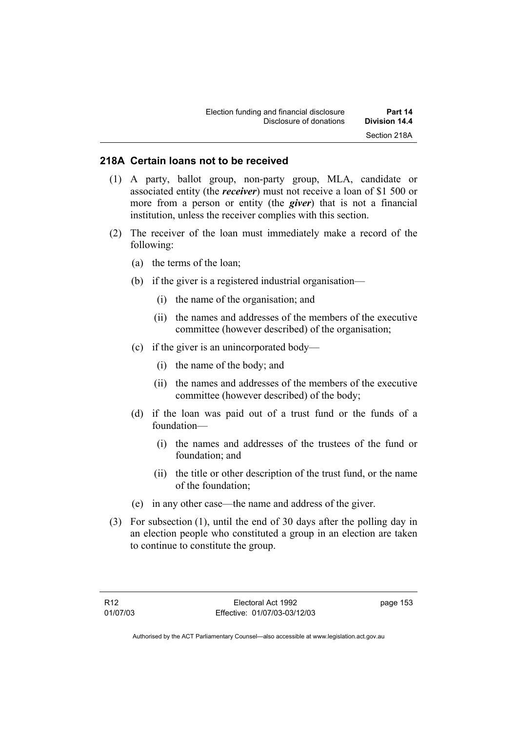## 218A Certain loans not to be received

(1) A party, ballot group, non-party group, MLA, candidate or associated entity (the ***receiver***) must not receive a loan of $1 500 or more from a person or entity (the ***giver***) that is not a financial institution, unless the receiver complies with this section.

(2) The receiver of the loan must immediately make a record of the following:

- (a) the terms of the loan;
- (b) if the giver is a registered industrial organisation—
  - (i) the name of the organisation; and
  - (ii) the names and addresses of the members of the executive committee (however described) of the organisation;
- (c) if the giver is an unincorporated body—
  - (i) the name of the body; and
  - (ii) the names and addresses of the members of the executive committee (however described) of the body;
- (d) if the loan was paid out of a trust fund or the funds of a foundation—
  - (i) the names and addresses of the trustees of the fund or foundation; and
  - (ii) the title or other description of the trust fund, or the name of the foundation;
- (e) in any other case—the name and address of the giver.

(3) For subsection (1), until the end of 30 days after the polling day in an election people who constituted a group in an election are taken to continue to constitute the group.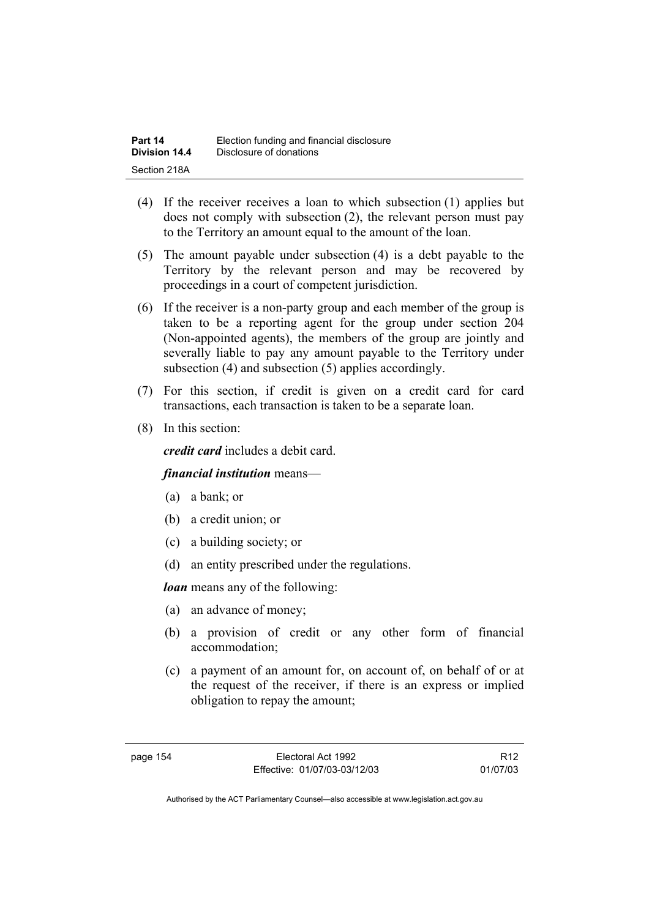(4) If the receiver receives a loan to which subsection (1) applies but does not comply with subsection (2), the relevant person must pay to the Territory an amount equal to the amount of the loan.

(5) The amount payable under subsection (4) is a debt payable to the Territory by the relevant person and may be recovered by proceedings in a court of competent jurisdiction.

(6) If the receiver is a non-party group and each member of the group is taken to be a reporting agent for the group under section 204 (Non-appointed agents), the members of the group are jointly and severally liable to pay any amount payable to the Territory under subsection (4) and subsection (5) applies accordingly.

(7) For this section, if credit is given on a credit card for card transactions, each transaction is taken to be a separate loan.

(8) In this section:

***credit card*** includes a debit card.

***financial institution*** means—

(a) a bank; or

(b) a credit union; or

(c) a building society; or

(d) an entity prescribed under the regulations.

***loan*** means any of the following:

(a) an advance of money;

(b) a provision of credit or any other form of financial accommodation;

(c) a payment of an amount for, on account of, on behalf of or at the request of the receiver, if there is an express or implied obligation to repay the amount;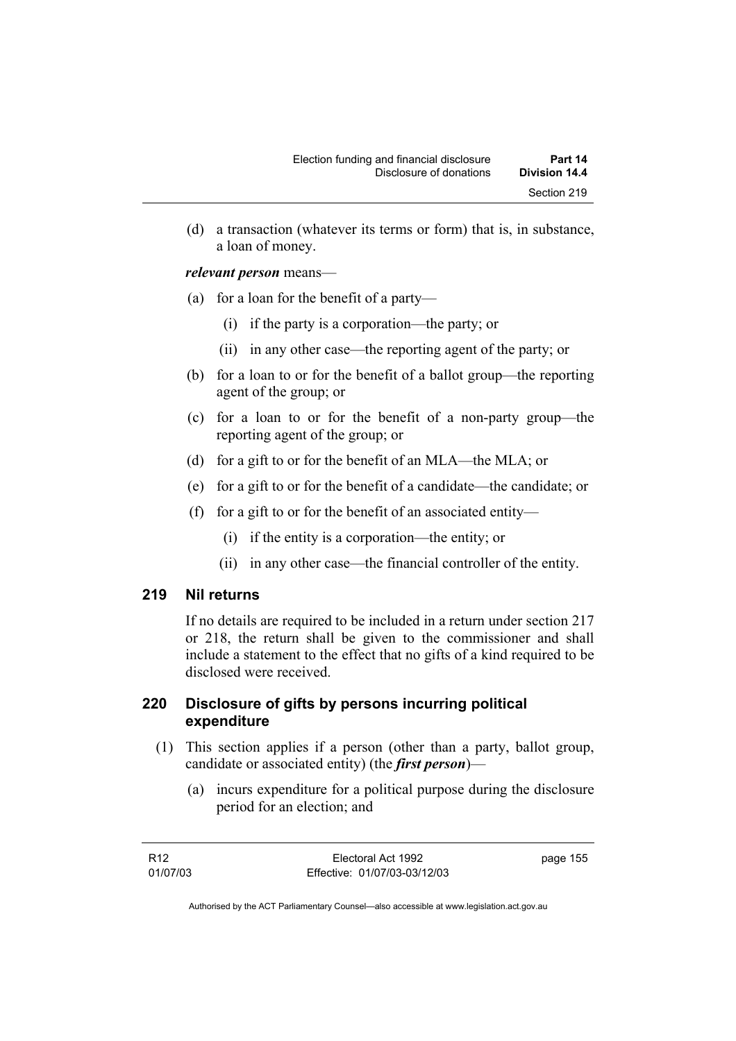(d) a transaction (whatever its terms or form) that is, in substance, a loan of money.

***relevant person*** means—

(a) for a loan for the benefit of a party—

(i) if the party is a corporation—the party; or

(ii) in any other case—the reporting agent of the party; or

(b) for a loan to or for the benefit of a ballot group—the reporting agent of the group; or

(c) for a loan to or for the benefit of a non-party group—the reporting agent of the group; or

(d) for a gift to or for the benefit of an MLA—the MLA; or

(e) for a gift to or for the benefit of a candidate—the candidate; or

(f) for a gift to or for the benefit of an associated entity—

(i) if the entity is a corporation—the entity; or

(ii) in any other case—the financial controller of the entity.

## 219 Nil returns

If no details are required to be included in a return under section 217 or 218, the return shall be given to the commissioner and shall include a statement to the effect that no gifts of a kind required to be disclosed were received.

## 220 Disclosure of gifts by persons incurring political expenditure

(1) This section applies if a person (other than a party, ballot group, candidate or associated entity) (the ***first person***)—

(a) incurs expenditure for a political purpose during the disclosure period for an election; and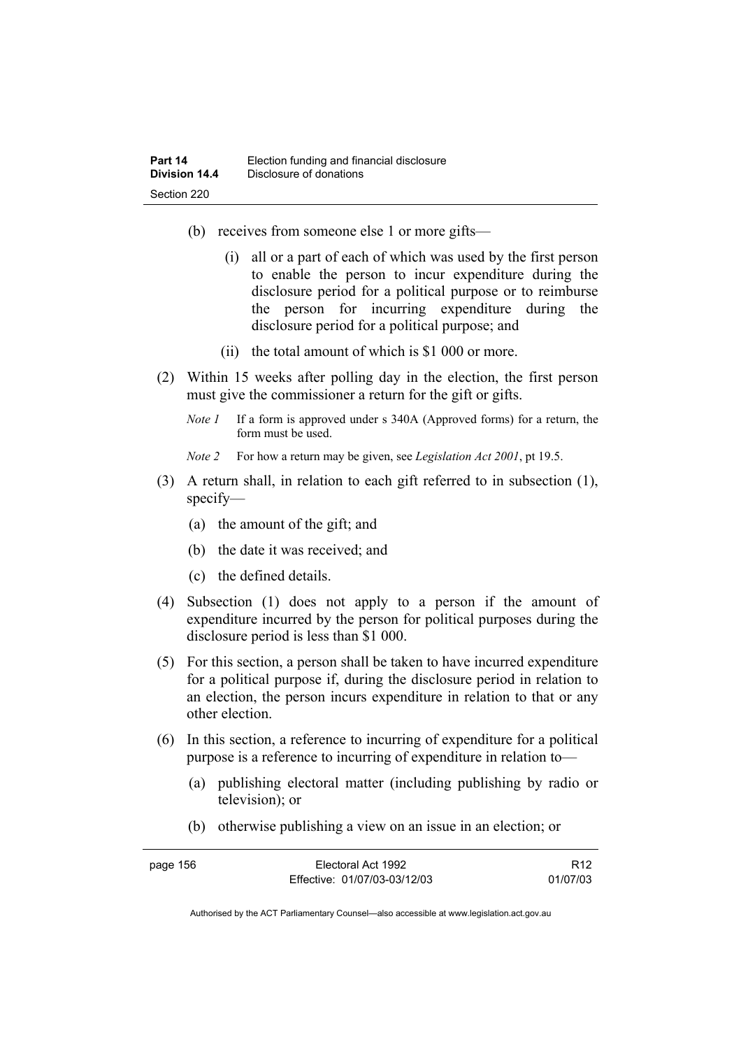(b) receives from someone else 1 or more gifts—

   (i) all or a part of each of which was used by the first person to enable the person to incur expenditure during the disclosure period for a political purpose or to reimburse the person for incurring expenditure during the disclosure period for a political purpose; and

   (ii) the total amount of which is $1 000 or more.

(2) Within 15 weeks after polling day in the election, the first person must give the commissioner a return for the gift or gifts.

*Note 1* If a form is approved under s 340A (Approved forms) for a return, the form must be used.

*Note 2* For how a return may be given, see *Legislation Act 2001*, pt 19.5.

(3) A return shall, in relation to each gift referred to in subsection (1), specify—

   (a) the amount of the gift; and

   (b) the date it was received; and

   (c) the defined details.

(4) Subsection (1) does not apply to a person if the amount of expenditure incurred by the person for political purposes during the disclosure period is less than $1 000.

(5) For this section, a person shall be taken to have incurred expenditure for a political purpose if, during the disclosure period in relation to an election, the person incurs expenditure in relation to that or any other election.

(6) In this section, a reference to incurring of expenditure for a political purpose is a reference to incurring of expenditure in relation to—

   (a) publishing electoral matter (including publishing by radio or television); or

   (b) otherwise publishing a view on an issue in an election; or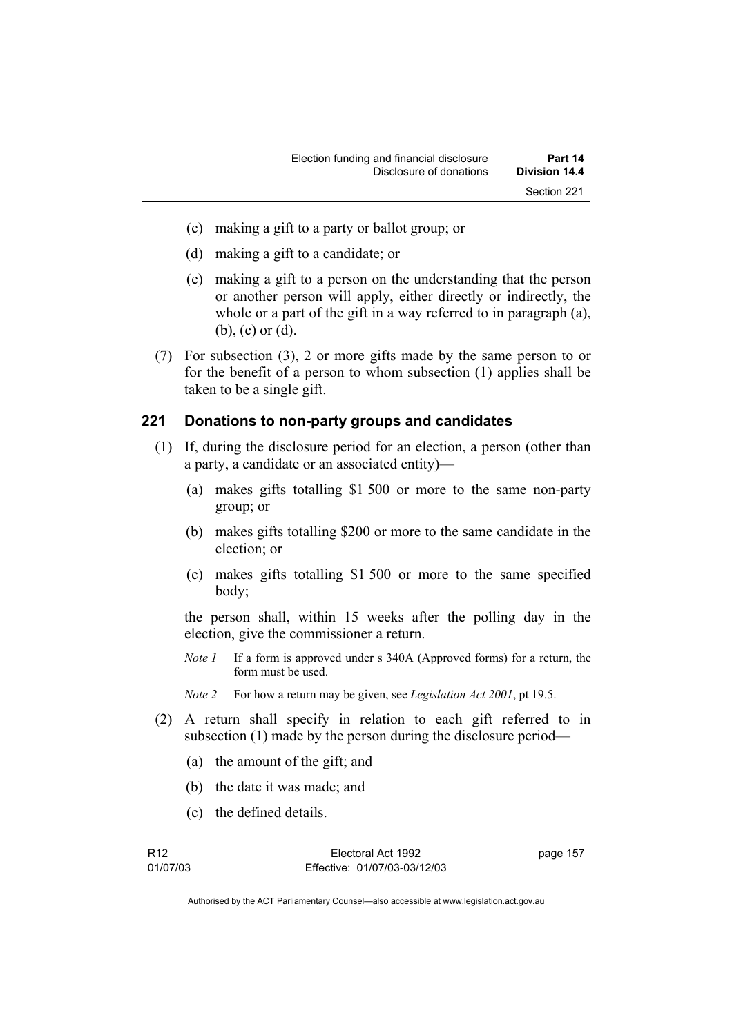(c) making a gift to a party or ballot group; or

(d) making a gift to a candidate; or

(e) making a gift to a person on the understanding that the person or another person will apply, either directly or indirectly, the whole or a part of the gift in a way referred to in paragraph (a), (b), (c) or (d).

(7) For subsection (3), 2 or more gifts made by the same person to or for the benefit of a person to whom subsection (1) applies shall be taken to be a single gift.

## 221 Donations to non-party groups and candidates

(1) If, during the disclosure period for an election, a person (other than a party, a candidate or an associated entity)—

(a) makes gifts totalling $1 500 or more to the same non-party group; or

(b) makes gifts totalling $200 or more to the same candidate in the election; or

(c) makes gifts totalling $1 500 or more to the same specified body;

the person shall, within 15 weeks after the polling day in the election, give the commissioner a return.

*Note 1* If a form is approved under s 340A (Approved forms) for a return, the form must be used.

*Note 2* For how a return may be given, see *Legislation Act 2001*, pt 19.5.

(2) A return shall specify in relation to each gift referred to in subsection (1) made by the person during the disclosure period—

(a) the amount of the gift; and

(b) the date it was made; and

(c) the defined details.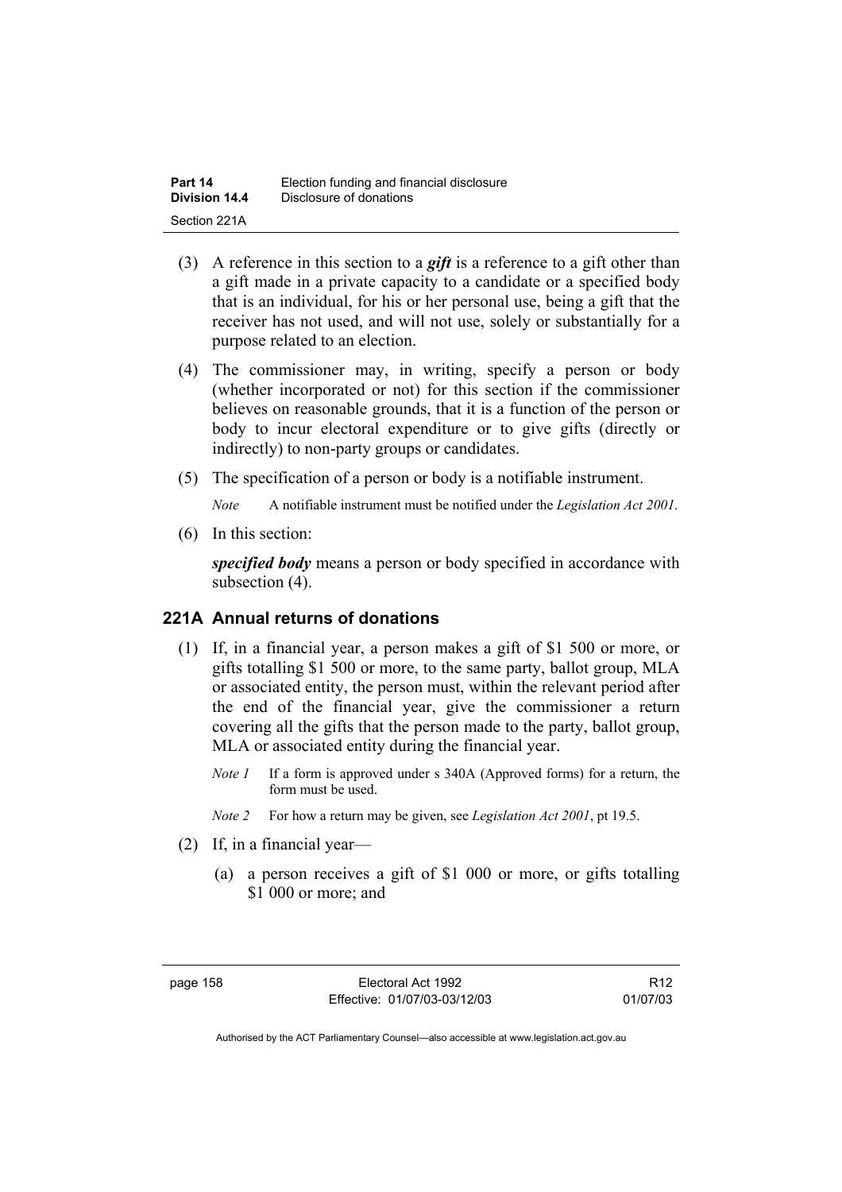(3) A reference in this section to a ***gift*** is a reference to a gift other than a gift made in a private capacity to a candidate or a specified body that is an individual, for his or her personal use, being a gift that the receiver has not used, and will not use, solely or substantially for a purpose related to an election.

(4) The commissioner may, in writing, specify a person or body (whether incorporated or not) for this section if the commissioner believes on reasonable grounds, that it is a function of the person or body to incur electoral expenditure or to give gifts (directly or indirectly) to non-party groups or candidates.

(5) The specification of a person or body is a notifiable instrument.

*Note* A notifiable instrument must be notified under the *Legislation Act 2001*.

(6) In this section:

***specified body*** means a person or body specified in accordance with subsection (4).

## 221A Annual returns of donations

(1) If, in a financial year, a person makes a gift of $1 500 or more, or gifts totalling $1 500 or more, to the same party, ballot group, MLA or associated entity, the person must, within the relevant period after the end of the financial year, give the commissioner a return covering all the gifts that the person made to the party, ballot group, MLA or associated entity during the financial year.

*Note 1* If a form is approved under s 340A (Approved forms) for a return, the form must be used.

*Note 2* For how a return may be given, see *Legislation Act 2001*, pt 19.5.

(2) If, in a financial year—

(a) a person receives a gift of $1 000 or more, or gifts totalling $1 000 or more; and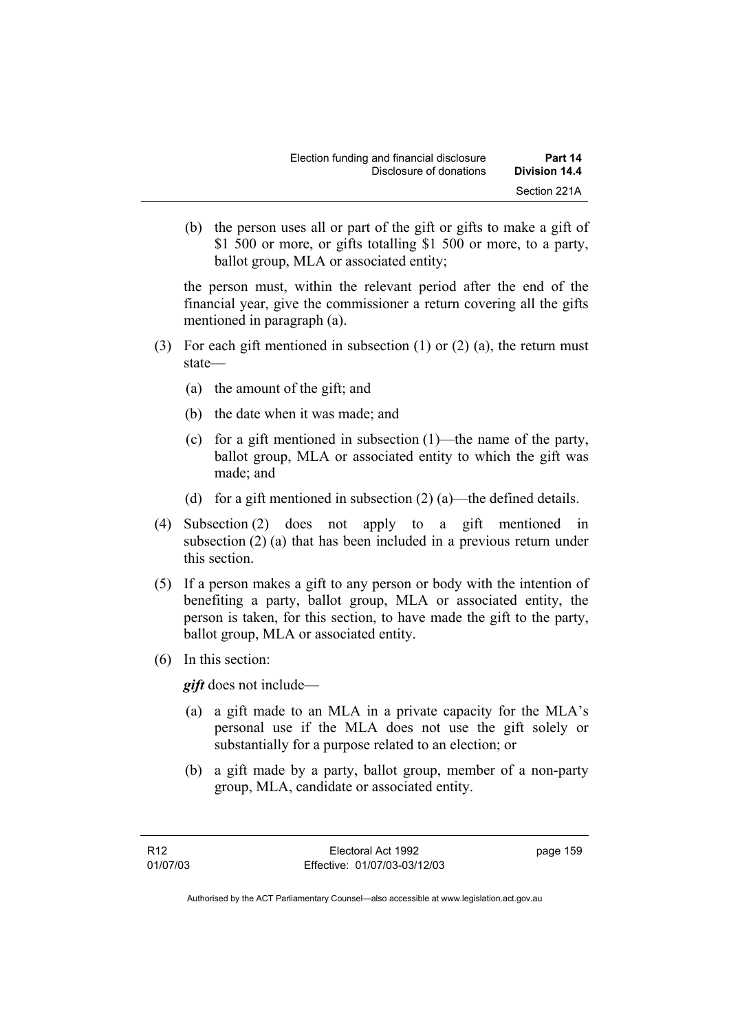(b) the person uses all or part of the gift or gifts to make a gift of $1 500 or more, or gifts totalling $1 500 or more, to a party, ballot group, MLA or associated entity;

the person must, within the relevant period after the end of the financial year, give the commissioner a return covering all the gifts mentioned in paragraph (a).

(3) For each gift mentioned in subsection (1) or (2) (a), the return must state—

(a) the amount of the gift; and

(b) the date when it was made; and

(c) for a gift mentioned in subsection (1)—the name of the party, ballot group, MLA or associated entity to which the gift was made; and

(d) for a gift mentioned in subsection (2) (a)—the defined details.

(4) Subsection (2) does not apply to a gift mentioned in subsection (2) (a) that has been included in a previous return under this section.

(5) If a person makes a gift to any person or body with the intention of benefiting a party, ballot group, MLA or associated entity, the person is taken, for this section, to have made the gift to the party, ballot group, MLA or associated entity.

(6) In this section:

***gift*** does not include—

(a) a gift made to an MLA in a private capacity for the MLA's personal use if the MLA does not use the gift solely or substantially for a purpose related to an election; or

(b) a gift made by a party, ballot group, member of a non-party group, MLA, candidate or associated entity.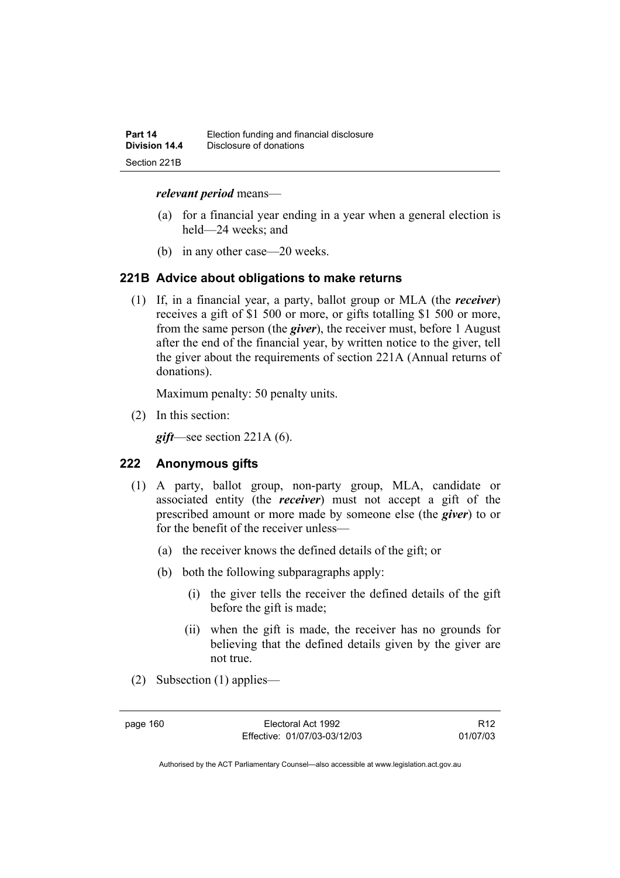***relevant period*** means—

(a) for a financial year ending in a year when a general election is held—24 weeks; and

(b) in any other case—20 weeks.

### 221B Advice about obligations to make returns

(1) If, in a financial year, a party, ballot group or MLA (the ***receiver***) receives a gift of $1 500 or more, or gifts totalling $1 500 or more, from the same person (the ***giver***), the receiver must, before 1 August after the end of the financial year, by written notice to the giver, tell the giver about the requirements of section 221A (Annual returns of donations).

Maximum penalty: 50 penalty units.

(2) In this section:

***gift***—see section 221A (6).

### 222 Anonymous gifts

(1) A party, ballot group, non-party group, MLA, candidate or associated entity (the ***receiver***) must not accept a gift of the prescribed amount or more made by someone else (the ***giver***) to or for the benefit of the receiver unless—

(a) the receiver knows the defined details of the gift; or

(b) both the following subparagraphs apply:

(i) the giver tells the receiver the defined details of the gift before the gift is made;

(ii) when the gift is made, the receiver has no grounds for believing that the defined details given by the giver are not true.

(2) Subsection (1) applies—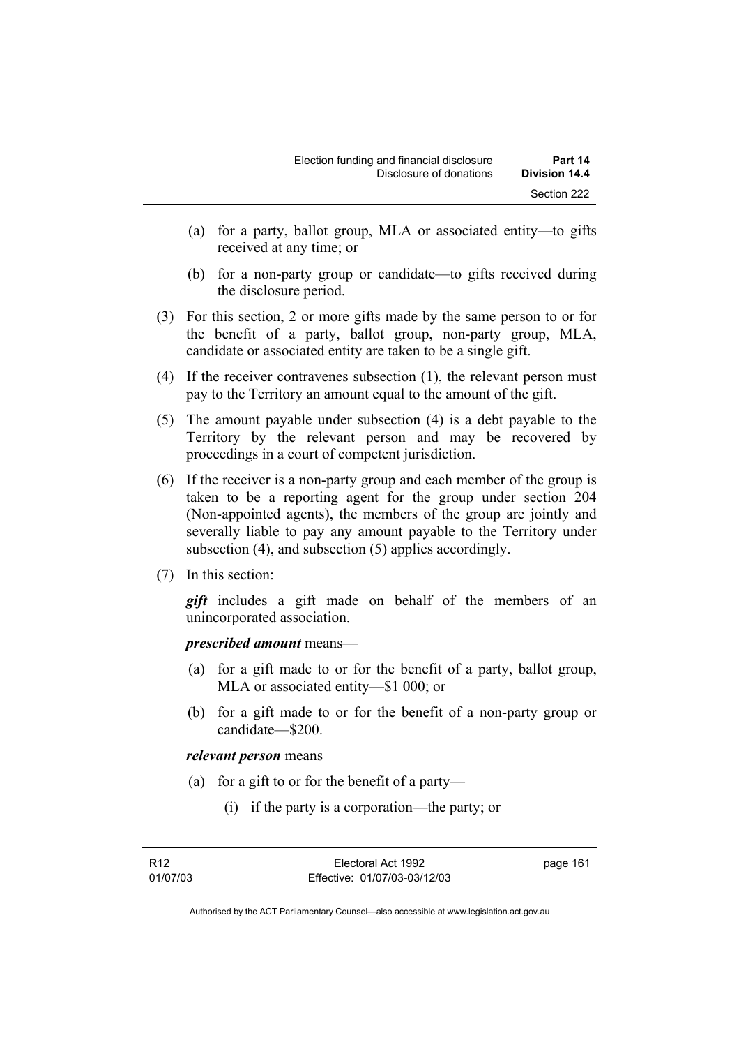(a) for a party, ballot group, MLA or associated entity—to gifts received at any time; or

(b) for a non-party group or candidate—to gifts received during the disclosure period.

(3) For this section, 2 or more gifts made by the same person to or for the benefit of a party, ballot group, non-party group, MLA, candidate or associated entity are taken to be a single gift.

(4) If the receiver contravenes subsection (1), the relevant person must pay to the Territory an amount equal to the amount of the gift.

(5) The amount payable under subsection (4) is a debt payable to the Territory by the relevant person and may be recovered by proceedings in a court of competent jurisdiction.

(6) If the receiver is a non-party group and each member of the group is taken to be a reporting agent for the group under section 204 (Non-appointed agents), the members of the group are jointly and severally liable to pay any amount payable to the Territory under subsection (4), and subsection (5) applies accordingly.

(7) In this section:

***gift*** includes a gift made on behalf of the members of an unincorporated association.

***prescribed amount*** means—

(a) for a gift made to or for the benefit of a party, ballot group, MLA or associated entity—$1 000; or

(b) for a gift made to or for the benefit of a non-party group or candidate—$200.

***relevant person*** means

(a) for a gift to or for the benefit of a party—

(i) if the party is a corporation—the party; or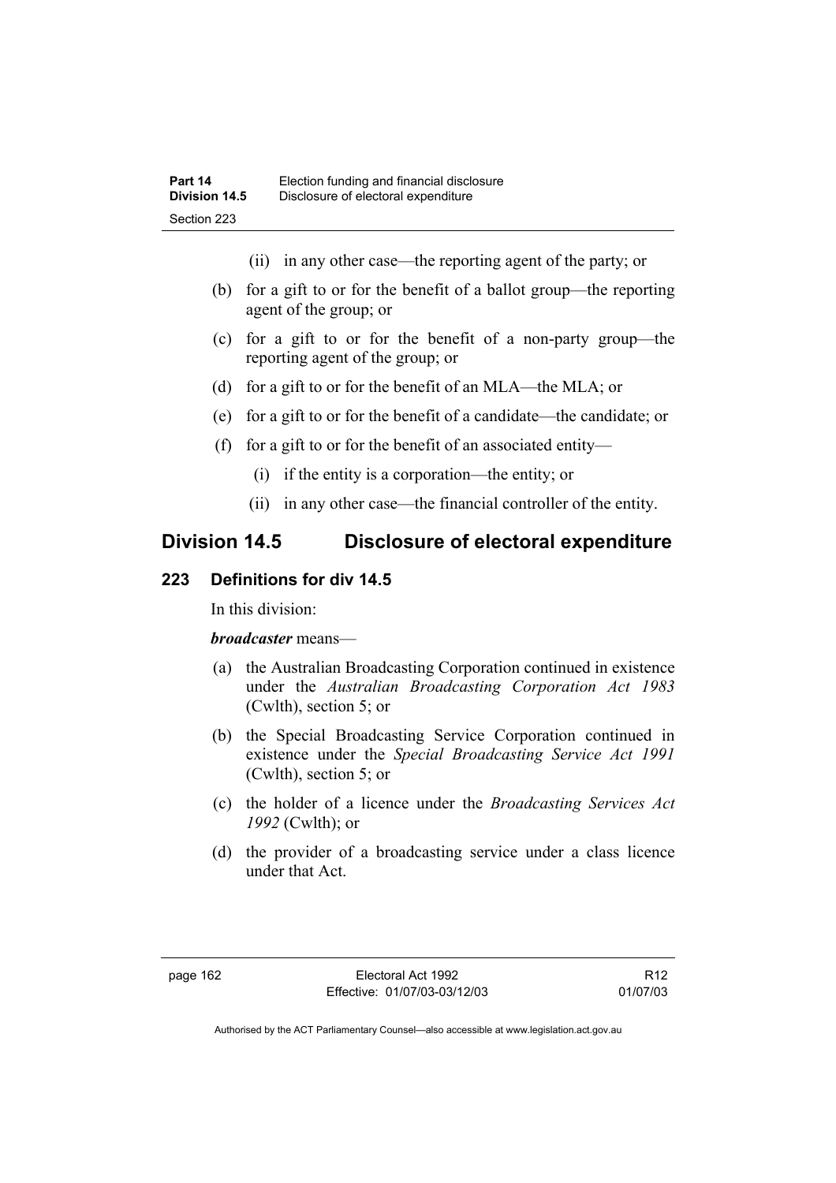(ii) in any other case—the reporting agent of the party; or

(b) for a gift to or for the benefit of a ballot group—the reporting agent of the group; or

(c) for a gift to or for the benefit of a non-party group—the reporting agent of the group; or

(d) for a gift to or for the benefit of an MLA—the MLA; or

(e) for a gift to or for the benefit of a candidate—the candidate; or

(f) for a gift to or for the benefit of an associated entity—

(i) if the entity is a corporation—the entity; or

(ii) in any other case—the financial controller of the entity.

## Division 14.5 Disclosure of electoral expenditure

### 223 Definitions for div 14.5

In this division:

***broadcaster*** means—

(a) the Australian Broadcasting Corporation continued in existence under the *Australian Broadcasting Corporation Act 1983* (Cwlth), section 5; or

(b) the Special Broadcasting Service Corporation continued in existence under the *Special Broadcasting Service Act 1991* (Cwlth), section 5; or

(c) the holder of a licence under the *Broadcasting Services Act 1992* (Cwlth); or

(d) the provider of a broadcasting service under a class licence under that Act.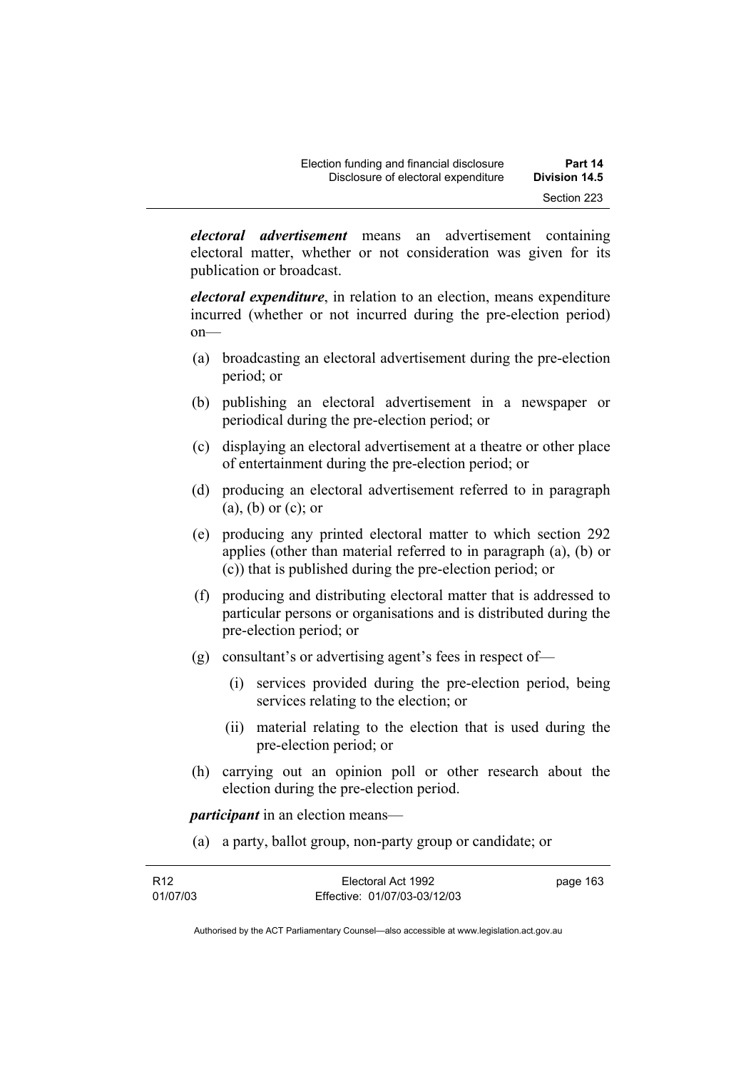***electoral advertisement*** means an advertisement containing electoral matter, whether or not consideration was given for its publication or broadcast.

***electoral expenditure***, in relation to an election, means expenditure incurred (whether or not incurred during the pre-election period) on—

(a) broadcasting an electoral advertisement during the pre-election period; or

(b) publishing an electoral advertisement in a newspaper or periodical during the pre-election period; or

(c) displaying an electoral advertisement at a theatre or other place of entertainment during the pre-election period; or

(d) producing an electoral advertisement referred to in paragraph (a), (b) or (c); or

(e) producing any printed electoral matter to which section 292 applies (other than material referred to in paragraph (a), (b) or (c)) that is published during the pre-election period; or

(f) producing and distributing electoral matter that is addressed to particular persons or organisations and is distributed during the pre-election period; or

(g) consultant's or advertising agent's fees in respect of—

  (i) services provided during the pre-election period, being services relating to the election; or

  (ii) material relating to the election that is used during the pre-election period; or

(h) carrying out an opinion poll or other research about the election during the pre-election period.

***participant*** in an election means—

(a) a party, ballot group, non-party group or candidate; or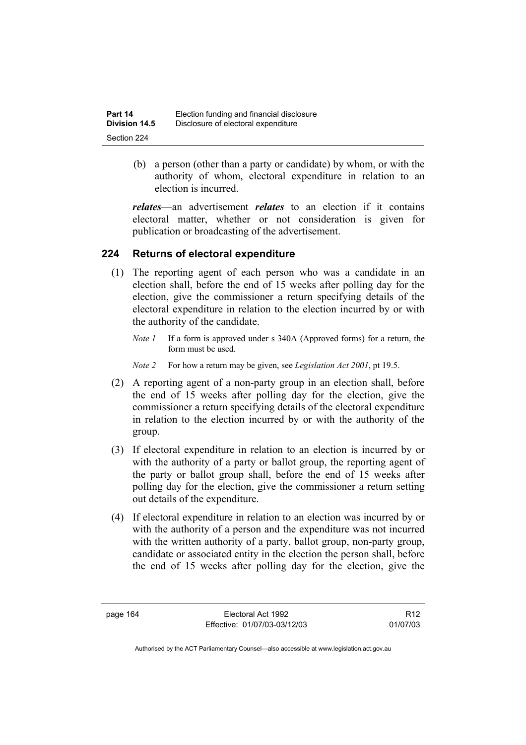(b) a person (other than a party or candidate) by whom, or with the authority of whom, electoral expenditure in relation to an election is incurred.

***relates***—an advertisement ***relates*** to an election if it contains electoral matter, whether or not consideration is given for publication or broadcasting of the advertisement.

## 224 Returns of electoral expenditure

(1) The reporting agent of each person who was a candidate in an election shall, before the end of 15 weeks after polling day for the election, give the commissioner a return specifying details of the electoral expenditure in relation to the election incurred by or with the authority of the candidate.

*Note 1* If a form is approved under s 340A (Approved forms) for a return, the form must be used.

*Note 2* For how a return may be given, see *Legislation Act 2001*, pt 19.5.

(2) A reporting agent of a non-party group in an election shall, before the end of 15 weeks after polling day for the election, give the commissioner a return specifying details of the electoral expenditure in relation to the election incurred by or with the authority of the group.

(3) If electoral expenditure in relation to an election is incurred by or with the authority of a party or ballot group, the reporting agent of the party or ballot group shall, before the end of 15 weeks after polling day for the election, give the commissioner a return setting out details of the expenditure.

(4) If electoral expenditure in relation to an election was incurred by or with the authority of a person and the expenditure was not incurred with the written authority of a party, ballot group, non-party group, candidate or associated entity in the election the person shall, before the end of 15 weeks after polling day for the election, give the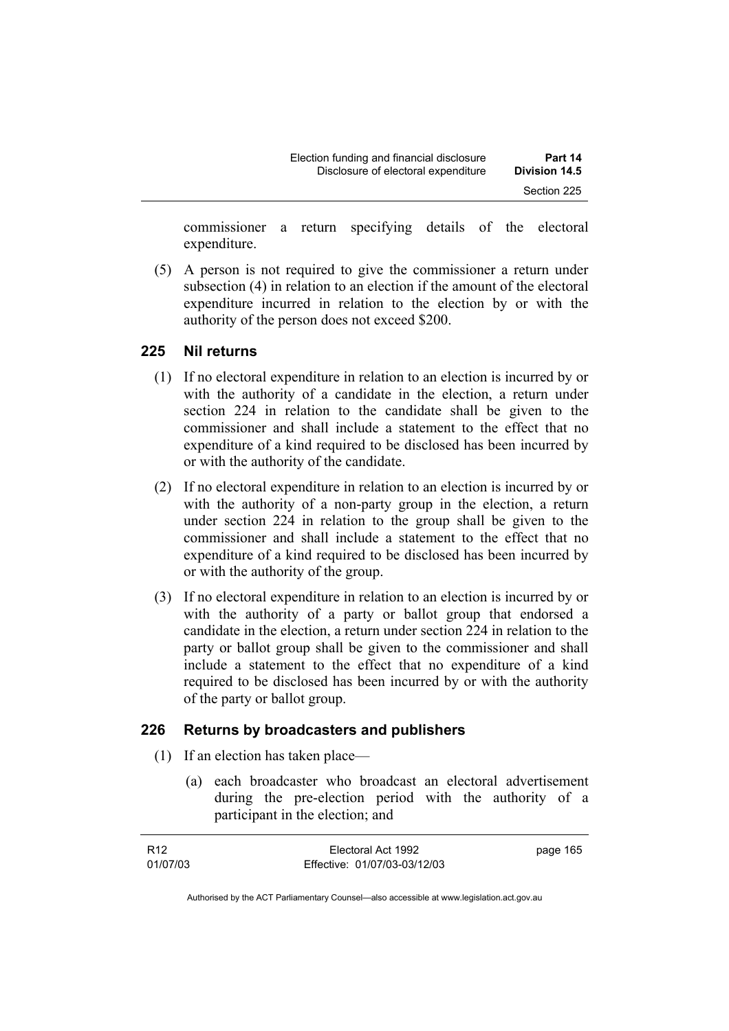commissioner a return specifying details of the electoral expenditure.

(5) A person is not required to give the commissioner a return under subsection (4) in relation to an election if the amount of the electoral expenditure incurred in relation to the election by or with the authority of the person does not exceed $200.

## 225 Nil returns

(1) If no electoral expenditure in relation to an election is incurred by or with the authority of a candidate in the election, a return under section 224 in relation to the candidate shall be given to the commissioner and shall include a statement to the effect that no expenditure of a kind required to be disclosed has been incurred by or with the authority of the candidate.

(2) If no electoral expenditure in relation to an election is incurred by or with the authority of a non-party group in the election, a return under section 224 in relation to the group shall be given to the commissioner and shall include a statement to the effect that no expenditure of a kind required to be disclosed has been incurred by or with the authority of the group.

(3) If no electoral expenditure in relation to an election is incurred by or with the authority of a party or ballot group that endorsed a candidate in the election, a return under section 224 in relation to the party or ballot group shall be given to the commissioner and shall include a statement to the effect that no expenditure of a kind required to be disclosed has been incurred by or with the authority of the party or ballot group.

## 226 Returns by broadcasters and publishers

(1) If an election has taken place—

(a) each broadcaster who broadcast an electoral advertisement during the pre-election period with the authority of a participant in the election; and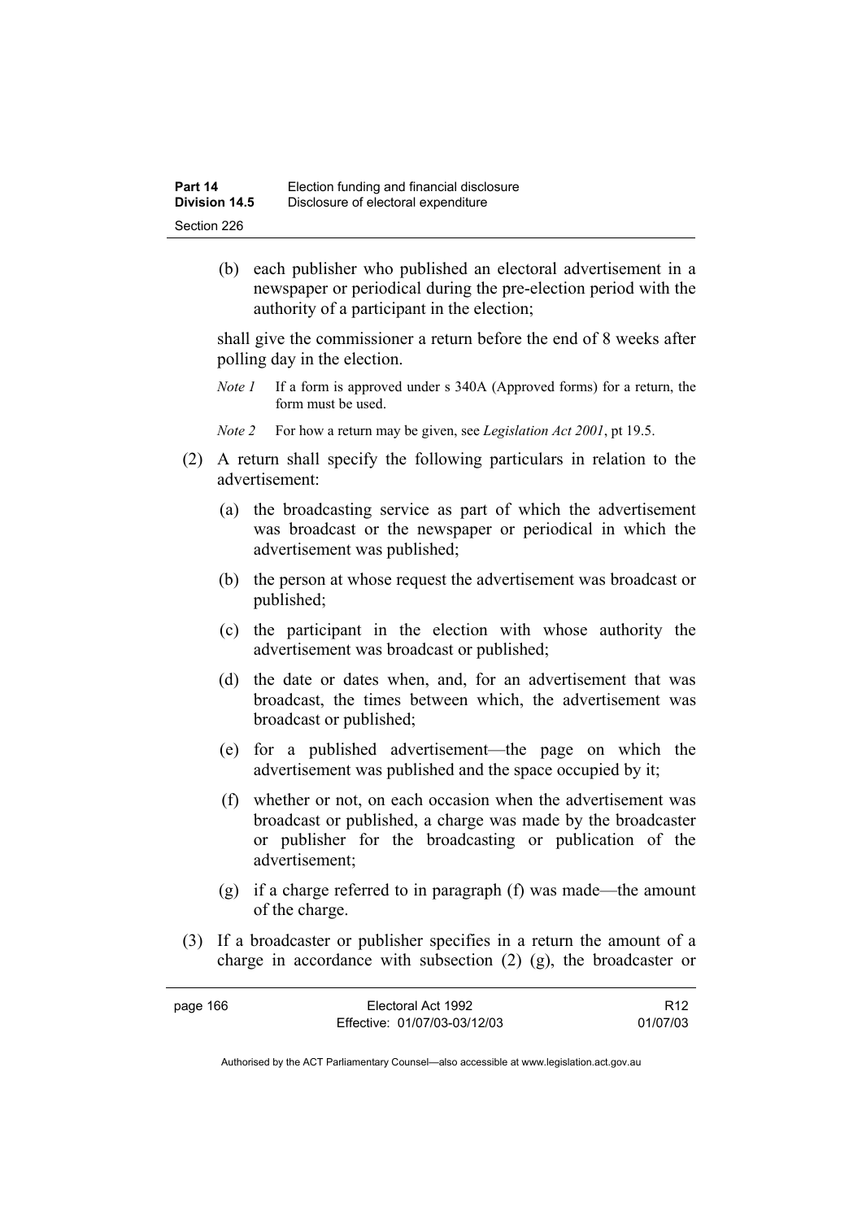(b) each publisher who published an electoral advertisement in a newspaper or periodical during the pre-election period with the authority of a participant in the election;

shall give the commissioner a return before the end of 8 weeks after polling day in the election.

*Note 1* If a form is approved under s 340A (Approved forms) for a return, the form must be used.

*Note 2* For how a return may be given, see *Legislation Act 2001*, pt 19.5.

(2) A return shall specify the following particulars in relation to the advertisement:

(a) the broadcasting service as part of which the advertisement was broadcast or the newspaper or periodical in which the advertisement was published;

(b) the person at whose request the advertisement was broadcast or published;

(c) the participant in the election with whose authority the advertisement was broadcast or published;

(d) the date or dates when, and, for an advertisement that was broadcast, the times between which, the advertisement was broadcast or published;

(e) for a published advertisement—the page on which the advertisement was published and the space occupied by it;

(f) whether or not, on each occasion when the advertisement was broadcast or published, a charge was made by the broadcaster or publisher for the broadcasting or publication of the advertisement;

(g) if a charge referred to in paragraph (f) was made—the amount of the charge.

(3) If a broadcaster or publisher specifies in a return the amount of a charge in accordance with subsection (2) (g), the broadcaster or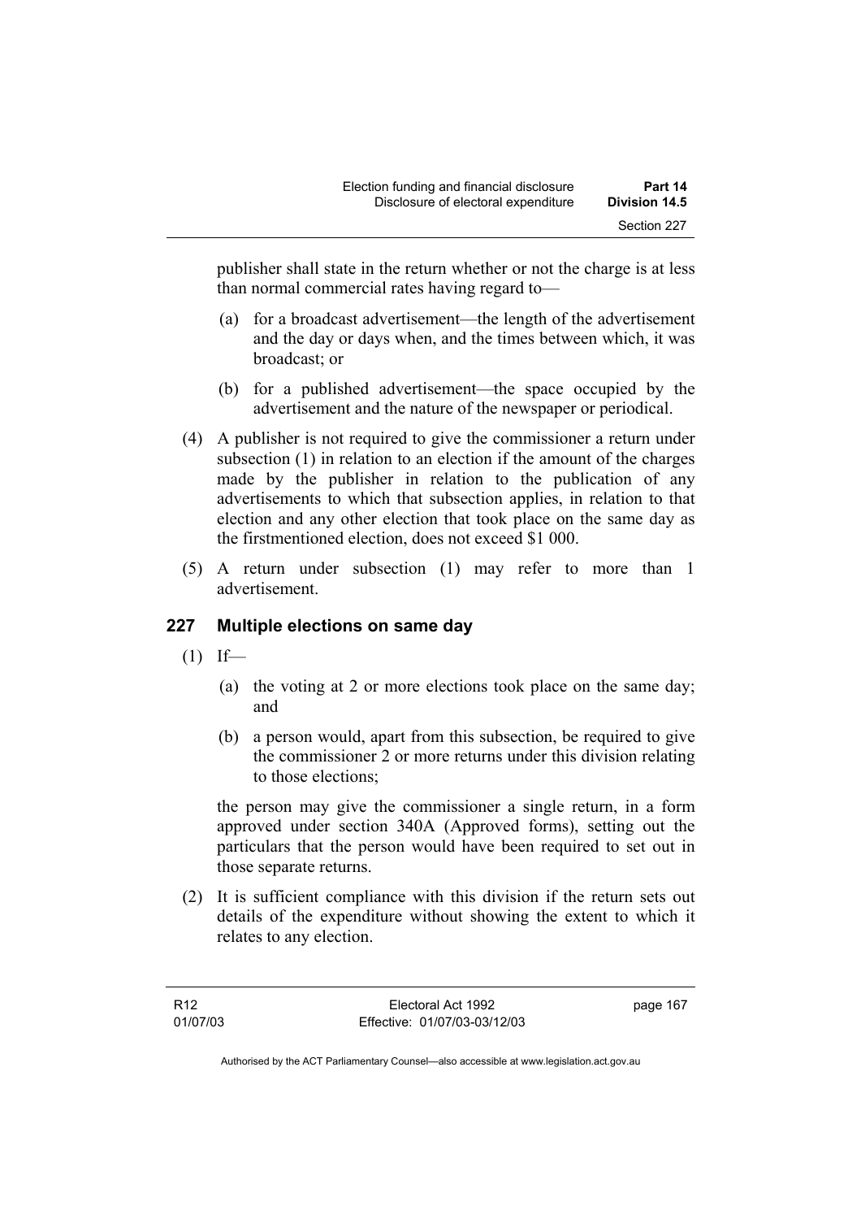publisher shall state in the return whether or not the charge is at less than normal commercial rates having regard to—

(a) for a broadcast advertisement—the length of the advertisement and the day or days when, and the times between which, it was broadcast; or

(b) for a published advertisement—the space occupied by the advertisement and the nature of the newspaper or periodical.

(4) A publisher is not required to give the commissioner a return under subsection (1) in relation to an election if the amount of the charges made by the publisher in relation to the publication of any advertisements to which that subsection applies, in relation to that election and any other election that took place on the same day as the firstmentioned election, does not exceed $1 000.

(5) A return under subsection (1) may refer to more than 1 advertisement.

## 227 Multiple elections on same day

(1) If—

(a) the voting at 2 or more elections took place on the same day; and

(b) a person would, apart from this subsection, be required to give the commissioner 2 or more returns under this division relating to those elections;

the person may give the commissioner a single return, in a form approved under section 340A (Approved forms), setting out the particulars that the person would have been required to set out in those separate returns.

(2) It is sufficient compliance with this division if the return sets out details of the expenditure without showing the extent to which it relates to any election.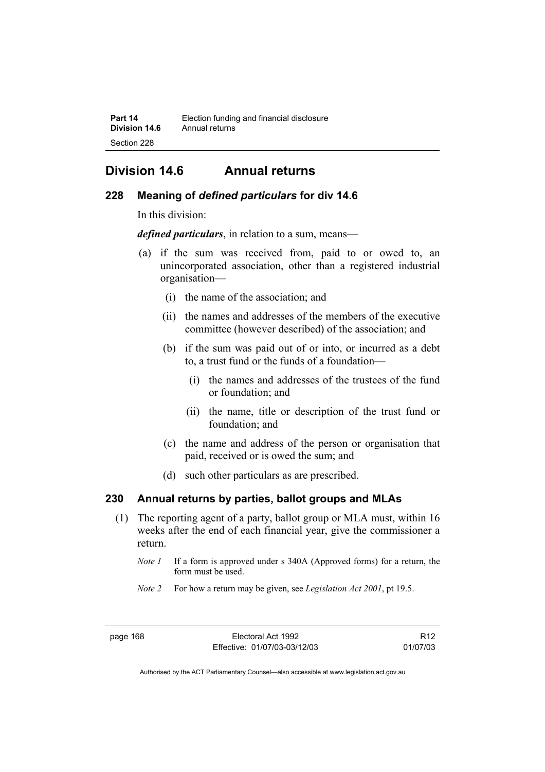## Division 14.6 Annual returns

### 228 Meaning of *defined particulars* for div 14.6

In this division:

***defined particulars***, in relation to a sum, means—

(a) if the sum was received from, paid to or owed to, an unincorporated association, other than a registered industrial organisation—

  (i) the name of the association; and

  (ii) the names and addresses of the members of the executive committee (however described) of the association; and

(b) if the sum was paid out of or into, or incurred as a debt to, a trust fund or the funds of a foundation—

  (i) the names and addresses of the trustees of the fund or foundation; and

  (ii) the name, title or description of the trust fund or foundation; and

(c) the name and address of the person or organisation that paid, received or is owed the sum; and

(d) such other particulars as are prescribed.

### 230 Annual returns by parties, ballot groups and MLAs

(1) The reporting agent of a party, ballot group or MLA must, within 16 weeks after the end of each financial year, give the commissioner a return.

*Note 1* If a form is approved under s 340A (Approved forms) for a return, the form must be used.

*Note 2* For how a return may be given, see *Legislation Act 2001*, pt 19.5.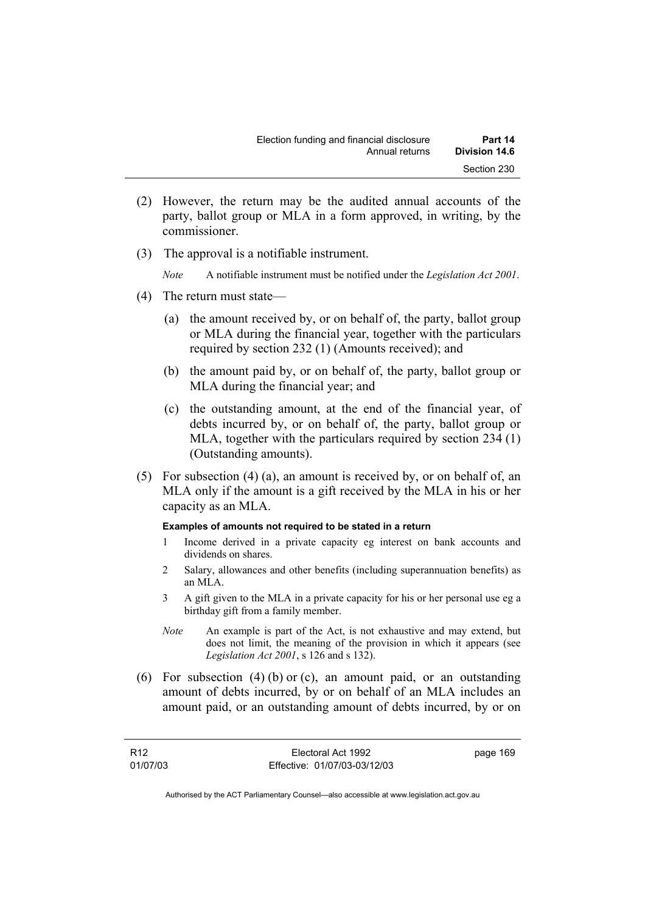(2) However, the return may be the audited annual accounts of the party, ballot group or MLA in a form approved, in writing, by the commissioner.

(3) The approval is a notifiable instrument.

*Note* A notifiable instrument must be notified under the *Legislation Act 2001*.

(4) The return must state—

(a) the amount received by, or on behalf of, the party, ballot group or MLA during the financial year, together with the particulars required by section 232 (1) (Amounts received); and

(b) the amount paid by, or on behalf of, the party, ballot group or MLA during the financial year; and

(c) the outstanding amount, at the end of the financial year, of debts incurred by, or on behalf of, the party, ballot group or MLA, together with the particulars required by section 234 (1) (Outstanding amounts).

(5) For subsection (4) (a), an amount is received by, or on behalf of, an MLA only if the amount is a gift received by the MLA in his or her capacity as an MLA.

**Examples of amounts not required to be stated in a return**

1 Income derived in a private capacity eg interest on bank accounts and dividends on shares.

2 Salary, allowances and other benefits (including superannuation benefits) as an MLA.

3 A gift given to the MLA in a private capacity for his or her personal use eg a birthday gift from a family member.

*Note* An example is part of the Act, is not exhaustive and may extend, but does not limit, the meaning of the provision in which it appears (see *Legislation Act 2001*, s 126 and s 132).

(6) For subsection (4) (b) or (c), an amount paid, or an outstanding amount of debts incurred, by or on behalf of an MLA includes an amount paid, or an outstanding amount of debts incurred, by or on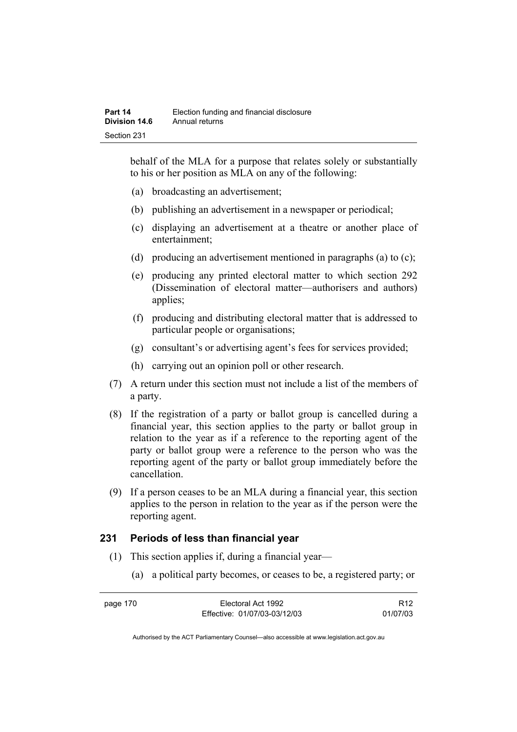behalf of the MLA for a purpose that relates solely or substantially to his or her position as MLA on any of the following:

(a) broadcasting an advertisement;

(b) publishing an advertisement in a newspaper or periodical;

(c) displaying an advertisement at a theatre or another place of entertainment;

(d) producing an advertisement mentioned in paragraphs (a) to (c);

(e) producing any printed electoral matter to which section 292 (Dissemination of electoral matter—authorisers and authors) applies;

(f) producing and distributing electoral matter that is addressed to particular people or organisations;

(g) consultant's or advertising agent's fees for services provided;

(h) carrying out an opinion poll or other research.

(7) A return under this section must not include a list of the members of a party.

(8) If the registration of a party or ballot group is cancelled during a financial year, this section applies to the party or ballot group in relation to the year as if a reference to the reporting agent of the party or ballot group were a reference to the person who was the reporting agent of the party or ballot group immediately before the cancellation.

(9) If a person ceases to be an MLA during a financial year, this section applies to the person in relation to the year as if the person were the reporting agent.

## 231 Periods of less than financial year

(1) This section applies if, during a financial year—

(a) a political party becomes, or ceases to be, a registered party; or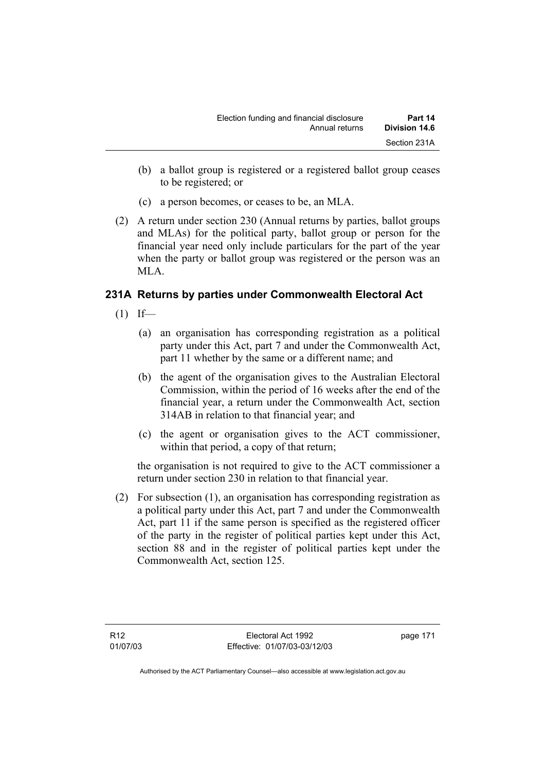(b) a ballot group is registered or a registered ballot group ceases to be registered; or

(c) a person becomes, or ceases to be, an MLA.

(2) A return under section 230 (Annual returns by parties, ballot groups and MLAs) for the political party, ballot group or person for the financial year need only include particulars for the part of the year when the party or ballot group was registered or the person was an MLA.

### 231A Returns by parties under Commonwealth Electoral Act

(1) If—

(a) an organisation has corresponding registration as a political party under this Act, part 7 and under the Commonwealth Act, part 11 whether by the same or a different name; and

(b) the agent of the organisation gives to the Australian Electoral Commission, within the period of 16 weeks after the end of the financial year, a return under the Commonwealth Act, section 314AB in relation to that financial year; and

(c) the agent or organisation gives to the ACT commissioner, within that period, a copy of that return;

the organisation is not required to give to the ACT commissioner a return under section 230 in relation to that financial year.

(2) For subsection (1), an organisation has corresponding registration as a political party under this Act, part 7 and under the Commonwealth Act, part 11 if the same person is specified as the registered officer of the party in the register of political parties kept under this Act, section 88 and in the register of political parties kept under the Commonwealth Act, section 125.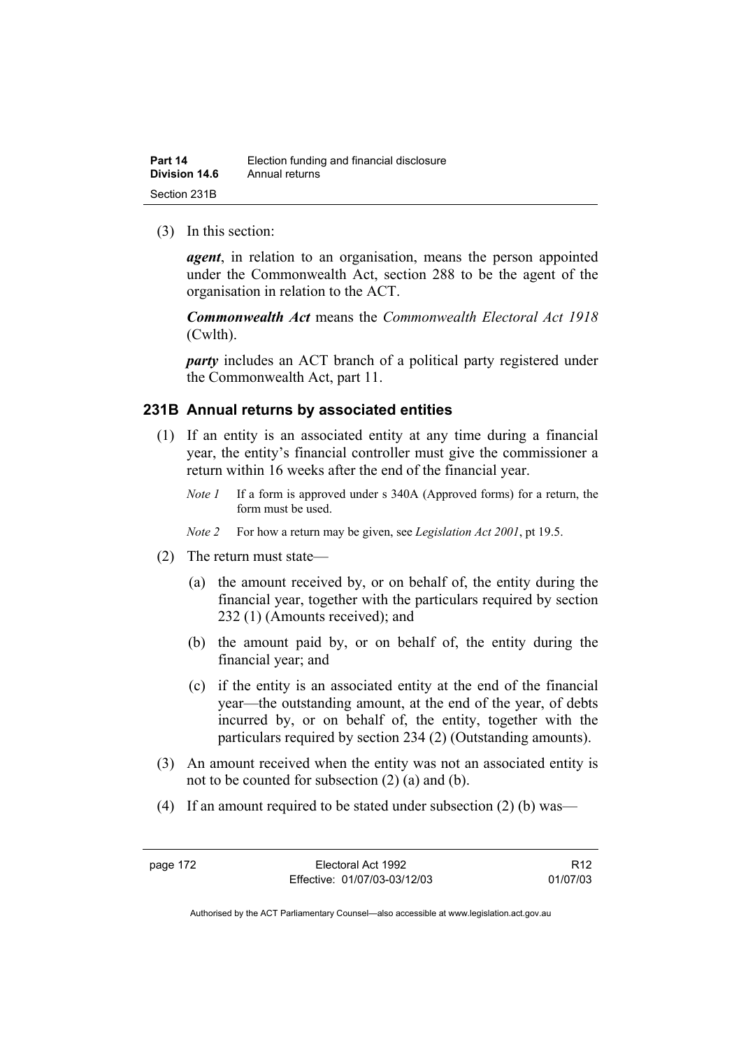(3) In this section:

***agent***, in relation to an organisation, means the person appointed under the Commonwealth Act, section 288 to be the agent of the organisation in relation to the ACT.

***Commonwealth Act*** means the *Commonwealth Electoral Act 1918* (Cwlth).

***party*** includes an ACT branch of a political party registered under the Commonwealth Act, part 11.

### 231B Annual returns by associated entities

(1) If an entity is an associated entity at any time during a financial year, the entity's financial controller must give the commissioner a return within 16 weeks after the end of the financial year.

*Note 1* If a form is approved under s 340A (Approved forms) for a return, the form must be used.

*Note 2* For how a return may be given, see *Legislation Act 2001*, pt 19.5.

(2) The return must state—

(a) the amount received by, or on behalf of, the entity during the financial year, together with the particulars required by section 232 (1) (Amounts received); and

(b) the amount paid by, or on behalf of, the entity during the financial year; and

(c) if the entity is an associated entity at the end of the financial year—the outstanding amount, at the end of the year, of debts incurred by, or on behalf of, the entity, together with the particulars required by section 234 (2) (Outstanding amounts).

(3) An amount received when the entity was not an associated entity is not to be counted for subsection (2) (a) and (b).

(4) If an amount required to be stated under subsection (2) (b) was—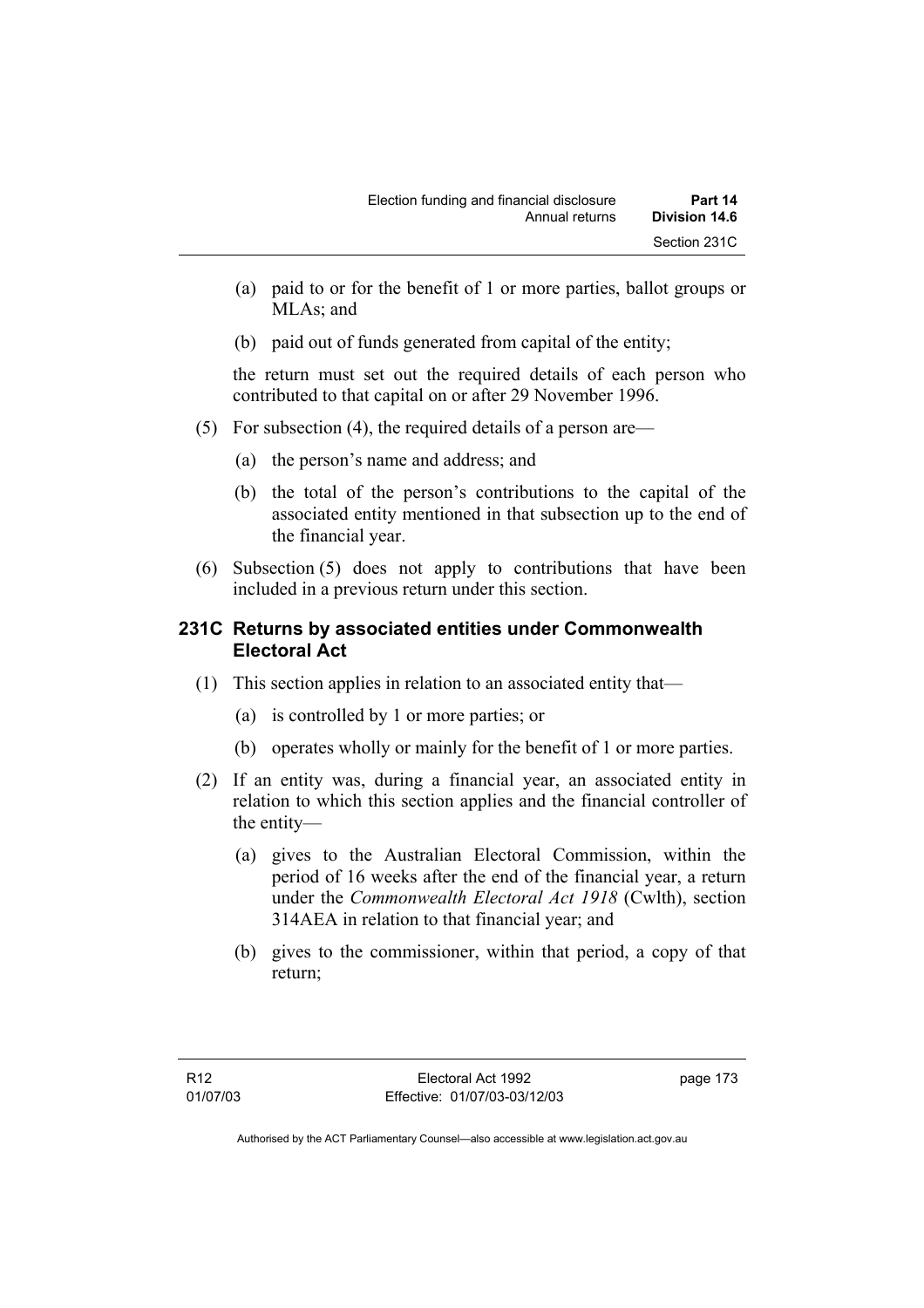(a) paid to or for the benefit of 1 or more parties, ballot groups or MLAs; and

(b) paid out of funds generated from capital of the entity;

the return must set out the required details of each person who contributed to that capital on or after 29 November 1996.

(5) For subsection (4), the required details of a person are—

(a) the person's name and address; and

(b) the total of the person's contributions to the capital of the associated entity mentioned in that subsection up to the end of the financial year.

(6) Subsection (5) does not apply to contributions that have been included in a previous return under this section.

### 231C Returns by associated entities under Commonwealth Electoral Act

(1) This section applies in relation to an associated entity that—

(a) is controlled by 1 or more parties; or

(b) operates wholly or mainly for the benefit of 1 or more parties.

(2) If an entity was, during a financial year, an associated entity in relation to which this section applies and the financial controller of the entity—

(a) gives to the Australian Electoral Commission, within the period of 16 weeks after the end of the financial year, a return under the *Commonwealth Electoral Act 1918* (Cwlth), section 314AEA in relation to that financial year; and

(b) gives to the commissioner, within that period, a copy of that return;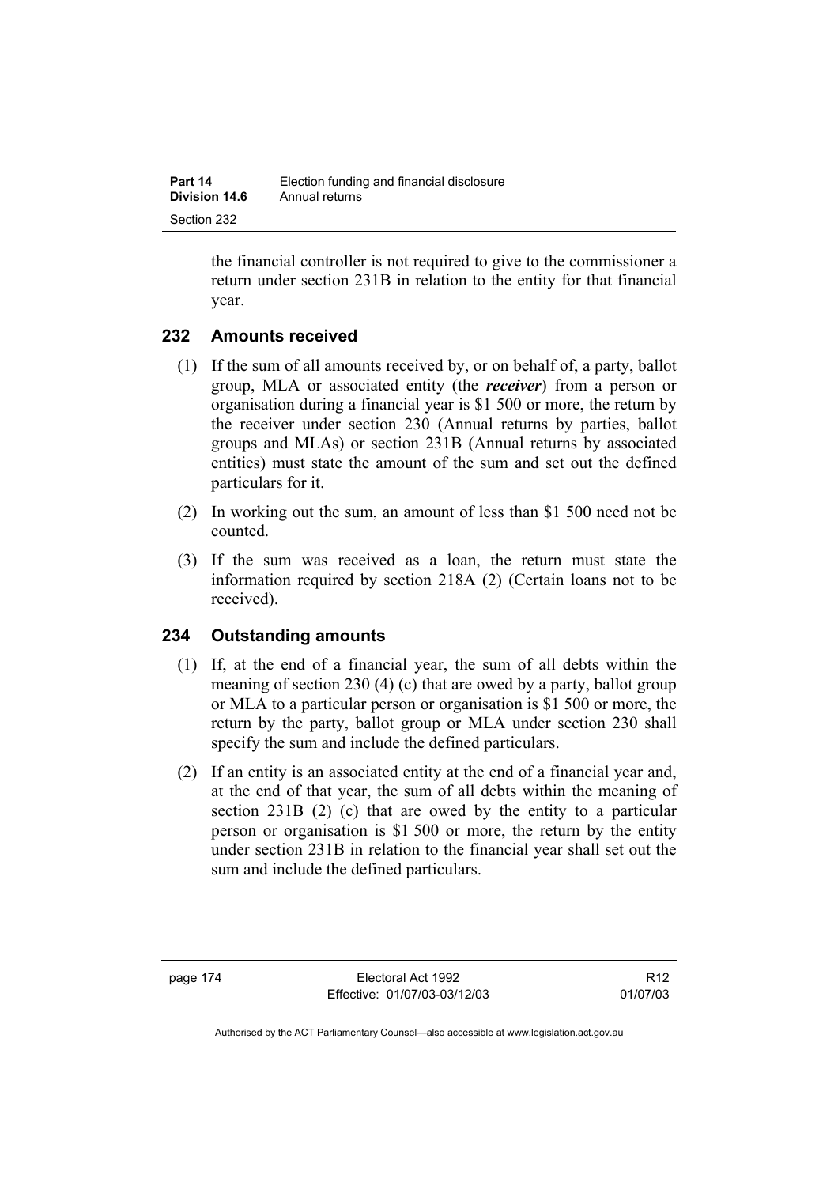the financial controller is not required to give to the commissioner a return under section 231B in relation to the entity for that financial year.

## 232 Amounts received

(1) If the sum of all amounts received by, or on behalf of, a party, ballot group, MLA or associated entity (the ***receiver***) from a person or organisation during a financial year is $1 500 or more, the return by the receiver under section 230 (Annual returns by parties, ballot groups and MLAs) or section 231B (Annual returns by associated entities) must state the amount of the sum and set out the defined particulars for it.

(2) In working out the sum, an amount of less than $1 500 need not be counted.

(3) If the sum was received as a loan, the return must state the information required by section 218A (2) (Certain loans not to be received).

## 234 Outstanding amounts

(1) If, at the end of a financial year, the sum of all debts within the meaning of section 230 (4) (c) that are owed by a party, ballot group or MLA to a particular person or organisation is $1 500 or more, the return by the party, ballot group or MLA under section 230 shall specify the sum and include the defined particulars.

(2) If an entity is an associated entity at the end of a financial year and, at the end of that year, the sum of all debts within the meaning of section 231B (2) (c) that are owed by the entity to a particular person or organisation is $1 500 or more, the return by the entity under section 231B in relation to the financial year shall set out the sum and include the defined particulars.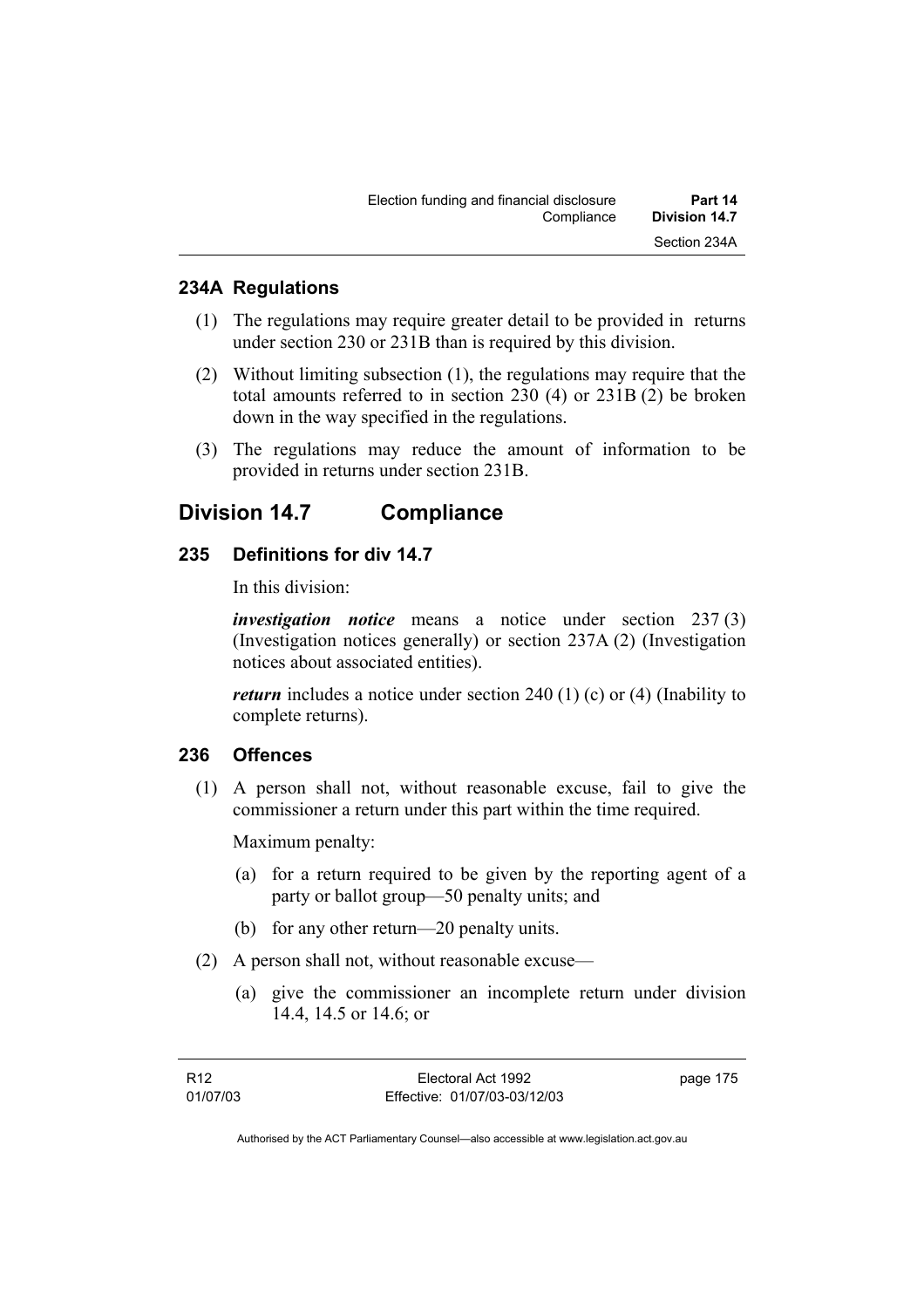### 234A Regulations

(1) The regulations may require greater detail to be provided in returns under section 230 or 231B than is required by this division.

(2) Without limiting subsection (1), the regulations may require that the total amounts referred to in section 230 (4) or 231B (2) be broken down in the way specified in the regulations.

(3) The regulations may reduce the amount of information to be provided in returns under section 231B.

## Division 14.7 Compliance

### 235 Definitions for div 14.7

In this division:

***investigation notice*** means a notice under section 237 (3) (Investigation notices generally) or section 237A (2) (Investigation notices about associated entities).

***return*** includes a notice under section 240 (1) (c) or (4) (Inability to complete returns).

### 236 Offences

(1) A person shall not, without reasonable excuse, fail to give the commissioner a return under this part within the time required.

Maximum penalty:

(a) for a return required to be given by the reporting agent of a party or ballot group—50 penalty units; and

(b) for any other return—20 penalty units.

(2) A person shall not, without reasonable excuse—

(a) give the commissioner an incomplete return under division 14.4, 14.5 or 14.6; or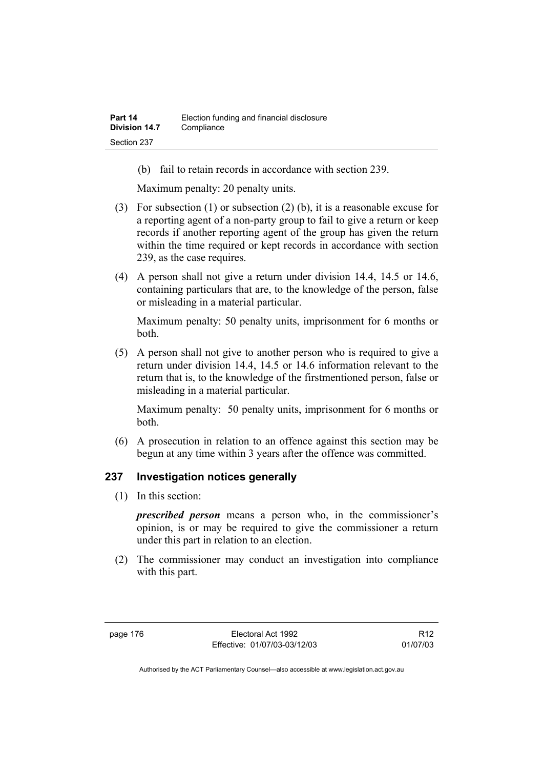(b) fail to retain records in accordance with section 239.

Maximum penalty: 20 penalty units.

(3) For subsection (1) or subsection (2) (b), it is a reasonable excuse for a reporting agent of a non-party group to fail to give a return or keep records if another reporting agent of the group has given the return within the time required or kept records in accordance with section 239, as the case requires.

(4) A person shall not give a return under division 14.4, 14.5 or 14.6, containing particulars that are, to the knowledge of the person, false or misleading in a material particular.

Maximum penalty: 50 penalty units, imprisonment for 6 months or both.

(5) A person shall not give to another person who is required to give a return under division 14.4, 14.5 or 14.6 information relevant to the return that is, to the knowledge of the firstmentioned person, false or misleading in a material particular.

Maximum penalty: 50 penalty units, imprisonment for 6 months or both.

(6) A prosecution in relation to an offence against this section may be begun at any time within 3 years after the offence was committed.

## 237 Investigation notices generally

(1) In this section:

***prescribed person*** means a person who, in the commissioner's opinion, is or may be required to give the commissioner a return under this part in relation to an election.

(2) The commissioner may conduct an investigation into compliance with this part.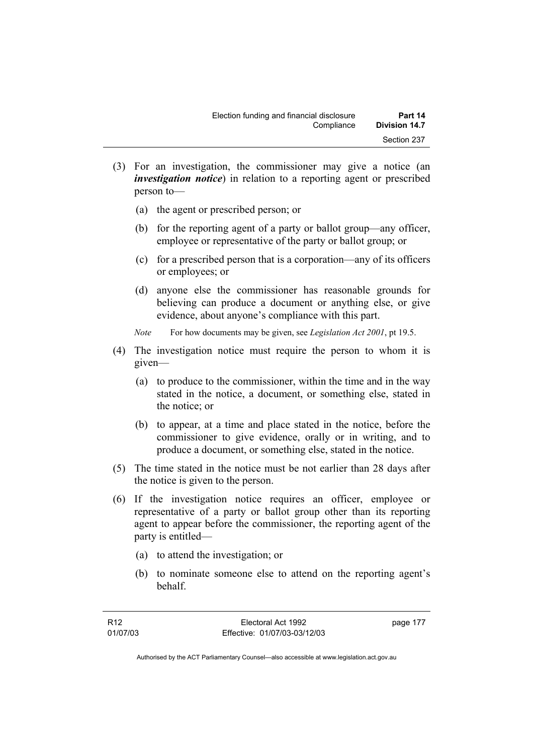(3) For an investigation, the commissioner may give a notice (an ***investigation notice***) in relation to a reporting agent or prescribed person to—

   (a) the agent or prescribed person; or

   (b) for the reporting agent of a party or ballot group—any officer, employee or representative of the party or ballot group; or

   (c) for a prescribed person that is a corporation—any of its officers or employees; or

   (d) anyone else the commissioner has reasonable grounds for believing can produce a document or anything else, or give evidence, about anyone's compliance with this part.

   *Note* For how documents may be given, see *Legislation Act 2001*, pt 19.5.

(4) The investigation notice must require the person to whom it is given—

   (a) to produce to the commissioner, within the time and in the way stated in the notice, a document, or something else, stated in the notice; or

   (b) to appear, at a time and place stated in the notice, before the commissioner to give evidence, orally or in writing, and to produce a document, or something else, stated in the notice.

(5) The time stated in the notice must be not earlier than 28 days after the notice is given to the person.

(6) If the investigation notice requires an officer, employee or representative of a party or ballot group other than its reporting agent to appear before the commissioner, the reporting agent of the party is entitled—

   (a) to attend the investigation; or

   (b) to nominate someone else to attend on the reporting agent's behalf.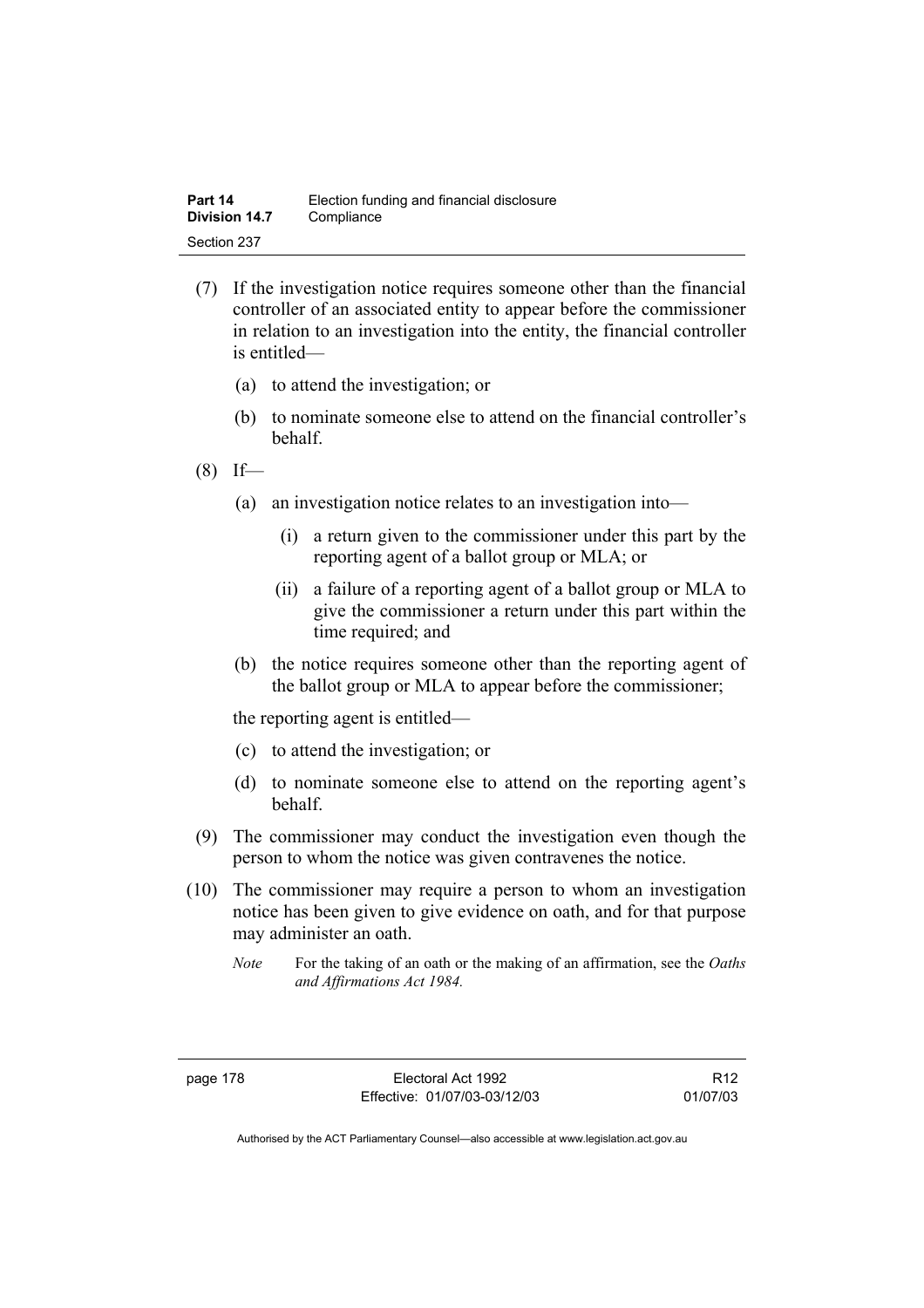(7) If the investigation notice requires someone other than the financial controller of an associated entity to appear before the commissioner in relation to an investigation into the entity, the financial controller is entitled—

(a) to attend the investigation; or

(b) to nominate someone else to attend on the financial controller's behalf.

(8) If—

(a) an investigation notice relates to an investigation into—

(i) a return given to the commissioner under this part by the reporting agent of a ballot group or MLA; or

(ii) a failure of a reporting agent of a ballot group or MLA to give the commissioner a return under this part within the time required; and

(b) the notice requires someone other than the reporting agent of the ballot group or MLA to appear before the commissioner;

the reporting agent is entitled—

(c) to attend the investigation; or

(d) to nominate someone else to attend on the reporting agent's behalf.

(9) The commissioner may conduct the investigation even though the person to whom the notice was given contravenes the notice.

(10) The commissioner may require a person to whom an investigation notice has been given to give evidence on oath, and for that purpose may administer an oath.

*Note* For the taking of an oath or the making of an affirmation, see the *Oaths and Affirmations Act 1984.*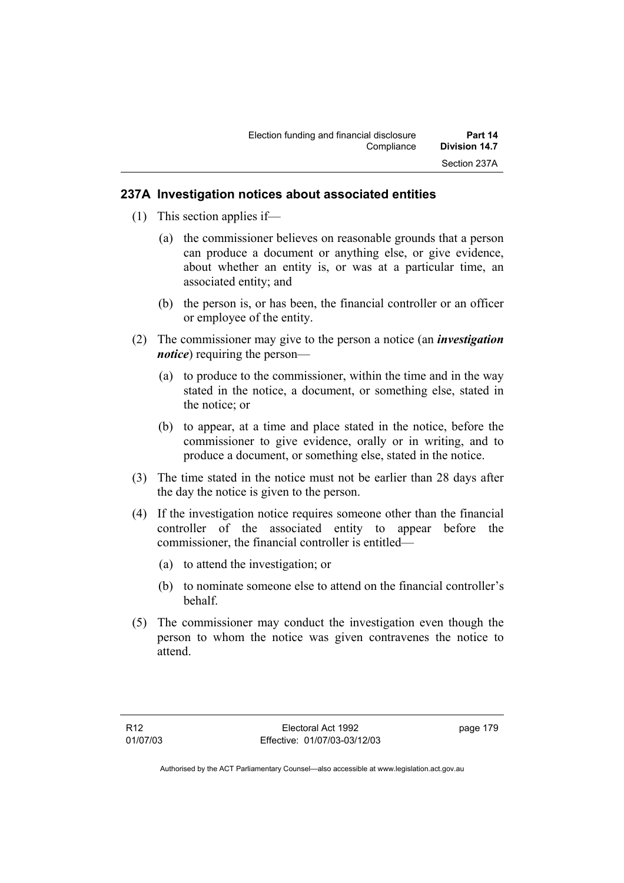## 237A Investigation notices about associated entities

(1) This section applies if—

(a) the commissioner believes on reasonable grounds that a person can produce a document or anything else, or give evidence, about whether an entity is, or was at a particular time, an associated entity; and

(b) the person is, or has been, the financial controller or an officer or employee of the entity.

(2) The commissioner may give to the person a notice (an ***investigation notice***) requiring the person—

(a) to produce to the commissioner, within the time and in the way stated in the notice, a document, or something else, stated in the notice; or

(b) to appear, at a time and place stated in the notice, before the commissioner to give evidence, orally or in writing, and to produce a document, or something else, stated in the notice.

(3) The time stated in the notice must not be earlier than 28 days after the day the notice is given to the person.

(4) If the investigation notice requires someone other than the financial controller of the associated entity to appear before the commissioner, the financial controller is entitled—

(a) to attend the investigation; or

(b) to nominate someone else to attend on the financial controller's behalf.

(5) The commissioner may conduct the investigation even though the person to whom the notice was given contravenes the notice to attend.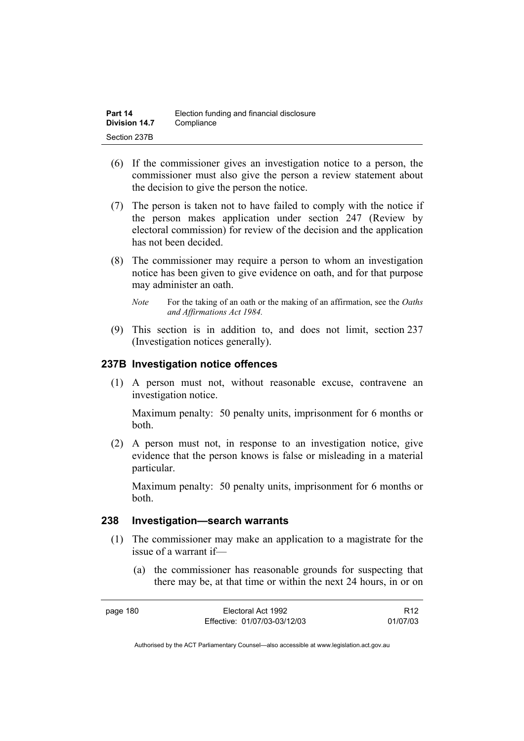(6) If the commissioner gives an investigation notice to a person, the commissioner must also give the person a review statement about the decision to give the person the notice.

(7) The person is taken not to have failed to comply with the notice if the person makes application under section 247 (Review by electoral commission) for review of the decision and the application has not been decided.

(8) The commissioner may require a person to whom an investigation notice has been given to give evidence on oath, and for that purpose may administer an oath.

*Note* For the taking of an oath or the making of an affirmation, see the *Oaths and Affirmations Act 1984.*

(9) This section is in addition to, and does not limit, section 237 (Investigation notices generally).

### 237B Investigation notice offences

(1) A person must not, without reasonable excuse, contravene an investigation notice.

Maximum penalty: 50 penalty units, imprisonment for 6 months or both.

(2) A person must not, in response to an investigation notice, give evidence that the person knows is false or misleading in a material particular.

Maximum penalty: 50 penalty units, imprisonment for 6 months or both.

### 238 Investigation—search warrants

(1) The commissioner may make an application to a magistrate for the issue of a warrant if—

(a) the commissioner has reasonable grounds for suspecting that there may be, at that time or within the next 24 hours, in or on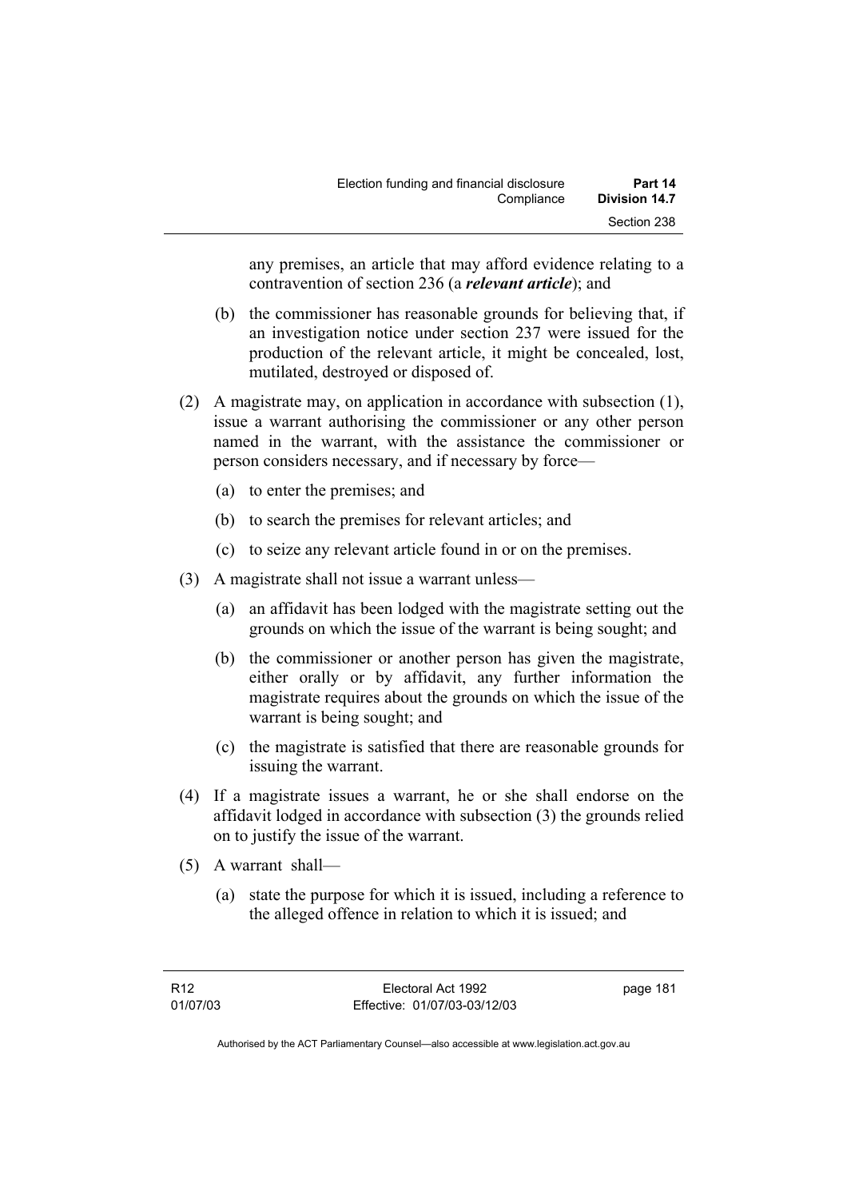any premises, an article that may afford evidence relating to a contravention of section 236 (a ***relevant article***); and

(b) the commissioner has reasonable grounds for believing that, if an investigation notice under section 237 were issued for the production of the relevant article, it might be concealed, lost, mutilated, destroyed or disposed of.

(2) A magistrate may, on application in accordance with subsection (1), issue a warrant authorising the commissioner or any other person named in the warrant, with the assistance the commissioner or person considers necessary, and if necessary by force—

(a) to enter the premises; and

(b) to search the premises for relevant articles; and

(c) to seize any relevant article found in or on the premises.

(3) A magistrate shall not issue a warrant unless—

(a) an affidavit has been lodged with the magistrate setting out the grounds on which the issue of the warrant is being sought; and

(b) the commissioner or another person has given the magistrate, either orally or by affidavit, any further information the magistrate requires about the grounds on which the issue of the warrant is being sought; and

(c) the magistrate is satisfied that there are reasonable grounds for issuing the warrant.

(4) If a magistrate issues a warrant, he or she shall endorse on the affidavit lodged in accordance with subsection (3) the grounds relied on to justify the issue of the warrant.

(5) A warrant shall—

(a) state the purpose for which it is issued, including a reference to the alleged offence in relation to which it is issued; and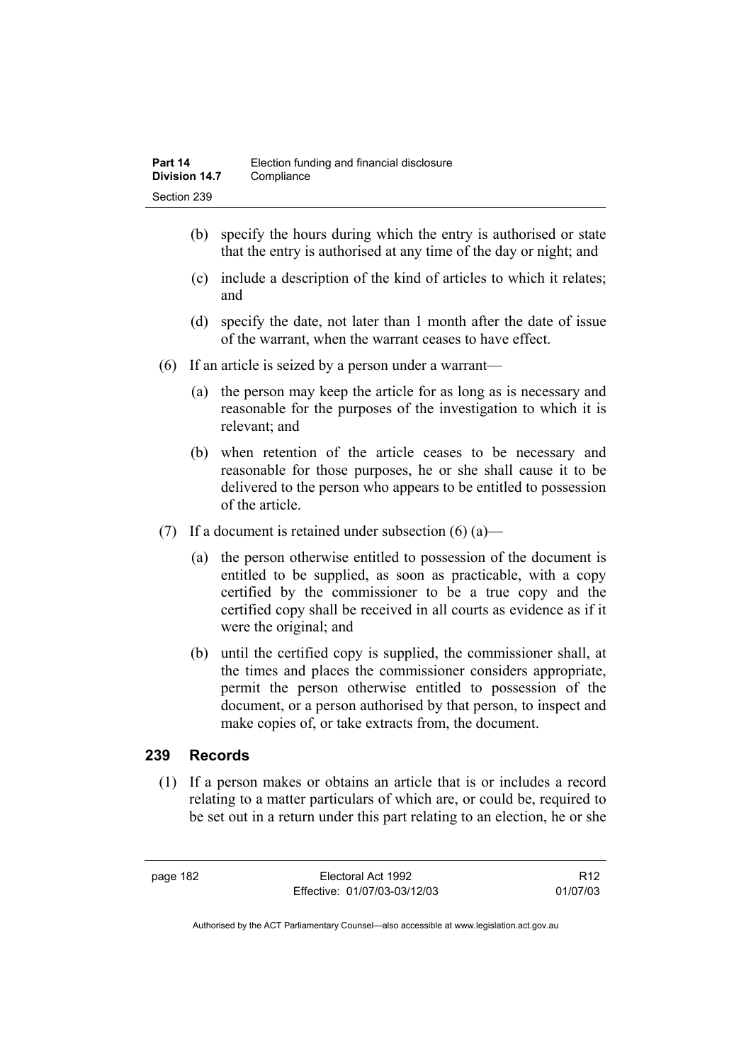(b) specify the hours during which the entry is authorised or state that the entry is authorised at any time of the day or night; and

(c) include a description of the kind of articles to which it relates; and

(d) specify the date, not later than 1 month after the date of issue of the warrant, when the warrant ceases to have effect.

(6) If an article is seized by a person under a warrant—

(a) the person may keep the article for as long as is necessary and reasonable for the purposes of the investigation to which it is relevant; and

(b) when retention of the article ceases to be necessary and reasonable for those purposes, he or she shall cause it to be delivered to the person who appears to be entitled to possession of the article.

(7) If a document is retained under subsection (6) (a)—

(a) the person otherwise entitled to possession of the document is entitled to be supplied, as soon as practicable, with a copy certified by the commissioner to be a true copy and the certified copy shall be received in all courts as evidence as if it were the original; and

(b) until the certified copy is supplied, the commissioner shall, at the times and places the commissioner considers appropriate, permit the person otherwise entitled to possession of the document, or a person authorised by that person, to inspect and make copies of, or take extracts from, the document.

## 239 Records

(1) If a person makes or obtains an article that is or includes a record relating to a matter particulars of which are, or could be, required to be set out in a return under this part relating to an election, he or she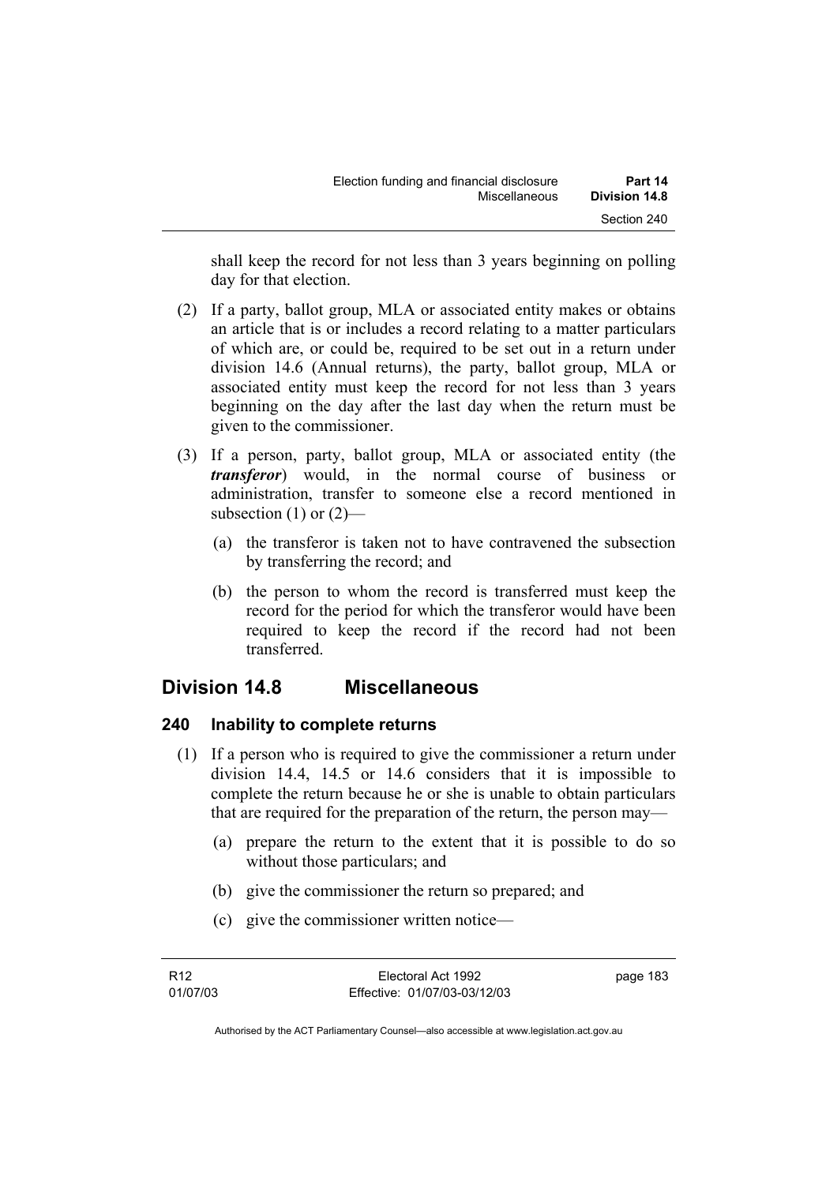shall keep the record for not less than 3 years beginning on polling day for that election.

(2) If a party, ballot group, MLA or associated entity makes or obtains an article that is or includes a record relating to a matter particulars of which are, or could be, required to be set out in a return under division 14.6 (Annual returns), the party, ballot group, MLA or associated entity must keep the record for not less than 3 years beginning on the day after the last day when the return must be given to the commissioner.

(3) If a person, party, ballot group, MLA or associated entity (the ***transferor***) would, in the normal course of business or administration, transfer to someone else a record mentioned in subsection (1) or (2)—

(a) the transferor is taken not to have contravened the subsection by transferring the record; and

(b) the person to whom the record is transferred must keep the record for the period for which the transferor would have been required to keep the record if the record had not been transferred.

## Division 14.8 Miscellaneous

### 240 Inability to complete returns

(1) If a person who is required to give the commissioner a return under division 14.4, 14.5 or 14.6 considers that it is impossible to complete the return because he or she is unable to obtain particulars that are required for the preparation of the return, the person may—

(a) prepare the return to the extent that it is possible to do so without those particulars; and

(b) give the commissioner the return so prepared; and

(c) give the commissioner written notice—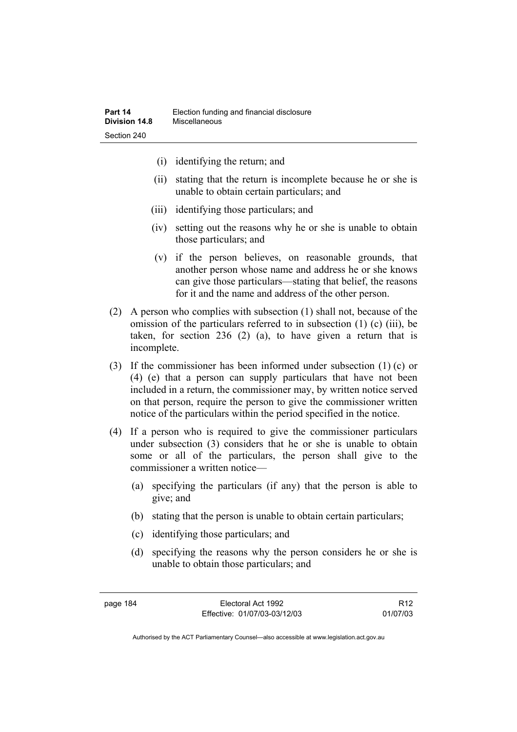(i) identifying the return; and

(ii) stating that the return is incomplete because he or she is unable to obtain certain particulars; and

(iii) identifying those particulars; and

(iv) setting out the reasons why he or she is unable to obtain those particulars; and

(v) if the person believes, on reasonable grounds, that another person whose name and address he or she knows can give those particulars—stating that belief, the reasons for it and the name and address of the other person.

(2) A person who complies with subsection (1) shall not, because of the omission of the particulars referred to in subsection (1) (c) (iii), be taken, for section 236 (2) (a), to have given a return that is incomplete.

(3) If the commissioner has been informed under subsection (1) (c) or (4) (e) that a person can supply particulars that have not been included in a return, the commissioner may, by written notice served on that person, require the person to give the commissioner written notice of the particulars within the period specified in the notice.

(4) If a person who is required to give the commissioner particulars under subsection (3) considers that he or she is unable to obtain some or all of the particulars, the person shall give to the commissioner a written notice—

(a) specifying the particulars (if any) that the person is able to give; and

(b) stating that the person is unable to obtain certain particulars;

(c) identifying those particulars; and

(d) specifying the reasons why the person considers he or she is unable to obtain those particulars; and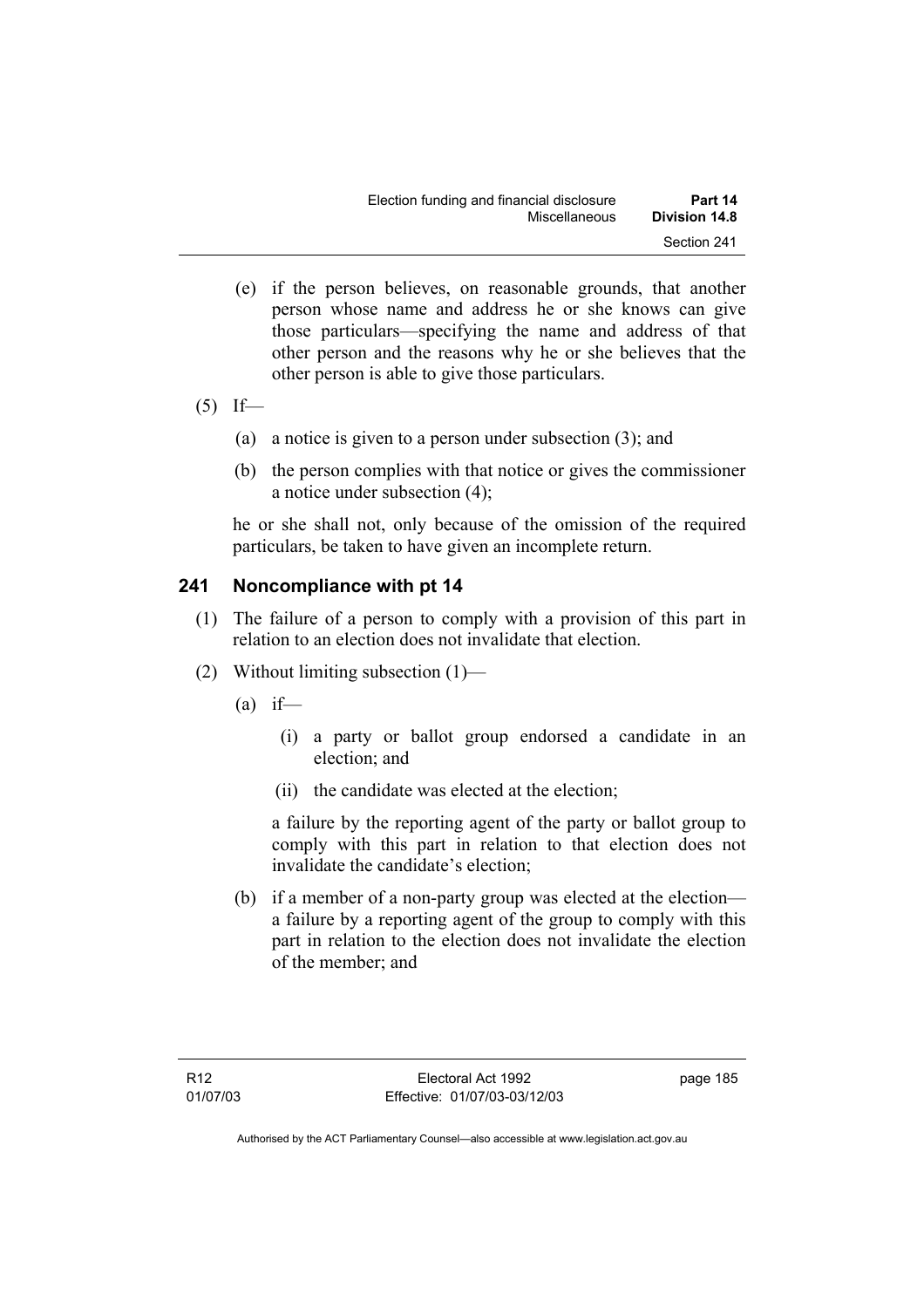(e) if the person believes, on reasonable grounds, that another person whose name and address he or she knows can give those particulars—specifying the name and address of that other person and the reasons why he or she believes that the other person is able to give those particulars.

(5) If—

(a) a notice is given to a person under subsection (3); and

(b) the person complies with that notice or gives the commissioner a notice under subsection (4);

he or she shall not, only because of the omission of the required particulars, be taken to have given an incomplete return.

## 241 Noncompliance with pt 14

(1) The failure of a person to comply with a provision of this part in relation to an election does not invalidate that election.

(2) Without limiting subsection (1)—

(a) if—

(i) a party or ballot group endorsed a candidate in an election; and

(ii) the candidate was elected at the election;

a failure by the reporting agent of the party or ballot group to comply with this part in relation to that election does not invalidate the candidate's election;

(b) if a member of a non-party group was elected at the election—a failure by a reporting agent of the group to comply with this part in relation to the election does not invalidate the election of the member; and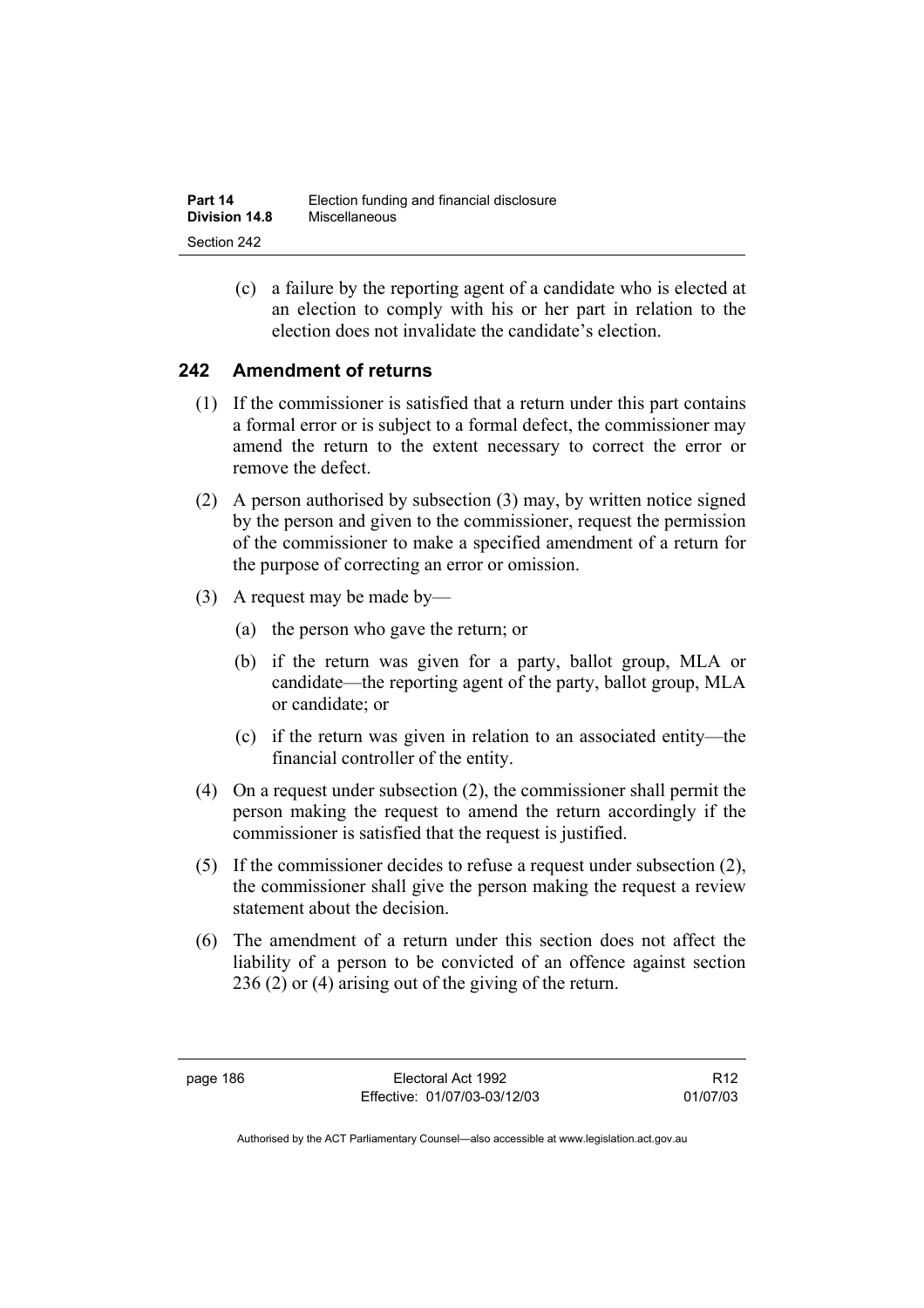(c) a failure by the reporting agent of a candidate who is elected at an election to comply with his or her part in relation to the election does not invalidate the candidate's election.

## 242 Amendment of returns

(1) If the commissioner is satisfied that a return under this part contains a formal error or is subject to a formal defect, the commissioner may amend the return to the extent necessary to correct the error or remove the defect.

(2) A person authorised by subsection (3) may, by written notice signed by the person and given to the commissioner, request the permission of the commissioner to make a specified amendment of a return for the purpose of correcting an error or omission.

(3) A request may be made by—

(a) the person who gave the return; or

(b) if the return was given for a party, ballot group, MLA or candidate—the reporting agent of the party, ballot group, MLA or candidate; or

(c) if the return was given in relation to an associated entity—the financial controller of the entity.

(4) On a request under subsection (2), the commissioner shall permit the person making the request to amend the return accordingly if the commissioner is satisfied that the request is justified.

(5) If the commissioner decides to refuse a request under subsection (2), the commissioner shall give the person making the request a review statement about the decision.

(6) The amendment of a return under this section does not affect the liability of a person to be convicted of an offence against section 236 (2) or (4) arising out of the giving of the return.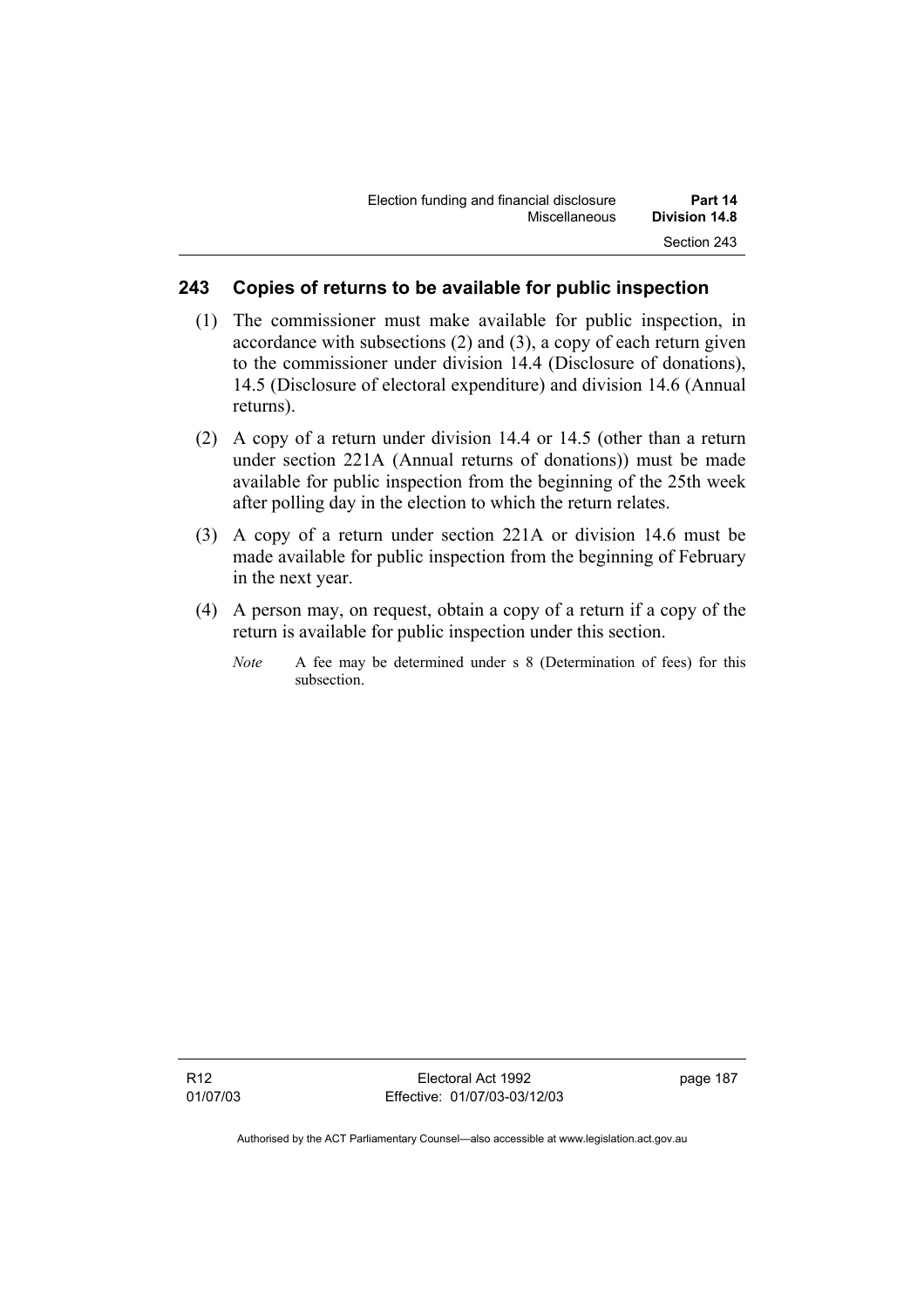## 243 Copies of returns to be available for public inspection

(1) The commissioner must make available for public inspection, in accordance with subsections (2) and (3), a copy of each return given to the commissioner under division 14.4 (Disclosure of donations), 14.5 (Disclosure of electoral expenditure) and division 14.6 (Annual returns).

(2) A copy of a return under division 14.4 or 14.5 (other than a return under section 221A (Annual returns of donations)) must be made available for public inspection from the beginning of the 25th week after polling day in the election to which the return relates.

(3) A copy of a return under section 221A or division 14.6 must be made available for public inspection from the beginning of February in the next year.

(4) A person may, on request, obtain a copy of a return if a copy of the return is available for public inspection under this section.

*Note* A fee may be determined under s 8 (Determination of fees) for this subsection.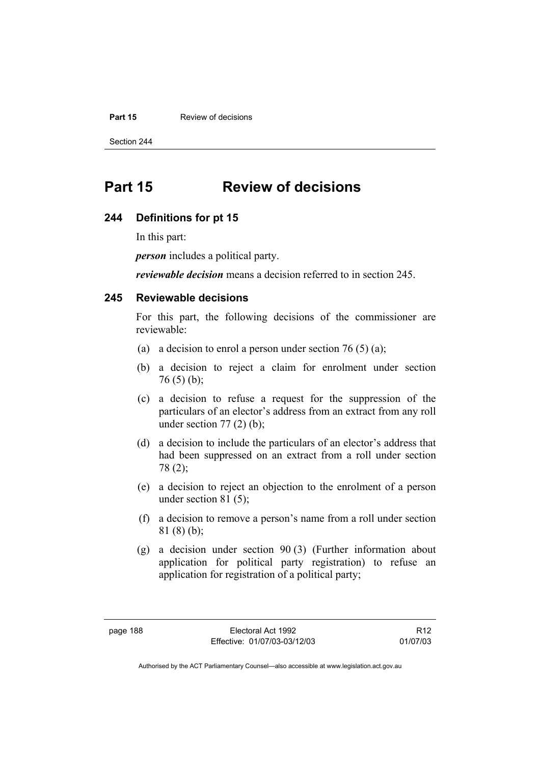# Part 15 Review of decisions

## 244 Definitions for pt 15

In this part:

***person*** includes a political party.

***reviewable decision*** means a decision referred to in section 245.

## 245 Reviewable decisions

For this part, the following decisions of the commissioner are reviewable:

(a) a decision to enrol a person under section 76 (5) (a);

(b) a decision to reject a claim for enrolment under section 76 (5) (b);

(c) a decision to refuse a request for the suppression of the particulars of an elector's address from an extract from any roll under section 77 (2) (b);

(d) a decision to include the particulars of an elector's address that had been suppressed on an extract from a roll under section 78 (2);

(e) a decision to reject an objection to the enrolment of a person under section 81 (5);

(f) a decision to remove a person's name from a roll under section 81 (8) (b);

(g) a decision under section 90 (3) (Further information about application for political party registration) to refuse an application for registration of a political party;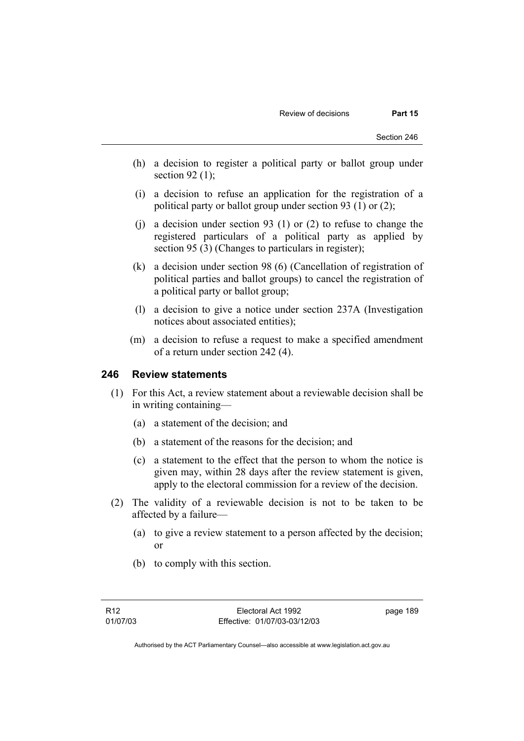(h) a decision to register a political party or ballot group under section 92 (1);

(i) a decision to refuse an application for the registration of a political party or ballot group under section 93 (1) or (2);

(j) a decision under section 93 (1) or (2) to refuse to change the registered particulars of a political party as applied by section 95 (3) (Changes to particulars in register);

(k) a decision under section 98 (6) (Cancellation of registration of political parties and ballot groups) to cancel the registration of a political party or ballot group;

(l) a decision to give a notice under section 237A (Investigation notices about associated entities);

(m) a decision to refuse a request to make a specified amendment of a return under section 242 (4).

## 246 Review statements

(1) For this Act, a review statement about a reviewable decision shall be in writing containing—

(a) a statement of the decision; and

(b) a statement of the reasons for the decision; and

(c) a statement to the effect that the person to whom the notice is given may, within 28 days after the review statement is given, apply to the electoral commission for a review of the decision.

(2) The validity of a reviewable decision is not to be taken to be affected by a failure—

(a) to give a review statement to a person affected by the decision; or

(b) to comply with this section.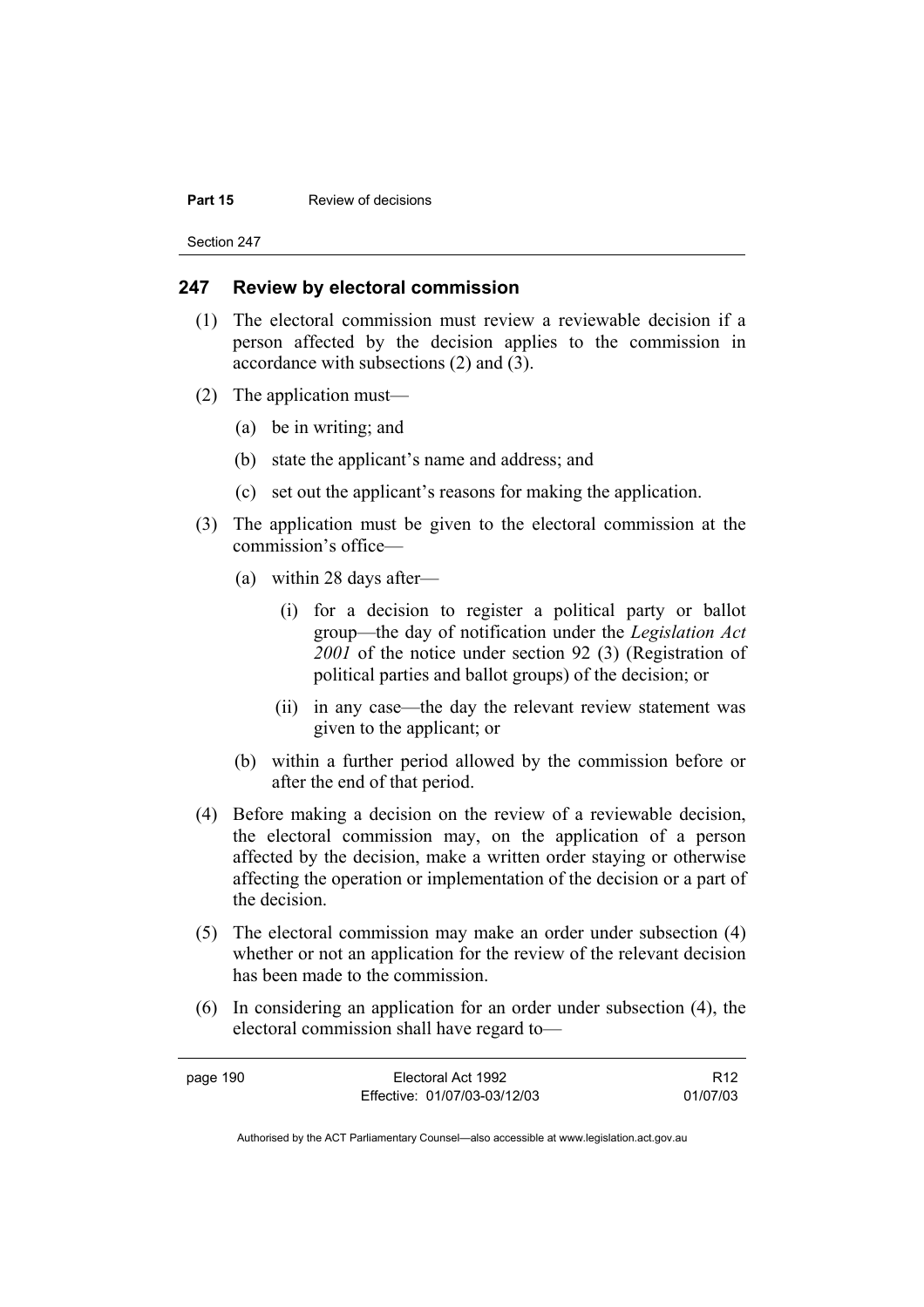## 247 Review by electoral commission

(1) The electoral commission must review a reviewable decision if a person affected by the decision applies to the commission in accordance with subsections (2) and (3).

(2) The application must—

(a) be in writing; and

(b) state the applicant's name and address; and

(c) set out the applicant's reasons for making the application.

(3) The application must be given to the electoral commission at the commission's office—

(a) within 28 days after—

(i) for a decision to register a political party or ballot group—the day of notification under the *Legislation Act 2001* of the notice under section 92 (3) (Registration of political parties and ballot groups) of the decision; or

(ii) in any case—the day the relevant review statement was given to the applicant; or

(b) within a further period allowed by the commission before or after the end of that period.

(4) Before making a decision on the review of a reviewable decision, the electoral commission may, on the application of a person affected by the decision, make a written order staying or otherwise affecting the operation or implementation of the decision or a part of the decision.

(5) The electoral commission may make an order under subsection (4) whether or not an application for the review of the relevant decision has been made to the commission.

(6) In considering an application for an order under subsection (4), the electoral commission shall have regard to—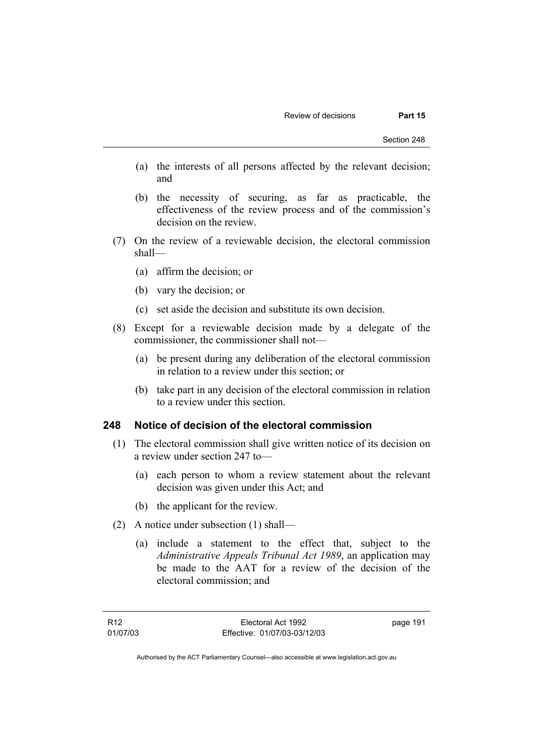(a) the interests of all persons affected by the relevant decision; and

(b) the necessity of securing, as far as practicable, the effectiveness of the review process and of the commission's decision on the review.

(7) On the review of a reviewable decision, the electoral commission shall—

(a) affirm the decision; or

(b) vary the decision; or

(c) set aside the decision and substitute its own decision.

(8) Except for a reviewable decision made by a delegate of the commissioner, the commissioner shall not—

(a) be present during any deliberation of the electoral commission in relation to a review under this section; or

(b) take part in any decision of the electoral commission in relation to a review under this section.

## 248 Notice of decision of the electoral commission

(1) The electoral commission shall give written notice of its decision on a review under section 247 to—

(a) each person to whom a review statement about the relevant decision was given under this Act; and

(b) the applicant for the review.

(2) A notice under subsection (1) shall—

(a) include a statement to the effect that, subject to the *Administrative Appeals Tribunal Act 1989*, an application may be made to the AAT for a review of the decision of the electoral commission; and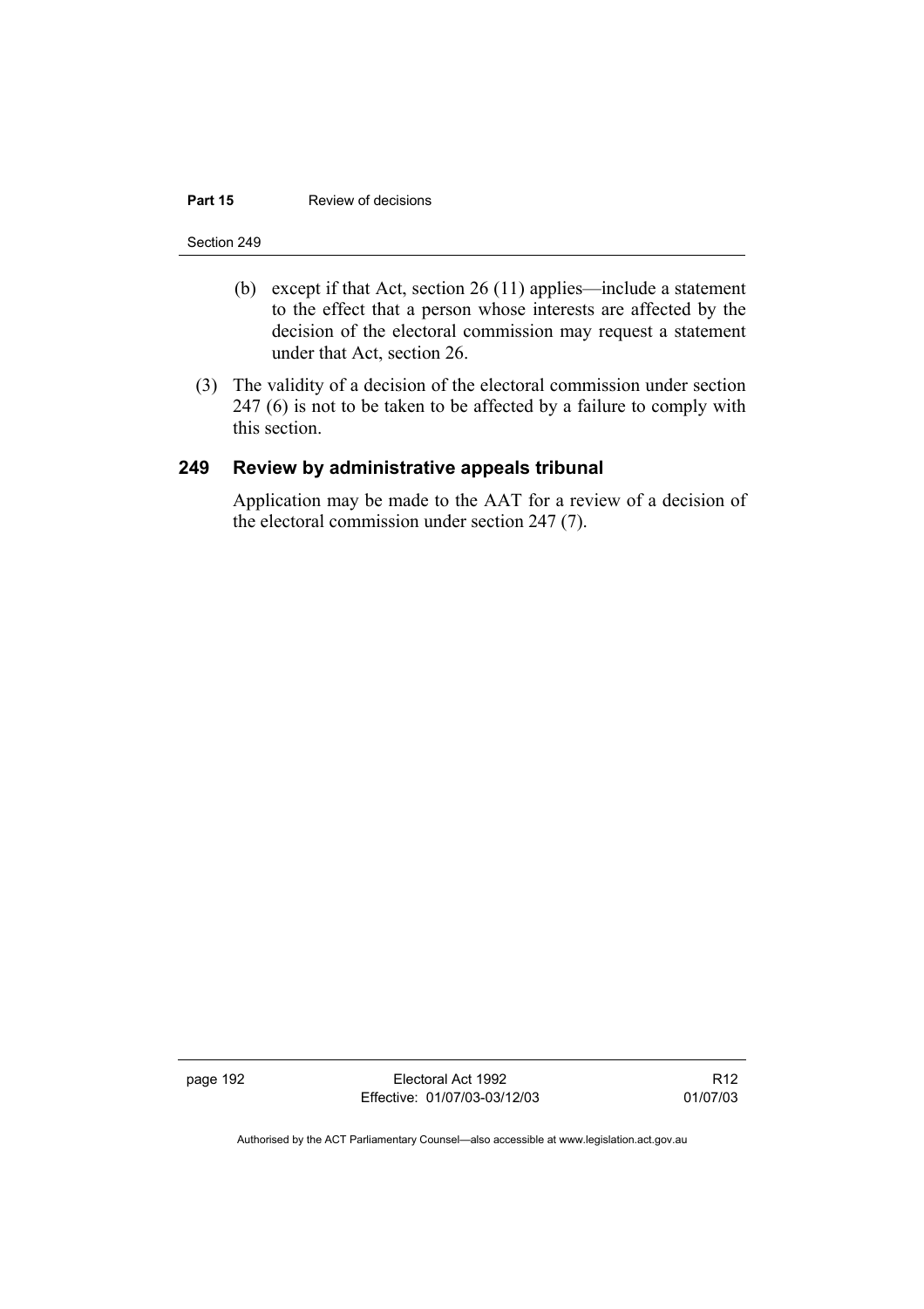(b) except if that Act, section 26 (11) applies—include a statement to the effect that a person whose interests are affected by the decision of the electoral commission may request a statement under that Act, section 26.

(3) The validity of a decision of the electoral commission under section 247 (6) is not to be taken to be affected by a failure to comply with this section.

## 249 Review by administrative appeals tribunal

Application may be made to the AAT for a review of a decision of the electoral commission under section 247 (7).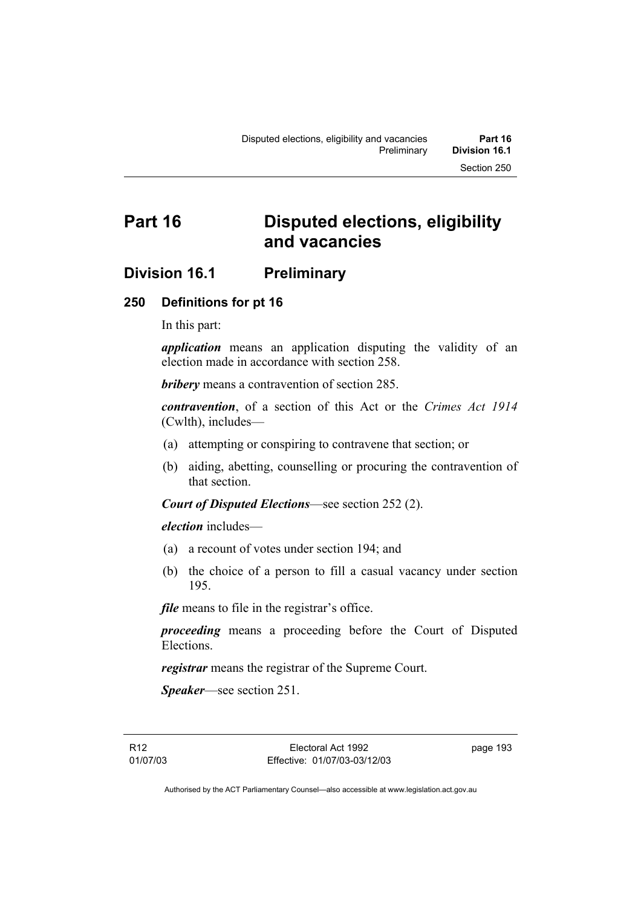# Part 16 Disputed elections, eligibility and vacancies

## Division 16.1 Preliminary

### 250 Definitions for pt 16

In this part:

***application*** means an application disputing the validity of an election made in accordance with section 258.

***bribery*** means a contravention of section 285.

***contravention***, of a section of this Act or the *Crimes Act 1914* (Cwlth), includes—

(a) attempting or conspiring to contravene that section; or

(b) aiding, abetting, counselling or procuring the contravention of that section.

***Court of Disputed Elections***—see section 252 (2).

***election*** includes—

(a) a recount of votes under section 194; and

(b) the choice of a person to fill a casual vacancy under section 195.

***file*** means to file in the registrar's office.

***proceeding*** means a proceeding before the Court of Disputed Elections.

***registrar*** means the registrar of the Supreme Court.

***Speaker***—see section 251.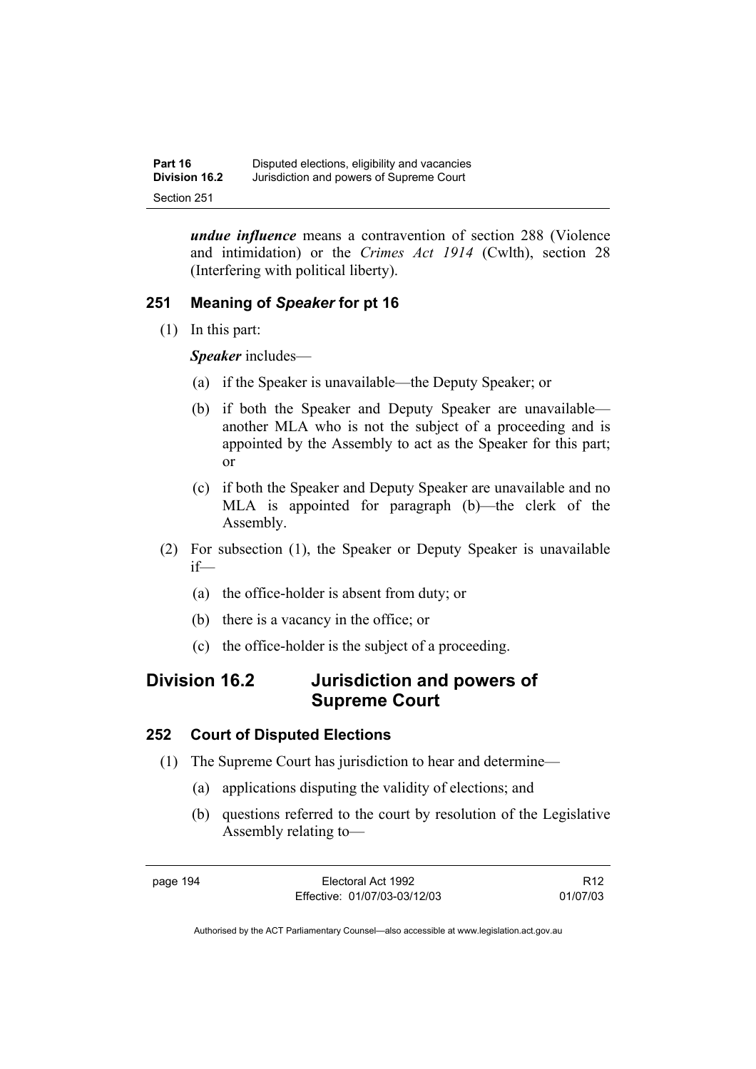***undue influence*** means a contravention of section 288 (Violence and intimidation) or the *Crimes Act 1914* (Cwlth), section 28 (Interfering with political liberty).

### 251 Meaning of *Speaker* for pt 16

(1) In this part:

***Speaker*** includes—

(a) if the Speaker is unavailable—the Deputy Speaker; or

(b) if both the Speaker and Deputy Speaker are unavailable—another MLA who is not the subject of a proceeding and is appointed by the Assembly to act as the Speaker for this part; or

(c) if both the Speaker and Deputy Speaker are unavailable and no MLA is appointed for paragraph (b)—the clerk of the Assembly.

(2) For subsection (1), the Speaker or Deputy Speaker is unavailable if—

(a) the office-holder is absent from duty; or

(b) there is a vacancy in the office; or

(c) the office-holder is the subject of a proceeding.

## Division 16.2 Jurisdiction and powers of Supreme Court

### 252 Court of Disputed Elections

(1) The Supreme Court has jurisdiction to hear and determine—

(a) applications disputing the validity of elections; and

(b) questions referred to the court by resolution of the Legislative Assembly relating to—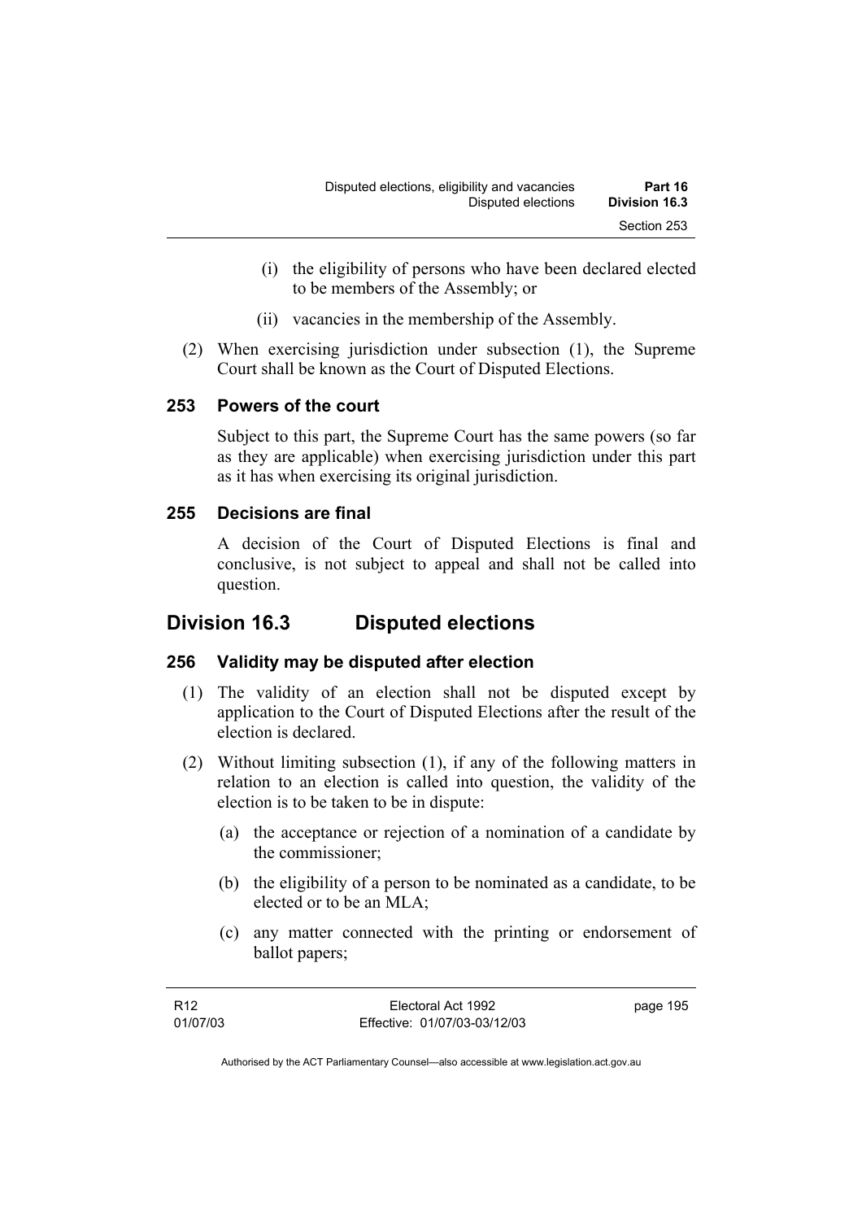(i) the eligibility of persons who have been declared elected to be members of the Assembly; or

(ii) vacancies in the membership of the Assembly.

(2) When exercising jurisdiction under subsection (1), the Supreme Court shall be known as the Court of Disputed Elections.

### 253 Powers of the court

Subject to this part, the Supreme Court has the same powers (so far as they are applicable) when exercising jurisdiction under this part as it has when exercising its original jurisdiction.

### 255 Decisions are final

A decision of the Court of Disputed Elections is final and conclusive, is not subject to appeal and shall not be called into question.

## Division 16.3 Disputed elections

### 256 Validity may be disputed after election

(1) The validity of an election shall not be disputed except by application to the Court of Disputed Elections after the result of the election is declared.

(2) Without limiting subsection (1), if any of the following matters in relation to an election is called into question, the validity of the election is to be taken to be in dispute:

(a) the acceptance or rejection of a nomination of a candidate by the commissioner;

(b) the eligibility of a person to be nominated as a candidate, to be elected or to be an MLA;

(c) any matter connected with the printing or endorsement of ballot papers;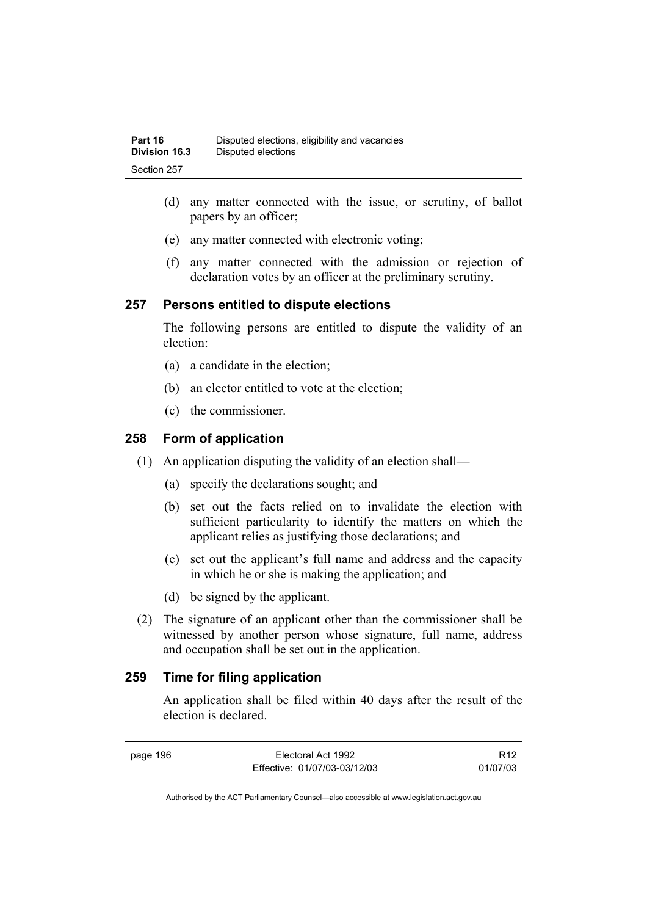(d) any matter connected with the issue, or scrutiny, of ballot papers by an officer;

(e) any matter connected with electronic voting;

(f) any matter connected with the admission or rejection of declaration votes by an officer at the preliminary scrutiny.

## 257 Persons entitled to dispute elections

The following persons are entitled to dispute the validity of an election:

(a) a candidate in the election;

(b) an elector entitled to vote at the election;

(c) the commissioner.

## 258 Form of application

(1) An application disputing the validity of an election shall—

(a) specify the declarations sought; and

(b) set out the facts relied on to invalidate the election with sufficient particularity to identify the matters on which the applicant relies as justifying those declarations; and

(c) set out the applicant's full name and address and the capacity in which he or she is making the application; and

(d) be signed by the applicant.

(2) The signature of an applicant other than the commissioner shall be witnessed by another person whose signature, full name, address and occupation shall be set out in the application.

## 259 Time for filing application

An application shall be filed within 40 days after the result of the election is declared.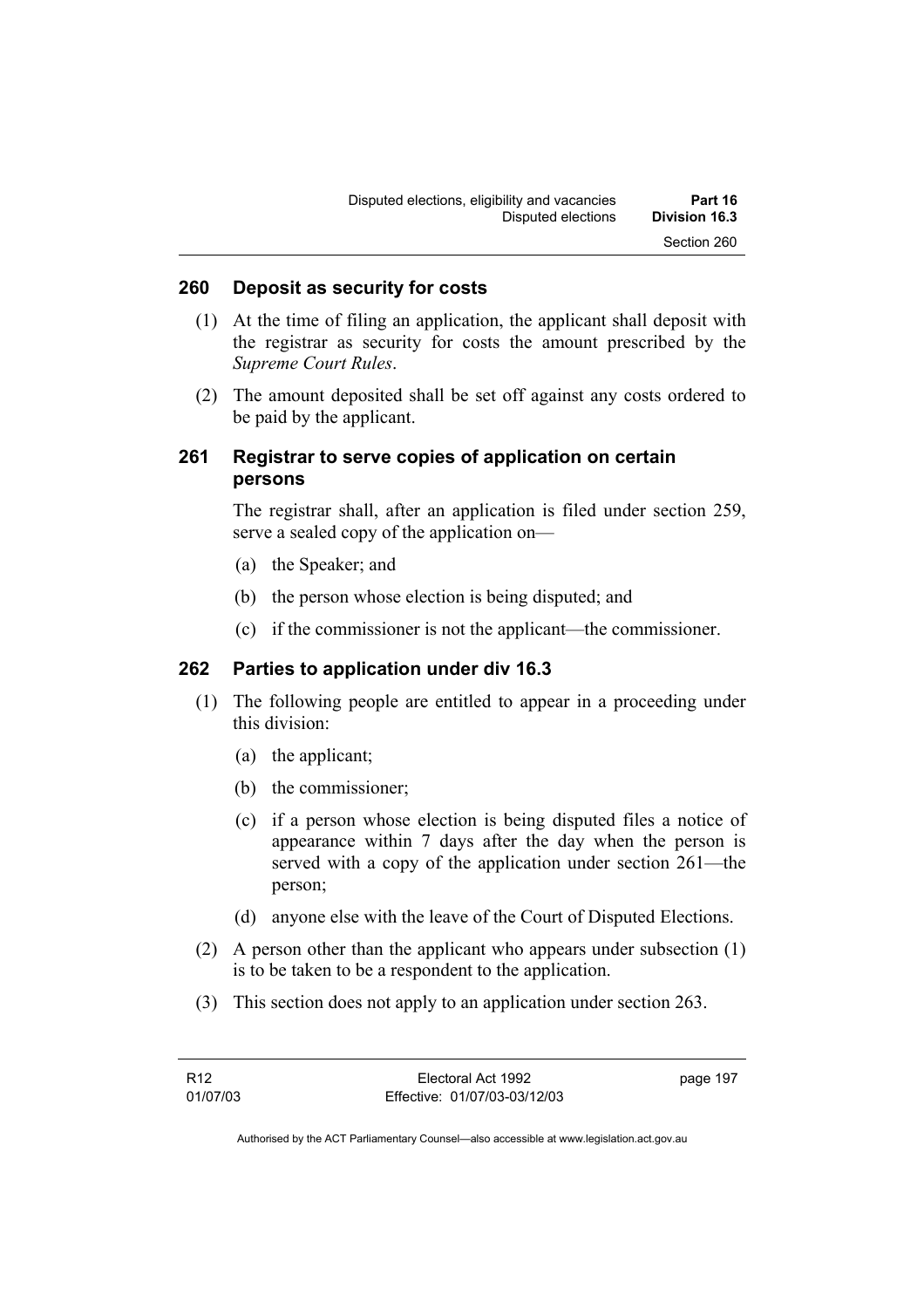## 260 Deposit as security for costs

(1) At the time of filing an application, the applicant shall deposit with the registrar as security for costs the amount prescribed by the *Supreme Court Rules*.

(2) The amount deposited shall be set off against any costs ordered to be paid by the applicant.

## 261 Registrar to serve copies of application on certain persons

The registrar shall, after an application is filed under section 259, serve a sealed copy of the application on—

(a) the Speaker; and

(b) the person whose election is being disputed; and

(c) if the commissioner is not the applicant—the commissioner.

## 262 Parties to application under div 16.3

(1) The following people are entitled to appear in a proceeding under this division:

(a) the applicant;

(b) the commissioner;

(c) if a person whose election is being disputed files a notice of appearance within 7 days after the day when the person is served with a copy of the application under section 261—the person;

(d) anyone else with the leave of the Court of Disputed Elections.

(2) A person other than the applicant who appears under subsection (1) is to be taken to be a respondent to the application.

(3) This section does not apply to an application under section 263.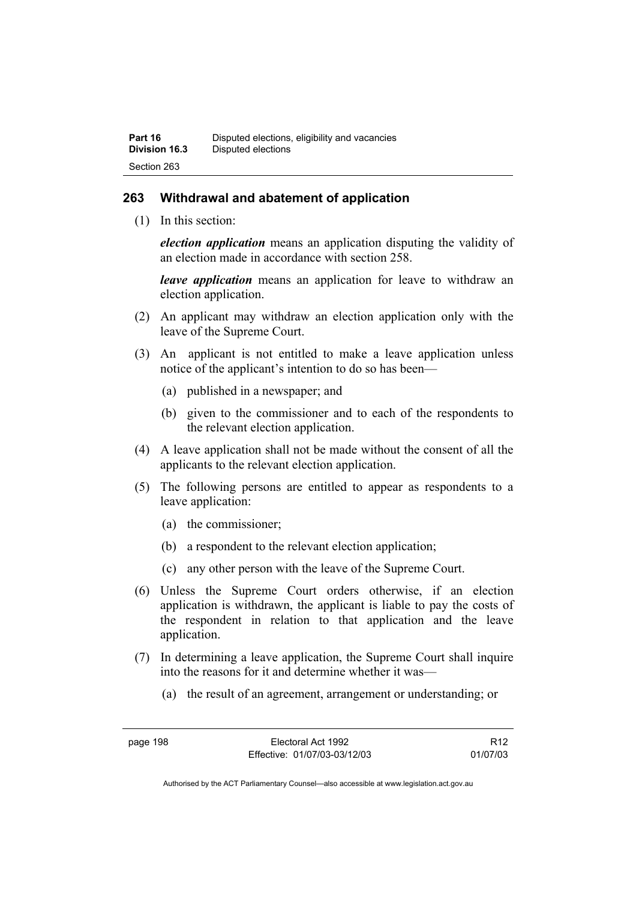## 263 Withdrawal and abatement of application

(1) In this section:

***election application*** means an application disputing the validity of an election made in accordance with section 258.

***leave application*** means an application for leave to withdraw an election application.

(2) An applicant may withdraw an election application only with the leave of the Supreme Court.

(3) An applicant is not entitled to make a leave application unless notice of the applicant's intention to do so has been—

(a) published in a newspaper; and

(b) given to the commissioner and to each of the respondents to the relevant election application.

(4) A leave application shall not be made without the consent of all the applicants to the relevant election application.

(5) The following persons are entitled to appear as respondents to a leave application:

(a) the commissioner;

(b) a respondent to the relevant election application;

(c) any other person with the leave of the Supreme Court.

(6) Unless the Supreme Court orders otherwise, if an election application is withdrawn, the applicant is liable to pay the costs of the respondent in relation to that application and the leave application.

(7) In determining a leave application, the Supreme Court shall inquire into the reasons for it and determine whether it was—

(a) the result of an agreement, arrangement or understanding; or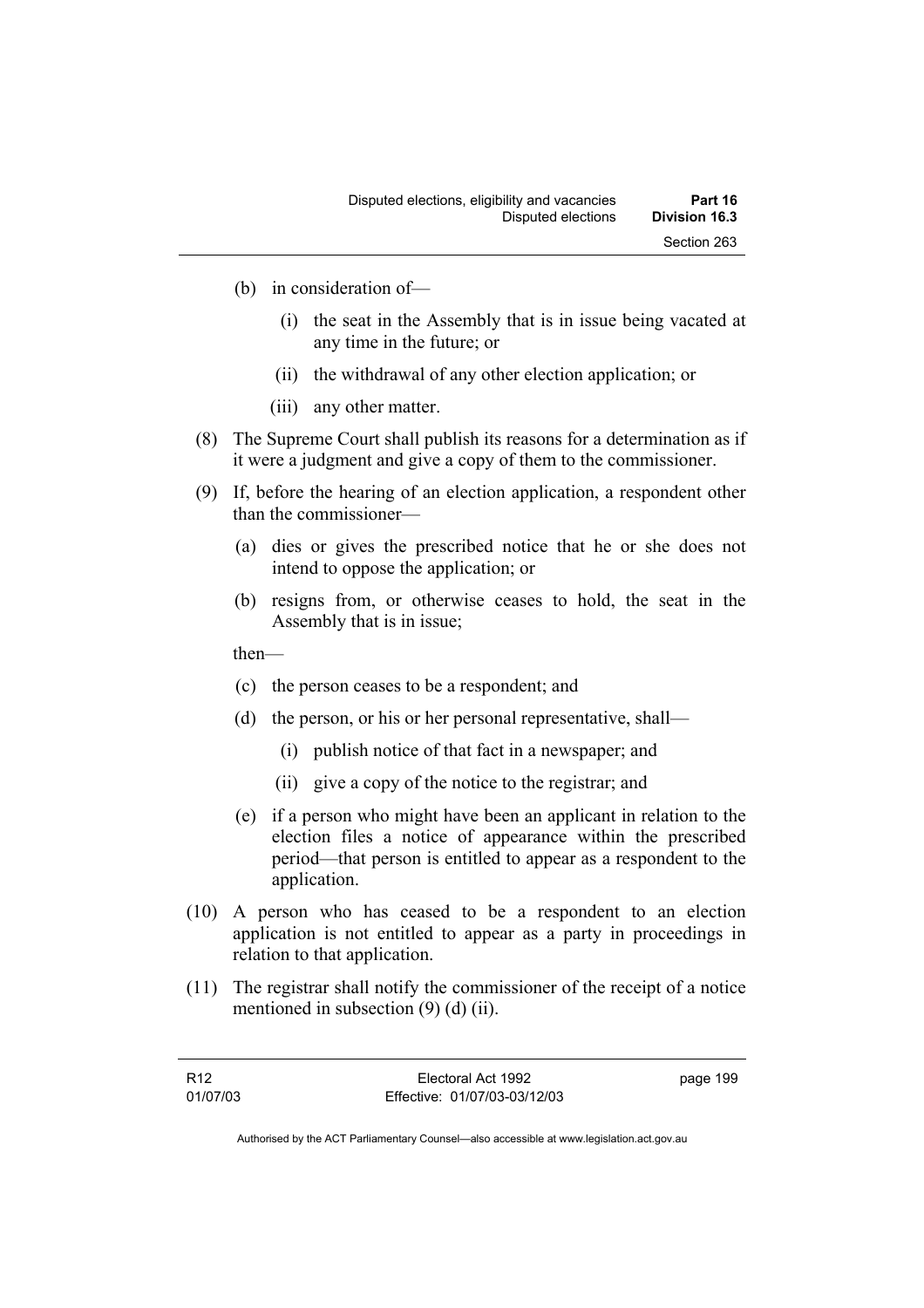(b) in consideration of—

  (i) the seat in the Assembly that is in issue being vacated at any time in the future; or

  (ii) the withdrawal of any other election application; or

  (iii) any other matter.

(8) The Supreme Court shall publish its reasons for a determination as if it were a judgment and give a copy of them to the commissioner.

(9) If, before the hearing of an election application, a respondent other than the commissioner—

  (a) dies or gives the prescribed notice that he or she does not intend to oppose the application; or

  (b) resigns from, or otherwise ceases to hold, the seat in the Assembly that is in issue;

  then—

  (c) the person ceases to be a respondent; and

  (d) the person, or his or her personal representative, shall—

    (i) publish notice of that fact in a newspaper; and

    (ii) give a copy of the notice to the registrar; and

  (e) if a person who might have been an applicant in relation to the election files a notice of appearance within the prescribed period—that person is entitled to appear as a respondent to the application.

(10) A person who has ceased to be a respondent to an election application is not entitled to appear as a party in proceedings in relation to that application.

(11) The registrar shall notify the commissioner of the receipt of a notice mentioned in subsection (9) (d) (ii).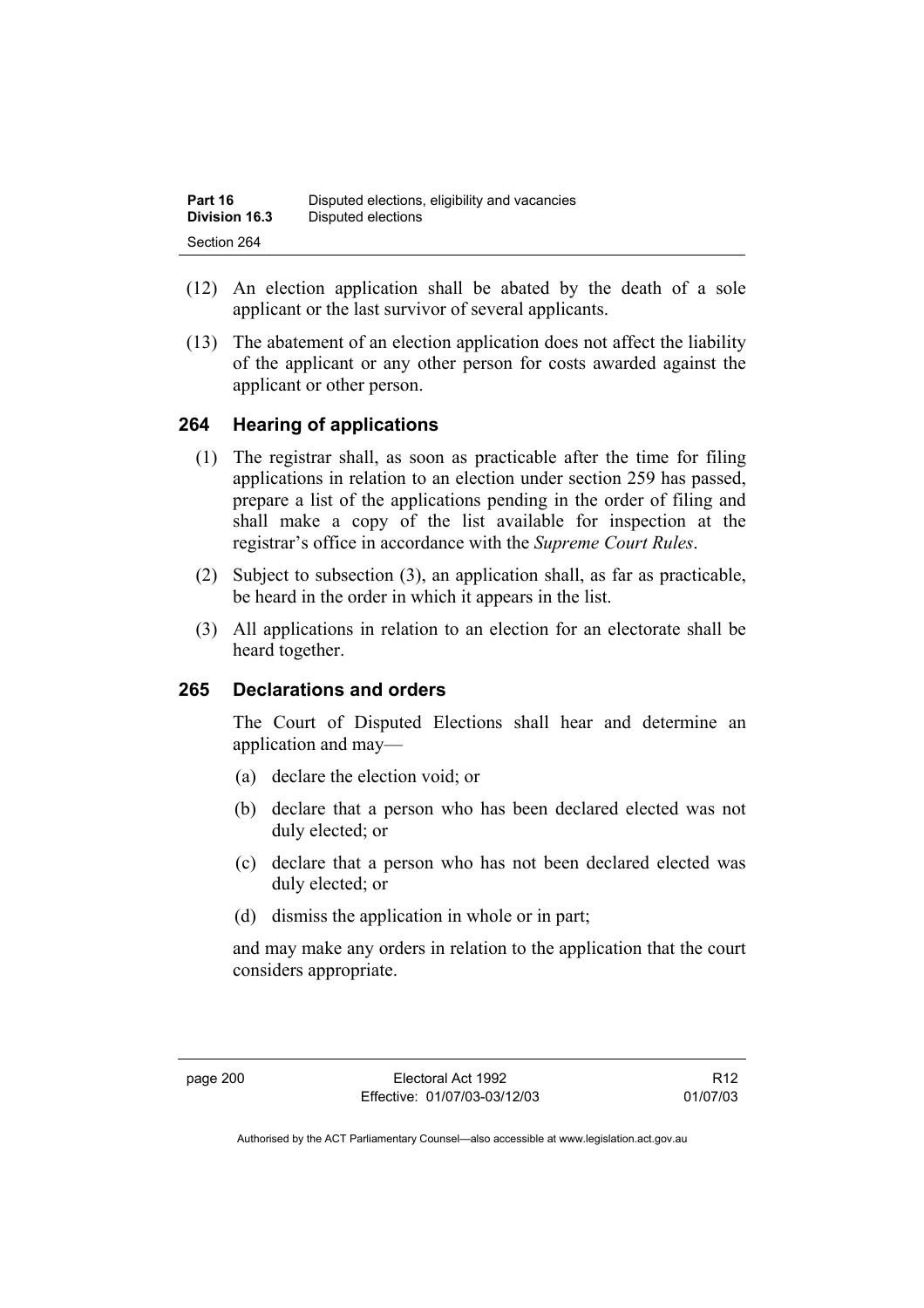(12) An election application shall be abated by the death of a sole applicant or the last survivor of several applicants.

(13) The abatement of an election application does not affect the liability of the applicant or any other person for costs awarded against the applicant or other person.

## 264 Hearing of applications

(1) The registrar shall, as soon as practicable after the time for filing applications in relation to an election under section 259 has passed, prepare a list of the applications pending in the order of filing and shall make a copy of the list available for inspection at the registrar's office in accordance with the *Supreme Court Rules*.

(2) Subject to subsection (3), an application shall, as far as practicable, be heard in the order in which it appears in the list.

(3) All applications in relation to an election for an electorate shall be heard together.

## 265 Declarations and orders

The Court of Disputed Elections shall hear and determine an application and may—

(a) declare the election void; or

(b) declare that a person who has been declared elected was not duly elected; or

(c) declare that a person who has not been declared elected was duly elected; or

(d) dismiss the application in whole or in part;

and may make any orders in relation to the application that the court considers appropriate.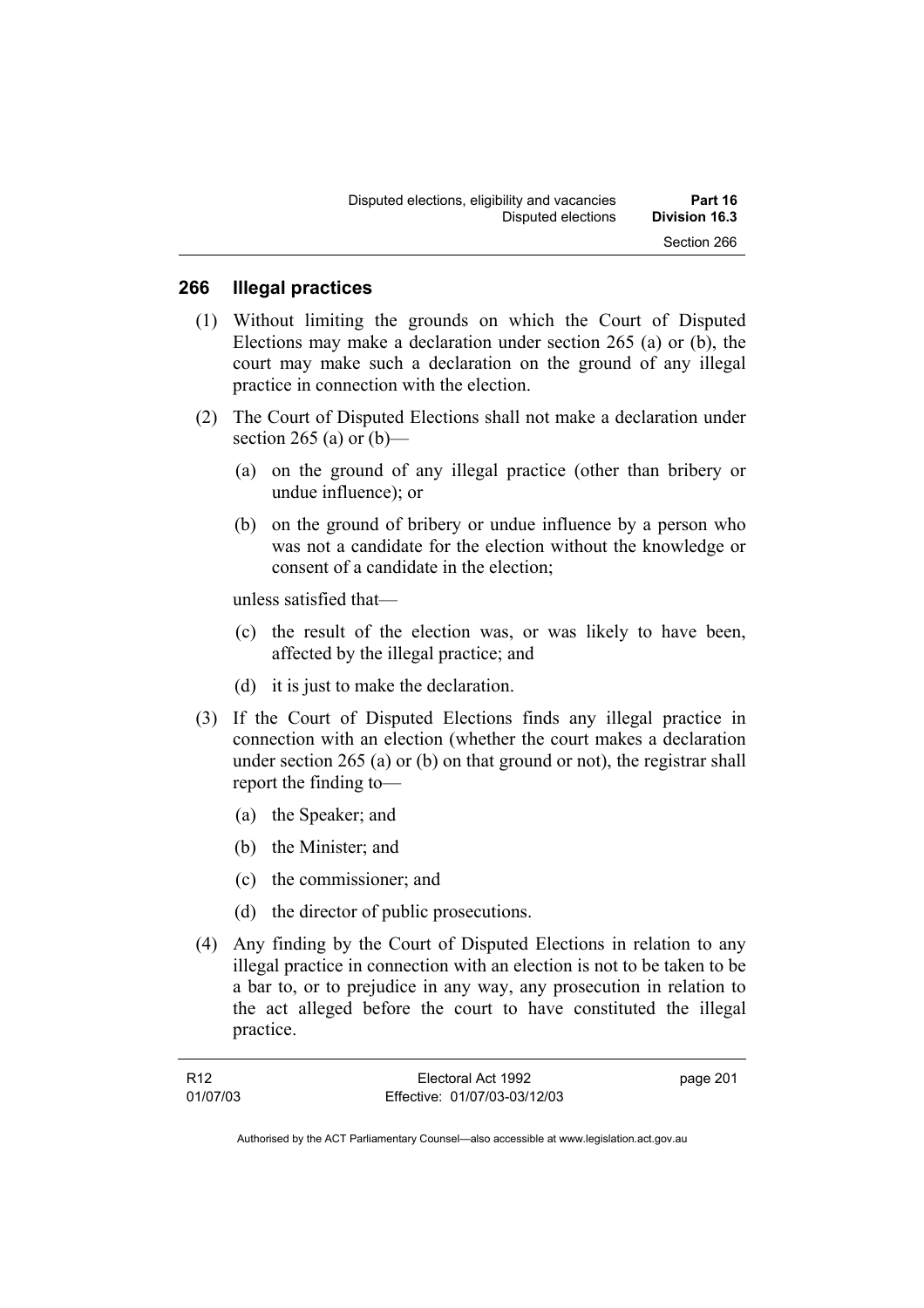## 266 Illegal practices

(1) Without limiting the grounds on which the Court of Disputed Elections may make a declaration under section 265 (a) or (b), the court may make such a declaration on the ground of any illegal practice in connection with the election.

(2) The Court of Disputed Elections shall not make a declaration under section 265 (a) or (b)—

- (a) on the ground of any illegal practice (other than bribery or undue influence); or
- (b) on the ground of bribery or undue influence by a person who was not a candidate for the election without the knowledge or consent of a candidate in the election;

unless satisfied that—

- (c) the result of the election was, or was likely to have been, affected by the illegal practice; and
- (d) it is just to make the declaration.

(3) If the Court of Disputed Elections finds any illegal practice in connection with an election (whether the court makes a declaration under section 265 (a) or (b) on that ground or not), the registrar shall report the finding to—

- (a) the Speaker; and
- (b) the Minister; and
- (c) the commissioner; and
- (d) the director of public prosecutions.

(4) Any finding by the Court of Disputed Elections in relation to any illegal practice in connection with an election is not to be taken to be a bar to, or to prejudice in any way, any prosecution in relation to the act alleged before the court to have constituted the illegal practice.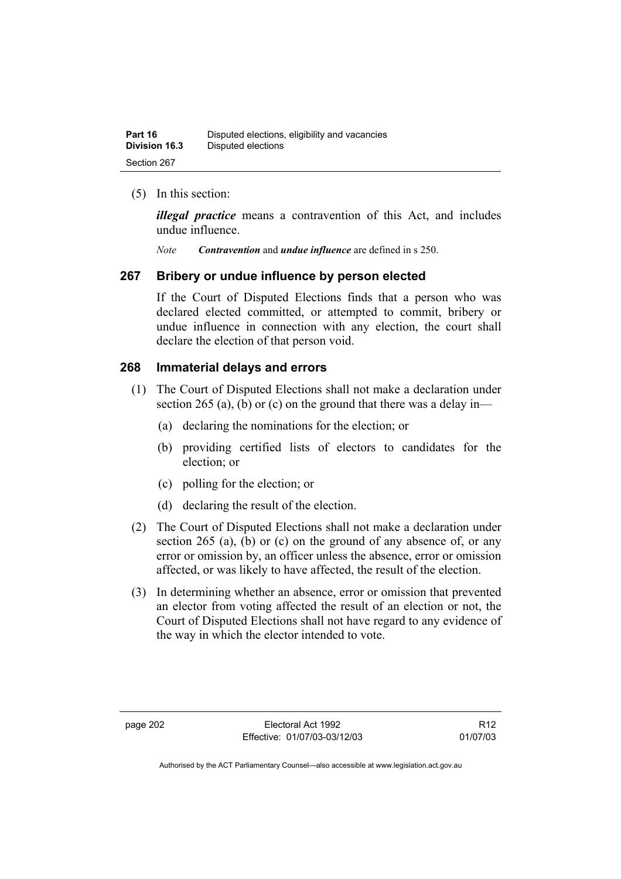(5) In this section:

***illegal practice*** means a contravention of this Act, and includes undue influence.

*Note* ***Contravention*** and ***undue influence*** are defined in s 250.

## 267 Bribery or undue influence by person elected

If the Court of Disputed Elections finds that a person who was declared elected committed, or attempted to commit, bribery or undue influence in connection with any election, the court shall declare the election of that person void.

## 268 Immaterial delays and errors

(1) The Court of Disputed Elections shall not make a declaration under section 265 (a), (b) or (c) on the ground that there was a delay in—

(a) declaring the nominations for the election; or

(b) providing certified lists of electors to candidates for the election; or

(c) polling for the election; or

(d) declaring the result of the election.

(2) The Court of Disputed Elections shall not make a declaration under section 265 (a), (b) or (c) on the ground of any absence of, or any error or omission by, an officer unless the absence, error or omission affected, or was likely to have affected, the result of the election.

(3) In determining whether an absence, error or omission that prevented an elector from voting affected the result of an election or not, the Court of Disputed Elections shall not have regard to any evidence of the way in which the elector intended to vote.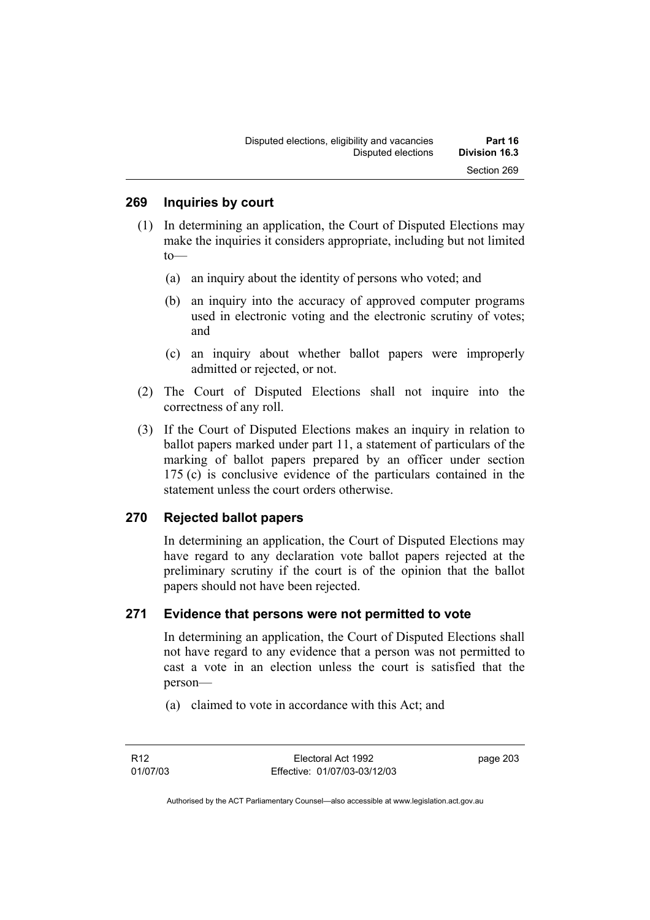## 269 Inquiries by court

(1) In determining an application, the Court of Disputed Elections may make the inquiries it considers appropriate, including but not limited to—

(a) an inquiry about the identity of persons who voted; and

(b) an inquiry into the accuracy of approved computer programs used in electronic voting and the electronic scrutiny of votes; and

(c) an inquiry about whether ballot papers were improperly admitted or rejected, or not.

(2) The Court of Disputed Elections shall not inquire into the correctness of any roll.

(3) If the Court of Disputed Elections makes an inquiry in relation to ballot papers marked under part 11, a statement of particulars of the marking of ballot papers prepared by an officer under section 175 (c) is conclusive evidence of the particulars contained in the statement unless the court orders otherwise.

## 270 Rejected ballot papers

In determining an application, the Court of Disputed Elections may have regard to any declaration vote ballot papers rejected at the preliminary scrutiny if the court is of the opinion that the ballot papers should not have been rejected.

## 271 Evidence that persons were not permitted to vote

In determining an application, the Court of Disputed Elections shall not have regard to any evidence that a person was not permitted to cast a vote in an election unless the court is satisfied that the person—

(a) claimed to vote in accordance with this Act; and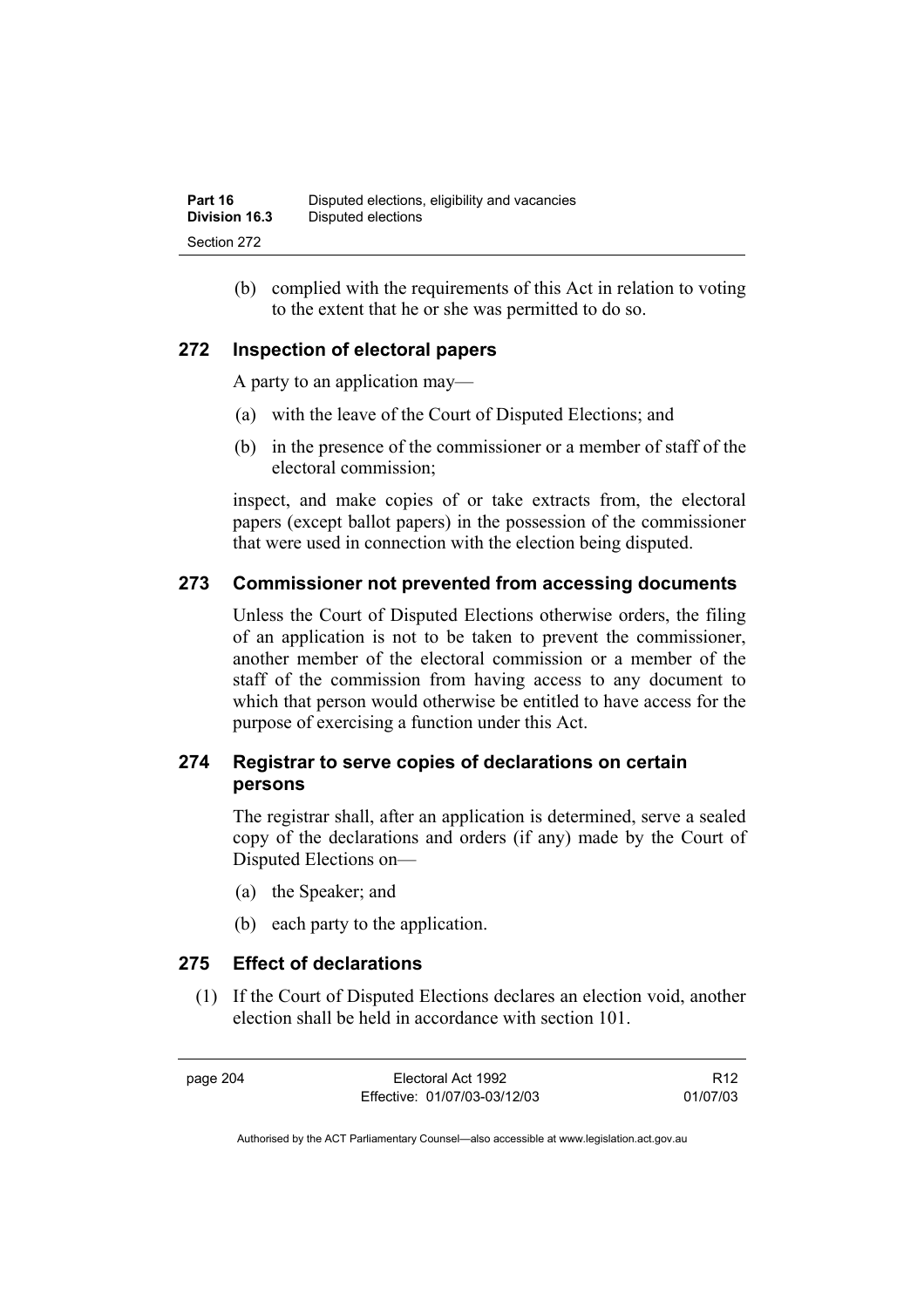(b) complied with the requirements of this Act in relation to voting to the extent that he or she was permitted to do so.

### 272 Inspection of electoral papers

A party to an application may—

(a) with the leave of the Court of Disputed Elections; and

(b) in the presence of the commissioner or a member of staff of the electoral commission;

inspect, and make copies of or take extracts from, the electoral papers (except ballot papers) in the possession of the commissioner that were used in connection with the election being disputed.

### 273 Commissioner not prevented from accessing documents

Unless the Court of Disputed Elections otherwise orders, the filing of an application is not to be taken to prevent the commissioner, another member of the electoral commission or a member of the staff of the commission from having access to any document to which that person would otherwise be entitled to have access for the purpose of exercising a function under this Act.

### 274 Registrar to serve copies of declarations on certain persons

The registrar shall, after an application is determined, serve a sealed copy of the declarations and orders (if any) made by the Court of Disputed Elections on—

(a) the Speaker; and

(b) each party to the application.

### 275 Effect of declarations

(1) If the Court of Disputed Elections declares an election void, another election shall be held in accordance with section 101.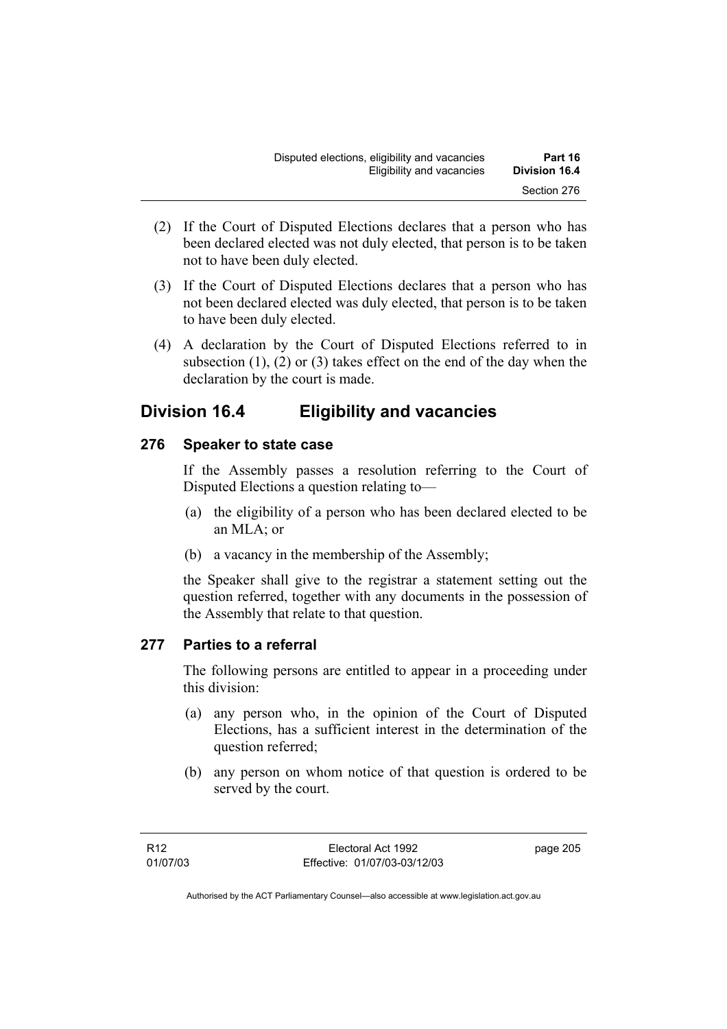(2) If the Court of Disputed Elections declares that a person who has been declared elected was not duly elected, that person is to be taken not to have been duly elected.

(3) If the Court of Disputed Elections declares that a person who has not been declared elected was duly elected, that person is to be taken to have been duly elected.

(4) A declaration by the Court of Disputed Elections referred to in subsection (1), (2) or (3) takes effect on the end of the day when the declaration by the court is made.

## Division 16.4 Eligibility and vacancies

### 276 Speaker to state case

If the Assembly passes a resolution referring to the Court of Disputed Elections a question relating to—

(a) the eligibility of a person who has been declared elected to be an MLA; or

(b) a vacancy in the membership of the Assembly;

the Speaker shall give to the registrar a statement setting out the question referred, together with any documents in the possession of the Assembly that relate to that question.

### 277 Parties to a referral

The following persons are entitled to appear in a proceeding under this division:

(a) any person who, in the opinion of the Court of Disputed Elections, has a sufficient interest in the determination of the question referred;

(b) any person on whom notice of that question is ordered to be served by the court.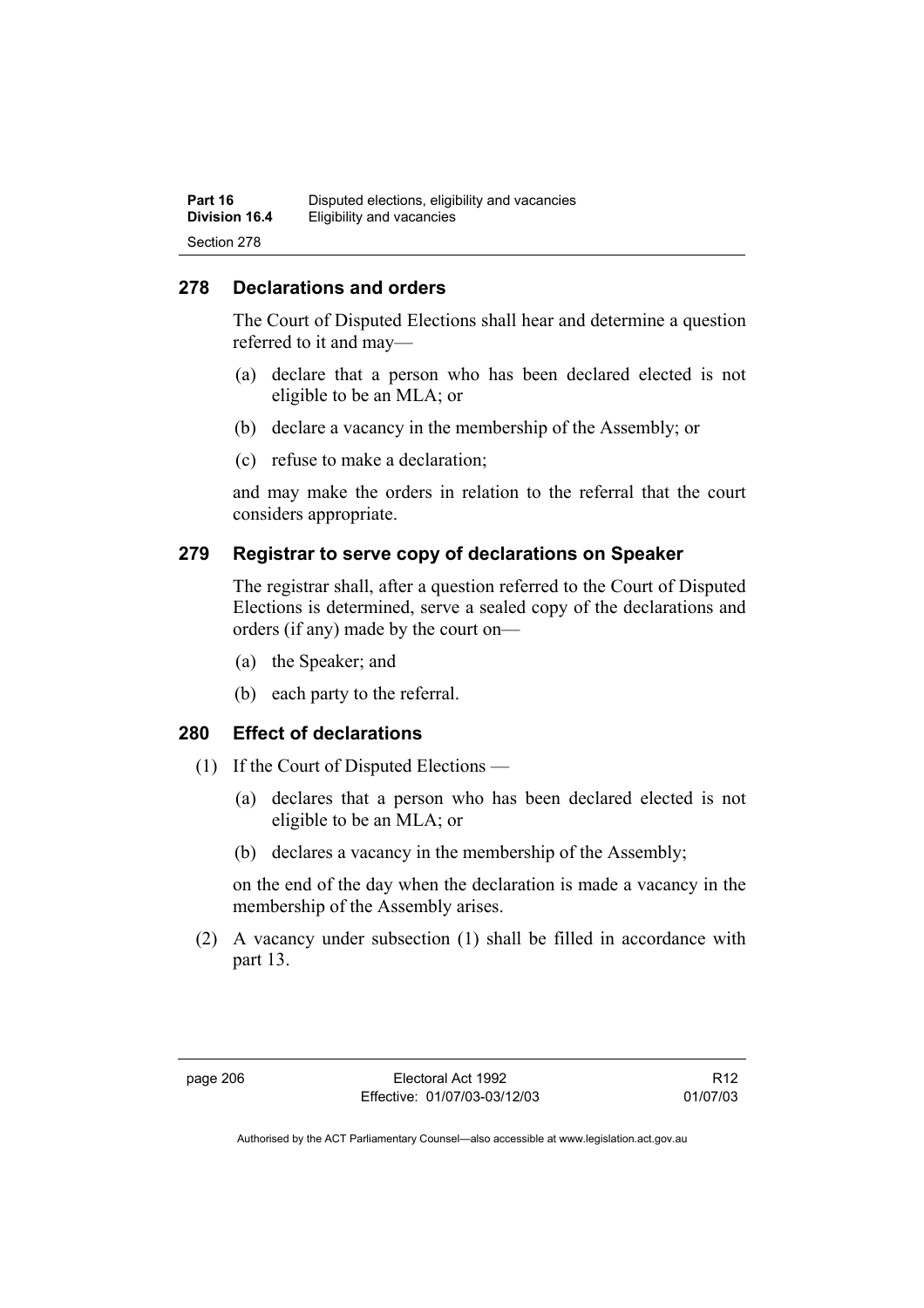## 278 Declarations and orders

The Court of Disputed Elections shall hear and determine a question referred to it and may—

(a) declare that a person who has been declared elected is not eligible to be an MLA; or

(b) declare a vacancy in the membership of the Assembly; or

(c) refuse to make a declaration;

and may make the orders in relation to the referral that the court considers appropriate.

## 279 Registrar to serve copy of declarations on Speaker

The registrar shall, after a question referred to the Court of Disputed Elections is determined, serve a sealed copy of the declarations and orders (if any) made by the court on—

(a) the Speaker; and

(b) each party to the referral.

## 280 Effect of declarations

(1) If the Court of Disputed Elections —

(a) declares that a person who has been declared elected is not eligible to be an MLA; or

(b) declares a vacancy in the membership of the Assembly;

on the end of the day when the declaration is made a vacancy in the membership of the Assembly arises.

(2) A vacancy under subsection (1) shall be filled in accordance with part 13.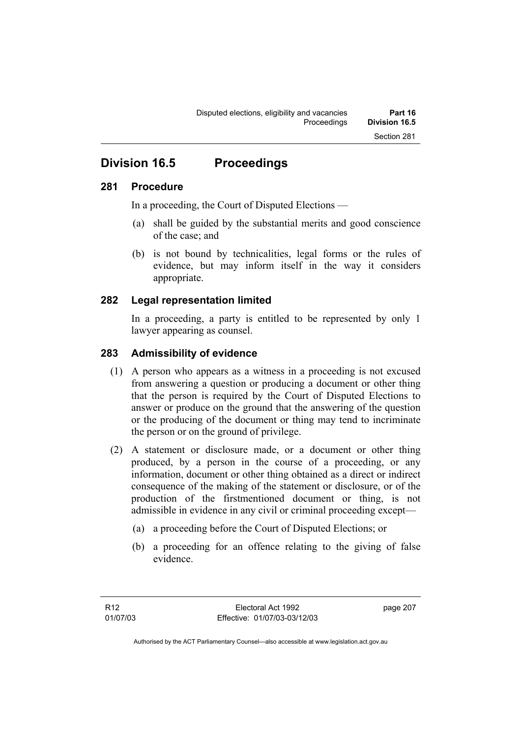## Division 16.5 Proceedings

### 281 Procedure

In a proceeding, the Court of Disputed Elections —

(a) shall be guided by the substantial merits and good conscience of the case; and

(b) is not bound by technicalities, legal forms or the rules of evidence, but may inform itself in the way it considers appropriate.

### 282 Legal representation limited

In a proceeding, a party is entitled to be represented by only 1 lawyer appearing as counsel.

### 283 Admissibility of evidence

(1) A person who appears as a witness in a proceeding is not excused from answering a question or producing a document or other thing that the person is required by the Court of Disputed Elections to answer or produce on the ground that the answering of the question or the producing of the document or thing may tend to incriminate the person or on the ground of privilege.

(2) A statement or disclosure made, or a document or other thing produced, by a person in the course of a proceeding, or any information, document or other thing obtained as a direct or indirect consequence of the making of the statement or disclosure, or of the production of the firstmentioned document or thing, is not admissible in evidence in any civil or criminal proceeding except—

(a) a proceeding before the Court of Disputed Elections; or

(b) a proceeding for an offence relating to the giving of false evidence.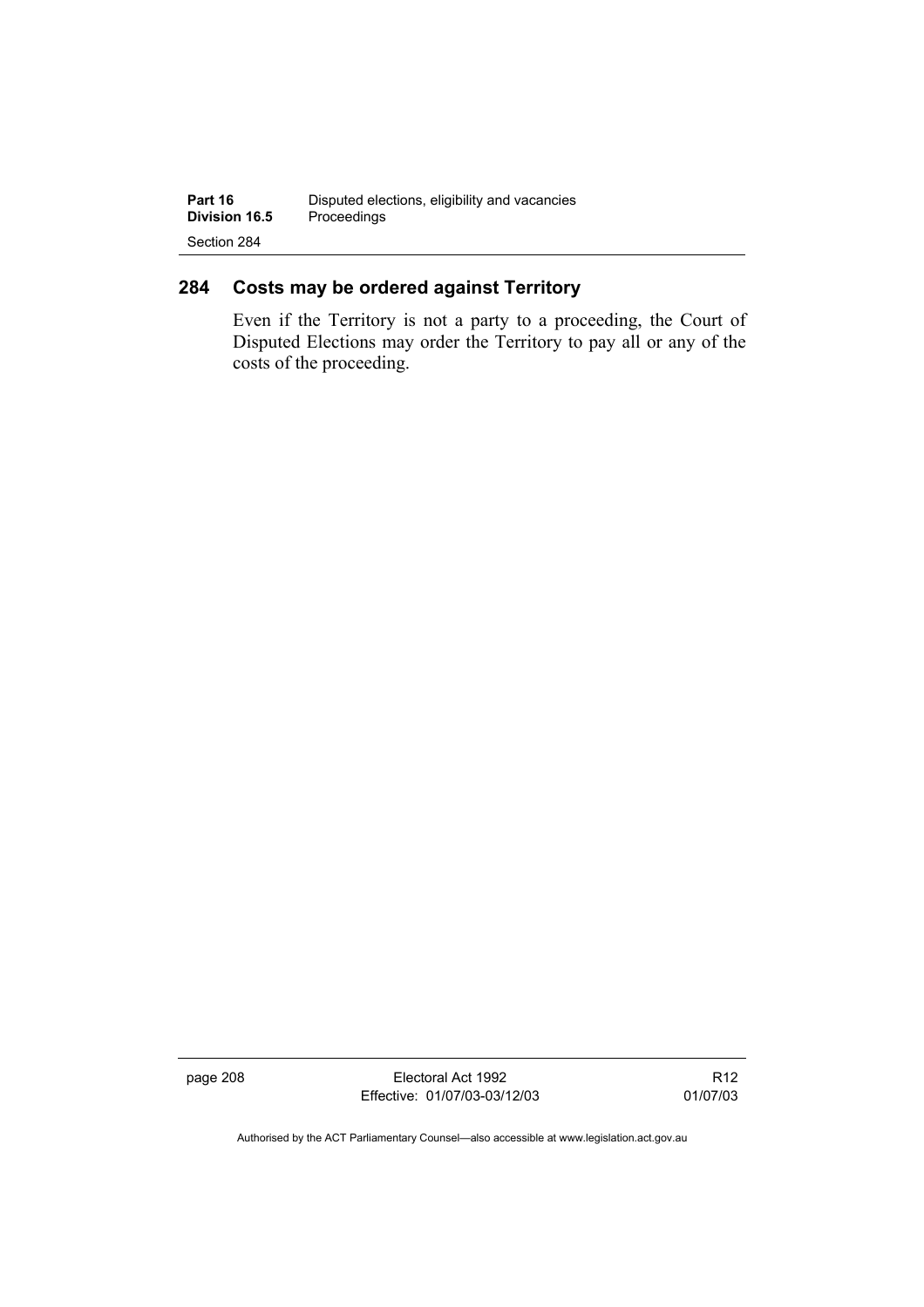## 284 Costs may be ordered against Territory

Even if the Territory is not a party to a proceeding, the Court of Disputed Elections may order the Territory to pay all or any of the costs of the proceeding.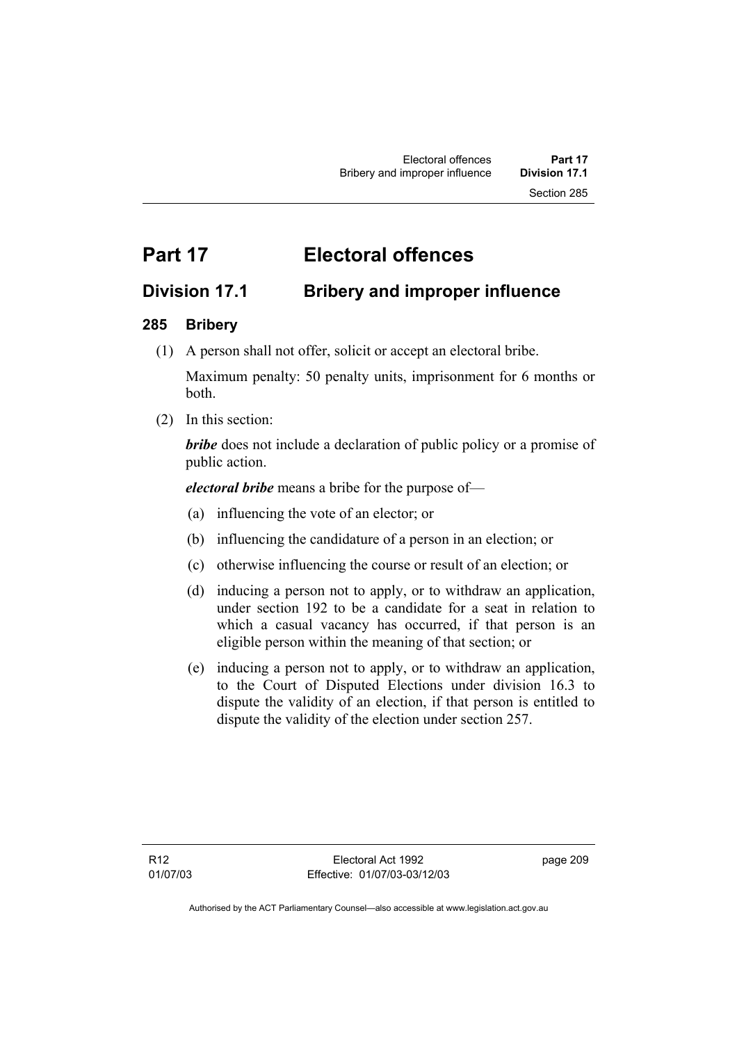# Part 17 Electoral offences

## Division 17.1 Bribery and improper influence

### 285 Bribery

(1) A person shall not offer, solicit or accept an electoral bribe.

Maximum penalty: 50 penalty units, imprisonment for 6 months or both.

(2) In this section:

***bribe*** does not include a declaration of public policy or a promise of public action.

***electoral bribe*** means a bribe for the purpose of—

(a) influencing the vote of an elector; or

(b) influencing the candidature of a person in an election; or

(c) otherwise influencing the course or result of an election; or

(d) inducing a person not to apply, or to withdraw an application, under section 192 to be a candidate for a seat in relation to which a casual vacancy has occurred, if that person is an eligible person within the meaning of that section; or

(e) inducing a person not to apply, or to withdraw an application, to the Court of Disputed Elections under division 16.3 to dispute the validity of an election, if that person is entitled to dispute the validity of the election under section 257.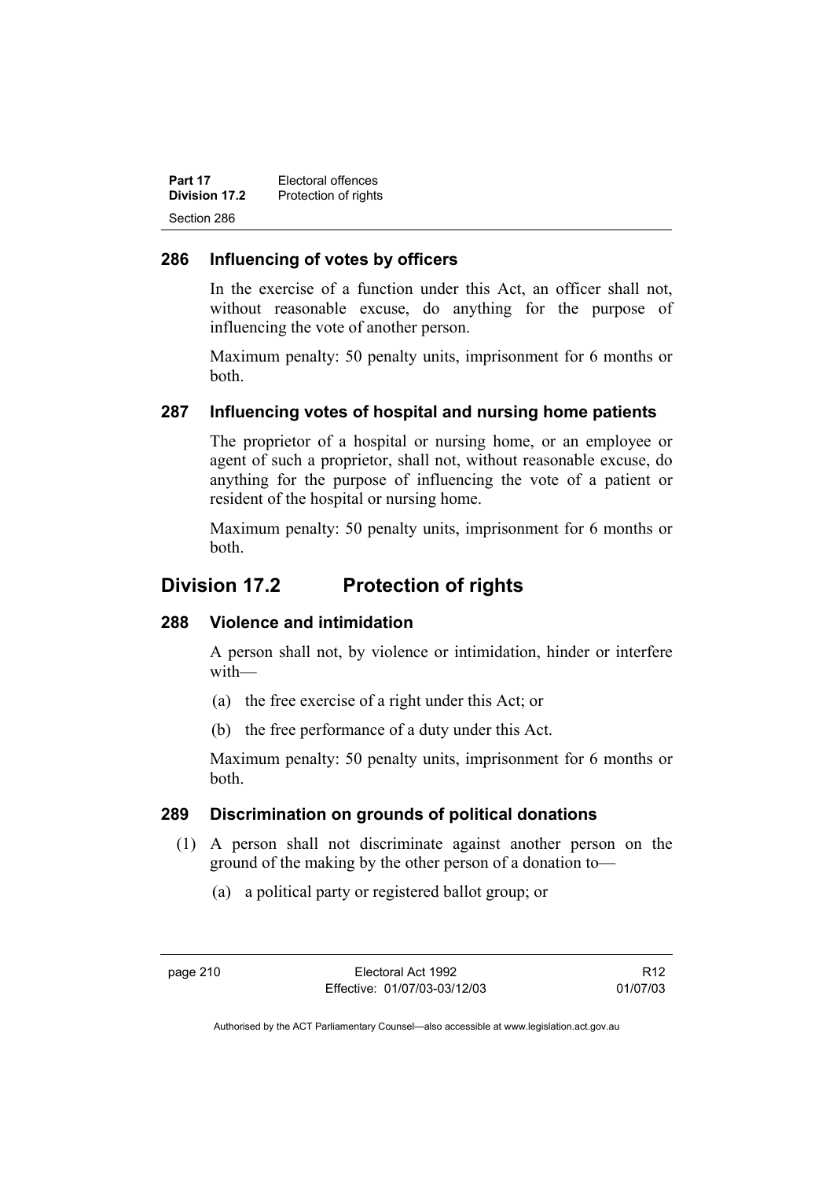### 286 Influencing of votes by officers

In the exercise of a function under this Act, an officer shall not, without reasonable excuse, do anything for the purpose of influencing the vote of another person.

Maximum penalty: 50 penalty units, imprisonment for 6 months or both.

### 287 Influencing votes of hospital and nursing home patients

The proprietor of a hospital or nursing home, or an employee or agent of such a proprietor, shall not, without reasonable excuse, do anything for the purpose of influencing the vote of a patient or resident of the hospital or nursing home.

Maximum penalty: 50 penalty units, imprisonment for 6 months or both.

## Division 17.2 Protection of rights

### 288 Violence and intimidation

A person shall not, by violence or intimidation, hinder or interfere with—

(a) the free exercise of a right under this Act; or

(b) the free performance of a duty under this Act.

Maximum penalty: 50 penalty units, imprisonment for 6 months or both.

### 289 Discrimination on grounds of political donations

(1) A person shall not discriminate against another person on the ground of the making by the other person of a donation to—

(a) a political party or registered ballot group; or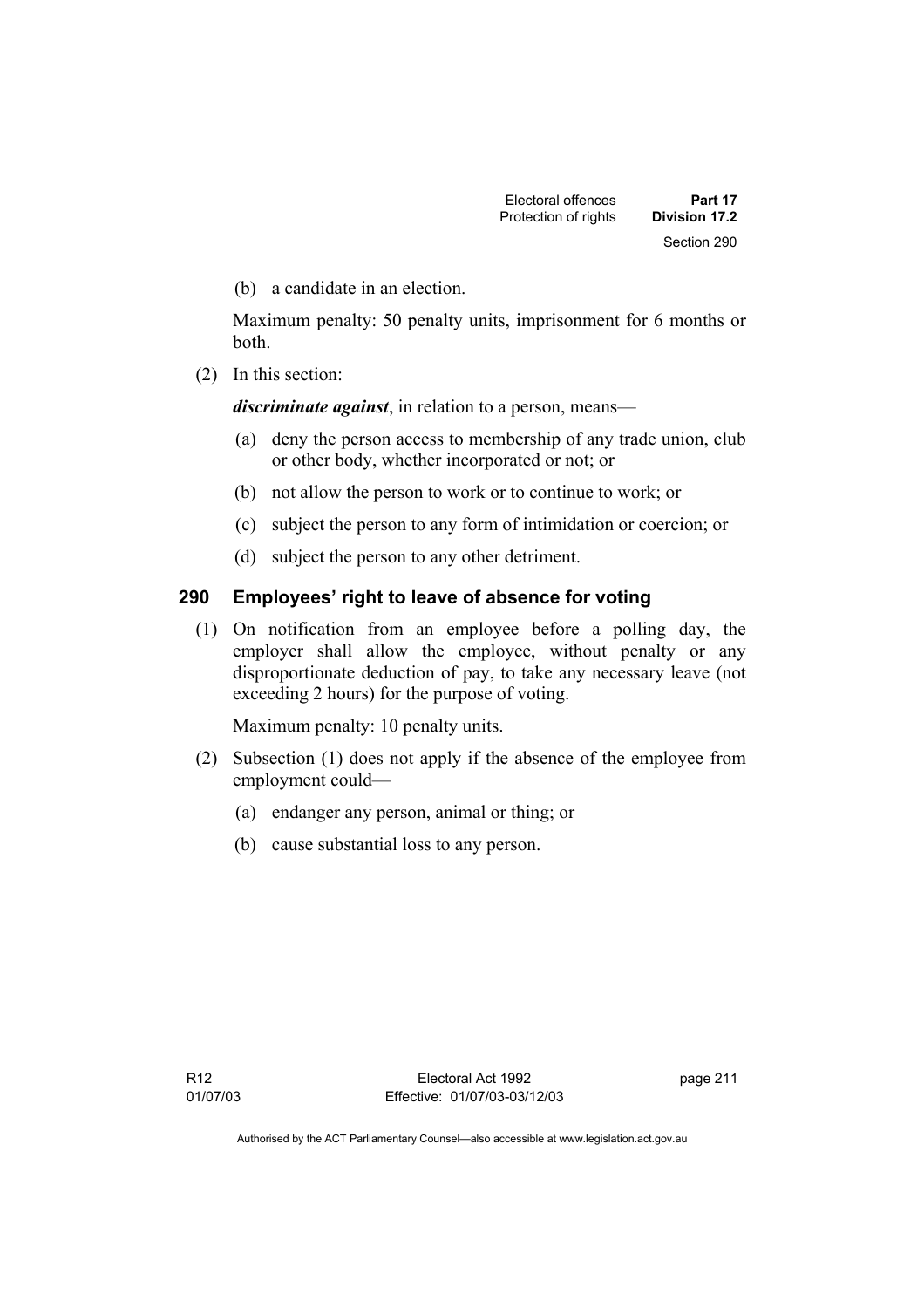(b) a candidate in an election.

Maximum penalty: 50 penalty units, imprisonment for 6 months or both.

(2) In this section:

***discriminate against***, in relation to a person, means—

(a) deny the person access to membership of any trade union, club or other body, whether incorporated or not; or

(b) not allow the person to work or to continue to work; or

(c) subject the person to any form of intimidation or coercion; or

(d) subject the person to any other detriment.

## 290 Employees' right to leave of absence for voting

(1) On notification from an employee before a polling day, the employer shall allow the employee, without penalty or any disproportionate deduction of pay, to take any necessary leave (not exceeding 2 hours) for the purpose of voting.

Maximum penalty: 10 penalty units.

(2) Subsection (1) does not apply if the absence of the employee from employment could—

(a) endanger any person, animal or thing; or

(b) cause substantial loss to any person.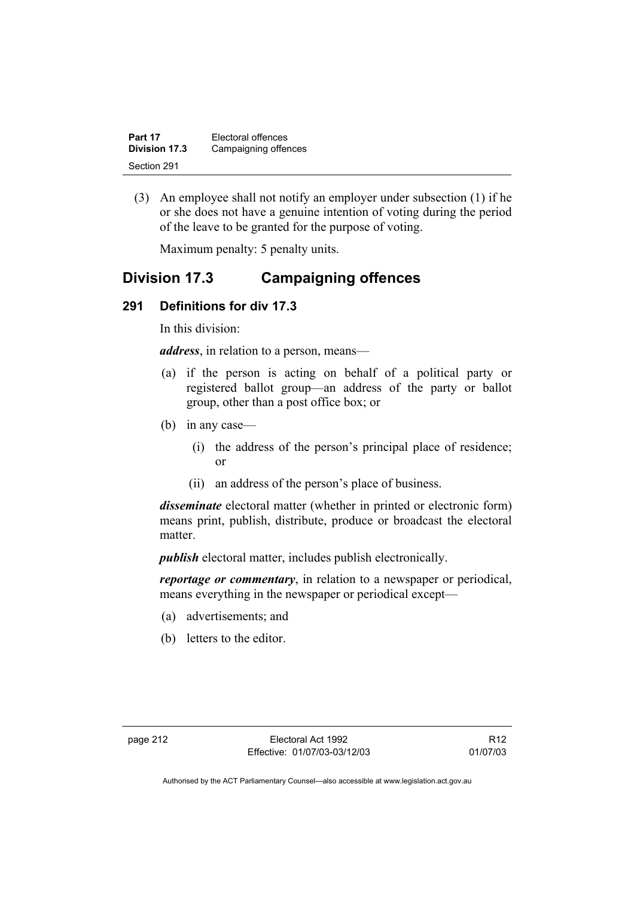(3) An employee shall not notify an employer under subsection (1) if he or she does not have a genuine intention of voting during the period of the leave to be granted for the purpose of voting.

Maximum penalty: 5 penalty units.

## Division 17.3 Campaigning offences

### 291 Definitions for div 17.3

In this division:

***address***, in relation to a person, means—

(a) if the person is acting on behalf of a political party or registered ballot group—an address of the party or ballot group, other than a post office box; or

(b) in any case—

(i) the address of the person's principal place of residence; or

(ii) an address of the person's place of business.

***disseminate*** electoral matter (whether in printed or electronic form) means print, publish, distribute, produce or broadcast the electoral matter.

***publish*** electoral matter, includes publish electronically.

***reportage or commentary***, in relation to a newspaper or periodical, means everything in the newspaper or periodical except—

(a) advertisements; and

(b) letters to the editor.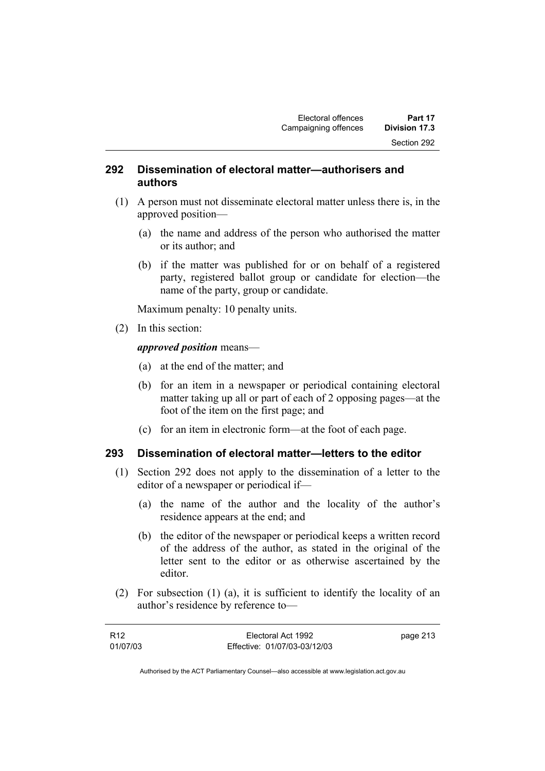## 292 Dissemination of electoral matter—authorisers and authors

(1) A person must not disseminate electoral matter unless there is, in the approved position—

(a) the name and address of the person who authorised the matter or its author; and

(b) if the matter was published for or on behalf of a registered party, registered ballot group or candidate for election—the name of the party, group or candidate.

Maximum penalty: 10 penalty units.

(2) In this section:

***approved position*** means—

(a) at the end of the matter; and

(b) for an item in a newspaper or periodical containing electoral matter taking up all or part of each of 2 opposing pages—at the foot of the item on the first page; and

(c) for an item in electronic form—at the foot of each page.

## 293 Dissemination of electoral matter—letters to the editor

(1) Section 292 does not apply to the dissemination of a letter to the editor of a newspaper or periodical if—

(a) the name of the author and the locality of the author's residence appears at the end; and

(b) the editor of the newspaper or periodical keeps a written record of the address of the author, as stated in the original of the letter sent to the editor or as otherwise ascertained by the editor.

(2) For subsection (1) (a), it is sufficient to identify the locality of an author's residence by reference to—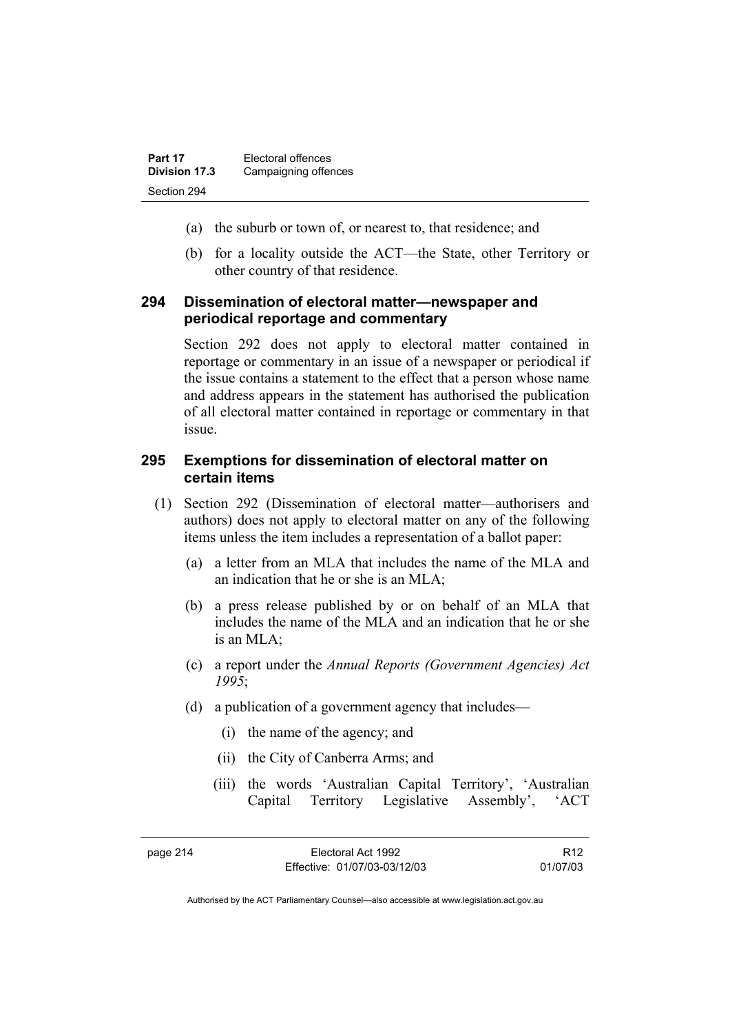(a) the suburb or town of, or nearest to, that residence; and

(b) for a locality outside the ACT—the State, other Territory or other country of that residence.

### 294 Dissemination of electoral matter—newspaper and periodical reportage and commentary

Section 292 does not apply to electoral matter contained in reportage or commentary in an issue of a newspaper or periodical if the issue contains a statement to the effect that a person whose name and address appears in the statement has authorised the publication of all electoral matter contained in reportage or commentary in that issue.

### 295 Exemptions for dissemination of electoral matter on certain items

(1) Section 292 (Dissemination of electoral matter—authorisers and authors) does not apply to electoral matter on any of the following items unless the item includes a representation of a ballot paper:

(a) a letter from an MLA that includes the name of the MLA and an indication that he or she is an MLA;

(b) a press release published by or on behalf of an MLA that includes the name of the MLA and an indication that he or she is an MLA;

(c) a report under the *Annual Reports (Government Agencies) Act 1995*;

(d) a publication of a government agency that includes—

(i) the name of the agency; and

(ii) the City of Canberra Arms; and

(iii) the words 'Australian Capital Territory', 'Australian Capital Territory Legislative Assembly', 'ACT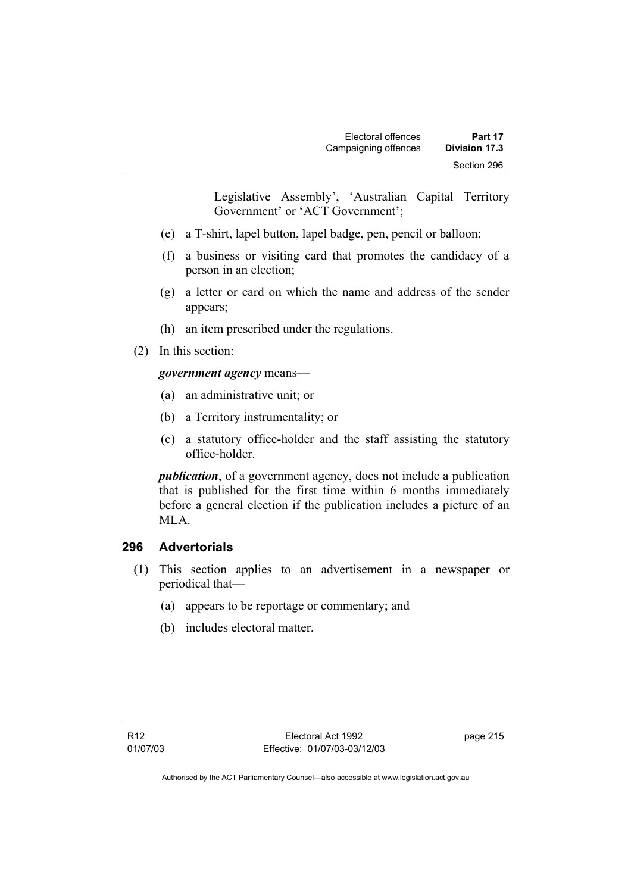Legislative Assembly', 'Australian Capital Territory Government' or 'ACT Government';

(e) a T-shirt, lapel button, lapel badge, pen, pencil or balloon;

(f) a business or visiting card that promotes the candidacy of a person in an election;

(g) a letter or card on which the name and address of the sender appears;

(h) an item prescribed under the regulations.

(2) In this section:

***government agency*** means—

(a) an administrative unit; or

(b) a Territory instrumentality; or

(c) a statutory office-holder and the staff assisting the statutory office-holder.

***publication***, of a government agency, does not include a publication that is published for the first time within 6 months immediately before a general election if the publication includes a picture of an MLA.

## 296 Advertorials

(1) This section applies to an advertisement in a newspaper or periodical that—

(a) appears to be reportage or commentary; and

(b) includes electoral matter.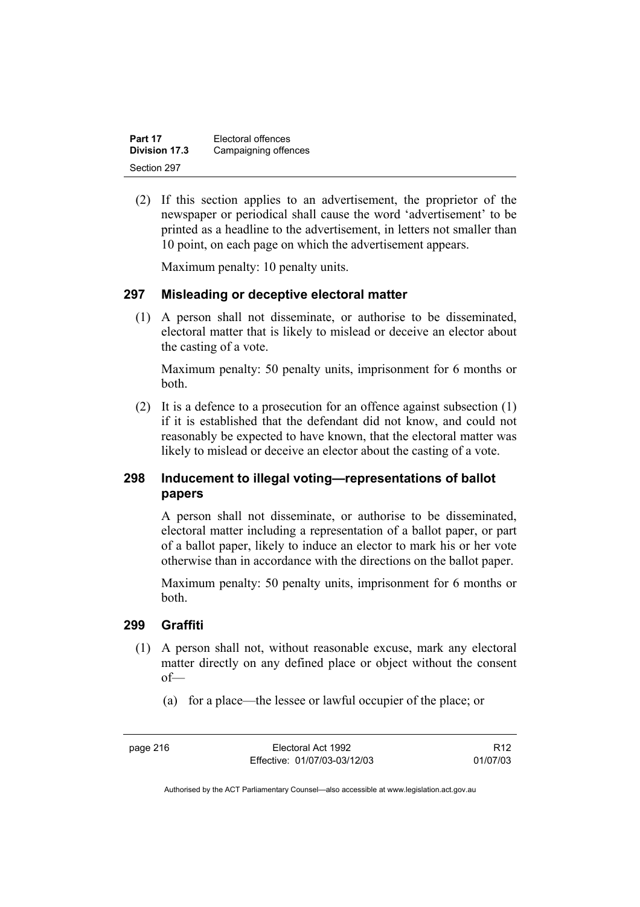(2) If this section applies to an advertisement, the proprietor of the newspaper or periodical shall cause the word 'advertisement' to be printed as a headline to the advertisement, in letters not smaller than 10 point, on each page on which the advertisement appears.

Maximum penalty: 10 penalty units.

## 297 Misleading or deceptive electoral matter

(1) A person shall not disseminate, or authorise to be disseminated, electoral matter that is likely to mislead or deceive an elector about the casting of a vote.

Maximum penalty: 50 penalty units, imprisonment for 6 months or both.

(2) It is a defence to a prosecution for an offence against subsection (1) if it is established that the defendant did not know, and could not reasonably be expected to have known, that the electoral matter was likely to mislead or deceive an elector about the casting of a vote.

## 298 Inducement to illegal voting—representations of ballot papers

A person shall not disseminate, or authorise to be disseminated, electoral matter including a representation of a ballot paper, or part of a ballot paper, likely to induce an elector to mark his or her vote otherwise than in accordance with the directions on the ballot paper.

Maximum penalty: 50 penalty units, imprisonment for 6 months or both.

## 299 Graffiti

(1) A person shall not, without reasonable excuse, mark any electoral matter directly on any defined place or object without the consent of—

(a) for a place—the lessee or lawful occupier of the place; or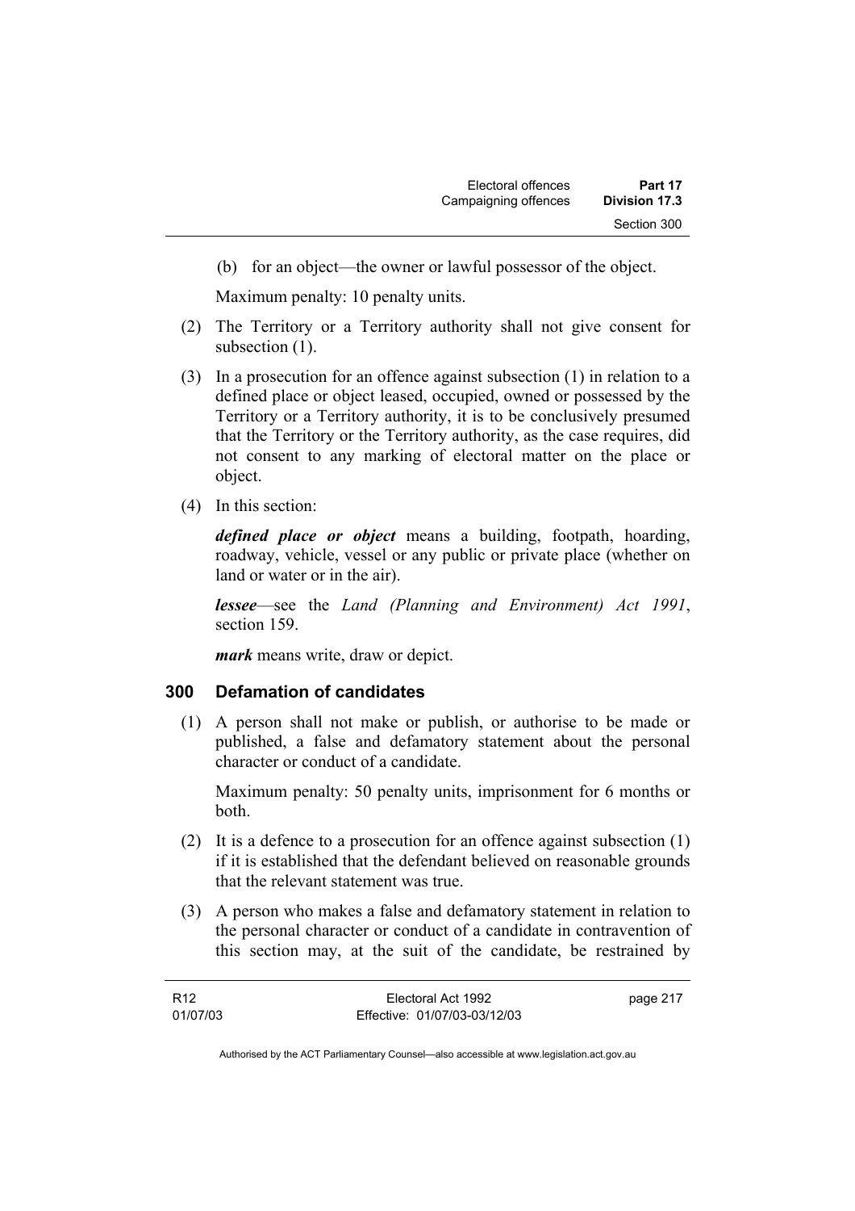(b) for an object—the owner or lawful possessor of the object.

Maximum penalty: 10 penalty units.

(2) The Territory or a Territory authority shall not give consent for subsection (1).

(3) In a prosecution for an offence against subsection (1) in relation to a defined place or object leased, occupied, owned or possessed by the Territory or a Territory authority, it is to be conclusively presumed that the Territory or the Territory authority, as the case requires, did not consent to any marking of electoral matter on the place or object.

(4) In this section:

***defined place or object*** means a building, footpath, hoarding, roadway, vehicle, vessel or any public or private place (whether on land or water or in the air).

***lessee***—see the *Land (Planning and Environment) Act 1991*, section 159.

***mark*** means write, draw or depict.

## 300 Defamation of candidates

(1) A person shall not make or publish, or authorise to be made or published, a false and defamatory statement about the personal character or conduct of a candidate.

Maximum penalty: 50 penalty units, imprisonment for 6 months or both.

(2) It is a defence to a prosecution for an offence against subsection (1) if it is established that the defendant believed on reasonable grounds that the relevant statement was true.

(3) A person who makes a false and defamatory statement in relation to the personal character or conduct of a candidate in contravention of this section may, at the suit of the candidate, be restrained by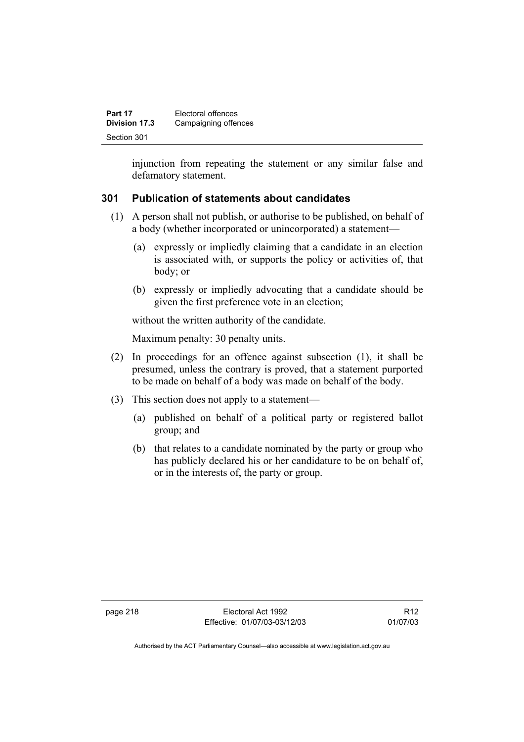injunction from repeating the statement or any similar false and defamatory statement.

### 301 Publication of statements about candidates

(1) A person shall not publish, or authorise to be published, on behalf of a body (whether incorporated or unincorporated) a statement—

(a) expressly or impliedly claiming that a candidate in an election is associated with, or supports the policy or activities of, that body; or

(b) expressly or impliedly advocating that a candidate should be given the first preference vote in an election;

without the written authority of the candidate.

Maximum penalty: 30 penalty units.

(2) In proceedings for an offence against subsection (1), it shall be presumed, unless the contrary is proved, that a statement purported to be made on behalf of a body was made on behalf of the body.

(3) This section does not apply to a statement—

(a) published on behalf of a political party or registered ballot group; and

(b) that relates to a candidate nominated by the party or group who has publicly declared his or her candidature to be on behalf of, or in the interests of, the party or group.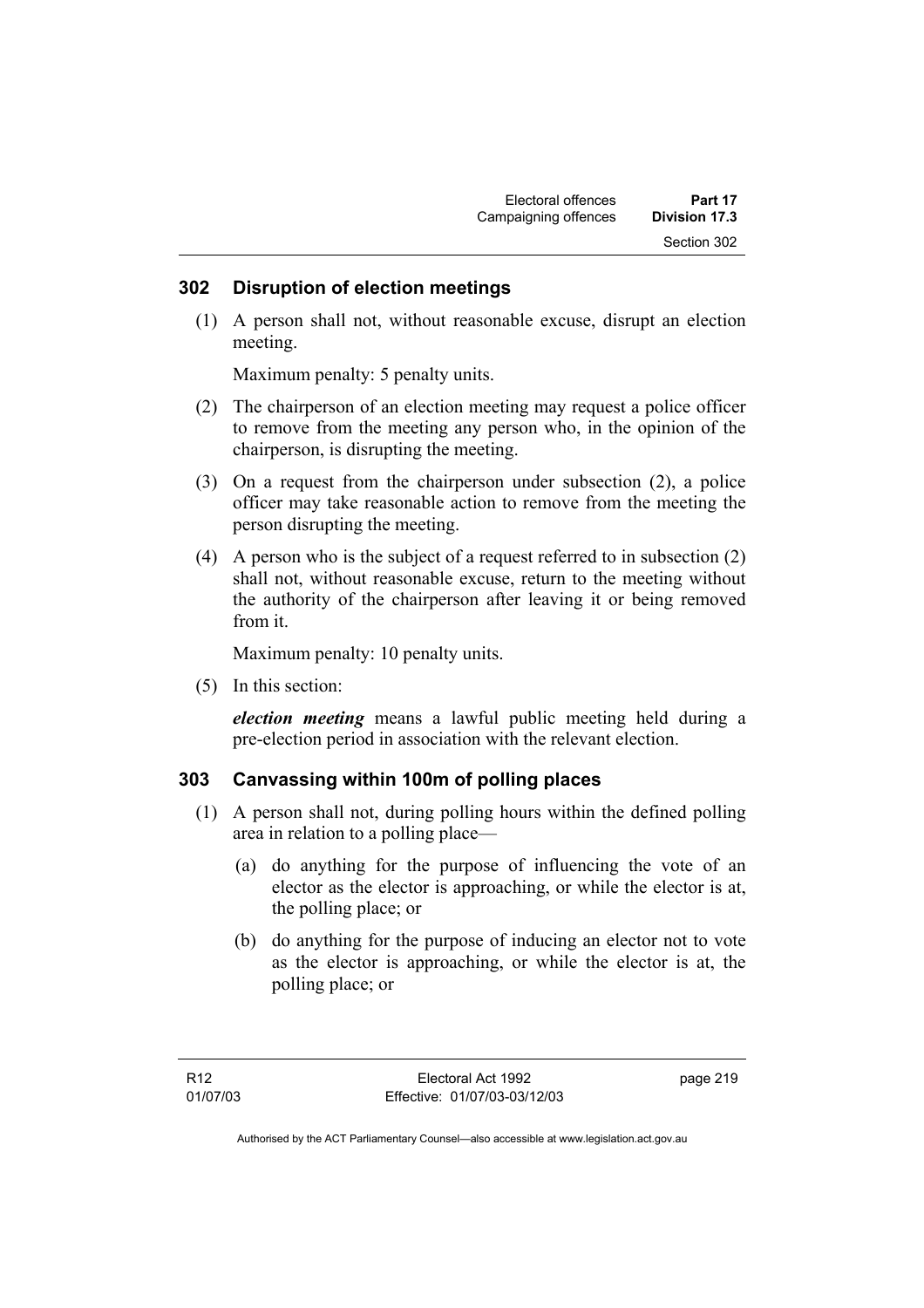## 302 Disruption of election meetings

(1) A person shall not, without reasonable excuse, disrupt an election meeting.

Maximum penalty: 5 penalty units.

(2) The chairperson of an election meeting may request a police officer to remove from the meeting any person who, in the opinion of the chairperson, is disrupting the meeting.

(3) On a request from the chairperson under subsection (2), a police officer may take reasonable action to remove from the meeting the person disrupting the meeting.

(4) A person who is the subject of a request referred to in subsection (2) shall not, without reasonable excuse, return to the meeting without the authority of the chairperson after leaving it or being removed from it.

Maximum penalty: 10 penalty units.

(5) In this section:

***election meeting*** means a lawful public meeting held during a pre-election period in association with the relevant election.

## 303 Canvassing within 100m of polling places

(1) A person shall not, during polling hours within the defined polling area in relation to a polling place—

(a) do anything for the purpose of influencing the vote of an elector as the elector is approaching, or while the elector is at, the polling place; or

(b) do anything for the purpose of inducing an elector not to vote as the elector is approaching, or while the elector is at, the polling place; or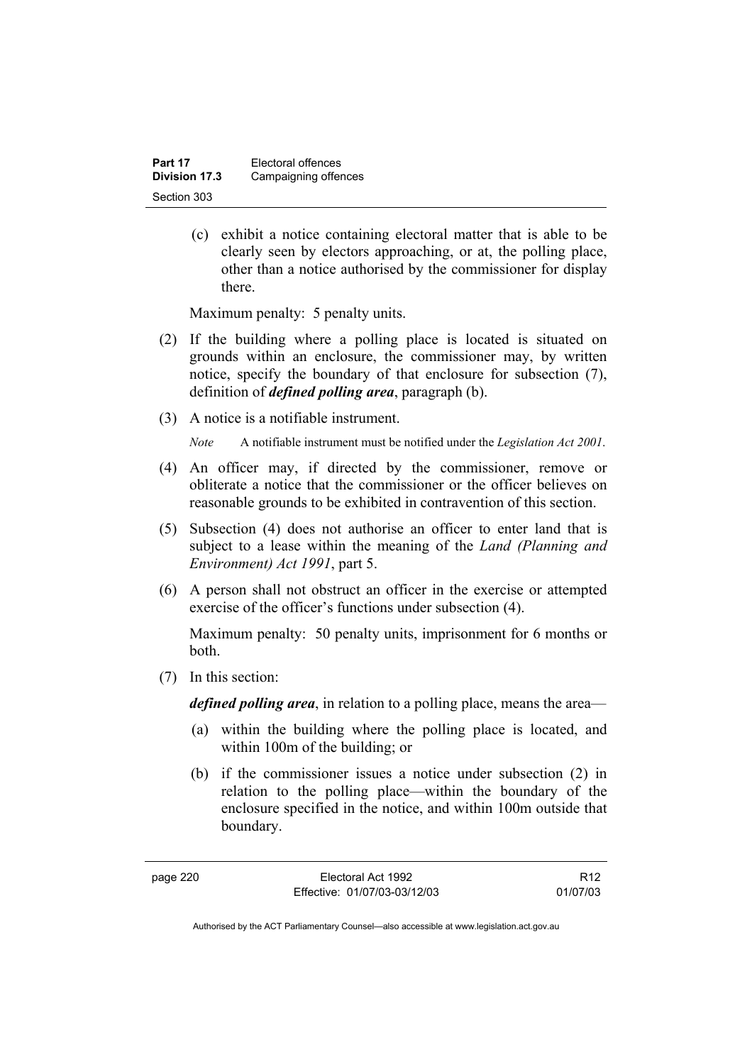(c) exhibit a notice containing electoral matter that is able to be clearly seen by electors approaching, or at, the polling place, other than a notice authorised by the commissioner for display there.

Maximum penalty: 5 penalty units.

(2) If the building where a polling place is located is situated on grounds within an enclosure, the commissioner may, by written notice, specify the boundary of that enclosure for subsection (7), definition of ***defined polling area***, paragraph (b).

(3) A notice is a notifiable instrument.

*Note* A notifiable instrument must be notified under the *Legislation Act 2001*.

(4) An officer may, if directed by the commissioner, remove or obliterate a notice that the commissioner or the officer believes on reasonable grounds to be exhibited in contravention of this section.

(5) Subsection (4) does not authorise an officer to enter land that is subject to a lease within the meaning of the *Land (Planning and Environment) Act 1991*, part 5.

(6) A person shall not obstruct an officer in the exercise or attempted exercise of the officer's functions under subsection (4).

Maximum penalty: 50 penalty units, imprisonment for 6 months or both.

(7) In this section:

***defined polling area***, in relation to a polling place, means the area—

(a) within the building where the polling place is located, and within 100m of the building; or

(b) if the commissioner issues a notice under subsection (2) in relation to the polling place—within the boundary of the enclosure specified in the notice, and within 100m outside that boundary.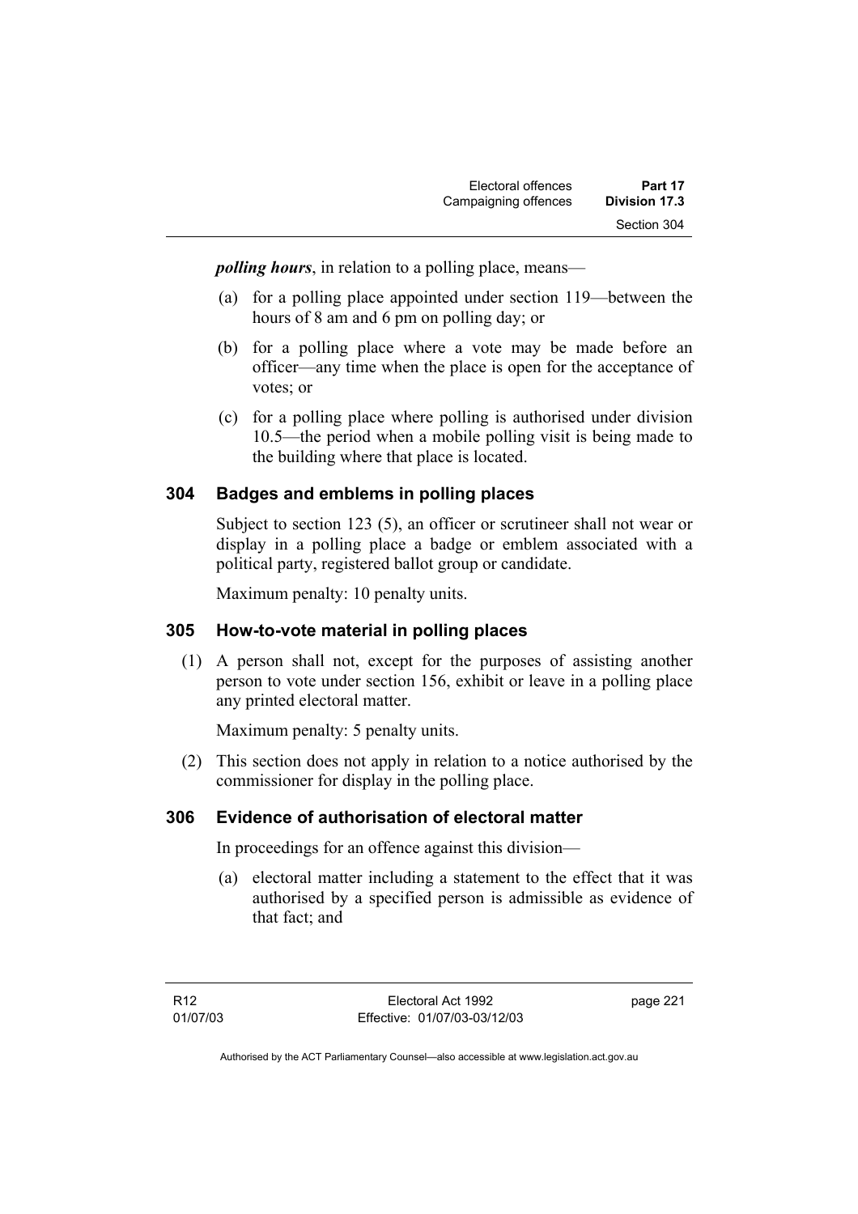***polling hours***, in relation to a polling place, means—

(a) for a polling place appointed under section 119—between the hours of 8 am and 6 pm on polling day; or

(b) for a polling place where a vote may be made before an officer—any time when the place is open for the acceptance of votes; or

(c) for a polling place where polling is authorised under division 10.5—the period when a mobile polling visit is being made to the building where that place is located.

## 304 Badges and emblems in polling places

Subject to section 123 (5), an officer or scrutineer shall not wear or display in a polling place a badge or emblem associated with a political party, registered ballot group or candidate.

Maximum penalty: 10 penalty units.

## 305 How-to-vote material in polling places

(1) A person shall not, except for the purposes of assisting another person to vote under section 156, exhibit or leave in a polling place any printed electoral matter.

Maximum penalty: 5 penalty units.

(2) This section does not apply in relation to a notice authorised by the commissioner for display in the polling place.

## 306 Evidence of authorisation of electoral matter

In proceedings for an offence against this division—

(a) electoral matter including a statement to the effect that it was authorised by a specified person is admissible as evidence of that fact; and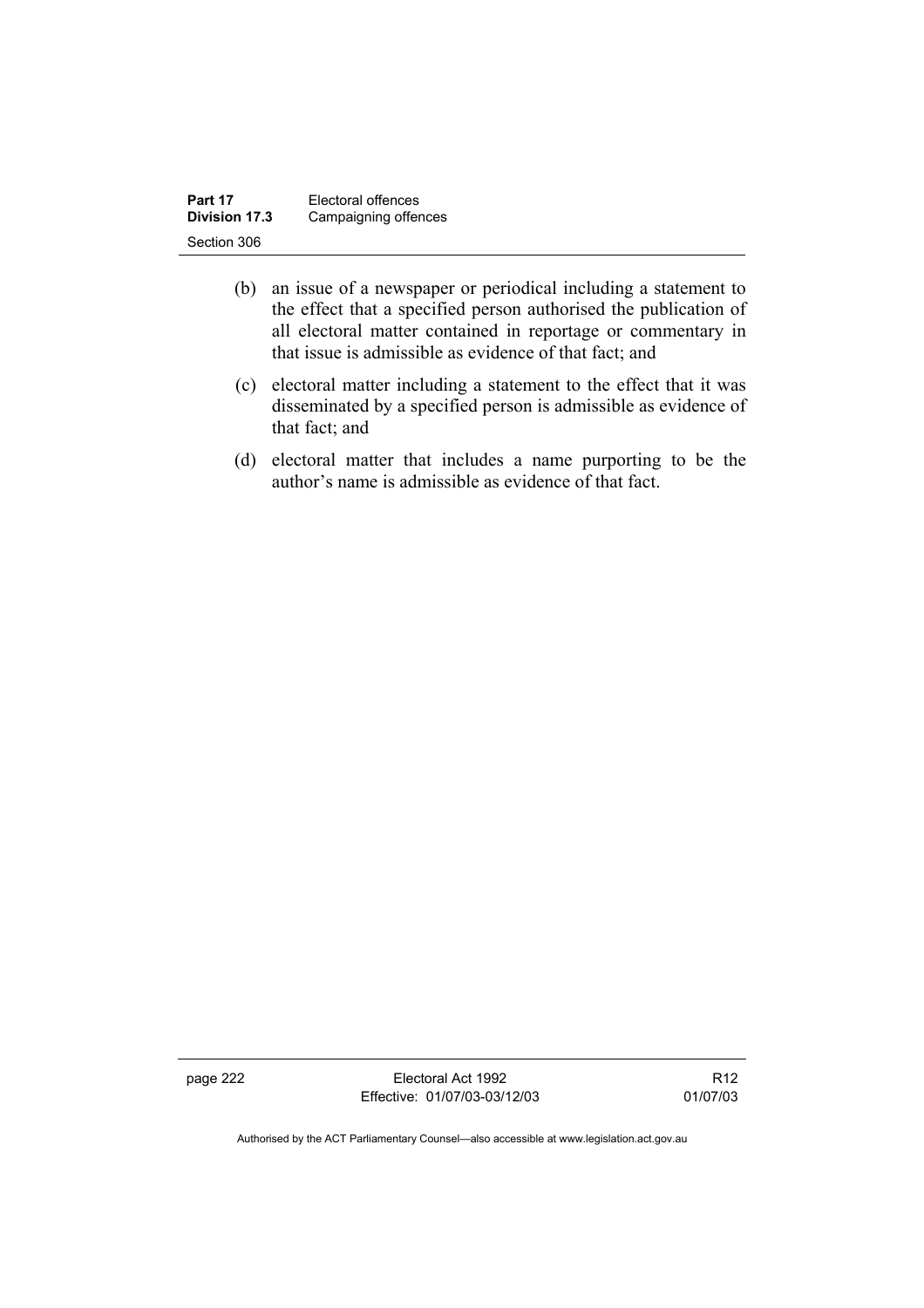(b) an issue of a newspaper or periodical including a statement to the effect that a specified person authorised the publication of all electoral matter contained in reportage or commentary in that issue is admissible as evidence of that fact; and

(c) electoral matter including a statement to the effect that it was disseminated by a specified person is admissible as evidence of that fact; and

(d) electoral matter that includes a name purporting to be the author's name is admissible as evidence of that fact.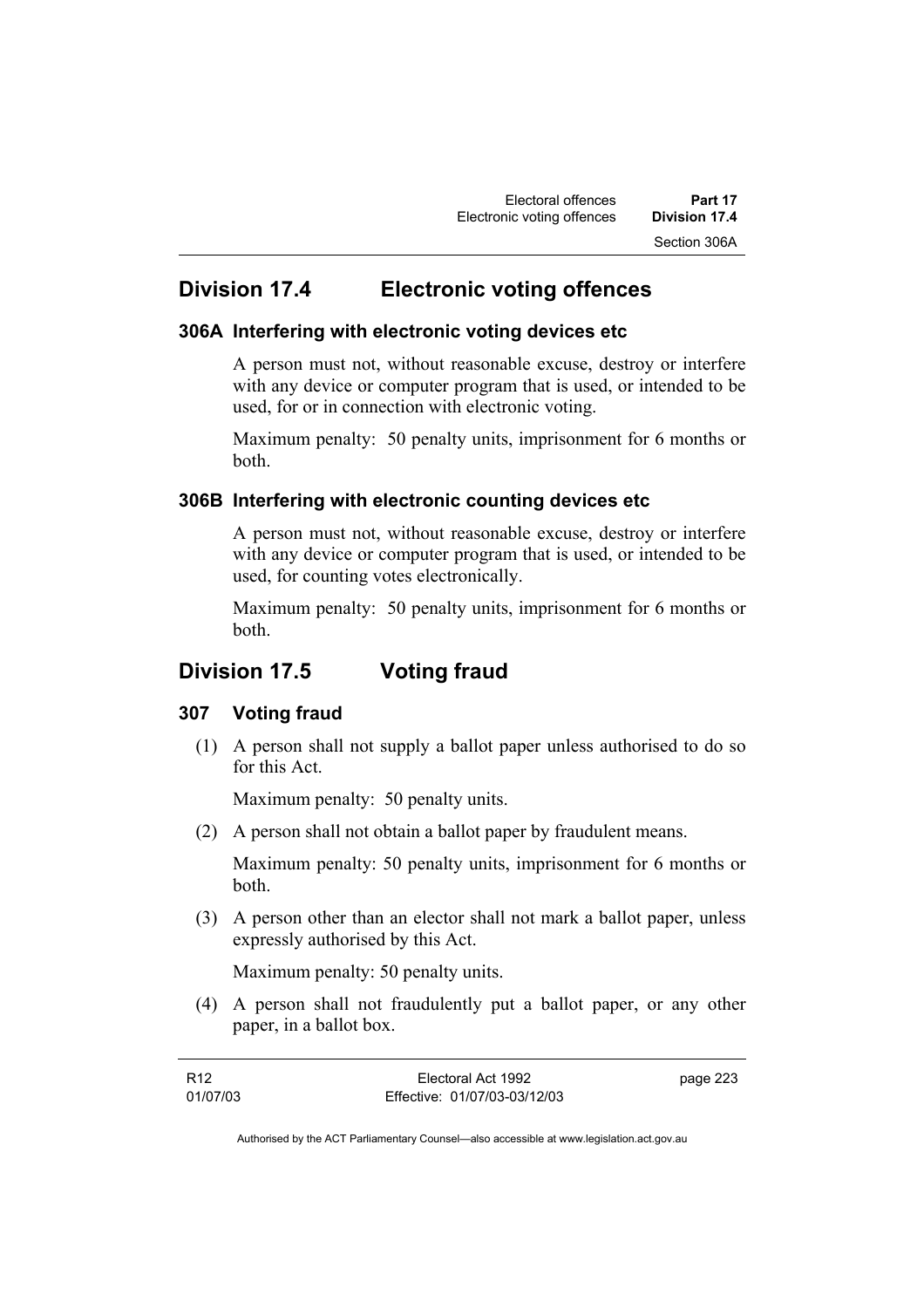## Division 17.4 Electronic voting offences

### 306A Interfering with electronic voting devices etc

A person must not, without reasonable excuse, destroy or interfere with any device or computer program that is used, or intended to be used, for or in connection with electronic voting.

Maximum penalty: 50 penalty units, imprisonment for 6 months or both.

### 306B Interfering with electronic counting devices etc

A person must not, without reasonable excuse, destroy or interfere with any device or computer program that is used, or intended to be used, for counting votes electronically.

Maximum penalty: 50 penalty units, imprisonment for 6 months or both.

## Division 17.5 Voting fraud

### 307 Voting fraud

(1) A person shall not supply a ballot paper unless authorised to do so for this Act.

Maximum penalty: 50 penalty units.

(2) A person shall not obtain a ballot paper by fraudulent means.

Maximum penalty: 50 penalty units, imprisonment for 6 months or both.

(3) A person other than an elector shall not mark a ballot paper, unless expressly authorised by this Act.

Maximum penalty: 50 penalty units.

(4) A person shall not fraudulently put a ballot paper, or any other paper, in a ballot box.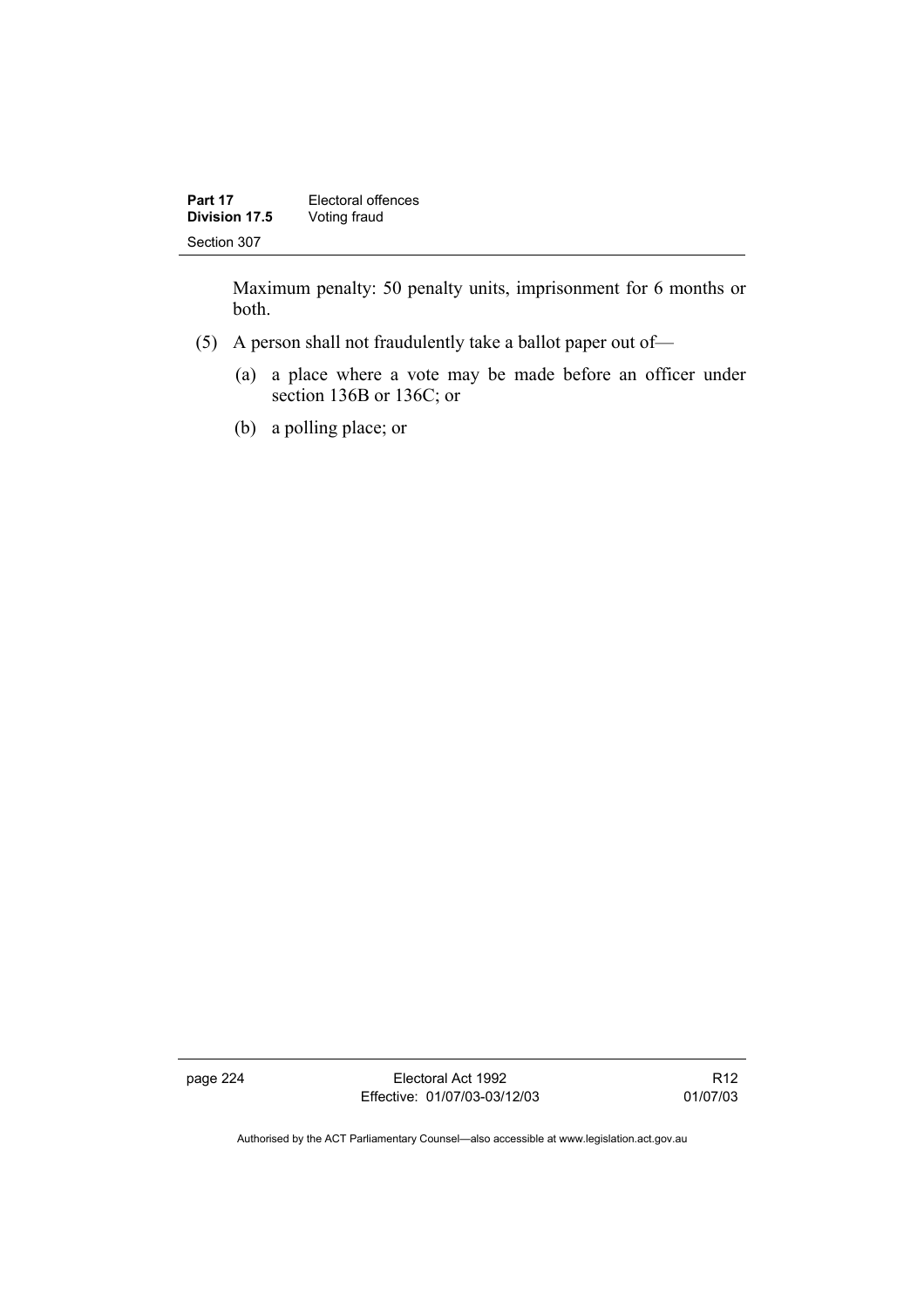Maximum penalty: 50 penalty units, imprisonment for 6 months or both.

(5) A person shall not fraudulently take a ballot paper out of—

(a) a place where a vote may be made before an officer under section 136B or 136C; or

(b) a polling place; or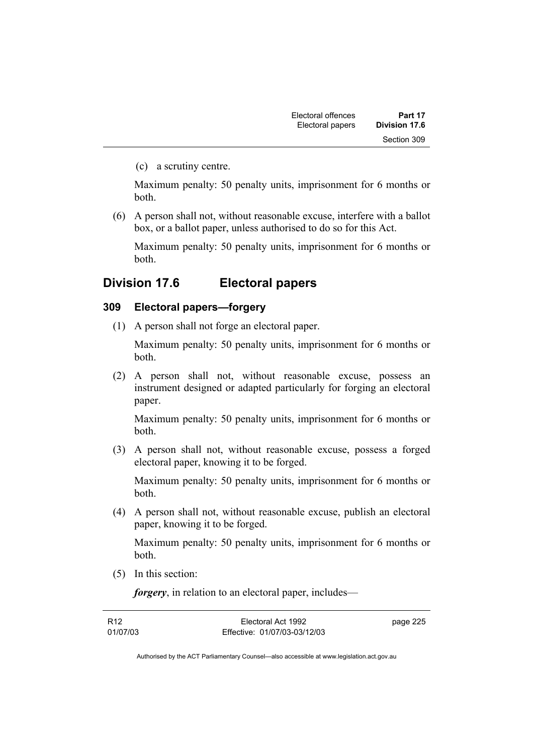(c) a scrutiny centre.

Maximum penalty: 50 penalty units, imprisonment for 6 months or both.

(6) A person shall not, without reasonable excuse, interfere with a ballot box, or a ballot paper, unless authorised to do so for this Act.

Maximum penalty: 50 penalty units, imprisonment for 6 months or both.

## Division 17.6 Electoral papers

### 309 Electoral papers—forgery

(1) A person shall not forge an electoral paper.

Maximum penalty: 50 penalty units, imprisonment for 6 months or both.

(2) A person shall not, without reasonable excuse, possess an instrument designed or adapted particularly for forging an electoral paper.

Maximum penalty: 50 penalty units, imprisonment for 6 months or both.

(3) A person shall not, without reasonable excuse, possess a forged electoral paper, knowing it to be forged.

Maximum penalty: 50 penalty units, imprisonment for 6 months or both.

(4) A person shall not, without reasonable excuse, publish an electoral paper, knowing it to be forged.

Maximum penalty: 50 penalty units, imprisonment for 6 months or both.

(5) In this section:

***forgery***, in relation to an electoral paper, includes—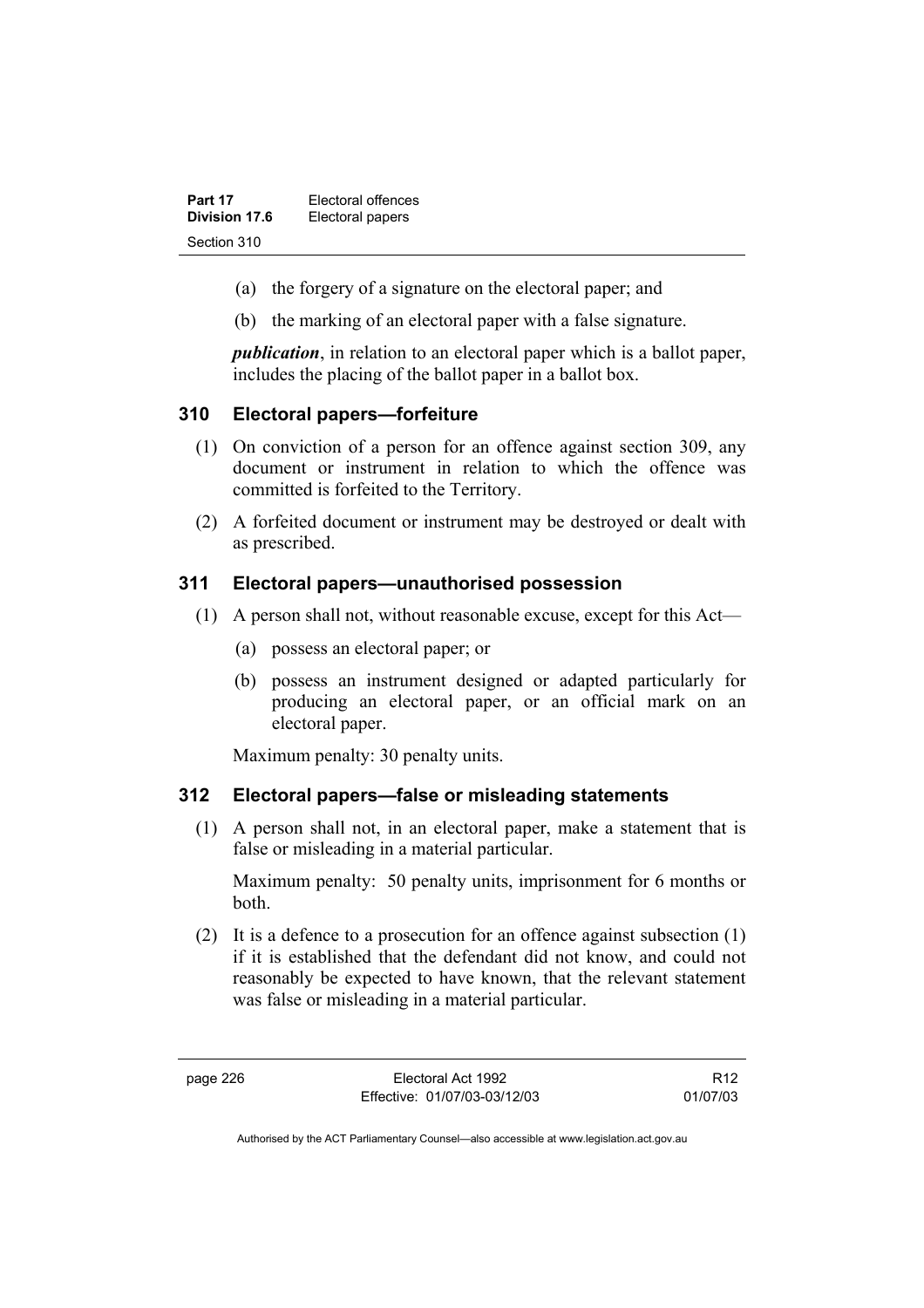(a) the forgery of a signature on the electoral paper; and

(b) the marking of an electoral paper with a false signature.

***publication***, in relation to an electoral paper which is a ballot paper, includes the placing of the ballot paper in a ballot box.

### 310 Electoral papers—forfeiture

(1) On conviction of a person for an offence against section 309, any document or instrument in relation to which the offence was committed is forfeited to the Territory.

(2) A forfeited document or instrument may be destroyed or dealt with as prescribed.

### 311 Electoral papers—unauthorised possession

(1) A person shall not, without reasonable excuse, except for this Act—

(a) possess an electoral paper; or

(b) possess an instrument designed or adapted particularly for producing an electoral paper, or an official mark on an electoral paper.

Maximum penalty: 30 penalty units.

### 312 Electoral papers—false or misleading statements

(1) A person shall not, in an electoral paper, make a statement that is false or misleading in a material particular.

Maximum penalty: 50 penalty units, imprisonment for 6 months or both.

(2) It is a defence to a prosecution for an offence against subsection (1) if it is established that the defendant did not know, and could not reasonably be expected to have known, that the relevant statement was false or misleading in a material particular.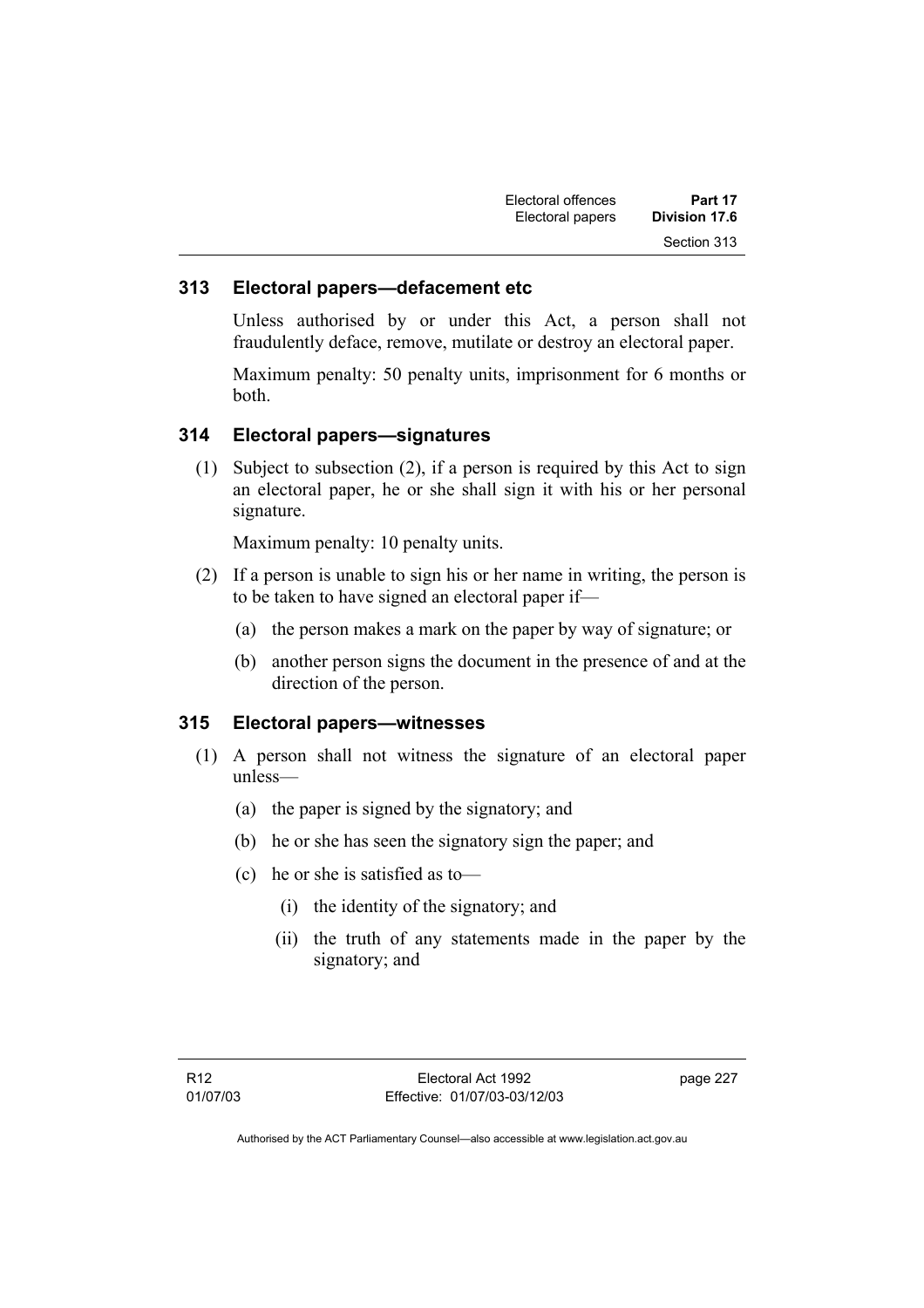### 313 Electoral papers—defacement etc

Unless authorised by or under this Act, a person shall not fraudulently deface, remove, mutilate or destroy an electoral paper.

Maximum penalty: 50 penalty units, imprisonment for 6 months or both.

### 314 Electoral papers—signatures

(1) Subject to subsection (2), if a person is required by this Act to sign an electoral paper, he or she shall sign it with his or her personal signature.

Maximum penalty: 10 penalty units.

(2) If a person is unable to sign his or her name in writing, the person is to be taken to have signed an electoral paper if—

(a) the person makes a mark on the paper by way of signature; or

(b) another person signs the document in the presence of and at the direction of the person.

### 315 Electoral papers—witnesses

(1) A person shall not witness the signature of an electoral paper unless—

(a) the paper is signed by the signatory; and

(b) he or she has seen the signatory sign the paper; and

(c) he or she is satisfied as to—

(i) the identity of the signatory; and

(ii) the truth of any statements made in the paper by the signatory; and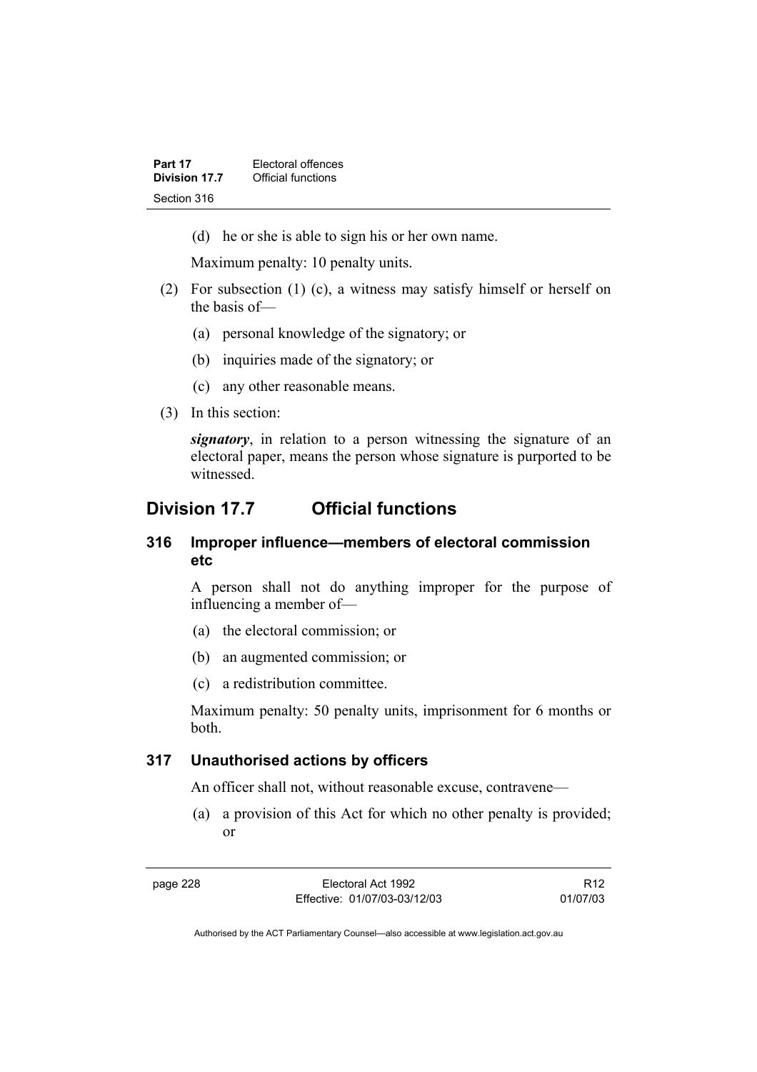(d) he or she is able to sign his or her own name.

Maximum penalty: 10 penalty units.

(2) For subsection (1) (c), a witness may satisfy himself or herself on the basis of—

(a) personal knowledge of the signatory; or

(b) inquiries made of the signatory; or

(c) any other reasonable means.

(3) In this section:

***signatory***, in relation to a person witnessing the signature of an electoral paper, means the person whose signature is purported to be witnessed.

## Division 17.7 Official functions

### 316 Improper influence—members of electoral commission etc

A person shall not do anything improper for the purpose of influencing a member of—

(a) the electoral commission; or

(b) an augmented commission; or

(c) a redistribution committee.

Maximum penalty: 50 penalty units, imprisonment for 6 months or both.

### 317 Unauthorised actions by officers

An officer shall not, without reasonable excuse, contravene—

(a) a provision of this Act for which no other penalty is provided; or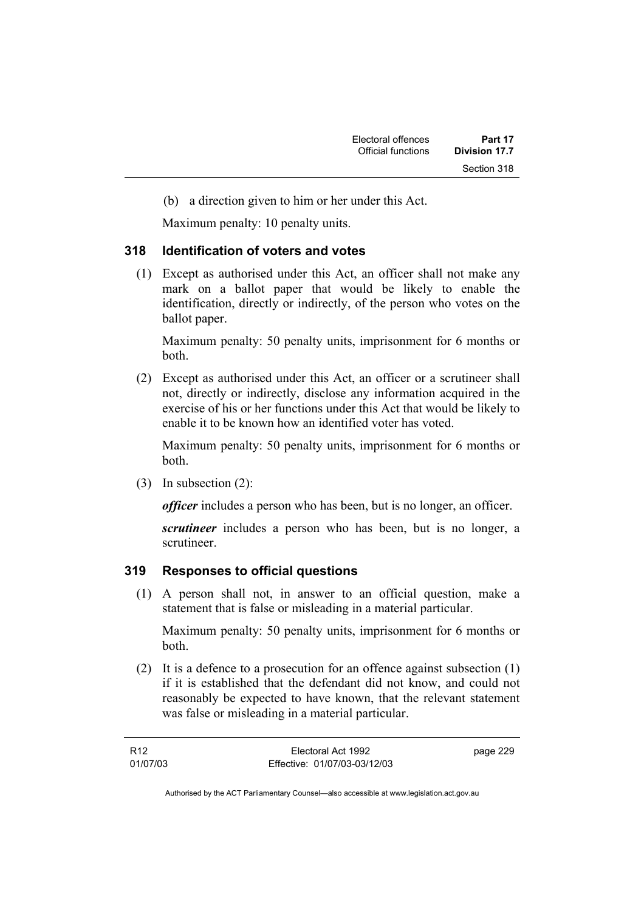(b) a direction given to him or her under this Act.

Maximum penalty: 10 penalty units.

### 318 Identification of voters and votes

(1) Except as authorised under this Act, an officer shall not make any mark on a ballot paper that would be likely to enable the identification, directly or indirectly, of the person who votes on the ballot paper.

Maximum penalty: 50 penalty units, imprisonment for 6 months or both.

(2) Except as authorised under this Act, an officer or a scrutineer shall not, directly or indirectly, disclose any information acquired in the exercise of his or her functions under this Act that would be likely to enable it to be known how an identified voter has voted.

Maximum penalty: 50 penalty units, imprisonment for 6 months or both.

(3) In subsection (2):

***officer*** includes a person who has been, but is no longer, an officer.

***scrutineer*** includes a person who has been, but is no longer, a scrutineer.

### 319 Responses to official questions

(1) A person shall not, in answer to an official question, make a statement that is false or misleading in a material particular.

Maximum penalty: 50 penalty units, imprisonment for 6 months or both.

(2) It is a defence to a prosecution for an offence against subsection (1) if it is established that the defendant did not know, and could not reasonably be expected to have known, that the relevant statement was false or misleading in a material particular.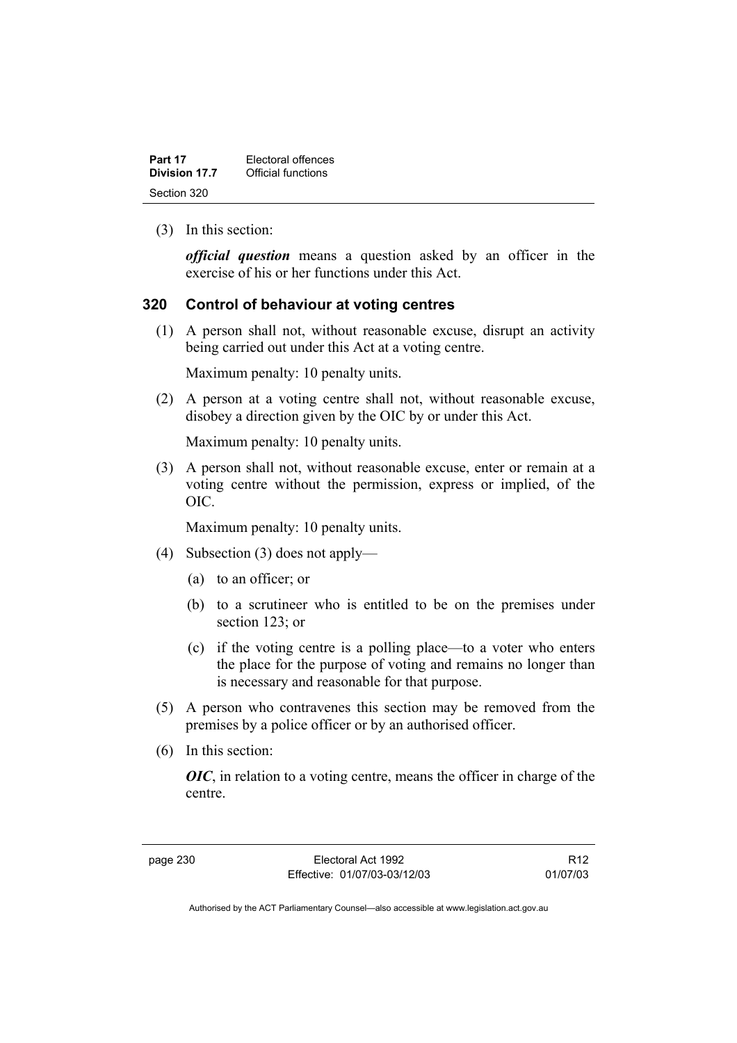(3) In this section:

***official question*** means a question asked by an officer in the exercise of his or her functions under this Act.

## 320 Control of behaviour at voting centres

(1) A person shall not, without reasonable excuse, disrupt an activity being carried out under this Act at a voting centre.

Maximum penalty: 10 penalty units.

(2) A person at a voting centre shall not, without reasonable excuse, disobey a direction given by the OIC by or under this Act.

Maximum penalty: 10 penalty units.

(3) A person shall not, without reasonable excuse, enter or remain at a voting centre without the permission, express or implied, of the OIC.

Maximum penalty: 10 penalty units.

(4) Subsection (3) does not apply—

(a) to an officer; or

(b) to a scrutineer who is entitled to be on the premises under section 123; or

(c) if the voting centre is a polling place—to a voter who enters the place for the purpose of voting and remains no longer than is necessary and reasonable for that purpose.

(5) A person who contravenes this section may be removed from the premises by a police officer or by an authorised officer.

(6) In this section:

***OIC***, in relation to a voting centre, means the officer in charge of the centre.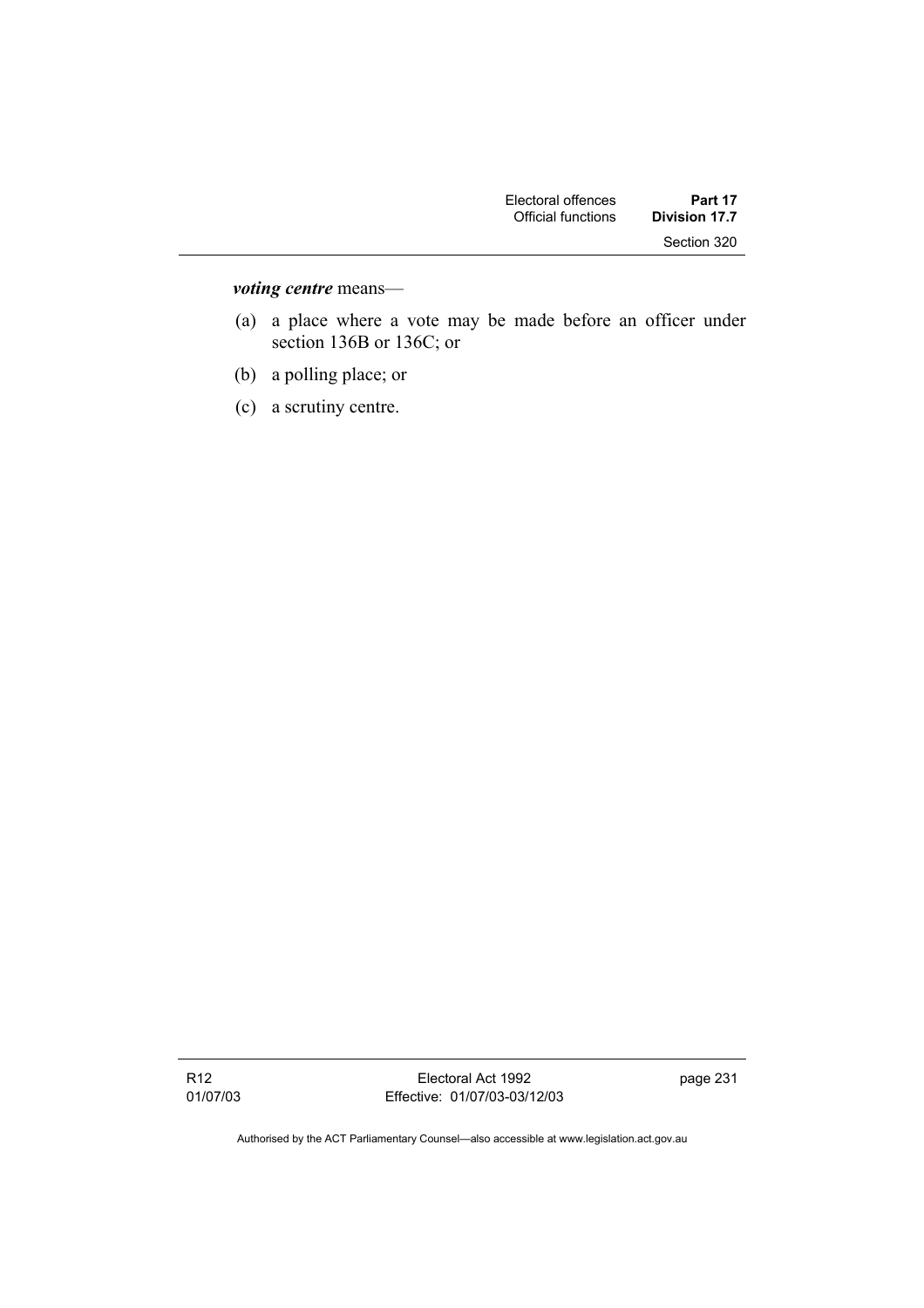***voting centre*** means—

(a) a place where a vote may be made before an officer under section 136B or 136C; or

(b) a polling place; or

(c) a scrutiny centre.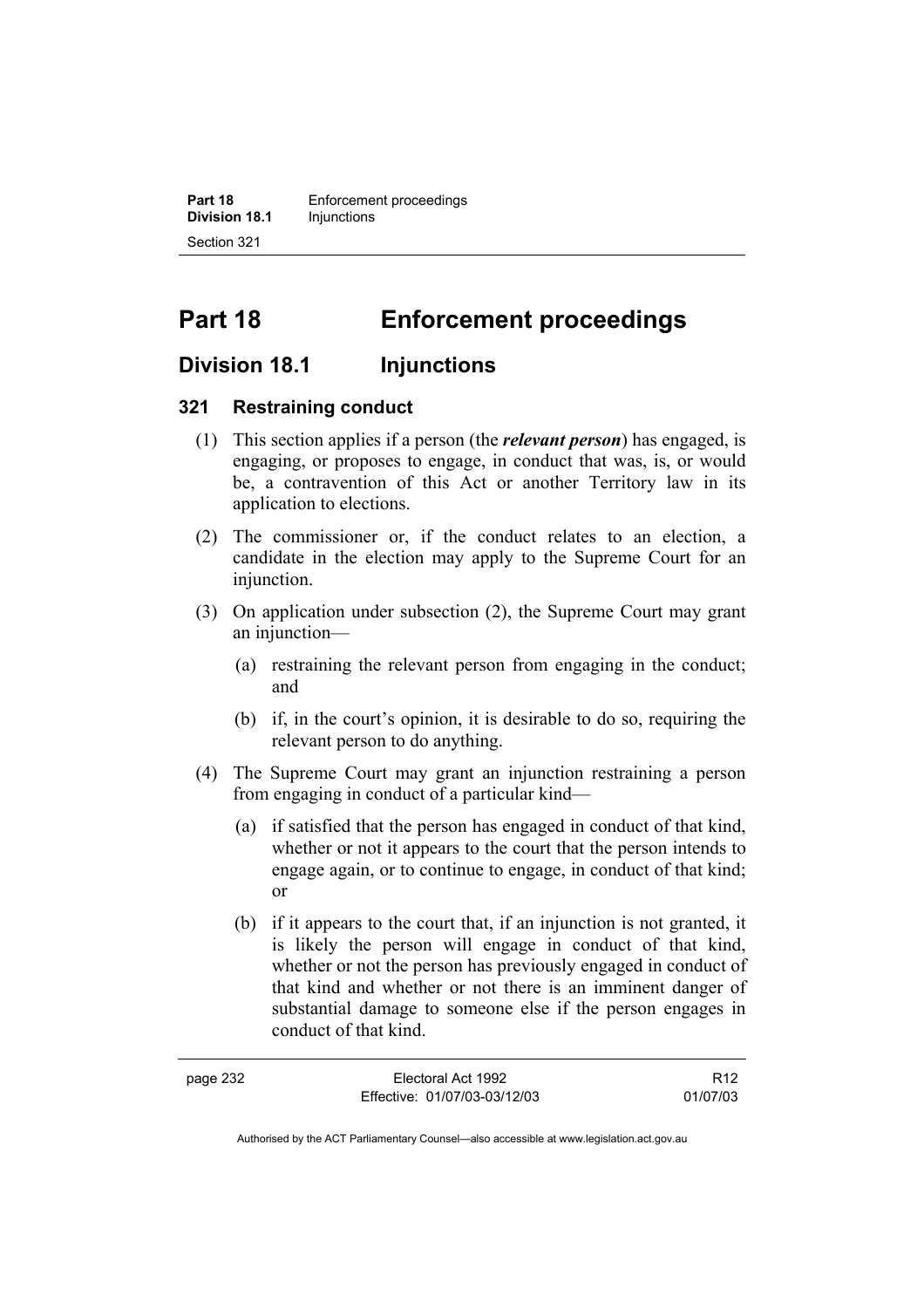# Part 18 Enforcement proceedings

## Division 18.1 Injunctions

### 321 Restraining conduct

(1) This section applies if a person (the ***relevant person***) has engaged, is engaging, or proposes to engage, in conduct that was, is, or would be, a contravention of this Act or another Territory law in its application to elections.

(2) The commissioner or, if the conduct relates to an election, a candidate in the election may apply to the Supreme Court for an injunction.

(3) On application under subsection (2), the Supreme Court may grant an injunction—

  (a) restraining the relevant person from engaging in the conduct; and

  (b) if, in the court's opinion, it is desirable to do so, requiring the relevant person to do anything.

(4) The Supreme Court may grant an injunction restraining a person from engaging in conduct of a particular kind—

  (a) if satisfied that the person has engaged in conduct of that kind, whether or not it appears to the court that the person intends to engage again, or to continue to engage, in conduct of that kind; or

  (b) if it appears to the court that, if an injunction is not granted, it is likely the person will engage in conduct of that kind, whether or not the person has previously engaged in conduct of that kind and whether or not there is an imminent danger of substantial damage to someone else if the person engages in conduct of that kind.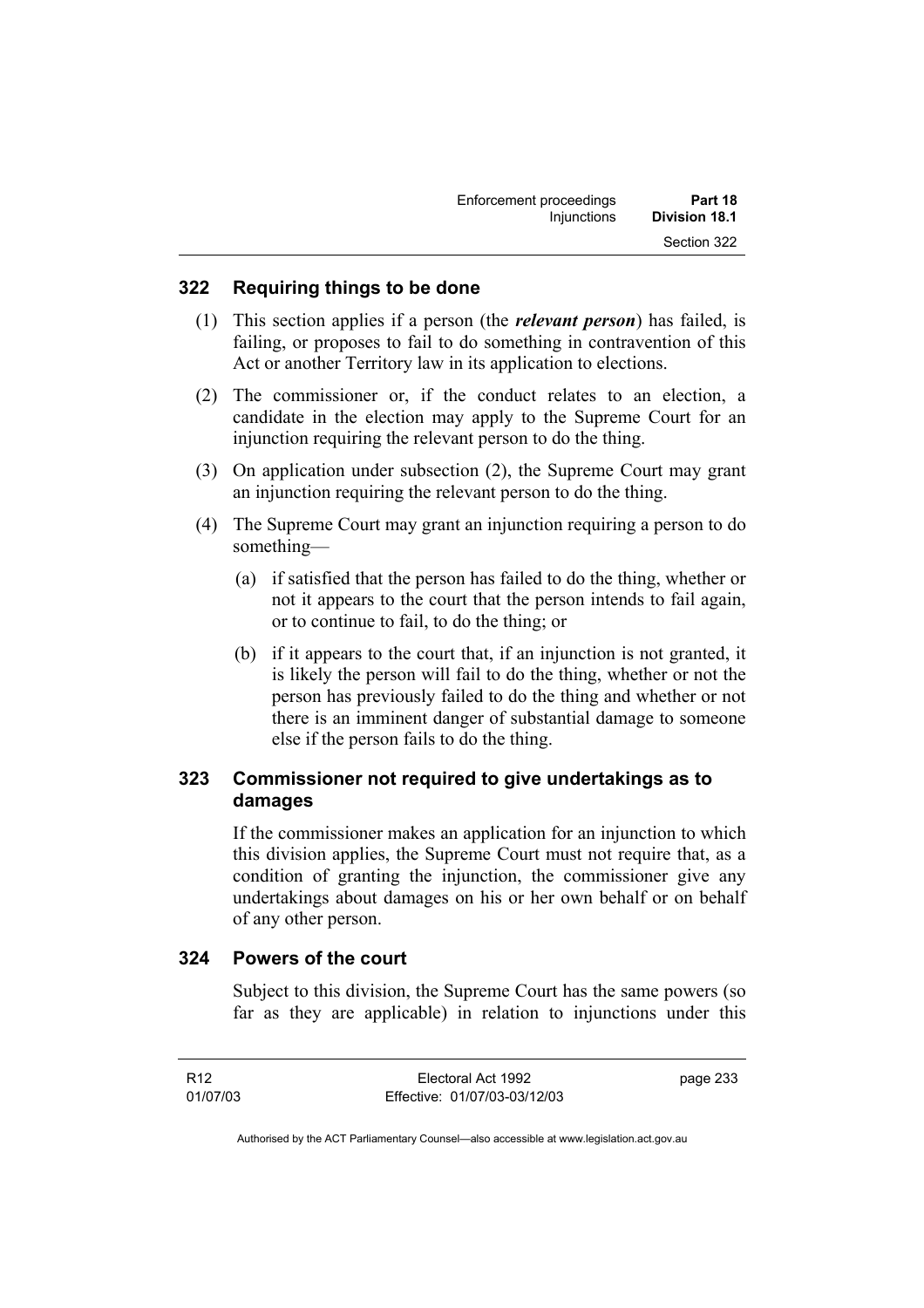### 322 Requiring things to be done

(1) This section applies if a person (the ***relevant person***) has failed, is failing, or proposes to fail to do something in contravention of this Act or another Territory law in its application to elections.

(2) The commissioner or, if the conduct relates to an election, a candidate in the election may apply to the Supreme Court for an injunction requiring the relevant person to do the thing.

(3) On application under subsection (2), the Supreme Court may grant an injunction requiring the relevant person to do the thing.

(4) The Supreme Court may grant an injunction requiring a person to do something—

(a) if satisfied that the person has failed to do the thing, whether or not it appears to the court that the person intends to fail again, or to continue to fail, to do the thing; or

(b) if it appears to the court that, if an injunction is not granted, it is likely the person will fail to do the thing, whether or not the person has previously failed to do the thing and whether or not there is an imminent danger of substantial damage to someone else if the person fails to do the thing.

### 323 Commissioner not required to give undertakings as to damages

If the commissioner makes an application for an injunction to which this division applies, the Supreme Court must not require that, as a condition of granting the injunction, the commissioner give any undertakings about damages on his or her own behalf or on behalf of any other person.

### 324 Powers of the court

Subject to this division, the Supreme Court has the same powers (so far as they are applicable) in relation to injunctions under this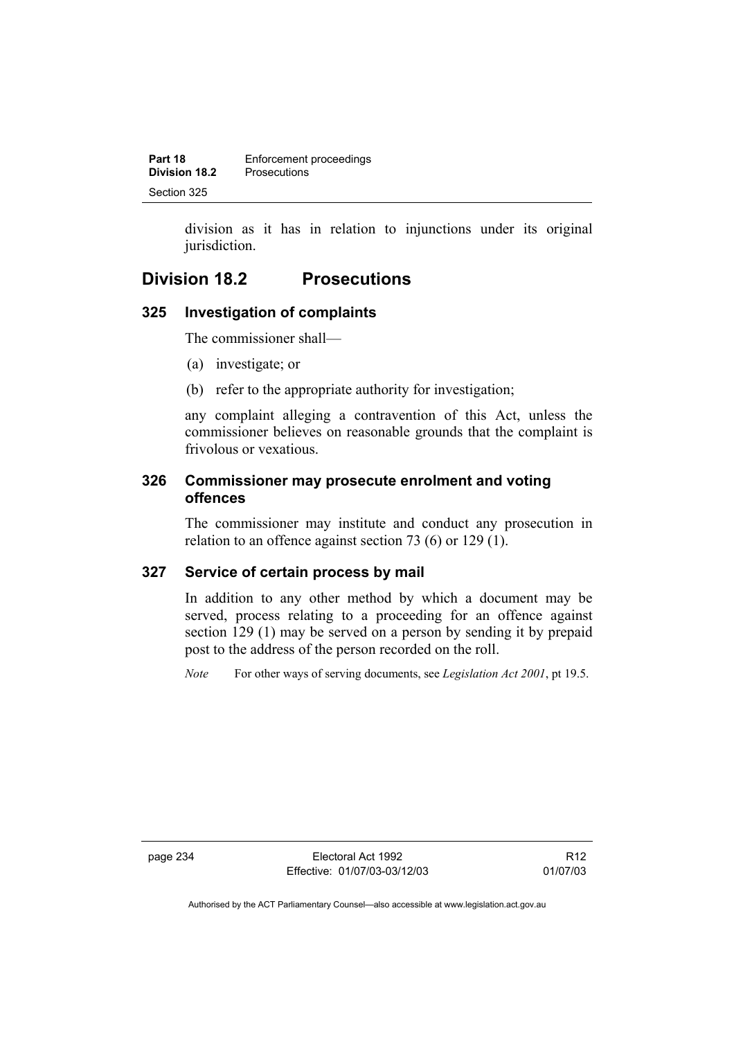division as it has in relation to injunctions under its original jurisdiction.

## Division 18.2 Prosecutions

### 325 Investigation of complaints

The commissioner shall—

(a) investigate; or

(b) refer to the appropriate authority for investigation;

any complaint alleging a contravention of this Act, unless the commissioner believes on reasonable grounds that the complaint is frivolous or vexatious.

### 326 Commissioner may prosecute enrolment and voting offences

The commissioner may institute and conduct any prosecution in relation to an offence against section 73 (6) or 129 (1).

### 327 Service of certain process by mail

In addition to any other method by which a document may be served, process relating to a proceeding for an offence against section 129 (1) may be served on a person by sending it by prepaid post to the address of the person recorded on the roll.

*Note* For other ways of serving documents, see *Legislation Act 2001*, pt 19.5.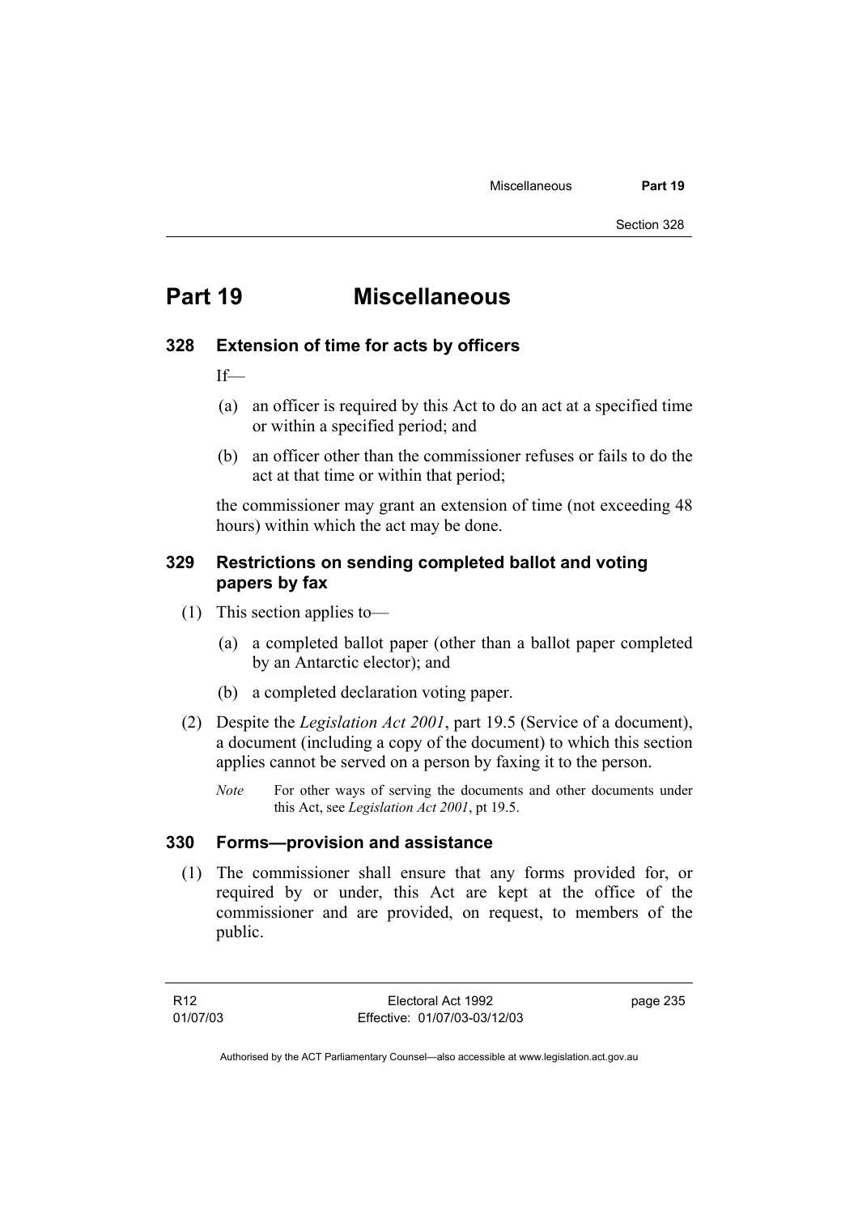# Part 19 Miscellaneous

## 328 Extension of time for acts by officers

If—

(a) an officer is required by this Act to do an act at a specified time or within a specified period; and

(b) an officer other than the commissioner refuses or fails to do the act at that time or within that period;

the commissioner may grant an extension of time (not exceeding 48 hours) within which the act may be done.

## 329 Restrictions on sending completed ballot and voting papers by fax

(1) This section applies to—

(a) a completed ballot paper (other than a ballot paper completed by an Antarctic elector); and

(b) a completed declaration voting paper.

(2) Despite the *Legislation Act 2001*, part 19.5 (Service of a document), a document (including a copy of the document) to which this section applies cannot be served on a person by faxing it to the person.

*Note* For other ways of serving the documents and other documents under this Act, see *Legislation Act 2001*, pt 19.5.

## 330 Forms—provision and assistance

(1) The commissioner shall ensure that any forms provided for, or required by or under, this Act are kept at the office of the commissioner and are provided, on request, to members of the public.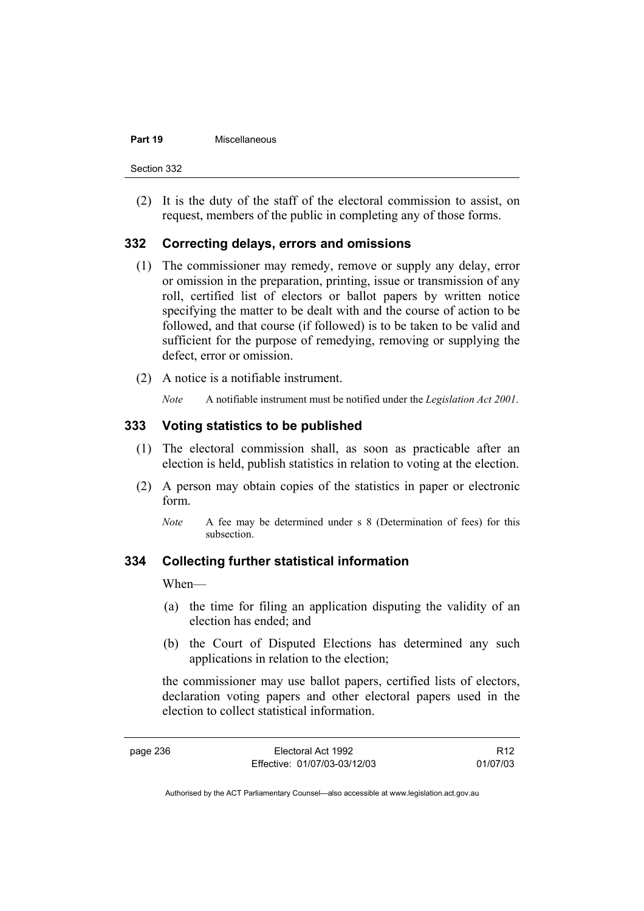(2) It is the duty of the staff of the electoral commission to assist, on request, members of the public in completing any of those forms.

### 332 Correcting delays, errors and omissions

(1) The commissioner may remedy, remove or supply any delay, error or omission in the preparation, printing, issue or transmission of any roll, certified list of electors or ballot papers by written notice specifying the matter to be dealt with and the course of action to be followed, and that course (if followed) is to be taken to be valid and sufficient for the purpose of remedying, removing or supplying the defect, error or omission.

(2) A notice is a notifiable instrument.

*Note* A notifiable instrument must be notified under the *Legislation Act 2001*.

### 333 Voting statistics to be published

(1) The electoral commission shall, as soon as practicable after an election is held, publish statistics in relation to voting at the election.

(2) A person may obtain copies of the statistics in paper or electronic form.

*Note* A fee may be determined under s 8 (Determination of fees) for this subsection.

### 334 Collecting further statistical information

When—

(a) the time for filing an application disputing the validity of an election has ended; and

(b) the Court of Disputed Elections has determined any such applications in relation to the election;

the commissioner may use ballot papers, certified lists of electors, declaration voting papers and other electoral papers used in the election to collect statistical information.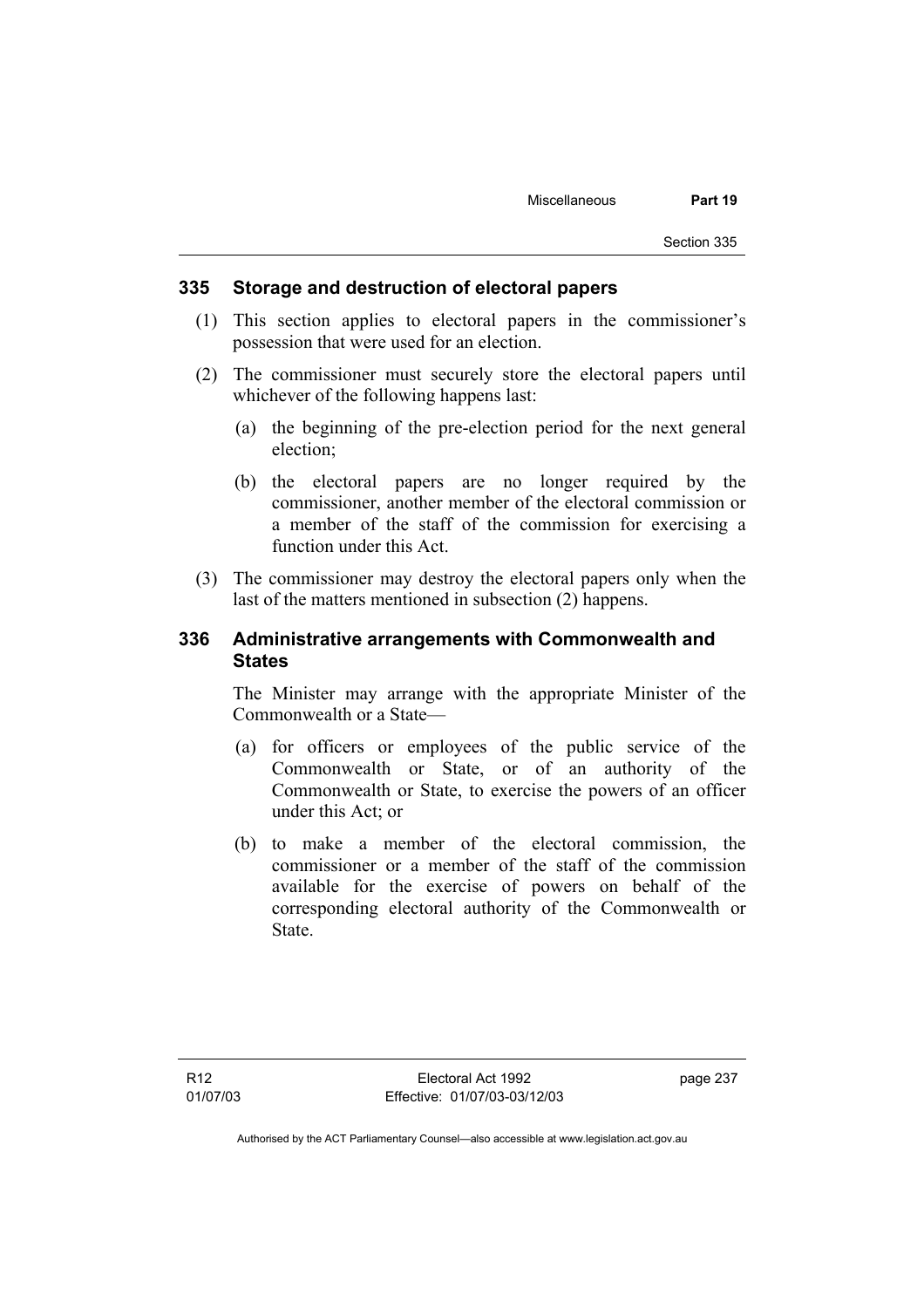## 335 Storage and destruction of electoral papers

(1) This section applies to electoral papers in the commissioner's possession that were used for an election.

(2) The commissioner must securely store the electoral papers until whichever of the following happens last:

(a) the beginning of the pre-election period for the next general election;

(b) the electoral papers are no longer required by the commissioner, another member of the electoral commission or a member of the staff of the commission for exercising a function under this Act.

(3) The commissioner may destroy the electoral papers only when the last of the matters mentioned in subsection (2) happens.

## 336 Administrative arrangements with Commonwealth and States

The Minister may arrange with the appropriate Minister of the Commonwealth or a State—

(a) for officers or employees of the public service of the Commonwealth or State, or of an authority of the Commonwealth or State, to exercise the powers of an officer under this Act; or

(b) to make a member of the electoral commission, the commissioner or a member of the staff of the commission available for the exercise of powers on behalf of the corresponding electoral authority of the Commonwealth or State.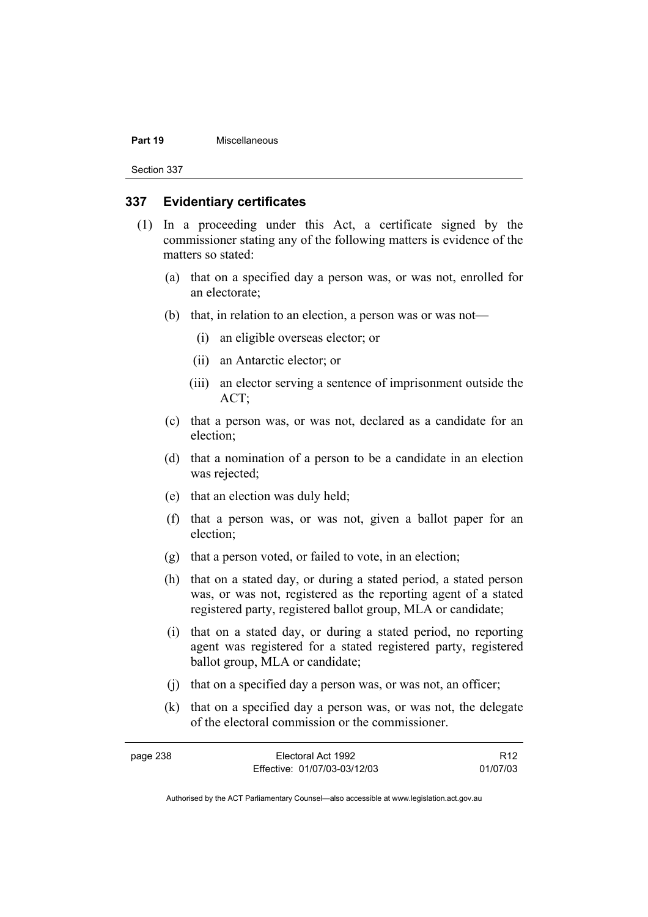### 337 Evidentiary certificates

(1) In a proceeding under this Act, a certificate signed by the commissioner stating any of the following matters is evidence of the matters so stated:

(a) that on a specified day a person was, or was not, enrolled for an electorate;

(b) that, in relation to an election, a person was or was not—

(i) an eligible overseas elector; or

(ii) an Antarctic elector; or

(iii) an elector serving a sentence of imprisonment outside the ACT;

(c) that a person was, or was not, declared as a candidate for an election;

(d) that a nomination of a person to be a candidate in an election was rejected;

(e) that an election was duly held;

(f) that a person was, or was not, given a ballot paper for an election;

(g) that a person voted, or failed to vote, in an election;

(h) that on a stated day, or during a stated period, a stated person was, or was not, registered as the reporting agent of a stated registered party, registered ballot group, MLA or candidate;

(i) that on a stated day, or during a stated period, no reporting agent was registered for a stated registered party, registered ballot group, MLA or candidate;

(j) that on a specified day a person was, or was not, an officer;

(k) that on a specified day a person was, or was not, the delegate of the electoral commission or the commissioner.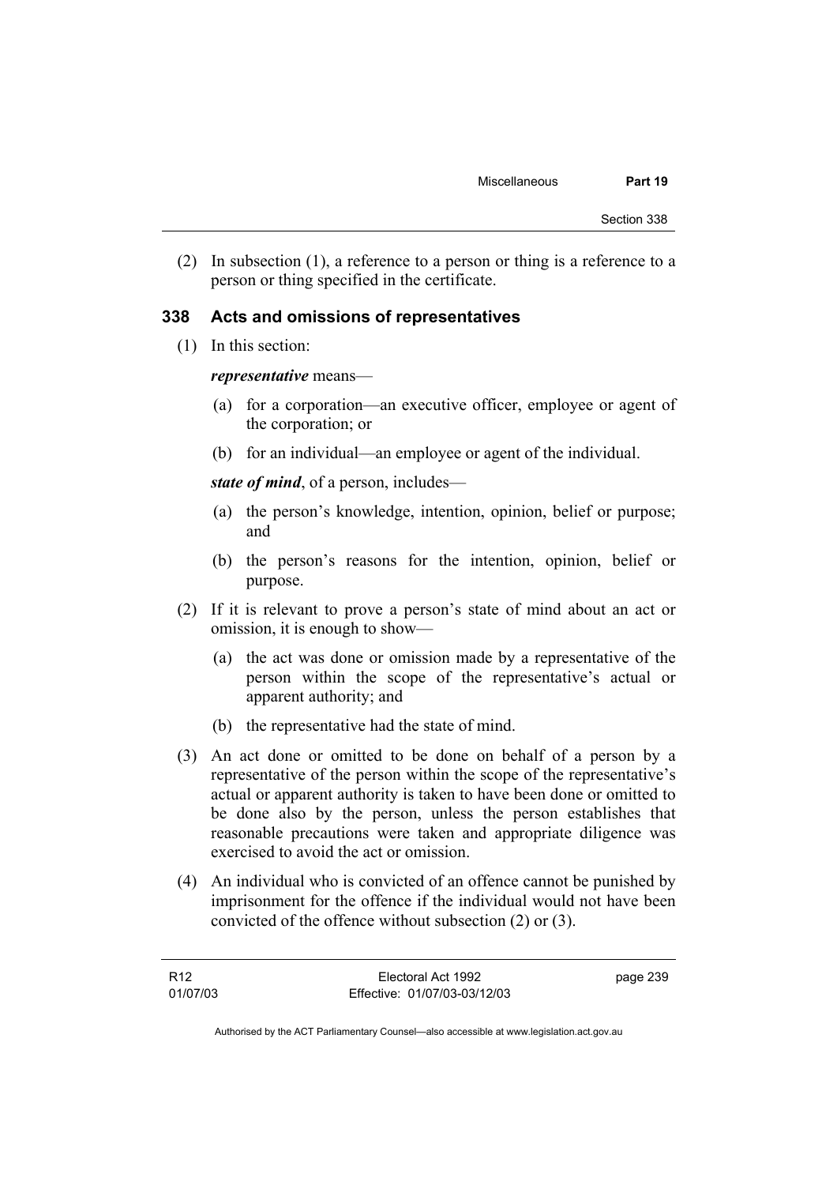(2) In subsection (1), a reference to a person or thing is a reference to a person or thing specified in the certificate.

### 338 Acts and omissions of representatives

(1) In this section:

***representative*** means—

(a) for a corporation—an executive officer, employee or agent of the corporation; or

(b) for an individual—an employee or agent of the individual.

***state of mind***, of a person, includes—

(a) the person's knowledge, intention, opinion, belief or purpose; and

(b) the person's reasons for the intention, opinion, belief or purpose.

(2) If it is relevant to prove a person's state of mind about an act or omission, it is enough to show—

(a) the act was done or omission made by a representative of the person within the scope of the representative's actual or apparent authority; and

(b) the representative had the state of mind.

(3) An act done or omitted to be done on behalf of a person by a representative of the person within the scope of the representative's actual or apparent authority is taken to have been done or omitted to be done also by the person, unless the person establishes that reasonable precautions were taken and appropriate diligence was exercised to avoid the act or omission.

(4) An individual who is convicted of an offence cannot be punished by imprisonment for the offence if the individual would not have been convicted of the offence without subsection (2) or (3).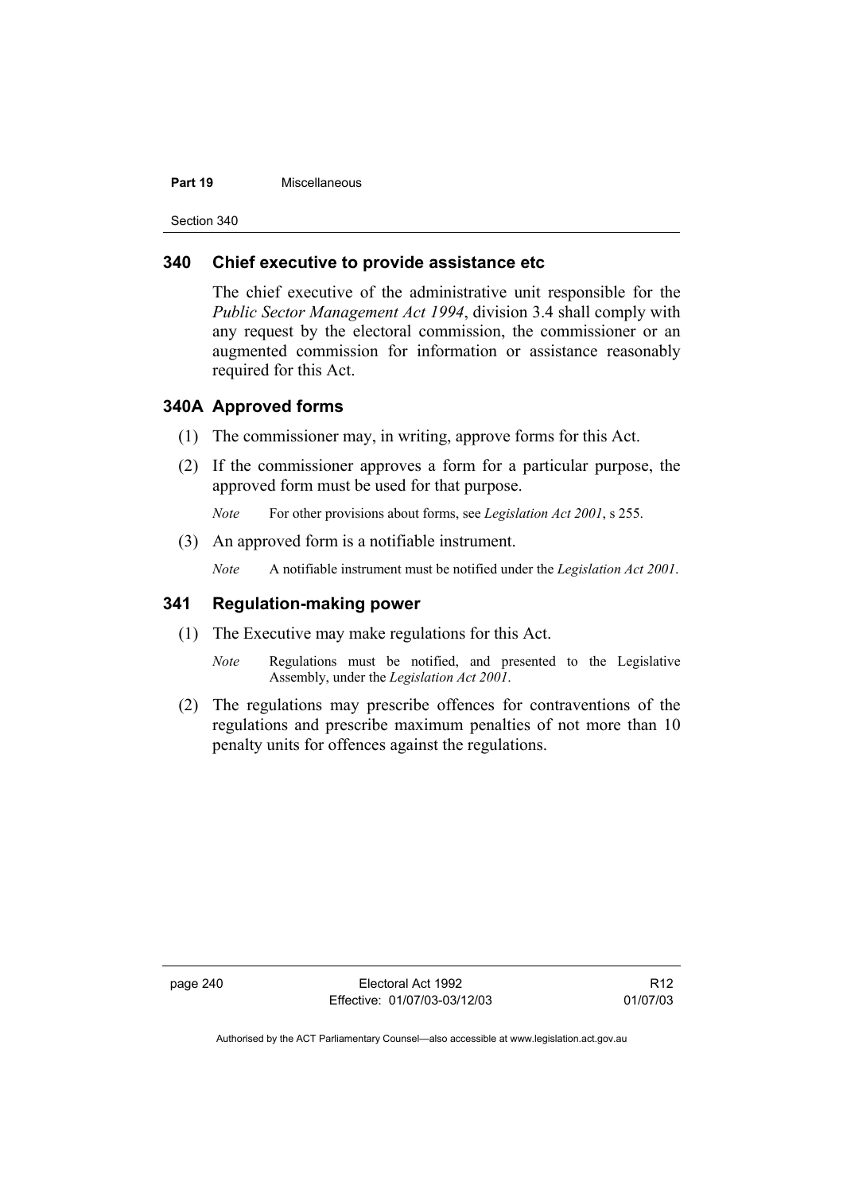## 340 Chief executive to provide assistance etc

The chief executive of the administrative unit responsible for the *Public Sector Management Act 1994*, division 3.4 shall comply with any request by the electoral commission, the commissioner or an augmented commission for information or assistance reasonably required for this Act.

## 340A Approved forms

(1) The commissioner may, in writing, approve forms for this Act.

(2) If the commissioner approves a form for a particular purpose, the approved form must be used for that purpose.

*Note* For other provisions about forms, see *Legislation Act 2001*, s 255.

(3) An approved form is a notifiable instrument.

*Note* A notifiable instrument must be notified under the *Legislation Act 2001*.

## 341 Regulation-making power

(1) The Executive may make regulations for this Act.

*Note* Regulations must be notified, and presented to the Legislative Assembly, under the *Legislation Act 2001*.

(2) The regulations may prescribe offences for contraventions of the regulations and prescribe maximum penalties of not more than 10 penalty units for offences against the regulations.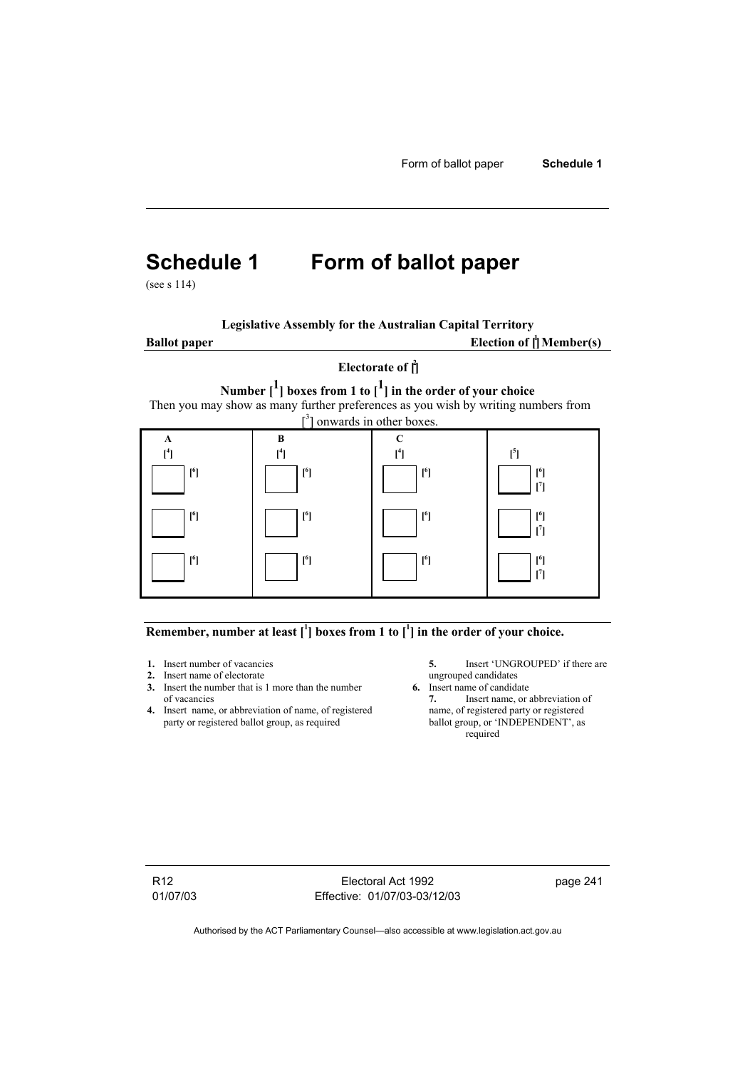# Schedule 1 Form of ballot paper

(see s 114)

**Legislative Assembly for the Australian Capital Territory**

**Ballot paper** **Election of [1] Member(s)**

**Electorate of [2]**

**Number [1] boxes from 1 to [1] in the order of your choice**

Then you may show as many further preferences as you wish by writing numbers from [3] onwards in other boxes.

| A<br>[4] | B<br>[4] | C<br>[4] | [5] |
|---|---|---|---|
| ☐ [6] | ☐ [6] | ☐ [6] | ☐ [6]<br>[7] |
| ☐ [6] | ☐ [6] | ☐ [6] | ☐ [6]<br>[7] |
| ☐ [6] | ☐ [6] | ☐ [6] | ☐ [6]<br>[7] |

**Remember, number at least [1] boxes from 1 to [1] in the order of your choice.**

1. Insert number of vacancies
2. Insert name of electorate
3. Insert the number that is 1 more than the number of vacancies
4. Insert name, or abbreviation of name, of registered party or registered ballot group, as required
5. Insert 'UNGROUPED' if there are ungrouped candidates
6. Insert name of candidate
7. Insert name, or abbreviation of name, of registered party or registered ballot group, or 'INDEPENDENT', as required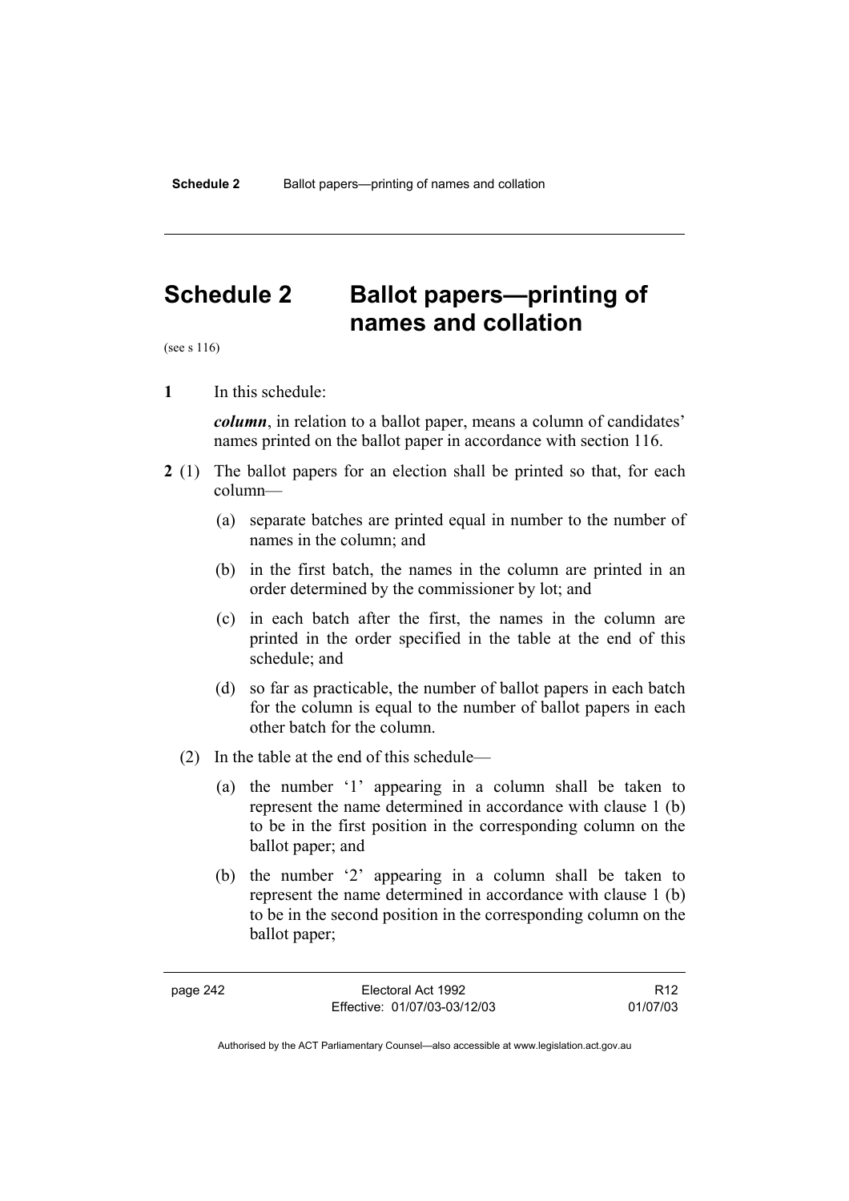# Schedule 2 Ballot papers—printing of names and collation

(see s 116)

**1** In this schedule:

***column***, in relation to a ballot paper, means a column of candidates' names printed on the ballot paper in accordance with section 116.

**2** (1) The ballot papers for an election shall be printed so that, for each column—

(a) separate batches are printed equal in number to the number of names in the column; and

(b) in the first batch, the names in the column are printed in an order determined by the commissioner by lot; and

(c) in each batch after the first, the names in the column are printed in the order specified in the table at the end of this schedule; and

(d) so far as practicable, the number of ballot papers in each batch for the column is equal to the number of ballot papers in each other batch for the column.

(2) In the table at the end of this schedule—

(a) the number '1' appearing in a column shall be taken to represent the name determined in accordance with clause 1 (b) to be in the first position in the corresponding column on the ballot paper; and

(b) the number '2' appearing in a column shall be taken to represent the name determined in accordance with clause 1 (b) to be in the second position in the corresponding column on the ballot paper;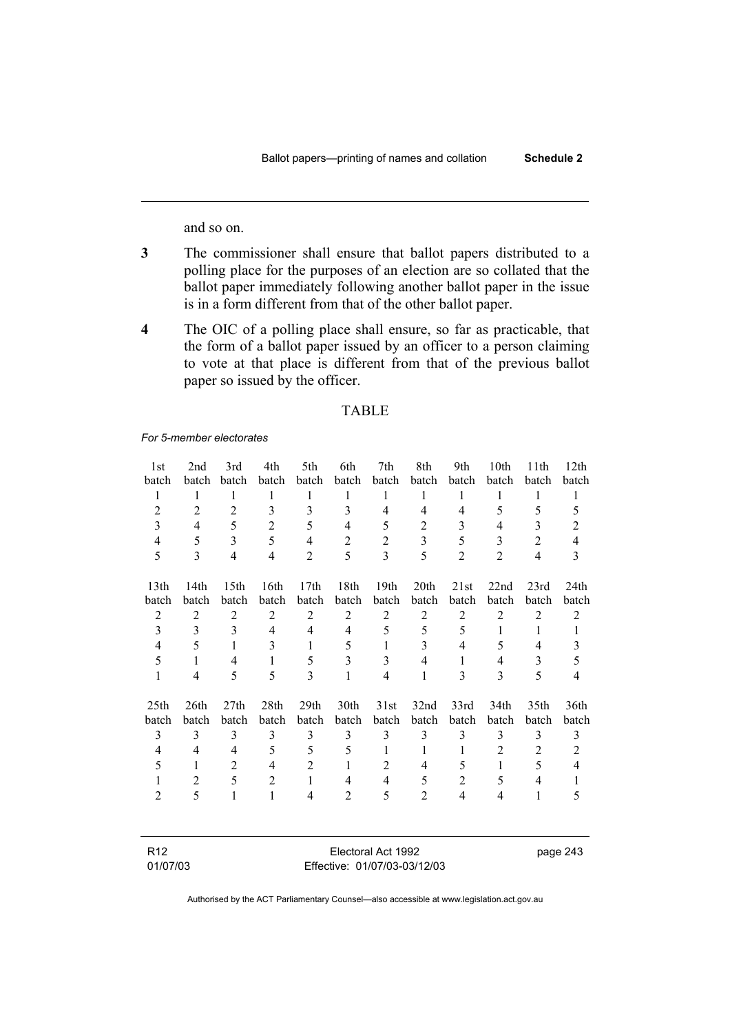and so on.

**3** The commissioner shall ensure that ballot papers distributed to a polling place for the purposes of an election are so collated that the ballot paper immediately following another ballot paper in the issue is in a form different from that of the other ballot paper.

**4** The OIC of a polling place shall ensure, so far as practicable, that the form of a ballot paper issued by an officer to a person claiming to vote at that place is different from that of the previous ballot paper so issued by the officer.

TABLE

*For 5-member electorates*

| 1st batch | 2nd batch | 3rd batch | 4th batch | 5th batch | 6th batch | 7th batch | 8th batch | 9th batch | 10th batch | 11th batch | 12th batch |
|---|---|---|---|---|---|---|---|---|---|---|---|
| 1 | 1 | 1 | 1 | 1 | 1 | 1 | 1 | 1 | 1 | 1 | 1 |
| 2 | 2 | 2 | 3 | 3 | 3 | 4 | 4 | 4 | 5 | 5 | 5 |
| 3 | 4 | 5 | 2 | 5 | 4 | 5 | 2 | 3 | 4 | 3 | 2 |
| 4 | 5 | 3 | 5 | 4 | 2 | 2 | 3 | 5 | 3 | 2 | 4 |
| 5 | 3 | 4 | 4 | 2 | 5 | 3 | 5 | 2 | 2 | 4 | 3 |

| 13th batch | 14th batch | 15th batch | 16th batch | 17th batch | 18th batch | 19th batch | 20th batch | 21st batch | 22nd batch | 23rd batch | 24th batch |
|---|---|---|---|---|---|---|---|---|---|---|---|
| 2 | 2 | 2 | 2 | 2 | 2 | 2 | 2 | 2 | 2 | 2 | 2 |
| 3 | 3 | 3 | 4 | 4 | 4 | 5 | 5 | 5 | 1 | 1 | 1 |
| 4 | 5 | 1 | 3 | 1 | 5 | 1 | 3 | 4 | 5 | 4 | 3 |
| 5 | 1 | 4 | 1 | 5 | 3 | 3 | 4 | 1 | 4 | 3 | 5 |
| 1 | 4 | 5 | 5 | 3 | 1 | 4 | 1 | 3 | 3 | 5 | 4 |

| 25th batch | 26th batch | 27th batch | 28th batch | 29th batch | 30th batch | 31st batch | 32nd batch | 33rd batch | 34th batch | 35th batch | 36th batch |
|---|---|---|---|---|---|---|---|---|---|---|---|
| 3 | 3 | 3 | 3 | 3 | 3 | 3 | 3 | 3 | 3 | 3 | 3 |
| 4 | 4 | 4 | 5 | 5 | 5 | 1 | 1 | 1 | 2 | 2 | 2 |
| 5 | 1 | 2 | 4 | 2 | 1 | 2 | 4 | 5 | 1 | 5 | 4 |
| 1 | 2 | 5 | 2 | 1 | 4 | 4 | 5 | 2 | 5 | 4 | 1 |
| 2 | 5 | 1 | 1 | 4 | 2 | 5 | 2 | 4 | 4 | 1 | 5 |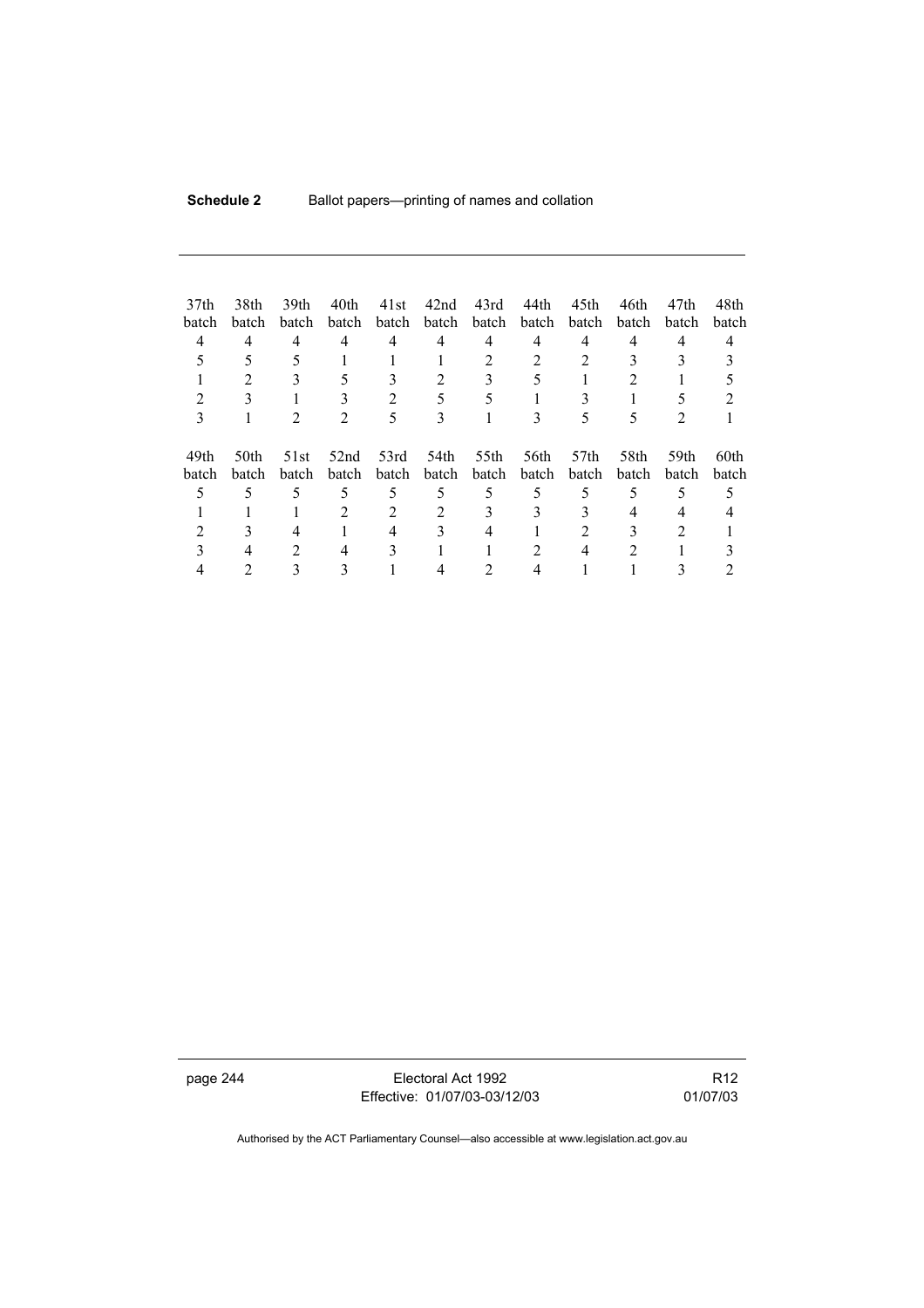| 37th batch | 38th batch | 39th batch | 40th batch | 41st batch | 42nd batch | 43rd batch | 44th batch | 45th batch | 46th batch | 47th batch | 48th batch |
|---|---|---|---|---|---|---|---|---|---|---|---|
| 4 | 4 | 4 | 4 | 4 | 4 | 4 | 4 | 4 | 4 | 4 | 4 |
| 5 | 5 | 5 | 1 | 1 | 1 | 2 | 2 | 2 | 3 | 3 | 3 |
| 1 | 2 | 3 | 5 | 3 | 2 | 3 | 5 | 1 | 2 | 1 | 5 |
| 2 | 3 | 1 | 3 | 2 | 5 | 5 | 1 | 3 | 1 | 5 | 2 |
| 3 | 1 | 2 | 2 | 5 | 3 | 1 | 3 | 5 | 5 | 2 | 1 |

| 49th batch | 50th batch | 51st batch | 52nd batch | 53rd batch | 54th batch | 55th batch | 56th batch | 57th batch | 58th batch | 59th batch | 60th batch |
|---|---|---|---|---|---|---|---|---|---|---|---|
| 5 | 5 | 5 | 5 | 5 | 5 | 5 | 5 | 5 | 5 | 5 | 5 |
| 1 | 1 | 1 | 2 | 2 | 2 | 3 | 3 | 3 | 4 | 4 | 4 |
| 2 | 3 | 4 | 1 | 4 | 3 | 4 | 1 | 2 | 3 | 2 | 1 |
| 3 | 4 | 2 | 4 | 3 | 1 | 1 | 2 | 4 | 2 | 1 | 3 |
| 4 | 2 | 3 | 3 | 1 | 4 | 2 | 4 | 1 | 1 | 3 | 2 |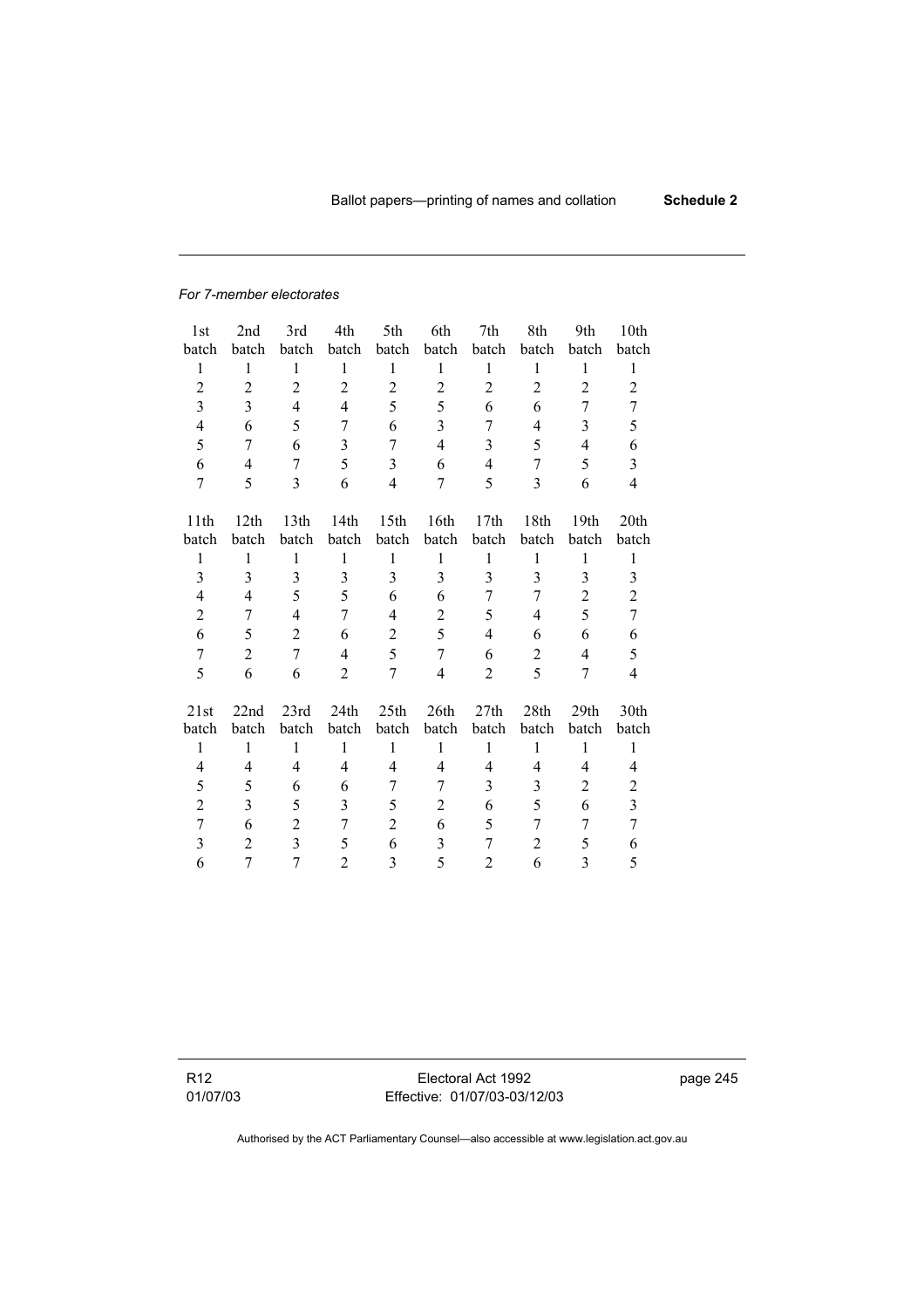*For 7-member electorates*

| 1st batch | 2nd batch | 3rd batch | 4th batch | 5th batch | 6th batch | 7th batch | 8th batch | 9th batch | 10th batch |
|---|---|---|---|---|---|---|---|---|---|
| 1 | 1 | 1 | 1 | 1 | 1 | 1 | 1 | 1 | 1 |
| 2 | 2 | 2 | 2 | 2 | 2 | 2 | 2 | 2 | 2 |
| 3 | 3 | 4 | 4 | 5 | 5 | 6 | 6 | 7 | 7 |
| 4 | 6 | 5 | 7 | 6 | 3 | 7 | 4 | 3 | 5 |
| 5 | 7 | 6 | 3 | 7 | 4 | 3 | 5 | 4 | 6 |
| 6 | 4 | 7 | 5 | 3 | 6 | 4 | 7 | 5 | 3 |
| 7 | 5 | 3 | 6 | 4 | 7 | 5 | 3 | 6 | 4 |

| 11th batch | 12th batch | 13th batch | 14th batch | 15th batch | 16th batch | 17th batch | 18th batch | 19th batch | 20th batch |
|---|---|---|---|---|---|---|---|---|---|
| 1 | 1 | 1 | 1 | 1 | 1 | 1 | 1 | 1 | 1 |
| 3 | 3 | 3 | 3 | 3 | 3 | 3 | 3 | 3 | 3 |
| 4 | 4 | 5 | 5 | 6 | 6 | 7 | 7 | 2 | 2 |
| 2 | 7 | 4 | 7 | 4 | 2 | 5 | 4 | 5 | 7 |
| 6 | 5 | 2 | 6 | 2 | 5 | 4 | 6 | 6 | 6 |
| 7 | 2 | 7 | 4 | 5 | 7 | 6 | 2 | 4 | 5 |
| 5 | 6 | 6 | 2 | 7 | 4 | 2 | 5 | 7 | 4 |

| 21st batch | 22nd batch | 23rd batch | 24th batch | 25th batch | 26th batch | 27th batch | 28th batch | 29th batch | 30th batch |
|---|---|---|---|---|---|---|---|---|---|
| 1 | 1 | 1 | 1 | 1 | 1 | 1 | 1 | 1 | 1 |
| 4 | 4 | 4 | 4 | 4 | 4 | 4 | 4 | 4 | 4 |
| 5 | 5 | 6 | 6 | 7 | 7 | 3 | 3 | 2 | 2 |
| 2 | 3 | 5 | 3 | 5 | 2 | 6 | 5 | 6 | 3 |
| 7 | 6 | 2 | 7 | 2 | 6 | 5 | 7 | 7 | 7 |
| 3 | 2 | 3 | 5 | 6 | 3 | 7 | 2 | 5 | 6 |
| 6 | 7 | 7 | 2 | 3 | 5 | 2 | 6 | 3 | 5 |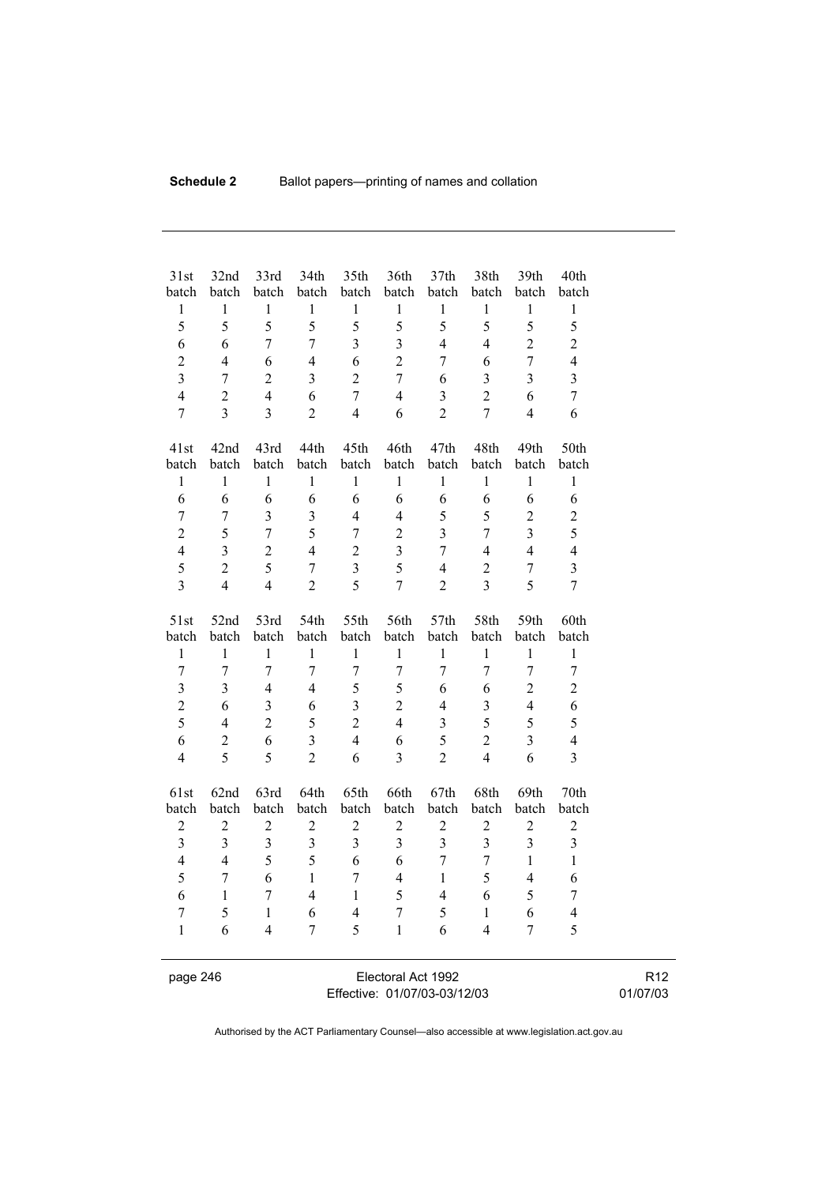| 31st batch | 32nd batch | 33rd batch | 34th batch | 35th batch | 36th batch | 37th batch | 38th batch | 39th batch | 40th batch |
|---|---|---|---|---|---|---|---|---|---|
| 1 | 1 | 1 | 1 | 1 | 1 | 1 | 1 | 1 | 1 |
| 5 | 5 | 5 | 5 | 5 | 5 | 5 | 5 | 5 | 5 |
| 6 | 6 | 7 | 7 | 3 | 3 | 4 | 4 | 2 | 2 |
| 2 | 4 | 6 | 4 | 6 | 2 | 7 | 6 | 7 | 4 |
| 3 | 7 | 2 | 3 | 2 | 7 | 6 | 3 | 3 | 3 |
| 4 | 2 | 4 | 6 | 7 | 4 | 3 | 2 | 6 | 7 |
| 7 | 3 | 3 | 2 | 4 | 6 | 2 | 7 | 4 | 6 |

| 41st batch | 42nd batch | 43rd batch | 44th batch | 45th batch | 46th batch | 47th batch | 48th batch | 49th batch | 50th batch |
|---|---|---|---|---|---|---|---|---|---|
| 1 | 1 | 1 | 1 | 1 | 1 | 1 | 1 | 1 | 1 |
| 6 | 6 | 6 | 6 | 6 | 6 | 6 | 6 | 6 | 6 |
| 7 | 7 | 3 | 3 | 4 | 4 | 5 | 5 | 2 | 2 |
| 2 | 5 | 7 | 5 | 7 | 2 | 3 | 7 | 3 | 5 |
| 4 | 3 | 2 | 4 | 2 | 3 | 7 | 4 | 4 | 4 |
| 5 | 2 | 5 | 7 | 3 | 5 | 4 | 2 | 7 | 3 |
| 3 | 4 | 4 | 2 | 5 | 7 | 2 | 3 | 5 | 7 |

| 51st batch | 52nd batch | 53rd batch | 54th batch | 55th batch | 56th batch | 57th batch | 58th batch | 59th batch | 60th batch |
|---|---|---|---|---|---|---|---|---|---|
| 1 | 1 | 1 | 1 | 1 | 1 | 1 | 1 | 1 | 1 |
| 7 | 7 | 7 | 7 | 7 | 7 | 7 | 7 | 7 | 7 |
| 3 | 3 | 4 | 4 | 5 | 5 | 6 | 6 | 2 | 2 |
| 2 | 6 | 3 | 6 | 3 | 2 | 4 | 3 | 4 | 6 |
| 5 | 4 | 2 | 5 | 2 | 4 | 3 | 5 | 5 | 5 |
| 6 | 2 | 6 | 3 | 4 | 6 | 5 | 2 | 3 | 4 |
| 4 | 5 | 5 | 2 | 6 | 3 | 2 | 4 | 6 | 3 |

| 61st batch | 62nd batch | 63rd batch | 64th batch | 65th batch | 66th batch | 67th batch | 68th batch | 69th batch | 70th batch |
|---|---|---|---|---|---|---|---|---|---|
| 2 | 2 | 2 | 2 | 2 | 2 | 2 | 2 | 2 | 2 |
| 3 | 3 | 3 | 3 | 3 | 3 | 3 | 3 | 3 | 3 |
| 4 | 4 | 5 | 5 | 6 | 6 | 7 | 7 | 1 | 1 |
| 5 | 7 | 6 | 1 | 7 | 4 | 1 | 5 | 4 | 6 |
| 6 | 1 | 7 | 4 | 1 | 5 | 4 | 6 | 5 | 7 |
| 7 | 5 | 1 | 6 | 4 | 7 | 5 | 1 | 6 | 4 |
| 1 | 6 | 4 | 7 | 5 | 1 | 6 | 4 | 7 | 5 |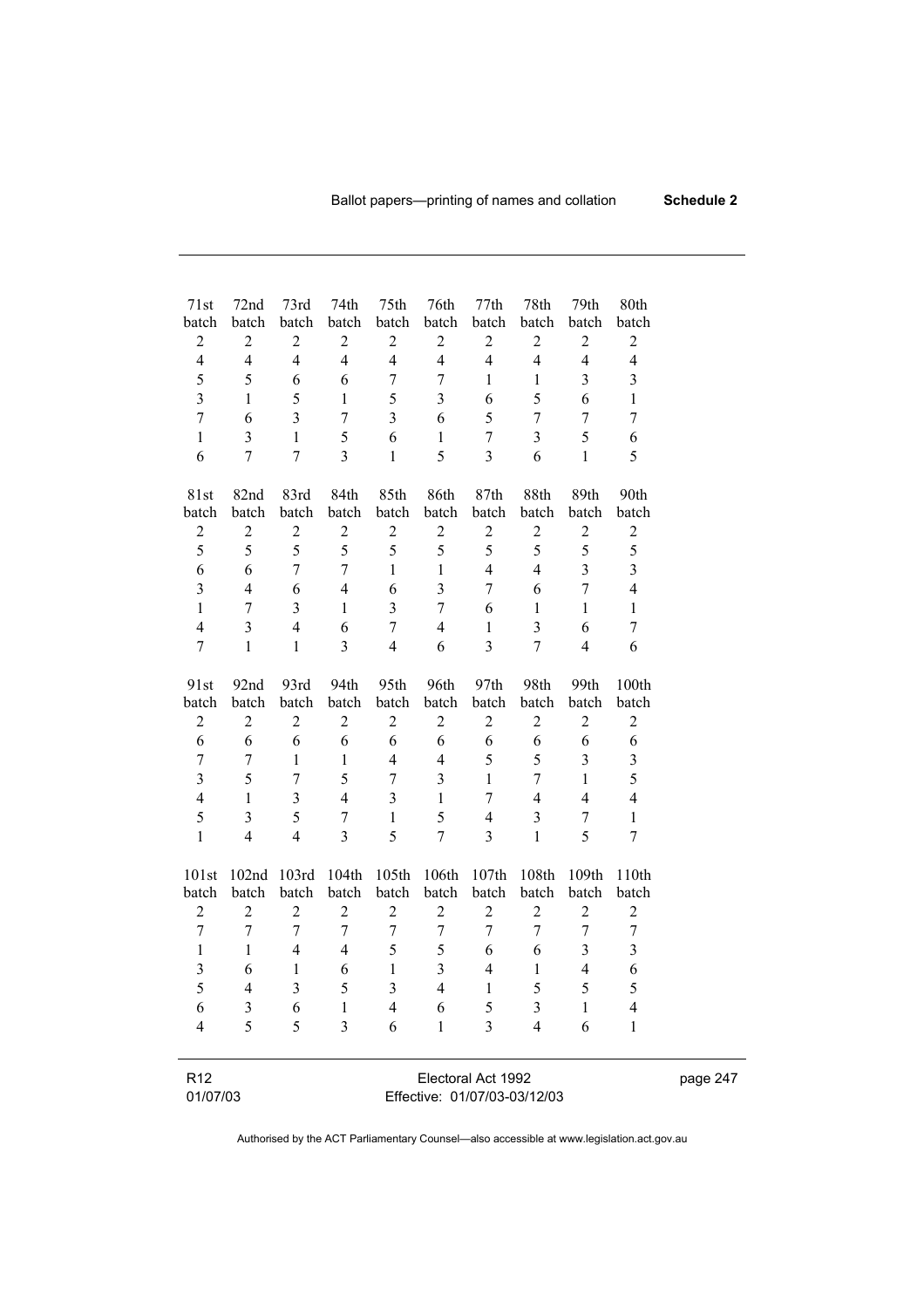| 71st batch | 72nd batch | 73rd batch | 74th batch | 75th batch | 76th batch | 77th batch | 78th batch | 79th batch | 80th batch |
|---|---|---|---|---|---|---|---|---|---|
| 2 | 2 | 2 | 2 | 2 | 2 | 2 | 2 | 2 | 2 |
| 4 | 4 | 4 | 4 | 4 | 4 | 4 | 4 | 4 | 4 |
| 5 | 5 | 6 | 6 | 7 | 7 | 1 | 1 | 3 | 3 |
| 3 | 1 | 5 | 1 | 5 | 3 | 6 | 5 | 6 | 1 |
| 7 | 6 | 3 | 7 | 3 | 6 | 5 | 7 | 7 | 7 |
| 1 | 3 | 1 | 5 | 6 | 1 | 7 | 3 | 5 | 6 |
| 6 | 7 | 7 | 3 | 1 | 5 | 3 | 6 | 1 | 5 |

| 81st batch | 82nd batch | 83rd batch | 84th batch | 85th batch | 86th batch | 87th batch | 88th batch | 89th batch | 90th batch |
|---|---|---|---|---|---|---|---|---|---|
| 2 | 2 | 2 | 2 | 2 | 2 | 2 | 2 | 2 | 2 |
| 5 | 5 | 5 | 5 | 5 | 5 | 5 | 5 | 5 | 5 |
| 6 | 6 | 7 | 7 | 1 | 1 | 4 | 4 | 3 | 3 |
| 3 | 4 | 6 | 4 | 6 | 3 | 7 | 6 | 7 | 4 |
| 1 | 7 | 3 | 1 | 3 | 7 | 6 | 1 | 1 | 1 |
| 4 | 3 | 4 | 6 | 7 | 4 | 1 | 3 | 6 | 7 |
| 7 | 1 | 1 | 3 | 4 | 6 | 3 | 7 | 4 | 6 |

| 91st batch | 92nd batch | 93rd batch | 94th batch | 95th batch | 96th batch | 97th batch | 98th batch | 99th batch | 100th batch |
|---|---|---|---|---|---|---|---|---|---|
| 2 | 2 | 2 | 2 | 2 | 2 | 2 | 2 | 2 | 2 |
| 6 | 6 | 6 | 6 | 6 | 6 | 6 | 6 | 6 | 6 |
| 7 | 7 | 1 | 1 | 4 | 4 | 5 | 5 | 3 | 3 |
| 3 | 5 | 7 | 5 | 7 | 3 | 1 | 7 | 1 | 5 |
| 4 | 1 | 3 | 4 | 3 | 1 | 7 | 4 | 4 | 4 |
| 5 | 3 | 5 | 7 | 1 | 5 | 4 | 3 | 7 | 1 |
| 1 | 4 | 4 | 3 | 5 | 7 | 3 | 1 | 5 | 7 |

| 101st batch | 102nd batch | 103rd batch | 104th batch | 105th batch | 106th batch | 107th batch | 108th batch | 109th batch | 110th batch |
|---|---|---|---|---|---|---|---|---|---|
| 2 | 2 | 2 | 2 | 2 | 2 | 2 | 2 | 2 | 2 |
| 7 | 7 | 7 | 7 | 7 | 7 | 7 | 7 | 7 | 7 |
| 1 | 1 | 4 | 4 | 5 | 5 | 6 | 6 | 3 | 3 |
| 3 | 6 | 1 | 6 | 1 | 3 | 4 | 1 | 4 | 6 |
| 5 | 4 | 3 | 5 | 3 | 4 | 1 | 5 | 5 | 5 |
| 6 | 3 | 6 | 1 | 4 | 6 | 5 | 3 | 1 | 4 |
| 4 | 5 | 5 | 3 | 6 | 1 | 3 | 4 | 6 | 1 |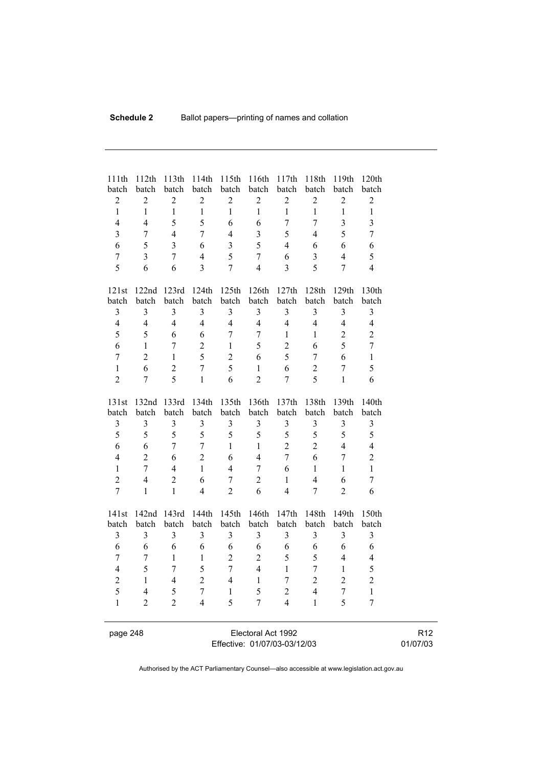| 111th batch | 112th batch | 113th batch | 114th batch | 115th batch | 116th batch | 117th batch | 118th batch | 119th batch | 120th batch |
|---|---|---|---|---|---|---|---|---|---|
| 2 | 2 | 2 | 2 | 2 | 2 | 2 | 2 | 2 | 2 |
| 1 | 1 | 1 | 1 | 1 | 1 | 1 | 1 | 1 | 1 |
| 4 | 4 | 5 | 5 | 6 | 6 | 7 | 7 | 3 | 3 |
| 3 | 7 | 4 | 7 | 4 | 3 | 5 | 4 | 5 | 7 |
| 6 | 5 | 3 | 6 | 3 | 5 | 4 | 6 | 6 | 6 |
| 7 | 3 | 7 | 4 | 5 | 7 | 6 | 3 | 4 | 5 |
| 5 | 6 | 6 | 3 | 7 | 4 | 3 | 5 | 7 | 4 |

| 121st batch | 122nd batch | 123rd batch | 124th batch | 125th batch | 126th batch | 127th batch | 128th batch | 129th batch | 130th batch |
|---|---|---|---|---|---|---|---|---|---|
| 3 | 3 | 3 | 3 | 3 | 3 | 3 | 3 | 3 | 3 |
| 4 | 4 | 4 | 4 | 4 | 4 | 4 | 4 | 4 | 4 |
| 5 | 5 | 6 | 6 | 7 | 7 | 1 | 1 | 2 | 2 |
| 6 | 1 | 7 | 2 | 1 | 5 | 2 | 6 | 5 | 7 |
| 7 | 2 | 1 | 5 | 2 | 6 | 5 | 7 | 6 | 1 |
| 1 | 6 | 2 | 7 | 5 | 1 | 6 | 2 | 7 | 5 |
| 2 | 7 | 5 | 1 | 6 | 2 | 7 | 5 | 1 | 6 |

| 131st batch | 132nd batch | 133rd batch | 134th batch | 135th batch | 136th batch | 137th batch | 138th batch | 139th batch | 140th batch |
|---|---|---|---|---|---|---|---|---|---|
| 3 | 3 | 3 | 3 | 3 | 3 | 3 | 3 | 3 | 3 |
| 5 | 5 | 5 | 5 | 5 | 5 | 5 | 5 | 5 | 5 |
| 6 | 6 | 7 | 7 | 1 | 1 | 2 | 2 | 4 | 4 |
| 4 | 2 | 6 | 2 | 6 | 4 | 7 | 6 | 7 | 2 |
| 1 | 7 | 4 | 1 | 4 | 7 | 6 | 1 | 1 | 1 |
| 2 | 4 | 2 | 6 | 7 | 2 | 1 | 4 | 6 | 7 |
| 7 | 1 | 1 | 4 | 2 | 6 | 4 | 7 | 2 | 6 |

| 141st batch | 142nd batch | 143rd batch | 144th batch | 145th batch | 146th batch | 147th batch | 148th batch | 149th batch | 150th batch |
|---|---|---|---|---|---|---|---|---|---|
| 3 | 3 | 3 | 3 | 3 | 3 | 3 | 3 | 3 | 3 |
| 6 | 6 | 6 | 6 | 6 | 6 | 6 | 6 | 6 | 6 |
| 7 | 7 | 1 | 1 | 2 | 2 | 5 | 5 | 4 | 4 |
| 4 | 5 | 7 | 5 | 7 | 4 | 1 | 7 | 1 | 5 |
| 2 | 1 | 4 | 2 | 4 | 1 | 7 | 2 | 2 | 2 |
| 5 | 4 | 5 | 7 | 1 | 5 | 2 | 4 | 7 | 1 |
| 1 | 2 | 2 | 4 | 5 | 7 | 4 | 1 | 5 | 7 |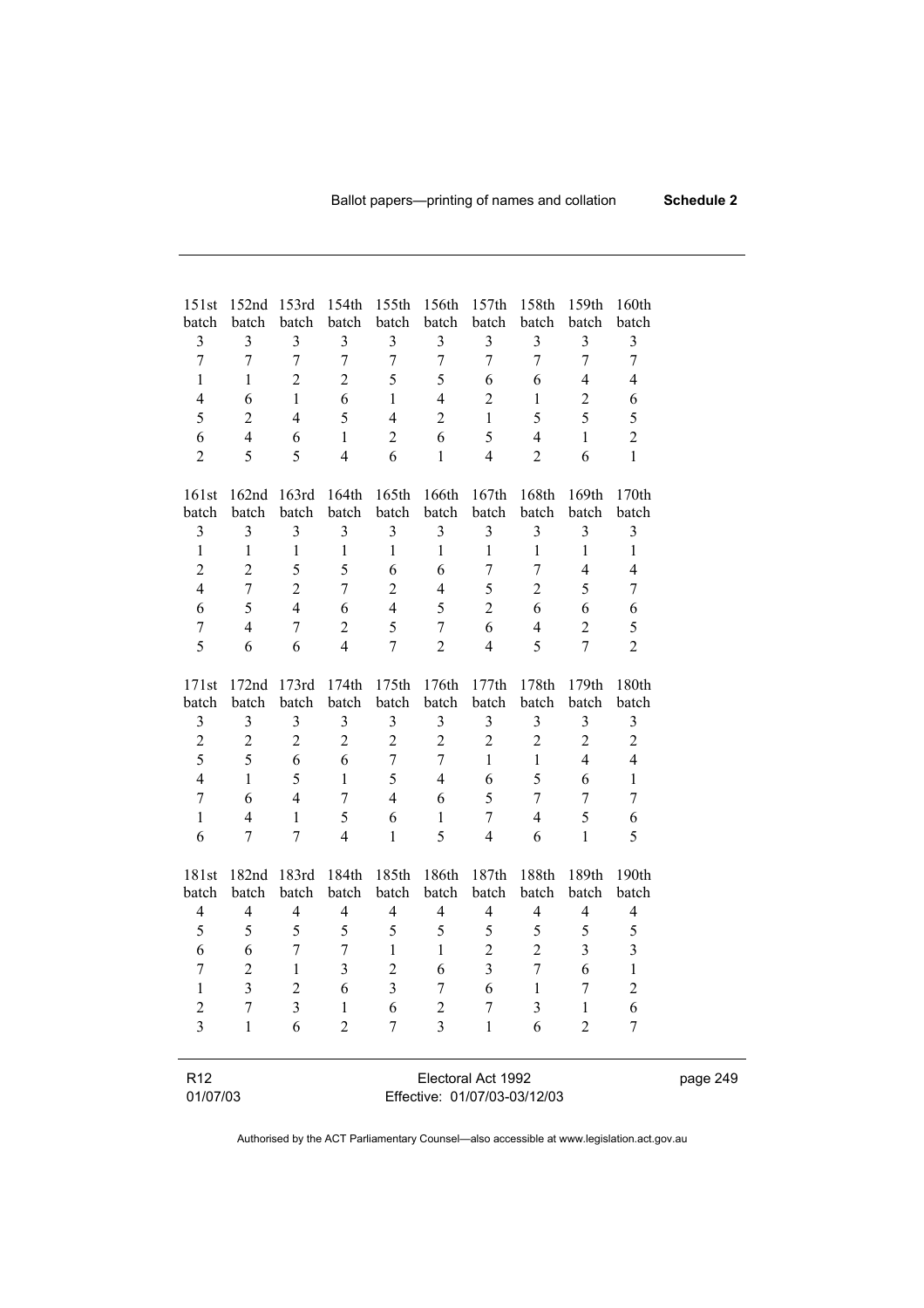| 151st batch | 152nd batch | 153rd batch | 154th batch | 155th batch | 156th batch | 157th batch | 158th batch | 159th batch | 160th batch |
|---|---|---|---|---|---|---|---|---|---|
| 3 | 3 | 3 | 3 | 3 | 3 | 3 | 3 | 3 | 3 |
| 7 | 7 | 7 | 7 | 7 | 7 | 7 | 7 | 7 | 7 |
| 1 | 1 | 2 | 2 | 5 | 5 | 6 | 6 | 4 | 4 |
| 4 | 6 | 1 | 6 | 1 | 4 | 2 | 1 | 2 | 6 |
| 5 | 2 | 4 | 5 | 4 | 2 | 1 | 5 | 5 | 5 |
| 6 | 4 | 6 | 1 | 2 | 6 | 5 | 4 | 1 | 2 |
| 2 | 5 | 5 | 4 | 6 | 1 | 4 | 2 | 6 | 1 |

| 161st batch | 162nd batch | 163rd batch | 164th batch | 165th batch | 166th batch | 167th batch | 168th batch | 169th batch | 170th batch |
|---|---|---|---|---|---|---|---|---|---|
| 3 | 3 | 3 | 3 | 3 | 3 | 3 | 3 | 3 | 3 |
| 1 | 1 | 1 | 1 | 1 | 1 | 1 | 1 | 1 | 1 |
| 2 | 2 | 5 | 5 | 6 | 6 | 7 | 7 | 4 | 4 |
| 4 | 7 | 2 | 7 | 2 | 4 | 5 | 2 | 5 | 7 |
| 6 | 5 | 4 | 6 | 4 | 5 | 2 | 6 | 6 | 6 |
| 7 | 4 | 7 | 2 | 5 | 7 | 6 | 4 | 2 | 5 |
| 5 | 6 | 6 | 4 | 7 | 2 | 4 | 5 | 7 | 2 |

| 171st batch | 172nd batch | 173rd batch | 174th batch | 175th batch | 176th batch | 177th batch | 178th batch | 179th batch | 180th batch |
|---|---|---|---|---|---|---|---|---|---|
| 3 | 3 | 3 | 3 | 3 | 3 | 3 | 3 | 3 | 3 |
| 2 | 2 | 2 | 2 | 2 | 2 | 2 | 2 | 2 | 2 |
| 5 | 5 | 6 | 6 | 7 | 7 | 1 | 1 | 4 | 4 |
| 4 | 1 | 5 | 1 | 5 | 4 | 6 | 5 | 6 | 1 |
| 7 | 6 | 4 | 7 | 4 | 6 | 5 | 7 | 7 | 7 |
| 1 | 4 | 1 | 5 | 6 | 1 | 7 | 4 | 5 | 6 |
| 6 | 7 | 7 | 4 | 1 | 5 | 4 | 6 | 1 | 5 |

| 181st batch | 182nd batch | 183rd batch | 184th batch | 185th batch | 186th batch | 187th batch | 188th batch | 189th batch | 190th batch |
|---|---|---|---|---|---|---|---|---|---|
| 4 | 4 | 4 | 4 | 4 | 4 | 4 | 4 | 4 | 4 |
| 5 | 5 | 5 | 5 | 5 | 5 | 5 | 5 | 5 | 5 |
| 6 | 6 | 7 | 7 | 1 | 1 | 2 | 2 | 3 | 3 |
| 7 | 2 | 1 | 3 | 2 | 6 | 3 | 7 | 6 | 1 |
| 1 | 3 | 2 | 6 | 3 | 7 | 6 | 1 | 7 | 2 |
| 2 | 7 | 3 | 1 | 6 | 2 | 7 | 3 | 1 | 6 |
| 3 | 1 | 6 | 2 | 7 | 3 | 1 | 6 | 2 | 7 |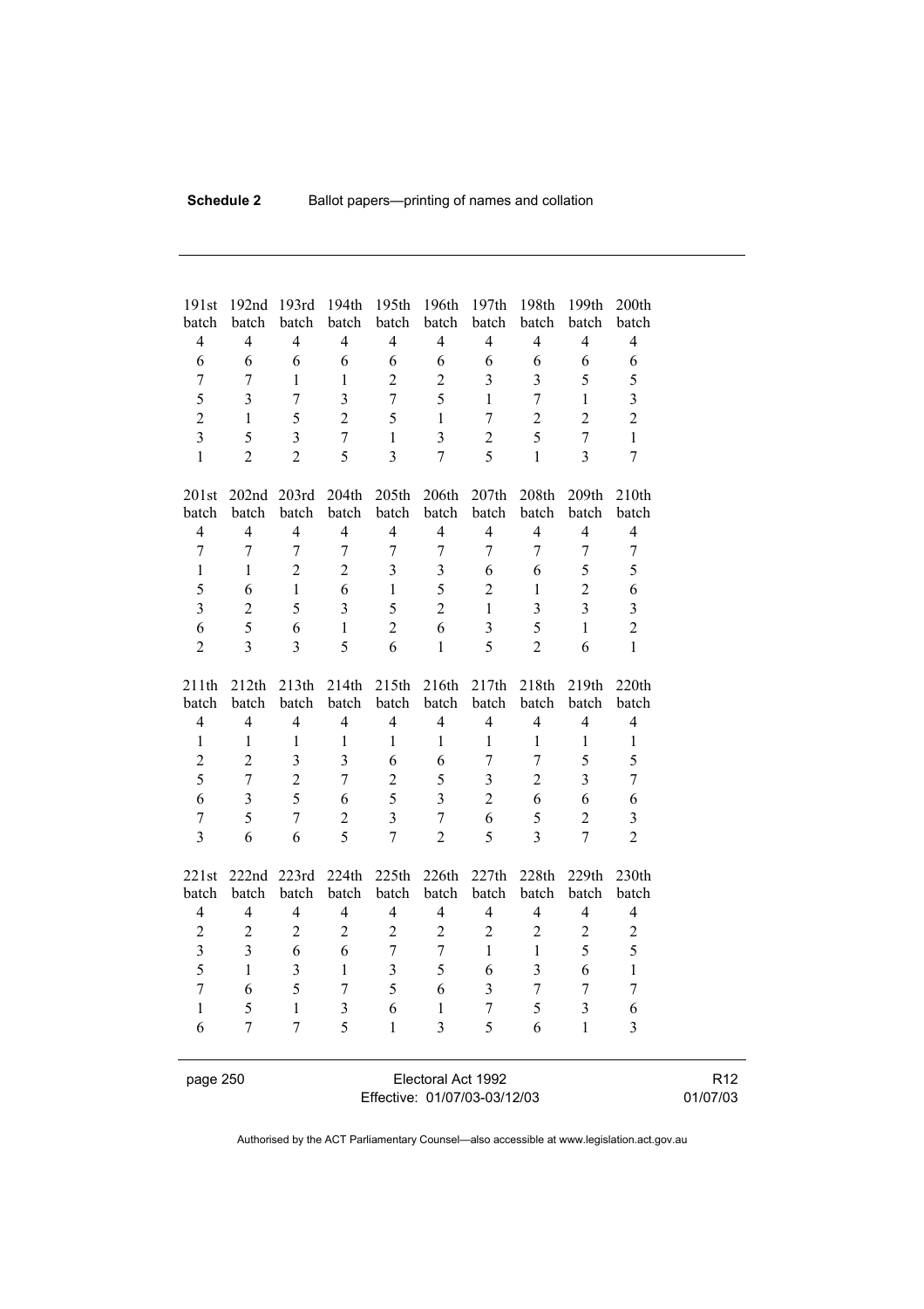| 191st batch | 192nd batch | 193rd batch | 194th batch | 195th batch | 196th batch | 197th batch | 198th batch | 199th batch | 200th batch |
|---|---|---|---|---|---|---|---|---|---|
| 4 | 4 | 4 | 4 | 4 | 4 | 4 | 4 | 4 | 4 |
| 6 | 6 | 6 | 6 | 6 | 6 | 6 | 6 | 6 | 6 |
| 7 | 7 | 1 | 1 | 2 | 2 | 3 | 3 | 5 | 5 |
| 5 | 3 | 7 | 3 | 7 | 5 | 1 | 7 | 1 | 3 |
| 2 | 1 | 5 | 2 | 5 | 1 | 7 | 2 | 2 | 2 |
| 3 | 5 | 3 | 7 | 1 | 3 | 2 | 5 | 7 | 1 |
| 1 | 2 | 2 | 5 | 3 | 7 | 5 | 1 | 3 | 7 |

| 201st batch | 202nd batch | 203rd batch | 204th batch | 205th batch | 206th batch | 207th batch | 208th batch | 209th batch | 210th batch |
|---|---|---|---|---|---|---|---|---|---|
| 4 | 4 | 4 | 4 | 4 | 4 | 4 | 4 | 4 | 4 |
| 7 | 7 | 7 | 7 | 7 | 7 | 7 | 7 | 7 | 7 |
| 1 | 1 | 2 | 2 | 3 | 3 | 6 | 6 | 5 | 5 |
| 5 | 6 | 1 | 6 | 1 | 5 | 2 | 1 | 2 | 6 |
| 3 | 2 | 5 | 3 | 5 | 2 | 1 | 3 | 3 | 3 |
| 6 | 5 | 6 | 1 | 2 | 6 | 3 | 5 | 1 | 2 |
| 2 | 3 | 3 | 5 | 6 | 1 | 5 | 2 | 6 | 1 |

| 211th batch | 212th batch | 213th batch | 214th batch | 215th batch | 216th batch | 217th batch | 218th batch | 219th batch | 220th batch |
|---|---|---|---|---|---|---|---|---|---|
| 4 | 4 | 4 | 4 | 4 | 4 | 4 | 4 | 4 | 4 |
| 1 | 1 | 1 | 1 | 1 | 1 | 1 | 1 | 1 | 1 |
| 2 | 2 | 3 | 3 | 6 | 6 | 7 | 7 | 5 | 5 |
| 5 | 7 | 2 | 7 | 2 | 5 | 3 | 2 | 3 | 7 |
| 6 | 3 | 5 | 6 | 5 | 3 | 2 | 6 | 6 | 6 |
| 7 | 5 | 7 | 2 | 3 | 7 | 6 | 5 | 2 | 3 |
| 3 | 6 | 6 | 5 | 7 | 2 | 5 | 3 | 7 | 2 |

| 221st batch | 222nd batch | 223rd batch | 224th batch | 225th batch | 226th batch | 227th batch | 228th batch | 229th batch | 230th batch |
|---|---|---|---|---|---|---|---|---|---|
| 4 | 4 | 4 | 4 | 4 | 4 | 4 | 4 | 4 | 4 |
| 2 | 2 | 2 | 2 | 2 | 2 | 2 | 2 | 2 | 2 |
| 3 | 3 | 6 | 6 | 7 | 7 | 1 | 1 | 5 | 5 |
| 5 | 1 | 3 | 1 | 3 | 5 | 6 | 3 | 6 | 1 |
| 7 | 6 | 5 | 7 | 5 | 6 | 3 | 7 | 7 | 7 |
| 1 | 5 | 1 | 3 | 6 | 1 | 7 | 5 | 3 | 6 |
| 6 | 7 | 7 | 5 | 1 | 3 | 5 | 6 | 1 | 3 |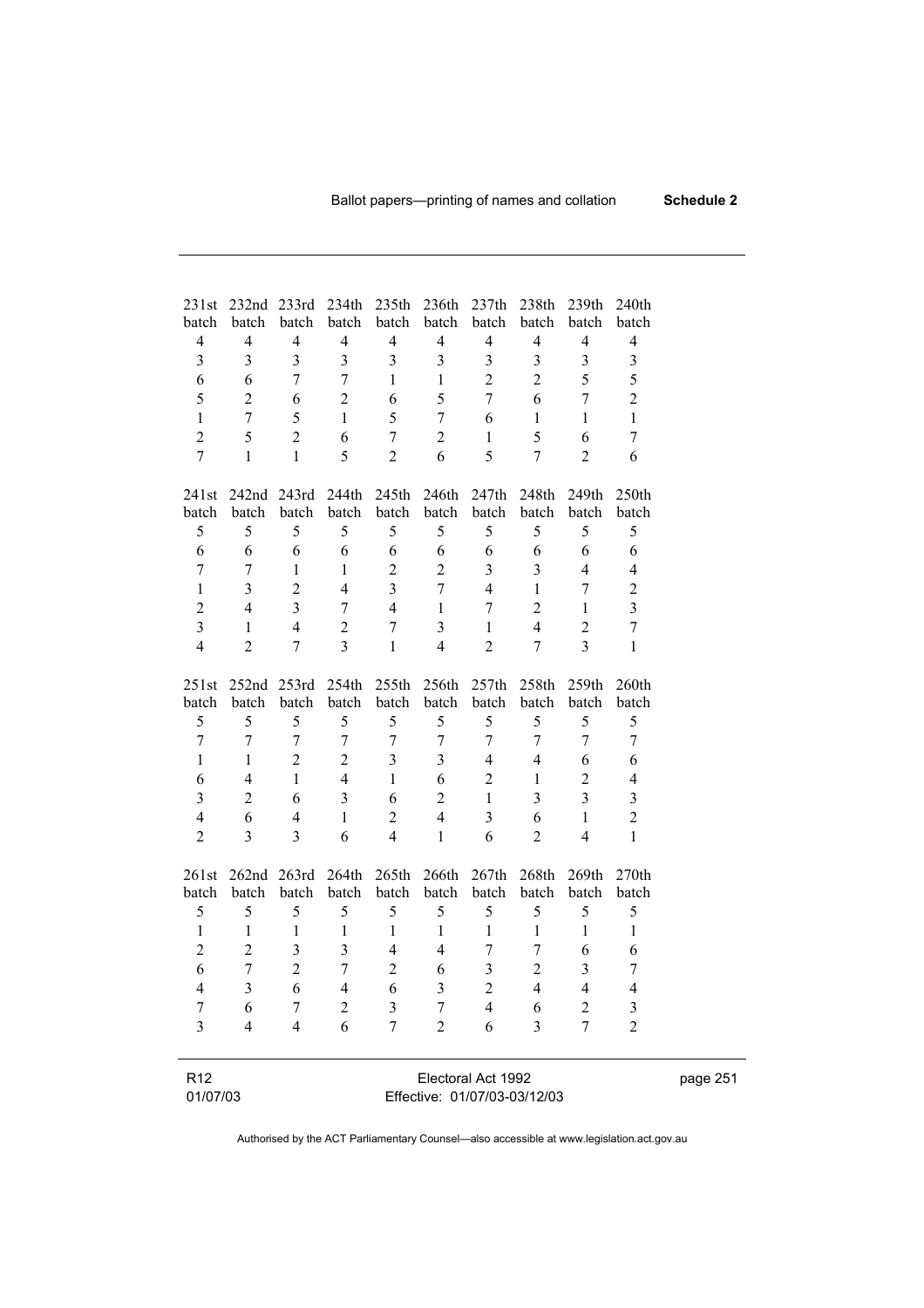| 231st batch | 232nd batch | 233rd batch | 234th batch | 235th batch | 236th batch | 237th batch | 238th batch | 239th batch | 240th batch |
|---|---|---|---|---|---|---|---|---|---|
| 4 | 4 | 4 | 4 | 4 | 4 | 4 | 4 | 4 | 4 |
| 3 | 3 | 3 | 3 | 3 | 3 | 3 | 3 | 3 | 3 |
| 6 | 6 | 7 | 7 | 1 | 1 | 2 | 2 | 5 | 5 |
| 5 | 2 | 6 | 2 | 6 | 5 | 7 | 6 | 7 | 2 |
| 1 | 7 | 5 | 1 | 5 | 7 | 6 | 1 | 1 | 1 |
| 2 | 5 | 2 | 6 | 7 | 2 | 1 | 5 | 6 | 7 |
| 7 | 1 | 1 | 5 | 2 | 6 | 5 | 7 | 2 | 6 |

| 241st batch | 242nd batch | 243rd batch | 244th batch | 245th batch | 246th batch | 247th batch | 248th batch | 249th batch | 250th batch |
|---|---|---|---|---|---|---|---|---|---|
| 5 | 5 | 5 | 5 | 5 | 5 | 5 | 5 | 5 | 5 |
| 6 | 6 | 6 | 6 | 6 | 6 | 6 | 6 | 6 | 6 |
| 7 | 7 | 1 | 1 | 2 | 2 | 3 | 3 | 4 | 4 |
| 1 | 3 | 2 | 4 | 3 | 7 | 4 | 1 | 7 | 2 |
| 2 | 4 | 3 | 7 | 4 | 1 | 7 | 2 | 1 | 3 |
| 3 | 1 | 4 | 2 | 7 | 3 | 1 | 4 | 2 | 7 |
| 4 | 2 | 7 | 3 | 1 | 4 | 2 | 7 | 3 | 1 |

| 251st batch | 252nd batch | 253rd batch | 254th batch | 255th batch | 256th batch | 257th batch | 258th batch | 259th batch | 260th batch |
|---|---|---|---|---|---|---|---|---|---|
| 5 | 5 | 5 | 5 | 5 | 5 | 5 | 5 | 5 | 5 |
| 7 | 7 | 7 | 7 | 7 | 7 | 7 | 7 | 7 | 7 |
| 1 | 1 | 2 | 2 | 3 | 3 | 4 | 4 | 6 | 6 |
| 6 | 4 | 1 | 4 | 1 | 6 | 2 | 1 | 2 | 4 |
| 3 | 2 | 6 | 3 | 6 | 2 | 1 | 3 | 3 | 3 |
| 4 | 6 | 4 | 1 | 2 | 4 | 3 | 6 | 1 | 2 |
| 2 | 3 | 3 | 6 | 4 | 1 | 6 | 2 | 4 | 1 |

| 261st batch | 262nd batch | 263rd batch | 264th batch | 265th batch | 266th batch | 267th batch | 268th batch | 269th batch | 270th batch |
|---|---|---|---|---|---|---|---|---|---|
| 5 | 5 | 5 | 5 | 5 | 5 | 5 | 5 | 5 | 5 |
| 1 | 1 | 1 | 1 | 1 | 1 | 1 | 1 | 1 | 1 |
| 2 | 2 | 3 | 3 | 4 | 4 | 7 | 7 | 6 | 6 |
| 6 | 7 | 2 | 7 | 2 | 6 | 3 | 2 | 3 | 7 |
| 4 | 3 | 6 | 4 | 6 | 3 | 2 | 4 | 4 | 4 |
| 7 | 6 | 7 | 2 | 3 | 7 | 4 | 6 | 2 | 3 |
| 3 | 4 | 4 | 6 | 7 | 2 | 6 | 3 | 7 | 2 |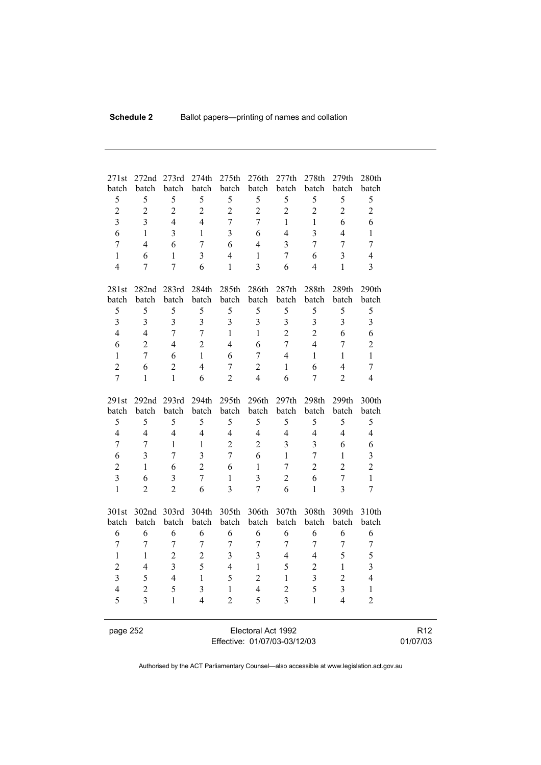| 271st batch | 272nd batch | 273rd batch | 274th batch | 275th batch | 276th batch | 277th batch | 278th batch | 279th batch | 280th batch |
|---|---|---|---|---|---|---|---|---|---|
| 5 | 5 | 5 | 5 | 5 | 5 | 5 | 5 | 5 | 5 |
| 2 | 2 | 2 | 2 | 2 | 2 | 2 | 2 | 2 | 2 |
| 3 | 3 | 4 | 4 | 7 | 7 | 1 | 1 | 6 | 6 |
| 6 | 1 | 3 | 1 | 3 | 6 | 4 | 3 | 4 | 1 |
| 7 | 4 | 6 | 7 | 6 | 4 | 3 | 7 | 7 | 7 |
| 1 | 6 | 1 | 3 | 4 | 1 | 7 | 6 | 3 | 4 |
| 4 | 7 | 7 | 6 | 1 | 3 | 6 | 4 | 1 | 3 |

| 281st batch | 282nd batch | 283rd batch | 284th batch | 285th batch | 286th batch | 287th batch | 288th batch | 289th batch | 290th batch |
|---|---|---|---|---|---|---|---|---|---|
| 5 | 5 | 5 | 5 | 5 | 5 | 5 | 5 | 5 | 5 |
| 3 | 3 | 3 | 3 | 3 | 3 | 3 | 3 | 3 | 3 |
| 4 | 4 | 7 | 7 | 1 | 1 | 2 | 2 | 6 | 6 |
| 6 | 2 | 4 | 2 | 4 | 6 | 7 | 4 | 7 | 2 |
| 1 | 7 | 6 | 1 | 6 | 7 | 4 | 1 | 1 | 1 |
| 2 | 6 | 2 | 4 | 7 | 2 | 1 | 6 | 4 | 7 |
| 7 | 1 | 1 | 6 | 2 | 4 | 6 | 7 | 2 | 4 |

| 291st batch | 292nd batch | 293rd batch | 294th batch | 295th batch | 296th batch | 297th batch | 298th batch | 299th batch | 300th batch |
|---|---|---|---|---|---|---|---|---|---|
| 5 | 5 | 5 | 5 | 5 | 5 | 5 | 5 | 5 | 5 |
| 4 | 4 | 4 | 4 | 4 | 4 | 4 | 4 | 4 | 4 |
| 7 | 7 | 1 | 1 | 2 | 2 | 3 | 3 | 6 | 6 |
| 6 | 3 | 7 | 3 | 7 | 6 | 1 | 7 | 1 | 3 |
| 2 | 1 | 6 | 2 | 6 | 1 | 7 | 2 | 2 | 2 |
| 3 | 6 | 3 | 7 | 1 | 3 | 2 | 6 | 7 | 1 |
| 1 | 2 | 2 | 6 | 3 | 7 | 6 | 1 | 3 | 7 |

| 301st batch | 302nd batch | 303rd batch | 304th batch | 305th batch | 306th batch | 307th batch | 308th batch | 309th batch | 310th batch |
|---|---|---|---|---|---|---|---|---|---|
| 6 | 6 | 6 | 6 | 6 | 6 | 6 | 6 | 6 | 6 |
| 7 | 7 | 7 | 7 | 7 | 7 | 7 | 7 | 7 | 7 |
| 1 | 1 | 2 | 2 | 3 | 3 | 4 | 4 | 5 | 5 |
| 2 | 4 | 3 | 5 | 4 | 1 | 5 | 2 | 1 | 3 |
| 3 | 5 | 4 | 1 | 5 | 2 | 1 | 3 | 2 | 4 |
| 4 | 2 | 5 | 3 | 1 | 4 | 2 | 5 | 3 | 1 |
| 5 | 3 | 1 | 4 | 2 | 5 | 3 | 1 | 4 | 2 |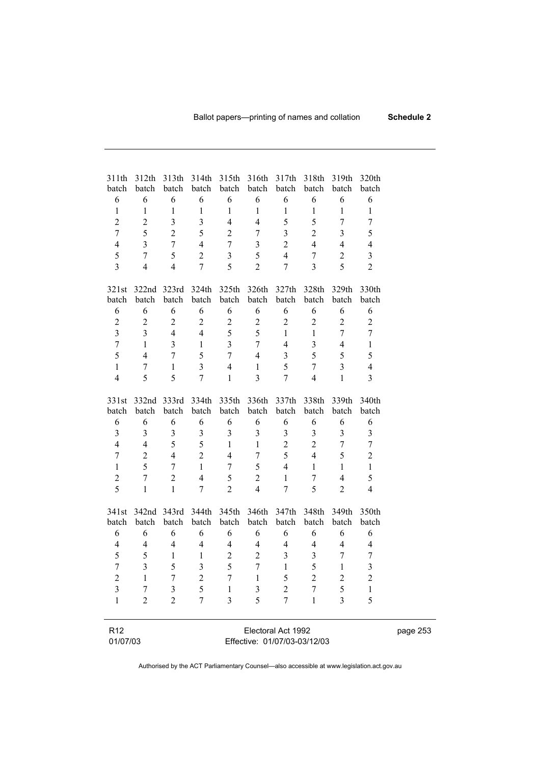| 311th batch | 312th batch | 313th batch | 314th batch | 315th batch | 316th batch | 317th batch | 318th batch | 319th batch | 320th batch |
|---|---|---|---|---|---|---|---|---|---|
| 6 | 6 | 6 | 6 | 6 | 6 | 6 | 6 | 6 | 6 |
| 1 | 1 | 1 | 1 | 1 | 1 | 1 | 1 | 1 | 1 |
| 2 | 2 | 3 | 3 | 4 | 4 | 5 | 5 | 7 | 7 |
| 7 | 5 | 2 | 5 | 2 | 7 | 3 | 2 | 3 | 5 |
| 4 | 3 | 7 | 4 | 7 | 3 | 2 | 4 | 4 | 4 |
| 5 | 7 | 5 | 2 | 3 | 5 | 4 | 7 | 2 | 3 |
| 3 | 4 | 4 | 7 | 5 | 2 | 7 | 3 | 5 | 2 |

| 321st batch | 322nd batch | 323rd batch | 324th batch | 325th batch | 326th batch | 327th batch | 328th batch | 329th batch | 330th batch |
|---|---|---|---|---|---|---|---|---|---|
| 6 | 6 | 6 | 6 | 6 | 6 | 6 | 6 | 6 | 6 |
| 2 | 2 | 2 | 2 | 2 | 2 | 2 | 2 | 2 | 2 |
| 3 | 3 | 4 | 4 | 5 | 5 | 1 | 1 | 7 | 7 |
| 7 | 1 | 3 | 1 | 3 | 7 | 4 | 3 | 4 | 1 |
| 5 | 4 | 7 | 5 | 7 | 4 | 3 | 5 | 5 | 5 |
| 1 | 7 | 1 | 3 | 4 | 1 | 5 | 7 | 3 | 4 |
| 4 | 5 | 5 | 7 | 1 | 3 | 7 | 4 | 1 | 3 |

| 331st batch | 332nd batch | 333rd batch | 334th batch | 335th batch | 336th batch | 337th batch | 338th batch | 339th batch | 340th batch |
|---|---|---|---|---|---|---|---|---|---|
| 6 | 6 | 6 | 6 | 6 | 6 | 6 | 6 | 6 | 6 |
| 3 | 3 | 3 | 3 | 3 | 3 | 3 | 3 | 3 | 3 |
| 4 | 4 | 5 | 5 | 1 | 1 | 2 | 2 | 7 | 7 |
| 7 | 2 | 4 | 2 | 4 | 7 | 5 | 4 | 5 | 2 |
| 1 | 5 | 7 | 1 | 7 | 5 | 4 | 1 | 1 | 1 |
| 2 | 7 | 2 | 4 | 5 | 2 | 1 | 7 | 4 | 5 |
| 5 | 1 | 1 | 7 | 2 | 4 | 7 | 5 | 2 | 4 |

| 341st batch | 342nd batch | 343rd batch | 344th batch | 345th batch | 346th batch | 347th batch | 348th batch | 349th batch | 350th batch |
|---|---|---|---|---|---|---|---|---|---|
| 6 | 6 | 6 | 6 | 6 | 6 | 6 | 6 | 6 | 6 |
| 4 | 4 | 4 | 4 | 4 | 4 | 4 | 4 | 4 | 4 |
| 5 | 5 | 1 | 1 | 2 | 2 | 3 | 3 | 7 | 7 |
| 7 | 3 | 5 | 3 | 5 | 7 | 1 | 5 | 1 | 3 |
| 2 | 1 | 7 | 2 | 7 | 1 | 5 | 2 | 2 | 2 |
| 3 | 7 | 3 | 5 | 1 | 3 | 2 | 7 | 5 | 1 |
| 1 | 2 | 2 | 7 | 3 | 5 | 7 | 1 | 3 | 5 |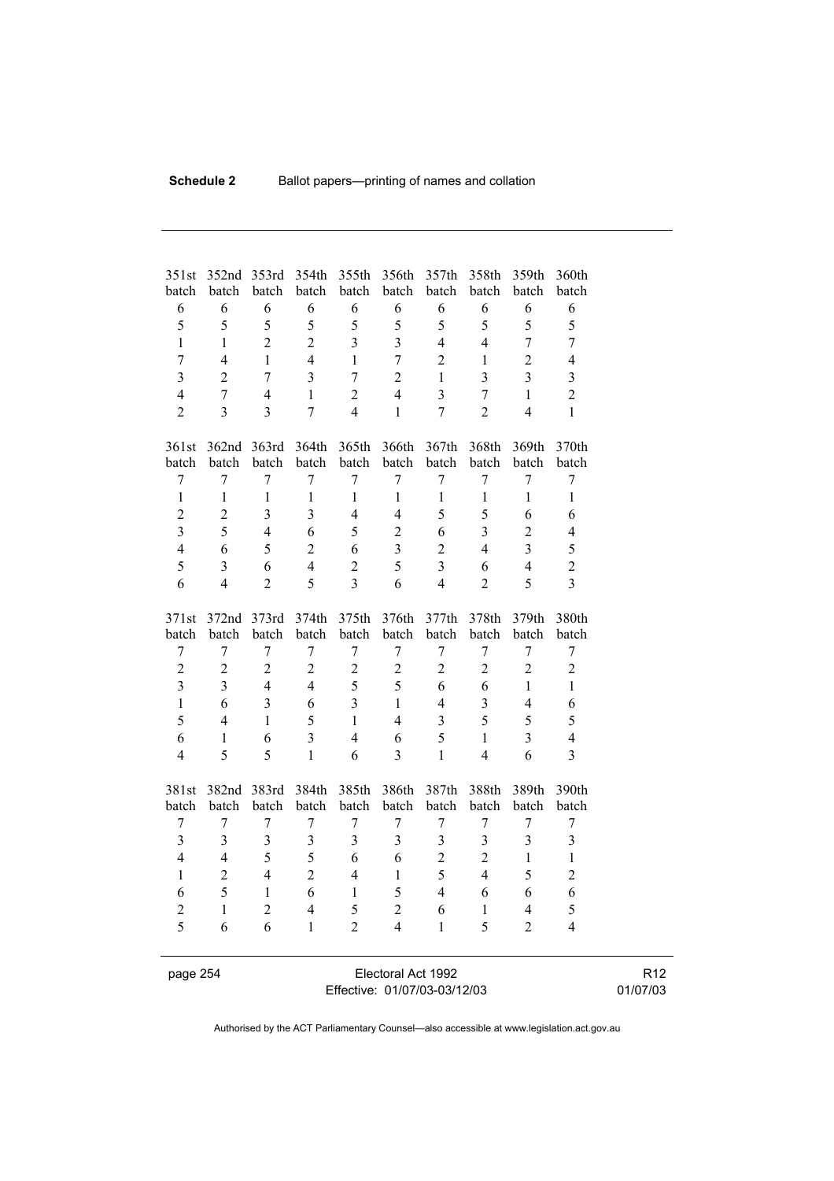| 351st batch | 352nd batch | 353rd batch | 354th batch | 355th batch | 356th batch | 357th batch | 358th batch | 359th batch | 360th batch |
|---|---|---|---|---|---|---|---|---|---|
| 6 | 6 | 6 | 6 | 6 | 6 | 6 | 6 | 6 | 6 |
| 5 | 5 | 5 | 5 | 5 | 5 | 5 | 5 | 5 | 5 |
| 1 | 1 | 2 | 2 | 3 | 3 | 4 | 4 | 7 | 7 |
| 7 | 4 | 1 | 4 | 1 | 7 | 2 | 1 | 2 | 4 |
| 3 | 2 | 7 | 3 | 7 | 2 | 1 | 3 | 3 | 3 |
| 4 | 7 | 4 | 1 | 2 | 4 | 3 | 7 | 1 | 2 |
| 2 | 3 | 3 | 7 | 4 | 1 | 7 | 2 | 4 | 1 |

| 361st batch | 362nd batch | 363rd batch | 364th batch | 365th batch | 366th batch | 367th batch | 368th batch | 369th batch | 370th batch |
|---|---|---|---|---|---|---|---|---|---|
| 7 | 7 | 7 | 7 | 7 | 7 | 7 | 7 | 7 | 7 |
| 1 | 1 | 1 | 1 | 1 | 1 | 1 | 1 | 1 | 1 |
| 2 | 2 | 3 | 3 | 4 | 4 | 5 | 5 | 6 | 6 |
| 3 | 5 | 4 | 6 | 5 | 2 | 6 | 3 | 2 | 4 |
| 4 | 6 | 5 | 2 | 6 | 3 | 2 | 4 | 3 | 5 |
| 5 | 3 | 6 | 4 | 2 | 5 | 3 | 6 | 4 | 2 |
| 6 | 4 | 2 | 5 | 3 | 6 | 4 | 2 | 5 | 3 |

| 371st batch | 372nd batch | 373rd batch | 374th batch | 375th batch | 376th batch | 377th batch | 378th batch | 379th batch | 380th batch |
|---|---|---|---|---|---|---|---|---|---|
| 7 | 7 | 7 | 7 | 7 | 7 | 7 | 7 | 7 | 7 |
| 2 | 2 | 2 | 2 | 2 | 2 | 2 | 2 | 2 | 2 |
| 3 | 3 | 4 | 4 | 5 | 5 | 6 | 6 | 1 | 1 |
| 1 | 6 | 3 | 6 | 3 | 1 | 4 | 3 | 4 | 6 |
| 5 | 4 | 1 | 5 | 1 | 4 | 3 | 5 | 5 | 5 |
| 6 | 1 | 6 | 3 | 4 | 6 | 5 | 1 | 3 | 4 |
| 4 | 5 | 5 | 1 | 6 | 3 | 1 | 4 | 6 | 3 |

| 381st batch | 382nd batch | 383rd batch | 384th batch | 385th batch | 386th batch | 387th batch | 388th batch | 389th batch | 390th batch |
|---|---|---|---|---|---|---|---|---|---|
| 7 | 7 | 7 | 7 | 7 | 7 | 7 | 7 | 7 | 7 |
| 3 | 3 | 3 | 3 | 3 | 3 | 3 | 3 | 3 | 3 |
| 4 | 4 | 5 | 5 | 6 | 6 | 2 | 2 | 1 | 1 |
| 1 | 2 | 4 | 2 | 4 | 1 | 5 | 4 | 5 | 2 |
| 6 | 5 | 1 | 6 | 1 | 5 | 4 | 6 | 6 | 6 |
| 2 | 1 | 2 | 4 | 5 | 2 | 6 | 1 | 4 | 5 |
| 5 | 6 | 6 | 1 | 2 | 4 | 1 | 5 | 2 | 4 |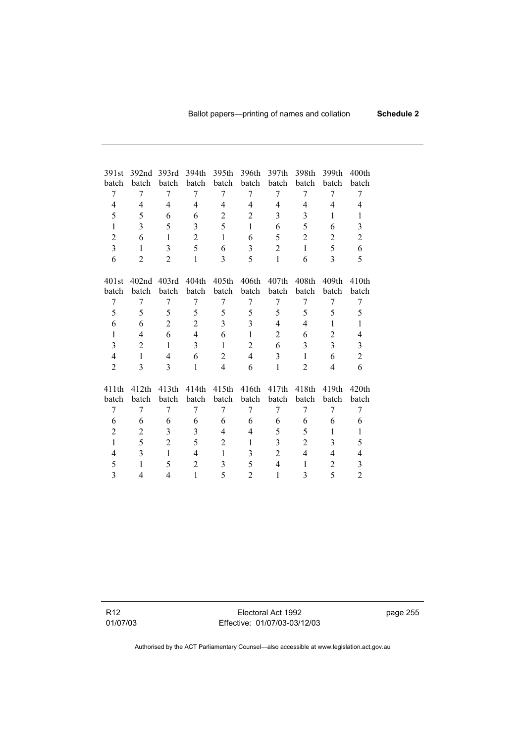| 391st batch | 392nd batch | 393rd batch | 394th batch | 395th batch | 396th batch | 397th batch | 398th batch | 399th batch | 400th batch |
|---|---|---|---|---|---|---|---|---|---|
| 7 | 7 | 7 | 7 | 7 | 7 | 7 | 7 | 7 | 7 |
| 4 | 4 | 4 | 4 | 4 | 4 | 4 | 4 | 4 | 4 |
| 5 | 5 | 6 | 6 | 2 | 2 | 3 | 3 | 1 | 1 |
| 1 | 3 | 5 | 3 | 5 | 1 | 6 | 5 | 6 | 3 |
| 2 | 6 | 1 | 2 | 1 | 6 | 5 | 2 | 2 | 2 |
| 3 | 1 | 3 | 5 | 6 | 3 | 2 | 1 | 5 | 6 |
| 6 | 2 | 2 | 1 | 3 | 5 | 1 | 6 | 3 | 5 |

| 401st batch | 402nd batch | 403rd batch | 404th batch | 405th batch | 406th batch | 407th batch | 408th batch | 409th batch | 410th batch |
|---|---|---|---|---|---|---|---|---|---|
| 7 | 7 | 7 | 7 | 7 | 7 | 7 | 7 | 7 | 7 |
| 5 | 5 | 5 | 5 | 5 | 5 | 5 | 5 | 5 | 5 |
| 6 | 6 | 2 | 2 | 3 | 3 | 4 | 4 | 1 | 1 |
| 1 | 4 | 6 | 4 | 6 | 1 | 2 | 6 | 2 | 4 |
| 3 | 2 | 1 | 3 | 1 | 2 | 6 | 3 | 3 | 3 |
| 4 | 1 | 4 | 6 | 2 | 4 | 3 | 1 | 6 | 2 |
| 2 | 3 | 3 | 1 | 4 | 6 | 1 | 2 | 4 | 6 |

| 411th batch | 412th batch | 413th batch | 414th batch | 415th batch | 416th batch | 417th batch | 418th batch | 419th batch | 420th batch |
|---|---|---|---|---|---|---|---|---|---|
| 7 | 7 | 7 | 7 | 7 | 7 | 7 | 7 | 7 | 7 |
| 6 | 6 | 6 | 6 | 6 | 6 | 6 | 6 | 6 | 6 |
| 2 | 2 | 3 | 3 | 4 | 4 | 5 | 5 | 1 | 1 |
| 1 | 5 | 2 | 5 | 2 | 1 | 3 | 2 | 3 | 5 |
| 4 | 3 | 1 | 4 | 1 | 3 | 2 | 4 | 4 | 4 |
| 5 | 1 | 5 | 2 | 3 | 5 | 4 | 1 | 2 | 3 |
| 3 | 4 | 4 | 1 | 5 | 2 | 1 | 3 | 5 | 2 |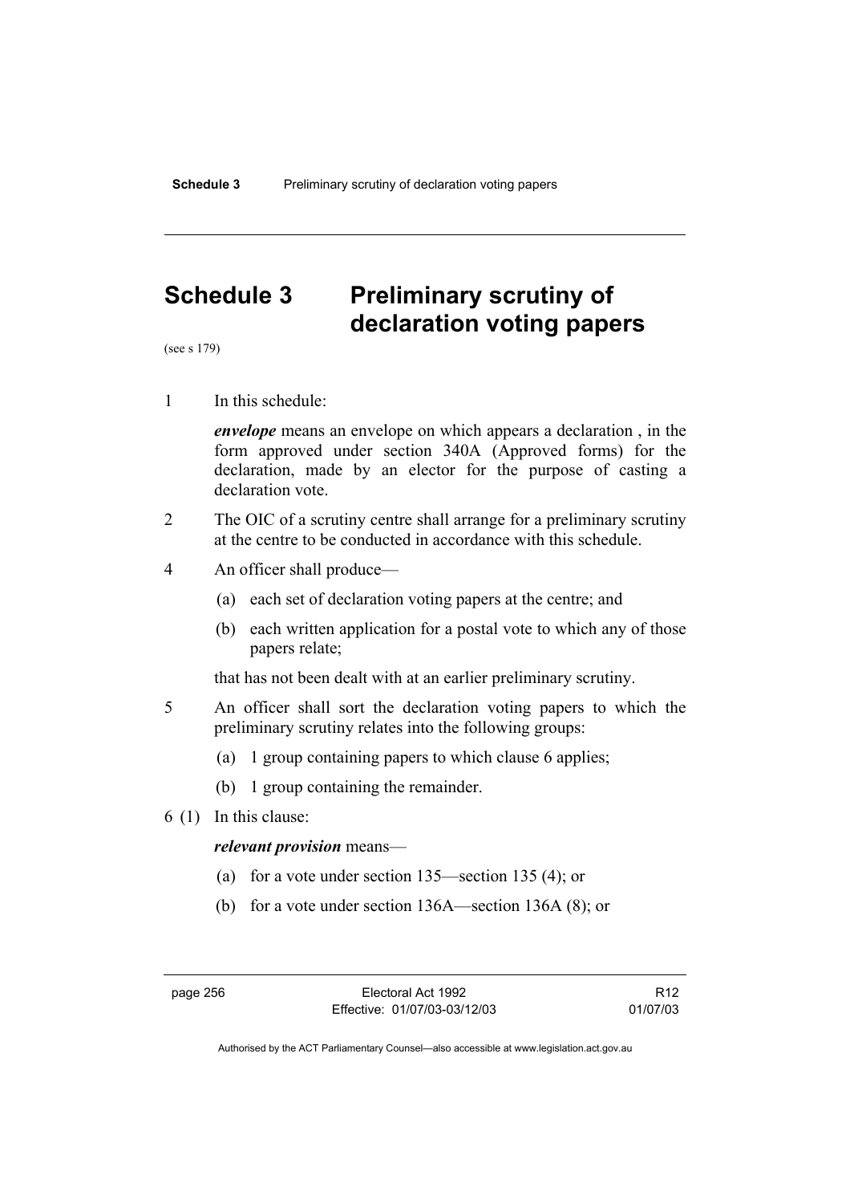# Schedule 3 Preliminary scrutiny of declaration voting papers

(see s 179)

1 In this schedule:

***envelope*** means an envelope on which appears a declaration , in the form approved under section 340A (Approved forms) for the declaration, made by an elector for the purpose of casting a declaration vote.

2 The OIC of a scrutiny centre shall arrange for a preliminary scrutiny at the centre to be conducted in accordance with this schedule.

4 An officer shall produce—

(a) each set of declaration voting papers at the centre; and

(b) each written application for a postal vote to which any of those papers relate;

that has not been dealt with at an earlier preliminary scrutiny.

5 An officer shall sort the declaration voting papers to which the preliminary scrutiny relates into the following groups:

(a) 1 group containing papers to which clause 6 applies;

(b) 1 group containing the remainder.

6 (1) In this clause:

***relevant provision*** means—

(a) for a vote under section 135—section 135 (4); or

(b) for a vote under section 136A—section 136A (8); or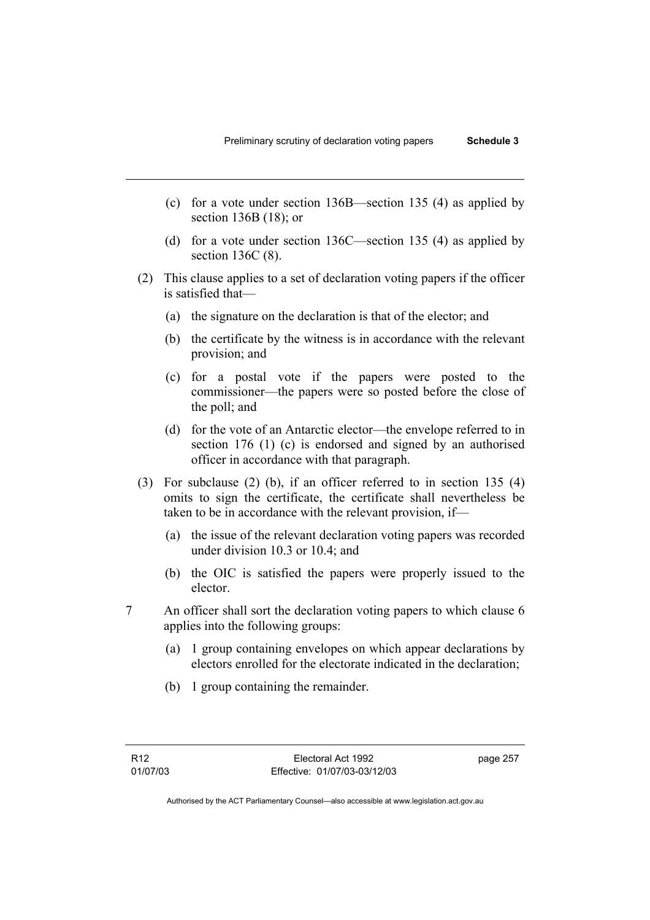(c) for a vote under section 136B—section 135 (4) as applied by section 136B (18); or

(d) for a vote under section 136C—section 135 (4) as applied by section 136C (8).

(2) This clause applies to a set of declaration voting papers if the officer is satisfied that—

(a) the signature on the declaration is that of the elector; and

(b) the certificate by the witness is in accordance with the relevant provision; and

(c) for a postal vote if the papers were posted to the commissioner—the papers were so posted before the close of the poll; and

(d) for the vote of an Antarctic elector—the envelope referred to in section 176 (1) (c) is endorsed and signed by an authorised officer in accordance with that paragraph.

(3) For subclause (2) (b), if an officer referred to in section 135 (4) omits to sign the certificate, the certificate shall nevertheless be taken to be in accordance with the relevant provision, if—

(a) the issue of the relevant declaration voting papers was recorded under division 10.3 or 10.4; and

(b) the OIC is satisfied the papers were properly issued to the elector.

7 An officer shall sort the declaration voting papers to which clause 6 applies into the following groups:

(a) 1 group containing envelopes on which appear declarations by electors enrolled for the electorate indicated in the declaration;

(b) 1 group containing the remainder.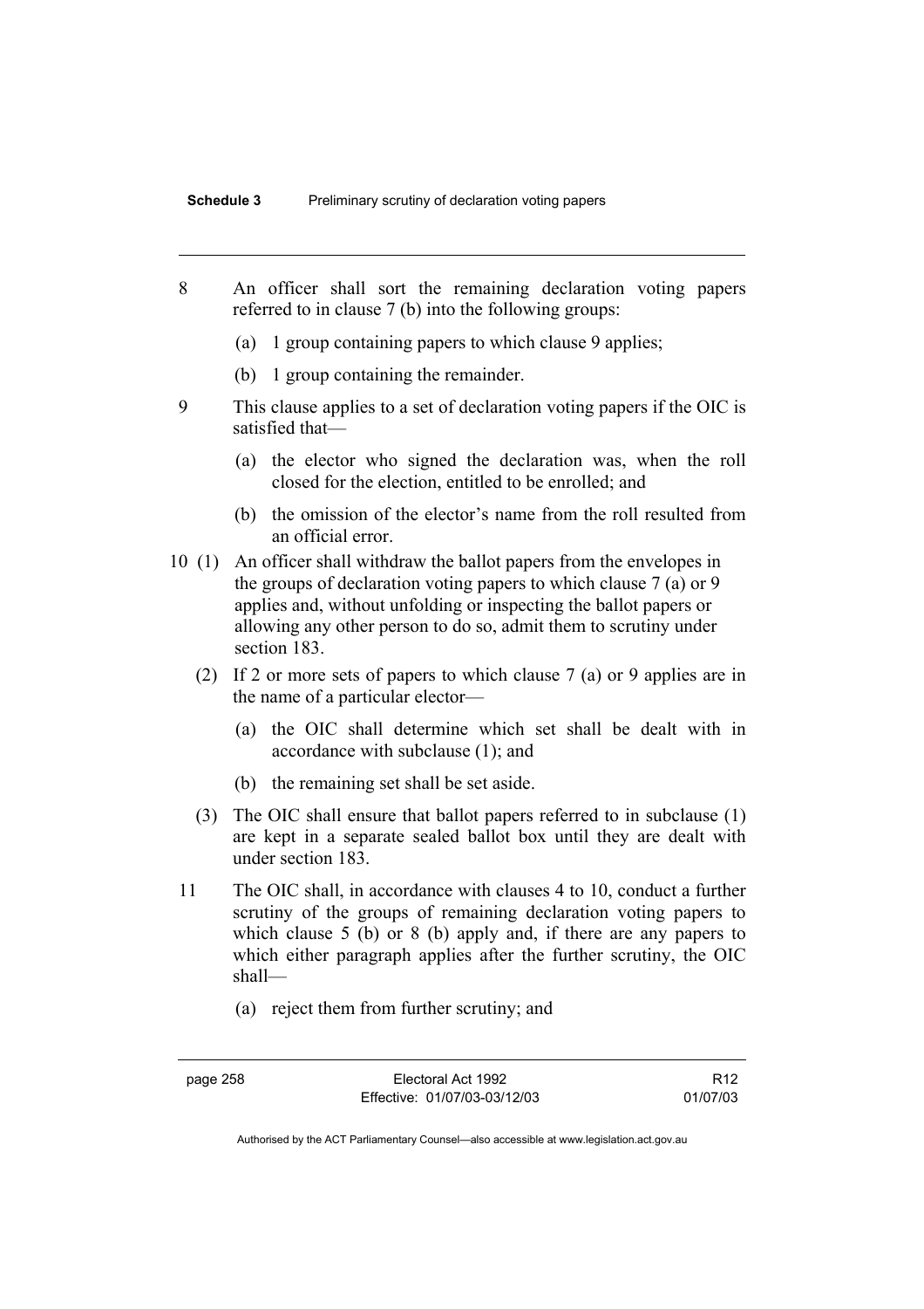8 An officer shall sort the remaining declaration voting papers referred to in clause 7 (b) into the following groups:

(a) 1 group containing papers to which clause 9 applies;

(b) 1 group containing the remainder.

9 This clause applies to a set of declaration voting papers if the OIC is satisfied that—

(a) the elector who signed the declaration was, when the roll closed for the election, entitled to be enrolled; and

(b) the omission of the elector's name from the roll resulted from an official error.

10 (1) An officer shall withdraw the ballot papers from the envelopes in the groups of declaration voting papers to which clause 7 (a) or 9 applies and, without unfolding or inspecting the ballot papers or allowing any other person to do so, admit them to scrutiny under section 183.

(2) If 2 or more sets of papers to which clause 7 (a) or 9 applies are in the name of a particular elector—

(a) the OIC shall determine which set shall be dealt with in accordance with subclause (1); and

(b) the remaining set shall be set aside.

(3) The OIC shall ensure that ballot papers referred to in subclause (1) are kept in a separate sealed ballot box until they are dealt with under section 183.

11 The OIC shall, in accordance with clauses 4 to 10, conduct a further scrutiny of the groups of remaining declaration voting papers to which clause 5 (b) or 8 (b) apply and, if there are any papers to which either paragraph applies after the further scrutiny, the OIC shall—

(a) reject them from further scrutiny; and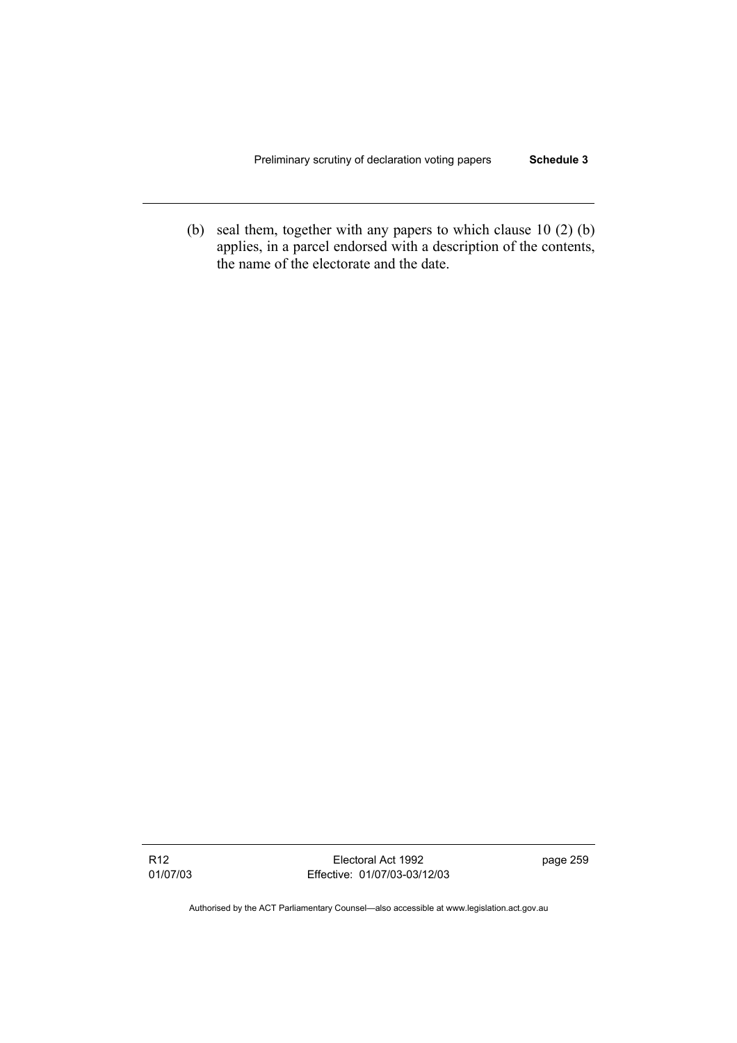(b) seal them, together with any papers to which clause 10 (2) (b) applies, in a parcel endorsed with a description of the contents, the name of the electorate and the date.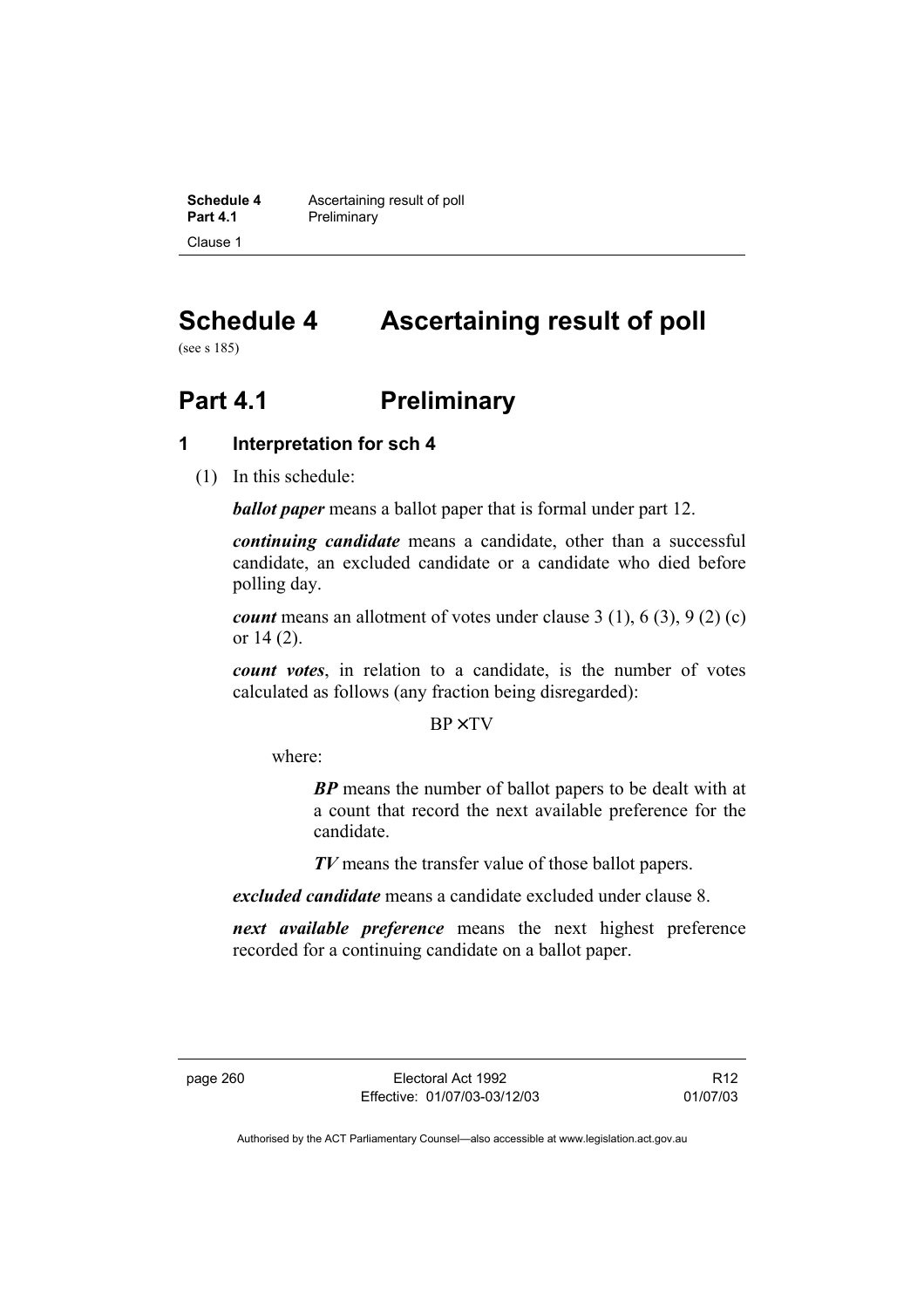# Schedule 4 Ascertaining result of poll

(see s 185)

## Part 4.1 Preliminary

### 1 Interpretation for sch 4

(1) In this schedule:

***ballot paper*** means a ballot paper that is formal under part 12.

***continuing candidate*** means a candidate, other than a successful candidate, an excluded candidate or a candidate who died before polling day.

***count*** means an allotment of votes under clause 3 (1), 6 (3), 9 (2) (c) or 14 (2).

***count votes***, in relation to a candidate, is the number of votes calculated as follows (any fraction being disregarded):

$$BP \times TV$$

where:

***BP*** means the number of ballot papers to be dealt with at a count that record the next available preference for the candidate.

***TV*** means the transfer value of those ballot papers.

***excluded candidate*** means a candidate excluded under clause 8.

***next available preference*** means the next highest preference recorded for a continuing candidate on a ballot paper.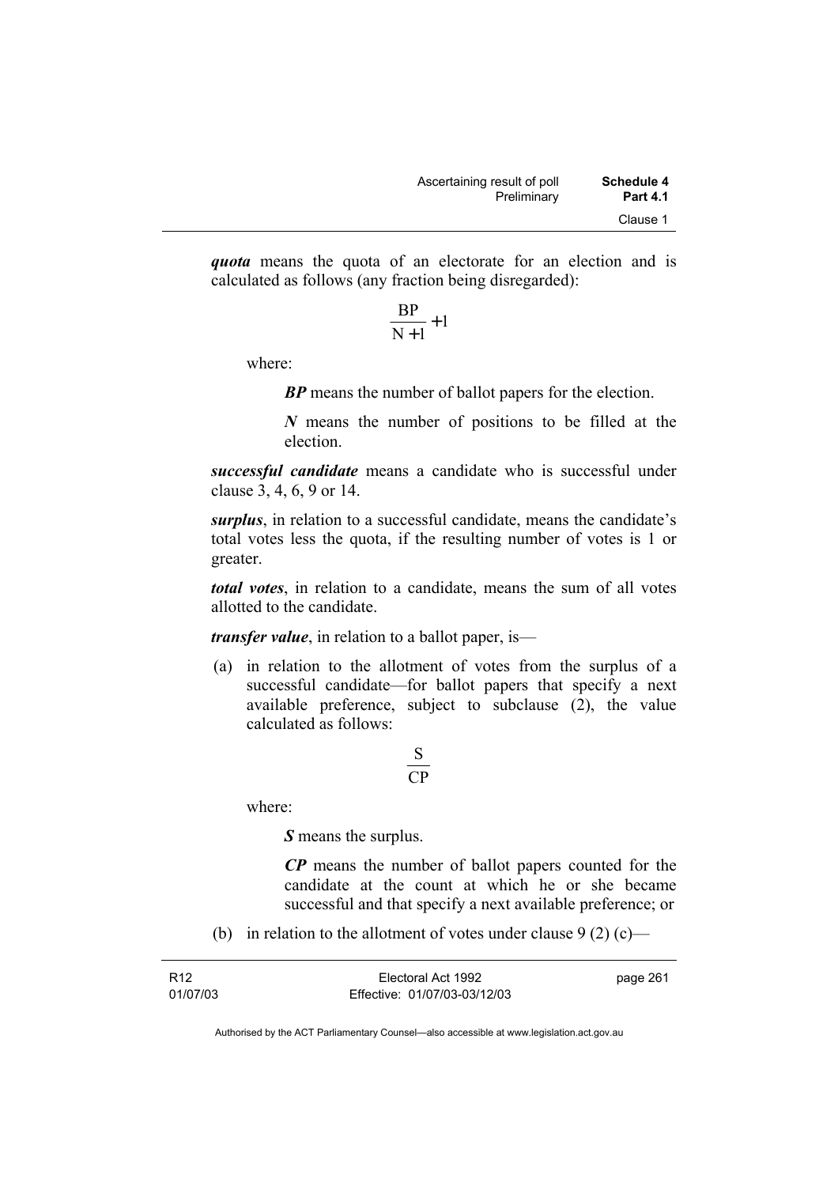***quota*** means the quota of an electorate for an election and is calculated as follows (any fraction being disregarded):

$$\frac{BP}{N+1}+1$$

where:

> ***BP*** means the number of ballot papers for the election.
>
> ***N*** means the number of positions to be filled at the election.

***successful candidate*** means a candidate who is successful under clause 3, 4, 6, 9 or 14.

***surplus***, in relation to a successful candidate, means the candidate's total votes less the quota, if the resulting number of votes is 1 or greater.

***total votes***, in relation to a candidate, means the sum of all votes allotted to the candidate.

***transfer value***, in relation to a ballot paper, is—

(a) in relation to the allotment of votes from the surplus of a successful candidate—for ballot papers that specify a next available preference, subject to subclause (2), the value calculated as follows:

$$\frac{S}{CP}$$

where:

> ***S*** means the surplus.
>
> ***CP*** means the number of ballot papers counted for the candidate at the count at which he or she became successful and that specify a next available preference; or

(b) in relation to the allotment of votes under clause 9 (2) (c)—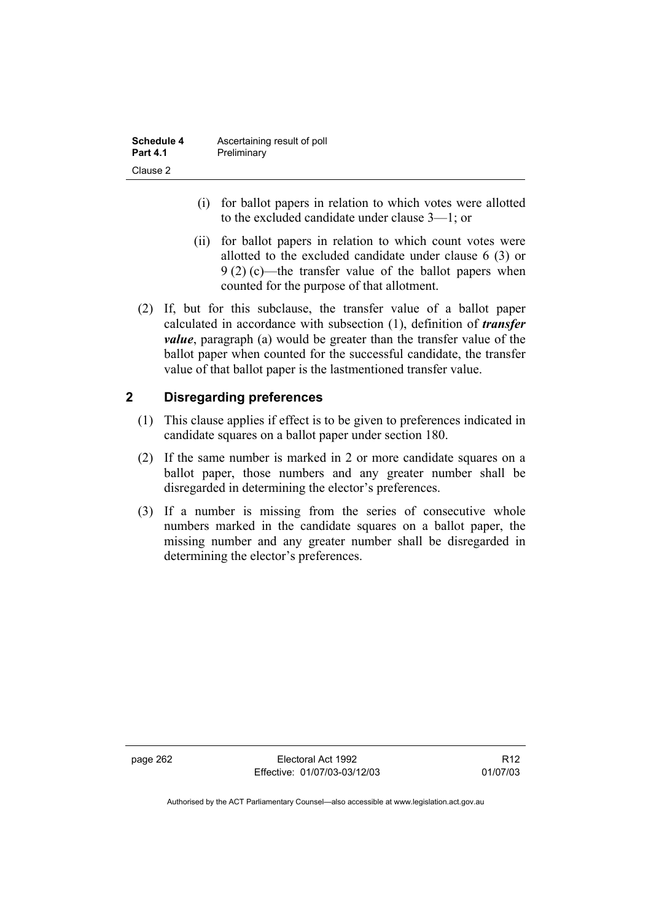(i) for ballot papers in relation to which votes were allotted to the excluded candidate under clause 3—1; or

(ii) for ballot papers in relation to which count votes were allotted to the excluded candidate under clause 6 (3) or 9 (2) (c)—the transfer value of the ballot papers when counted for the purpose of that allotment.

(2) If, but for this subclause, the transfer value of a ballot paper calculated in accordance with subsection (1), definition of ***transfer value***, paragraph (a) would be greater than the transfer value of the ballot paper when counted for the successful candidate, the transfer value of that ballot paper is the lastmentioned transfer value.

## 2 Disregarding preferences

(1) This clause applies if effect is to be given to preferences indicated in candidate squares on a ballot paper under section 180.

(2) If the same number is marked in 2 or more candidate squares on a ballot paper, those numbers and any greater number shall be disregarded in determining the elector's preferences.

(3) If a number is missing from the series of consecutive whole numbers marked in the candidate squares on a ballot paper, the missing number and any greater number shall be disregarded in determining the elector's preferences.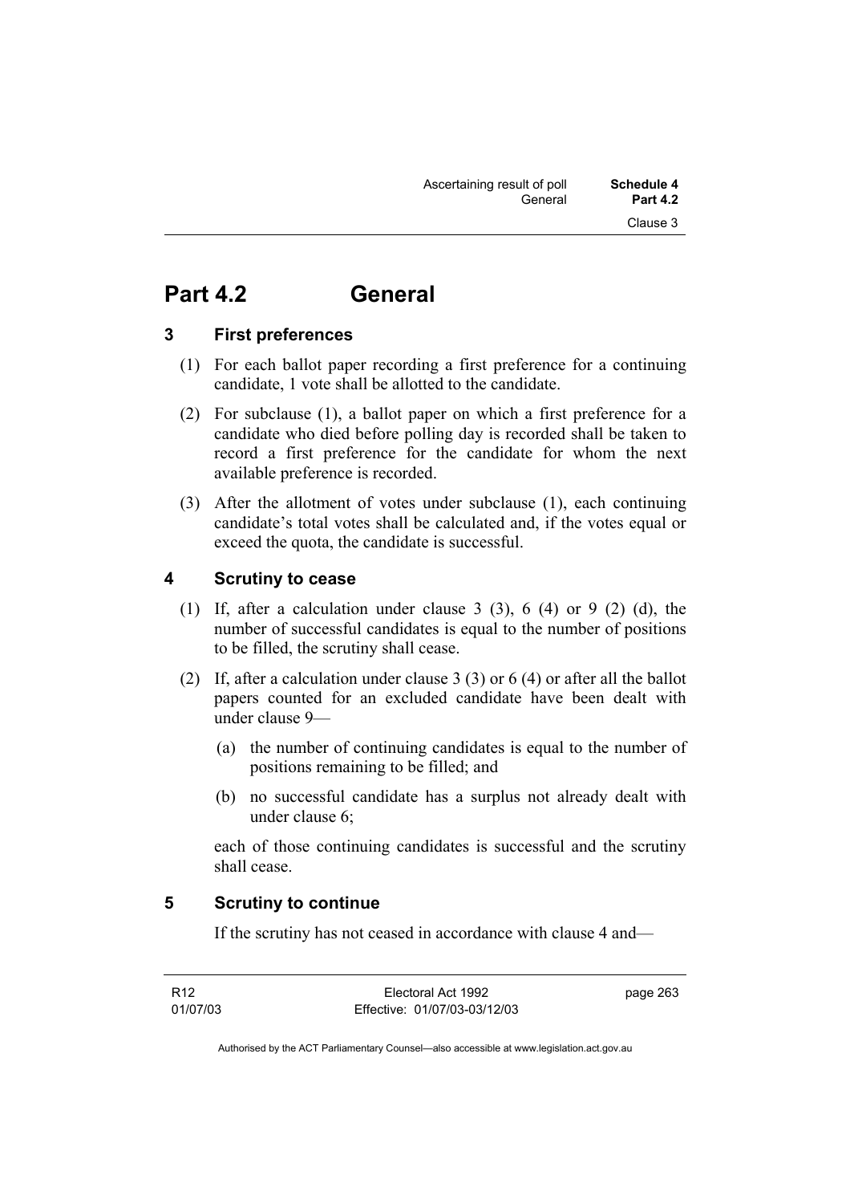# Part 4.2 General

## 3 First preferences

(1) For each ballot paper recording a first preference for a continuing candidate, 1 vote shall be allotted to the candidate.

(2) For subclause (1), a ballot paper on which a first preference for a candidate who died before polling day is recorded shall be taken to record a first preference for the candidate for whom the next available preference is recorded.

(3) After the allotment of votes under subclause (1), each continuing candidate's total votes shall be calculated and, if the votes equal or exceed the quota, the candidate is successful.

## 4 Scrutiny to cease

(1) If, after a calculation under clause 3 (3), 6 (4) or 9 (2) (d), the number of successful candidates is equal to the number of positions to be filled, the scrutiny shall cease.

(2) If, after a calculation under clause 3 (3) or 6 (4) or after all the ballot papers counted for an excluded candidate have been dealt with under clause 9—

(a) the number of continuing candidates is equal to the number of positions remaining to be filled; and

(b) no successful candidate has a surplus not already dealt with under clause 6;

each of those continuing candidates is successful and the scrutiny shall cease.

## 5 Scrutiny to continue

If the scrutiny has not ceased in accordance with clause 4 and—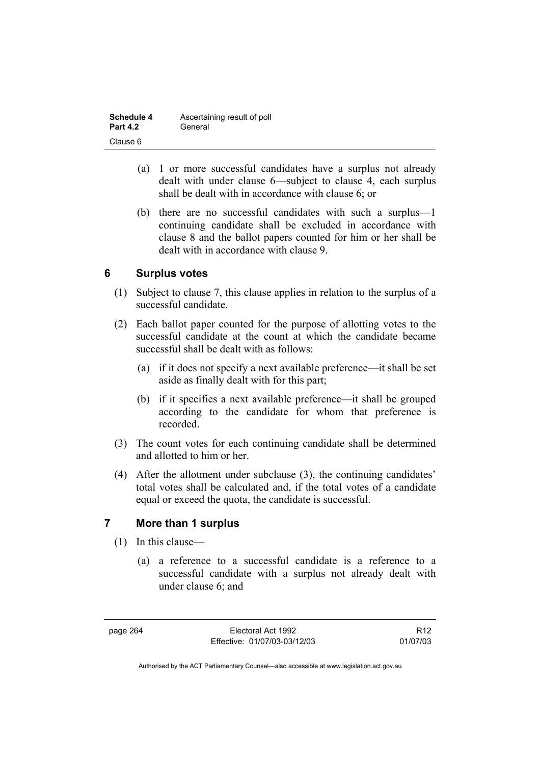(a) 1 or more successful candidates have a surplus not already dealt with under clause 6—subject to clause 4, each surplus shall be dealt with in accordance with clause 6; or

(b) there are no successful candidates with such a surplus—1 continuing candidate shall be excluded in accordance with clause 8 and the ballot papers counted for him or her shall be dealt with in accordance with clause 9.

## 6 Surplus votes

(1) Subject to clause 7, this clause applies in relation to the surplus of a successful candidate.

(2) Each ballot paper counted for the purpose of allotting votes to the successful candidate at the count at which the candidate became successful shall be dealt with as follows:

(a) if it does not specify a next available preference—it shall be set aside as finally dealt with for this part;

(b) if it specifies a next available preference—it shall be grouped according to the candidate for whom that preference is recorded.

(3) The count votes for each continuing candidate shall be determined and allotted to him or her.

(4) After the allotment under subclause (3), the continuing candidates' total votes shall be calculated and, if the total votes of a candidate equal or exceed the quota, the candidate is successful.

## 7 More than 1 surplus

(1) In this clause—

(a) a reference to a successful candidate is a reference to a successful candidate with a surplus not already dealt with under clause 6; and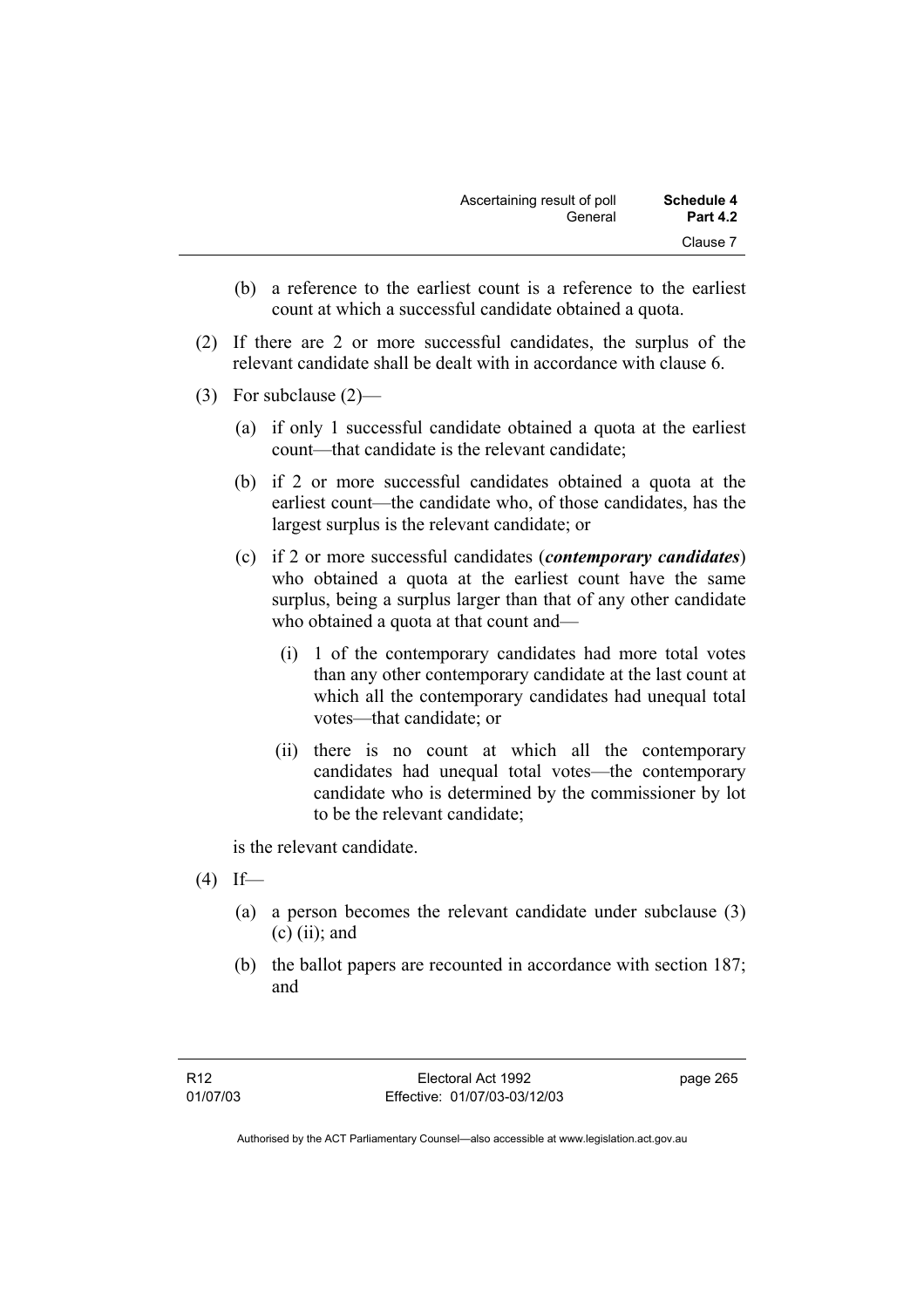(b) a reference to the earliest count is a reference to the earliest count at which a successful candidate obtained a quota.

(2) If there are 2 or more successful candidates, the surplus of the relevant candidate shall be dealt with in accordance with clause 6.

(3) For subclause (2)—

(a) if only 1 successful candidate obtained a quota at the earliest count—that candidate is the relevant candidate;

(b) if 2 or more successful candidates obtained a quota at the earliest count—the candidate who, of those candidates, has the largest surplus is the relevant candidate; or

(c) if 2 or more successful candidates (***contemporary candidates***) who obtained a quota at the earliest count have the same surplus, being a surplus larger than that of any other candidate who obtained a quota at that count and—

(i) 1 of the contemporary candidates had more total votes than any other contemporary candidate at the last count at which all the contemporary candidates had unequal total votes—that candidate; or

(ii) there is no count at which all the contemporary candidates had unequal total votes—the contemporary candidate who is determined by the commissioner by lot to be the relevant candidate;

is the relevant candidate.

(4) If—

(a) a person becomes the relevant candidate under subclause (3) (c) (ii); and

(b) the ballot papers are recounted in accordance with section 187; and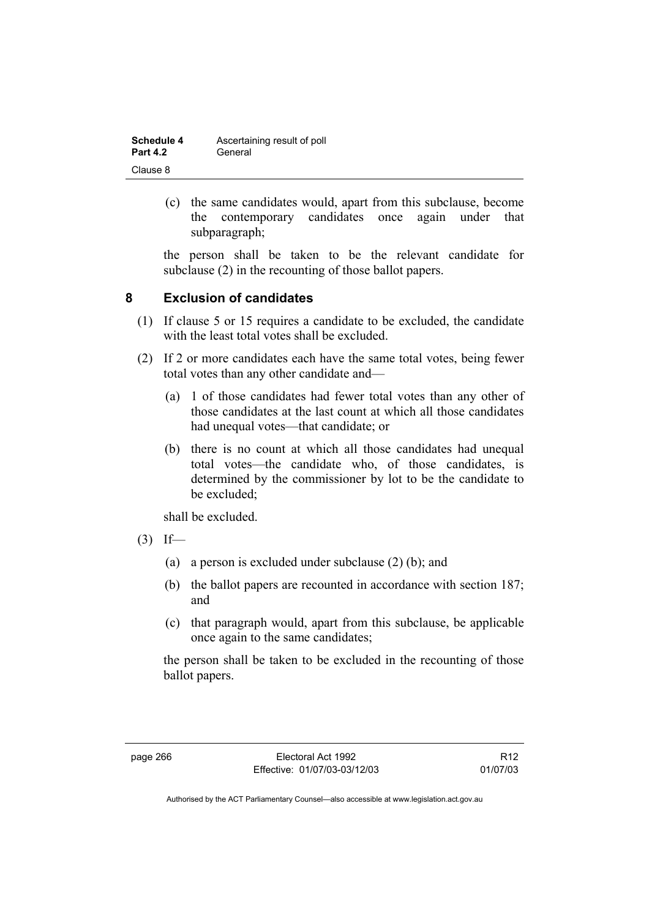(c) the same candidates would, apart from this subclause, become the contemporary candidates once again under that subparagraph;

the person shall be taken to be the relevant candidate for subclause (2) in the recounting of those ballot papers.

## 8 Exclusion of candidates

(1) If clause 5 or 15 requires a candidate to be excluded, the candidate with the least total votes shall be excluded.

(2) If 2 or more candidates each have the same total votes, being fewer total votes than any other candidate and—

(a) 1 of those candidates had fewer total votes than any other of those candidates at the last count at which all those candidates had unequal votes—that candidate; or

(b) there is no count at which all those candidates had unequal total votes—the candidate who, of those candidates, is determined by the commissioner by lot to be the candidate to be excluded;

shall be excluded.

(3) If—

(a) a person is excluded under subclause (2) (b); and

(b) the ballot papers are recounted in accordance with section 187; and

(c) that paragraph would, apart from this subclause, be applicable once again to the same candidates;

the person shall be taken to be excluded in the recounting of those ballot papers.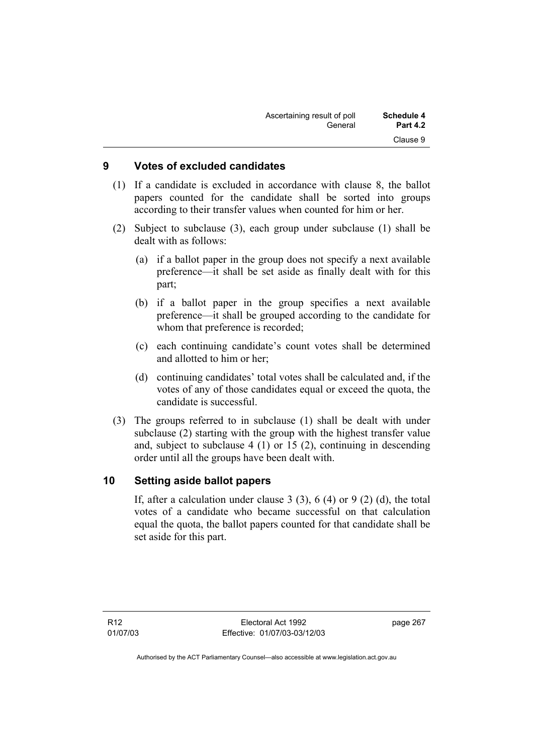## 9 Votes of excluded candidates

(1) If a candidate is excluded in accordance with clause 8, the ballot papers counted for the candidate shall be sorted into groups according to their transfer values when counted for him or her.

(2) Subject to subclause (3), each group under subclause (1) shall be dealt with as follows:

(a) if a ballot paper in the group does not specify a next available preference—it shall be set aside as finally dealt with for this part;

(b) if a ballot paper in the group specifies a next available preference—it shall be grouped according to the candidate for whom that preference is recorded;

(c) each continuing candidate's count votes shall be determined and allotted to him or her;

(d) continuing candidates' total votes shall be calculated and, if the votes of any of those candidates equal or exceed the quota, the candidate is successful.

(3) The groups referred to in subclause (1) shall be dealt with under subclause (2) starting with the group with the highest transfer value and, subject to subclause 4 (1) or 15 (2), continuing in descending order until all the groups have been dealt with.

## 10 Setting aside ballot papers

If, after a calculation under clause 3 (3), 6 (4) or 9 (2) (d), the total votes of a candidate who became successful on that calculation equal the quota, the ballot papers counted for that candidate shall be set aside for this part.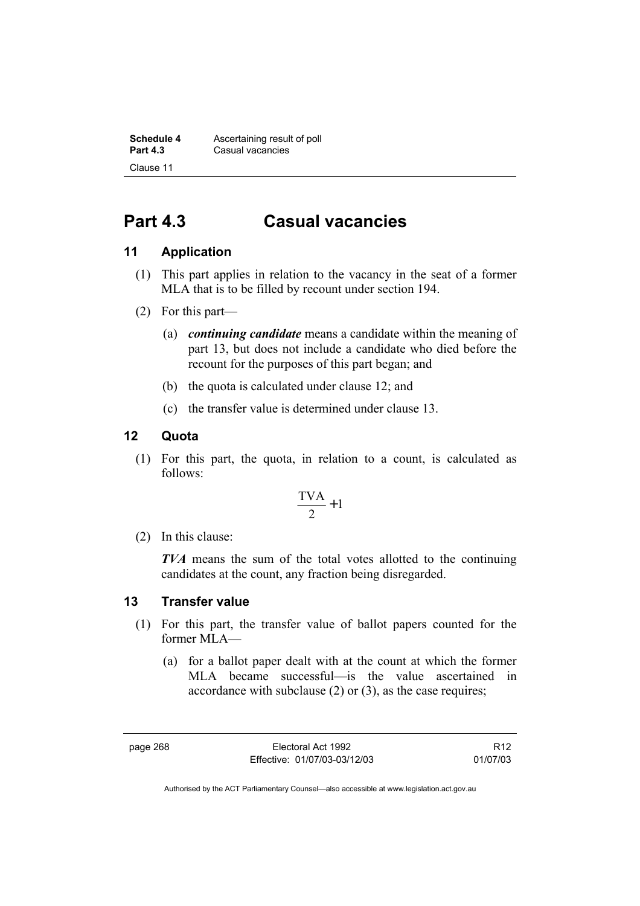# Part 4.3 Casual vacancies

## 11 Application

(1) This part applies in relation to the vacancy in the seat of a former MLA that is to be filled by recount under section 194.

(2) For this part—

(a) ***continuing candidate*** means a candidate within the meaning of part 13, but does not include a candidate who died before the recount for the purposes of this part began; and

(b) the quota is calculated under clause 12; and

(c) the transfer value is determined under clause 13.

## 12 Quota

(1) For this part, the quota, in relation to a count, is calculated as follows:

$$\frac{\text{TVA}}{2} + 1$$

(2) In this clause:

***TVA*** means the sum of the total votes allotted to the continuing candidates at the count, any fraction being disregarded.

## 13 Transfer value

(1) For this part, the transfer value of ballot papers counted for the former MLA—

(a) for a ballot paper dealt with at the count at which the former MLA became successful—is the value ascertained in accordance with subclause (2) or (3), as the case requires;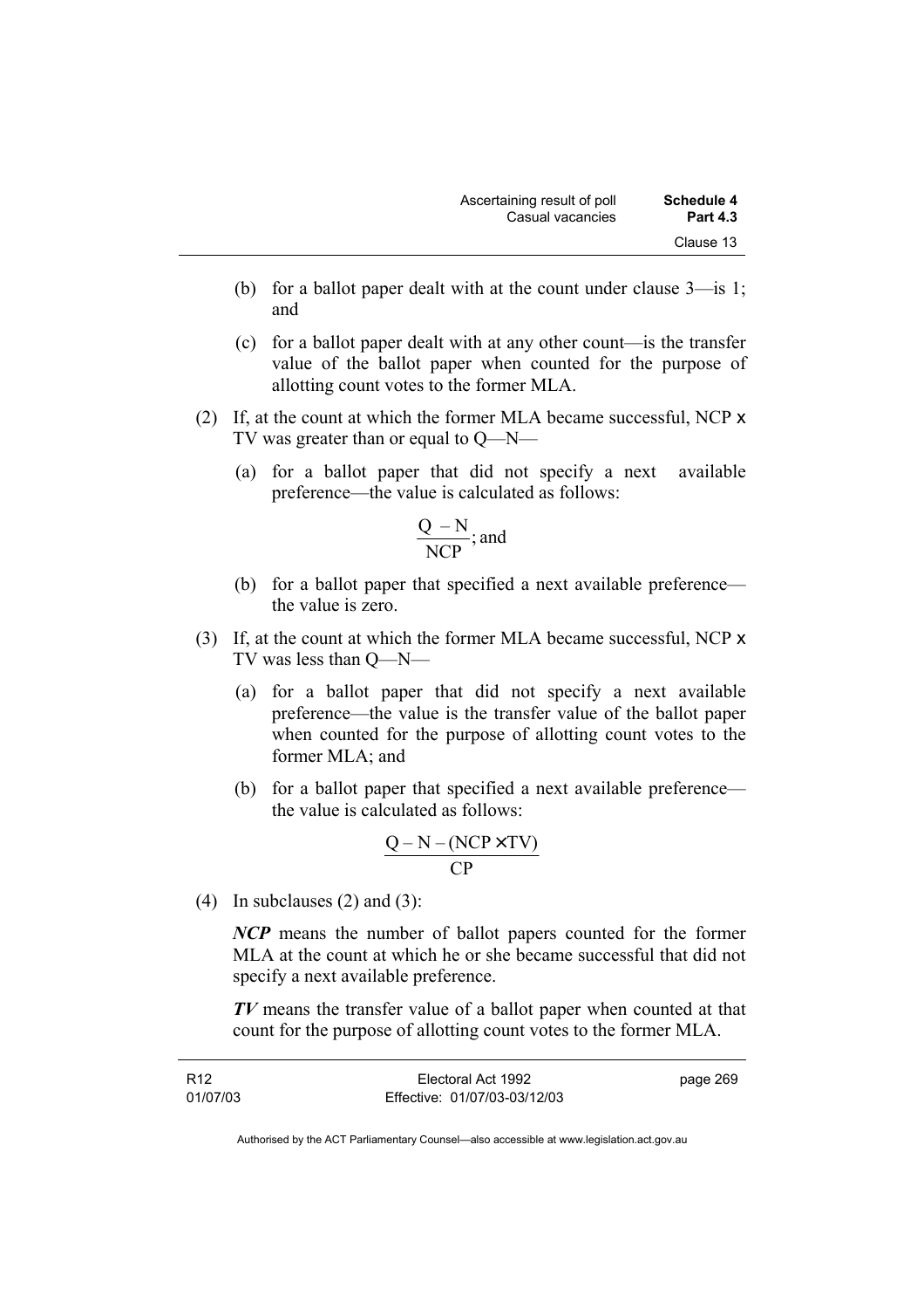(b) for a ballot paper dealt with at the count under clause 3—is 1; and

(c) for a ballot paper dealt with at any other count—is the transfer value of the ballot paper when counted for the purpose of allotting count votes to the former MLA.

(2) If, at the count at which the former MLA became successful, NCP x TV was greater than or equal to Q—N—

(a) for a ballot paper that did not specify a next available preference—the value is calculated as follows:

$$\frac{Q - N}{NCP}; \text{ and}$$

(b) for a ballot paper that specified a next available preference—the value is zero.

(3) If, at the count at which the former MLA became successful, NCP x TV was less than Q—N—

(a) for a ballot paper that did not specify a next available preference—the value is the transfer value of the ballot paper when counted for the purpose of allotting count votes to the former MLA; and

(b) for a ballot paper that specified a next available preference—the value is calculated as follows:

$$\frac{Q - N - (NCP \times TV)}{CP}$$

(4) In subclauses (2) and (3):

***NCP*** means the number of ballot papers counted for the former MLA at the count at which he or she became successful that did not specify a next available preference.

***TV*** means the transfer value of a ballot paper when counted at that count for the purpose of allotting count votes to the former MLA.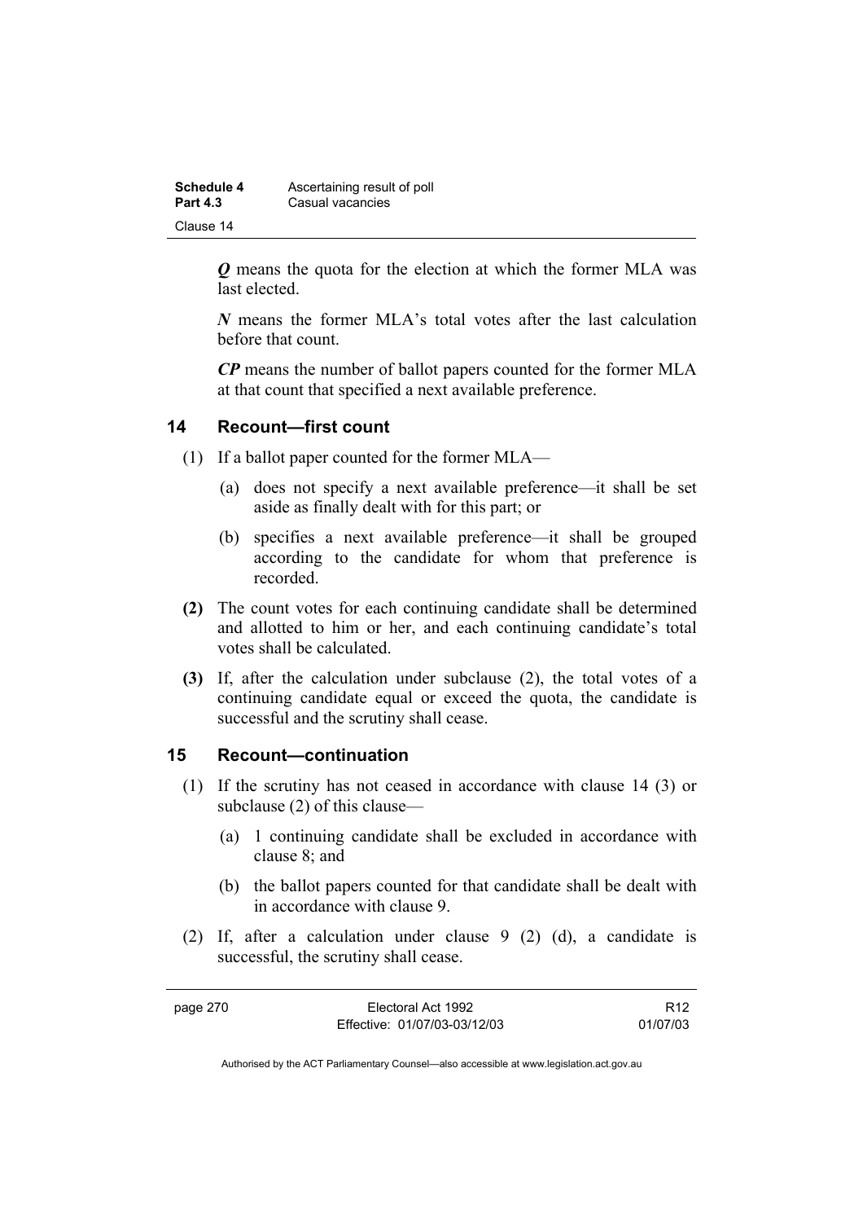***Q*** means the quota for the election at which the former MLA was last elected.

***N*** means the former MLA's total votes after the last calculation before that count.

***CP*** means the number of ballot papers counted for the former MLA at that count that specified a next available preference.

## 14 Recount—first count

(1) If a ballot paper counted for the former MLA—

(a) does not specify a next available preference—it shall be set aside as finally dealt with for this part; or

(b) specifies a next available preference—it shall be grouped according to the candidate for whom that preference is recorded.

**(2)** The count votes for each continuing candidate shall be determined and allotted to him or her, and each continuing candidate's total votes shall be calculated.

**(3)** If, after the calculation under subclause (2), the total votes of a continuing candidate equal or exceed the quota, the candidate is successful and the scrutiny shall cease.

## 15 Recount—continuation

(1) If the scrutiny has not ceased in accordance with clause 14 (3) or subclause (2) of this clause—

(a) 1 continuing candidate shall be excluded in accordance with clause 8; and

(b) the ballot papers counted for that candidate shall be dealt with in accordance with clause 9.

(2) If, after a calculation under clause 9 (2) (d), a candidate is successful, the scrutiny shall cease.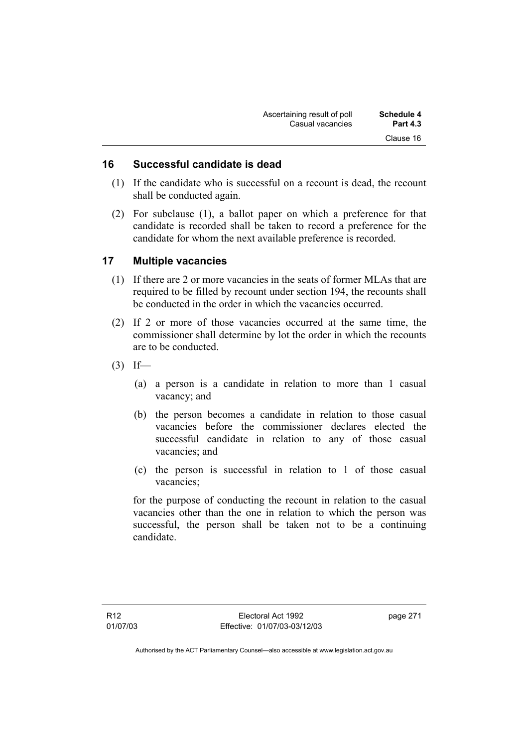## 16 Successful candidate is dead

(1) If the candidate who is successful on a recount is dead, the recount shall be conducted again.

(2) For subclause (1), a ballot paper on which a preference for that candidate is recorded shall be taken to record a preference for the candidate for whom the next available preference is recorded.

## 17 Multiple vacancies

(1) If there are 2 or more vacancies in the seats of former MLAs that are required to be filled by recount under section 194, the recounts shall be conducted in the order in which the vacancies occurred.

(2) If 2 or more of those vacancies occurred at the same time, the commissioner shall determine by lot the order in which the recounts are to be conducted.

(3) If—

(a) a person is a candidate in relation to more than 1 casual vacancy; and

(b) the person becomes a candidate in relation to those casual vacancies before the commissioner declares elected the successful candidate in relation to any of those casual vacancies; and

(c) the person is successful in relation to 1 of those casual vacancies;

for the purpose of conducting the recount in relation to the casual vacancies other than the one in relation to which the person was successful, the person shall be taken not to be a continuing candidate.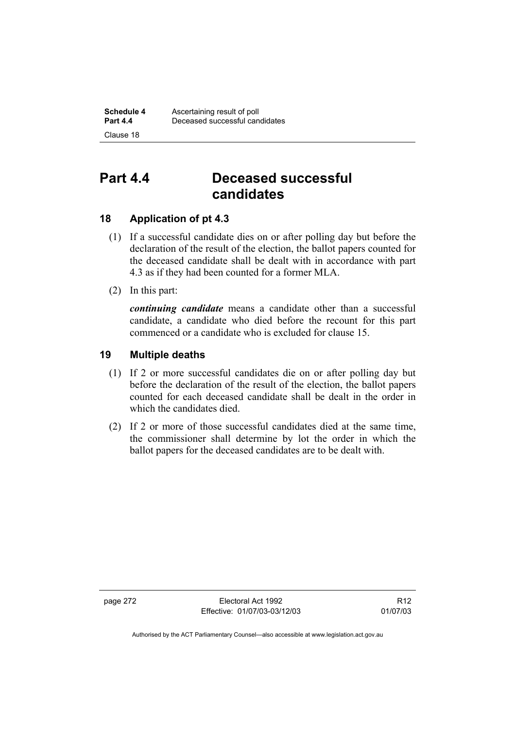# Part 4.4 Deceased successful candidates

## 18 Application of pt 4.3

(1) If a successful candidate dies on or after polling day but before the declaration of the result of the election, the ballot papers counted for the deceased candidate shall be dealt with in accordance with part 4.3 as if they had been counted for a former MLA.

(2) In this part:

***continuing candidate*** means a candidate other than a successful candidate, a candidate who died before the recount for this part commenced or a candidate who is excluded for clause 15.

## 19 Multiple deaths

(1) If 2 or more successful candidates die on or after polling day but before the declaration of the result of the election, the ballot papers counted for each deceased candidate shall be dealt in the order in which the candidates died.

(2) If 2 or more of those successful candidates died at the same time, the commissioner shall determine by lot the order in which the ballot papers for the deceased candidates are to be dealt with.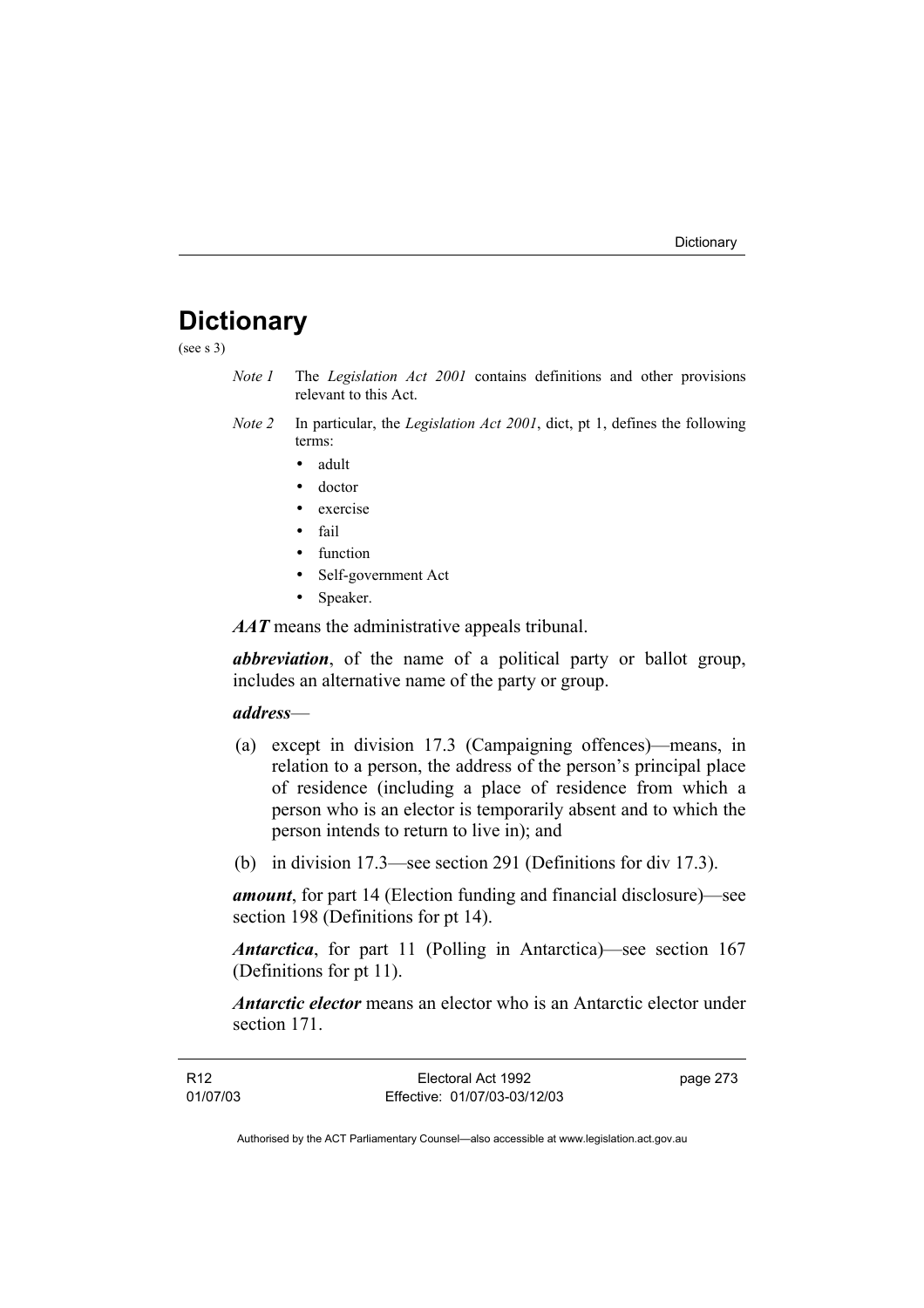# Dictionary

(see s 3)

*Note 1* The *Legislation Act 2001* contains definitions and other provisions relevant to this Act.

*Note 2* In particular, the *Legislation Act 2001*, dict, pt 1, defines the following terms:

- adult
- doctor
- exercise
- fail
- function
- Self-government Act
- Speaker.

***AAT*** means the administrative appeals tribunal.

***abbreviation***, of the name of a political party or ballot group, includes an alternative name of the party or group.

***address***—

(a) except in division 17.3 (Campaigning offences)—means, in relation to a person, the address of the person's principal place of residence (including a place of residence from which a person who is an elector is temporarily absent and to which the person intends to return to live in); and

(b) in division 17.3—see section 291 (Definitions for div 17.3).

***amount***, for part 14 (Election funding and financial disclosure)—see section 198 (Definitions for pt 14).

***Antarctica***, for part 11 (Polling in Antarctica)—see section 167 (Definitions for pt 11).

***Antarctic elector*** means an elector who is an Antarctic elector under section 171.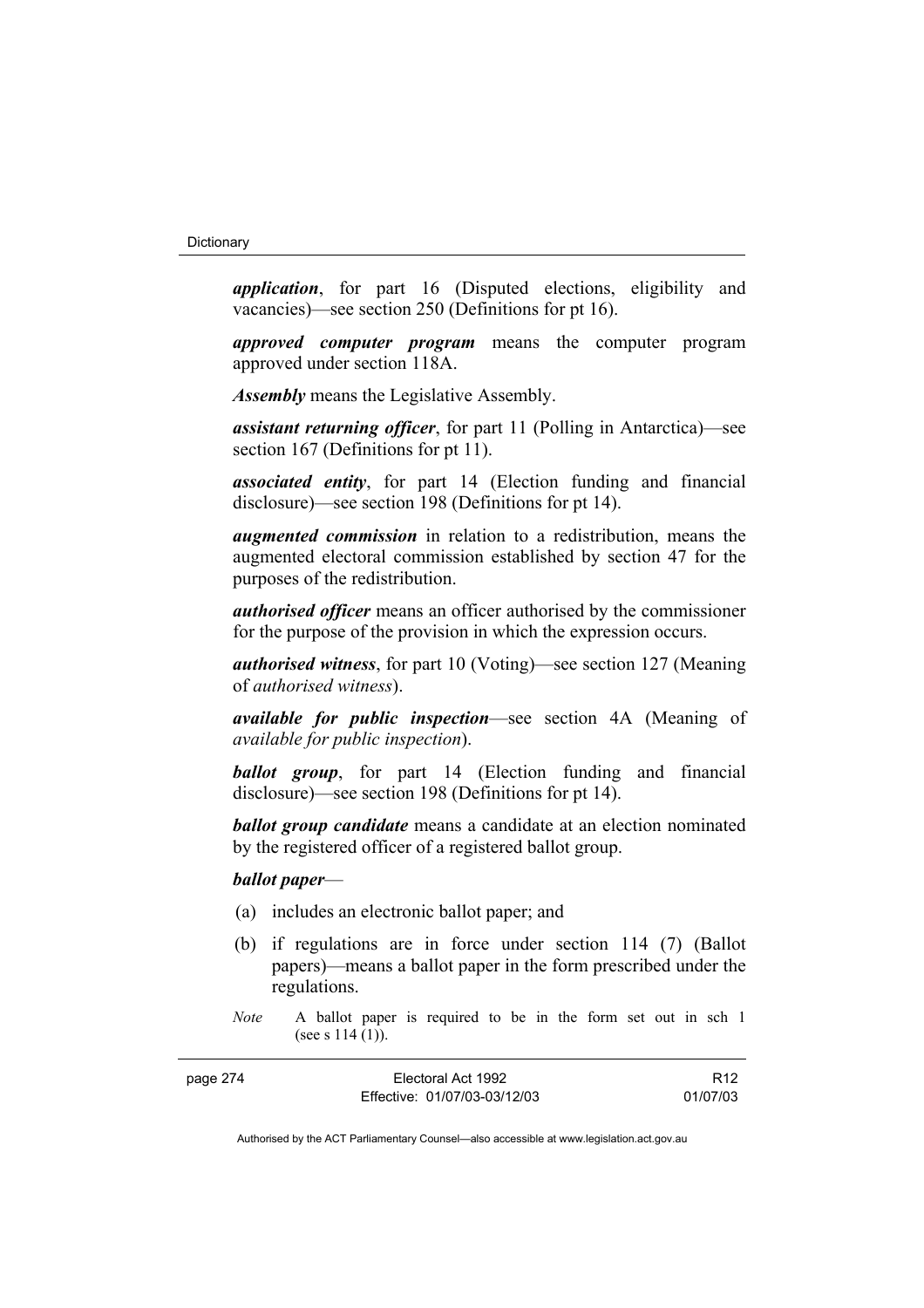***application***, for part 16 (Disputed elections, eligibility and vacancies)—see section 250 (Definitions for pt 16).

***approved computer program*** means the computer program approved under section 118A.

***Assembly*** means the Legislative Assembly.

***assistant returning officer***, for part 11 (Polling in Antarctica)—see section 167 (Definitions for pt 11).

***associated entity***, for part 14 (Election funding and financial disclosure)—see section 198 (Definitions for pt 14).

***augmented commission*** in relation to a redistribution, means the augmented electoral commission established by section 47 for the purposes of the redistribution.

***authorised officer*** means an officer authorised by the commissioner for the purpose of the provision in which the expression occurs.

***authorised witness***, for part 10 (Voting)—see section 127 (Meaning of *authorised witness*).

***available for public inspection***—see section 4A (Meaning of *available for public inspection*).

***ballot group***, for part 14 (Election funding and financial disclosure)—see section 198 (Definitions for pt 14).

***ballot group candidate*** means a candidate at an election nominated by the registered officer of a registered ballot group.

***ballot paper***—

(a) includes an electronic ballot paper; and

(b) if regulations are in force under section 114 (7) (Ballot papers)—means a ballot paper in the form prescribed under the regulations.

*Note* A ballot paper is required to be in the form set out in sch 1 (see s 114 (1)).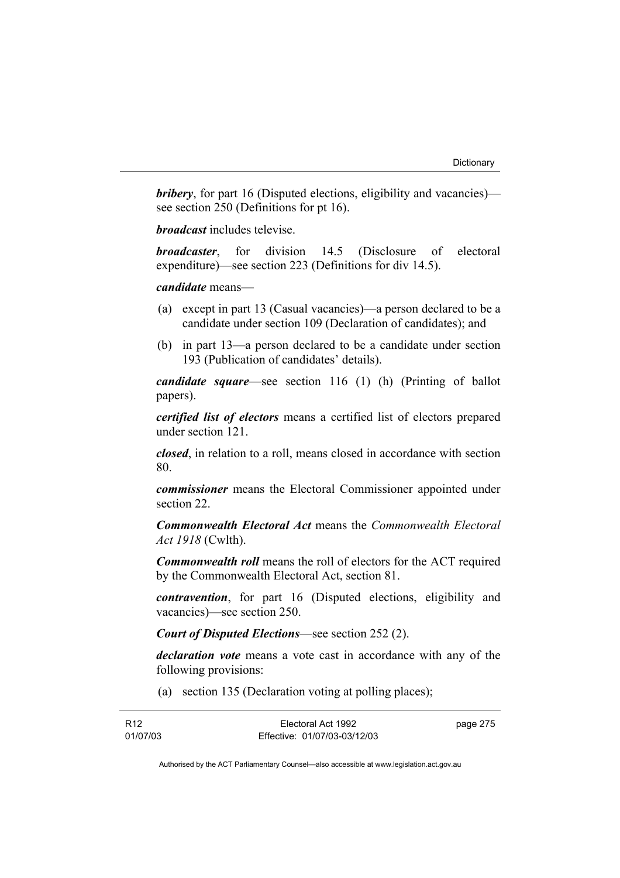***bribery***, for part 16 (Disputed elections, eligibility and vacancies)—see section 250 (Definitions for pt 16).

***broadcast*** includes televise.

***broadcaster***, for division 14.5 (Disclosure of electoral expenditure)—see section 223 (Definitions for div 14.5).

***candidate*** means—

(a) except in part 13 (Casual vacancies)—a person declared to be a candidate under section 109 (Declaration of candidates); and

(b) in part 13—a person declared to be a candidate under section 193 (Publication of candidates' details).

***candidate square***—see section 116 (1) (h) (Printing of ballot papers).

***certified list of electors*** means a certified list of electors prepared under section 121.

***closed***, in relation to a roll, means closed in accordance with section 80.

***commissioner*** means the Electoral Commissioner appointed under section 22.

***Commonwealth Electoral Act*** means the *Commonwealth Electoral Act 1918* (Cwlth).

***Commonwealth roll*** means the roll of electors for the ACT required by the Commonwealth Electoral Act, section 81.

***contravention***, for part 16 (Disputed elections, eligibility and vacancies)—see section 250.

***Court of Disputed Elections***—see section 252 (2).

***declaration vote*** means a vote cast in accordance with any of the following provisions:

(a) section 135 (Declaration voting at polling places);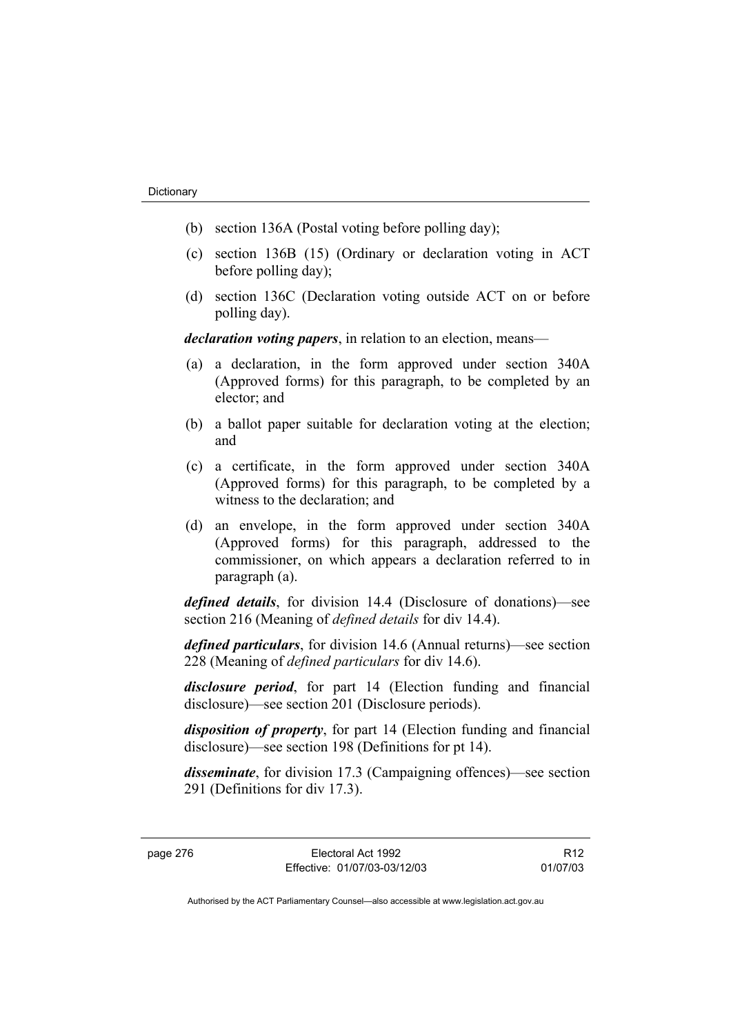- (b) section 136A (Postal voting before polling day);
- (c) section 136B (15) (Ordinary or declaration voting in ACT before polling day);
- (d) section 136C (Declaration voting outside ACT on or before polling day).

***declaration voting papers***, in relation to an election, means—

- (a) a declaration, in the form approved under section 340A (Approved forms) for this paragraph, to be completed by an elector; and
- (b) a ballot paper suitable for declaration voting at the election; and
- (c) a certificate, in the form approved under section 340A (Approved forms) for this paragraph, to be completed by a witness to the declaration; and
- (d) an envelope, in the form approved under section 340A (Approved forms) for this paragraph, addressed to the commissioner, on which appears a declaration referred to in paragraph (a).

***defined details***, for division 14.4 (Disclosure of donations)—see section 216 (Meaning of *defined details* for div 14.4).

***defined particulars***, for division 14.6 (Annual returns)—see section 228 (Meaning of *defined particulars* for div 14.6).

***disclosure period***, for part 14 (Election funding and financial disclosure)—see section 201 (Disclosure periods).

***disposition of property***, for part 14 (Election funding and financial disclosure)—see section 198 (Definitions for pt 14).

***disseminate***, for division 17.3 (Campaigning offences)—see section 291 (Definitions for div 17.3).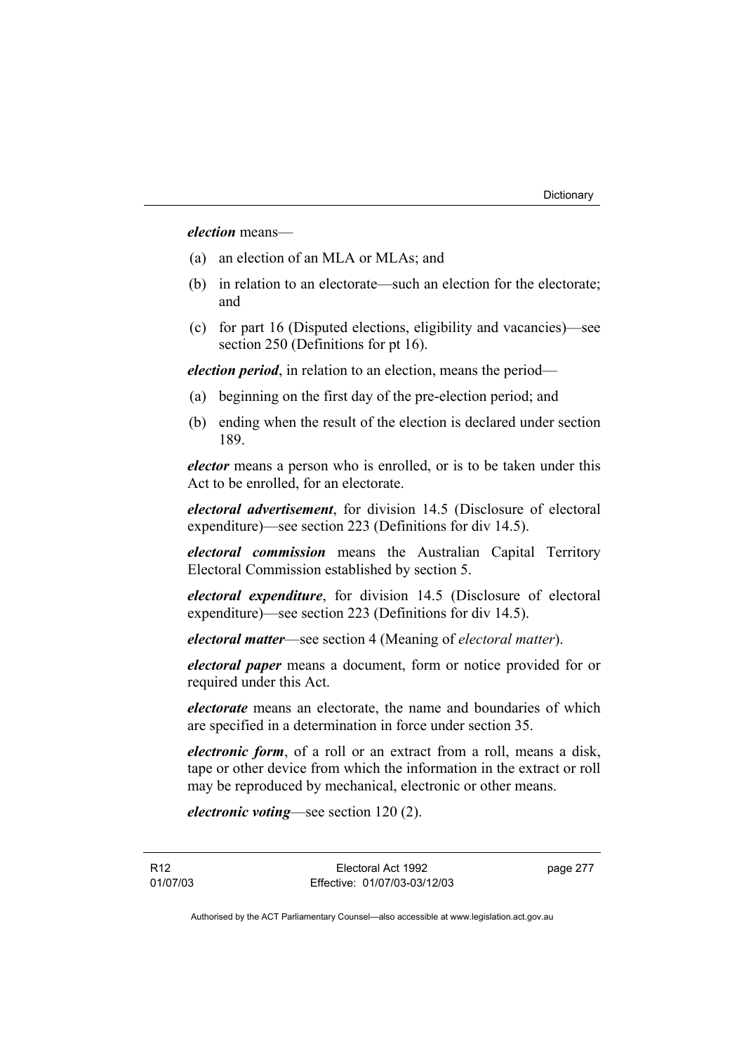***election*** means—

(a) an election of an MLA or MLAs; and

(b) in relation to an electorate—such an election for the electorate; and

(c) for part 16 (Disputed elections, eligibility and vacancies)—see section 250 (Definitions for pt 16).

***election period***, in relation to an election, means the period—

(a) beginning on the first day of the pre-election period; and

(b) ending when the result of the election is declared under section 189.

***elector*** means a person who is enrolled, or is to be taken under this Act to be enrolled, for an electorate.

***electoral advertisement***, for division 14.5 (Disclosure of electoral expenditure)—see section 223 (Definitions for div 14.5).

***electoral commission*** means the Australian Capital Territory Electoral Commission established by section 5.

***electoral expenditure***, for division 14.5 (Disclosure of electoral expenditure)—see section 223 (Definitions for div 14.5).

***electoral matter***—see section 4 (Meaning of *electoral matter*).

***electoral paper*** means a document, form or notice provided for or required under this Act.

***electorate*** means an electorate, the name and boundaries of which are specified in a determination in force under section 35.

***electronic form***, of a roll or an extract from a roll, means a disk, tape or other device from which the information in the extract or roll may be reproduced by mechanical, electronic or other means.

***electronic voting***—see section 120 (2).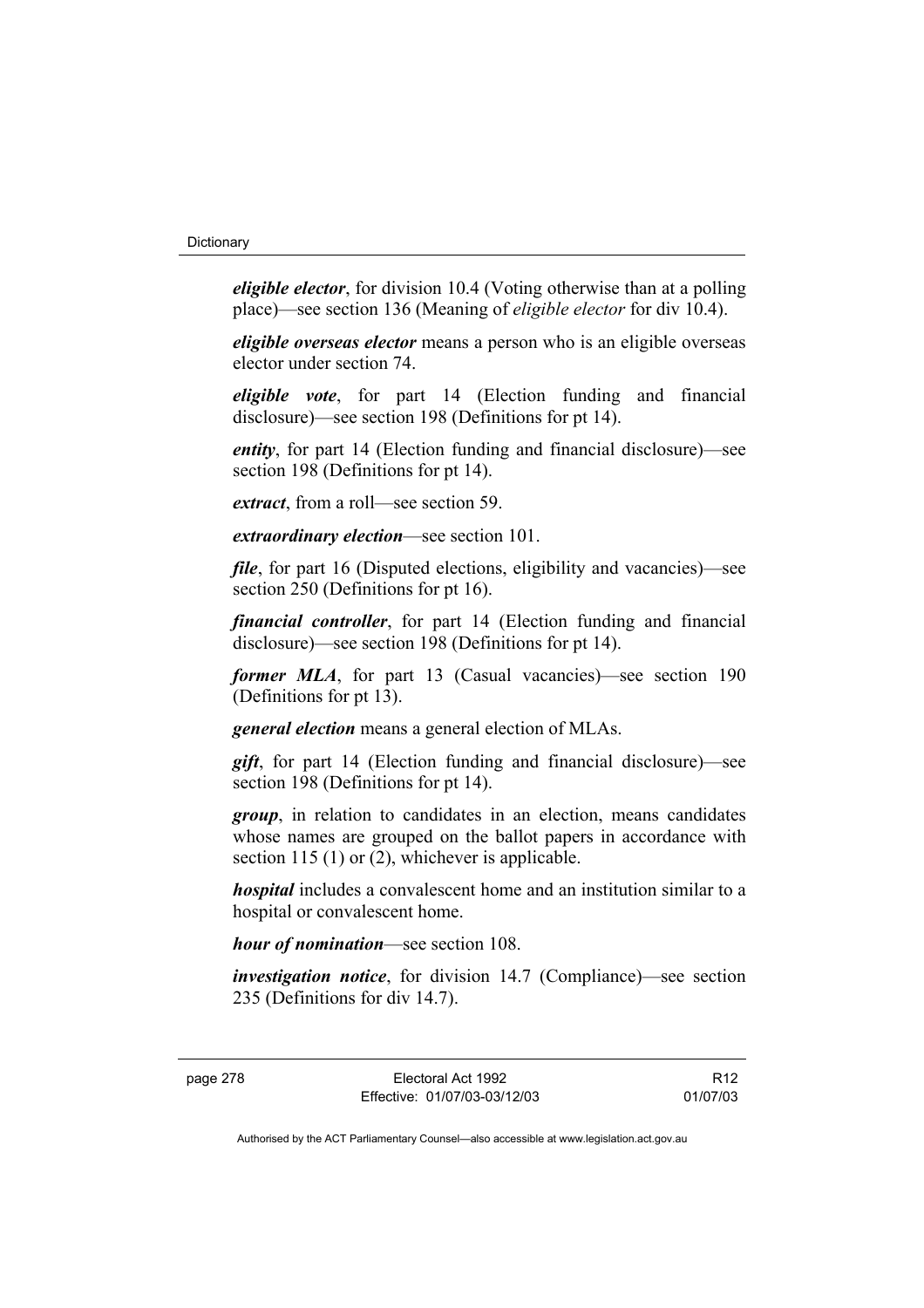***eligible elector***, for division 10.4 (Voting otherwise than at a polling place)—see section 136 (Meaning of *eligible elector* for div 10.4).

***eligible overseas elector*** means a person who is an eligible overseas elector under section 74.

***eligible vote***, for part 14 (Election funding and financial disclosure)—see section 198 (Definitions for pt 14).

***entity***, for part 14 (Election funding and financial disclosure)—see section 198 (Definitions for pt 14).

***extract***, from a roll—see section 59.

***extraordinary election***—see section 101.

***file***, for part 16 (Disputed elections, eligibility and vacancies)—see section 250 (Definitions for pt 16).

***financial controller***, for part 14 (Election funding and financial disclosure)—see section 198 (Definitions for pt 14).

***former MLA***, for part 13 (Casual vacancies)—see section 190 (Definitions for pt 13).

***general election*** means a general election of MLAs.

***gift***, for part 14 (Election funding and financial disclosure)—see section 198 (Definitions for pt 14).

***group***, in relation to candidates in an election, means candidates whose names are grouped on the ballot papers in accordance with section 115 (1) or (2), whichever is applicable.

***hospital*** includes a convalescent home and an institution similar to a hospital or convalescent home.

***hour of nomination***—see section 108.

***investigation notice***, for division 14.7 (Compliance)—see section 235 (Definitions for div 14.7).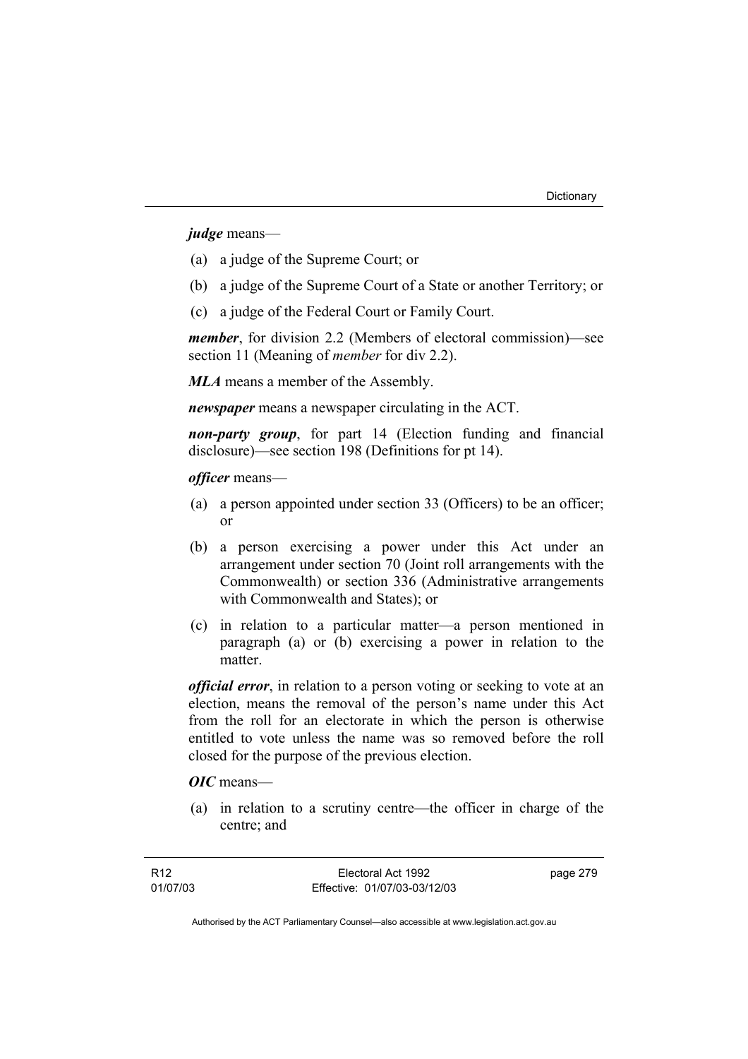***judge*** means—

(a) a judge of the Supreme Court; or

(b) a judge of the Supreme Court of a State or another Territory; or

(c) a judge of the Federal Court or Family Court.

***member***, for division 2.2 (Members of electoral commission)—see section 11 (Meaning of *member* for div 2.2).

***MLA*** means a member of the Assembly.

***newspaper*** means a newspaper circulating in the ACT.

***non-party group***, for part 14 (Election funding and financial disclosure)—see section 198 (Definitions for pt 14).

***officer*** means—

(a) a person appointed under section 33 (Officers) to be an officer; or

(b) a person exercising a power under this Act under an arrangement under section 70 (Joint roll arrangements with the Commonwealth) or section 336 (Administrative arrangements with Commonwealth and States); or

(c) in relation to a particular matter—a person mentioned in paragraph (a) or (b) exercising a power in relation to the matter.

***official error***, in relation to a person voting or seeking to vote at an election, means the removal of the person's name under this Act from the roll for an electorate in which the person is otherwise entitled to vote unless the name was so removed before the roll closed for the purpose of the previous election.

***OIC*** means—

(a) in relation to a scrutiny centre—the officer in charge of the centre; and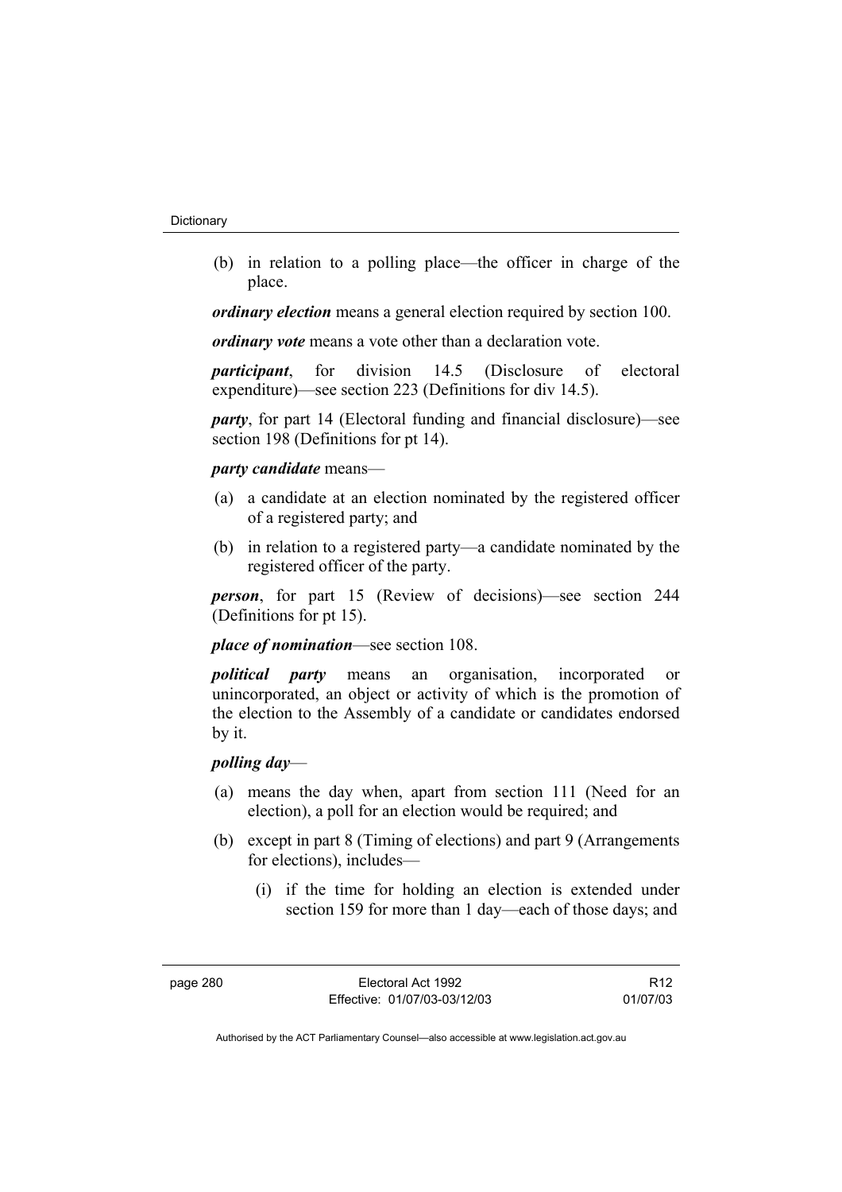(b) in relation to a polling place—the officer in charge of the place.

***ordinary election*** means a general election required by section 100.

***ordinary vote*** means a vote other than a declaration vote.

***participant***, for division 14.5 (Disclosure of electoral expenditure)—see section 223 (Definitions for div 14.5).

***party***, for part 14 (Electoral funding and financial disclosure)—see section 198 (Definitions for pt 14).

***party candidate*** means—

(a) a candidate at an election nominated by the registered officer of a registered party; and

(b) in relation to a registered party—a candidate nominated by the registered officer of the party.

***person***, for part 15 (Review of decisions)—see section 244 (Definitions for pt 15).

***place of nomination***—see section 108.

***political party*** means an organisation, incorporated or unincorporated, an object or activity of which is the promotion of the election to the Assembly of a candidate or candidates endorsed by it.

***polling day***—

(a) means the day when, apart from section 111 (Need for an election), a poll for an election would be required; and

(b) except in part 8 (Timing of elections) and part 9 (Arrangements for elections), includes—

(i) if the time for holding an election is extended under section 159 for more than 1 day—each of those days; and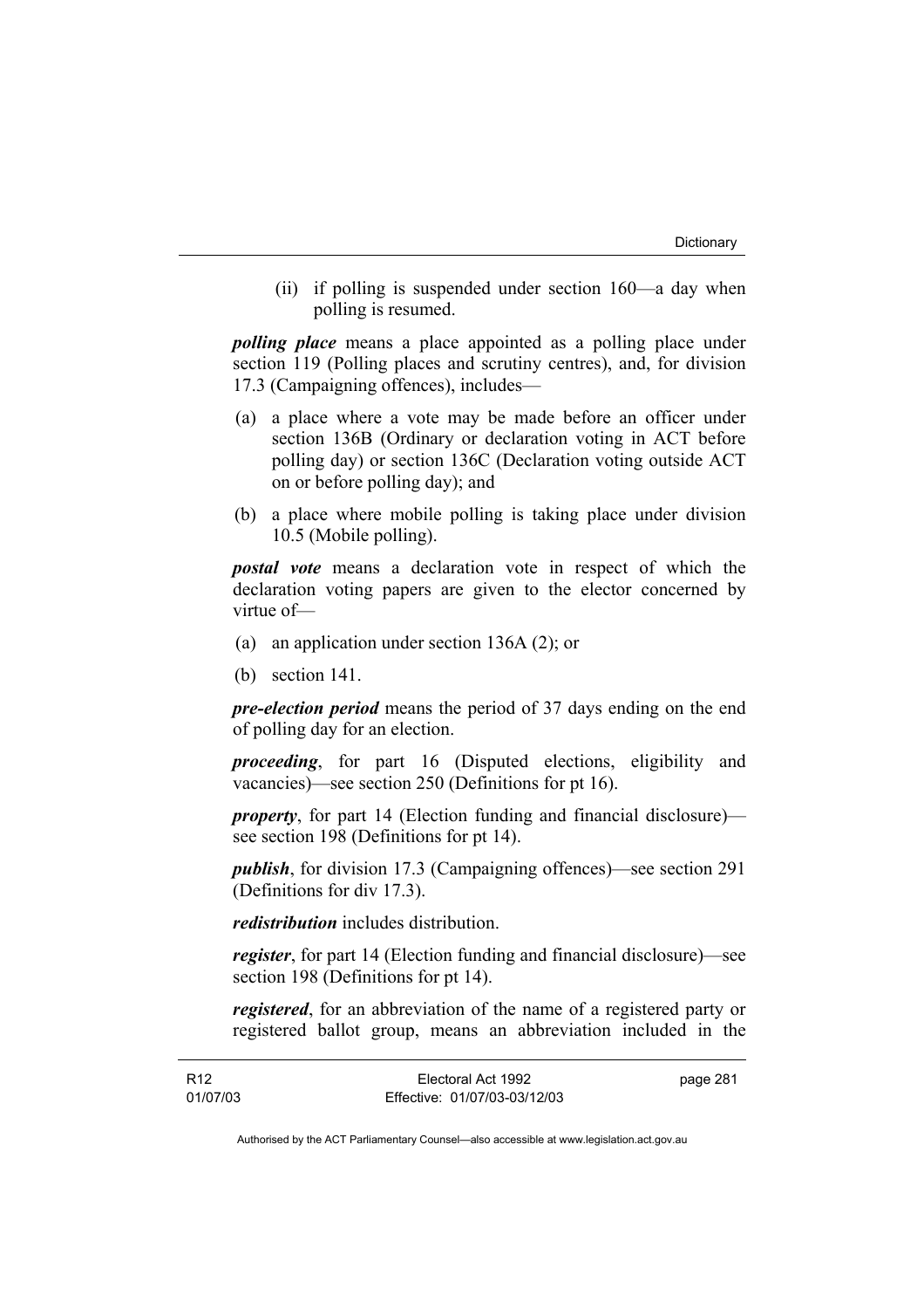(ii) if polling is suspended under section 160—a day when polling is resumed.

***polling place*** means a place appointed as a polling place under section 119 (Polling places and scrutiny centres), and, for division 17.3 (Campaigning offences), includes—

(a) a place where a vote may be made before an officer under section 136B (Ordinary or declaration voting in ACT before polling day) or section 136C (Declaration voting outside ACT on or before polling day); and

(b) a place where mobile polling is taking place under division 10.5 (Mobile polling).

***postal vote*** means a declaration vote in respect of which the declaration voting papers are given to the elector concerned by virtue of—

(a) an application under section 136A (2); or

(b) section 141.

***pre-election period*** means the period of 37 days ending on the end of polling day for an election.

***proceeding***, for part 16 (Disputed elections, eligibility and vacancies)—see section 250 (Definitions for pt 16).

***property***, for part 14 (Election funding and financial disclosure)—see section 198 (Definitions for pt 14).

***publish***, for division 17.3 (Campaigning offences)—see section 291 (Definitions for div 17.3).

***redistribution*** includes distribution.

***register***, for part 14 (Election funding and financial disclosure)—see section 198 (Definitions for pt 14).

***registered***, for an abbreviation of the name of a registered party or registered ballot group, means an abbreviation included in the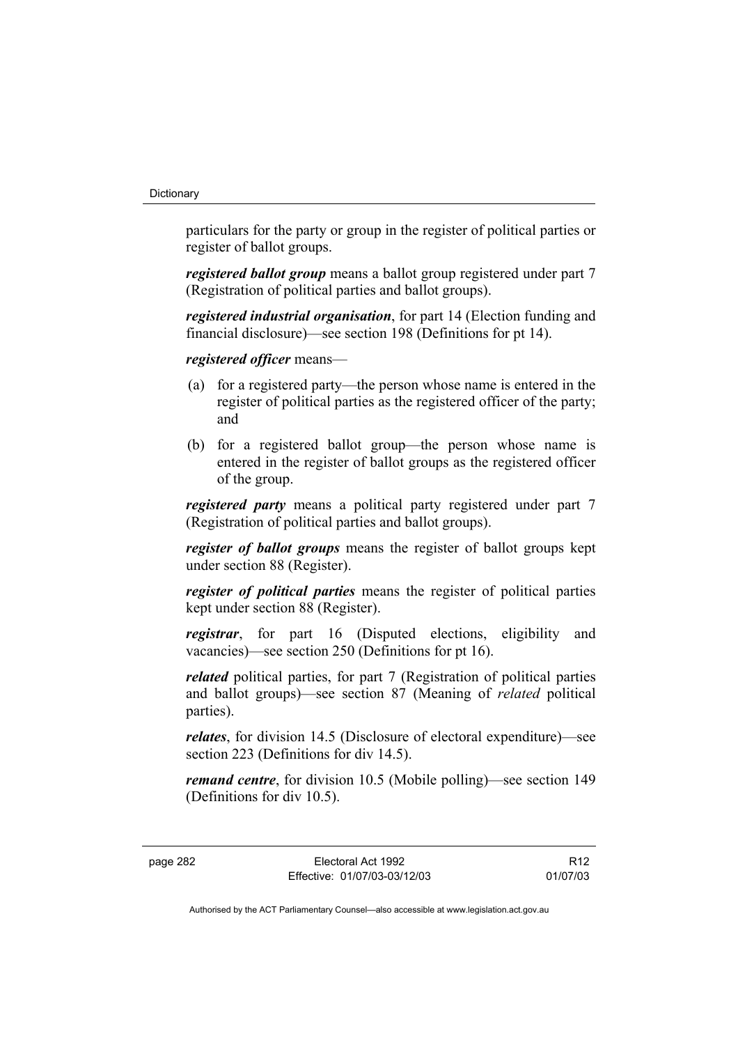particulars for the party or group in the register of political parties or register of ballot groups.

***registered ballot group*** means a ballot group registered under part 7 (Registration of political parties and ballot groups).

***registered industrial organisation***, for part 14 (Election funding and financial disclosure)—see section 198 (Definitions for pt 14).

***registered officer*** means—

(a) for a registered party—the person whose name is entered in the register of political parties as the registered officer of the party; and

(b) for a registered ballot group—the person whose name is entered in the register of ballot groups as the registered officer of the group.

***registered party*** means a political party registered under part 7 (Registration of political parties and ballot groups).

***register of ballot groups*** means the register of ballot groups kept under section 88 (Register).

***register of political parties*** means the register of political parties kept under section 88 (Register).

***registrar***, for part 16 (Disputed elections, eligibility and vacancies)—see section 250 (Definitions for pt 16).

***related*** political parties, for part 7 (Registration of political parties and ballot groups)—see section 87 (Meaning of *related* political parties).

***relates***, for division 14.5 (Disclosure of electoral expenditure)—see section 223 (Definitions for div 14.5).

***remand centre***, for division 10.5 (Mobile polling)—see section 149 (Definitions for div 10.5).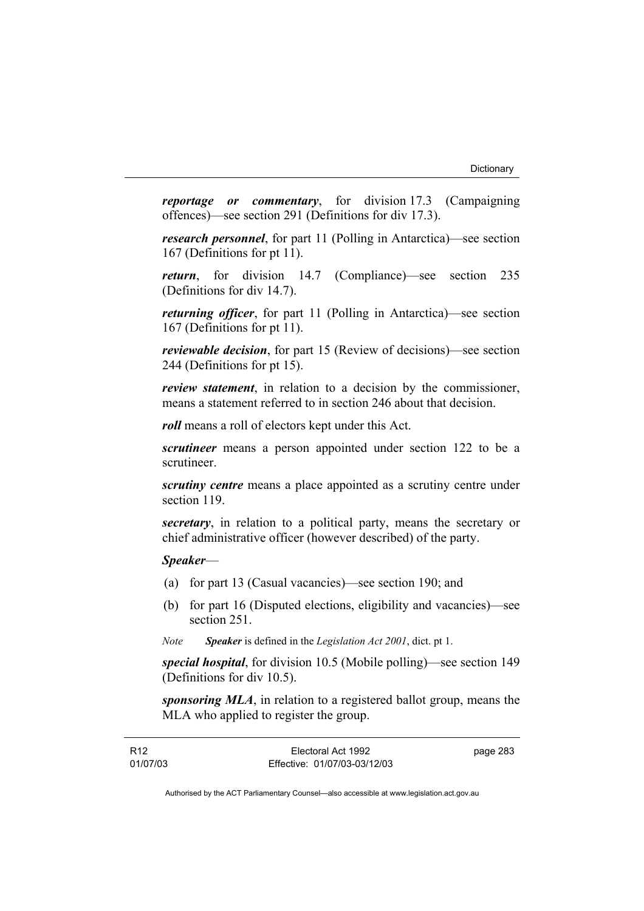***reportage or commentary***, for division 17.3 (Campaigning offences)—see section 291 (Definitions for div 17.3).

***research personnel***, for part 11 (Polling in Antarctica)—see section 167 (Definitions for pt 11).

***return***, for division 14.7 (Compliance)—see section 235 (Definitions for div 14.7).

***returning officer***, for part 11 (Polling in Antarctica)—see section 167 (Definitions for pt 11).

***reviewable decision***, for part 15 (Review of decisions)—see section 244 (Definitions for pt 15).

***review statement***, in relation to a decision by the commissioner, means a statement referred to in section 246 about that decision.

***roll*** means a roll of electors kept under this Act.

***scrutineer*** means a person appointed under section 122 to be a scrutineer.

***scrutiny centre*** means a place appointed as a scrutiny centre under section 119.

***secretary***, in relation to a political party, means the secretary or chief administrative officer (however described) of the party.

***Speaker***—

(a) for part 13 (Casual vacancies)—see section 190; and

(b) for part 16 (Disputed elections, eligibility and vacancies)—see section 251.

*Note* ***Speaker*** is defined in the *Legislation Act 2001*, dict. pt 1.

***special hospital***, for division 10.5 (Mobile polling)—see section 149 (Definitions for div 10.5).

***sponsoring MLA***, in relation to a registered ballot group, means the MLA who applied to register the group.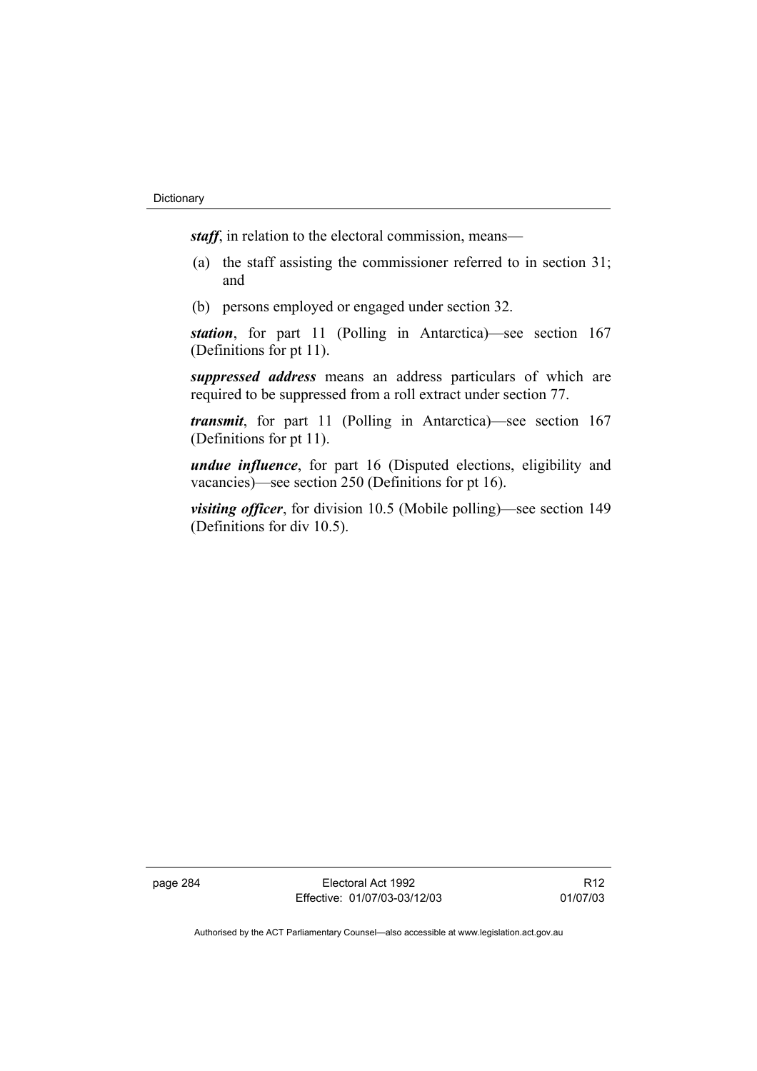***staff***, in relation to the electoral commission, means—

(a) the staff assisting the commissioner referred to in section 31; and

(b) persons employed or engaged under section 32.

***station***, for part 11 (Polling in Antarctica)—see section 167 (Definitions for pt 11).

***suppressed address*** means an address particulars of which are required to be suppressed from a roll extract under section 77.

***transmit***, for part 11 (Polling in Antarctica)—see section 167 (Definitions for pt 11).

***undue influence***, for part 16 (Disputed elections, eligibility and vacancies)—see section 250 (Definitions for pt 16).

***visiting officer***, for division 10.5 (Mobile polling)—see section 149 (Definitions for div 10.5).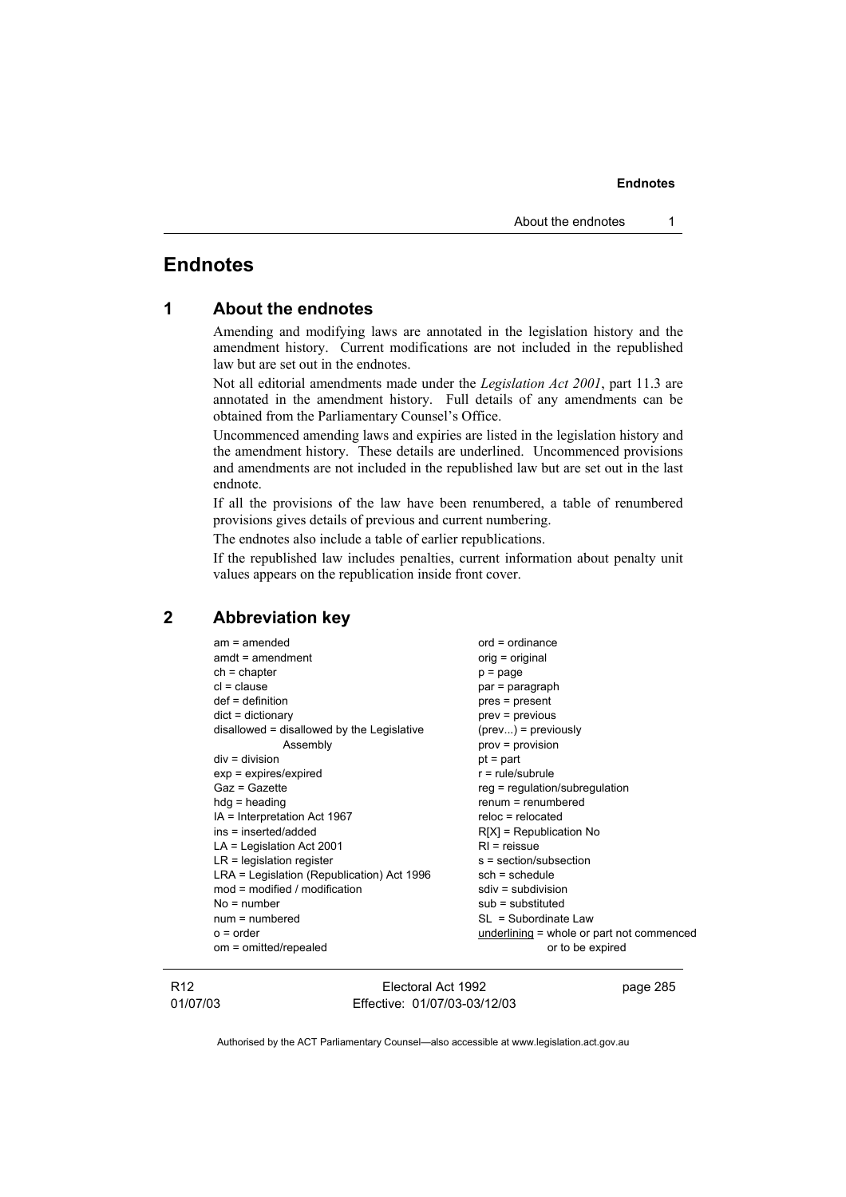# Endnotes

## 1 About the endnotes

Amending and modifying laws are annotated in the legislation history and the amendment history. Current modifications are not included in the republished law but are set out in the endnotes.

Not all editorial amendments made under the *Legislation Act 2001*, part 11.3 are annotated in the amendment history. Full details of any amendments can be obtained from the Parliamentary Counsel's Office.

Uncommenced amending laws and expiries are listed in the legislation history and the amendment history. These details are underlined. Uncommenced provisions and amendments are not included in the republished law but are set out in the last endnote.

If all the provisions of the law have been renumbered, a table of renumbered provisions gives details of previous and current numbering.

The endnotes also include a table of earlier republications.

If the republished law includes penalties, current information about penalty unit values appears on the republication inside front cover.

## 2 Abbreviation key

am = amended
amdt = amendment
ch = chapter
cl = clause
def = definition
dict = dictionary
disallowed = disallowed by the Legislative Assembly
div = division
exp = expires/expired
Gaz = Gazette
hdg = heading
IA = Interpretation Act 1967
ins = inserted/added
LA = Legislation Act 2001
LR = legislation register
LRA = Legislation (Republication) Act 1996
mod = modified / modification
No = number
num = numbered
o = order
om = omitted/repealed
ord = ordinance
orig = original
p = page
par = paragraph
pres = present
prev = previous
(prev...) = previously
prov = provision
pt = part
r = rule/subrule
reg = regulation/subregulation
renum = renumbered
reloc = relocated
R[X] = Republication No
RI = reissue
s = section/subsection
sch = schedule
sdiv = subdivision
sub = substituted
SL = Subordinate Law
<u>underlining</u> = whole or part not commenced or to be expired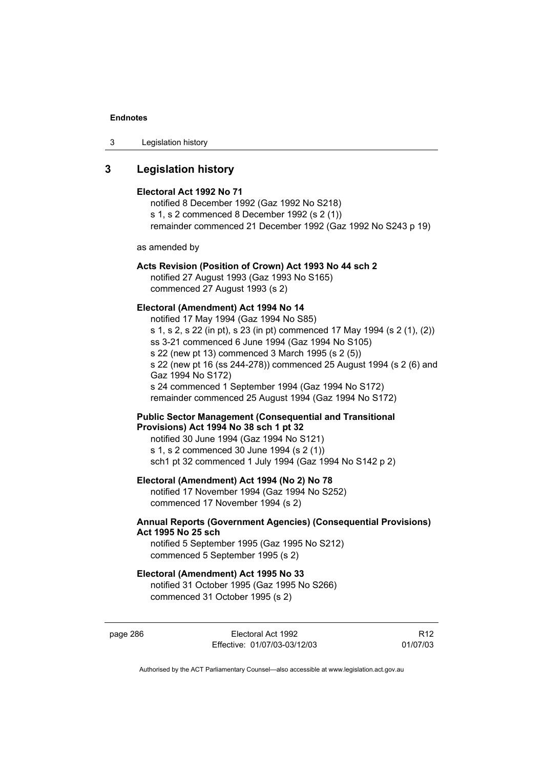## 3 Legislation history

**Electoral Act 1992 No 71**

notified 8 December 1992 (Gaz 1992 No S218)
s 1, s 2 commenced 8 December 1992 (s 2 (1))
remainder commenced 21 December 1992 (Gaz 1992 No S243 p 19)

as amended by

**Acts Revision (Position of Crown) Act 1993 No 44 sch 2**

notified 27 August 1993 (Gaz 1993 No S165)
commenced 27 August 1993 (s 2)

**Electoral (Amendment) Act 1994 No 14**

notified 17 May 1994 (Gaz 1994 No S85)
s 1, s 2, s 22 (in pt), s 23 (in pt) commenced 17 May 1994 (s 2 (1), (2))
ss 3-21 commenced 6 June 1994 (Gaz 1994 No S105)
s 22 (new pt 13) commenced 3 March 1995 (s 2 (5))
s 22 (new pt 16 (ss 244-278)) commenced 25 August 1994 (s 2 (6) and Gaz 1994 No S172)
s 24 commenced 1 September 1994 (Gaz 1994 No S172)
remainder commenced 25 August 1994 (Gaz 1994 No S172)

**Public Sector Management (Consequential and Transitional Provisions) Act 1994 No 38 sch 1 pt 32**

notified 30 June 1994 (Gaz 1994 No S121)
s 1, s 2 commenced 30 June 1994 (s 2 (1))
sch1 pt 32 commenced 1 July 1994 (Gaz 1994 No S142 p 2)

**Electoral (Amendment) Act 1994 (No 2) No 78**

notified 17 November 1994 (Gaz 1994 No S252)
commenced 17 November 1994 (s 2)

**Annual Reports (Government Agencies) (Consequential Provisions) Act 1995 No 25 sch**

notified 5 September 1995 (Gaz 1995 No S212)
commenced 5 September 1995 (s 2)

**Electoral (Amendment) Act 1995 No 33**

notified 31 October 1995 (Gaz 1995 No S266)
commenced 31 October 1995 (s 2)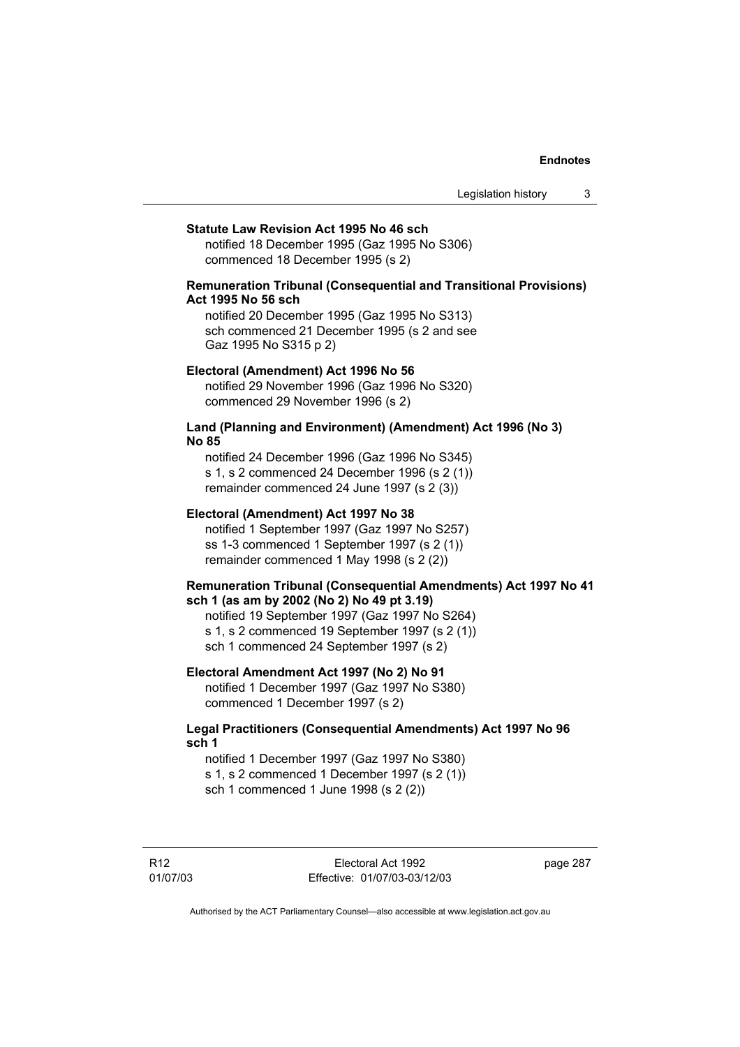**Statute Law Revision Act 1995 No 46 sch**

notified 18 December 1995 (Gaz 1995 No S306)
commenced 18 December 1995 (s 2)

**Remuneration Tribunal (Consequential and Transitional Provisions) Act 1995 No 56 sch**

notified 20 December 1995 (Gaz 1995 No S313)
sch commenced 21 December 1995 (s 2 and see Gaz 1995 No S315 p 2)

**Electoral (Amendment) Act 1996 No 56**

notified 29 November 1996 (Gaz 1996 No S320)
commenced 29 November 1996 (s 2)

**Land (Planning and Environment) (Amendment) Act 1996 (No 3) No 85**

notified 24 December 1996 (Gaz 1996 No S345)
s 1, s 2 commenced 24 December 1996 (s 2 (1))
remainder commenced 24 June 1997 (s 2 (3))

**Electoral (Amendment) Act 1997 No 38**

notified 1 September 1997 (Gaz 1997 No S257)
ss 1-3 commenced 1 September 1997 (s 2 (1))
remainder commenced 1 May 1998 (s 2 (2))

**Remuneration Tribunal (Consequential Amendments) Act 1997 No 41 sch 1 (as am by 2002 (No 2) No 49 pt 3.19)**

notified 19 September 1997 (Gaz 1997 No S264)
s 1, s 2 commenced 19 September 1997 (s 2 (1))
sch 1 commenced 24 September 1997 (s 2)

**Electoral Amendment Act 1997 (No 2) No 91**

notified 1 December 1997 (Gaz 1997 No S380)
commenced 1 December 1997 (s 2)

**Legal Practitioners (Consequential Amendments) Act 1997 No 96 sch 1**

notified 1 December 1997 (Gaz 1997 No S380)
s 1, s 2 commenced 1 December 1997 (s 2 (1))
sch 1 commenced 1 June 1998 (s 2 (2))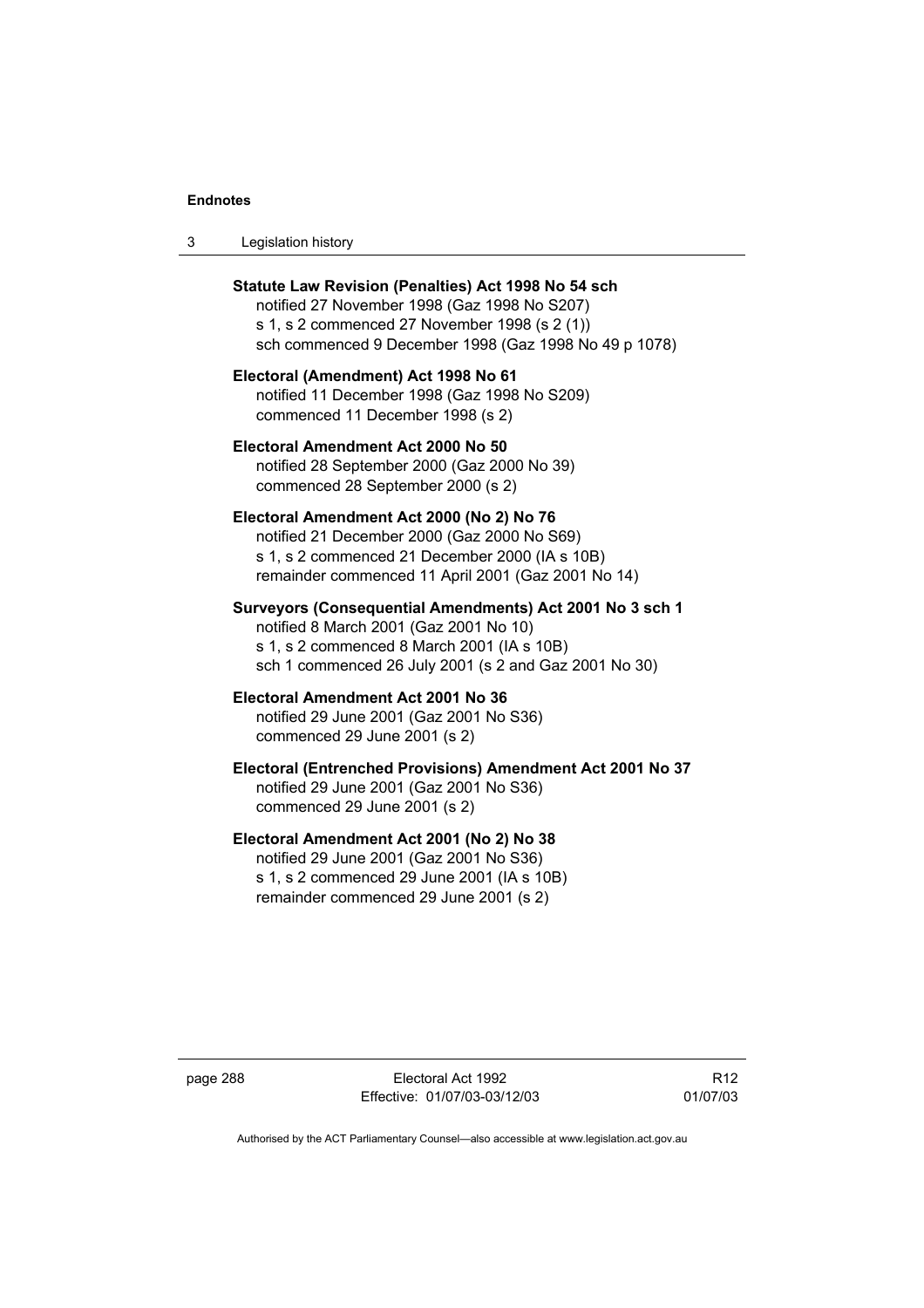**Statute Law Revision (Penalties) Act 1998 No 54 sch**
notified 27 November 1998 (Gaz 1998 No S207)
s 1, s 2 commenced 27 November 1998 (s 2 (1))
sch commenced 9 December 1998 (Gaz 1998 No 49 p 1078)

**Electoral (Amendment) Act 1998 No 61**
notified 11 December 1998 (Gaz 1998 No S209)
commenced 11 December 1998 (s 2)

**Electoral Amendment Act 2000 No 50**
notified 28 September 2000 (Gaz 2000 No 39)
commenced 28 September 2000 (s 2)

**Electoral Amendment Act 2000 (No 2) No 76**
notified 21 December 2000 (Gaz 2000 No S69)
s 1, s 2 commenced 21 December 2000 (IA s 10B)
remainder commenced 11 April 2001 (Gaz 2001 No 14)

**Surveyors (Consequential Amendments) Act 2001 No 3 sch 1**
notified 8 March 2001 (Gaz 2001 No 10)
s 1, s 2 commenced 8 March 2001 (IA s 10B)
sch 1 commenced 26 July 2001 (s 2 and Gaz 2001 No 30)

**Electoral Amendment Act 2001 No 36**
notified 29 June 2001 (Gaz 2001 No S36)
commenced 29 June 2001 (s 2)

**Electoral (Entrenched Provisions) Amendment Act 2001 No 37**
notified 29 June 2001 (Gaz 2001 No S36)
commenced 29 June 2001 (s 2)

**Electoral Amendment Act 2001 (No 2) No 38**
notified 29 June 2001 (Gaz 2001 No S36)
s 1, s 2 commenced 29 June 2001 (IA s 10B)
remainder commenced 29 June 2001 (s 2)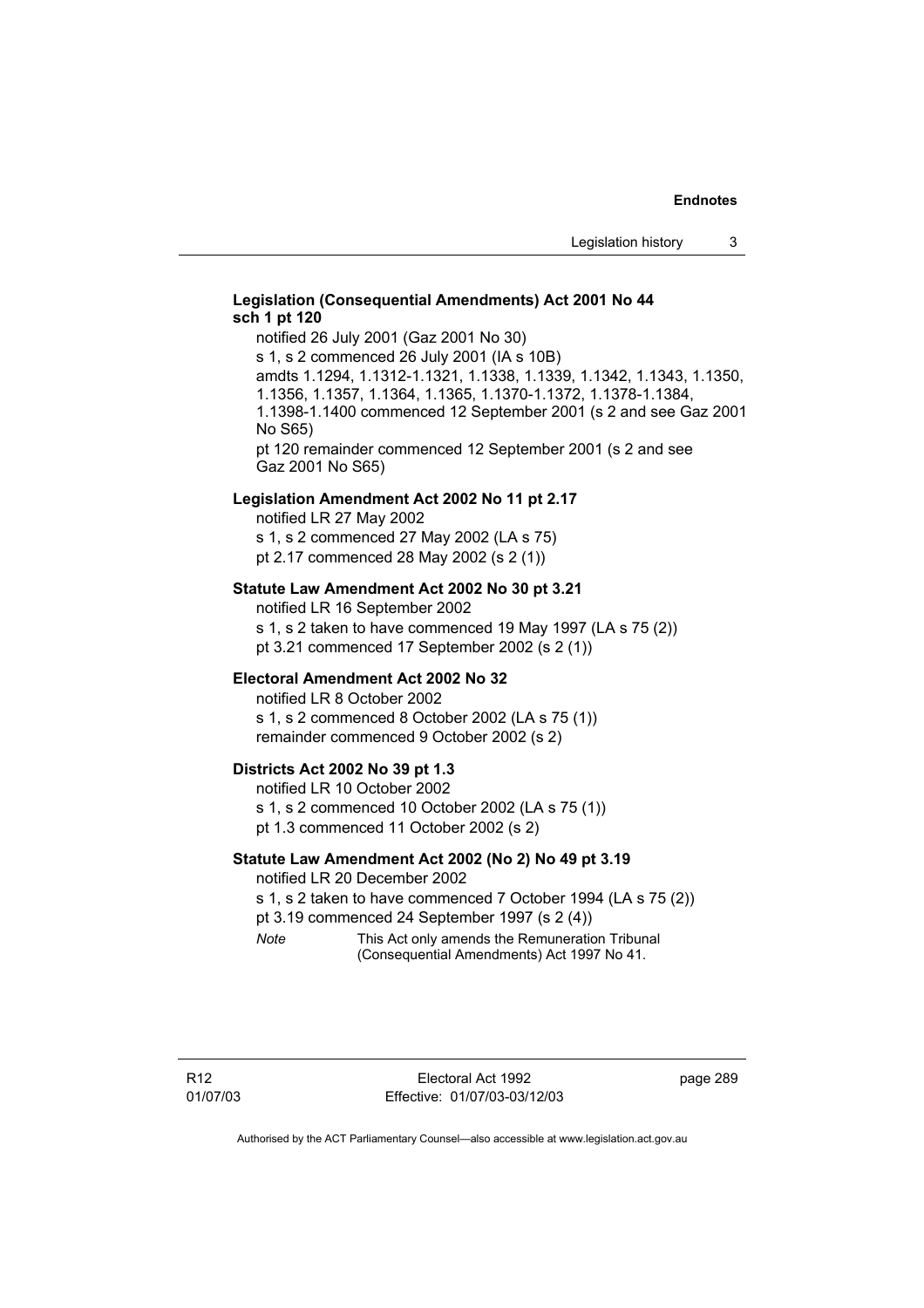**Legislation (Consequential Amendments) Act 2001 No 44 sch 1 pt 120**

notified 26 July 2001 (Gaz 2001 No 30)
s 1, s 2 commenced 26 July 2001 (IA s 10B)
amdts 1.1294, 1.1312-1.1321, 1.1338, 1.1339, 1.1342, 1.1343, 1.1350, 1.1356, 1.1357, 1.1364, 1.1365, 1.1370-1.1372, 1.1378-1.1384, 1.1398-1.1400 commenced 12 September 2001 (s 2 and see Gaz 2001 No S65)
pt 120 remainder commenced 12 September 2001 (s 2 and see Gaz 2001 No S65)

**Legislation Amendment Act 2002 No 11 pt 2.17**

notified LR 27 May 2002
s 1, s 2 commenced 27 May 2002 (LA s 75)
pt 2.17 commenced 28 May 2002 (s 2 (1))

**Statute Law Amendment Act 2002 No 30 pt 3.21**

notified LR 16 September 2002
s 1, s 2 taken to have commenced 19 May 1997 (LA s 75 (2))
pt 3.21 commenced 17 September 2002 (s 2 (1))

**Electoral Amendment Act 2002 No 32**

notified LR 8 October 2002
s 1, s 2 commenced 8 October 2002 (LA s 75 (1))
remainder commenced 9 October 2002 (s 2)

**Districts Act 2002 No 39 pt 1.3**

notified LR 10 October 2002
s 1, s 2 commenced 10 October 2002 (LA s 75 (1))
pt 1.3 commenced 11 October 2002 (s 2)

**Statute Law Amendment Act 2002 (No 2) No 49 pt 3.19**

notified LR 20 December 2002
s 1, s 2 taken to have commenced 7 October 1994 (LA s 75 (2))
pt 3.19 commenced 24 September 1997 (s 2 (4))

*Note* This Act only amends the Remuneration Tribunal (Consequential Amendments) Act 1997 No 41.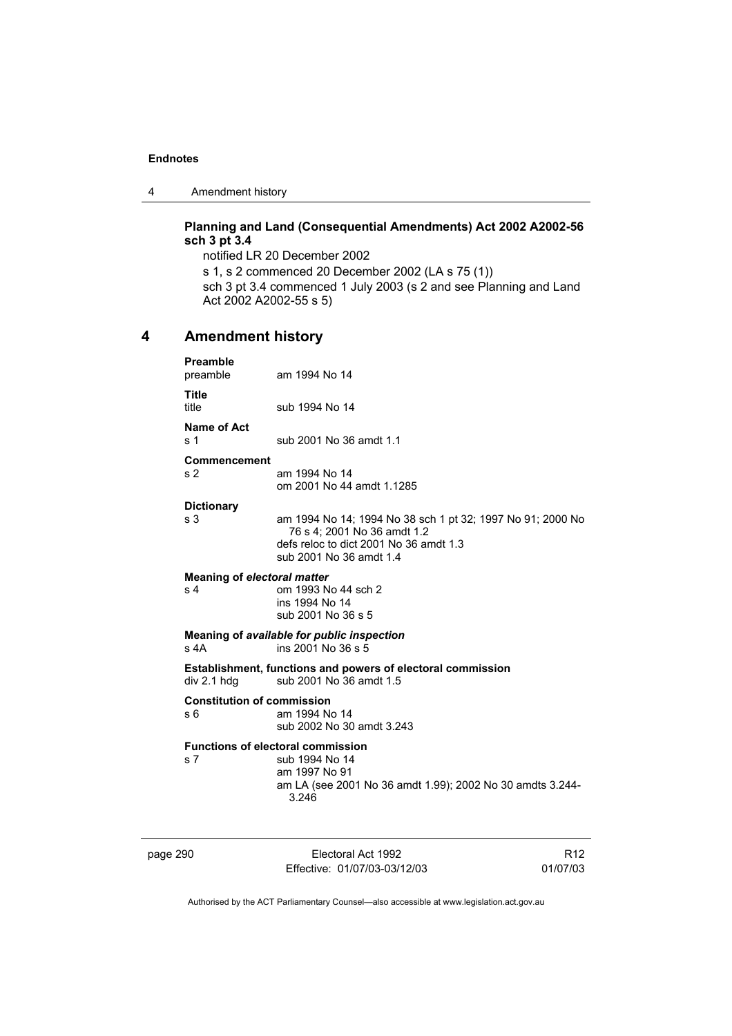**Planning and Land (Consequential Amendments) Act 2002 A2002-56 sch 3 pt 3.4**

notified LR 20 December 2002

s 1, s 2 commenced 20 December 2002 (LA s 75 (1))

sch 3 pt 3.4 commenced 1 July 2003 (s 2 and see Planning and Land Act 2002 A2002-55 s 5)

## 4 Amendment history

**Preamble**

| | |
|---|---|
| preamble | am 1994 No 14 |

**Title**

| | |
|---|---|
| title | sub 1994 No 14 |

**Name of Act**

| | |
|---|---|
| s 1 | sub 2001 No 36 amdt 1.1 |

**Commencement**

| | |
|---|---|
| s 2 | am 1994 No 14<br>om 2001 No 44 amdt 1.1285 |

**Dictionary**

| | |
|---|---|
| s 3 | am 1994 No 14; 1994 No 38 sch 1 pt 32; 1997 No 91; 2000 No 76 s 4; 2001 No 36 amdt 1.2<br>defs reloc to dict 2001 No 36 amdt 1.3<br>sub 2001 No 36 amdt 1.4 |

**Meaning of *electoral matter***

| | |
|---|---|
| s 4 | om 1993 No 44 sch 2<br>ins 1994 No 14<br>sub 2001 No 36 s 5 |

**Meaning of *available for public inspection***

| | |
|---|---|
| s 4A | ins 2001 No 36 s 5 |

**Establishment, functions and powers of electoral commission**

| | |
|---|---|
| div 2.1 hdg | sub 2001 No 36 amdt 1.5 |

**Constitution of commission**

| | |
|---|---|
| s 6 | am 1994 No 14<br>sub 2002 No 30 amdt 3.243 |

**Functions of electoral commission**

| | |
|---|---|
| s 7 | sub 1994 No 14<br>am 1997 No 91<br>am LA (see 2001 No 36 amdt 1.99); 2002 No 30 amdts 3.244-3.246 |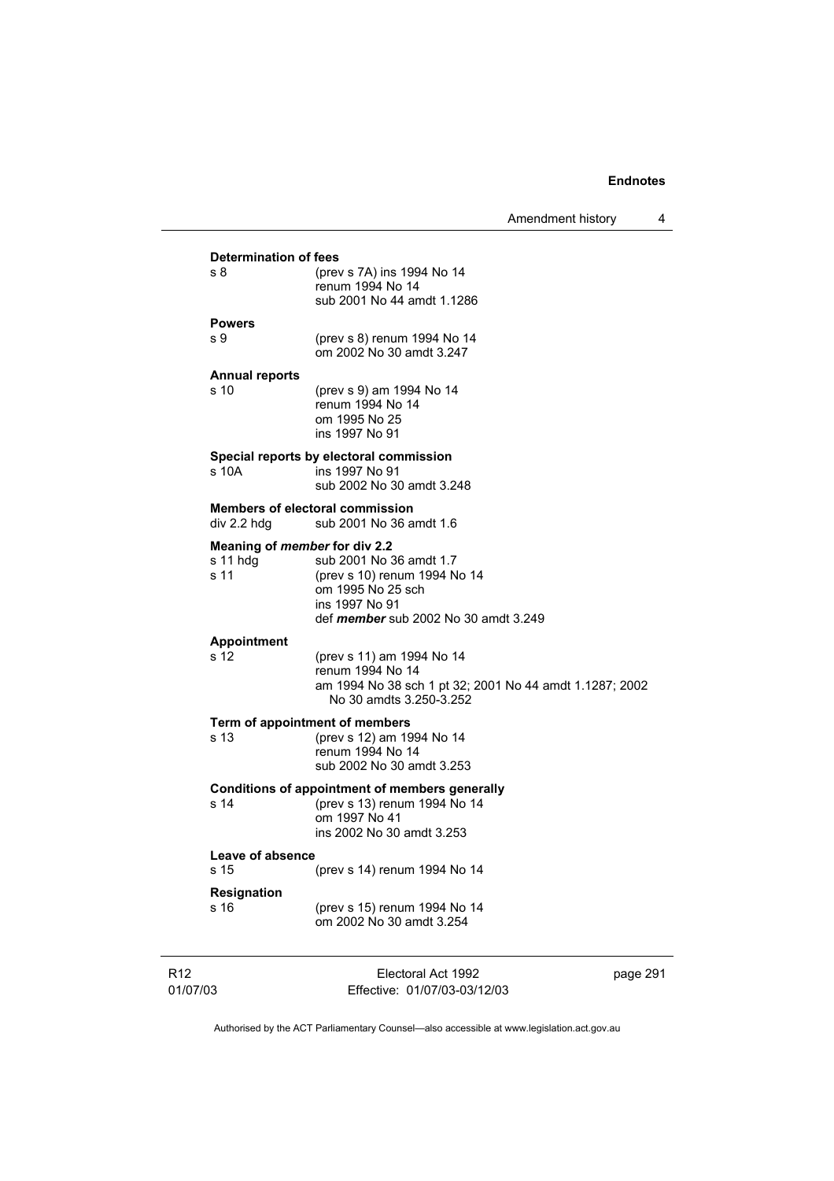**Determination of fees**

| | |
|---|---|
| s 8 | (prev s 7A) ins 1994 No 14<br>renum 1994 No 14<br>sub 2001 No 44 amdt 1.1286 |

**Powers**

| | |
|---|---|
| s 9 | (prev s 8) renum 1994 No 14<br>om 2002 No 30 amdt 3.247 |

**Annual reports**

| | |
|---|---|
| s 10 | (prev s 9) am 1994 No 14<br>renum 1994 No 14<br>om 1995 No 25<br>ins 1997 No 91 |

**Special reports by electoral commission**

| | |
|---|---|
| s 10A | ins 1997 No 91<br>sub 2002 No 30 amdt 3.248 |

**Members of electoral commission**

| | |
|---|---|
| div 2.2 hdg | sub 2001 No 36 amdt 1.6 |

**Meaning of *member* for div 2.2**

| | |
|---|---|
| s 11 hdg | sub 2001 No 36 amdt 1.7 |
| s 11 | (prev s 10) renum 1994 No 14<br>om 1995 No 25 sch<br>ins 1997 No 91<br>def ***member*** sub 2002 No 30 amdt 3.249 |

**Appointment**

| | |
|---|---|
| s 12 | (prev s 11) am 1994 No 14<br>renum 1994 No 14<br>am 1994 No 38 sch 1 pt 32; 2001 No 44 amdt 1.1287; 2002 No 30 amdts 3.250-3.252 |

**Term of appointment of members**

| | |
|---|---|
| s 13 | (prev s 12) am 1994 No 14<br>renum 1994 No 14<br>sub 2002 No 30 amdt 3.253 |

**Conditions of appointment of members generally**

| | |
|---|---|
| s 14 | (prev s 13) renum 1994 No 14<br>om 1997 No 41<br>ins 2002 No 30 amdt 3.253 |

**Leave of absence**

| | |
|---|---|
| s 15 | (prev s 14) renum 1994 No 14 |

**Resignation**

| | |
|---|---|
| s 16 | (prev s 15) renum 1994 No 14<br>om 2002 No 30 amdt 3.254 |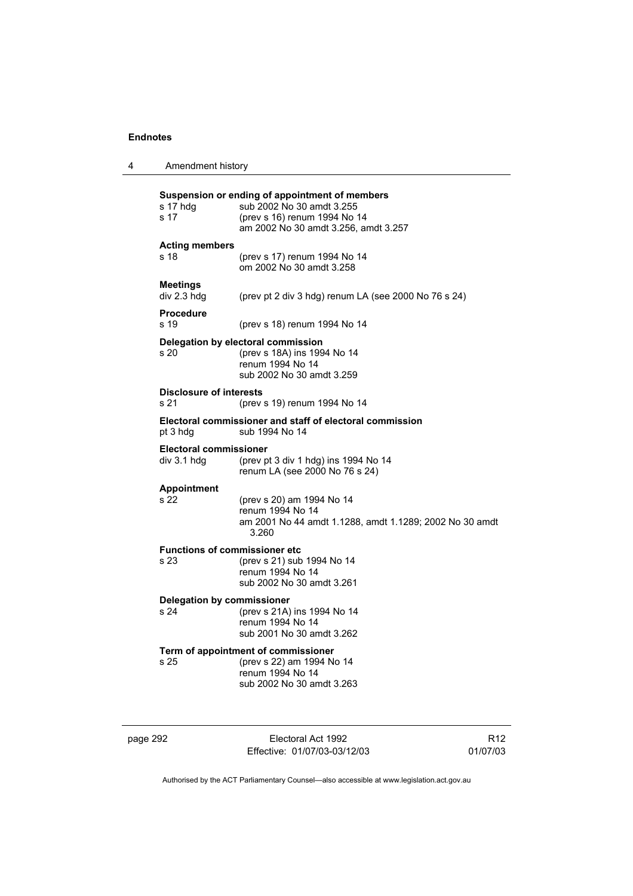**Suspension or ending of appointment of members**

s 17 hdg — sub 2002 No 30 amdt 3.255
s 17 — (prev s 16) renum 1994 No 14
am 2002 No 30 amdt 3.256, amdt 3.257

**Acting members**

s 18 — (prev s 17) renum 1994 No 14
om 2002 No 30 amdt 3.258

**Meetings**

div 2.3 hdg — (prev pt 2 div 3 hdg) renum LA (see 2000 No 76 s 24)

**Procedure**

s 19 — (prev s 18) renum 1994 No 14

**Delegation by electoral commission**

s 20 — (prev s 18A) ins 1994 No 14
renum 1994 No 14
sub 2002 No 30 amdt 3.259

**Disclosure of interests**

s 21 — (prev s 19) renum 1994 No 14

**Electoral commissioner and staff of electoral commission**

pt 3 hdg — sub 1994 No 14

**Electoral commissioner**

div 3.1 hdg — (prev pt 3 div 1 hdg) ins 1994 No 14
renum LA (see 2000 No 76 s 24)

**Appointment**

s 22 — (prev s 20) am 1994 No 14
renum 1994 No 14
am 2001 No 44 amdt 1.1288, amdt 1.1289; 2002 No 30 amdt 3.260

**Functions of commissioner etc**

s 23 — (prev s 21) sub 1994 No 14
renum 1994 No 14
sub 2002 No 30 amdt 3.261

**Delegation by commissioner**

s 24 — (prev s 21A) ins 1994 No 14
renum 1994 No 14
sub 2001 No 30 amdt 3.262

**Term of appointment of commissioner**

s 25 — (prev s 22) am 1994 No 14
renum 1994 No 14
sub 2002 No 30 amdt 3.263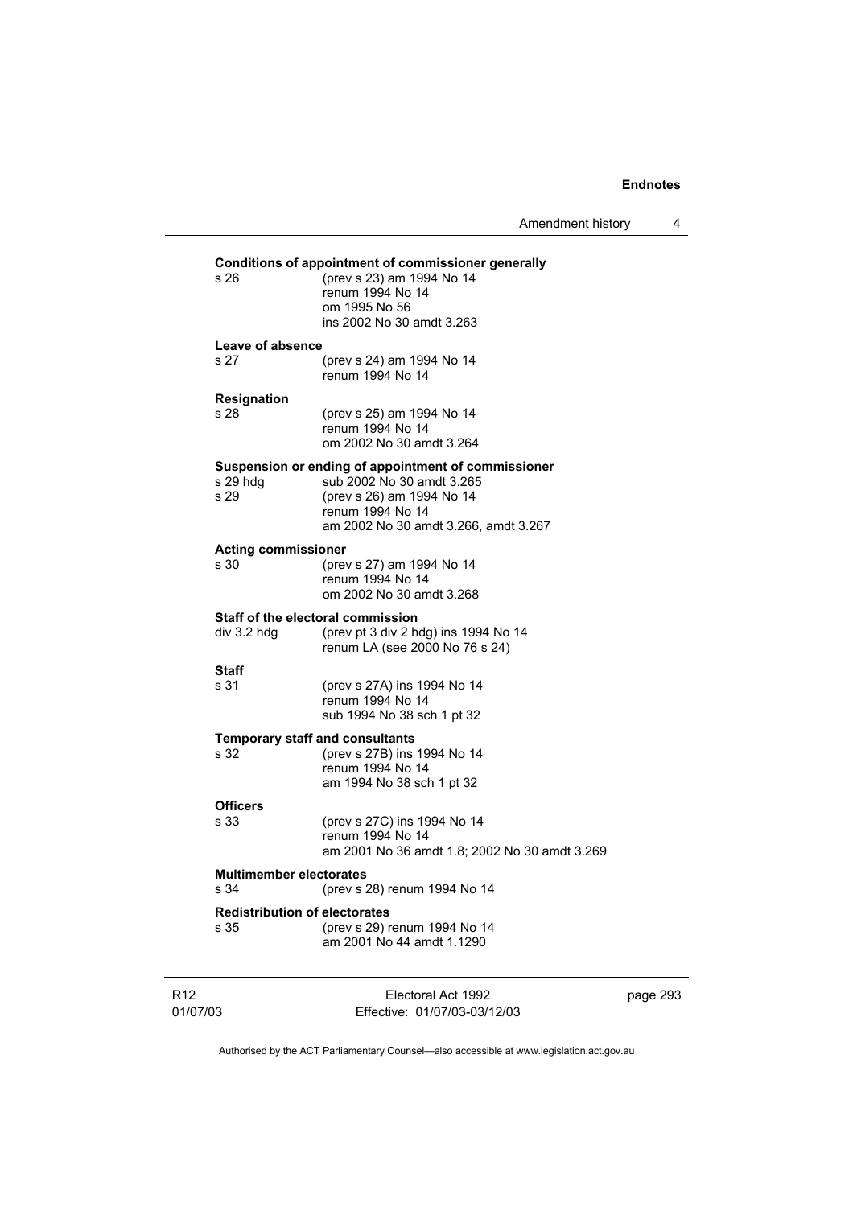**Conditions of appointment of commissioner generally**

s 26 (prev s 23) am 1994 No 14
renum 1994 No 14
om 1995 No 56
ins 2002 No 30 amdt 3.263

**Leave of absence**

s 27 (prev s 24) am 1994 No 14
renum 1994 No 14

**Resignation**

s 28 (prev s 25) am 1994 No 14
renum 1994 No 14
om 2002 No 30 amdt 3.264

**Suspension or ending of appointment of commissioner**

s 29 hdg sub 2002 No 30 amdt 3.265
s 29 (prev s 26) am 1994 No 14
renum 1994 No 14
am 2002 No 30 amdt 3.266, amdt 3.267

**Acting commissioner**

s 30 (prev s 27) am 1994 No 14
renum 1994 No 14
om 2002 No 30 amdt 3.268

**Staff of the electoral commission**

div 3.2 hdg (prev pt 3 div 2 hdg) ins 1994 No 14
renum LA (see 2000 No 76 s 24)

**Staff**

s 31 (prev s 27A) ins 1994 No 14
renum 1994 No 14
sub 1994 No 38 sch 1 pt 32

**Temporary staff and consultants**

s 32 (prev s 27B) ins 1994 No 14
renum 1994 No 14
am 1994 No 38 sch 1 pt 32

**Officers**

s 33 (prev s 27C) ins 1994 No 14
renum 1994 No 14
am 2001 No 36 amdt 1.8; 2002 No 30 amdt 3.269

**Multimember electorates**

s 34 (prev s 28) renum 1994 No 14

**Redistribution of electorates**

s 35 (prev s 29) renum 1994 No 14
am 2001 No 44 amdt 1.1290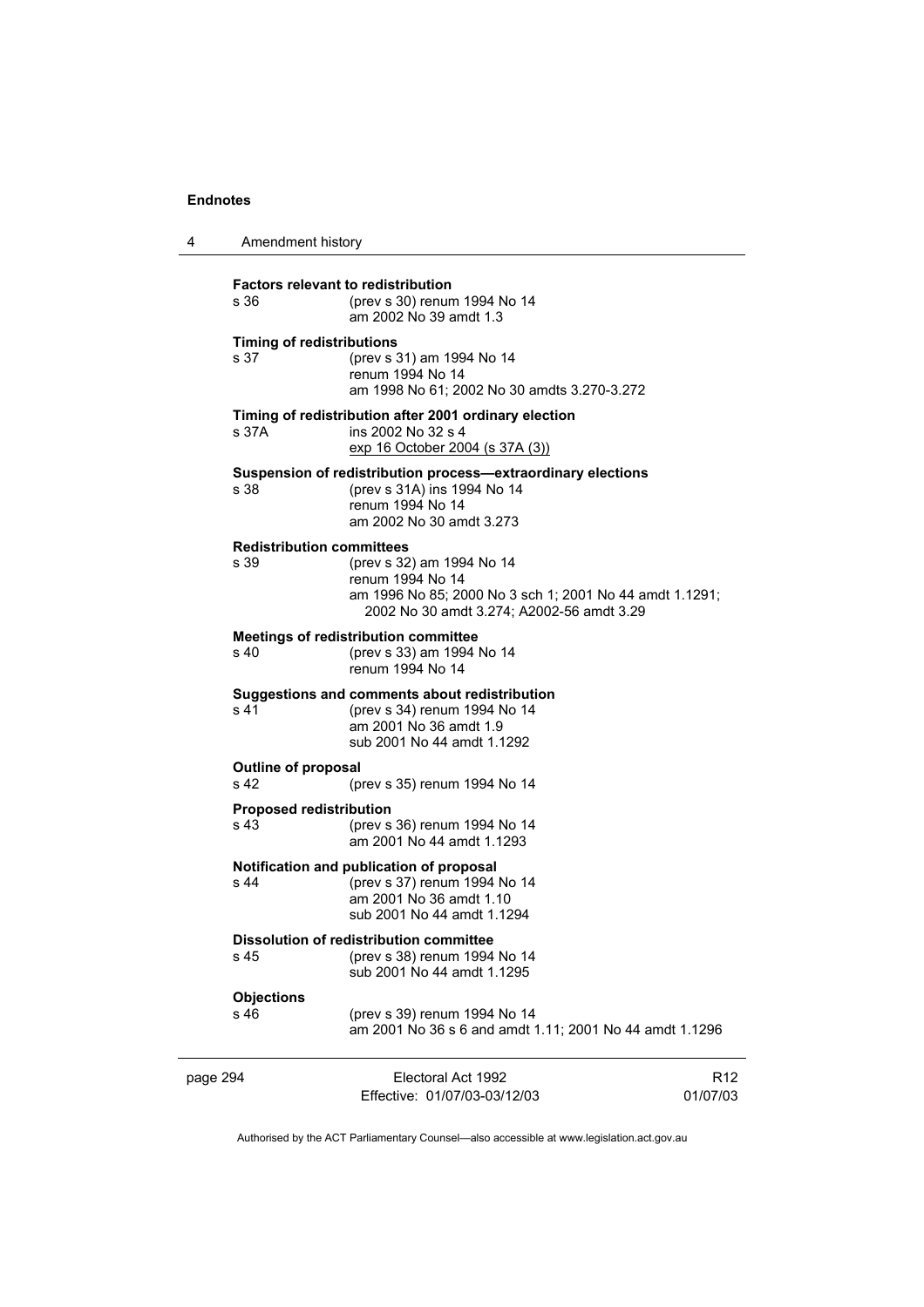**Factors relevant to redistribution**

s 36 (prev s 30) renum 1994 No 14
am 2002 No 39 amdt 1.3

**Timing of redistributions**

s 37 (prev s 31) am 1994 No 14
renum 1994 No 14
am 1998 No 61; 2002 No 30 amdts 3.270-3.272

**Timing of redistribution after 2001 ordinary election**

s 37A ins 2002 No 32 s 4
exp 16 October 2004 (s 37A (3))

**Suspension of redistribution process—extraordinary elections**

s 38 (prev s 31A) ins 1994 No 14
renum 1994 No 14
am 2002 No 30 amdt 3.273

**Redistribution committees**

s 39 (prev s 32) am 1994 No 14
renum 1994 No 14
am 1996 No 85; 2000 No 3 sch 1; 2001 No 44 amdt 1.1291; 2002 No 30 amdt 3.274; A2002-56 amdt 3.29

**Meetings of redistribution committee**

s 40 (prev s 33) am 1994 No 14
renum 1994 No 14

**Suggestions and comments about redistribution**

s 41 (prev s 34) renum 1994 No 14
am 2001 No 36 amdt 1.9
sub 2001 No 44 amdt 1.1292

**Outline of proposal**

s 42 (prev s 35) renum 1994 No 14

**Proposed redistribution**

s 43 (prev s 36) renum 1994 No 14
am 2001 No 44 amdt 1.1293

**Notification and publication of proposal**

s 44 (prev s 37) renum 1994 No 14
am 2001 No 36 amdt 1.10
sub 2001 No 44 amdt 1.1294

**Dissolution of redistribution committee**

s 45 (prev s 38) renum 1994 No 14
sub 2001 No 44 amdt 1.1295

**Objections**

s 46 (prev s 39) renum 1994 No 14
am 2001 No 36 s 6 and amdt 1.11; 2001 No 44 amdt 1.1296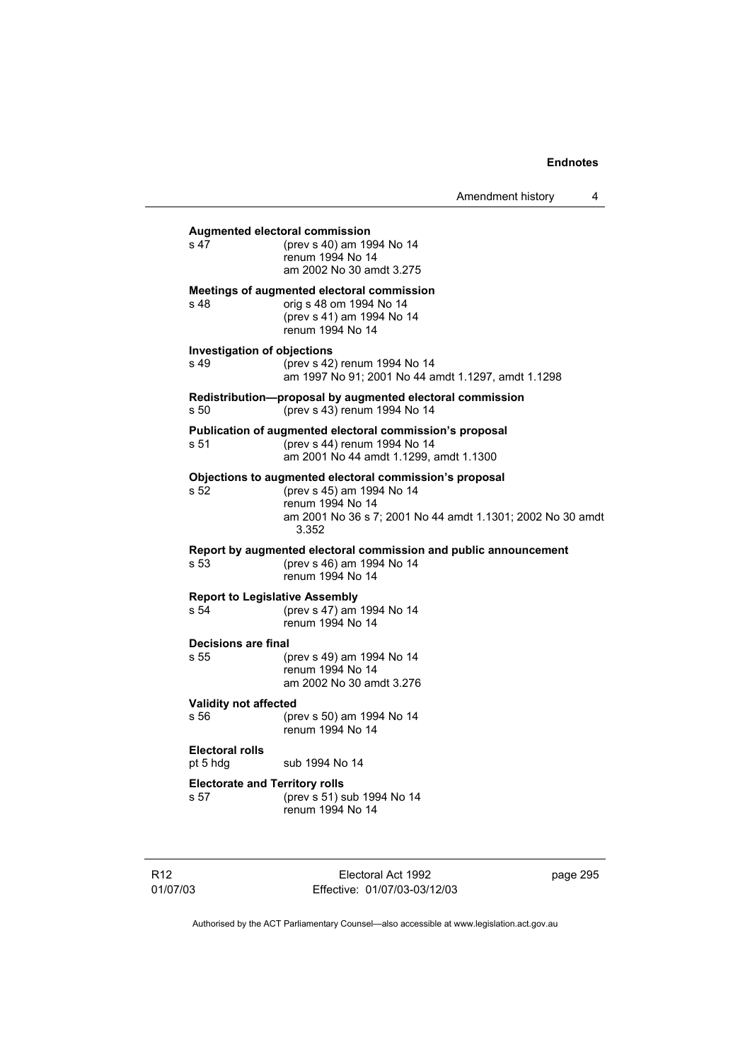**Augmented electoral commission**

s 47 (prev s 40) am 1994 No 14
renum 1994 No 14
am 2002 No 30 amdt 3.275

**Meetings of augmented electoral commission**

s 48 orig s 48 om 1994 No 14
(prev s 41) am 1994 No 14
renum 1994 No 14

**Investigation of objections**

s 49 (prev s 42) renum 1994 No 14
am 1997 No 91; 2001 No 44 amdt 1.1297, amdt 1.1298

**Redistribution—proposal by augmented electoral commission**

s 50 (prev s 43) renum 1994 No 14

**Publication of augmented electoral commission's proposal**

s 51 (prev s 44) renum 1994 No 14
am 2001 No 44 amdt 1.1299, amdt 1.1300

**Objections to augmented electoral commission's proposal**

s 52 (prev s 45) am 1994 No 14
renum 1994 No 14
am 2001 No 36 s 7; 2001 No 44 amdt 1.1301; 2002 No 30 amdt 3.352

**Report by augmented electoral commission and public announcement**

s 53 (prev s 46) am 1994 No 14
renum 1994 No 14

**Report to Legislative Assembly**

s 54 (prev s 47) am 1994 No 14
renum 1994 No 14

**Decisions are final**

s 55 (prev s 49) am 1994 No 14
renum 1994 No 14
am 2002 No 30 amdt 3.276

**Validity not affected**

s 56 (prev s 50) am 1994 No 14
renum 1994 No 14

**Electoral rolls**

pt 5 hdg sub 1994 No 14

**Electorate and Territory rolls**

s 57 (prev s 51) sub 1994 No 14
renum 1994 No 14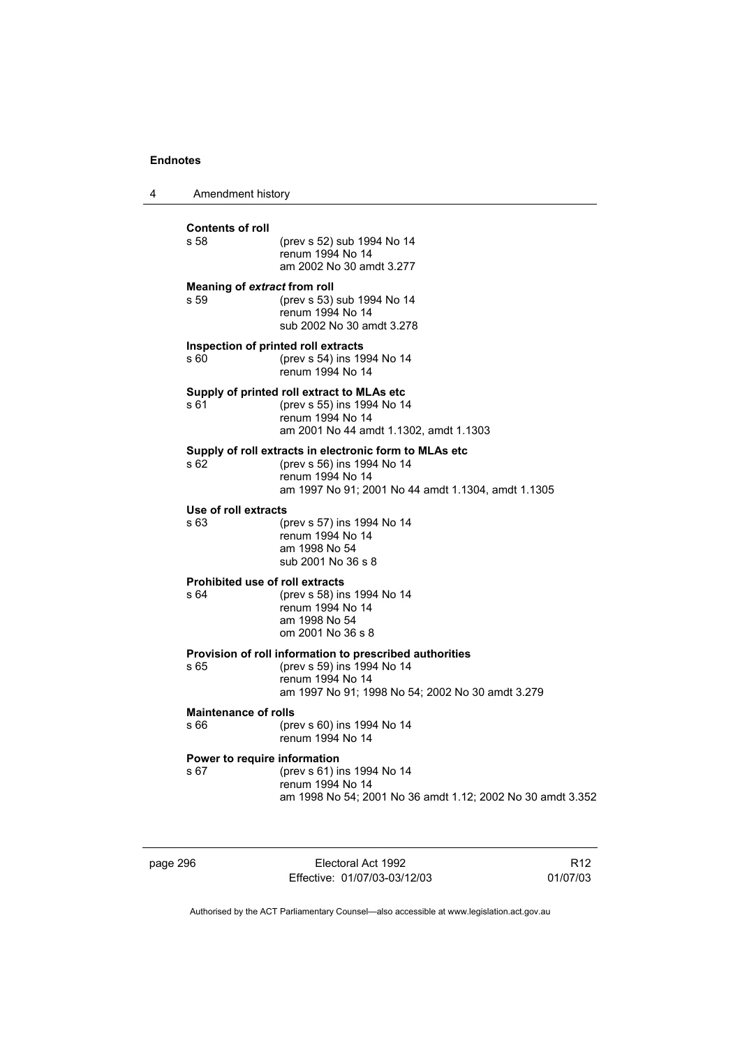**Contents of roll**

s 58 (prev s 52) sub 1994 No 14
renum 1994 No 14
am 2002 No 30 amdt 3.277

**Meaning of *extract* from roll**

s 59 (prev s 53) sub 1994 No 14
renum 1994 No 14
sub 2002 No 30 amdt 3.278

**Inspection of printed roll extracts**

s 60 (prev s 54) ins 1994 No 14
renum 1994 No 14

**Supply of printed roll extract to MLAs etc**

s 61 (prev s 55) ins 1994 No 14
renum 1994 No 14
am 2001 No 44 amdt 1.1302, amdt 1.1303

**Supply of roll extracts in electronic form to MLAs etc**

s 62 (prev s 56) ins 1994 No 14
renum 1994 No 14
am 1997 No 91; 2001 No 44 amdt 1.1304, amdt 1.1305

**Use of roll extracts**

s 63 (prev s 57) ins 1994 No 14
renum 1994 No 14
am 1998 No 54
sub 2001 No 36 s 8

**Prohibited use of roll extracts**

s 64 (prev s 58) ins 1994 No 14
renum 1994 No 14
am 1998 No 54
om 2001 No 36 s 8

**Provision of roll information to prescribed authorities**

s 65 (prev s 59) ins 1994 No 14
renum 1994 No 14
am 1997 No 91; 1998 No 54; 2002 No 30 amdt 3.279

**Maintenance of rolls**

s 66 (prev s 60) ins 1994 No 14
renum 1994 No 14

**Power to require information**

s 67 (prev s 61) ins 1994 No 14
renum 1994 No 14
am 1998 No 54; 2001 No 36 amdt 1.12; 2002 No 30 amdt 3.352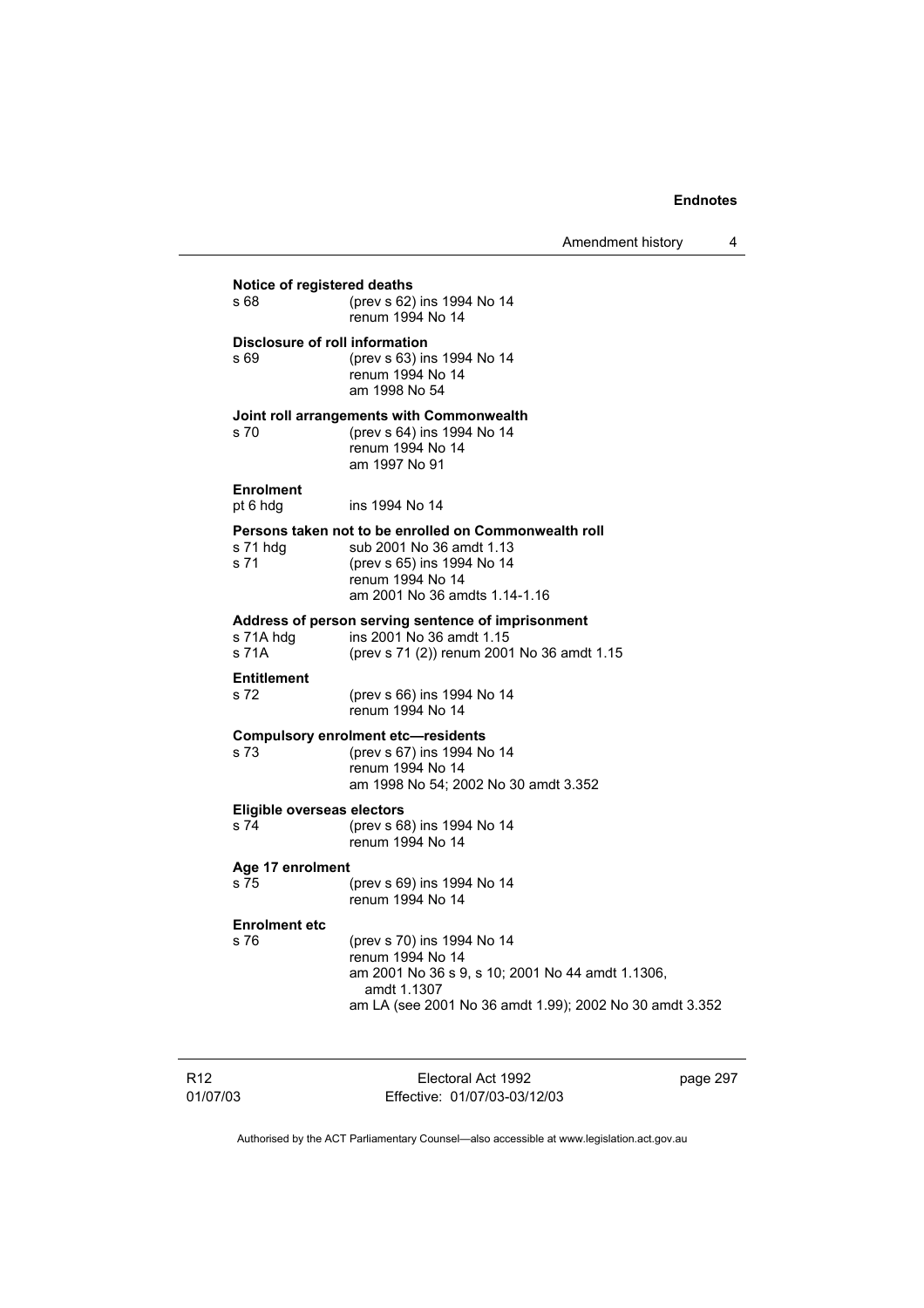**Notice of registered deaths**
s 68 (prev s 62) ins 1994 No 14
renum 1994 No 14

**Disclosure of roll information**
s 69 (prev s 63) ins 1994 No 14
renum 1994 No 14
am 1998 No 54

**Joint roll arrangements with Commonwealth**
s 70 (prev s 64) ins 1994 No 14
renum 1994 No 14
am 1997 No 91

**Enrolment**
pt 6 hdg ins 1994 No 14

**Persons taken not to be enrolled on Commonwealth roll**
s 71 hdg sub 2001 No 36 amdt 1.13
s 71 (prev s 65) ins 1994 No 14
renum 1994 No 14
am 2001 No 36 amdts 1.14-1.16

**Address of person serving sentence of imprisonment**
s 71A hdg ins 2001 No 36 amdt 1.15
s 71A (prev s 71 (2)) renum 2001 No 36 amdt 1.15

**Entitlement**
s 72 (prev s 66) ins 1994 No 14
renum 1994 No 14

**Compulsory enrolment etc—residents**
s 73 (prev s 67) ins 1994 No 14
renum 1994 No 14
am 1998 No 54; 2002 No 30 amdt 3.352

**Eligible overseas electors**
s 74 (prev s 68) ins 1994 No 14
renum 1994 No 14

**Age 17 enrolment**
s 75 (prev s 69) ins 1994 No 14
renum 1994 No 14

**Enrolment etc**
s 76 (prev s 70) ins 1994 No 14
renum 1994 No 14
am 2001 No 36 s 9, s 10; 2001 No 44 amdt 1.1306, amdt 1.1307
am LA (see 2001 No 36 amdt 1.99); 2002 No 30 amdt 3.352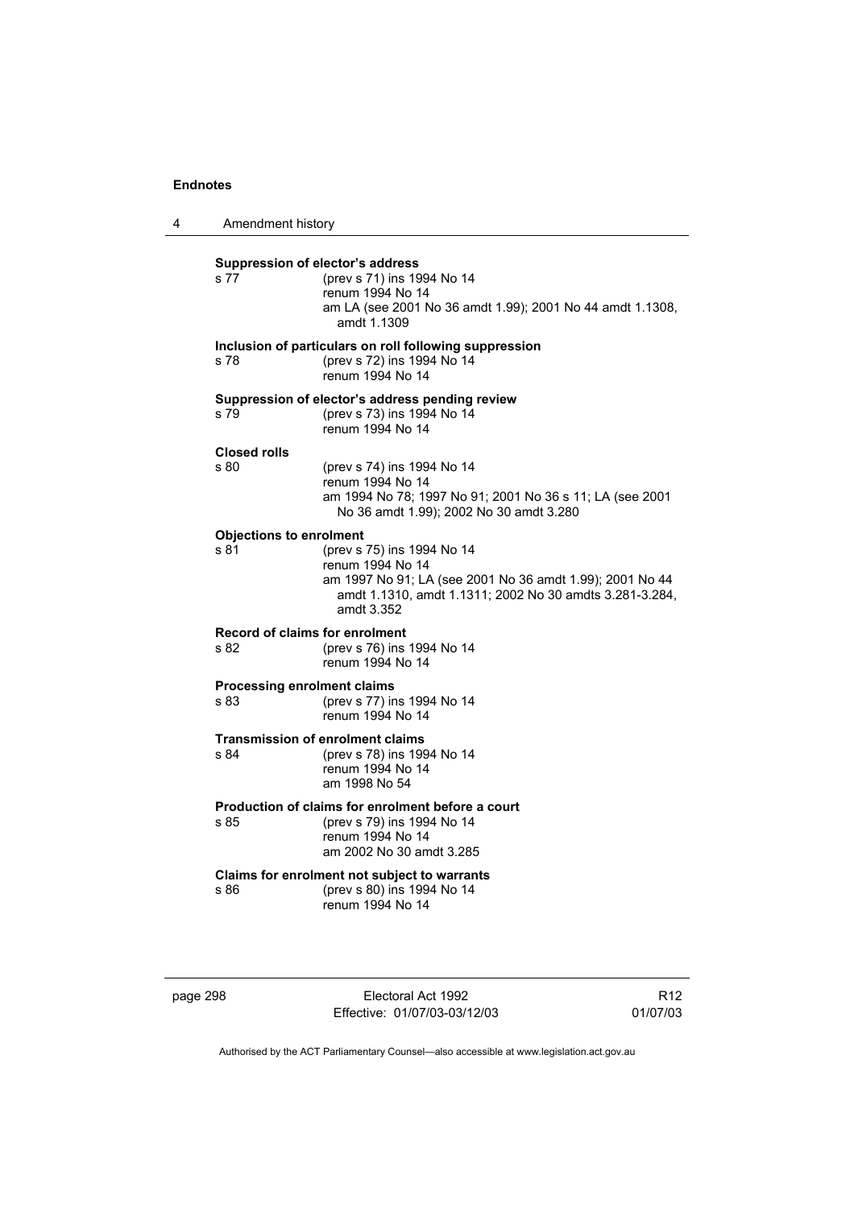**Suppression of elector's address**

s 77 (prev s 71) ins 1994 No 14
renum 1994 No 14
am LA (see 2001 No 36 amdt 1.99); 2001 No 44 amdt 1.1308, amdt 1.1309

**Inclusion of particulars on roll following suppression**

s 78 (prev s 72) ins 1994 No 14
renum 1994 No 14

**Suppression of elector's address pending review**

s 79 (prev s 73) ins 1994 No 14
renum 1994 No 14

**Closed rolls**

s 80 (prev s 74) ins 1994 No 14
renum 1994 No 14
am 1994 No 78; 1997 No 91; 2001 No 36 s 11; LA (see 2001 No 36 amdt 1.99); 2002 No 30 amdt 3.280

**Objections to enrolment**

s 81 (prev s 75) ins 1994 No 14
renum 1994 No 14
am 1997 No 91; LA (see 2001 No 36 amdt 1.99); 2001 No 44 amdt 1.1310, amdt 1.1311; 2002 No 30 amdts 3.281-3.284, amdt 3.352

**Record of claims for enrolment**

s 82 (prev s 76) ins 1994 No 14
renum 1994 No 14

**Processing enrolment claims**

s 83 (prev s 77) ins 1994 No 14
renum 1994 No 14

**Transmission of enrolment claims**

s 84 (prev s 78) ins 1994 No 14
renum 1994 No 14
am 1998 No 54

**Production of claims for enrolment before a court**

s 85 (prev s 79) ins 1994 No 14
renum 1994 No 14
am 2002 No 30 amdt 3.285

**Claims for enrolment not subject to warrants**

s 86 (prev s 80) ins 1994 No 14
renum 1994 No 14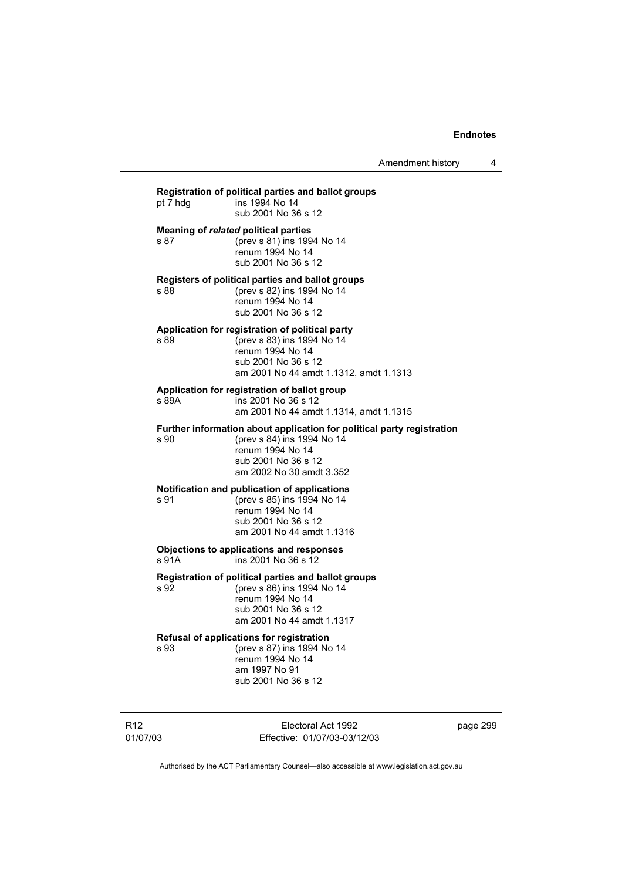**Registration of political parties and ballot groups**

pt 7 hdg — ins 1994 No 14
sub 2001 No 36 s 12

**Meaning of *related* political parties**

s 87 — (prev s 81) ins 1994 No 14
renum 1994 No 14
sub 2001 No 36 s 12

**Registers of political parties and ballot groups**

s 88 — (prev s 82) ins 1994 No 14
renum 1994 No 14
sub 2001 No 36 s 12

**Application for registration of political party**

s 89 — (prev s 83) ins 1994 No 14
renum 1994 No 14
sub 2001 No 36 s 12
am 2001 No 44 amdt 1.1312, amdt 1.1313

**Application for registration of ballot group**

s 89A — ins 2001 No 36 s 12
am 2001 No 44 amdt 1.1314, amdt 1.1315

**Further information about application for political party registration**

s 90 — (prev s 84) ins 1994 No 14
renum 1994 No 14
sub 2001 No 36 s 12
am 2002 No 30 amdt 3.352

**Notification and publication of applications**

s 91 — (prev s 85) ins 1994 No 14
renum 1994 No 14
sub 2001 No 36 s 12
am 2001 No 44 amdt 1.1316

**Objections to applications and responses**

s 91A — ins 2001 No 36 s 12

**Registration of political parties and ballot groups**

s 92 — (prev s 86) ins 1994 No 14
renum 1994 No 14
sub 2001 No 36 s 12
am 2001 No 44 amdt 1.1317

**Refusal of applications for registration**

s 93 — (prev s 87) ins 1994 No 14
renum 1994 No 14
am 1997 No 91
sub 2001 No 36 s 12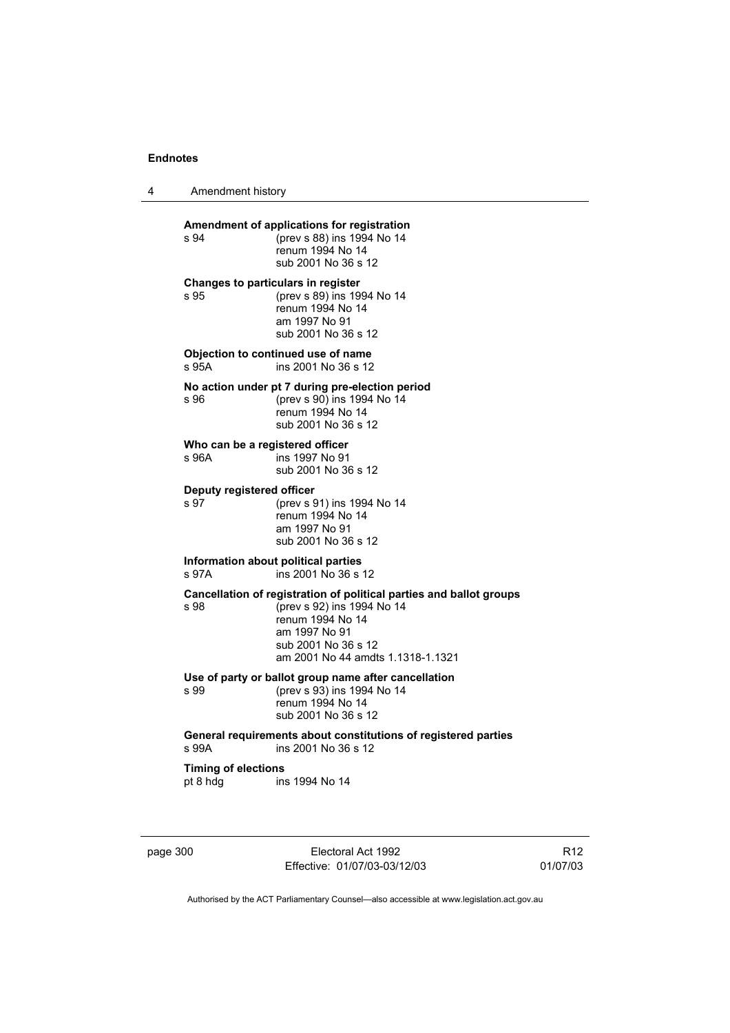**Amendment of applications for registration**

s 94 (prev s 88) ins 1994 No 14
renum 1994 No 14
sub 2001 No 36 s 12

**Changes to particulars in register**

s 95 (prev s 89) ins 1994 No 14
renum 1994 No 14
am 1997 No 91
sub 2001 No 36 s 12

**Objection to continued use of name**

s 95A ins 2001 No 36 s 12

**No action under pt 7 during pre-election period**

s 96 (prev s 90) ins 1994 No 14
renum 1994 No 14
sub 2001 No 36 s 12

**Who can be a registered officer**

s 96A ins 1997 No 91
sub 2001 No 36 s 12

**Deputy registered officer**

s 97 (prev s 91) ins 1994 No 14
renum 1994 No 14
am 1997 No 91
sub 2001 No 36 s 12

**Information about political parties**

s 97A ins 2001 No 36 s 12

**Cancellation of registration of political parties and ballot groups**

s 98 (prev s 92) ins 1994 No 14
renum 1994 No 14
am 1997 No 91
sub 2001 No 36 s 12
am 2001 No 44 amdts 1.1318-1.1321

**Use of party or ballot group name after cancellation**

s 99 (prev s 93) ins 1994 No 14
renum 1994 No 14
sub 2001 No 36 s 12

**General requirements about constitutions of registered parties**

s 99A ins 2001 No 36 s 12

**Timing of elections**

pt 8 hdg ins 1994 No 14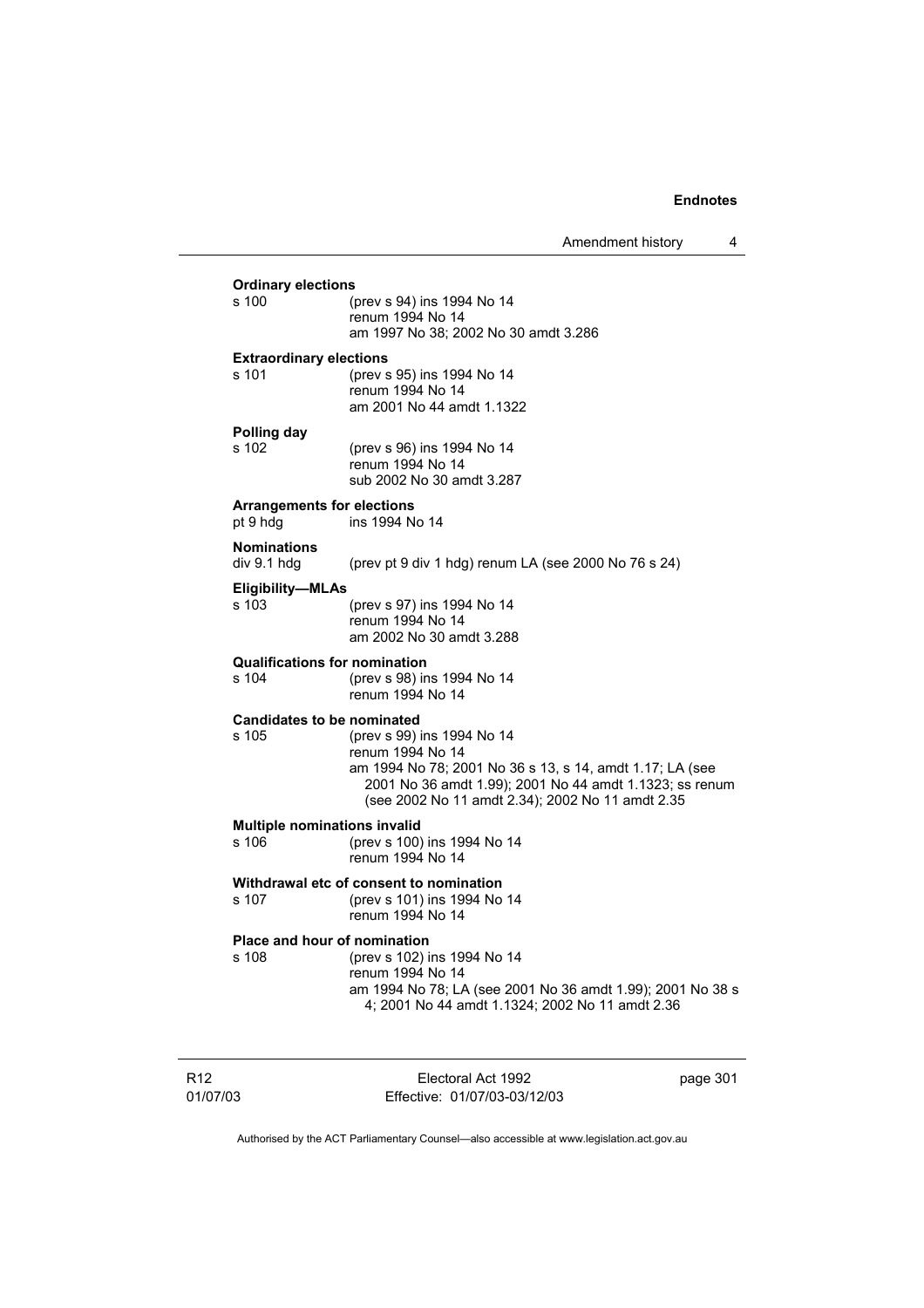**Ordinary elections**

s 100 (prev s 94) ins 1994 No 14
renum 1994 No 14
am 1997 No 38; 2002 No 30 amdt 3.286

**Extraordinary elections**

s 101 (prev s 95) ins 1994 No 14
renum 1994 No 14
am 2001 No 44 amdt 1.1322

**Polling day**

s 102 (prev s 96) ins 1994 No 14
renum 1994 No 14
sub 2002 No 30 amdt 3.287

**Arrangements for elections**

pt 9 hdg ins 1994 No 14

**Nominations**

div 9.1 hdg (prev pt 9 div 1 hdg) renum LA (see 2000 No 76 s 24)

**Eligibility—MLAs**

s 103 (prev s 97) ins 1994 No 14
renum 1994 No 14
am 2002 No 30 amdt 3.288

**Qualifications for nomination**

s 104 (prev s 98) ins 1994 No 14
renum 1994 No 14

**Candidates to be nominated**

s 105 (prev s 99) ins 1994 No 14
renum 1994 No 14
am 1994 No 78; 2001 No 36 s 13, s 14, amdt 1.17; LA (see 2001 No 36 amdt 1.99); 2001 No 44 amdt 1.1323; ss renum (see 2002 No 11 amdt 2.34); 2002 No 11 amdt 2.35

**Multiple nominations invalid**

s 106 (prev s 100) ins 1994 No 14
renum 1994 No 14

**Withdrawal etc of consent to nomination**

s 107 (prev s 101) ins 1994 No 14
renum 1994 No 14

**Place and hour of nomination**

s 108 (prev s 102) ins 1994 No 14
renum 1994 No 14
am 1994 No 78; LA (see 2001 No 36 amdt 1.99); 2001 No 38 s 4; 2001 No 44 amdt 1.1324; 2002 No 11 amdt 2.36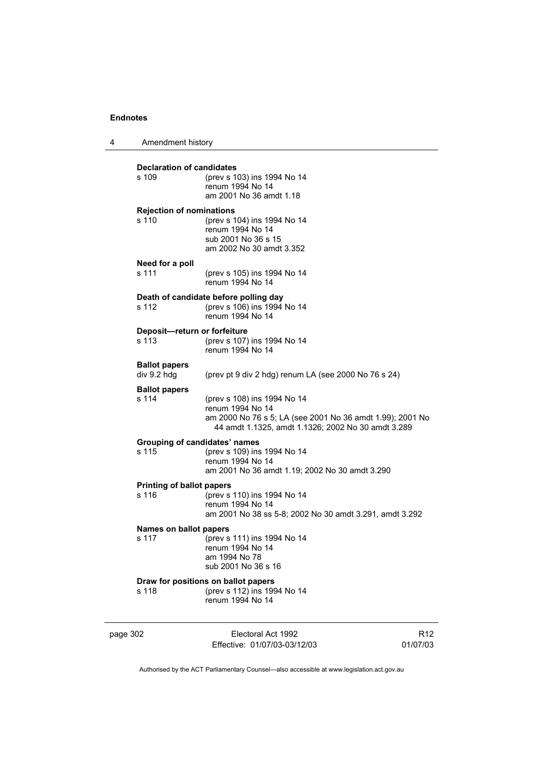**Declaration of candidates**

s 109 (prev s 103) ins 1994 No 14
renum 1994 No 14
am 2001 No 36 amdt 1.18

**Rejection of nominations**

s 110 (prev s 104) ins 1994 No 14
renum 1994 No 14
sub 2001 No 36 s 15
am 2002 No 30 amdt 3.352

**Need for a poll**

s 111 (prev s 105) ins 1994 No 14
renum 1994 No 14

**Death of candidate before polling day**

s 112 (prev s 106) ins 1994 No 14
renum 1994 No 14

**Deposit—return or forfeiture**

s 113 (prev s 107) ins 1994 No 14
renum 1994 No 14

**Ballot papers**

div 9.2 hdg (prev pt 9 div 2 hdg) renum LA (see 2000 No 76 s 24)

**Ballot papers**

s 114 (prev s 108) ins 1994 No 14
renum 1994 No 14
am 2000 No 76 s 5; LA (see 2001 No 36 amdt 1.99); 2001 No 44 amdt 1.1325, amdt 1.1326; 2002 No 30 amdt 3.289

**Grouping of candidates' names**

s 115 (prev s 109) ins 1994 No 14
renum 1994 No 14
am 2001 No 36 amdt 1.19; 2002 No 30 amdt 3.290

**Printing of ballot papers**

s 116 (prev s 110) ins 1994 No 14
renum 1994 No 14
am 2001 No 38 ss 5-8; 2002 No 30 amdt 3.291, amdt 3.292

**Names on ballot papers**

s 117 (prev s 111) ins 1994 No 14
renum 1994 No 14
am 1994 No 78
sub 2001 No 36 s 16

**Draw for positions on ballot papers**

s 118 (prev s 112) ins 1994 No 14
renum 1994 No 14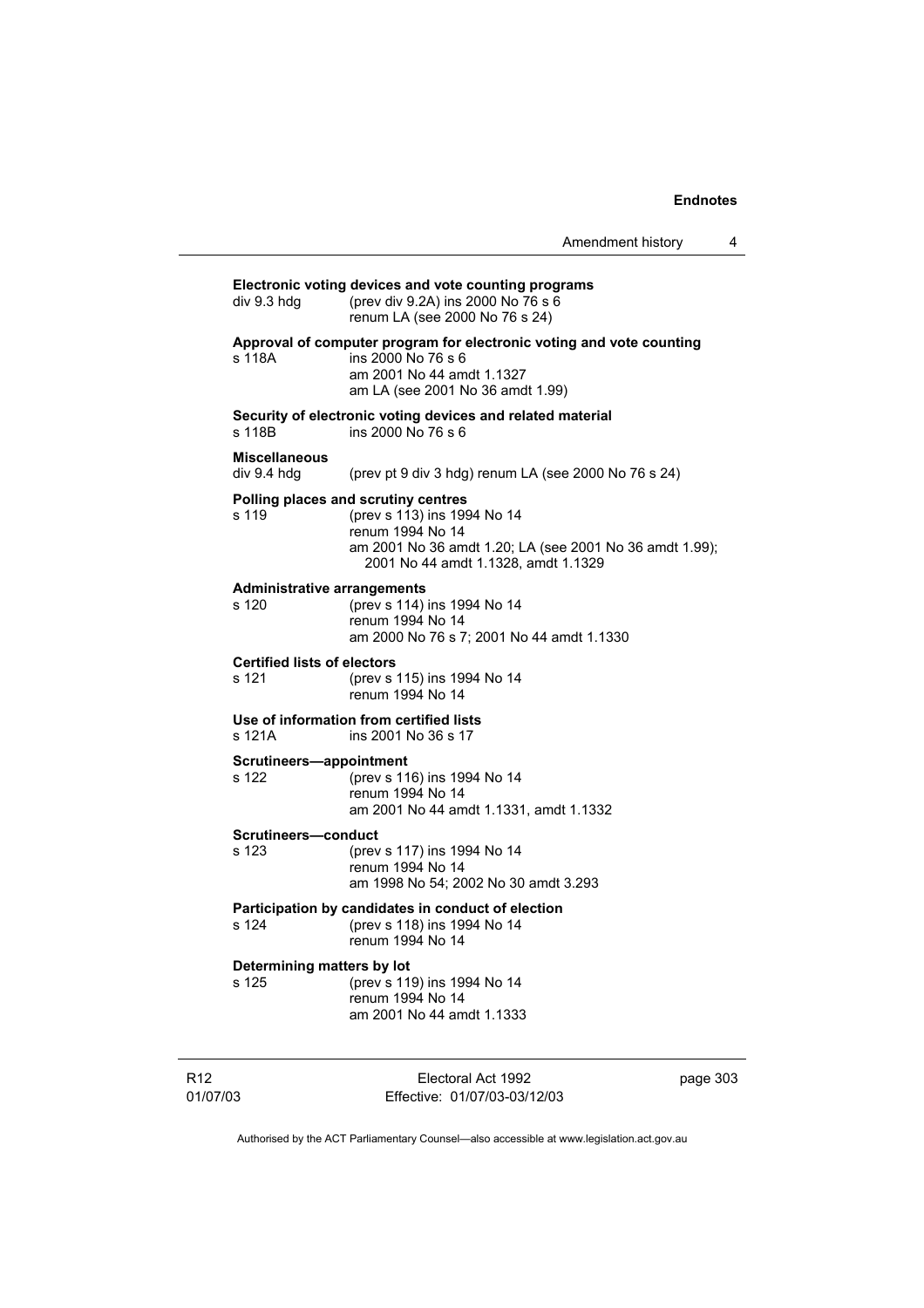**Electronic voting devices and vote counting programs**

div 9.3 hdg (prev div 9.2A) ins 2000 No 76 s 6
renum LA (see 2000 No 76 s 24)

**Approval of computer program for electronic voting and vote counting**

s 118A ins 2000 No 76 s 6
am 2001 No 44 amdt 1.1327
am LA (see 2001 No 36 amdt 1.99)

**Security of electronic voting devices and related material**

s 118B ins 2000 No 76 s 6

**Miscellaneous**

div 9.4 hdg (prev pt 9 div 3 hdg) renum LA (see 2000 No 76 s 24)

**Polling places and scrutiny centres**

s 119 (prev s 113) ins 1994 No 14
renum 1994 No 14
am 2001 No 36 amdt 1.20; LA (see 2001 No 36 amdt 1.99); 2001 No 44 amdt 1.1328, amdt 1.1329

**Administrative arrangements**

s 120 (prev s 114) ins 1994 No 14
renum 1994 No 14
am 2000 No 76 s 7; 2001 No 44 amdt 1.1330

**Certified lists of electors**

s 121 (prev s 115) ins 1994 No 14
renum 1994 No 14

**Use of information from certified lists**

s 121A ins 2001 No 36 s 17

**Scrutineers—appointment**

s 122 (prev s 116) ins 1994 No 14
renum 1994 No 14
am 2001 No 44 amdt 1.1331, amdt 1.1332

**Scrutineers—conduct**

s 123 (prev s 117) ins 1994 No 14
renum 1994 No 14
am 1998 No 54; 2002 No 30 amdt 3.293

**Participation by candidates in conduct of election**

s 124 (prev s 118) ins 1994 No 14
renum 1994 No 14

**Determining matters by lot**

s 125 (prev s 119) ins 1994 No 14
renum 1994 No 14
am 2001 No 44 amdt 1.1333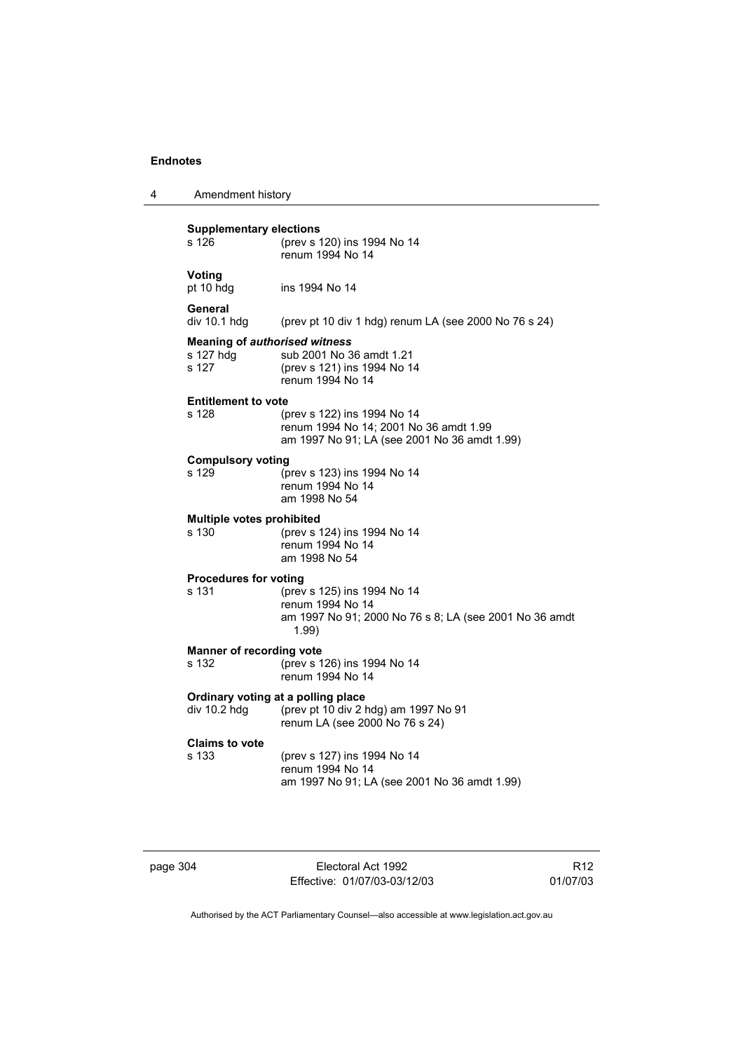**Supplementary elections**

s 126 (prev s 120) ins 1994 No 14
renum 1994 No 14

**Voting**

pt 10 hdg ins 1994 No 14

**General**

div 10.1 hdg (prev pt 10 div 1 hdg) renum LA (see 2000 No 76 s 24)

**Meaning of *authorised witness***

s 127 hdg sub 2001 No 36 amdt 1.21
s 127 (prev s 121) ins 1994 No 14
renum 1994 No 14

**Entitlement to vote**

s 128 (prev s 122) ins 1994 No 14
renum 1994 No 14; 2001 No 36 amdt 1.99
am 1997 No 91; LA (see 2001 No 36 amdt 1.99)

**Compulsory voting**

s 129 (prev s 123) ins 1994 No 14
renum 1994 No 14
am 1998 No 54

**Multiple votes prohibited**

s 130 (prev s 124) ins 1994 No 14
renum 1994 No 14
am 1998 No 54

**Procedures for voting**

s 131 (prev s 125) ins 1994 No 14
renum 1994 No 14
am 1997 No 91; 2000 No 76 s 8; LA (see 2001 No 36 amdt 1.99)

**Manner of recording vote**

s 132 (prev s 126) ins 1994 No 14
renum 1994 No 14

**Ordinary voting at a polling place**

div 10.2 hdg (prev pt 10 div 2 hdg) am 1997 No 91
renum LA (see 2000 No 76 s 24)

**Claims to vote**

s 133 (prev s 127) ins 1994 No 14
renum 1994 No 14
am 1997 No 91; LA (see 2001 No 36 amdt 1.99)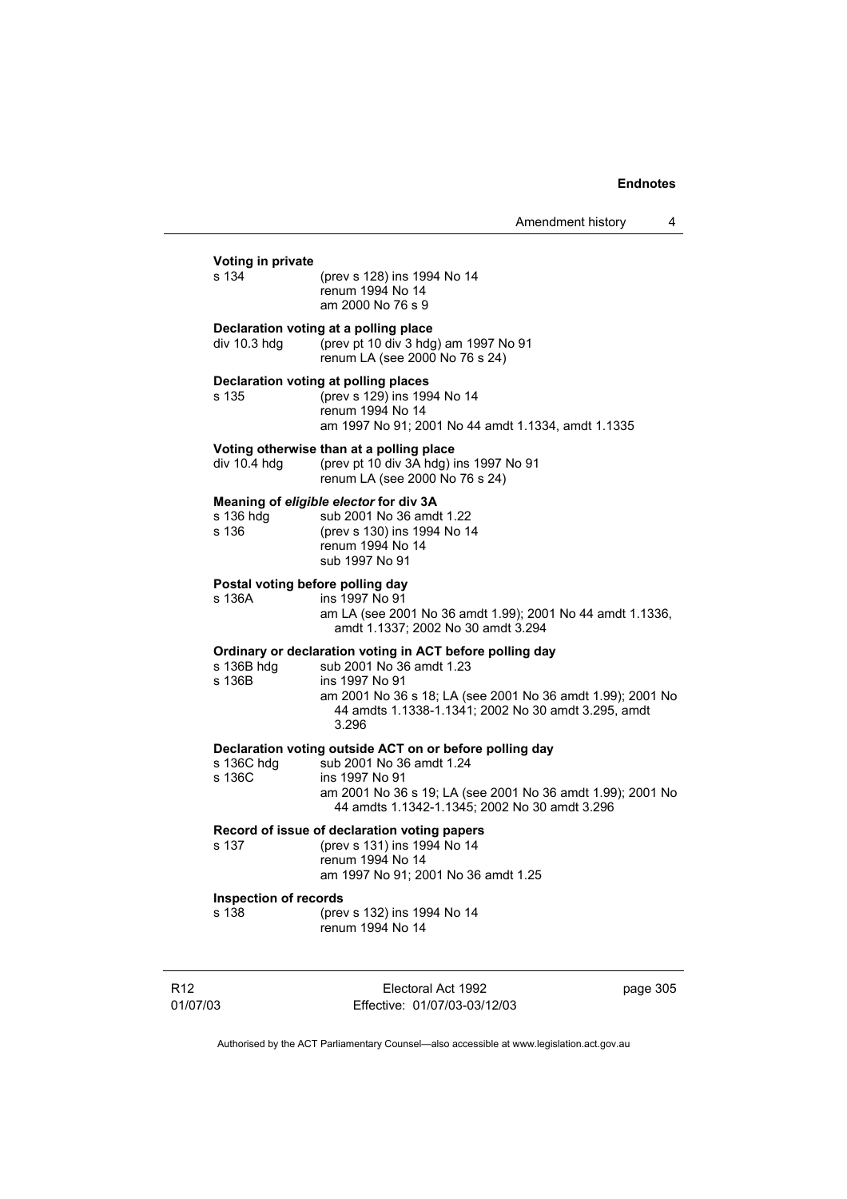**Voting in private**

s 134 (prev s 128) ins 1994 No 14
renum 1994 No 14
am 2000 No 76 s 9

**Declaration voting at a polling place**

div 10.3 hdg (prev pt 10 div 3 hdg) am 1997 No 91
renum LA (see 2000 No 76 s 24)

**Declaration voting at polling places**

s 135 (prev s 129) ins 1994 No 14
renum 1994 No 14
am 1997 No 91; 2001 No 44 amdt 1.1334, amdt 1.1335

**Voting otherwise than at a polling place**

div 10.4 hdg (prev pt 10 div 3A hdg) ins 1997 No 91
renum LA (see 2000 No 76 s 24)

**Meaning of *eligible elector* for div 3A**

s 136 hdg sub 2001 No 36 amdt 1.22
s 136 (prev s 130) ins 1994 No 14
renum 1994 No 14
sub 1997 No 91

**Postal voting before polling day**

s 136A ins 1997 No 91
am LA (see 2001 No 36 amdt 1.99); 2001 No 44 amdt 1.1336, amdt 1.1337; 2002 No 30 amdt 3.294

**Ordinary or declaration voting in ACT before polling day**

s 136B hdg sub 2001 No 36 amdt 1.23
s 136B ins 1997 No 91
am 2001 No 36 s 18; LA (see 2001 No 36 amdt 1.99); 2001 No 44 amdts 1.1338-1.1341; 2002 No 30 amdt 3.295, amdt 3.296

**Declaration voting outside ACT on or before polling day**

s 136C hdg sub 2001 No 36 amdt 1.24
s 136C ins 1997 No 91
am 2001 No 36 s 19; LA (see 2001 No 36 amdt 1.99); 2001 No 44 amdts 1.1342-1.1345; 2002 No 30 amdt 3.296

**Record of issue of declaration voting papers**

s 137 (prev s 131) ins 1994 No 14
renum 1994 No 14
am 1997 No 91; 2001 No 36 amdt 1.25

**Inspection of records**

s 138 (prev s 132) ins 1994 No 14
renum 1994 No 14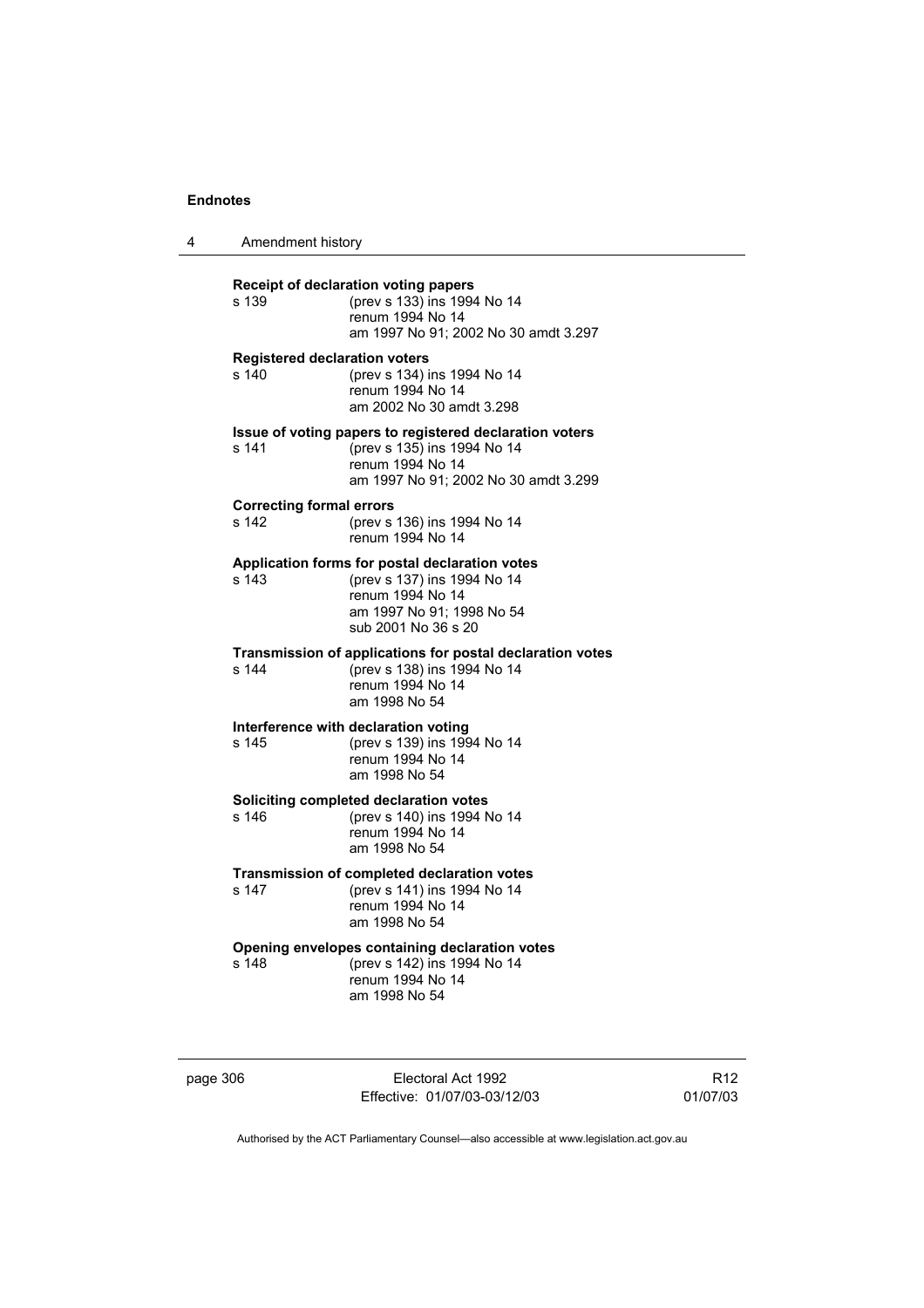**Receipt of declaration voting papers**

s 139 (prev s 133) ins 1994 No 14
renum 1994 No 14
am 1997 No 91; 2002 No 30 amdt 3.297

**Registered declaration voters**

s 140 (prev s 134) ins 1994 No 14
renum 1994 No 14
am 2002 No 30 amdt 3.298

**Issue of voting papers to registered declaration voters**

s 141 (prev s 135) ins 1994 No 14
renum 1994 No 14
am 1997 No 91; 2002 No 30 amdt 3.299

**Correcting formal errors**

s 142 (prev s 136) ins 1994 No 14
renum 1994 No 14

**Application forms for postal declaration votes**

s 143 (prev s 137) ins 1994 No 14
renum 1994 No 14
am 1997 No 91; 1998 No 54
sub 2001 No 36 s 20

**Transmission of applications for postal declaration votes**

s 144 (prev s 138) ins 1994 No 14
renum 1994 No 14
am 1998 No 54

**Interference with declaration voting**

s 145 (prev s 139) ins 1994 No 14
renum 1994 No 14
am 1998 No 54

**Soliciting completed declaration votes**

s 146 (prev s 140) ins 1994 No 14
renum 1994 No 14
am 1998 No 54

**Transmission of completed declaration votes**

s 147 (prev s 141) ins 1994 No 14
renum 1994 No 14
am 1998 No 54

**Opening envelopes containing declaration votes**

s 148 (prev s 142) ins 1994 No 14
renum 1994 No 14
am 1998 No 54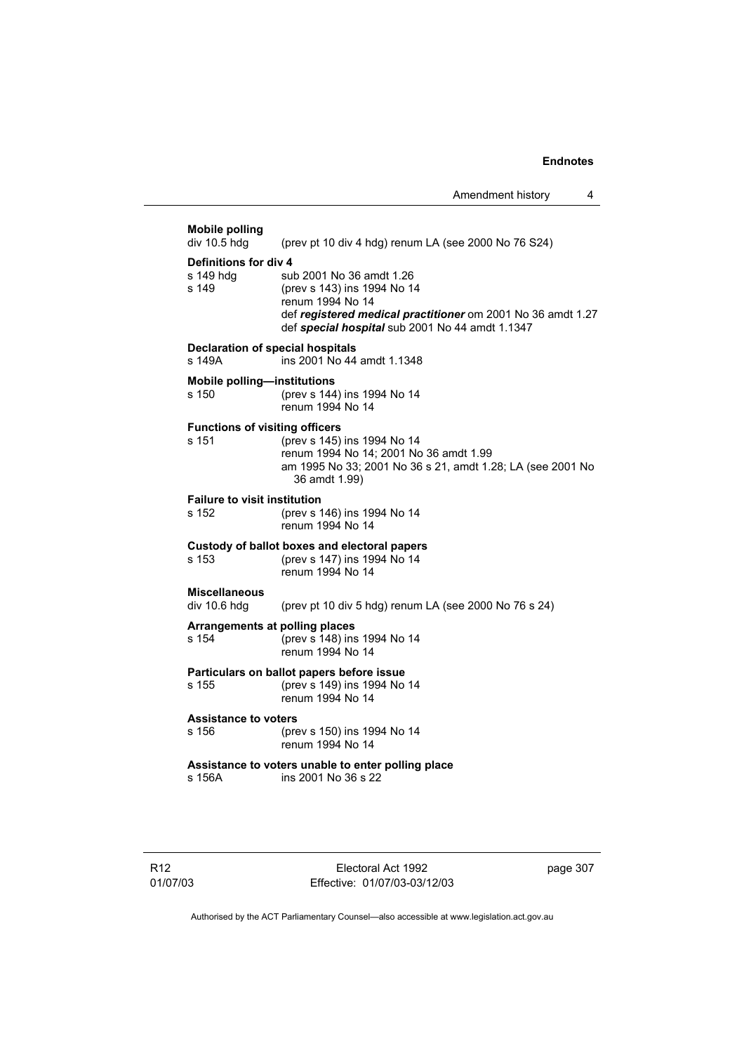**Mobile polling**

div 10.5 hdg (prev pt 10 div 4 hdg) renum LA (see 2000 No 76 S24)

**Definitions for div 4**

s 149 hdg sub 2001 No 36 amdt 1.26

s 149 (prev s 143) ins 1994 No 14
renum 1994 No 14
def ***registered medical practitioner*** om 2001 No 36 amdt 1.27
def ***special hospital*** sub 2001 No 44 amdt 1.1347

**Declaration of special hospitals**

s 149A ins 2001 No 44 amdt 1.1348

**Mobile polling—institutions**

s 150 (prev s 144) ins 1994 No 14
renum 1994 No 14

**Functions of visiting officers**

s 151 (prev s 145) ins 1994 No 14
renum 1994 No 14; 2001 No 36 amdt 1.99
am 1995 No 33; 2001 No 36 s 21, amdt 1.28; LA (see 2001 No 36 amdt 1.99)

**Failure to visit institution**

s 152 (prev s 146) ins 1994 No 14
renum 1994 No 14

**Custody of ballot boxes and electoral papers**

s 153 (prev s 147) ins 1994 No 14
renum 1994 No 14

**Miscellaneous**

div 10.6 hdg (prev pt 10 div 5 hdg) renum LA (see 2000 No 76 s 24)

**Arrangements at polling places**

s 154 (prev s 148) ins 1994 No 14
renum 1994 No 14

**Particulars on ballot papers before issue**

s 155 (prev s 149) ins 1994 No 14
renum 1994 No 14

**Assistance to voters**

s 156 (prev s 150) ins 1994 No 14
renum 1994 No 14

**Assistance to voters unable to enter polling place**

s 156A ins 2001 No 36 s 22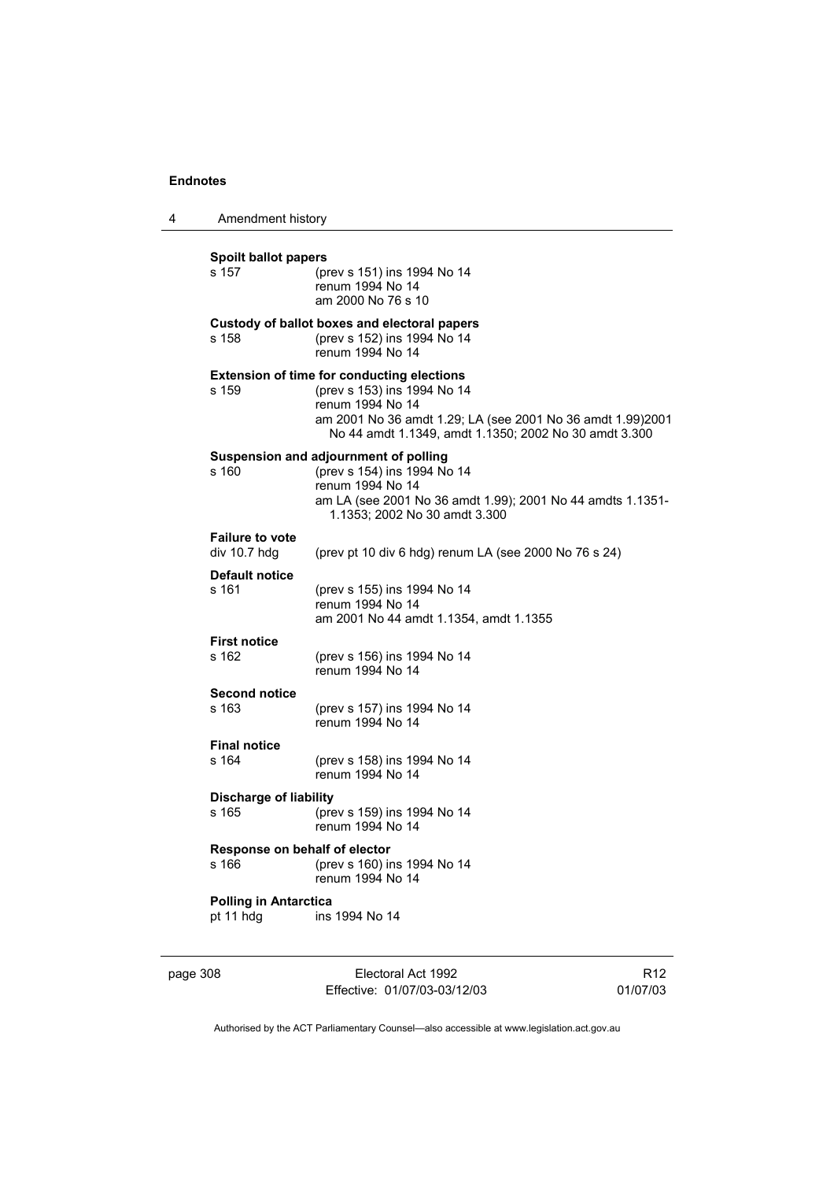**Spoilt ballot papers**

s 157 (prev s 151) ins 1994 No 14
renum 1994 No 14
am 2000 No 76 s 10

**Custody of ballot boxes and electoral papers**

s 158 (prev s 152) ins 1994 No 14
renum 1994 No 14

**Extension of time for conducting elections**

s 159 (prev s 153) ins 1994 No 14
renum 1994 No 14
am 2001 No 36 amdt 1.29; LA (see 2001 No 36 amdt 1.99)2001 No 44 amdt 1.1349, amdt 1.1350; 2002 No 30 amdt 3.300

**Suspension and adjournment of polling**

s 160 (prev s 154) ins 1994 No 14
renum 1994 No 14
am LA (see 2001 No 36 amdt 1.99); 2001 No 44 amdts 1.1351-1.1353; 2002 No 30 amdt 3.300

**Failure to vote**

div 10.7 hdg (prev pt 10 div 6 hdg) renum LA (see 2000 No 76 s 24)

**Default notice**

s 161 (prev s 155) ins 1994 No 14
renum 1994 No 14
am 2001 No 44 amdt 1.1354, amdt 1.1355

**First notice**

s 162 (prev s 156) ins 1994 No 14
renum 1994 No 14

**Second notice**

s 163 (prev s 157) ins 1994 No 14
renum 1994 No 14

**Final notice**

s 164 (prev s 158) ins 1994 No 14
renum 1994 No 14

**Discharge of liability**

s 165 (prev s 159) ins 1994 No 14
renum 1994 No 14

**Response on behalf of elector**

s 166 (prev s 160) ins 1994 No 14
renum 1994 No 14

**Polling in Antarctica**

pt 11 hdg ins 1994 No 14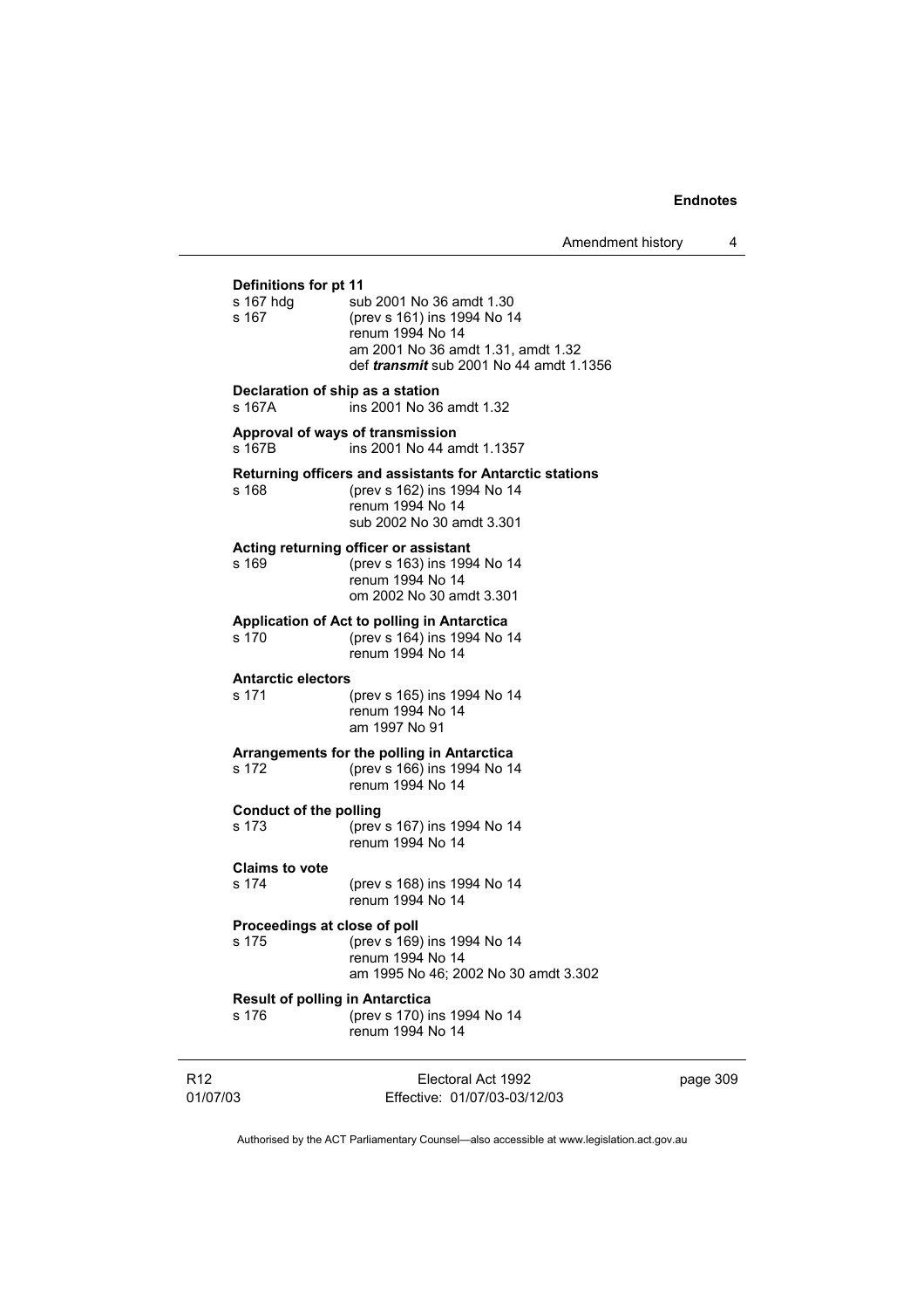**Definitions for pt 11**

s 167 hdg sub 2001 No 36 amdt 1.30

s 167 (prev s 161) ins 1994 No 14
renum 1994 No 14
am 2001 No 36 amdt 1.31, amdt 1.32
def ***transmit*** sub 2001 No 44 amdt 1.1356

**Declaration of ship as a station**

s 167A ins 2001 No 36 amdt 1.32

**Approval of ways of transmission**

s 167B ins 2001 No 44 amdt 1.1357

**Returning officers and assistants for Antarctic stations**

s 168 (prev s 162) ins 1994 No 14
renum 1994 No 14
sub 2002 No 30 amdt 3.301

**Acting returning officer or assistant**

s 169 (prev s 163) ins 1994 No 14
renum 1994 No 14
om 2002 No 30 amdt 3.301

**Application of Act to polling in Antarctica**

s 170 (prev s 164) ins 1994 No 14
renum 1994 No 14

**Antarctic electors**

s 171 (prev s 165) ins 1994 No 14
renum 1994 No 14
am 1997 No 91

**Arrangements for the polling in Antarctica**

s 172 (prev s 166) ins 1994 No 14
renum 1994 No 14

**Conduct of the polling**

s 173 (prev s 167) ins 1994 No 14
renum 1994 No 14

**Claims to vote**

s 174 (prev s 168) ins 1994 No 14
renum 1994 No 14

**Proceedings at close of poll**

s 175 (prev s 169) ins 1994 No 14
renum 1994 No 14
am 1995 No 46; 2002 No 30 amdt 3.302

**Result of polling in Antarctica**

s 176 (prev s 170) ins 1994 No 14
renum 1994 No 14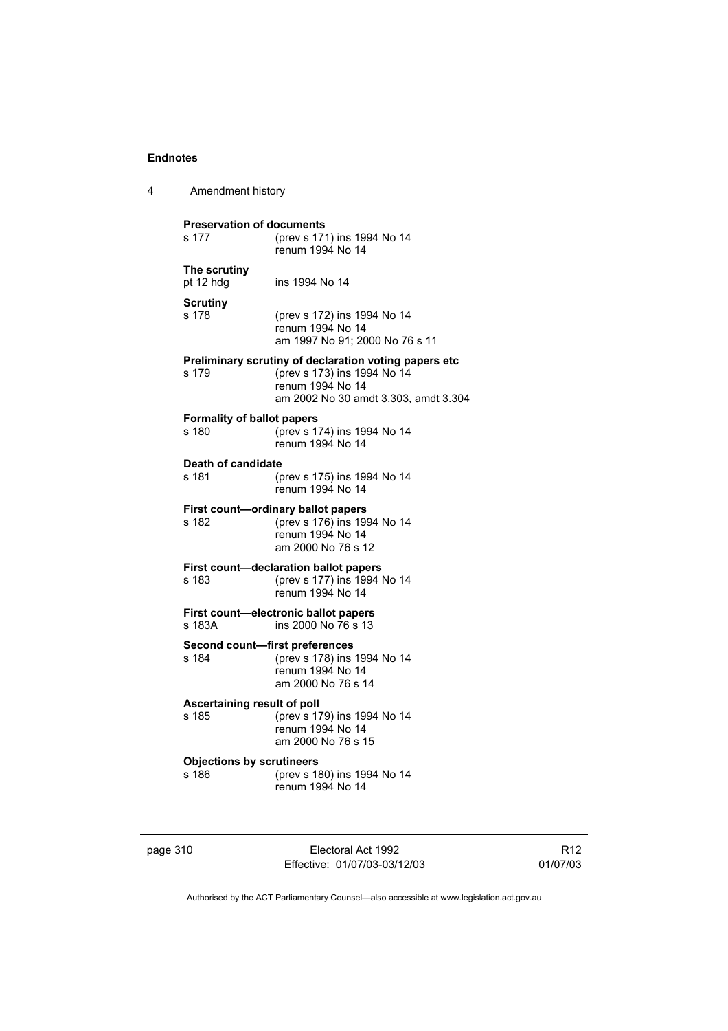**Preservation of documents**

s 177 (prev s 171) ins 1994 No 14
renum 1994 No 14

**The scrutiny**

pt 12 hdg ins 1994 No 14

**Scrutiny**

s 178 (prev s 172) ins 1994 No 14
renum 1994 No 14
am 1997 No 91; 2000 No 76 s 11

**Preliminary scrutiny of declaration voting papers etc**

s 179 (prev s 173) ins 1994 No 14
renum 1994 No 14
am 2002 No 30 amdt 3.303, amdt 3.304

**Formality of ballot papers**

s 180 (prev s 174) ins 1994 No 14
renum 1994 No 14

**Death of candidate**

s 181 (prev s 175) ins 1994 No 14
renum 1994 No 14

**First count—ordinary ballot papers**

s 182 (prev s 176) ins 1994 No 14
renum 1994 No 14
am 2000 No 76 s 12

**First count—declaration ballot papers**

s 183 (prev s 177) ins 1994 No 14
renum 1994 No 14

**First count—electronic ballot papers**

s 183A ins 2000 No 76 s 13

**Second count—first preferences**

s 184 (prev s 178) ins 1994 No 14
renum 1994 No 14
am 2000 No 76 s 14

**Ascertaining result of poll**

s 185 (prev s 179) ins 1994 No 14
renum 1994 No 14
am 2000 No 76 s 15

**Objections by scrutineers**

s 186 (prev s 180) ins 1994 No 14
renum 1994 No 14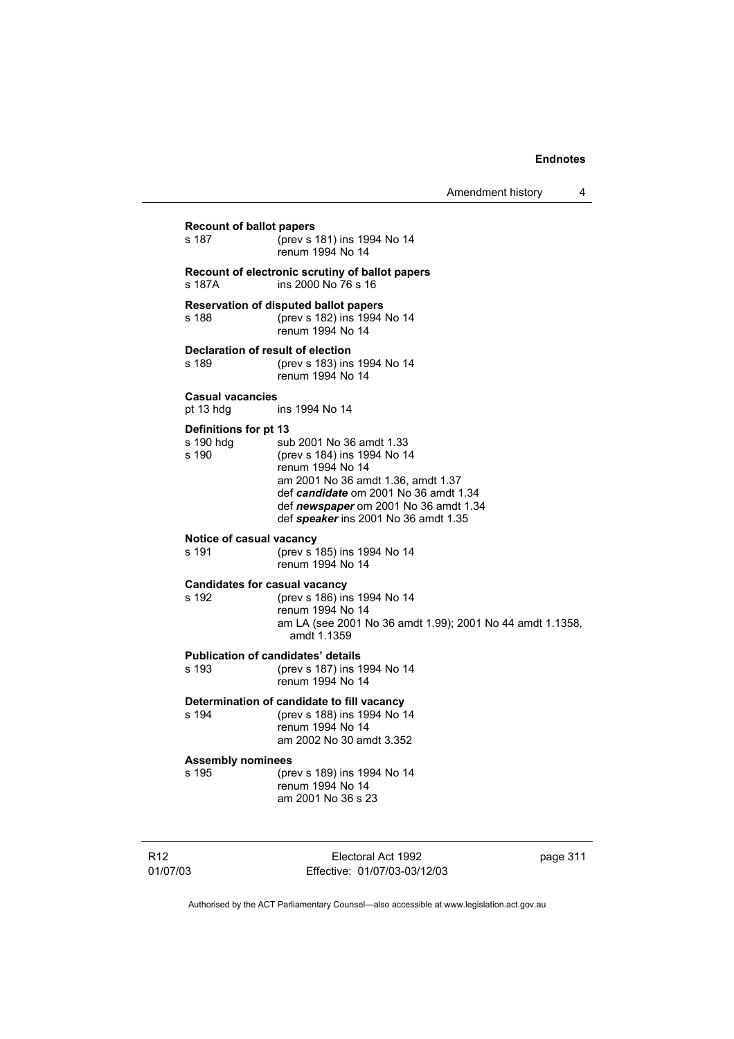**Recount of ballot papers**

s 187 (prev s 181) ins 1994 No 14
renum 1994 No 14

**Recount of electronic scrutiny of ballot papers**

s 187A ins 2000 No 76 s 16

**Reservation of disputed ballot papers**

s 188 (prev s 182) ins 1994 No 14
renum 1994 No 14

**Declaration of result of election**

s 189 (prev s 183) ins 1994 No 14
renum 1994 No 14

**Casual vacancies**

pt 13 hdg ins 1994 No 14

**Definitions for pt 13**

s 190 hdg sub 2001 No 36 amdt 1.33

s 190 (prev s 184) ins 1994 No 14
renum 1994 No 14
am 2001 No 36 amdt 1.36, amdt 1.37
def ***candidate*** om 2001 No 36 amdt 1.34
def ***newspaper*** om 2001 No 36 amdt 1.34
def ***speaker*** ins 2001 No 36 amdt 1.35

**Notice of casual vacancy**

s 191 (prev s 185) ins 1994 No 14
renum 1994 No 14

**Candidates for casual vacancy**

s 192 (prev s 186) ins 1994 No 14
renum 1994 No 14
am LA (see 2001 No 36 amdt 1.99); 2001 No 44 amdt 1.1358, amdt 1.1359

**Publication of candidates' details**

s 193 (prev s 187) ins 1994 No 14
renum 1994 No 14

**Determination of candidate to fill vacancy**

s 194 (prev s 188) ins 1994 No 14
renum 1994 No 14
am 2002 No 30 amdt 3.352

**Assembly nominees**

s 195 (prev s 189) ins 1994 No 14
renum 1994 No 14
am 2001 No 36 s 23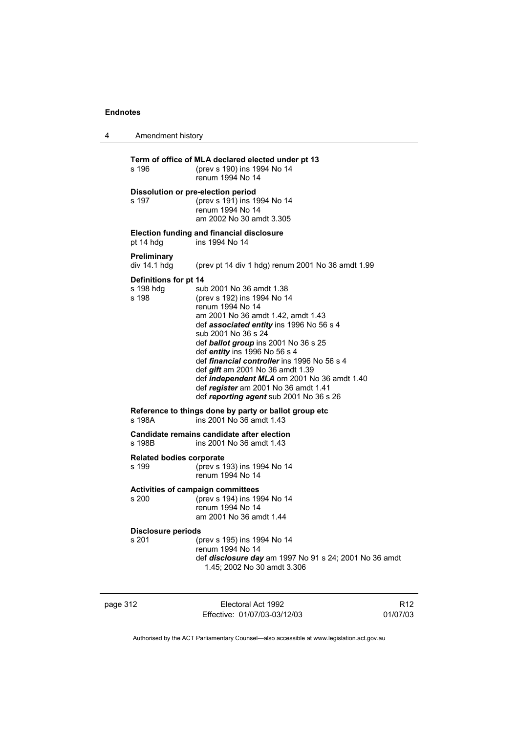**Term of office of MLA declared elected under pt 13**

s 196 (prev s 190) ins 1994 No 14
renum 1994 No 14

**Dissolution or pre-election period**

s 197 (prev s 191) ins 1994 No 14
renum 1994 No 14
am 2002 No 30 amdt 3.305

**Election funding and financial disclosure**

pt 14 hdg ins 1994 No 14

**Preliminary**

div 14.1 hdg (prev pt 14 div 1 hdg) renum 2001 No 36 amdt 1.99

**Definitions for pt 14**

s 198 hdg sub 2001 No 36 amdt 1.38

s 198 (prev s 192) ins 1994 No 14
renum 1994 No 14
am 2001 No 36 amdt 1.42, amdt 1.43
def ***associated entity*** ins 1996 No 56 s 4
sub 2001 No 36 s 24
def ***ballot group*** ins 2001 No 36 s 25
def ***entity*** ins 1996 No 56 s 4
def ***financial controller*** ins 1996 No 56 s 4
def ***gift*** am 2001 No 36 amdt 1.39
def ***independent MLA*** om 2001 No 36 amdt 1.40
def ***register*** am 2001 No 36 amdt 1.41
def ***reporting agent*** sub 2001 No 36 s 26

**Reference to things done by party or ballot group etc**

s 198A ins 2001 No 36 amdt 1.43

**Candidate remains candidate after election**

s 198B ins 2001 No 36 amdt 1.43

**Related bodies corporate**

s 199 (prev s 193) ins 1994 No 14
renum 1994 No 14

**Activities of campaign committees**

s 200 (prev s 194) ins 1994 No 14
renum 1994 No 14
am 2001 No 36 amdt 1.44

**Disclosure periods**

s 201 (prev s 195) ins 1994 No 14
renum 1994 No 14
def ***disclosure day*** am 1997 No 91 s 24; 2001 No 36 amdt 1.45; 2002 No 30 amdt 3.306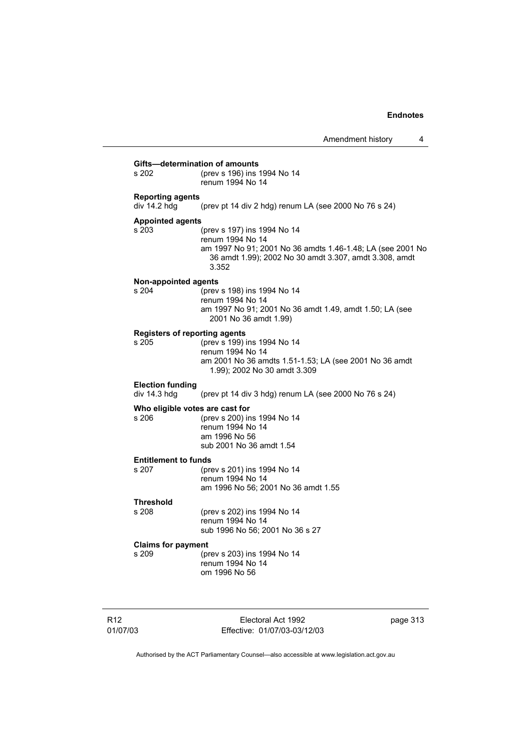**Gifts—determination of amounts**

s 202 (prev s 196) ins 1994 No 14
renum 1994 No 14

**Reporting agents**

div 14.2 hdg (prev pt 14 div 2 hdg) renum LA (see 2000 No 76 s 24)

**Appointed agents**

s 203 (prev s 197) ins 1994 No 14
renum 1994 No 14
am 1997 No 91; 2001 No 36 amdts 1.46-1.48; LA (see 2001 No 36 amdt 1.99); 2002 No 30 amdt 3.307, amdt 3.308, amdt 3.352

**Non-appointed agents**

s 204 (prev s 198) ins 1994 No 14
renum 1994 No 14
am 1997 No 91; 2001 No 36 amdt 1.49, amdt 1.50; LA (see 2001 No 36 amdt 1.99)

**Registers of reporting agents**

s 205 (prev s 199) ins 1994 No 14
renum 1994 No 14
am 2001 No 36 amdts 1.51-1.53; LA (see 2001 No 36 amdt 1.99); 2002 No 30 amdt 3.309

**Election funding**

div 14.3 hdg (prev pt 14 div 3 hdg) renum LA (see 2000 No 76 s 24)

**Who eligible votes are cast for**

s 206 (prev s 200) ins 1994 No 14
renum 1994 No 14
am 1996 No 56
sub 2001 No 36 amdt 1.54

**Entitlement to funds**

s 207 (prev s 201) ins 1994 No 14
renum 1994 No 14
am 1996 No 56; 2001 No 36 amdt 1.55

**Threshold**

s 208 (prev s 202) ins 1994 No 14
renum 1994 No 14
sub 1996 No 56; 2001 No 36 s 27

**Claims for payment**

s 209 (prev s 203) ins 1994 No 14
renum 1994 No 14
om 1996 No 56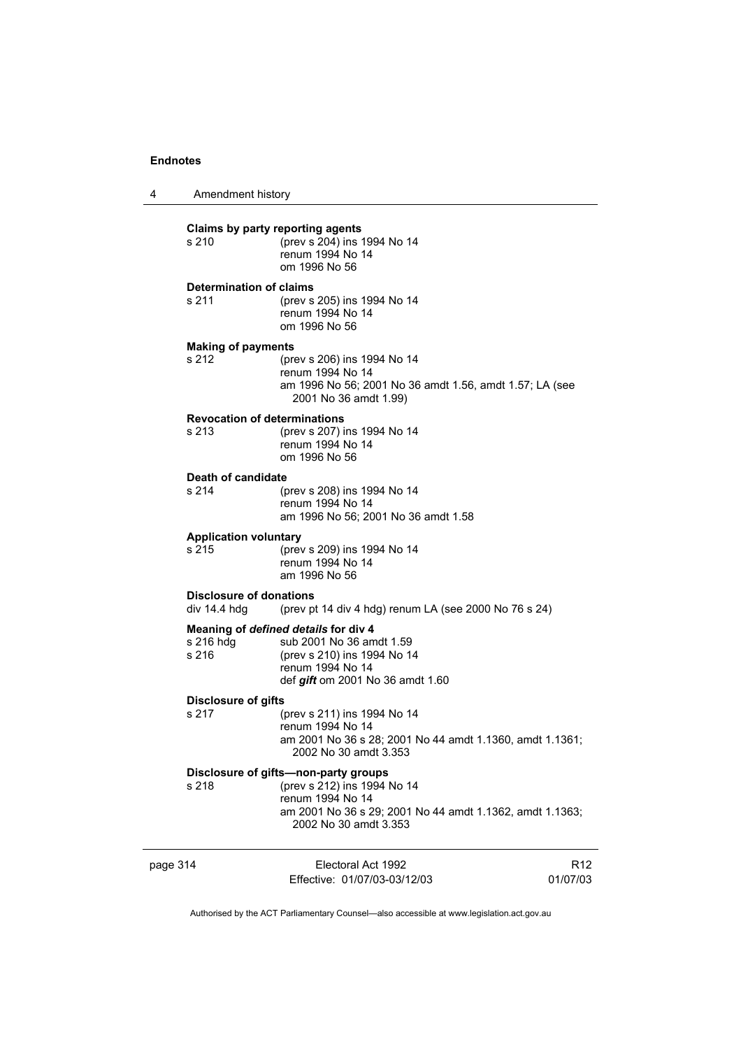**Claims by party reporting agents**

s 210 (prev s 204) ins 1994 No 14
renum 1994 No 14
om 1996 No 56

**Determination of claims**

s 211 (prev s 205) ins 1994 No 14
renum 1994 No 14
om 1996 No 56

**Making of payments**

s 212 (prev s 206) ins 1994 No 14
renum 1994 No 14
am 1996 No 56; 2001 No 36 amdt 1.56, amdt 1.57; LA (see 2001 No 36 amdt 1.99)

**Revocation of determinations**

s 213 (prev s 207) ins 1994 No 14
renum 1994 No 14
om 1996 No 56

**Death of candidate**

s 214 (prev s 208) ins 1994 No 14
renum 1994 No 14
am 1996 No 56; 2001 No 36 amdt 1.58

**Application voluntary**

s 215 (prev s 209) ins 1994 No 14
renum 1994 No 14
am 1996 No 56

**Disclosure of donations**

div 14.4 hdg (prev pt 14 div 4 hdg) renum LA (see 2000 No 76 s 24)

**Meaning of *defined details* for div 4**

s 216 hdg sub 2001 No 36 amdt 1.59
s 216 (prev s 210) ins 1994 No 14
renum 1994 No 14
def ***gift*** om 2001 No 36 amdt 1.60

**Disclosure of gifts**

s 217 (prev s 211) ins 1994 No 14
renum 1994 No 14
am 2001 No 36 s 28; 2001 No 44 amdt 1.1360, amdt 1.1361; 2002 No 30 amdt 3.353

**Disclosure of gifts—non-party groups**

s 218 (prev s 212) ins 1994 No 14
renum 1994 No 14
am 2001 No 36 s 29; 2001 No 44 amdt 1.1362, amdt 1.1363; 2002 No 30 amdt 3.353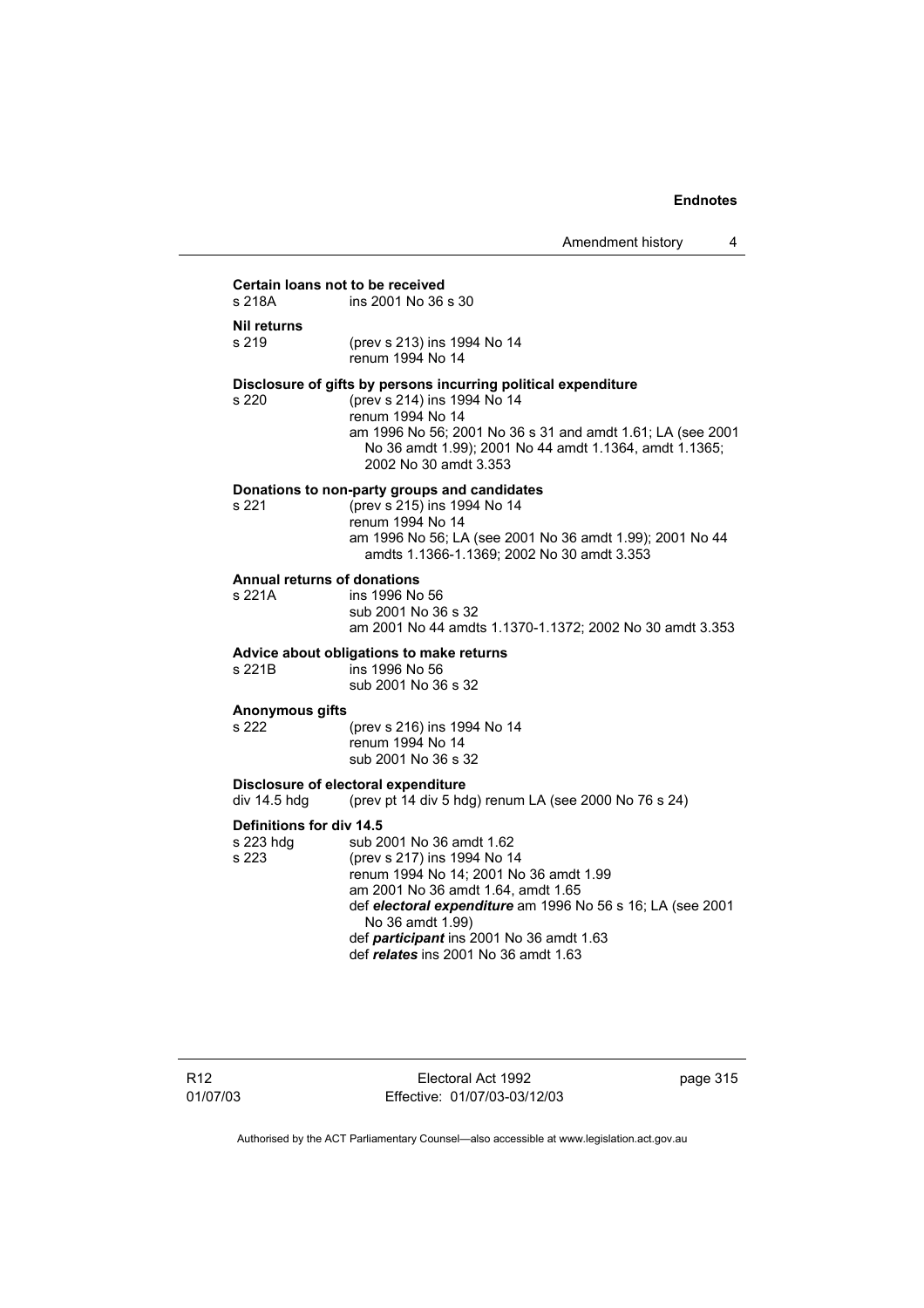**Certain loans not to be received**

s 218A ins 2001 No 36 s 30

**Nil returns**

s 219 (prev s 213) ins 1994 No 14
renum 1994 No 14

**Disclosure of gifts by persons incurring political expenditure**

s 220 (prev s 214) ins 1994 No 14
renum 1994 No 14
am 1996 No 56; 2001 No 36 s 31 and amdt 1.61; LA (see 2001 No 36 amdt 1.99); 2001 No 44 amdt 1.1364, amdt 1.1365; 2002 No 30 amdt 3.353

**Donations to non-party groups and candidates**

s 221 (prev s 215) ins 1994 No 14
renum 1994 No 14
am 1996 No 56; LA (see 2001 No 36 amdt 1.99); 2001 No 44 amdts 1.1366-1.1369; 2002 No 30 amdt 3.353

**Annual returns of donations**

s 221A ins 1996 No 56
sub 2001 No 36 s 32
am 2001 No 44 amdts 1.1370-1.1372; 2002 No 30 amdt 3.353

**Advice about obligations to make returns**

s 221B ins 1996 No 56
sub 2001 No 36 s 32

**Anonymous gifts**

s 222 (prev s 216) ins 1994 No 14
renum 1994 No 14
sub 2001 No 36 s 32

**Disclosure of electoral expenditure**

div 14.5 hdg (prev pt 14 div 5 hdg) renum LA (see 2000 No 76 s 24)

**Definitions for div 14.5**

s 223 hdg sub 2001 No 36 amdt 1.62

s 223 (prev s 217) ins 1994 No 14
renum 1994 No 14; 2001 No 36 amdt 1.99
am 2001 No 36 amdt 1.64, amdt 1.65
def ***electoral expenditure*** am 1996 No 56 s 16; LA (see 2001 No 36 amdt 1.99)
def ***participant*** ins 2001 No 36 amdt 1.63
def ***relates*** ins 2001 No 36 amdt 1.63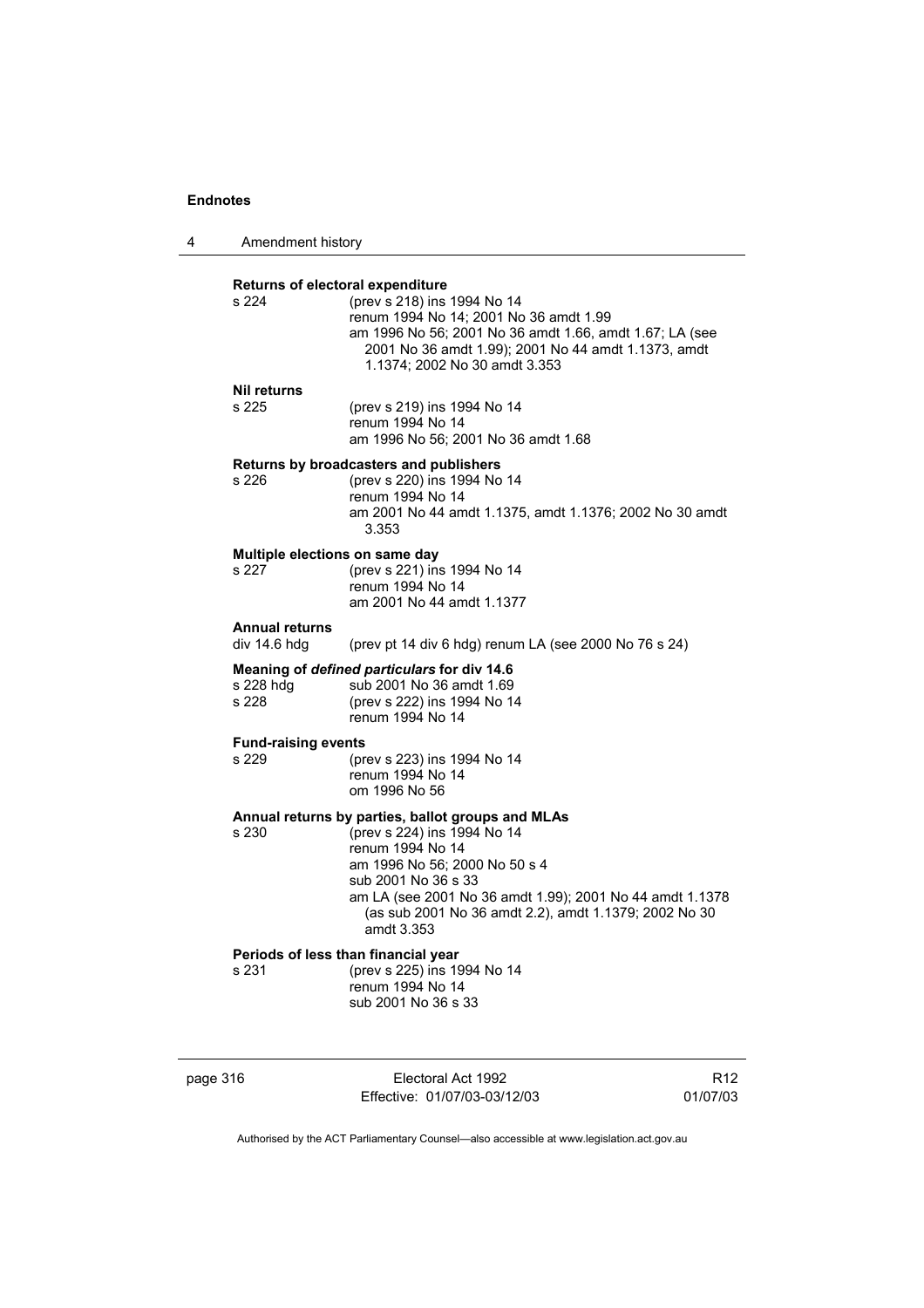**Returns of electoral expenditure**

s 224 (prev s 218) ins 1994 No 14
renum 1994 No 14; 2001 No 36 amdt 1.99
am 1996 No 56; 2001 No 36 amdt 1.66, amdt 1.67; LA (see 2001 No 36 amdt 1.99); 2001 No 44 amdt 1.1373, amdt 1.1374; 2002 No 30 amdt 3.353

**Nil returns**

s 225 (prev s 219) ins 1994 No 14
renum 1994 No 14
am 1996 No 56; 2001 No 36 amdt 1.68

**Returns by broadcasters and publishers**

s 226 (prev s 220) ins 1994 No 14
renum 1994 No 14
am 2001 No 44 amdt 1.1375, amdt 1.1376; 2002 No 30 amdt 3.353

**Multiple elections on same day**

s 227 (prev s 221) ins 1994 No 14
renum 1994 No 14
am 2001 No 44 amdt 1.1377

**Annual returns**

div 14.6 hdg (prev pt 14 div 6 hdg) renum LA (see 2000 No 76 s 24)

**Meaning of *defined particulars* for div 14.6**

s 228 hdg sub 2001 No 36 amdt 1.69
s 228 (prev s 222) ins 1994 No 14
renum 1994 No 14

**Fund-raising events**

s 229 (prev s 223) ins 1994 No 14
renum 1994 No 14
om 1996 No 56

**Annual returns by parties, ballot groups and MLAs**

s 230 (prev s 224) ins 1994 No 14
renum 1994 No 14
am 1996 No 56; 2000 No 50 s 4
sub 2001 No 36 s 33
am LA (see 2001 No 36 amdt 1.99); 2001 No 44 amdt 1.1378 (as sub 2001 No 36 amdt 2.2), amdt 1.1379; 2002 No 30 amdt 3.353

**Periods of less than financial year**

s 231 (prev s 225) ins 1994 No 14
renum 1994 No 14
sub 2001 No 36 s 33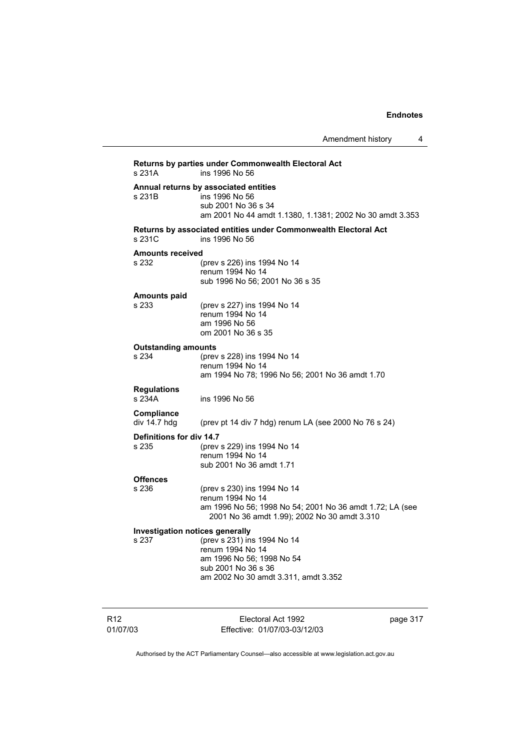**Returns by parties under Commonwealth Electoral Act**

s 231A ins 1996 No 56

**Annual returns by associated entities**

s 231B ins 1996 No 56
sub 2001 No 36 s 34
am 2001 No 44 amdt 1.1380, 1.1381; 2002 No 30 amdt 3.353

**Returns by associated entities under Commonwealth Electoral Act**

s 231C ins 1996 No 56

**Amounts received**

s 232 (prev s 226) ins 1994 No 14
renum 1994 No 14
sub 1996 No 56; 2001 No 36 s 35

**Amounts paid**

s 233 (prev s 227) ins 1994 No 14
renum 1994 No 14
am 1996 No 56
om 2001 No 36 s 35

**Outstanding amounts**

s 234 (prev s 228) ins 1994 No 14
renum 1994 No 14
am 1994 No 78; 1996 No 56; 2001 No 36 amdt 1.70

**Regulations**

s 234A ins 1996 No 56

**Compliance**

div 14.7 hdg (prev pt 14 div 7 hdg) renum LA (see 2000 No 76 s 24)

**Definitions for div 14.7**

s 235 (prev s 229) ins 1994 No 14
renum 1994 No 14
sub 2001 No 36 amdt 1.71

**Offences**

s 236 (prev s 230) ins 1994 No 14
renum 1994 No 14
am 1996 No 56; 1998 No 54; 2001 No 36 amdt 1.72; LA (see 2001 No 36 amdt 1.99); 2002 No 30 amdt 3.310

**Investigation notices generally**

s 237 (prev s 231) ins 1994 No 14
renum 1994 No 14
am 1996 No 56; 1998 No 54
sub 2001 No 36 s 36
am 2002 No 30 amdt 3.311, amdt 3.352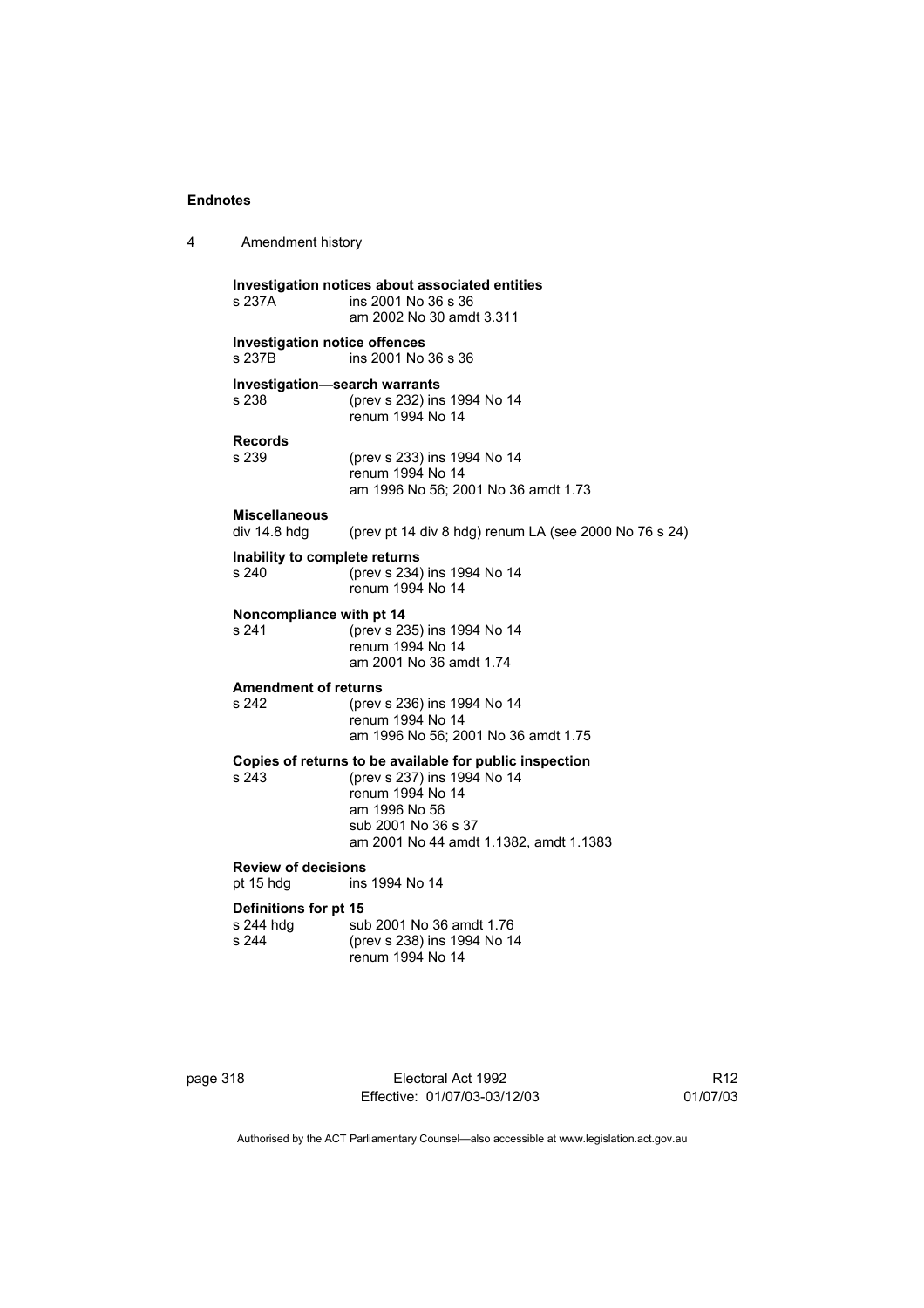**Investigation notices about associated entities**

| | |
|---|---|
| s 237A | ins 2001 No 36 s 36 |
| | am 2002 No 30 amdt 3.311 |

**Investigation notice offences**

| | |
|---|---|
| s 237B | ins 2001 No 36 s 36 |

**Investigation—search warrants**

| | |
|---|---|
| s 238 | (prev s 232) ins 1994 No 14 |
| | renum 1994 No 14 |

**Records**

| | |
|---|---|
| s 239 | (prev s 233) ins 1994 No 14 |
| | renum 1994 No 14 |
| | am 1996 No 56; 2001 No 36 amdt 1.73 |

**Miscellaneous**

| | |
|---|---|
| div 14.8 hdg | (prev pt 14 div 8 hdg) renum LA (see 2000 No 76 s 24) |

**Inability to complete returns**

| | |
|---|---|
| s 240 | (prev s 234) ins 1994 No 14 |
| | renum 1994 No 14 |

**Noncompliance with pt 14**

| | |
|---|---|
| s 241 | (prev s 235) ins 1994 No 14 |
| | renum 1994 No 14 |
| | am 2001 No 36 amdt 1.74 |

**Amendment of returns**

| | |
|---|---|
| s 242 | (prev s 236) ins 1994 No 14 |
| | renum 1994 No 14 |
| | am 1996 No 56; 2001 No 36 amdt 1.75 |

**Copies of returns to be available for public inspection**

| | |
|---|---|
| s 243 | (prev s 237) ins 1994 No 14 |
| | renum 1994 No 14 |
| | am 1996 No 56 |
| | sub 2001 No 36 s 37 |
| | am 2001 No 44 amdt 1.1382, amdt 1.1383 |

**Review of decisions**

| | |
|---|---|
| pt 15 hdg | ins 1994 No 14 |

**Definitions for pt 15**

| | |
|---|---|
| s 244 hdg | sub 2001 No 36 amdt 1.76 |
| s 244 | (prev s 238) ins 1994 No 14 |
| | renum 1994 No 14 |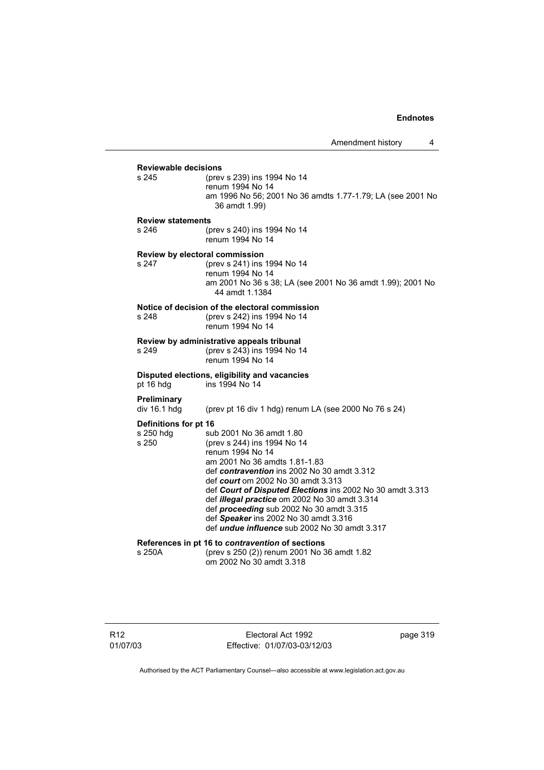**Reviewable decisions**

s 245 (prev s 239) ins 1994 No 14
renum 1994 No 14
am 1996 No 56; 2001 No 36 amdts 1.77-1.79; LA (see 2001 No 36 amdt 1.99)

**Review statements**

s 246 (prev s 240) ins 1994 No 14
renum 1994 No 14

**Review by electoral commission**

s 247 (prev s 241) ins 1994 No 14
renum 1994 No 14
am 2001 No 36 s 38; LA (see 2001 No 36 amdt 1.99); 2001 No 44 amdt 1.1384

**Notice of decision of the electoral commission**

s 248 (prev s 242) ins 1994 No 14
renum 1994 No 14

**Review by administrative appeals tribunal**

s 249 (prev s 243) ins 1994 No 14
renum 1994 No 14

**Disputed elections, eligibility and vacancies**

pt 16 hdg ins 1994 No 14

**Preliminary**

div 16.1 hdg (prev pt 16 div 1 hdg) renum LA (see 2000 No 76 s 24)

**Definitions for pt 16**

s 250 hdg sub 2001 No 36 amdt 1.80
s 250 (prev s 244) ins 1994 No 14
renum 1994 No 14
am 2001 No 36 amdts 1.81-1.83
def ***contravention*** ins 2002 No 30 amdt 3.312
def ***court*** om 2002 No 30 amdt 3.313
def ***Court of Disputed Elections*** ins 2002 No 30 amdt 3.313
def ***illegal practice*** om 2002 No 30 amdt 3.314
def ***proceeding*** sub 2002 No 30 amdt 3.315
def ***Speaker*** ins 2002 No 30 amdt 3.316
def ***undue influence*** sub 2002 No 30 amdt 3.317

**References in pt 16 to *contravention* of sections**

s 250A (prev s 250 (2)) renum 2001 No 36 amdt 1.82
om 2002 No 30 amdt 3.318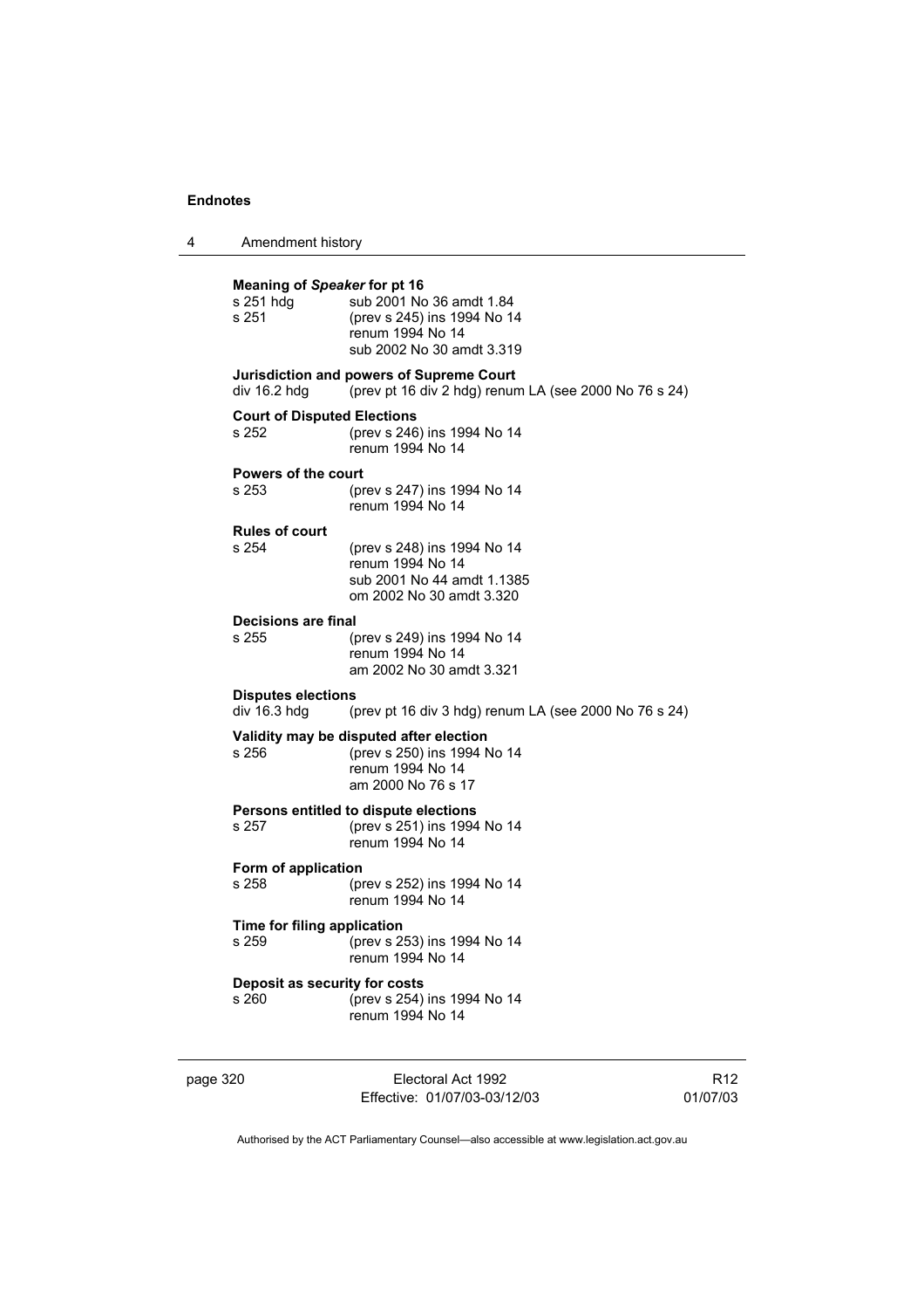**Meaning of *Speaker* for pt 16**

s 251 hdg sub 2001 No 36 amdt 1.84
s 251 (prev s 245) ins 1994 No 14
renum 1994 No 14
sub 2002 No 30 amdt 3.319

**Jurisdiction and powers of Supreme Court**

div 16.2 hdg (prev pt 16 div 2 hdg) renum LA (see 2000 No 76 s 24)

**Court of Disputed Elections**

s 252 (prev s 246) ins 1994 No 14
renum 1994 No 14

**Powers of the court**

s 253 (prev s 247) ins 1994 No 14
renum 1994 No 14

**Rules of court**

s 254 (prev s 248) ins 1994 No 14
renum 1994 No 14
sub 2001 No 44 amdt 1.1385
om 2002 No 30 amdt 3.320

**Decisions are final**

s 255 (prev s 249) ins 1994 No 14
renum 1994 No 14
am 2002 No 30 amdt 3.321

**Disputes elections**

div 16.3 hdg (prev pt 16 div 3 hdg) renum LA (see 2000 No 76 s 24)

**Validity may be disputed after election**

s 256 (prev s 250) ins 1994 No 14
renum 1994 No 14
am 2000 No 76 s 17

**Persons entitled to dispute elections**

s 257 (prev s 251) ins 1994 No 14
renum 1994 No 14

**Form of application**

s 258 (prev s 252) ins 1994 No 14
renum 1994 No 14

**Time for filing application**

s 259 (prev s 253) ins 1994 No 14
renum 1994 No 14

**Deposit as security for costs**

s 260 (prev s 254) ins 1994 No 14
renum 1994 No 14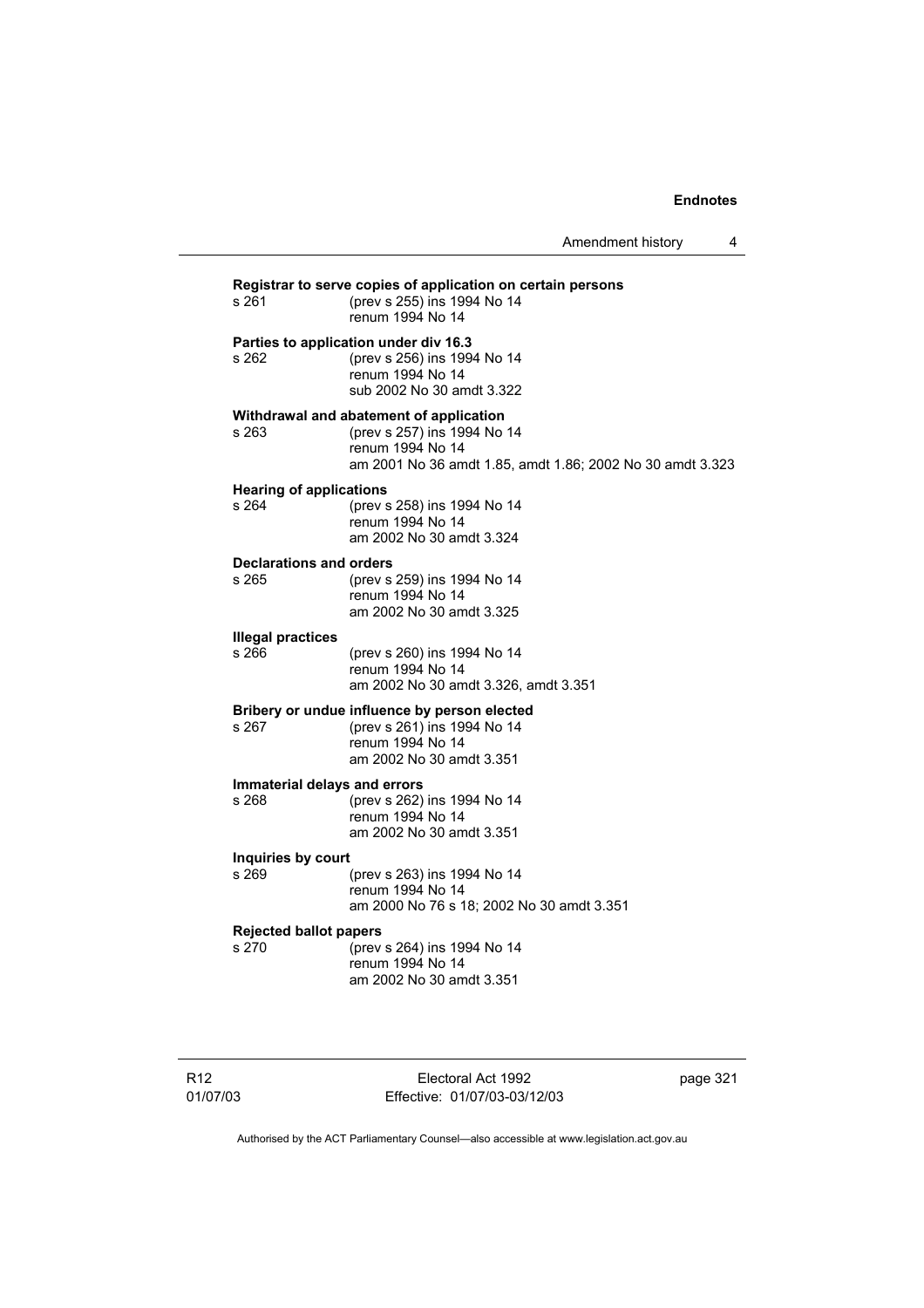**Registrar to serve copies of application on certain persons**

s 261 (prev s 255) ins 1994 No 14
renum 1994 No 14

**Parties to application under div 16.3**

s 262 (prev s 256) ins 1994 No 14
renum 1994 No 14
sub 2002 No 30 amdt 3.322

**Withdrawal and abatement of application**

s 263 (prev s 257) ins 1994 No 14
renum 1994 No 14
am 2001 No 36 amdt 1.85, amdt 1.86; 2002 No 30 amdt 3.323

**Hearing of applications**

s 264 (prev s 258) ins 1994 No 14
renum 1994 No 14
am 2002 No 30 amdt 3.324

**Declarations and orders**

s 265 (prev s 259) ins 1994 No 14
renum 1994 No 14
am 2002 No 30 amdt 3.325

**Illegal practices**

s 266 (prev s 260) ins 1994 No 14
renum 1994 No 14
am 2002 No 30 amdt 3.326, amdt 3.351

**Bribery or undue influence by person elected**

s 267 (prev s 261) ins 1994 No 14
renum 1994 No 14
am 2002 No 30 amdt 3.351

**Immaterial delays and errors**

s 268 (prev s 262) ins 1994 No 14
renum 1994 No 14
am 2002 No 30 amdt 3.351

**Inquiries by court**

s 269 (prev s 263) ins 1994 No 14
renum 1994 No 14
am 2000 No 76 s 18; 2002 No 30 amdt 3.351

**Rejected ballot papers**

s 270 (prev s 264) ins 1994 No 14
renum 1994 No 14
am 2002 No 30 amdt 3.351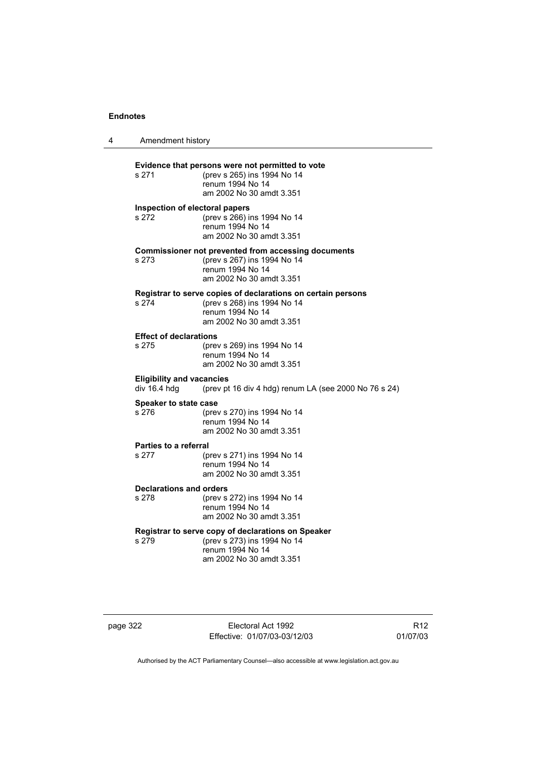**Evidence that persons were not permitted to vote**

s 271 (prev s 265) ins 1994 No 14
renum 1994 No 14
am 2002 No 30 amdt 3.351

**Inspection of electoral papers**

s 272 (prev s 266) ins 1994 No 14
renum 1994 No 14
am 2002 No 30 amdt 3.351

**Commissioner not prevented from accessing documents**

s 273 (prev s 267) ins 1994 No 14
renum 1994 No 14
am 2002 No 30 amdt 3.351

**Registrar to serve copies of declarations on certain persons**

s 274 (prev s 268) ins 1994 No 14
renum 1994 No 14
am 2002 No 30 amdt 3.351

**Effect of declarations**

s 275 (prev s 269) ins 1994 No 14
renum 1994 No 14
am 2002 No 30 amdt 3.351

**Eligibility and vacancies**

div 16.4 hdg (prev pt 16 div 4 hdg) renum LA (see 2000 No 76 s 24)

**Speaker to state case**

s 276 (prev s 270) ins 1994 No 14
renum 1994 No 14
am 2002 No 30 amdt 3.351

**Parties to a referral**

s 277 (prev s 271) ins 1994 No 14
renum 1994 No 14
am 2002 No 30 amdt 3.351

**Declarations and orders**

s 278 (prev s 272) ins 1994 No 14
renum 1994 No 14
am 2002 No 30 amdt 3.351

**Registrar to serve copy of declarations on Speaker**

s 279 (prev s 273) ins 1994 No 14
renum 1994 No 14
am 2002 No 30 amdt 3.351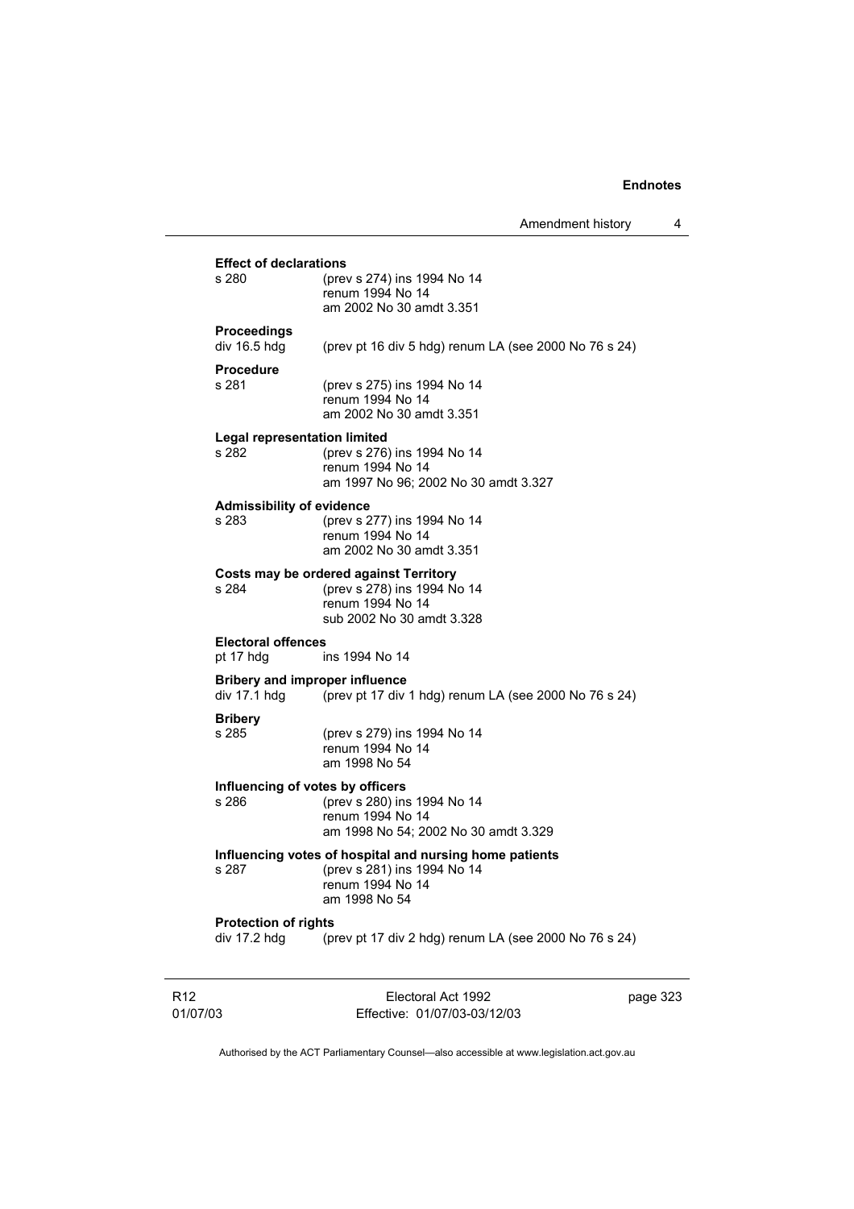**Effect of declarations**

s 280 (prev s 274) ins 1994 No 14
renum 1994 No 14
am 2002 No 30 amdt 3.351

**Proceedings**

div 16.5 hdg (prev pt 16 div 5 hdg) renum LA (see 2000 No 76 s 24)

**Procedure**

s 281 (prev s 275) ins 1994 No 14
renum 1994 No 14
am 2002 No 30 amdt 3.351

**Legal representation limited**

s 282 (prev s 276) ins 1994 No 14
renum 1994 No 14
am 1997 No 96; 2002 No 30 amdt 3.327

**Admissibility of evidence**

s 283 (prev s 277) ins 1994 No 14
renum 1994 No 14
am 2002 No 30 amdt 3.351

**Costs may be ordered against Territory**

s 284 (prev s 278) ins 1994 No 14
renum 1994 No 14
sub 2002 No 30 amdt 3.328

**Electoral offences**

pt 17 hdg ins 1994 No 14

**Bribery and improper influence**

div 17.1 hdg (prev pt 17 div 1 hdg) renum LA (see 2000 No 76 s 24)

**Bribery**

s 285 (prev s 279) ins 1994 No 14
renum 1994 No 14
am 1998 No 54

**Influencing of votes by officers**

s 286 (prev s 280) ins 1994 No 14
renum 1994 No 14
am 1998 No 54; 2002 No 30 amdt 3.329

**Influencing votes of hospital and nursing home patients**

s 287 (prev s 281) ins 1994 No 14
renum 1994 No 14
am 1998 No 54

**Protection of rights**

div 17.2 hdg (prev pt 17 div 2 hdg) renum LA (see 2000 No 76 s 24)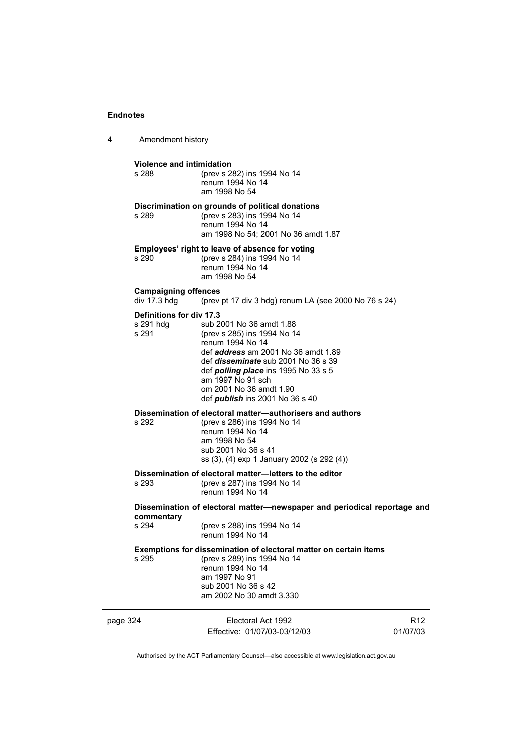**Violence and intimidation**

s 288 (prev s 282) ins 1994 No 14
renum 1994 No 14
am 1998 No 54

**Discrimination on grounds of political donations**

s 289 (prev s 283) ins 1994 No 14
renum 1994 No 14
am 1998 No 54; 2001 No 36 amdt 1.87

**Employees' right to leave of absence for voting**

s 290 (prev s 284) ins 1994 No 14
renum 1994 No 14
am 1998 No 54

**Campaigning offences**

div 17.3 hdg (prev pt 17 div 3 hdg) renum LA (see 2000 No 76 s 24)

**Definitions for div 17.3**

s 291 hdg sub 2001 No 36 amdt 1.88
s 291 (prev s 285) ins 1994 No 14
renum 1994 No 14
def ***address*** am 2001 No 36 amdt 1.89
def ***disseminate*** sub 2001 No 36 s 39
def ***polling place*** ins 1995 No 33 s 5
am 1997 No 91 sch
om 2001 No 36 amdt 1.90
def ***publish*** ins 2001 No 36 s 40

**Dissemination of electoral matter—authorisers and authors**

s 292 (prev s 286) ins 1994 No 14
renum 1994 No 14
am 1998 No 54
sub 2001 No 36 s 41
ss (3), (4) exp 1 January 2002 (s 292 (4))

**Dissemination of electoral matter—letters to the editor**

s 293 (prev s 287) ins 1994 No 14
renum 1994 No 14

**Dissemination of electoral matter—newspaper and periodical reportage and commentary**

s 294 (prev s 288) ins 1994 No 14
renum 1994 No 14

**Exemptions for dissemination of electoral matter on certain items**

s 295 (prev s 289) ins 1994 No 14
renum 1994 No 14
am 1997 No 91
sub 2001 No 36 s 42
am 2002 No 30 amdt 3.330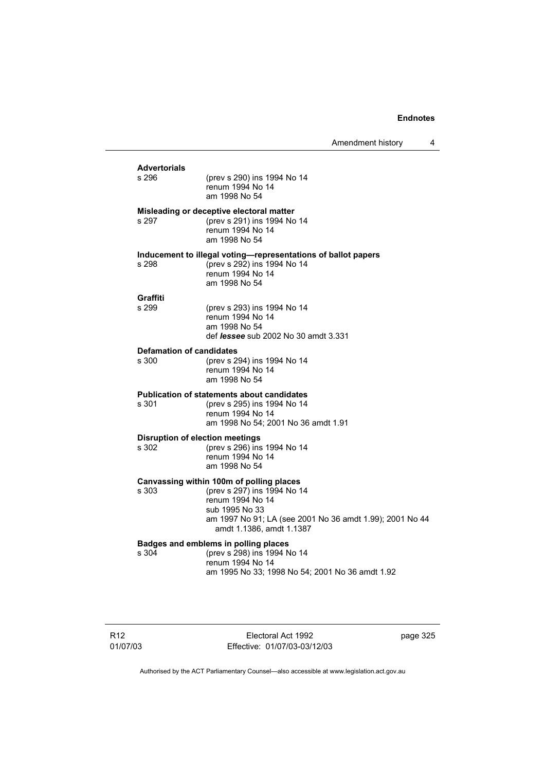**Advertorials**

s 296 (prev s 290) ins 1994 No 14
renum 1994 No 14
am 1998 No 54

**Misleading or deceptive electoral matter**

s 297 (prev s 291) ins 1994 No 14
renum 1994 No 14
am 1998 No 54

**Inducement to illegal voting—representations of ballot papers**

s 298 (prev s 292) ins 1994 No 14
renum 1994 No 14
am 1998 No 54

**Graffiti**

s 299 (prev s 293) ins 1994 No 14
renum 1994 No 14
am 1998 No 54
def ***lessee*** sub 2002 No 30 amdt 3.331

**Defamation of candidates**

s 300 (prev s 294) ins 1994 No 14
renum 1994 No 14
am 1998 No 54

**Publication of statements about candidates**

s 301 (prev s 295) ins 1994 No 14
renum 1994 No 14
am 1998 No 54; 2001 No 36 amdt 1.91

**Disruption of election meetings**

s 302 (prev s 296) ins 1994 No 14
renum 1994 No 14
am 1998 No 54

**Canvassing within 100m of polling places**

s 303 (prev s 297) ins 1994 No 14
renum 1994 No 14
sub 1995 No 33
am 1997 No 91; LA (see 2001 No 36 amdt 1.99); 2001 No 44 amdt 1.1386, amdt 1.1387

**Badges and emblems in polling places**

s 304 (prev s 298) ins 1994 No 14
renum 1994 No 14
am 1995 No 33; 1998 No 54; 2001 No 36 amdt 1.92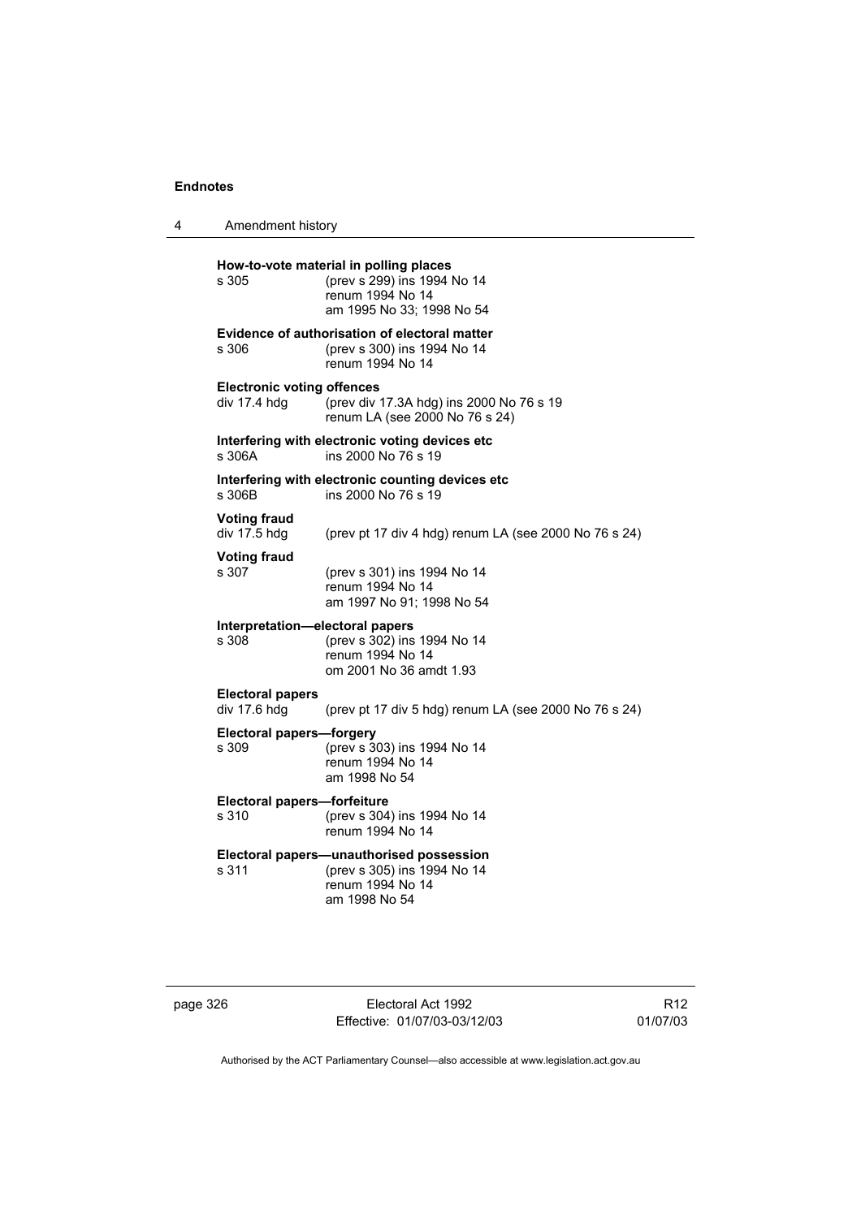**How-to-vote material in polling places**

s 305 (prev s 299) ins 1994 No 14
renum 1994 No 14
am 1995 No 33; 1998 No 54

**Evidence of authorisation of electoral matter**

s 306 (prev s 300) ins 1994 No 14
renum 1994 No 14

**Electronic voting offences**

div 17.4 hdg (prev div 17.3A hdg) ins 2000 No 76 s 19
renum LA (see 2000 No 76 s 24)

**Interfering with electronic voting devices etc**

s 306A ins 2000 No 76 s 19

**Interfering with electronic counting devices etc**

s 306B ins 2000 No 76 s 19

**Voting fraud**

div 17.5 hdg (prev pt 17 div 4 hdg) renum LA (see 2000 No 76 s 24)

**Voting fraud**

s 307 (prev s 301) ins 1994 No 14
renum 1994 No 14
am 1997 No 91; 1998 No 54

**Interpretation—electoral papers**

s 308 (prev s 302) ins 1994 No 14
renum 1994 No 14
om 2001 No 36 amdt 1.93

**Electoral papers**

div 17.6 hdg (prev pt 17 div 5 hdg) renum LA (see 2000 No 76 s 24)

**Electoral papers—forgery**

s 309 (prev s 303) ins 1994 No 14
renum 1994 No 14
am 1998 No 54

**Electoral papers—forfeiture**

s 310 (prev s 304) ins 1994 No 14
renum 1994 No 14

**Electoral papers—unauthorised possession**

s 311 (prev s 305) ins 1994 No 14
renum 1994 No 14
am 1998 No 54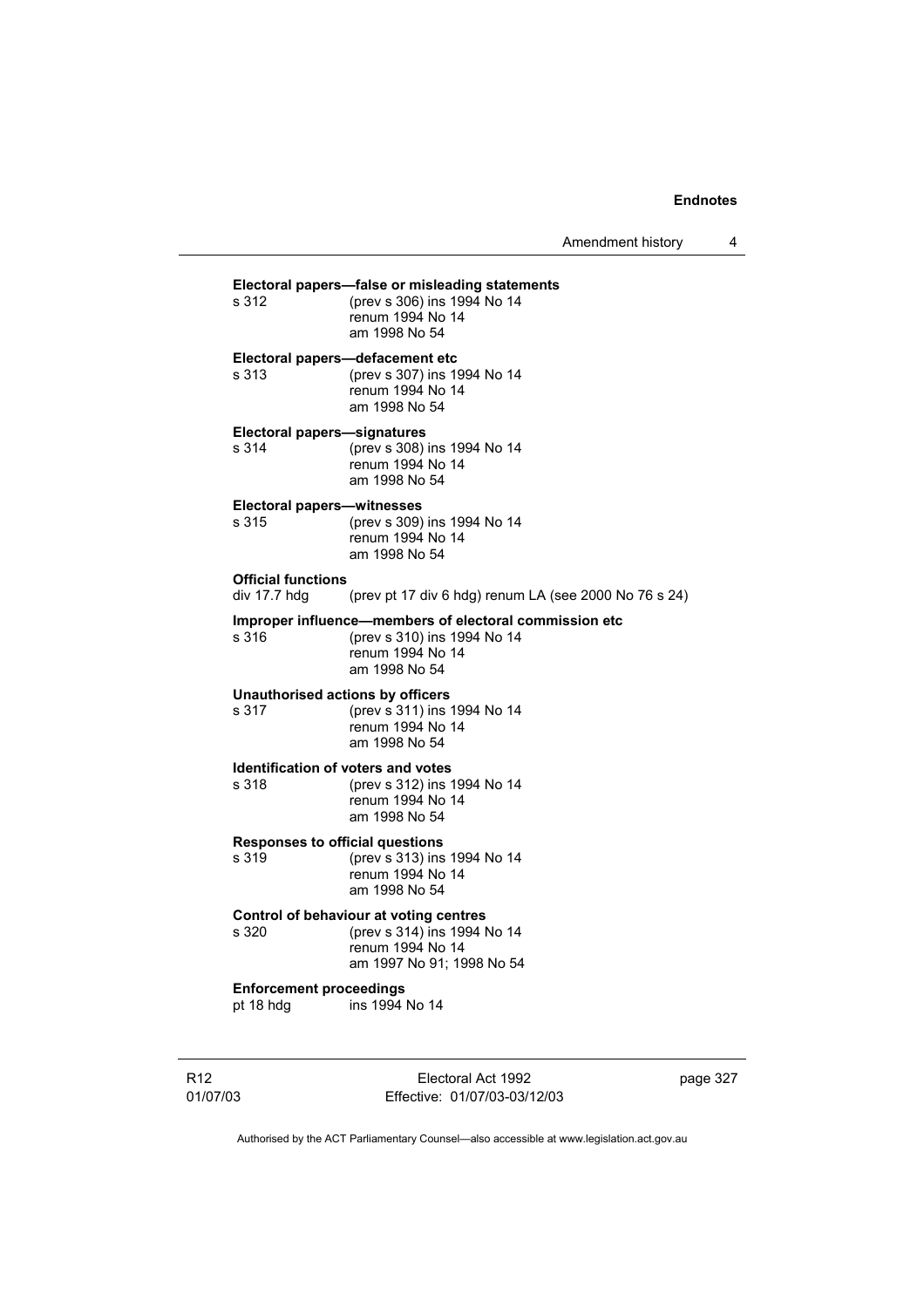**Electoral papers—false or misleading statements**

s 312 (prev s 306) ins 1994 No 14
renum 1994 No 14
am 1998 No 54

**Electoral papers—defacement etc**

s 313 (prev s 307) ins 1994 No 14
renum 1994 No 14
am 1998 No 54

**Electoral papers—signatures**

s 314 (prev s 308) ins 1994 No 14
renum 1994 No 14
am 1998 No 54

**Electoral papers—witnesses**

s 315 (prev s 309) ins 1994 No 14
renum 1994 No 14
am 1998 No 54

**Official functions**

div 17.7 hdg (prev pt 17 div 6 hdg) renum LA (see 2000 No 76 s 24)

**Improper influence—members of electoral commission etc**

s 316 (prev s 310) ins 1994 No 14
renum 1994 No 14
am 1998 No 54

**Unauthorised actions by officers**

s 317 (prev s 311) ins 1994 No 14
renum 1994 No 14
am 1998 No 54

**Identification of voters and votes**

s 318 (prev s 312) ins 1994 No 14
renum 1994 No 14
am 1998 No 54

**Responses to official questions**

s 319 (prev s 313) ins 1994 No 14
renum 1994 No 14
am 1998 No 54

**Control of behaviour at voting centres**

s 320 (prev s 314) ins 1994 No 14
renum 1994 No 14
am 1997 No 91; 1998 No 54

**Enforcement proceedings**

pt 18 hdg ins 1994 No 14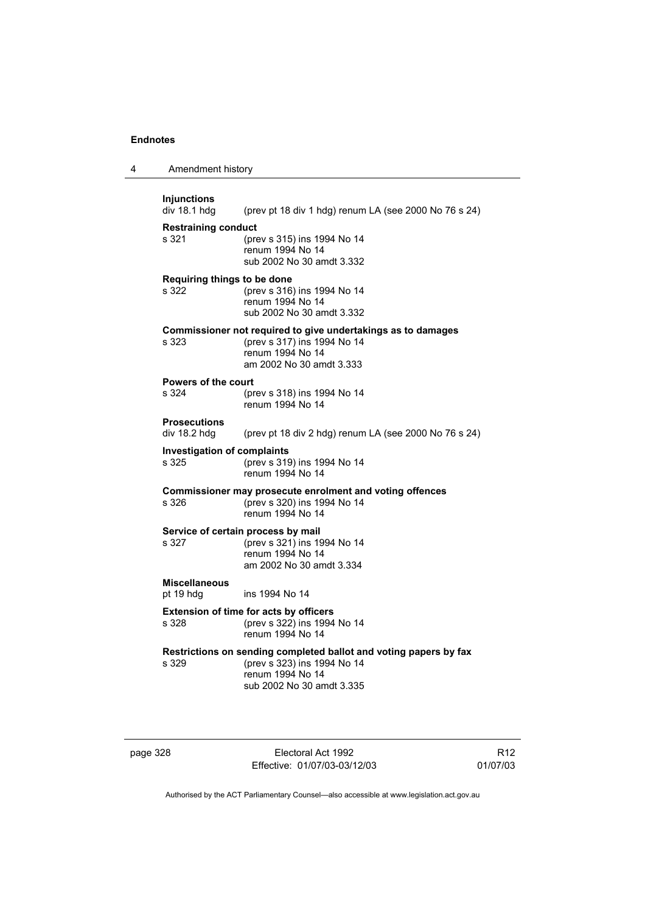**Injunctions**

div 18.1 hdg (prev pt 18 div 1 hdg) renum LA (see 2000 No 76 s 24)

**Restraining conduct**

s 321 (prev s 315) ins 1994 No 14
renum 1994 No 14
sub 2002 No 30 amdt 3.332

**Requiring things to be done**

s 322 (prev s 316) ins 1994 No 14
renum 1994 No 14
sub 2002 No 30 amdt 3.332

**Commissioner not required to give undertakings as to damages**

s 323 (prev s 317) ins 1994 No 14
renum 1994 No 14
am 2002 No 30 amdt 3.333

**Powers of the court**

s 324 (prev s 318) ins 1994 No 14
renum 1994 No 14

**Prosecutions**

div 18.2 hdg (prev pt 18 div 2 hdg) renum LA (see 2000 No 76 s 24)

**Investigation of complaints**

s 325 (prev s 319) ins 1994 No 14
renum 1994 No 14

**Commissioner may prosecute enrolment and voting offences**

s 326 (prev s 320) ins 1994 No 14
renum 1994 No 14

**Service of certain process by mail**

s 327 (prev s 321) ins 1994 No 14
renum 1994 No 14
am 2002 No 30 amdt 3.334

**Miscellaneous**

pt 19 hdg ins 1994 No 14

**Extension of time for acts by officers**

s 328 (prev s 322) ins 1994 No 14
renum 1994 No 14

**Restrictions on sending completed ballot and voting papers by fax**

s 329 (prev s 323) ins 1994 No 14
renum 1994 No 14
sub 2002 No 30 amdt 3.335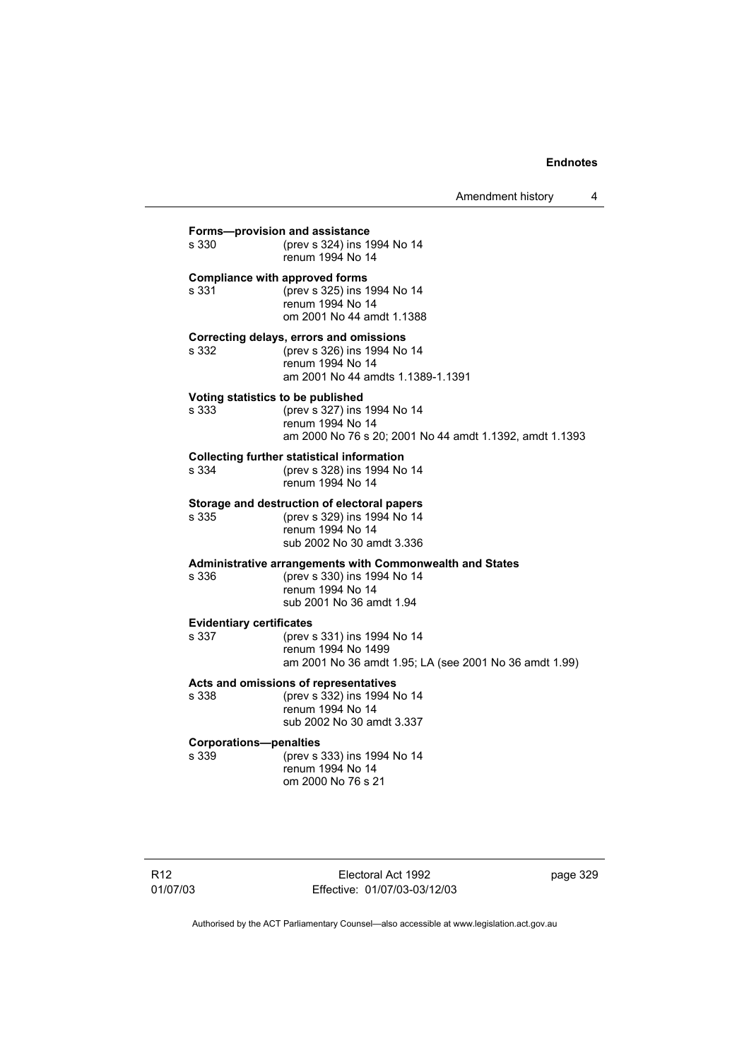**Forms—provision and assistance**
s 330 (prev s 324) ins 1994 No 14
renum 1994 No 14

**Compliance with approved forms**
s 331 (prev s 325) ins 1994 No 14
renum 1994 No 14
om 2001 No 44 amdt 1.1388

**Correcting delays, errors and omissions**
s 332 (prev s 326) ins 1994 No 14
renum 1994 No 14
am 2001 No 44 amdts 1.1389-1.1391

**Voting statistics to be published**
s 333 (prev s 327) ins 1994 No 14
renum 1994 No 14
am 2000 No 76 s 20; 2001 No 44 amdt 1.1392, amdt 1.1393

**Collecting further statistical information**
s 334 (prev s 328) ins 1994 No 14
renum 1994 No 14

**Storage and destruction of electoral papers**
s 335 (prev s 329) ins 1994 No 14
renum 1994 No 14
sub 2002 No 30 amdt 3.336

**Administrative arrangements with Commonwealth and States**
s 336 (prev s 330) ins 1994 No 14
renum 1994 No 14
sub 2001 No 36 amdt 1.94

**Evidentiary certificates**
s 337 (prev s 331) ins 1994 No 14
renum 1994 No 1499
am 2001 No 36 amdt 1.95; LA (see 2001 No 36 amdt 1.99)

**Acts and omissions of representatives**
s 338 (prev s 332) ins 1994 No 14
renum 1994 No 14
sub 2002 No 30 amdt 3.337

**Corporations—penalties**
s 339 (prev s 333) ins 1994 No 14
renum 1994 No 14
om 2000 No 76 s 21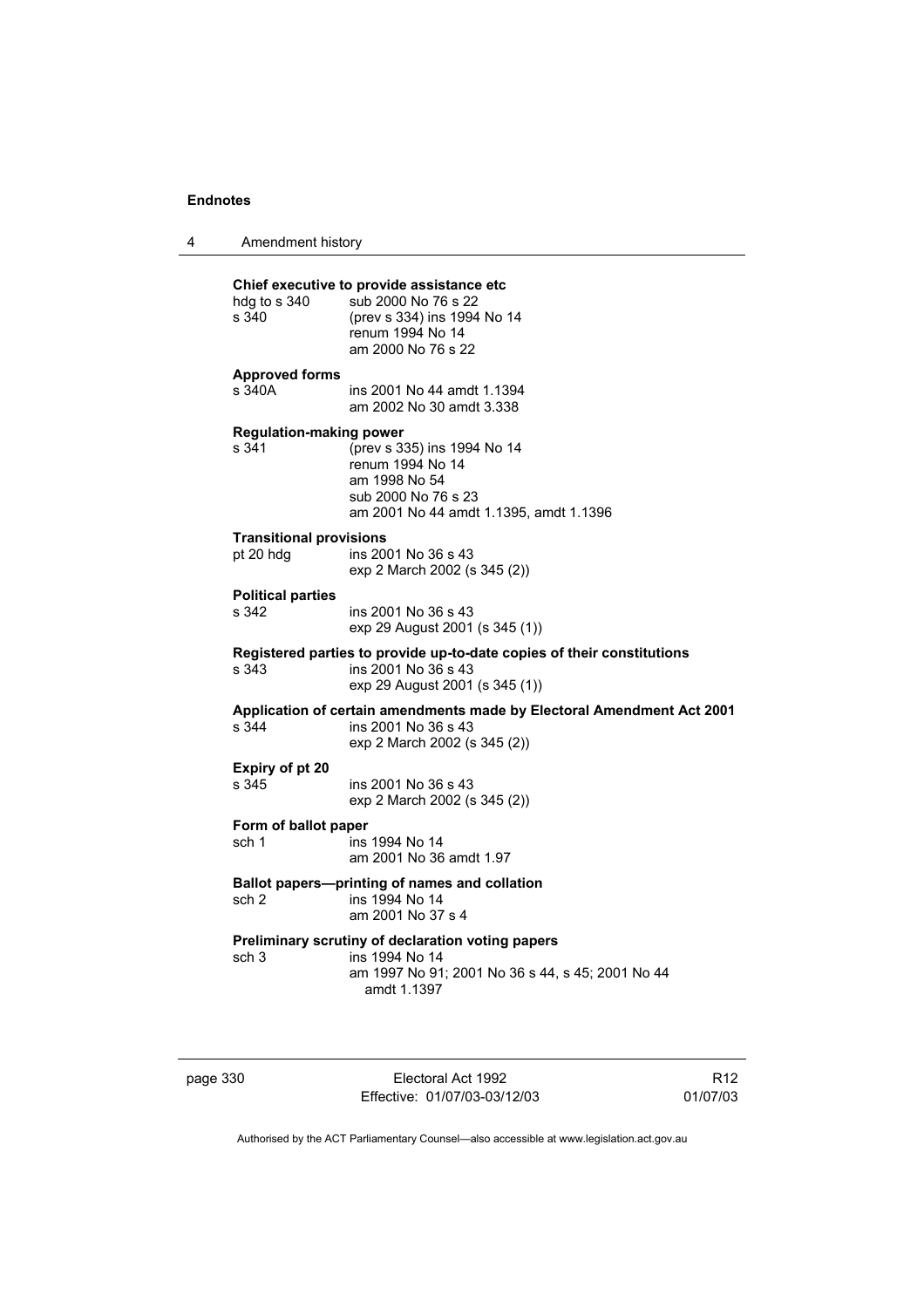**Chief executive to provide assistance etc**

hdg to s 340 sub 2000 No 76 s 22
s 340 (prev s 334) ins 1994 No 14
renum 1994 No 14
am 2000 No 76 s 22

**Approved forms**

s 340A ins 2001 No 44 amdt 1.1394
am 2002 No 30 amdt 3.338

**Regulation-making power**

s 341 (prev s 335) ins 1994 No 14
renum 1994 No 14
am 1998 No 54
sub 2000 No 76 s 23
am 2001 No 44 amdt 1.1395, amdt 1.1396

**Transitional provisions**

pt 20 hdg ins 2001 No 36 s 43
exp 2 March 2002 (s 345 (2))

**Political parties**

s 342 ins 2001 No 36 s 43
exp 29 August 2001 (s 345 (1))

**Registered parties to provide up-to-date copies of their constitutions**

s 343 ins 2001 No 36 s 43
exp 29 August 2001 (s 345 (1))

**Application of certain amendments made by Electoral Amendment Act 2001**

s 344 ins 2001 No 36 s 43
exp 2 March 2002 (s 345 (2))

**Expiry of pt 20**

s 345 ins 2001 No 36 s 43
exp 2 March 2002 (s 345 (2))

**Form of ballot paper**

sch 1 ins 1994 No 14
am 2001 No 36 amdt 1.97

**Ballot papers—printing of names and collation**

sch 2 ins 1994 No 14
am 2001 No 37 s 4

**Preliminary scrutiny of declaration voting papers**

sch 3 ins 1994 No 14
am 1997 No 91; 2001 No 36 s 44, s 45; 2001 No 44 amdt 1.1397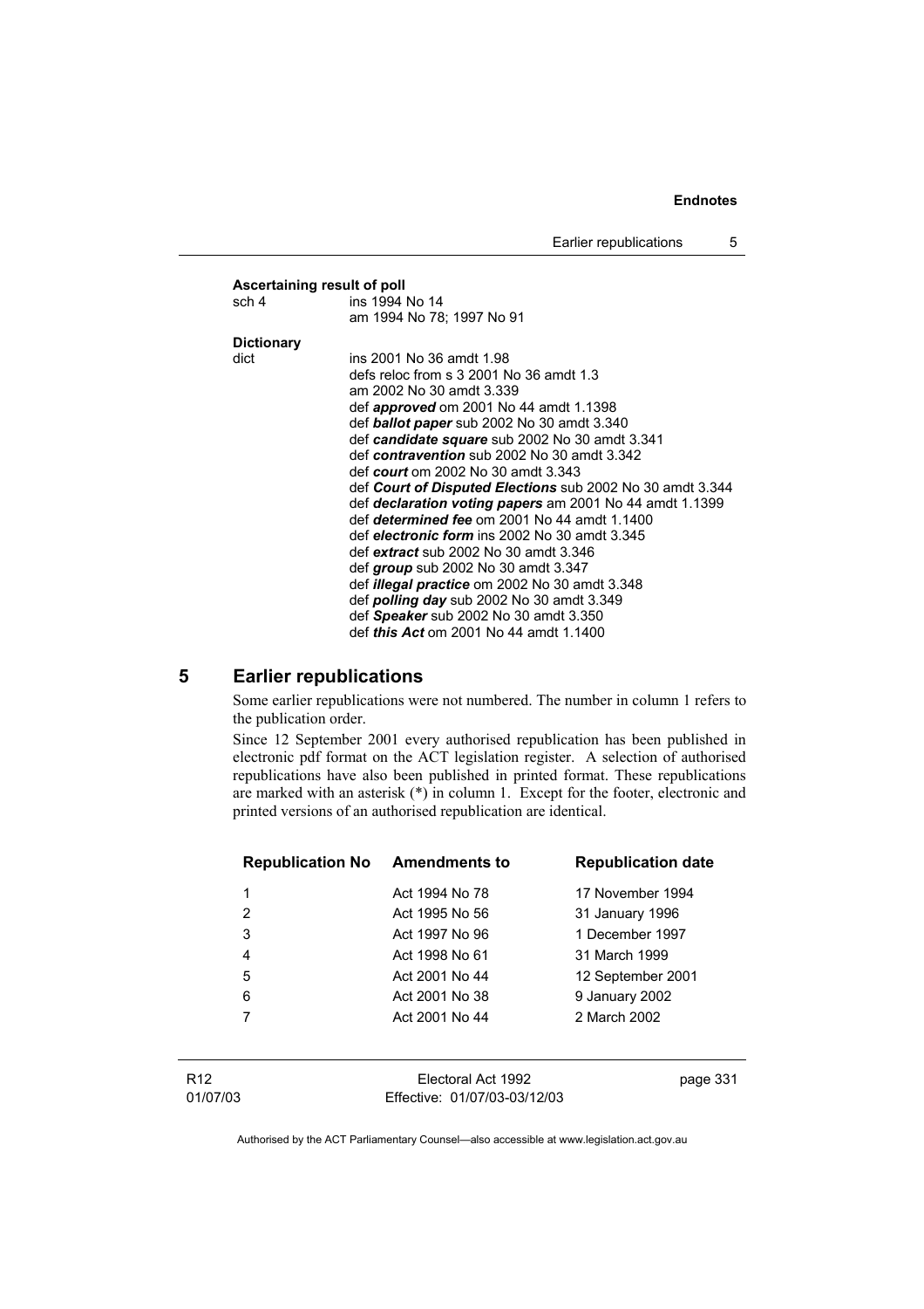**Ascertaining result of poll**

sch 4 ins 1994 No 14
am 1994 No 78; 1997 No 91

**Dictionary**

dict ins 2001 No 36 amdt 1.98
defs reloc from s 3 2001 No 36 amdt 1.3
am 2002 No 30 amdt 3.339
def ***approved*** om 2001 No 44 amdt 1.1398
def ***ballot paper*** sub 2002 No 30 amdt 3.340
def ***candidate square*** sub 2002 No 30 amdt 3.341
def ***contravention*** sub 2002 No 30 amdt 3.342
def ***court*** om 2002 No 30 amdt 3.343
def ***Court of Disputed Elections*** sub 2002 No 30 amdt 3.344
def ***declaration voting papers*** am 2001 No 44 amdt 1.1399
def ***determined fee*** om 2001 No 44 amdt 1.1400
def ***electronic form*** ins 2002 No 30 amdt 3.345
def ***extract*** sub 2002 No 30 amdt 3.346
def ***group*** sub 2002 No 30 amdt 3.347
def ***illegal practice*** om 2002 No 30 amdt 3.348
def ***polling day*** sub 2002 No 30 amdt 3.349
def ***Speaker*** sub 2002 No 30 amdt 3.350
def ***this Act*** om 2001 No 44 amdt 1.1400

## 5 Earlier republications

Some earlier republications were not numbered. The number in column 1 refers to the publication order.

Since 12 September 2001 every authorised republication has been published in electronic pdf format on the ACT legislation register. A selection of authorised republications have also been published in printed format. These republications are marked with an asterisk (*) in column 1. Except for the footer, electronic and printed versions of an authorised republication are identical.

| Republication No | Amendments to | Republication date |
|---|---|---|
| 1 | Act 1994 No 78 | 17 November 1994 |
| 2 | Act 1995 No 56 | 31 January 1996 |
| 3 | Act 1997 No 96 | 1 December 1997 |
| 4 | Act 1998 No 61 | 31 March 1999 |
| 5 | Act 2001 No 44 | 12 September 2001 |
| 6 | Act 2001 No 38 | 9 January 2002 |
| 7 | Act 2001 No 44 | 2 March 2002 |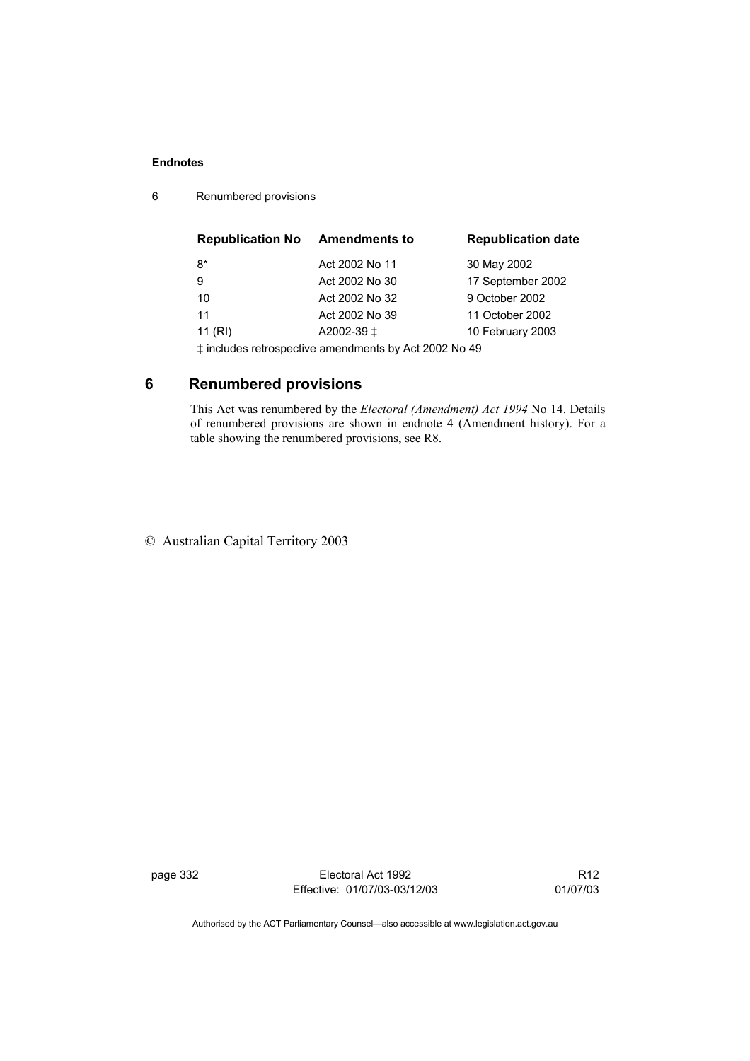| Republication No | Amendments to | Republication date |
|---|---|---|
| 8* | Act 2002 No 11 | 30 May 2002 |
| 9 | Act 2002 No 30 | 17 September 2002 |
| 10 | Act 2002 No 32 | 9 October 2002 |
| 11 | Act 2002 No 39 | 11 October 2002 |
| 11 (RI) | A2002-39 ‡ | 10 February 2003 |

‡ includes retrospective amendments by Act 2002 No 49

## 6 Renumbered provisions

This Act was renumbered by the *Electoral (Amendment) Act 1994* No 14. Details of renumbered provisions are shown in endnote 4 (Amendment history). For a table showing the renumbered provisions, see R8.

© Australian Capital Territory 2003